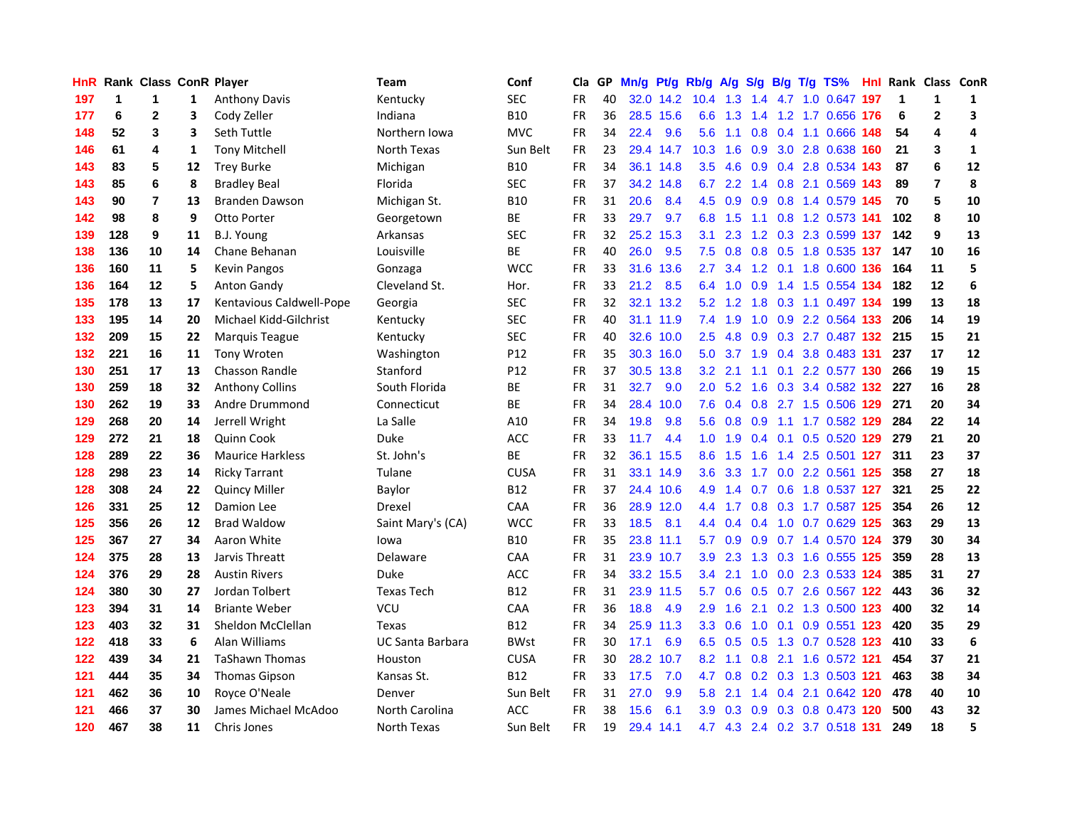| HnR | Rank | Class | ConR | Player | Team | Conf | Cla | GP | Mn/g | Pt/g | Rb/g | A/g | S/g | B/g | T/g | TS% | Hnl | Rank | Class | ConR |
|---|---|---|---|---|---|---|---|---|---|---|---|---|---|---|---|---|---|---|---|---|
| 197 | 1 | 1 | 1 | Anthony Davis | Kentucky | SEC | FR | 40 | 32.0 | 14.2 | 10.4 | 1.3 | 1.4 | 4.7 | 1.0 | 0.647 | 197 | 1 | 1 | 1 |
| 177 | 6 | 2 | 3 | Cody Zeller | Indiana | B10 | FR | 36 | 28.5 | 15.6 | 6.6 | 1.3 | 1.4 | 1.2 | 1.7 | 0.656 | 176 | 6 | 2 | 3 |
| 148 | 52 | 3 | 3 | Seth Tuttle | Northern Iowa | MVC | FR | 34 | 22.4 | 9.6 | 5.6 | 1.1 | 0.8 | 0.4 | 1.1 | 0.666 | 148 | 54 | 4 | 4 |
| 146 | 61 | 4 | 1 | Tony Mitchell | North Texas | Sun Belt | FR | 23 | 29.4 | 14.7 | 10.3 | 1.6 | 0.9 | 3.0 | 2.8 | 0.638 | 160 | 21 | 3 | 1 |
| 143 | 83 | 5 | 12 | Trey Burke | Michigan | B10 | FR | 34 | 36.1 | 14.8 | 3.5 | 4.6 | 0.9 | 0.4 | 2.8 | 0.534 | 143 | 87 | 6 | 12 |
| 143 | 85 | 6 | 8 | Bradley Beal | Florida | SEC | FR | 37 | 34.2 | 14.8 | 6.7 | 2.2 | 1.4 | 0.8 | 2.1 | 0.569 | 143 | 89 | 7 | 8 |
| 143 | 90 | 7 | 13 | Branden Dawson | Michigan St. | B10 | FR | 31 | 20.6 | 8.4 | 4.5 | 0.9 | 0.9 | 0.8 | 1.4 | 0.579 | 145 | 70 | 5 | 10 |
| 142 | 98 | 8 | 9 | Otto Porter | Georgetown | BE | FR | 33 | 29.7 | 9.7 | 6.8 | 1.5 | 1.1 | 0.8 | 1.2 | 0.573 | 141 | 102 | 8 | 10 |
| 139 | 128 | 9 | 11 | B.J. Young | Arkansas | SEC | FR | 32 | 25.2 | 15.3 | 3.1 | 2.3 | 1.2 | 0.3 | 2.3 | 0.599 | 137 | 142 | 9 | 13 |
| 138 | 136 | 10 | 14 | Chane Behanan | Louisville | BE | FR | 40 | 26.0 | 9.5 | 7.5 | 0.8 | 0.8 | 0.5 | 1.8 | 0.535 | 137 | 147 | 10 | 16 |
| 136 | 160 | 11 | 5 | Kevin Pangos | Gonzaga | WCC | FR | 33 | 31.6 | 13.6 | 2.7 | 3.4 | 1.2 | 0.1 | 1.8 | 0.600 | 136 | 164 | 11 | 5 |
| 136 | 164 | 12 | 5 | Anton Gandy | Cleveland St. | Hor. | FR | 33 | 21.2 | 8.5 | 6.4 | 1.0 | 0.9 | 1.4 | 1.5 | 0.554 | 134 | 182 | 12 | 6 |
| 135 | 178 | 13 | 17 | Kentavious Caldwell-Pope | Georgia | SEC | FR | 32 | 32.1 | 13.2 | 5.2 | 1.2 | 1.8 | 0.3 | 1.1 | 0.497 | 134 | 199 | 13 | 18 |
| 133 | 195 | 14 | 20 | Michael Kidd-Gilchrist | Kentucky | SEC | FR | 40 | 31.1 | 11.9 | 7.4 | 1.9 | 1.0 | 0.9 | 2.2 | 0.564 | 133 | 206 | 14 | 19 |
| 132 | 209 | 15 | 22 | Marquis Teague | Kentucky | SEC | FR | 40 | 32.6 | 10.0 | 2.5 | 4.8 | 0.9 | 0.3 | 2.7 | 0.487 | 132 | 215 | 15 | 21 |
| 132 | 221 | 16 | 11 | Tony Wroten | Washington | P12 | FR | 35 | 30.3 | 16.0 | 5.0 | 3.7 | 1.9 | 0.4 | 3.8 | 0.483 | 131 | 237 | 17 | 12 |
| 130 | 251 | 17 | 13 | Chasson Randle | Stanford | P12 | FR | 37 | 30.5 | 13.8 | 3.2 | 2.1 | 1.1 | 0.1 | 2.2 | 0.577 | 130 | 266 | 19 | 15 |
| 130 | 259 | 18 | 32 | Anthony Collins | South Florida | BE | FR | 31 | 32.7 | 9.0 | 2.0 | 5.2 | 1.6 | 0.3 | 3.4 | 0.582 | 132 | 227 | 16 | 28 |
| 130 | 262 | 19 | 33 | Andre Drummond | Connecticut | BE | FR | 34 | 28.4 | 10.0 | 7.6 | 0.4 | 0.8 | 2.7 | 1.5 | 0.506 | 129 | 271 | 20 | 34 |
| 129 | 268 | 20 | 14 | Jerrell Wright | La Salle | A10 | FR | 34 | 19.8 | 9.8 | 5.6 | 0.8 | 0.9 | 1.1 | 1.7 | 0.582 | 129 | 284 | 22 | 14 |
| 129 | 272 | 21 | 18 | Quinn Cook | Duke | ACC | FR | 33 | 11.7 | 4.4 | 1.0 | 1.9 | 0.4 | 0.1 | 0.5 | 0.520 | 129 | 279 | 21 | 20 |
| 128 | 289 | 22 | 36 | Maurice Harkless | St. John's | BE | FR | 32 | 36.1 | 15.5 | 8.6 | 1.5 | 1.6 | 1.4 | 2.5 | 0.501 | 127 | 311 | 23 | 37 |
| 128 | 298 | 23 | 14 | Ricky Tarrant | Tulane | CUSA | FR | 31 | 33.1 | 14.9 | 3.6 | 3.3 | 1.7 | 0.0 | 2.2 | 0.561 | 125 | 358 | 27 | 18 |
| 128 | 308 | 24 | 22 | Quincy Miller | Baylor | B12 | FR | 37 | 24.4 | 10.6 | 4.9 | 1.4 | 0.7 | 0.6 | 1.8 | 0.537 | 127 | 321 | 25 | 22 |
| 126 | 331 | 25 | 12 | Damion Lee | Drexel | CAA | FR | 36 | 28.9 | 12.0 | 4.4 | 1.7 | 0.8 | 0.3 | 1.7 | 0.587 | 125 | 354 | 26 | 12 |
| 125 | 356 | 26 | 12 | Brad Waldow | Saint Mary's (CA) | WCC | FR | 33 | 18.5 | 8.1 | 4.4 | 0.4 | 0.4 | 1.0 | 0.7 | 0.629 | 125 | 363 | 29 | 13 |
| 125 | 367 | 27 | 34 | Aaron White | Iowa | B10 | FR | 35 | 23.8 | 11.1 | 5.7 | 0.9 | 0.9 | 0.7 | 1.4 | 0.570 | 124 | 379 | 30 | 34 |
| 124 | 375 | 28 | 13 | Jarvis Threatt | Delaware | CAA | FR | 31 | 23.9 | 10.7 | 3.9 | 2.3 | 1.3 | 0.3 | 1.6 | 0.555 | 125 | 359 | 28 | 13 |
| 124 | 376 | 29 | 28 | Austin Rivers | Duke | ACC | FR | 34 | 33.2 | 15.5 | 3.4 | 2.1 | 1.0 | 0.0 | 2.3 | 0.533 | 124 | 385 | 31 | 27 |
| 124 | 380 | 30 | 27 | Jordan Tolbert | Texas Tech | B12 | FR | 31 | 23.9 | 11.5 | 5.7 | 0.6 | 0.5 | 0.7 | 2.6 | 0.567 | 122 | 443 | 36 | 32 |
| 123 | 394 | 31 | 14 | Briante Weber | VCU | CAA | FR | 36 | 18.8 | 4.9 | 2.9 | 1.6 | 2.1 | 0.2 | 1.3 | 0.500 | 123 | 400 | 32 | 14 |
| 123 | 403 | 32 | 31 | Sheldon McClellan | Texas | B12 | FR | 34 | 25.9 | 11.3 | 3.3 | 0.6 | 1.0 | 0.1 | 0.9 | 0.551 | 123 | 420 | 35 | 29 |
| 122 | 418 | 33 | 6 | Alan Williams | UC Santa Barbara | BWst | FR | 30 | 17.1 | 6.9 | 6.5 | 0.5 | 0.5 | 1.3 | 0.7 | 0.528 | 123 | 410 | 33 | 6 |
| 122 | 439 | 34 | 21 | TaShawn Thomas | Houston | CUSA | FR | 30 | 28.2 | 10.7 | 8.2 | 1.1 | 0.8 | 2.1 | 1.6 | 0.572 | 121 | 454 | 37 | 21 |
| 121 | 444 | 35 | 34 | Thomas Gipson | Kansas St. | B12 | FR | 33 | 17.5 | 7.0 | 4.7 | 0.8 | 0.2 | 0.3 | 1.3 | 0.503 | 121 | 463 | 38 | 34 |
| 121 | 462 | 36 | 10 | Royce O'Neale | Denver | Sun Belt | FR | 31 | 27.0 | 9.9 | 5.8 | 2.1 | 1.4 | 0.4 | 2.1 | 0.642 | 120 | 478 | 40 | 10 |
| 121 | 466 | 37 | 30 | James Michael McAdoo | North Carolina | ACC | FR | 38 | 15.6 | 6.1 | 3.9 | 0.3 | 0.9 | 0.3 | 0.8 | 0.473 | 120 | 500 | 43 | 32 |
| 120 | 467 | 38 | 11 | Chris Jones | North Texas | Sun Belt | FR | 19 | 29.4 | 14.1 | 4.7 | 4.3 | 2.4 | 0.2 | 3.7 | 0.518 | 131 | 249 | 18 | 5 |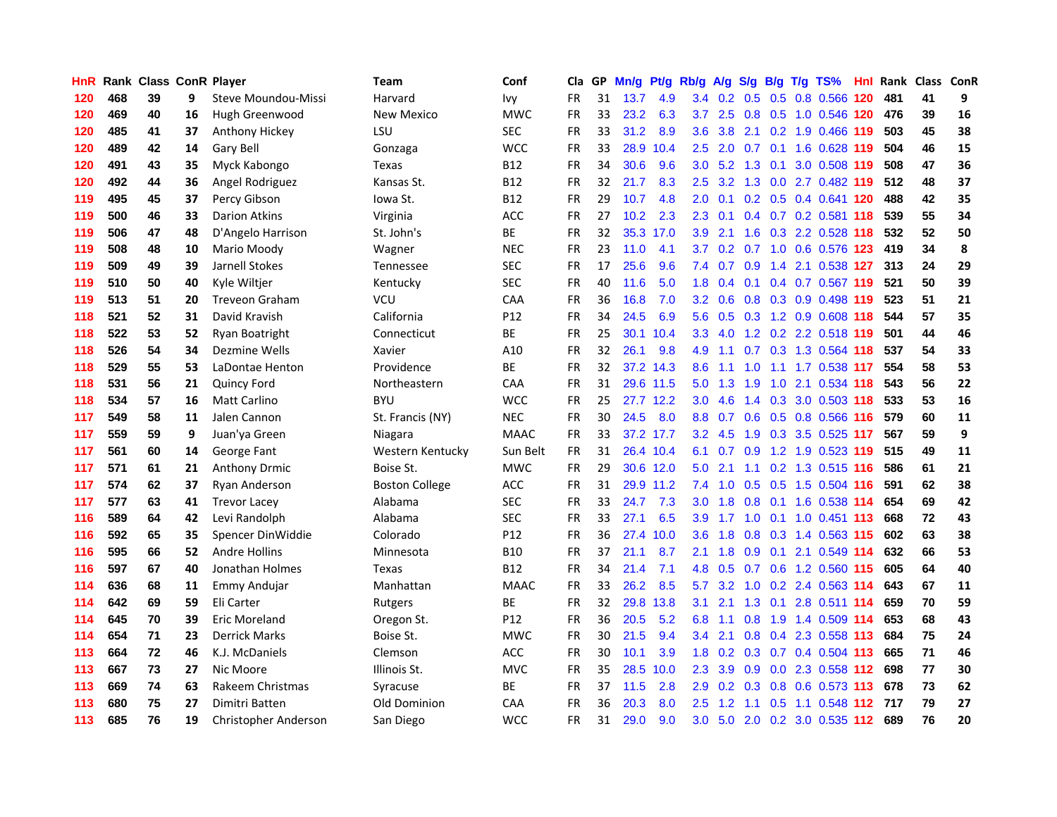| HnR | Rank | Class | ConR | Player | Team | Conf | Cla | GP | Mn/g | Pt/g | Rb/g | A/g | S/g | B/g | T/g | TS% | HnI | Rank | Class | ConR |
|---|---|---|---|---|---|---|---|---|---|---|---|---|---|---|---|---|---|---|---|---|
| 120 | 468 | 39 | 9 | Steve Moundou-Missi | Harvard | Ivy | FR | 31 | 13.7 | 4.9 | 3.4 | 0.2 | 0.5 | 0.5 | 0.8 | 0.566 | 120 | 481 | 41 | 9 |
| 120 | 469 | 40 | 16 | Hugh Greenwood | New Mexico | MWC | FR | 33 | 23.2 | 6.3 | 3.7 | 2.5 | 0.8 | 0.5 | 1.0 | 0.546 | 120 | 476 | 39 | 16 |
| 120 | 485 | 41 | 37 | Anthony Hickey | LSU | SEC | FR | 33 | 31.2 | 8.9 | 3.6 | 3.8 | 2.1 | 0.2 | 1.9 | 0.466 | 119 | 503 | 45 | 38 |
| 120 | 489 | 42 | 14 | Gary Bell | Gonzaga | WCC | FR | 33 | 28.9 | 10.4 | 2.5 | 2.0 | 0.7 | 0.1 | 1.6 | 0.628 | 119 | 504 | 46 | 15 |
| 120 | 491 | 43 | 35 | Myck Kabongo | Texas | B12 | FR | 34 | 30.6 | 9.6 | 3.0 | 5.2 | 1.3 | 0.1 | 3.0 | 0.508 | 119 | 508 | 47 | 36 |
| 120 | 492 | 44 | 36 | Angel Rodriguez | Kansas St. | B12 | FR | 32 | 21.7 | 8.3 | 2.5 | 3.2 | 1.3 | 0.0 | 2.7 | 0.482 | 119 | 512 | 48 | 37 |
| 119 | 495 | 45 | 37 | Percy Gibson | Iowa St. | B12 | FR | 29 | 10.7 | 4.8 | 2.0 | 0.1 | 0.2 | 0.5 | 0.4 | 0.641 | 120 | 488 | 42 | 35 |
| 119 | 500 | 46 | 33 | Darion Atkins | Virginia | ACC | FR | 27 | 10.2 | 2.3 | 2.3 | 0.1 | 0.4 | 0.7 | 0.2 | 0.581 | 118 | 539 | 55 | 34 |
| 119 | 506 | 47 | 48 | D'Angelo Harrison | St. John's | BE | FR | 32 | 35.3 | 17.0 | 3.9 | 2.1 | 1.6 | 0.3 | 2.2 | 0.528 | 118 | 532 | 52 | 50 |
| 119 | 508 | 48 | 10 | Mario Moody | Wagner | NEC | FR | 23 | 11.0 | 4.1 | 3.7 | 0.2 | 0.7 | 1.0 | 0.6 | 0.576 | 123 | 419 | 34 | 8 |
| 119 | 509 | 49 | 39 | Jarnell Stokes | Tennessee | SEC | FR | 17 | 25.6 | 9.6 | 7.4 | 0.7 | 0.9 | 1.4 | 2.1 | 0.538 | 127 | 313 | 24 | 29 |
| 119 | 510 | 50 | 40 | Kyle Wiltjer | Kentucky | SEC | FR | 40 | 11.6 | 5.0 | 1.8 | 0.4 | 0.1 | 0.4 | 0.7 | 0.567 | 119 | 521 | 50 | 39 |
| 119 | 513 | 51 | 20 | Treveon Graham | VCU | CAA | FR | 36 | 16.8 | 7.0 | 3.2 | 0.6 | 0.8 | 0.3 | 0.9 | 0.498 | 119 | 523 | 51 | 21 |
| 118 | 521 | 52 | 31 | David Kravish | California | P12 | FR | 34 | 24.5 | 6.9 | 5.6 | 0.5 | 0.3 | 1.2 | 0.9 | 0.608 | 118 | 544 | 57 | 35 |
| 118 | 522 | 53 | 52 | Ryan Boatright | Connecticut | BE | FR | 25 | 30.1 | 10.4 | 3.3 | 4.0 | 1.2 | 0.2 | 2.2 | 0.518 | 119 | 501 | 44 | 46 |
| 118 | 526 | 54 | 34 | Dezmine Wells | Xavier | A10 | FR | 32 | 26.1 | 9.8 | 4.9 | 1.1 | 0.7 | 0.3 | 1.3 | 0.564 | 118 | 537 | 54 | 33 |
| 118 | 529 | 55 | 53 | LaDontae Henton | Providence | BE | FR | 32 | 37.2 | 14.3 | 8.6 | 1.1 | 1.0 | 1.1 | 1.7 | 0.538 | 117 | 554 | 58 | 53 |
| 118 | 531 | 56 | 21 | Quincy Ford | Northeastern | CAA | FR | 31 | 29.6 | 11.5 | 5.0 | 1.3 | 1.9 | 1.0 | 2.1 | 0.534 | 118 | 543 | 56 | 22 |
| 118 | 534 | 57 | 16 | Matt Carlino | BYU | WCC | FR | 25 | 27.7 | 12.2 | 3.0 | 4.6 | 1.4 | 0.3 | 3.0 | 0.503 | 118 | 533 | 53 | 16 |
| 117 | 549 | 58 | 11 | Jalen Cannon | St. Francis (NY) | NEC | FR | 30 | 24.5 | 8.0 | 8.8 | 0.7 | 0.6 | 0.5 | 0.8 | 0.566 | 116 | 579 | 60 | 11 |
| 117 | 559 | 59 | 9 | Juan'ya Green | Niagara | MAAC | FR | 33 | 37.2 | 17.7 | 3.2 | 4.5 | 1.9 | 0.3 | 3.5 | 0.525 | 117 | 567 | 59 | 9 |
| 117 | 561 | 60 | 14 | George Fant | Western Kentucky | Sun Belt | FR | 31 | 26.4 | 10.4 | 6.1 | 0.7 | 0.9 | 1.2 | 1.9 | 0.523 | 119 | 515 | 49 | 11 |
| 117 | 571 | 61 | 21 | Anthony Drmic | Boise St. | MWC | FR | 29 | 30.6 | 12.0 | 5.0 | 2.1 | 1.1 | 0.2 | 1.3 | 0.515 | 116 | 586 | 61 | 21 |
| 117 | 574 | 62 | 37 | Ryan Anderson | Boston College | ACC | FR | 31 | 29.9 | 11.2 | 7.4 | 1.0 | 0.5 | 0.5 | 1.5 | 0.504 | 116 | 591 | 62 | 38 |
| 117 | 577 | 63 | 41 | Trevor Lacey | Alabama | SEC | FR | 33 | 24.7 | 7.3 | 3.0 | 1.8 | 0.8 | 0.1 | 1.6 | 0.538 | 114 | 654 | 69 | 42 |
| 116 | 589 | 64 | 42 | Levi Randolph | Alabama | SEC | FR | 33 | 27.1 | 6.5 | 3.9 | 1.7 | 1.0 | 0.1 | 1.0 | 0.451 | 113 | 668 | 72 | 43 |
| 116 | 592 | 65 | 35 | Spencer DinWiddie | Colorado | P12 | FR | 36 | 27.4 | 10.0 | 3.6 | 1.8 | 0.8 | 0.3 | 1.4 | 0.563 | 115 | 602 | 63 | 38 |
| 116 | 595 | 66 | 52 | Andre Hollins | Minnesota | B10 | FR | 37 | 21.1 | 8.7 | 2.1 | 1.8 | 0.9 | 0.1 | 2.1 | 0.549 | 114 | 632 | 66 | 53 |
| 116 | 597 | 67 | 40 | Jonathan Holmes | Texas | B12 | FR | 34 | 21.4 | 7.1 | 4.8 | 0.5 | 0.7 | 0.6 | 1.2 | 0.560 | 115 | 605 | 64 | 40 |
| 114 | 636 | 68 | 11 | Emmy Andujar | Manhattan | MAAC | FR | 33 | 26.2 | 8.5 | 5.7 | 3.2 | 1.0 | 0.2 | 2.4 | 0.563 | 114 | 643 | 67 | 11 |
| 114 | 642 | 69 | 59 | Eli Carter | Rutgers | BE | FR | 32 | 29.8 | 13.8 | 3.1 | 2.1 | 1.3 | 0.1 | 2.8 | 0.511 | 114 | 659 | 70 | 59 |
| 114 | 645 | 70 | 39 | Eric Moreland | Oregon St. | P12 | FR | 36 | 20.5 | 5.2 | 6.8 | 1.1 | 0.8 | 1.9 | 1.4 | 0.509 | 114 | 653 | 68 | 43 |
| 114 | 654 | 71 | 23 | Derrick Marks | Boise St. | MWC | FR | 30 | 21.5 | 9.4 | 3.4 | 2.1 | 0.8 | 0.4 | 2.3 | 0.558 | 113 | 684 | 75 | 24 |
| 113 | 664 | 72 | 46 | K.J. McDaniels | Clemson | ACC | FR | 30 | 10.1 | 3.9 | 1.8 | 0.2 | 0.3 | 0.7 | 0.4 | 0.504 | 113 | 665 | 71 | 46 |
| 113 | 667 | 73 | 27 | Nic Moore | Illinois St. | MVC | FR | 35 | 28.5 | 10.0 | 2.3 | 3.9 | 0.9 | 0.0 | 2.3 | 0.558 | 112 | 698 | 77 | 30 |
| 113 | 669 | 74 | 63 | Rakeem Christmas | Syracuse | BE | FR | 37 | 11.5 | 2.8 | 2.9 | 0.2 | 0.3 | 0.8 | 0.6 | 0.573 | 113 | 678 | 73 | 62 |
| 113 | 680 | 75 | 27 | Dimitri Batten | Old Dominion | CAA | FR | 36 | 20.3 | 8.0 | 2.5 | 1.2 | 1.1 | 0.5 | 1.1 | 0.548 | 112 | 717 | 79 | 27 |
| 113 | 685 | 76 | 19 | Christopher Anderson | San Diego | WCC | FR | 31 | 29.0 | 9.0 | 3.0 | 5.0 | 2.0 | 0.2 | 3.0 | 0.535 | 112 | 689 | 76 | 20 |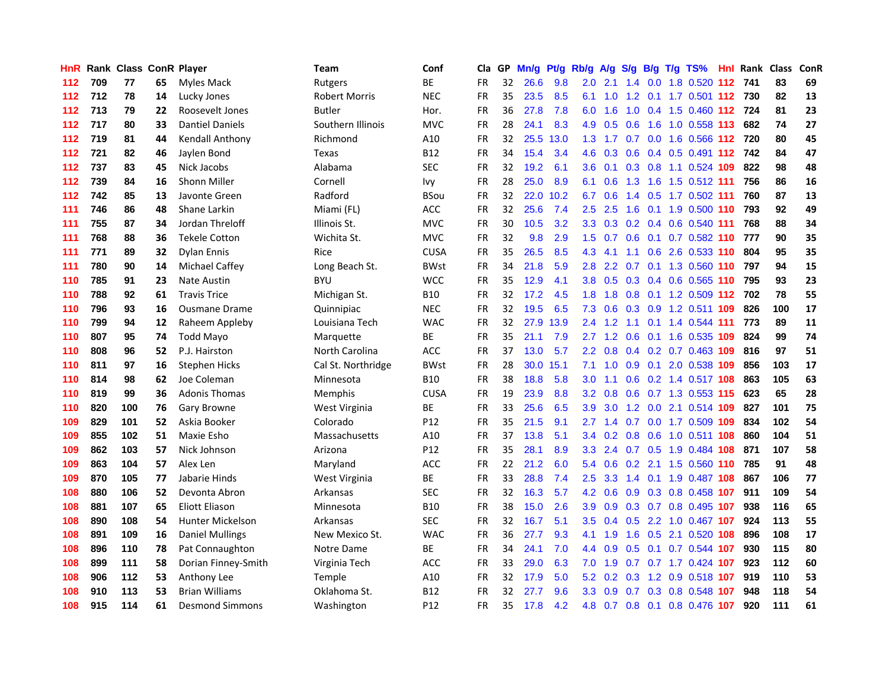| HnR | Rank | Class | ConR | Player | Team | Conf | Cla | GP | Mn/g | Pt/g | Rb/g | A/g | S/g | B/g | T/g | TS% | HnI | Rank | Class | ConR |
|---|---|---|---|---|---|---|---|---|---|---|---|---|---|---|---|---|---|---|---|---|
| 112 | 709 | 77 | 65 | Myles Mack | Rutgers | BE | FR | 32 | 26.6 | 9.8 | 2.0 | 2.1 | 1.4 | 0.0 | 1.8 | 0.520 | 112 | 741 | 83 | 69 |
| 112 | 712 | 78 | 14 | Lucky Jones | Robert Morris | NEC | FR | 35 | 23.5 | 8.5 | 6.1 | 1.0 | 1.2 | 0.1 | 1.7 | 0.501 | 112 | 730 | 82 | 13 |
| 112 | 713 | 79 | 22 | Roosevelt Jones | Butler | Hor. | FR | 36 | 27.8 | 7.8 | 6.0 | 1.6 | 1.0 | 0.4 | 1.5 | 0.460 | 112 | 724 | 81 | 23 |
| 112 | 717 | 80 | 33 | Dantiel Daniels | Southern Illinois | MVC | FR | 28 | 24.1 | 8.3 | 4.9 | 0.5 | 0.6 | 1.6 | 1.0 | 0.558 | 113 | 682 | 74 | 27 |
| 112 | 719 | 81 | 44 | Kendall Anthony | Richmond | A10 | FR | 32 | 25.5 | 13.0 | 1.3 | 1.7 | 0.7 | 0.0 | 1.6 | 0.566 | 112 | 720 | 80 | 45 |
| 112 | 721 | 82 | 46 | Jaylen Bond | Texas | B12 | FR | 34 | 15.4 | 3.4 | 4.6 | 0.3 | 0.6 | 0.4 | 0.5 | 0.491 | 112 | 742 | 84 | 47 |
| 112 | 737 | 83 | 45 | Nick Jacobs | Alabama | SEC | FR | 32 | 19.2 | 6.1 | 3.6 | 0.1 | 0.3 | 0.8 | 1.1 | 0.524 | 109 | 822 | 98 | 48 |
| 112 | 739 | 84 | 16 | Shonn Miller | Cornell | Ivy | FR | 28 | 25.0 | 8.9 | 6.1 | 0.6 | 1.3 | 1.6 | 1.5 | 0.512 | 111 | 756 | 86 | 16 |
| 112 | 742 | 85 | 13 | Javonte Green | Radford | BSou | FR | 32 | 22.0 | 10.2 | 6.7 | 0.6 | 1.4 | 0.5 | 1.7 | 0.502 | 111 | 760 | 87 | 13 |
| 111 | 746 | 86 | 48 | Shane Larkin | Miami (FL) | ACC | FR | 32 | 25.6 | 7.4 | 2.5 | 2.5 | 1.6 | 0.1 | 1.9 | 0.500 | 110 | 793 | 92 | 49 |
| 111 | 755 | 87 | 34 | Jordan Threloff | Illinois St. | MVC | FR | 30 | 10.5 | 3.2 | 3.3 | 0.3 | 0.2 | 0.4 | 0.6 | 0.540 | 111 | 768 | 88 | 34 |
| 111 | 768 | 88 | 36 | Tekele Cotton | Wichita St. | MVC | FR | 32 | 9.8 | 2.9 | 1.5 | 0.7 | 0.6 | 0.1 | 0.7 | 0.582 | 110 | 777 | 90 | 35 |
| 111 | 771 | 89 | 32 | Dylan Ennis | Rice | CUSA | FR | 35 | 26.5 | 8.5 | 4.3 | 4.1 | 1.1 | 0.6 | 2.6 | 0.533 | 110 | 804 | 95 | 35 |
| 111 | 780 | 90 | 14 | Michael Caffey | Long Beach St. | BWst | FR | 34 | 21.8 | 5.9 | 2.8 | 2.2 | 0.7 | 0.1 | 1.3 | 0.560 | 110 | 797 | 94 | 15 |
| 110 | 785 | 91 | 23 | Nate Austin | BYU | WCC | FR | 35 | 12.9 | 4.1 | 3.8 | 0.5 | 0.3 | 0.4 | 0.6 | 0.565 | 110 | 795 | 93 | 23 |
| 110 | 788 | 92 | 61 | Travis Trice | Michigan St. | B10 | FR | 32 | 17.2 | 4.5 | 1.8 | 1.8 | 0.8 | 0.1 | 1.2 | 0.509 | 112 | 702 | 78 | 55 |
| 110 | 796 | 93 | 16 | Ousmane Drame | Quinnipiac | NEC | FR | 32 | 19.5 | 6.5 | 7.3 | 0.6 | 0.3 | 0.9 | 1.2 | 0.511 | 109 | 826 | 100 | 17 |
| 110 | 799 | 94 | 12 | Raheem Appleby | Louisiana Tech | WAC | FR | 32 | 27.9 | 13.9 | 2.4 | 1.2 | 1.1 | 0.1 | 1.4 | 0.544 | 111 | 773 | 89 | 11 |
| 110 | 807 | 95 | 74 | Todd Mayo | Marquette | BE | FR | 35 | 21.1 | 7.9 | 2.7 | 1.2 | 0.6 | 0.1 | 1.6 | 0.535 | 109 | 824 | 99 | 74 |
| 110 | 808 | 96 | 52 | P.J. Hairston | North Carolina | ACC | FR | 37 | 13.0 | 5.7 | 2.2 | 0.8 | 0.4 | 0.2 | 0.7 | 0.463 | 109 | 816 | 97 | 51 |
| 110 | 811 | 97 | 16 | Stephen Hicks | Cal St. Northridge | BWst | FR | 30 | 30.0 | 15.1 | 7.1 | 1.0 | 0.9 | 0.1 | 2.0 | 0.538 | 109 | 856 | 103 | 17 |
| 110 | 814 | 98 | 62 | Joe Coleman | Minnesota | B10 | FR | 38 | 18.8 | 5.8 | 3.0 | 1.1 | 0.6 | 0.2 | 1.4 | 0.517 | 108 | 863 | 105 | 63 |
| 110 | 819 | 99 | 36 | Adonis Thomas | Memphis | CUSA | FR | 19 | 23.9 | 8.8 | 3.2 | 0.8 | 0.6 | 0.7 | 1.3 | 0.553 | 115 | 623 | 65 | 28 |
| 110 | 820 | 100 | 76 | Gary Browne | West Virginia | BE | FR | 33 | 25.6 | 6.5 | 3.9 | 3.0 | 1.2 | 0.0 | 2.1 | 0.514 | 109 | 827 | 101 | 75 |
| 109 | 829 | 101 | 52 | Askia Booker | Colorado | P12 | FR | 35 | 21.5 | 9.1 | 2.7 | 1.4 | 0.7 | 0.0 | 1.7 | 0.509 | 109 | 834 | 102 | 54 |
| 109 | 855 | 102 | 51 | Maxie Esho | Massachusetts | A10 | FR | 37 | 13.8 | 5.1 | 3.4 | 0.2 | 0.8 | 0.6 | 1.0 | 0.511 | 108 | 860 | 104 | 51 |
| 109 | 862 | 103 | 57 | Nick Johnson | Arizona | P12 | FR | 35 | 28.1 | 8.9 | 3.3 | 2.4 | 0.7 | 0.5 | 1.9 | 0.484 | 108 | 871 | 107 | 58 |
| 109 | 863 | 104 | 57 | Alex Len | Maryland | ACC | FR | 22 | 21.2 | 6.0 | 5.4 | 0.6 | 0.2 | 2.1 | 1.5 | 0.560 | 110 | 785 | 91 | 48 |
| 109 | 870 | 105 | 77 | Jabarie Hinds | West Virginia | BE | FR | 33 | 28.8 | 7.4 | 2.5 | 3.3 | 1.4 | 0.1 | 1.9 | 0.487 | 108 | 867 | 106 | 77 |
| 108 | 880 | 106 | 52 | Devonta Abron | Arkansas | SEC | FR | 32 | 16.3 | 5.7 | 4.2 | 0.6 | 0.9 | 0.3 | 0.8 | 0.458 | 107 | 911 | 109 | 54 |
| 108 | 881 | 107 | 65 | Eliott Eliason | Minnesota | B10 | FR | 38 | 15.0 | 2.6 | 3.9 | 0.9 | 0.3 | 0.7 | 0.8 | 0.495 | 107 | 938 | 116 | 65 |
| 108 | 890 | 108 | 54 | Hunter Mickelson | Arkansas | SEC | FR | 32 | 16.7 | 5.1 | 3.5 | 0.4 | 0.5 | 2.2 | 1.0 | 0.467 | 107 | 924 | 113 | 55 |
| 108 | 891 | 109 | 16 | Daniel Mullings | New Mexico St. | WAC | FR | 36 | 27.7 | 9.3 | 4.1 | 1.9 | 1.6 | 0.5 | 2.1 | 0.520 | 108 | 896 | 108 | 17 |
| 108 | 896 | 110 | 78 | Pat Connaughton | Notre Dame | BE | FR | 34 | 24.1 | 7.0 | 4.4 | 0.9 | 0.5 | 0.1 | 0.7 | 0.544 | 107 | 930 | 115 | 80 |
| 108 | 899 | 111 | 58 | Dorian Finney-Smith | Virginia Tech | ACC | FR | 33 | 29.0 | 6.3 | 7.0 | 1.9 | 0.7 | 0.7 | 1.7 | 0.424 | 107 | 923 | 112 | 60 |
| 108 | 906 | 112 | 53 | Anthony Lee | Temple | A10 | FR | 32 | 17.9 | 5.0 | 5.2 | 0.2 | 0.3 | 1.2 | 0.9 | 0.518 | 107 | 919 | 110 | 53 |
| 108 | 910 | 113 | 53 | Brian Williams | Oklahoma St. | B12 | FR | 32 | 27.7 | 9.6 | 3.3 | 0.9 | 0.7 | 0.3 | 0.8 | 0.548 | 107 | 948 | 118 | 54 |
| 108 | 915 | 114 | 61 | Desmond Simmons | Washington | P12 | FR | 35 | 17.8 | 4.2 | 4.8 | 0.7 | 0.8 | 0.1 | 0.8 | 0.476 | 107 | 920 | 111 | 61 |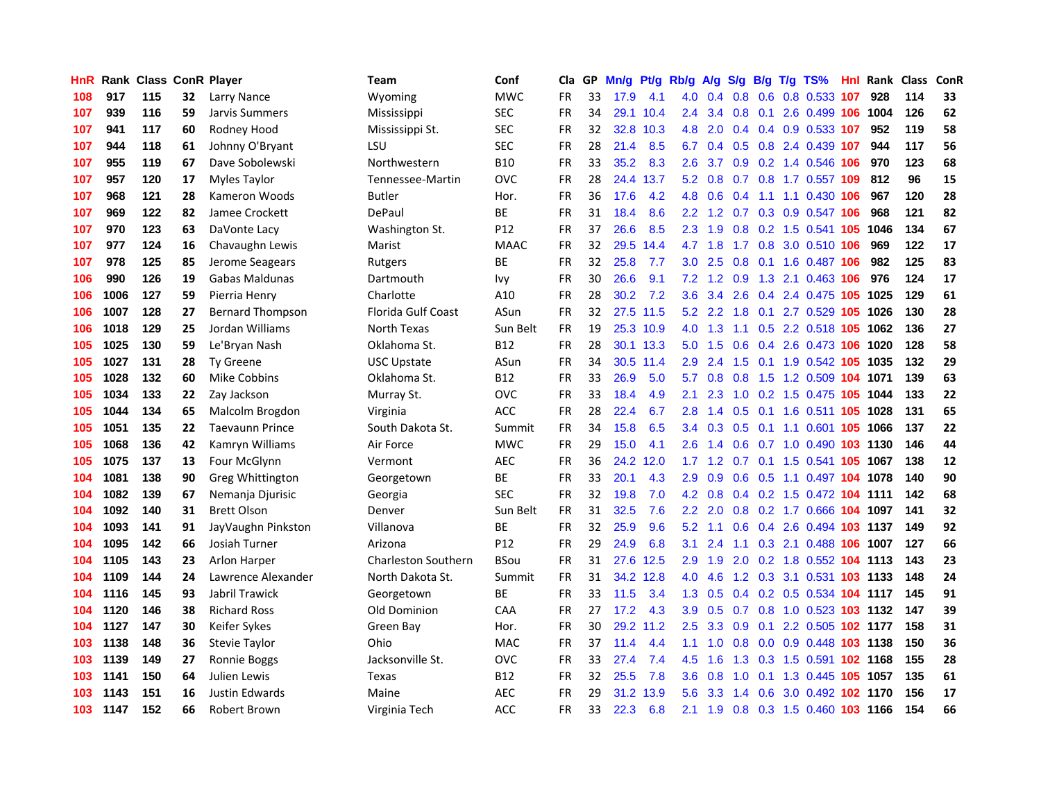| HnR | Rank | Class | ConR | Player | Team | Conf | Cla | GP | Mn/g | Pt/g | Rb/g | A/g | S/g | B/g | T/g | TS% | HnI | Rank | Class | ConR |
|---|---|---|---|---|---|---|---|---|---|---|---|---|---|---|---|---|---|---|---|---|
| 108 | 917 | 115 | 32 | Larry Nance | Wyoming | MWC | FR | 33 | 17.9 | 4.1 | 4.0 | 0.4 | 0.8 | 0.6 | 0.8 | 0.533 | 107 | 928 | 114 | 33 |
| 107 | 939 | 116 | 59 | Jarvis Summers | Mississippi | SEC | FR | 34 | 29.1 | 10.4 | 2.4 | 3.4 | 0.8 | 0.1 | 2.6 | 0.499 | 106 | 1004 | 126 | 62 |
| 107 | 941 | 117 | 60 | Rodney Hood | Mississippi St. | SEC | FR | 32 | 32.8 | 10.3 | 4.8 | 2.0 | 0.4 | 0.4 | 0.9 | 0.533 | 107 | 952 | 119 | 58 |
| 107 | 944 | 118 | 61 | Johnny O'Bryant | LSU | SEC | FR | 28 | 21.4 | 8.5 | 6.7 | 0.4 | 0.5 | 0.8 | 2.4 | 0.439 | 107 | 944 | 117 | 56 |
| 107 | 955 | 119 | 67 | Dave Sobolewski | Northwestern | B10 | FR | 33 | 35.2 | 8.3 | 2.6 | 3.7 | 0.9 | 0.2 | 1.4 | 0.546 | 106 | 970 | 123 | 68 |
| 107 | 957 | 120 | 17 | Myles Taylor | Tennessee-Martin | OVC | FR | 28 | 24.4 | 13.7 | 5.2 | 0.8 | 0.7 | 0.8 | 1.7 | 0.557 | 109 | 812 | 96 | 15 |
| 107 | 968 | 121 | 28 | Kameron Woods | Butler | Hor. | FR | 36 | 17.6 | 4.2 | 4.8 | 0.6 | 0.4 | 1.1 | 1.1 | 0.430 | 106 | 967 | 120 | 28 |
| 107 | 969 | 122 | 82 | Jamee Crockett | DePaul | BE | FR | 31 | 18.4 | 8.6 | 2.2 | 1.2 | 0.7 | 0.3 | 0.9 | 0.547 | 106 | 968 | 121 | 82 |
| 107 | 970 | 123 | 63 | DaVonte Lacy | Washington St. | P12 | FR | 37 | 26.6 | 8.5 | 2.3 | 1.9 | 0.8 | 0.2 | 1.5 | 0.541 | 105 | 1046 | 134 | 67 |
| 107 | 977 | 124 | 16 | Chavaughn Lewis | Marist | MAAC | FR | 32 | 29.5 | 14.4 | 4.7 | 1.8 | 1.7 | 0.8 | 3.0 | 0.510 | 106 | 969 | 122 | 17 |
| 107 | 978 | 125 | 85 | Jerome Seagears | Rutgers | BE | FR | 32 | 25.8 | 7.7 | 3.0 | 2.5 | 0.8 | 0.1 | 1.6 | 0.487 | 106 | 982 | 125 | 83 |
| 106 | 990 | 126 | 19 | Gabas Maldunas | Dartmouth | Ivy | FR | 30 | 26.6 | 9.1 | 7.2 | 1.2 | 0.9 | 1.3 | 2.1 | 0.463 | 106 | 976 | 124 | 17 |
| 106 | 1006 | 127 | 59 | Pierria Henry | Charlotte | A10 | FR | 28 | 30.2 | 7.2 | 3.6 | 3.4 | 2.6 | 0.4 | 2.4 | 0.475 | 105 | 1025 | 129 | 61 |
| 106 | 1007 | 128 | 27 | Bernard Thompson | Florida Gulf Coast | ASun | FR | 32 | 27.5 | 11.5 | 5.2 | 2.2 | 1.8 | 0.1 | 2.7 | 0.529 | 105 | 1026 | 130 | 28 |
| 106 | 1018 | 129 | 25 | Jordan Williams | North Texas | Sun Belt | FR | 19 | 25.3 | 10.9 | 4.0 | 1.3 | 1.1 | 0.5 | 2.2 | 0.518 | 105 | 1062 | 136 | 27 |
| 105 | 1025 | 130 | 59 | Le'Bryan Nash | Oklahoma St. | B12 | FR | 28 | 30.1 | 13.3 | 5.0 | 1.5 | 0.6 | 0.4 | 2.6 | 0.473 | 106 | 1020 | 128 | 58 |
| 105 | 1027 | 131 | 28 | Ty Greene | USC Upstate | ASun | FR | 34 | 30.5 | 11.4 | 2.9 | 2.4 | 1.5 | 0.1 | 1.9 | 0.542 | 105 | 1035 | 132 | 29 |
| 105 | 1028 | 132 | 60 | Mike Cobbins | Oklahoma St. | B12 | FR | 33 | 26.9 | 5.0 | 5.7 | 0.8 | 0.8 | 1.5 | 1.2 | 0.509 | 104 | 1071 | 139 | 63 |
| 105 | 1034 | 133 | 22 | Zay Jackson | Murray St. | OVC | FR | 33 | 18.4 | 4.9 | 2.1 | 2.3 | 1.0 | 0.2 | 1.5 | 0.475 | 105 | 1044 | 133 | 22 |
| 105 | 1044 | 134 | 65 | Malcolm Brogdon | Virginia | ACC | FR | 28 | 22.4 | 6.7 | 2.8 | 1.4 | 0.5 | 0.1 | 1.6 | 0.511 | 105 | 1028 | 131 | 65 |
| 105 | 1051 | 135 | 22 | Taevaunn Prince | South Dakota St. | Summit | FR | 34 | 15.8 | 6.5 | 3.4 | 0.3 | 0.5 | 0.1 | 1.1 | 0.601 | 105 | 1066 | 137 | 22 |
| 105 | 1068 | 136 | 42 | Kamryn Williams | Air Force | MWC | FR | 29 | 15.0 | 4.1 | 2.6 | 1.4 | 0.6 | 0.7 | 1.0 | 0.490 | 103 | 1130 | 146 | 44 |
| 105 | 1075 | 137 | 13 | Four McGlynn | Vermont | AEC | FR | 36 | 24.2 | 12.0 | 1.7 | 1.2 | 0.7 | 0.1 | 1.5 | 0.541 | 105 | 1067 | 138 | 12 |
| 104 | 1081 | 138 | 90 | Greg Whittington | Georgetown | BE | FR | 33 | 20.1 | 4.3 | 2.9 | 0.9 | 0.6 | 0.5 | 1.1 | 0.497 | 104 | 1078 | 140 | 90 |
| 104 | 1082 | 139 | 67 | Nemanja Djurisic | Georgia | SEC | FR | 32 | 19.8 | 7.0 | 4.2 | 0.8 | 0.4 | 0.2 | 1.5 | 0.472 | 104 | 1111 | 142 | 68 |
| 104 | 1092 | 140 | 31 | Brett Olson | Denver | Sun Belt | FR | 31 | 32.5 | 7.6 | 2.2 | 2.0 | 0.8 | 0.2 | 1.7 | 0.666 | 104 | 1097 | 141 | 32 |
| 104 | 1093 | 141 | 91 | JayVaughn Pinkston | Villanova | BE | FR | 32 | 25.9 | 9.6 | 5.2 | 1.1 | 0.6 | 0.4 | 2.6 | 0.494 | 103 | 1137 | 149 | 92 |
| 104 | 1095 | 142 | 66 | Josiah Turner | Arizona | P12 | FR | 29 | 24.9 | 6.8 | 3.1 | 2.4 | 1.1 | 0.3 | 2.1 | 0.488 | 106 | 1007 | 127 | 66 |
| 104 | 1105 | 143 | 23 | Arlon Harper | Charleston Southern | BSou | FR | 31 | 27.6 | 12.5 | 2.9 | 1.9 | 2.0 | 0.2 | 1.8 | 0.552 | 104 | 1113 | 143 | 23 |
| 104 | 1109 | 144 | 24 | Lawrence Alexander | North Dakota St. | Summit | FR | 31 | 34.2 | 12.8 | 4.0 | 4.6 | 1.2 | 0.3 | 3.1 | 0.531 | 103 | 1133 | 148 | 24 |
| 104 | 1116 | 145 | 93 | Jabril Trawick | Georgetown | BE | FR | 33 | 11.5 | 3.4 | 1.3 | 0.5 | 0.4 | 0.2 | 0.5 | 0.534 | 104 | 1117 | 145 | 91 |
| 104 | 1120 | 146 | 38 | Richard Ross | Old Dominion | CAA | FR | 27 | 17.2 | 4.3 | 3.9 | 0.5 | 0.7 | 0.8 | 1.0 | 0.523 | 103 | 1132 | 147 | 39 |
| 104 | 1127 | 147 | 30 | Keifer Sykes | Green Bay | Hor. | FR | 30 | 29.2 | 11.2 | 2.5 | 3.3 | 0.9 | 0.1 | 2.2 | 0.505 | 102 | 1177 | 158 | 31 |
| 103 | 1138 | 148 | 36 | Stevie Taylor | Ohio | MAC | FR | 37 | 11.4 | 4.4 | 1.1 | 1.0 | 0.8 | 0.0 | 0.9 | 0.448 | 103 | 1138 | 150 | 36 |
| 103 | 1139 | 149 | 27 | Ronnie Boggs | Jacksonville St. | OVC | FR | 33 | 27.4 | 7.4 | 4.5 | 1.6 | 1.3 | 0.3 | 1.5 | 0.591 | 102 | 1168 | 155 | 28 |
| 103 | 1141 | 150 | 64 | Julien Lewis | Texas | B12 | FR | 32 | 25.5 | 7.8 | 3.6 | 0.8 | 1.0 | 0.1 | 1.3 | 0.445 | 105 | 1057 | 135 | 61 |
| 103 | 1143 | 151 | 16 | Justin Edwards | Maine | AEC | FR | 29 | 31.2 | 13.9 | 5.6 | 3.3 | 1.4 | 0.6 | 3.0 | 0.492 | 102 | 1170 | 156 | 17 |
| 103 | 1147 | 152 | 66 | Robert Brown | Virginia Tech | ACC | FR | 33 | 22.3 | 6.8 | 2.1 | 1.9 | 0.8 | 0.3 | 1.5 | 0.460 | 103 | 1166 | 154 | 66 |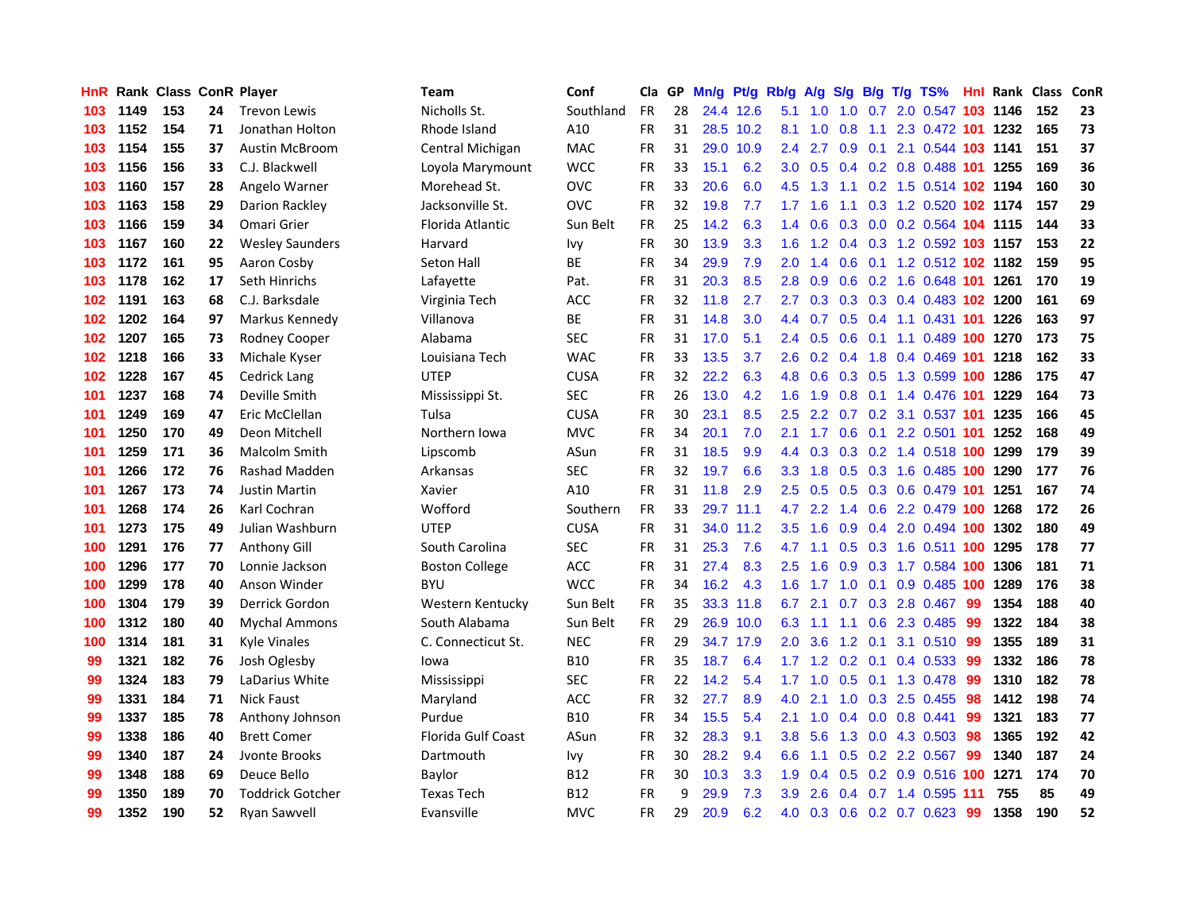| HnR | Rank | Class | ConR | Player | Team | Conf | Cla | GP | Mn/g | Pt/g | Rb/g | A/g | S/g | B/g | T/g | TS% | HnI | Rank | Class | ConR |
|---|---|---|---|---|---|---|---|---|---|---|---|---|---|---|---|---|---|---|---|---|
| 103 | 1149 | 153 | 24 | Trevon Lewis | Nicholls St. | Southland | FR | 28 | 24.4 | 12.6 | 5.1 | 1.0 | 1.0 | 0.7 | 2.0 | 0.547 | 103 | 1146 | 152 | 23 |
| 103 | 1152 | 154 | 71 | Jonathan Holton | Rhode Island | A10 | FR | 31 | 28.5 | 10.2 | 8.1 | 1.0 | 0.8 | 1.1 | 2.3 | 0.472 | 101 | 1232 | 165 | 73 |
| 103 | 1154 | 155 | 37 | Austin McBroom | Central Michigan | MAC | FR | 31 | 29.0 | 10.9 | 2.4 | 2.7 | 0.9 | 0.1 | 2.1 | 0.544 | 103 | 1141 | 151 | 37 |
| 103 | 1156 | 156 | 33 | C.J. Blackwell | Loyola Marymount | WCC | FR | 33 | 15.1 | 6.2 | 3.0 | 0.5 | 0.4 | 0.2 | 0.8 | 0.488 | 101 | 1255 | 169 | 36 |
| 103 | 1160 | 157 | 28 | Angelo Warner | Morehead St. | OVC | FR | 33 | 20.6 | 6.0 | 4.5 | 1.3 | 1.1 | 0.2 | 1.5 | 0.514 | 102 | 1194 | 160 | 30 |
| 103 | 1163 | 158 | 29 | Darion Rackley | Jacksonville St. | OVC | FR | 32 | 19.8 | 7.7 | 1.7 | 1.6 | 1.1 | 0.3 | 1.2 | 0.520 | 102 | 1174 | 157 | 29 |
| 103 | 1166 | 159 | 34 | Omari Grier | Florida Atlantic | Sun Belt | FR | 25 | 14.2 | 6.3 | 1.4 | 0.6 | 0.3 | 0.0 | 0.2 | 0.564 | 104 | 1115 | 144 | 33 |
| 103 | 1167 | 160 | 22 | Wesley Saunders | Harvard | Ivy | FR | 30 | 13.9 | 3.3 | 1.6 | 1.2 | 0.4 | 0.3 | 1.2 | 0.592 | 103 | 1157 | 153 | 22 |
| 103 | 1172 | 161 | 95 | Aaron Cosby | Seton Hall | BE | FR | 34 | 29.9 | 7.9 | 2.0 | 1.4 | 0.6 | 0.1 | 1.2 | 0.512 | 102 | 1182 | 159 | 95 |
| 103 | 1178 | 162 | 17 | Seth Hinrichs | Lafayette | Pat. | FR | 31 | 20.3 | 8.5 | 2.8 | 0.9 | 0.6 | 0.2 | 1.6 | 0.648 | 101 | 1261 | 170 | 19 |
| 102 | 1191 | 163 | 68 | C.J. Barksdale | Virginia Tech | ACC | FR | 32 | 11.8 | 2.7 | 2.7 | 0.3 | 0.3 | 0.3 | 0.4 | 0.483 | 102 | 1200 | 161 | 69 |
| 102 | 1202 | 164 | 97 | Markus Kennedy | Villanova | BE | FR | 31 | 14.8 | 3.0 | 4.4 | 0.7 | 0.5 | 0.4 | 1.1 | 0.431 | 101 | 1226 | 163 | 97 |
| 102 | 1207 | 165 | 73 | Rodney Cooper | Alabama | SEC | FR | 31 | 17.0 | 5.1 | 2.4 | 0.5 | 0.6 | 0.1 | 1.1 | 0.489 | 100 | 1270 | 173 | 75 |
| 102 | 1218 | 166 | 33 | Michale Kyser | Louisiana Tech | WAC | FR | 33 | 13.5 | 3.7 | 2.6 | 0.2 | 0.4 | 1.8 | 0.4 | 0.469 | 101 | 1218 | 162 | 33 |
| 102 | 1228 | 167 | 45 | Cedrick Lang | UTEP | CUSA | FR | 32 | 22.2 | 6.3 | 4.8 | 0.6 | 0.3 | 0.5 | 1.3 | 0.599 | 100 | 1286 | 175 | 47 |
| 101 | 1237 | 168 | 74 | Deville Smith | Mississippi St. | SEC | FR | 26 | 13.0 | 4.2 | 1.6 | 1.9 | 0.8 | 0.1 | 1.4 | 0.476 | 101 | 1229 | 164 | 73 |
| 101 | 1249 | 169 | 47 | Eric McClellan | Tulsa | CUSA | FR | 30 | 23.1 | 8.5 | 2.5 | 2.2 | 0.7 | 0.2 | 3.1 | 0.537 | 101 | 1235 | 166 | 45 |
| 101 | 1250 | 170 | 49 | Deon Mitchell | Northern Iowa | MVC | FR | 34 | 20.1 | 7.0 | 2.1 | 1.7 | 0.6 | 0.1 | 2.2 | 0.501 | 101 | 1252 | 168 | 49 |
| 101 | 1259 | 171 | 36 | Malcolm Smith | Lipscomb | ASun | FR | 31 | 18.5 | 9.9 | 4.4 | 0.3 | 0.3 | 0.2 | 1.4 | 0.518 | 100 | 1299 | 179 | 39 |
| 101 | 1266 | 172 | 76 | Rashad Madden | Arkansas | SEC | FR | 32 | 19.7 | 6.6 | 3.3 | 1.8 | 0.5 | 0.3 | 1.6 | 0.485 | 100 | 1290 | 177 | 76 |
| 101 | 1267 | 173 | 74 | Justin Martin | Xavier | A10 | FR | 31 | 11.8 | 2.9 | 2.5 | 0.5 | 0.5 | 0.3 | 0.6 | 0.479 | 101 | 1251 | 167 | 74 |
| 101 | 1268 | 174 | 26 | Karl Cochran | Wofford | Southern | FR | 33 | 29.7 | 11.1 | 4.7 | 2.2 | 1.4 | 0.6 | 2.2 | 0.479 | 100 | 1268 | 172 | 26 |
| 101 | 1273 | 175 | 49 | Julian Washburn | UTEP | CUSA | FR | 31 | 34.0 | 11.2 | 3.5 | 1.6 | 0.9 | 0.4 | 2.0 | 0.494 | 100 | 1302 | 180 | 49 |
| 100 | 1291 | 176 | 77 | Anthony Gill | South Carolina | SEC | FR | 31 | 25.3 | 7.6 | 4.7 | 1.1 | 0.5 | 0.3 | 1.6 | 0.511 | 100 | 1295 | 178 | 77 |
| 100 | 1296 | 177 | 70 | Lonnie Jackson | Boston College | ACC | FR | 31 | 27.4 | 8.3 | 2.5 | 1.6 | 0.9 | 0.3 | 1.7 | 0.584 | 100 | 1306 | 181 | 71 |
| 100 | 1299 | 178 | 40 | Anson Winder | BYU | WCC | FR | 34 | 16.2 | 4.3 | 1.6 | 1.7 | 1.0 | 0.1 | 0.9 | 0.485 | 100 | 1289 | 176 | 38 |
| 100 | 1304 | 179 | 39 | Derrick Gordon | Western Kentucky | Sun Belt | FR | 35 | 33.3 | 11.8 | 6.7 | 2.1 | 0.7 | 0.3 | 2.8 | 0.467 | 99 | 1354 | 188 | 40 |
| 100 | 1312 | 180 | 40 | Mychal Ammons | South Alabama | Sun Belt | FR | 29 | 26.9 | 10.0 | 6.3 | 1.1 | 1.1 | 0.6 | 2.3 | 0.485 | 99 | 1322 | 184 | 38 |
| 100 | 1314 | 181 | 31 | Kyle Vinales | C. Connecticut St. | NEC | FR | 29 | 34.7 | 17.9 | 2.0 | 3.6 | 1.2 | 0.1 | 3.1 | 0.510 | 99 | 1355 | 189 | 31 |
| 99 | 1321 | 182 | 76 | Josh Oglesby | Iowa | B10 | FR | 35 | 18.7 | 6.4 | 1.7 | 1.2 | 0.2 | 0.1 | 0.4 | 0.533 | 99 | 1332 | 186 | 78 |
| 99 | 1324 | 183 | 79 | LaDarius White | Mississippi | SEC | FR | 22 | 14.2 | 5.4 | 1.7 | 1.0 | 0.5 | 0.1 | 1.3 | 0.478 | 99 | 1310 | 182 | 78 |
| 99 | 1331 | 184 | 71 | Nick Faust | Maryland | ACC | FR | 32 | 27.7 | 8.9 | 4.0 | 2.1 | 1.0 | 0.3 | 2.5 | 0.455 | 98 | 1412 | 198 | 74 |
| 99 | 1337 | 185 | 78 | Anthony Johnson | Purdue | B10 | FR | 34 | 15.5 | 5.4 | 2.1 | 1.0 | 0.4 | 0.0 | 0.8 | 0.441 | 99 | 1321 | 183 | 77 |
| 99 | 1338 | 186 | 40 | Brett Comer | Florida Gulf Coast | ASun | FR | 32 | 28.3 | 9.1 | 3.8 | 5.6 | 1.3 | 0.0 | 4.3 | 0.503 | 98 | 1365 | 192 | 42 |
| 99 | 1340 | 187 | 24 | Jvonte Brooks | Dartmouth | Ivy | FR | 30 | 28.2 | 9.4 | 6.6 | 1.1 | 0.5 | 0.2 | 2.2 | 0.567 | 99 | 1340 | 187 | 24 |
| 99 | 1348 | 188 | 69 | Deuce Bello | Baylor | B12 | FR | 30 | 10.3 | 3.3 | 1.9 | 0.4 | 0.5 | 0.2 | 0.9 | 0.516 | 100 | 1271 | 174 | 70 |
| 99 | 1350 | 189 | 70 | Toddrick Gotcher | Texas Tech | B12 | FR | 9 | 29.9 | 7.3 | 3.9 | 2.6 | 0.4 | 0.7 | 1.4 | 0.595 | 111 | 755 | 85 | 49 |
| 99 | 1352 | 190 | 52 | Ryan Sawvell | Evansville | MVC | FR | 29 | 20.9 | 6.2 | 4.0 | 0.3 | 0.6 | 0.2 | 0.7 | 0.623 | 99 | 1358 | 190 | 52 |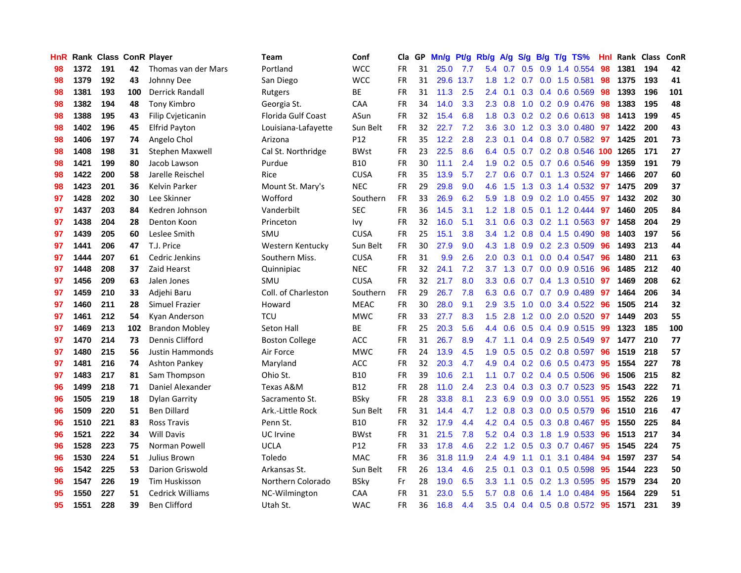| HnR | Rank | Class | ConR | Player | Team | Conf | Cla | GP | Mn/g | Pt/g | Rb/g | A/g | S/g | B/g | T/g | TS% | HnI | Rank | Class | ConR |
|---|---|---|---|---|---|---|---|---|---|---|---|---|---|---|---|---|---|---|---|---|
| 98 | 1372 | 191 | 42 | Thomas van der Mars | Portland | WCC | FR | 31 | 25.0 | 7.7 | 5.4 | 0.7 | 0.5 | 0.9 | 1.4 | 0.554 | 98 | 1381 | 194 | 42 |
| 98 | 1379 | 192 | 43 | Johnny Dee | San Diego | WCC | FR | 31 | 29.6 | 13.7 | 1.8 | 1.2 | 0.7 | 0.0 | 1.5 | 0.581 | 98 | 1375 | 193 | 41 |
| 98 | 1381 | 193 | 100 | Derrick Randall | Rutgers | BE | FR | 31 | 11.3 | 2.5 | 2.4 | 0.1 | 0.3 | 0.4 | 0.6 | 0.569 | 98 | 1393 | 196 | 101 |
| 98 | 1382 | 194 | 48 | Tony Kimbro | Georgia St. | CAA | FR | 34 | 14.0 | 3.3 | 2.3 | 0.8 | 1.0 | 0.2 | 0.9 | 0.476 | 98 | 1383 | 195 | 48 |
| 98 | 1388 | 195 | 43 | Filip Cvjeticanin | Florida Gulf Coast | ASun | FR | 32 | 15.4 | 6.8 | 1.8 | 0.3 | 0.2 | 0.2 | 0.6 | 0.613 | 98 | 1413 | 199 | 45 |
| 98 | 1402 | 196 | 45 | Elfrid Payton | Louisiana-Lafayette | Sun Belt | FR | 32 | 22.7 | 7.2 | 3.6 | 3.0 | 1.2 | 0.3 | 3.0 | 0.480 | 97 | 1422 | 200 | 43 |
| 98 | 1406 | 197 | 74 | Angelo Chol | Arizona | P12 | FR | 35 | 12.2 | 2.8 | 2.3 | 0.1 | 0.4 | 0.8 | 0.7 | 0.582 | 97 | 1425 | 201 | 73 |
| 98 | 1408 | 198 | 31 | Stephen Maxwell | Cal St. Northridge | BWst | FR | 23 | 22.5 | 8.6 | 6.4 | 0.5 | 0.7 | 0.2 | 0.8 | 0.546 | 100 | 1265 | 171 | 27 |
| 98 | 1421 | 199 | 80 | Jacob Lawson | Purdue | B10 | FR | 30 | 11.1 | 2.4 | 1.9 | 0.2 | 0.5 | 0.7 | 0.6 | 0.546 | 99 | 1359 | 191 | 79 |
| 98 | 1422 | 200 | 58 | Jarelle Reischel | Rice | CUSA | FR | 35 | 13.9 | 5.7 | 2.7 | 0.6 | 0.7 | 0.1 | 1.3 | 0.524 | 97 | 1466 | 207 | 60 |
| 98 | 1423 | 201 | 36 | Kelvin Parker | Mount St. Mary's | NEC | FR | 29 | 29.8 | 9.0 | 4.6 | 1.5 | 1.3 | 0.3 | 1.4 | 0.532 | 97 | 1475 | 209 | 37 |
| 97 | 1428 | 202 | 30 | Lee Skinner | Wofford | Southern | FR | 33 | 26.9 | 6.2 | 5.9 | 1.8 | 0.9 | 0.2 | 1.0 | 0.455 | 97 | 1432 | 202 | 30 |
| 97 | 1437 | 203 | 84 | Kedren Johnson | Vanderbilt | SEC | FR | 36 | 14.5 | 3.1 | 1.2 | 1.8 | 0.5 | 0.1 | 1.2 | 0.444 | 97 | 1460 | 205 | 84 |
| 97 | 1438 | 204 | 28 | Denton Koon | Princeton | Ivy | FR | 32 | 16.0 | 5.1 | 3.1 | 0.6 | 0.3 | 0.2 | 1.1 | 0.563 | 97 | 1458 | 204 | 29 |
| 97 | 1439 | 205 | 60 | Leslee Smith | SMU | CUSA | FR | 25 | 15.1 | 3.8 | 3.4 | 1.2 | 0.8 | 0.4 | 1.5 | 0.490 | 98 | 1403 | 197 | 56 |
| 97 | 1441 | 206 | 47 | T.J. Price | Western Kentucky | Sun Belt | FR | 30 | 27.9 | 9.0 | 4.3 | 1.8 | 0.9 | 0.2 | 2.3 | 0.509 | 96 | 1493 | 213 | 44 |
| 97 | 1444 | 207 | 61 | Cedric Jenkins | Southern Miss. | CUSA | FR | 31 | 9.9 | 2.6 | 2.0 | 0.3 | 0.1 | 0.0 | 0.4 | 0.547 | 96 | 1480 | 211 | 63 |
| 97 | 1448 | 208 | 37 | Zaid Hearst | Quinnipiac | NEC | FR | 32 | 24.1 | 7.2 | 3.7 | 1.3 | 0.7 | 0.0 | 0.9 | 0.516 | 96 | 1485 | 212 | 40 |
| 97 | 1456 | 209 | 63 | Jalen Jones | SMU | CUSA | FR | 32 | 21.7 | 8.0 | 3.3 | 0.6 | 0.7 | 0.4 | 1.3 | 0.510 | 97 | 1469 | 208 | 62 |
| 97 | 1459 | 210 | 33 | Adjehi Baru | Coll. of Charleston | Southern | FR | 29 | 26.7 | 7.8 | 6.3 | 0.6 | 0.7 | 0.7 | 0.9 | 0.489 | 97 | 1464 | 206 | 34 |
| 97 | 1460 | 211 | 28 | Simuel Frazier | Howard | MEAC | FR | 30 | 28.0 | 9.1 | 2.9 | 3.5 | 1.0 | 0.0 | 3.4 | 0.522 | 96 | 1505 | 214 | 32 |
| 97 | 1461 | 212 | 54 | Kyan Anderson | TCU | MWC | FR | 33 | 27.7 | 8.3 | 1.5 | 2.8 | 1.2 | 0.0 | 2.0 | 0.520 | 97 | 1449 | 203 | 55 |
| 97 | 1469 | 213 | 102 | Brandon Mobley | Seton Hall | BE | FR | 25 | 20.3 | 5.6 | 4.4 | 0.6 | 0.5 | 0.4 | 0.9 | 0.515 | 99 | 1323 | 185 | 100 |
| 97 | 1470 | 214 | 73 | Dennis Clifford | Boston College | ACC | FR | 31 | 26.7 | 8.9 | 4.7 | 1.1 | 0.4 | 0.9 | 2.5 | 0.549 | 97 | 1477 | 210 | 77 |
| 97 | 1480 | 215 | 56 | Justin Hammonds | Air Force | MWC | FR | 24 | 13.9 | 4.5 | 1.9 | 0.5 | 0.5 | 0.2 | 0.8 | 0.597 | 96 | 1519 | 218 | 57 |
| 97 | 1481 | 216 | 74 | Ashton Pankey | Maryland | ACC | FR | 32 | 20.3 | 4.7 | 4.9 | 0.4 | 0.2 | 0.6 | 0.5 | 0.473 | 95 | 1554 | 227 | 78 |
| 97 | 1483 | 217 | 81 | Sam Thompson | Ohio St. | B10 | FR | 39 | 10.6 | 2.1 | 1.1 | 0.7 | 0.2 | 0.4 | 0.5 | 0.506 | 96 | 1506 | 215 | 82 |
| 96 | 1499 | 218 | 71 | Daniel Alexander | Texas A&M | B12 | FR | 28 | 11.0 | 2.4 | 2.3 | 0.4 | 0.3 | 0.3 | 0.7 | 0.523 | 95 | 1543 | 222 | 71 |
| 96 | 1505 | 219 | 18 | Dylan Garrity | Sacramento St. | BSky | FR | 28 | 33.8 | 8.1 | 2.3 | 6.9 | 0.9 | 0.0 | 3.0 | 0.551 | 95 | 1552 | 226 | 19 |
| 96 | 1509 | 220 | 51 | Ben Dillard | Ark.-Little Rock | Sun Belt | FR | 31 | 14.4 | 4.7 | 1.2 | 0.8 | 0.3 | 0.0 | 0.5 | 0.579 | 96 | 1510 | 216 | 47 |
| 96 | 1510 | 221 | 83 | Ross Travis | Penn St. | B10 | FR | 32 | 17.9 | 4.4 | 4.2 | 0.4 | 0.5 | 0.3 | 0.8 | 0.467 | 95 | 1550 | 225 | 84 |
| 96 | 1521 | 222 | 34 | Will Davis | UC Irvine | BWst | FR | 31 | 21.5 | 7.8 | 5.2 | 0.4 | 0.3 | 1.8 | 1.9 | 0.533 | 96 | 1513 | 217 | 34 |
| 96 | 1528 | 223 | 75 | Norman Powell | UCLA | P12 | FR | 33 | 17.8 | 4.6 | 2.2 | 1.2 | 0.5 | 0.3 | 0.7 | 0.467 | 95 | 1545 | 224 | 75 |
| 96 | 1530 | 224 | 51 | Julius Brown | Toledo | MAC | FR | 36 | 31.8 | 11.9 | 2.4 | 4.9 | 1.1 | 0.1 | 3.1 | 0.484 | 94 | 1597 | 237 | 54 |
| 96 | 1542 | 225 | 53 | Darion Griswold | Arkansas St. | Sun Belt | FR | 26 | 13.4 | 4.6 | 2.5 | 0.1 | 0.3 | 0.1 | 0.5 | 0.598 | 95 | 1544 | 223 | 50 |
| 96 | 1547 | 226 | 19 | Tim Huskisson | Northern Colorado | BSky | Fr | 28 | 19.0 | 6.5 | 3.3 | 1.1 | 0.5 | 0.2 | 1.3 | 0.595 | 95 | 1579 | 234 | 20 |
| 95 | 1550 | 227 | 51 | Cedrick Williams | NC-Wilmington | CAA | FR | 31 | 23.0 | 5.5 | 5.7 | 0.8 | 0.6 | 1.4 | 1.0 | 0.484 | 95 | 1564 | 229 | 51 |
| 95 | 1551 | 228 | 39 | Ben Clifford | Utah St. | WAC | FR | 36 | 16.8 | 4.4 | 3.5 | 0.4 | 0.4 | 0.5 | 0.8 | 0.572 | 95 | 1571 | 231 | 39 |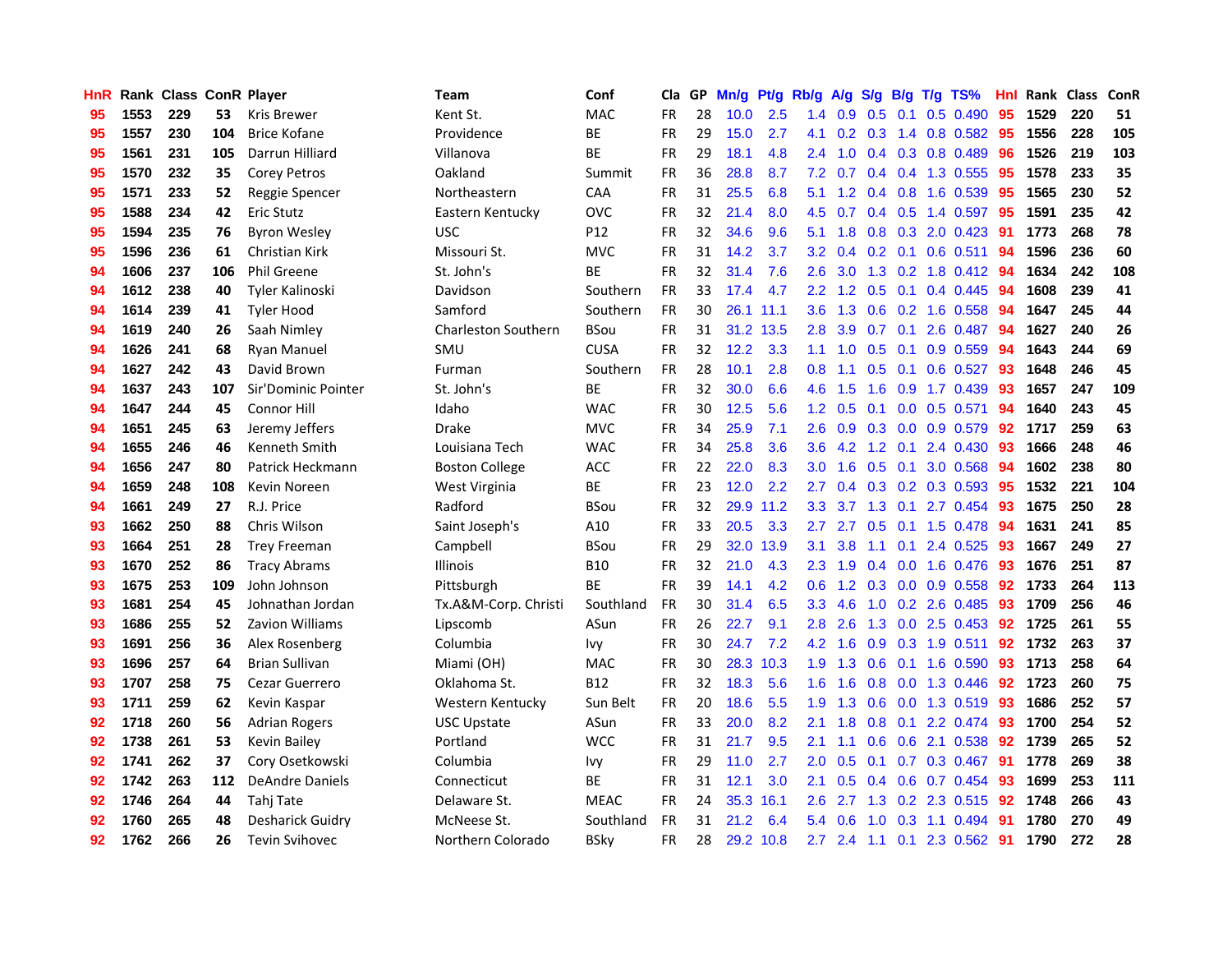| HnR | Rank | Class | ConR | Player | Team | Conf | Cla | GP | Mn/g | Pt/g | Rb/g | A/g | S/g | B/g | T/g | TS% | HnI | Rank | Class | ConR |
|---|---|---|---|---|---|---|---|---|---|---|---|---|---|---|---|---|---|---|---|---|
| 95 | 1553 | 229 | 53 | Kris Brewer | Kent St. | MAC | FR | 28 | 10.0 | 2.5 | 1.4 | 0.9 | 0.5 | 0.1 | 0.5 | 0.490 | 95 | 1529 | 220 | 51 |
| 95 | 1557 | 230 | 104 | Brice Kofane | Providence | BE | FR | 29 | 15.0 | 2.7 | 4.1 | 0.2 | 0.3 | 1.4 | 0.8 | 0.582 | 95 | 1556 | 228 | 105 |
| 95 | 1561 | 231 | 105 | Darrun Hilliard | Villanova | BE | FR | 29 | 18.1 | 4.8 | 2.4 | 1.0 | 0.4 | 0.3 | 0.8 | 0.489 | 96 | 1526 | 219 | 103 |
| 95 | 1570 | 232 | 35 | Corey Petros | Oakland | Summit | FR | 36 | 28.8 | 8.7 | 7.2 | 0.7 | 0.4 | 0.4 | 1.3 | 0.555 | 95 | 1578 | 233 | 35 |
| 95 | 1571 | 233 | 52 | Reggie Spencer | Northeastern | CAA | FR | 31 | 25.5 | 6.8 | 5.1 | 1.2 | 0.4 | 0.8 | 1.6 | 0.539 | 95 | 1565 | 230 | 52 |
| 95 | 1588 | 234 | 42 | Eric Stutz | Eastern Kentucky | OVC | FR | 32 | 21.4 | 8.0 | 4.5 | 0.7 | 0.4 | 0.5 | 1.4 | 0.597 | 95 | 1591 | 235 | 42 |
| 95 | 1594 | 235 | 76 | Byron Wesley | USC | P12 | FR | 32 | 34.6 | 9.6 | 5.1 | 1.8 | 0.8 | 0.3 | 2.0 | 0.423 | 91 | 1773 | 268 | 78 |
| 95 | 1596 | 236 | 61 | Christian Kirk | Missouri St. | MVC | FR | 31 | 14.2 | 3.7 | 3.2 | 0.4 | 0.2 | 0.1 | 0.6 | 0.511 | 94 | 1596 | 236 | 60 |
| 94 | 1606 | 237 | 106 | Phil Greene | St. John's | BE | FR | 32 | 31.4 | 7.6 | 2.6 | 3.0 | 1.3 | 0.2 | 1.8 | 0.412 | 94 | 1634 | 242 | 108 |
| 94 | 1612 | 238 | 40 | Tyler Kalinoski | Davidson | Southern | FR | 33 | 17.4 | 4.7 | 2.2 | 1.2 | 0.5 | 0.1 | 0.4 | 0.445 | 94 | 1608 | 239 | 41 |
| 94 | 1614 | 239 | 41 | Tyler Hood | Samford | Southern | FR | 30 | 26.1 | 11.1 | 3.6 | 1.3 | 0.6 | 0.2 | 1.6 | 0.558 | 94 | 1647 | 245 | 44 |
| 94 | 1619 | 240 | 26 | Saah Nimley | Charleston Southern | BSou | FR | 31 | 31.2 | 13.5 | 2.8 | 3.9 | 0.7 | 0.1 | 2.6 | 0.487 | 94 | 1627 | 240 | 26 |
| 94 | 1626 | 241 | 68 | Ryan Manuel | SMU | CUSA | FR | 32 | 12.2 | 3.3 | 1.1 | 1.0 | 0.5 | 0.1 | 0.9 | 0.559 | 94 | 1643 | 244 | 69 |
| 94 | 1627 | 242 | 43 | David Brown | Furman | Southern | FR | 28 | 10.1 | 2.8 | 0.8 | 1.1 | 0.5 | 0.1 | 0.6 | 0.527 | 93 | 1648 | 246 | 45 |
| 94 | 1637 | 243 | 107 | Sir'Dominic Pointer | St. John's | BE | FR | 32 | 30.0 | 6.6 | 4.6 | 1.5 | 1.6 | 0.9 | 1.7 | 0.439 | 93 | 1657 | 247 | 109 |
| 94 | 1647 | 244 | 45 | Connor Hill | Idaho | WAC | FR | 30 | 12.5 | 5.6 | 1.2 | 0.5 | 0.1 | 0.0 | 0.5 | 0.571 | 94 | 1640 | 243 | 45 |
| 94 | 1651 | 245 | 63 | Jeremy Jeffers | Drake | MVC | FR | 34 | 25.9 | 7.1 | 2.6 | 0.9 | 0.3 | 0.0 | 0.9 | 0.579 | 92 | 1717 | 259 | 63 |
| 94 | 1655 | 246 | 46 | Kenneth Smith | Louisiana Tech | WAC | FR | 34 | 25.8 | 3.6 | 3.6 | 4.2 | 1.2 | 0.1 | 2.4 | 0.430 | 93 | 1666 | 248 | 46 |
| 94 | 1656 | 247 | 80 | Patrick Heckmann | Boston College | ACC | FR | 22 | 22.0 | 8.3 | 3.0 | 1.6 | 0.5 | 0.1 | 3.0 | 0.568 | 94 | 1602 | 238 | 80 |
| 94 | 1659 | 248 | 108 | Kevin Noreen | West Virginia | BE | FR | 23 | 12.0 | 2.2 | 2.7 | 0.4 | 0.3 | 0.2 | 0.3 | 0.593 | 95 | 1532 | 221 | 104 |
| 94 | 1661 | 249 | 27 | R.J. Price | Radford | BSou | FR | 32 | 29.9 | 11.2 | 3.3 | 3.7 | 1.3 | 0.1 | 2.7 | 0.454 | 93 | 1675 | 250 | 28 |
| 93 | 1662 | 250 | 88 | Chris Wilson | Saint Joseph's | A10 | FR | 33 | 20.5 | 3.3 | 2.7 | 2.7 | 0.5 | 0.1 | 1.5 | 0.478 | 94 | 1631 | 241 | 85 |
| 93 | 1664 | 251 | 28 | Trey Freeman | Campbell | BSou | FR | 29 | 32.0 | 13.9 | 3.1 | 3.8 | 1.1 | 0.1 | 2.4 | 0.525 | 93 | 1667 | 249 | 27 |
| 93 | 1670 | 252 | 86 | Tracy Abrams | Illinois | B10 | FR | 32 | 21.0 | 4.3 | 2.3 | 1.9 | 0.4 | 0.0 | 1.6 | 0.476 | 93 | 1676 | 251 | 87 |
| 93 | 1675 | 253 | 109 | John Johnson | Pittsburgh | BE | FR | 39 | 14.1 | 4.2 | 0.6 | 1.2 | 0.3 | 0.0 | 0.9 | 0.558 | 92 | 1733 | 264 | 113 |
| 93 | 1681 | 254 | 45 | Johnathan Jordan | Tx.A&M-Corp. Christi | Southland | FR | 30 | 31.4 | 6.5 | 3.3 | 4.6 | 1.0 | 0.2 | 2.6 | 0.485 | 93 | 1709 | 256 | 46 |
| 93 | 1686 | 255 | 52 | Zavion Williams | Lipscomb | ASun | FR | 26 | 22.7 | 9.1 | 2.8 | 2.6 | 1.3 | 0.0 | 2.5 | 0.453 | 92 | 1725 | 261 | 55 |
| 93 | 1691 | 256 | 36 | Alex Rosenberg | Columbia | Ivy | FR | 30 | 24.7 | 7.2 | 4.2 | 1.6 | 0.9 | 0.3 | 1.9 | 0.511 | 92 | 1732 | 263 | 37 |
| 93 | 1696 | 257 | 64 | Brian Sullivan | Miami (OH) | MAC | FR | 30 | 28.3 | 10.3 | 1.9 | 1.3 | 0.6 | 0.1 | 1.6 | 0.590 | 93 | 1713 | 258 | 64 |
| 93 | 1707 | 258 | 75 | Cezar Guerrero | Oklahoma St. | B12 | FR | 32 | 18.3 | 5.6 | 1.6 | 1.6 | 0.8 | 0.0 | 1.3 | 0.446 | 92 | 1723 | 260 | 75 |
| 93 | 1711 | 259 | 62 | Kevin Kaspar | Western Kentucky | Sun Belt | FR | 20 | 18.6 | 5.5 | 1.9 | 1.3 | 0.6 | 0.0 | 1.3 | 0.519 | 93 | 1686 | 252 | 57 |
| 92 | 1718 | 260 | 56 | Adrian Rogers | USC Upstate | ASun | FR | 33 | 20.0 | 8.2 | 2.1 | 1.8 | 0.8 | 0.1 | 2.2 | 0.474 | 93 | 1700 | 254 | 52 |
| 92 | 1738 | 261 | 53 | Kevin Bailey | Portland | WCC | FR | 31 | 21.7 | 9.5 | 2.1 | 1.1 | 0.6 | 0.6 | 2.1 | 0.538 | 92 | 1739 | 265 | 52 |
| 92 | 1741 | 262 | 37 | Cory Osetkowski | Columbia | Ivy | FR | 29 | 11.0 | 2.7 | 2.0 | 0.5 | 0.1 | 0.7 | 0.3 | 0.467 | 91 | 1778 | 269 | 38 |
| 92 | 1742 | 263 | 112 | DeAndre Daniels | Connecticut | BE | FR | 31 | 12.1 | 3.0 | 2.1 | 0.5 | 0.4 | 0.6 | 0.7 | 0.454 | 93 | 1699 | 253 | 111 |
| 92 | 1746 | 264 | 44 | Tahj Tate | Delaware St. | MEAC | FR | 24 | 35.3 | 16.1 | 2.6 | 2.7 | 1.3 | 0.2 | 2.3 | 0.515 | 92 | 1748 | 266 | 43 |
| 92 | 1760 | 265 | 48 | Desharick Guidry | McNeese St. | Southland | FR | 31 | 21.2 | 6.4 | 5.4 | 0.6 | 1.0 | 0.3 | 1.1 | 0.494 | 91 | 1780 | 270 | 49 |
| 92 | 1762 | 266 | 26 | Tevin Svihovec | Northern Colorado | BSky | FR | 28 | 29.2 | 10.8 | 2.7 | 2.4 | 1.1 | 0.1 | 2.3 | 0.562 | 91 | 1790 | 272 | 28 |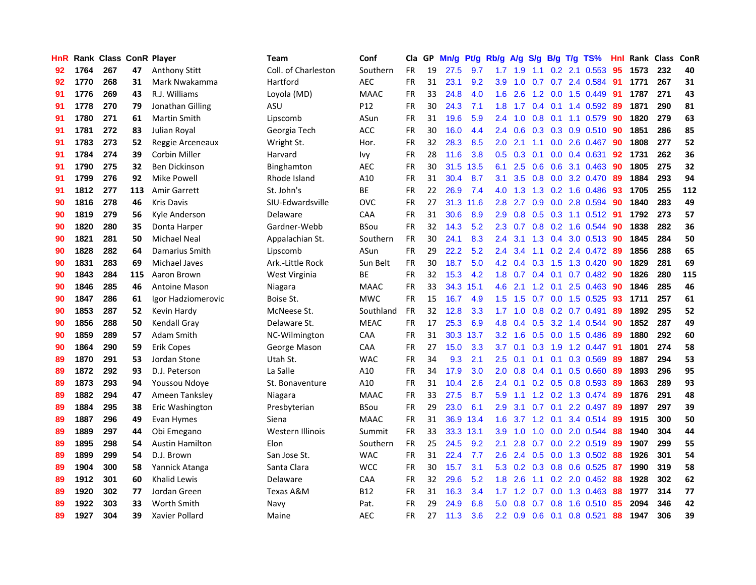| HnR | Rank | Class | ConR | Player | Team | Conf | Cla | GP | Mn/g | Pt/g | Rb/g | A/g | S/g | B/g | T/g | TS% | HnI | Rank | Class | ConR |
|---|---|---|---|---|---|---|---|---|---|---|---|---|---|---|---|---|---|---|---|---|
| 92 | 1764 | 267 | 47 | Anthony Stitt | Coll. of Charleston | Southern | FR | 19 | 27.5 | 9.7 | 1.7 | 1.9 | 1.1 | 0.2 | 2.1 | 0.553 | 95 | 1573 | 232 | 40 |
| 92 | 1770 | 268 | 31 | Mark Nwakamma | Hartford | AEC | FR | 31 | 23.1 | 9.2 | 3.9 | 1.0 | 0.7 | 0.7 | 2.4 | 0.584 | 91 | 1771 | 267 | 31 |
| 91 | 1776 | 269 | 43 | R.J. Williams | Loyola (MD) | MAAC | FR | 33 | 24.8 | 4.0 | 1.6 | 2.6 | 1.2 | 0.0 | 1.5 | 0.449 | 91 | 1787 | 271 | 43 |
| 91 | 1778 | 270 | 79 | Jonathan Gilling | ASU | P12 | FR | 30 | 24.3 | 7.1 | 1.8 | 1.7 | 0.4 | 0.1 | 1.4 | 0.592 | 89 | 1871 | 290 | 81 |
| 91 | 1780 | 271 | 61 | Martin Smith | Lipscomb | ASun | FR | 31 | 19.6 | 5.9 | 2.4 | 1.0 | 0.8 | 0.1 | 1.1 | 0.579 | 90 | 1820 | 279 | 63 |
| 91 | 1781 | 272 | 83 | Julian Royal | Georgia Tech | ACC | FR | 30 | 16.0 | 4.4 | 2.4 | 0.6 | 0.3 | 0.3 | 0.9 | 0.510 | 90 | 1851 | 286 | 85 |
| 91 | 1783 | 273 | 52 | Reggie Arceneaux | Wright St. | Hor. | FR | 32 | 28.3 | 8.5 | 2.0 | 2.1 | 1.1 | 0.0 | 2.6 | 0.467 | 90 | 1808 | 277 | 52 |
| 91 | 1784 | 274 | 39 | Corbin Miller | Harvard | Ivy | FR | 28 | 11.6 | 3.8 | 0.5 | 0.3 | 0.1 | 0.0 | 0.4 | 0.631 | 92 | 1731 | 262 | 36 |
| 91 | 1790 | 275 | 32 | Ben Dickinson | Binghamton | AEC | FR | 30 | 31.5 | 13.5 | 6.1 | 2.5 | 0.6 | 0.6 | 3.1 | 0.463 | 90 | 1805 | 275 | 32 |
| 91 | 1799 | 276 | 92 | Mike Powell | Rhode Island | A10 | FR | 31 | 30.4 | 8.7 | 3.1 | 3.5 | 0.8 | 0.0 | 3.2 | 0.470 | 89 | 1884 | 293 | 94 |
| 91 | 1812 | 277 | 113 | Amir Garrett | St. John's | BE | FR | 22 | 26.9 | 7.4 | 4.0 | 1.3 | 1.3 | 0.2 | 1.6 | 0.486 | 93 | 1705 | 255 | 112 |
| 90 | 1816 | 278 | 46 | Kris Davis | SIU-Edwardsville | OVC | FR | 27 | 31.3 | 11.6 | 2.8 | 2.7 | 0.9 | 0.0 | 2.8 | 0.594 | 90 | 1840 | 283 | 49 |
| 90 | 1819 | 279 | 56 | Kyle Anderson | Delaware | CAA | FR | 31 | 30.6 | 8.9 | 2.9 | 0.8 | 0.5 | 0.3 | 1.1 | 0.512 | 91 | 1792 | 273 | 57 |
| 90 | 1820 | 280 | 35 | Donta Harper | Gardner-Webb | BSou | FR | 32 | 14.3 | 5.2 | 2.3 | 0.7 | 0.8 | 0.2 | 1.6 | 0.544 | 90 | 1838 | 282 | 36 |
| 90 | 1821 | 281 | 50 | Michael Neal | Appalachian St. | Southern | FR | 30 | 24.1 | 8.3 | 2.4 | 3.1 | 1.3 | 0.4 | 3.0 | 0.513 | 90 | 1845 | 284 | 50 |
| 90 | 1828 | 282 | 64 | Damarius Smith | Lipscomb | ASun | FR | 29 | 22.2 | 5.2 | 2.4 | 3.4 | 1.1 | 0.2 | 2.4 | 0.472 | 89 | 1856 | 288 | 65 |
| 90 | 1831 | 283 | 69 | Michael Javes | Ark.-Little Rock | Sun Belt | FR | 30 | 18.7 | 5.0 | 4.2 | 0.4 | 0.3 | 1.5 | 1.3 | 0.420 | 90 | 1829 | 281 | 69 |
| 90 | 1843 | 284 | 115 | Aaron Brown | West Virginia | BE | FR | 32 | 15.3 | 4.2 | 1.8 | 0.7 | 0.4 | 0.1 | 0.7 | 0.482 | 90 | 1826 | 280 | 115 |
| 90 | 1846 | 285 | 46 | Antoine Mason | Niagara | MAAC | FR | 33 | 34.3 | 15.1 | 4.6 | 2.1 | 1.2 | 0.1 | 2.5 | 0.463 | 90 | 1846 | 285 | 46 |
| 90 | 1847 | 286 | 61 | Igor Hadziomerovic | Boise St. | MWC | FR | 15 | 16.7 | 4.9 | 1.5 | 1.5 | 0.7 | 0.0 | 1.5 | 0.525 | 93 | 1711 | 257 | 61 |
| 90 | 1853 | 287 | 52 | Kevin Hardy | McNeese St. | Southland | FR | 32 | 12.8 | 3.3 | 1.7 | 1.0 | 0.8 | 0.2 | 0.7 | 0.491 | 89 | 1892 | 295 | 52 |
| 90 | 1856 | 288 | 50 | Kendall Gray | Delaware St. | MEAC | FR | 17 | 25.3 | 6.9 | 4.8 | 0.4 | 0.5 | 3.2 | 1.4 | 0.544 | 90 | 1852 | 287 | 49 |
| 90 | 1859 | 289 | 57 | Adam Smith | NC-Wilmington | CAA | FR | 31 | 30.3 | 13.7 | 3.2 | 1.6 | 0.5 | 0.0 | 1.5 | 0.486 | 89 | 1880 | 292 | 60 |
| 90 | 1864 | 290 | 59 | Erik Copes | George Mason | CAA | FR | 27 | 15.0 | 3.3 | 3.7 | 0.1 | 0.3 | 1.9 | 1.2 | 0.447 | 91 | 1801 | 274 | 58 |
| 89 | 1870 | 291 | 53 | Jordan Stone | Utah St. | WAC | FR | 34 | 9.3 | 2.1 | 2.5 | 0.1 | 0.1 | 0.1 | 0.3 | 0.569 | 89 | 1887 | 294 | 53 |
| 89 | 1872 | 292 | 93 | D.J. Peterson | La Salle | A10 | FR | 34 | 17.9 | 3.0 | 2.0 | 0.8 | 0.4 | 0.1 | 0.5 | 0.660 | 89 | 1893 | 296 | 95 |
| 89 | 1873 | 293 | 94 | Youssou Ndoye | St. Bonaventure | A10 | FR | 31 | 10.4 | 2.6 | 2.4 | 0.1 | 0.2 | 0.5 | 0.8 | 0.593 | 89 | 1863 | 289 | 93 |
| 89 | 1882 | 294 | 47 | Ameen Tanksley | Niagara | MAAC | FR | 33 | 27.5 | 8.7 | 5.9 | 1.1 | 1.2 | 0.2 | 1.3 | 0.474 | 89 | 1876 | 291 | 48 |
| 89 | 1884 | 295 | 38 | Eric Washington | Presbyterian | BSou | FR | 29 | 23.0 | 6.1 | 2.9 | 3.1 | 0.7 | 0.1 | 2.2 | 0.497 | 89 | 1897 | 297 | 39 |
| 89 | 1887 | 296 | 49 | Evan Hymes | Siena | MAAC | FR | 31 | 36.9 | 13.4 | 1.6 | 3.7 | 1.2 | 0.1 | 3.4 | 0.514 | 89 | 1915 | 300 | 50 |
| 89 | 1889 | 297 | 44 | Obi Emegano | Western Illinois | Summit | FR | 33 | 33.3 | 13.1 | 3.9 | 1.0 | 1.0 | 0.0 | 2.0 | 0.544 | 88 | 1940 | 304 | 44 |
| 89 | 1895 | 298 | 54 | Austin Hamilton | Elon | Southern | FR | 25 | 24.5 | 9.2 | 2.1 | 2.8 | 0.7 | 0.0 | 2.2 | 0.519 | 89 | 1907 | 299 | 55 |
| 89 | 1899 | 299 | 54 | D.J. Brown | San Jose St. | WAC | FR | 31 | 22.4 | 7.7 | 2.6 | 2.4 | 0.5 | 0.0 | 1.3 | 0.502 | 88 | 1926 | 301 | 54 |
| 89 | 1904 | 300 | 58 | Yannick Atanga | Santa Clara | WCC | FR | 30 | 15.7 | 3.1 | 5.3 | 0.2 | 0.3 | 0.8 | 0.6 | 0.525 | 87 | 1990 | 319 | 58 |
| 89 | 1912 | 301 | 60 | Khalid Lewis | Delaware | CAA | FR | 32 | 29.6 | 5.2 | 1.8 | 2.6 | 1.1 | 0.2 | 2.0 | 0.452 | 88 | 1928 | 302 | 62 |
| 89 | 1920 | 302 | 77 | Jordan Green | Texas A&M | B12 | FR | 31 | 16.3 | 3.4 | 1.7 | 1.2 | 0.7 | 0.0 | 1.3 | 0.463 | 88 | 1977 | 314 | 77 |
| 89 | 1922 | 303 | 33 | Worth Smith | Navy | Pat. | FR | 29 | 24.9 | 6.8 | 5.0 | 0.8 | 0.7 | 0.8 | 1.6 | 0.510 | 85 | 2094 | 346 | 42 |
| 89 | 1927 | 304 | 39 | Xavier Pollard | Maine | AEC | FR | 27 | 11.3 | 3.6 | 2.2 | 0.9 | 0.6 | 0.1 | 0.8 | 0.521 | 88 | 1947 | 306 | 39 |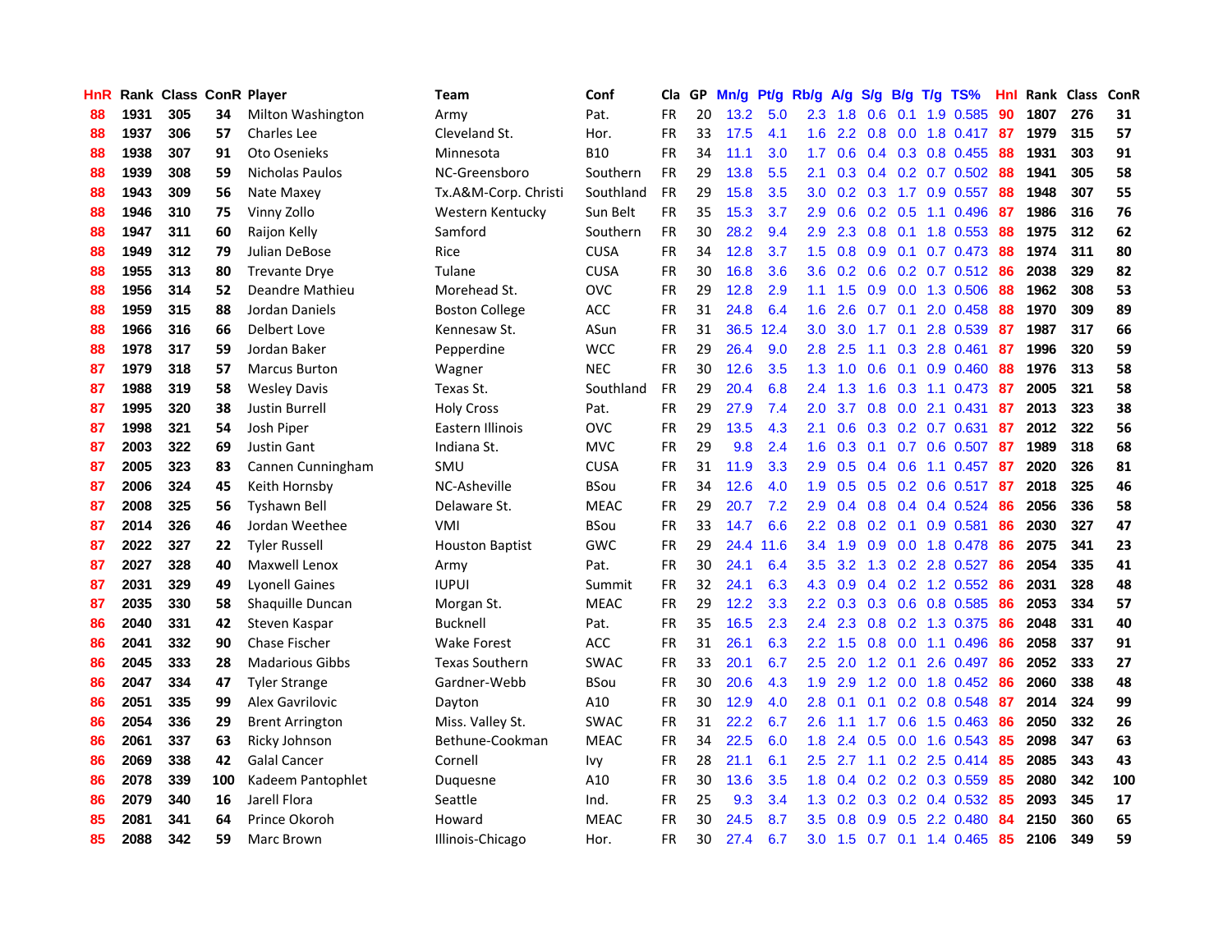| HnR | Rank | Class | ConR | Player | Team | Conf | Cla | GP | Mn/g | Pt/g | Rb/g | A/g | S/g | B/g | T/g | TS% | HnI | Rank | Class | ConR |
|---|---|---|---|---|---|---|---|---|---|---|---|---|---|---|---|---|---|---|---|---|
| 88 | 1931 | 305 | 34 | Milton Washington | Army | Pat. | FR | 20 | 13.2 | 5.0 | 2.3 | 1.8 | 0.6 | 0.1 | 1.9 | 0.585 | 90 | 1807 | 276 | 31 |
| 88 | 1937 | 306 | 57 | Charles Lee | Cleveland St. | Hor. | FR | 33 | 17.5 | 4.1 | 1.6 | 2.2 | 0.8 | 0.0 | 1.8 | 0.417 | 87 | 1979 | 315 | 57 |
| 88 | 1938 | 307 | 91 | Oto Osenieks | Minnesota | B10 | FR | 34 | 11.1 | 3.0 | 1.7 | 0.6 | 0.4 | 0.3 | 0.8 | 0.455 | 88 | 1931 | 303 | 91 |
| 88 | 1939 | 308 | 59 | Nicholas Paulos | NC-Greensboro | Southern | FR | 29 | 13.8 | 5.5 | 2.1 | 0.3 | 0.4 | 0.2 | 0.7 | 0.502 | 88 | 1941 | 305 | 58 |
| 88 | 1943 | 309 | 56 | Nate Maxey | Tx.A&M-Corp. Christi | Southland | FR | 29 | 15.8 | 3.5 | 3.0 | 0.2 | 0.3 | 1.7 | 0.9 | 0.557 | 88 | 1948 | 307 | 55 |
| 88 | 1946 | 310 | 75 | Vinny Zollo | Western Kentucky | Sun Belt | FR | 35 | 15.3 | 3.7 | 2.9 | 0.6 | 0.2 | 0.5 | 1.1 | 0.496 | 87 | 1986 | 316 | 76 |
| 88 | 1947 | 311 | 60 | Raijon Kelly | Samford | Southern | FR | 30 | 28.2 | 9.4 | 2.9 | 2.3 | 0.8 | 0.1 | 1.8 | 0.553 | 88 | 1975 | 312 | 62 |
| 88 | 1949 | 312 | 79 | Julian DeBose | Rice | CUSA | FR | 34 | 12.8 | 3.7 | 1.5 | 0.8 | 0.9 | 0.1 | 0.7 | 0.473 | 88 | 1974 | 311 | 80 |
| 88 | 1955 | 313 | 80 | Trevante Drye | Tulane | CUSA | FR | 30 | 16.8 | 3.6 | 3.6 | 0.2 | 0.6 | 0.2 | 0.7 | 0.512 | 86 | 2038 | 329 | 82 |
| 88 | 1956 | 314 | 52 | Deandre Mathieu | Morehead St. | OVC | FR | 29 | 12.8 | 2.9 | 1.1 | 1.5 | 0.9 | 0.0 | 1.3 | 0.506 | 88 | 1962 | 308 | 53 |
| 88 | 1959 | 315 | 88 | Jordan Daniels | Boston College | ACC | FR | 31 | 24.8 | 6.4 | 1.6 | 2.6 | 0.7 | 0.1 | 2.0 | 0.458 | 88 | 1970 | 309 | 89 |
| 88 | 1966 | 316 | 66 | Delbert Love | Kennesaw St. | ASun | FR | 31 | 36.5 | 12.4 | 3.0 | 3.0 | 1.7 | 0.1 | 2.8 | 0.539 | 87 | 1987 | 317 | 66 |
| 88 | 1978 | 317 | 59 | Jordan Baker | Pepperdine | WCC | FR | 29 | 26.4 | 9.0 | 2.8 | 2.5 | 1.1 | 0.3 | 2.8 | 0.461 | 87 | 1996 | 320 | 59 |
| 87 | 1979 | 318 | 57 | Marcus Burton | Wagner | NEC | FR | 30 | 12.6 | 3.5 | 1.3 | 1.0 | 0.6 | 0.1 | 0.9 | 0.460 | 88 | 1976 | 313 | 58 |
| 87 | 1988 | 319 | 58 | Wesley Davis | Texas St. | Southland | FR | 29 | 20.4 | 6.8 | 2.4 | 1.3 | 1.6 | 0.3 | 1.1 | 0.473 | 87 | 2005 | 321 | 58 |
| 87 | 1995 | 320 | 38 | Justin Burrell | Holy Cross | Pat. | FR | 29 | 27.9 | 7.4 | 2.0 | 3.7 | 0.8 | 0.0 | 2.1 | 0.431 | 87 | 2013 | 323 | 38 |
| 87 | 1998 | 321 | 54 | Josh Piper | Eastern Illinois | OVC | FR | 29 | 13.5 | 4.3 | 2.1 | 0.6 | 0.3 | 0.2 | 0.7 | 0.631 | 87 | 2012 | 322 | 56 |
| 87 | 2003 | 322 | 69 | Justin Gant | Indiana St. | MVC | FR | 29 | 9.8 | 2.4 | 1.6 | 0.3 | 0.1 | 0.7 | 0.6 | 0.507 | 87 | 1989 | 318 | 68 |
| 87 | 2005 | 323 | 83 | Cannen Cunningham | SMU | CUSA | FR | 31 | 11.9 | 3.3 | 2.9 | 0.5 | 0.4 | 0.6 | 1.1 | 0.457 | 87 | 2020 | 326 | 81 |
| 87 | 2006 | 324 | 45 | Keith Hornsby | NC-Asheville | BSou | FR | 34 | 12.6 | 4.0 | 1.9 | 0.5 | 0.5 | 0.2 | 0.6 | 0.517 | 87 | 2018 | 325 | 46 |
| 87 | 2008 | 325 | 56 | Tyshawn Bell | Delaware St. | MEAC | FR | 29 | 20.7 | 7.2 | 2.9 | 0.4 | 0.8 | 0.4 | 0.4 | 0.524 | 86 | 2056 | 336 | 58 |
| 87 | 2014 | 326 | 46 | Jordan Weethee | VMI | BSou | FR | 33 | 14.7 | 6.6 | 2.2 | 0.8 | 0.2 | 0.1 | 0.9 | 0.581 | 86 | 2030 | 327 | 47 |
| 87 | 2022 | 327 | 22 | Tyler Russell | Houston Baptist | GWC | FR | 29 | 24.4 | 11.6 | 3.4 | 1.9 | 0.9 | 0.0 | 1.8 | 0.478 | 86 | 2075 | 341 | 23 |
| 87 | 2027 | 328 | 40 | Maxwell Lenox | Army | Pat. | FR | 30 | 24.1 | 6.4 | 3.5 | 3.2 | 1.3 | 0.2 | 2.8 | 0.527 | 86 | 2054 | 335 | 41 |
| 87 | 2031 | 329 | 49 | Lyonell Gaines | IUPUI | Summit | FR | 32 | 24.1 | 6.3 | 4.3 | 0.9 | 0.4 | 0.2 | 1.2 | 0.552 | 86 | 2031 | 328 | 48 |
| 87 | 2035 | 330 | 58 | Shaquille Duncan | Morgan St. | MEAC | FR | 29 | 12.2 | 3.3 | 2.2 | 0.3 | 0.3 | 0.6 | 0.8 | 0.585 | 86 | 2053 | 334 | 57 |
| 86 | 2040 | 331 | 42 | Steven Kaspar | Bucknell | Pat. | FR | 35 | 16.5 | 2.3 | 2.4 | 2.3 | 0.8 | 0.2 | 1.3 | 0.375 | 86 | 2048 | 331 | 40 |
| 86 | 2041 | 332 | 90 | Chase Fischer | Wake Forest | ACC | FR | 31 | 26.1 | 6.3 | 2.2 | 1.5 | 0.8 | 0.0 | 1.1 | 0.496 | 86 | 2058 | 337 | 91 |
| 86 | 2045 | 333 | 28 | Madarious Gibbs | Texas Southern | SWAC | FR | 33 | 20.1 | 6.7 | 2.5 | 2.0 | 1.2 | 0.1 | 2.6 | 0.497 | 86 | 2052 | 333 | 27 |
| 86 | 2047 | 334 | 47 | Tyler Strange | Gardner-Webb | BSou | FR | 30 | 20.6 | 4.3 | 1.9 | 2.9 | 1.2 | 0.0 | 1.8 | 0.452 | 86 | 2060 | 338 | 48 |
| 86 | 2051 | 335 | 99 | Alex Gavrilovic | Dayton | A10 | FR | 30 | 12.9 | 4.0 | 2.8 | 0.1 | 0.1 | 0.2 | 0.8 | 0.548 | 87 | 2014 | 324 | 99 |
| 86 | 2054 | 336 | 29 | Brent Arrington | Miss. Valley St. | SWAC | FR | 31 | 22.2 | 6.7 | 2.6 | 1.1 | 1.7 | 0.6 | 1.5 | 0.463 | 86 | 2050 | 332 | 26 |
| 86 | 2061 | 337 | 63 | Ricky Johnson | Bethune-Cookman | MEAC | FR | 34 | 22.5 | 6.0 | 1.8 | 2.4 | 0.5 | 0.0 | 1.6 | 0.543 | 85 | 2098 | 347 | 63 |
| 86 | 2069 | 338 | 42 | Galal Cancer | Cornell | Ivy | FR | 28 | 21.1 | 6.1 | 2.5 | 2.7 | 1.1 | 0.2 | 2.5 | 0.414 | 85 | 2085 | 343 | 43 |
| 86 | 2078 | 339 | 100 | Kadeem Pantophlet | Duquesne | A10 | FR | 30 | 13.6 | 3.5 | 1.8 | 0.4 | 0.2 | 0.2 | 0.3 | 0.559 | 85 | 2080 | 342 | 100 |
| 86 | 2079 | 340 | 16 | Jarell Flora | Seattle | Ind. | FR | 25 | 9.3 | 3.4 | 1.3 | 0.2 | 0.3 | 0.2 | 0.4 | 0.532 | 85 | 2093 | 345 | 17 |
| 85 | 2081 | 341 | 64 | Prince Okoroh | Howard | MEAC | FR | 30 | 24.5 | 8.7 | 3.5 | 0.8 | 0.9 | 0.5 | 2.2 | 0.480 | 84 | 2150 | 360 | 65 |
| 85 | 2088 | 342 | 59 | Marc Brown | Illinois-Chicago | Hor. | FR | 30 | 27.4 | 6.7 | 3.0 | 1.5 | 0.7 | 0.1 | 1.4 | 0.465 | 85 | 2106 | 349 | 59 |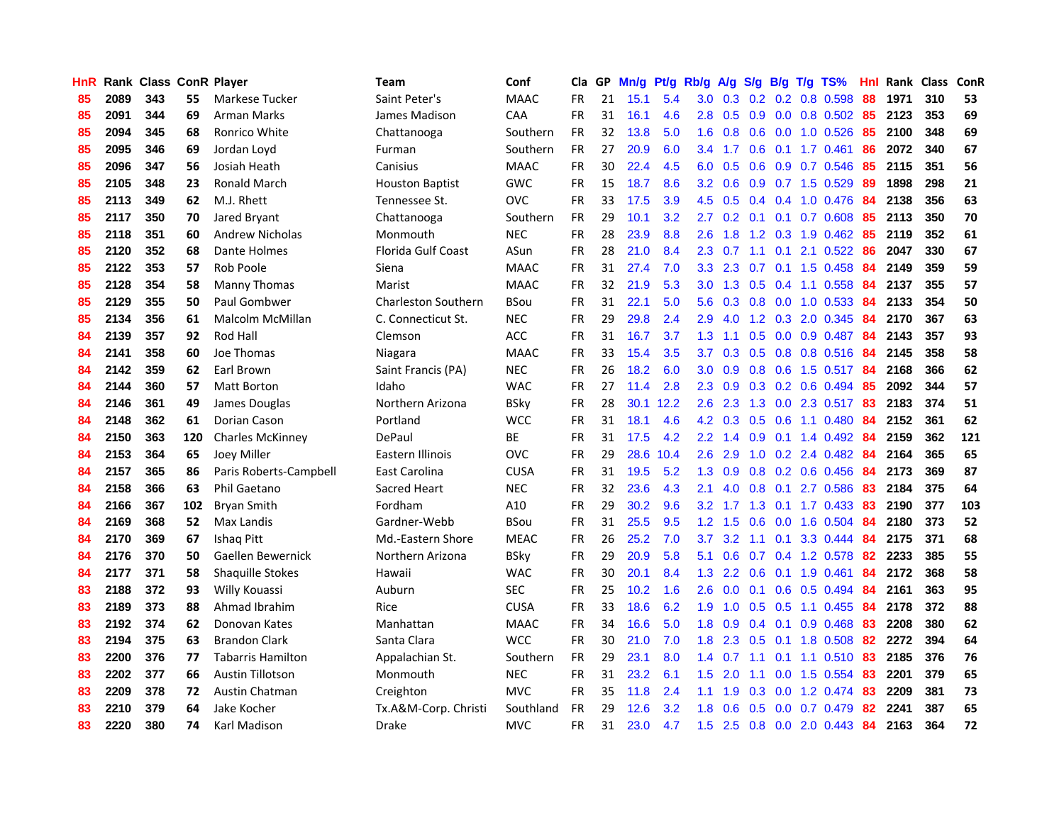| HnR | Rank | Class | ConR | Player | Team | Conf | Cla | GP | Mn/g | Pt/g | Rb/g | A/g | S/g | B/g | T/g | TS% | HnI | Rank | Class | ConR |
|---|---|---|---|---|---|---|---|---|---|---|---|---|---|---|---|---|---|---|---|---|
| 85 | 2089 | 343 | 55 | Markese Tucker | Saint Peter's | MAAC | FR | 21 | 15.1 | 5.4 | 3.0 | 0.3 | 0.2 | 0.2 | 0.8 | 0.598 | 88 | 1971 | 310 | 53 |
| 85 | 2091 | 344 | 69 | Arman Marks | James Madison | CAA | FR | 31 | 16.1 | 4.6 | 2.8 | 0.5 | 0.9 | 0.0 | 0.8 | 0.502 | 85 | 2123 | 353 | 69 |
| 85 | 2094 | 345 | 68 | Ronrico White | Chattanooga | Southern | FR | 32 | 13.8 | 5.0 | 1.6 | 0.8 | 0.6 | 0.0 | 1.0 | 0.526 | 85 | 2100 | 348 | 69 |
| 85 | 2095 | 346 | 69 | Jordan Loyd | Furman | Southern | FR | 27 | 20.9 | 6.0 | 3.4 | 1.7 | 0.6 | 0.1 | 1.7 | 0.461 | 86 | 2072 | 340 | 67 |
| 85 | 2096 | 347 | 56 | Josiah Heath | Canisius | MAAC | FR | 30 | 22.4 | 4.5 | 6.0 | 0.5 | 0.6 | 0.9 | 0.7 | 0.546 | 85 | 2115 | 351 | 56 |
| 85 | 2105 | 348 | 23 | Ronald March | Houston Baptist | GWC | FR | 15 | 18.7 | 8.6 | 3.2 | 0.6 | 0.9 | 0.7 | 1.5 | 0.529 | 89 | 1898 | 298 | 21 |
| 85 | 2113 | 349 | 62 | M.J. Rhett | Tennessee St. | OVC | FR | 33 | 17.5 | 3.9 | 4.5 | 0.5 | 0.4 | 0.4 | 1.0 | 0.476 | 84 | 2138 | 356 | 63 |
| 85 | 2117 | 350 | 70 | Jared Bryant | Chattanooga | Southern | FR | 29 | 10.1 | 3.2 | 2.7 | 0.2 | 0.1 | 0.1 | 0.7 | 0.608 | 85 | 2113 | 350 | 70 |
| 85 | 2118 | 351 | 60 | Andrew Nicholas | Monmouth | NEC | FR | 28 | 23.9 | 8.8 | 2.6 | 1.8 | 1.2 | 0.3 | 1.9 | 0.462 | 85 | 2119 | 352 | 61 |
| 85 | 2120 | 352 | 68 | Dante Holmes | Florida Gulf Coast | ASun | FR | 28 | 21.0 | 8.4 | 2.3 | 0.7 | 1.1 | 0.1 | 2.1 | 0.522 | 86 | 2047 | 330 | 67 |
| 85 | 2122 | 353 | 57 | Rob Poole | Siena | MAAC | FR | 31 | 27.4 | 7.0 | 3.3 | 2.3 | 0.7 | 0.1 | 1.5 | 0.458 | 84 | 2149 | 359 | 59 |
| 85 | 2128 | 354 | 58 | Manny Thomas | Marist | MAAC | FR | 32 | 21.9 | 5.3 | 3.0 | 1.3 | 0.5 | 0.4 | 1.1 | 0.558 | 84 | 2137 | 355 | 57 |
| 85 | 2129 | 355 | 50 | Paul Gombwer | Charleston Southern | BSou | FR | 31 | 22.1 | 5.0 | 5.6 | 0.3 | 0.8 | 0.0 | 1.0 | 0.533 | 84 | 2133 | 354 | 50 |
| 85 | 2134 | 356 | 61 | Malcolm McMillan | C. Connecticut St. | NEC | FR | 29 | 29.8 | 2.4 | 2.9 | 4.0 | 1.2 | 0.3 | 2.0 | 0.345 | 84 | 2170 | 367 | 63 |
| 84 | 2139 | 357 | 92 | Rod Hall | Clemson | ACC | FR | 31 | 16.7 | 3.7 | 1.3 | 1.1 | 0.5 | 0.0 | 0.9 | 0.487 | 84 | 2143 | 357 | 93 |
| 84 | 2141 | 358 | 60 | Joe Thomas | Niagara | MAAC | FR | 33 | 15.4 | 3.5 | 3.7 | 0.3 | 0.5 | 0.8 | 0.8 | 0.516 | 84 | 2145 | 358 | 58 |
| 84 | 2142 | 359 | 62 | Earl Brown | Saint Francis (PA) | NEC | FR | 26 | 18.2 | 6.0 | 3.0 | 0.9 | 0.8 | 0.6 | 1.5 | 0.517 | 84 | 2168 | 366 | 62 |
| 84 | 2144 | 360 | 57 | Matt Borton | Idaho | WAC | FR | 27 | 11.4 | 2.8 | 2.3 | 0.9 | 0.3 | 0.2 | 0.6 | 0.494 | 85 | 2092 | 344 | 57 |
| 84 | 2146 | 361 | 49 | James Douglas | Northern Arizona | BSky | FR | 28 | 30.1 | 12.2 | 2.6 | 2.3 | 1.3 | 0.0 | 2.3 | 0.517 | 83 | 2183 | 374 | 51 |
| 84 | 2148 | 362 | 61 | Dorian Cason | Portland | WCC | FR | 31 | 18.1 | 4.6 | 4.2 | 0.3 | 0.5 | 0.6 | 1.1 | 0.480 | 84 | 2152 | 361 | 62 |
| 84 | 2150 | 363 | 120 | Charles McKinney | DePaul | BE | FR | 31 | 17.5 | 4.2 | 2.2 | 1.4 | 0.9 | 0.1 | 1.4 | 0.492 | 84 | 2159 | 362 | 121 |
| 84 | 2153 | 364 | 65 | Joey Miller | Eastern Illinois | OVC | FR | 29 | 28.6 | 10.4 | 2.6 | 2.9 | 1.0 | 0.2 | 2.4 | 0.482 | 84 | 2164 | 365 | 65 |
| 84 | 2157 | 365 | 86 | Paris Roberts-Campbell | East Carolina | CUSA | FR | 31 | 19.5 | 5.2 | 1.3 | 0.9 | 0.8 | 0.2 | 0.6 | 0.456 | 84 | 2173 | 369 | 87 |
| 84 | 2158 | 366 | 63 | Phil Gaetano | Sacred Heart | NEC | FR | 32 | 23.6 | 4.3 | 2.1 | 4.0 | 0.8 | 0.1 | 2.7 | 0.586 | 83 | 2184 | 375 | 64 |
| 84 | 2166 | 367 | 102 | Bryan Smith | Fordham | A10 | FR | 29 | 30.2 | 9.6 | 3.2 | 1.7 | 1.3 | 0.1 | 1.7 | 0.433 | 83 | 2190 | 377 | 103 |
| 84 | 2169 | 368 | 52 | Max Landis | Gardner-Webb | BSou | FR | 31 | 25.5 | 9.5 | 1.2 | 1.5 | 0.6 | 0.0 | 1.6 | 0.504 | 84 | 2180 | 373 | 52 |
| 84 | 2170 | 369 | 67 | Ishaq Pitt | Md.-Eastern Shore | MEAC | FR | 26 | 25.2 | 7.0 | 3.7 | 3.2 | 1.1 | 0.1 | 3.3 | 0.444 | 84 | 2175 | 371 | 68 |
| 84 | 2176 | 370 | 50 | Gaellen Bewernick | Northern Arizona | BSky | FR | 29 | 20.9 | 5.8 | 5.1 | 0.6 | 0.7 | 0.4 | 1.2 | 0.578 | 82 | 2233 | 385 | 55 |
| 84 | 2177 | 371 | 58 | Shaquille Stokes | Hawaii | WAC | FR | 30 | 20.1 | 8.4 | 1.3 | 2.2 | 0.6 | 0.1 | 1.9 | 0.461 | 84 | 2172 | 368 | 58 |
| 83 | 2188 | 372 | 93 | Willy Kouassi | Auburn | SEC | FR | 25 | 10.2 | 1.6 | 2.6 | 0.0 | 0.1 | 0.6 | 0.5 | 0.494 | 84 | 2161 | 363 | 95 |
| 83 | 2189 | 373 | 88 | Ahmad Ibrahim | Rice | CUSA | FR | 33 | 18.6 | 6.2 | 1.9 | 1.0 | 0.5 | 0.5 | 1.1 | 0.455 | 84 | 2178 | 372 | 88 |
| 83 | 2192 | 374 | 62 | Donovan Kates | Manhattan | MAAC | FR | 34 | 16.6 | 5.0 | 1.8 | 0.9 | 0.4 | 0.1 | 0.9 | 0.468 | 83 | 2208 | 380 | 62 |
| 83 | 2194 | 375 | 63 | Brandon Clark | Santa Clara | WCC | FR | 30 | 21.0 | 7.0 | 1.8 | 2.3 | 0.5 | 0.1 | 1.8 | 0.508 | 82 | 2272 | 394 | 64 |
| 83 | 2200 | 376 | 77 | Tabarris Hamilton | Appalachian St. | Southern | FR | 29 | 23.1 | 8.0 | 1.4 | 0.7 | 1.1 | 0.1 | 1.1 | 0.510 | 83 | 2185 | 376 | 76 |
| 83 | 2202 | 377 | 66 | Austin Tillotson | Monmouth | NEC | FR | 31 | 23.2 | 6.1 | 1.5 | 2.0 | 1.1 | 0.0 | 1.5 | 0.554 | 83 | 2201 | 379 | 65 |
| 83 | 2209 | 378 | 72 | Austin Chatman | Creighton | MVC | FR | 35 | 11.8 | 2.4 | 1.1 | 1.9 | 0.3 | 0.0 | 1.2 | 0.474 | 83 | 2209 | 381 | 73 |
| 83 | 2210 | 379 | 64 | Jake Kocher | Tx.A&M-Corp. Christi | Southland | FR | 29 | 12.6 | 3.2 | 1.8 | 0.6 | 0.5 | 0.0 | 0.7 | 0.479 | 82 | 2241 | 387 | 65 |
| 83 | 2220 | 380 | 74 | Karl Madison | Drake | MVC | FR | 31 | 23.0 | 4.7 | 1.5 | 2.5 | 0.8 | 0.0 | 2.0 | 0.443 | 84 | 2163 | 364 | 72 |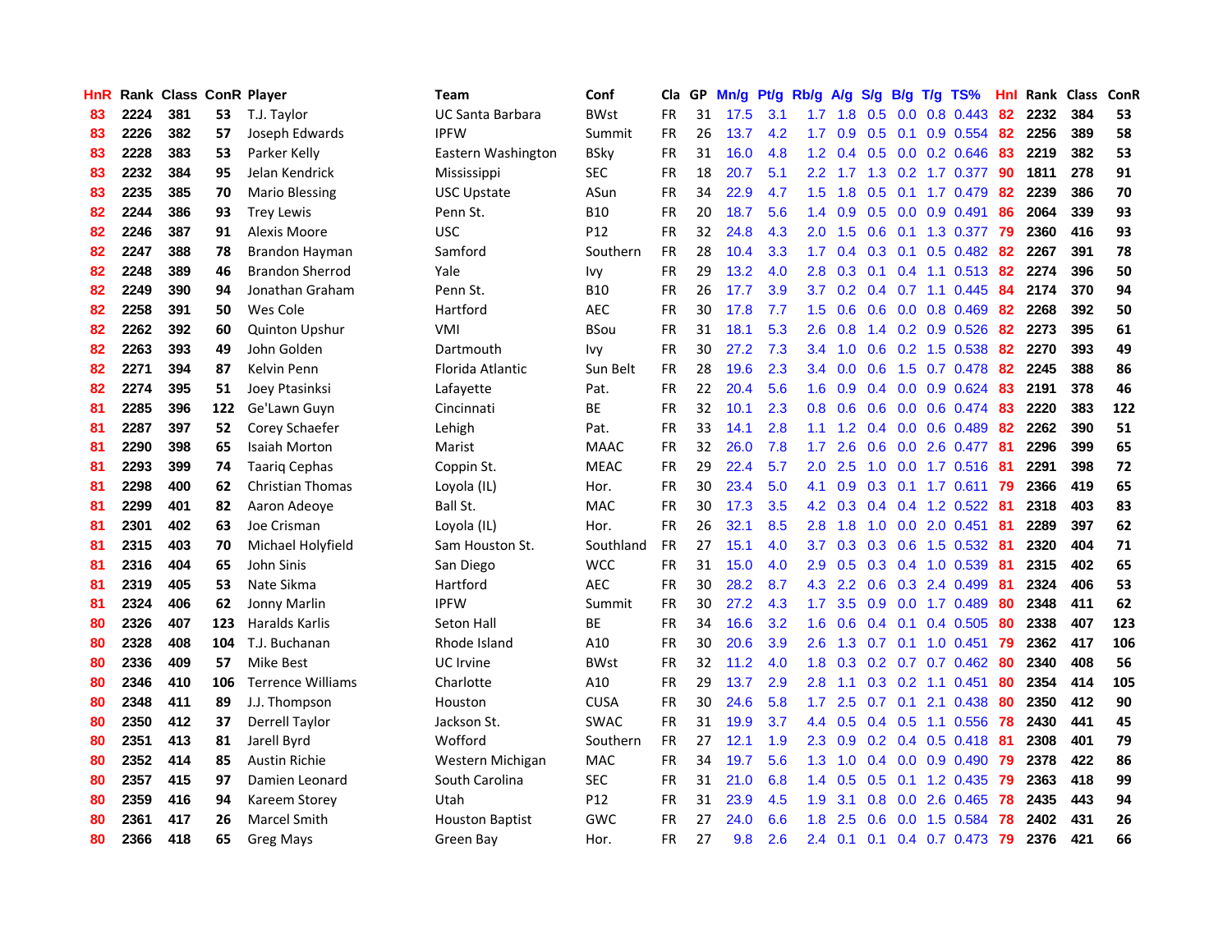| HnR | Rank | Class | ConR | Player | Team | Conf | Cla | GP | Mn/g | Pt/g | Rb/g | A/g | S/g | B/g | T/g | TS% | HnI | Rank | Class | ConR |
|---|---|---|---|---|---|---|---|---|---|---|---|---|---|---|---|---|---|---|---|---|
| 83 | 2224 | 381 | 53 | T.J. Taylor | UC Santa Barbara | BWst | FR | 31 | 17.5 | 3.1 | 1.7 | 1.8 | 0.5 | 0.0 | 0.8 | 0.443 | 82 | 2232 | 384 | 53 |
| 83 | 2226 | 382 | 57 | Joseph Edwards | IPFW | Summit | FR | 26 | 13.7 | 4.2 | 1.7 | 0.9 | 0.5 | 0.1 | 0.9 | 0.554 | 82 | 2256 | 389 | 58 |
| 83 | 2228 | 383 | 53 | Parker Kelly | Eastern Washington | BSky | FR | 31 | 16.0 | 4.8 | 1.2 | 0.4 | 0.5 | 0.0 | 0.2 | 0.646 | 83 | 2219 | 382 | 53 |
| 83 | 2232 | 384 | 95 | Jelan Kendrick | Mississippi | SEC | FR | 18 | 20.7 | 5.1 | 2.2 | 1.7 | 1.3 | 0.2 | 1.7 | 0.377 | 90 | 1811 | 278 | 91 |
| 83 | 2235 | 385 | 70 | Mario Blessing | USC Upstate | ASun | FR | 34 | 22.9 | 4.7 | 1.5 | 1.8 | 0.5 | 0.1 | 1.7 | 0.479 | 82 | 2239 | 386 | 70 |
| 82 | 2244 | 386 | 93 | Trey Lewis | Penn St. | B10 | FR | 20 | 18.7 | 5.6 | 1.4 | 0.9 | 0.5 | 0.0 | 0.9 | 0.491 | 86 | 2064 | 339 | 93 |
| 82 | 2246 | 387 | 91 | Alexis Moore | USC | P12 | FR | 32 | 24.8 | 4.3 | 2.0 | 1.5 | 0.6 | 0.1 | 1.3 | 0.377 | 79 | 2360 | 416 | 93 |
| 82 | 2247 | 388 | 78 | Brandon Hayman | Samford | Southern | FR | 28 | 10.4 | 3.3 | 1.7 | 0.4 | 0.3 | 0.1 | 0.5 | 0.482 | 82 | 2267 | 391 | 78 |
| 82 | 2248 | 389 | 46 | Brandon Sherrod | Yale | Ivy | FR | 29 | 13.2 | 4.0 | 2.8 | 0.3 | 0.1 | 0.4 | 1.1 | 0.513 | 82 | 2274 | 396 | 50 |
| 82 | 2249 | 390 | 94 | Jonathan Graham | Penn St. | B10 | FR | 26 | 17.7 | 3.9 | 3.7 | 0.2 | 0.4 | 0.7 | 1.1 | 0.445 | 84 | 2174 | 370 | 94 |
| 82 | 2258 | 391 | 50 | Wes Cole | Hartford | AEC | FR | 30 | 17.8 | 7.7 | 1.5 | 0.6 | 0.6 | 0.0 | 0.8 | 0.469 | 82 | 2268 | 392 | 50 |
| 82 | 2262 | 392 | 60 | Quinton Upshur | VMI | BSou | FR | 31 | 18.1 | 5.3 | 2.6 | 0.8 | 1.4 | 0.2 | 0.9 | 0.526 | 82 | 2273 | 395 | 61 |
| 82 | 2263 | 393 | 49 | John Golden | Dartmouth | Ivy | FR | 30 | 27.2 | 7.3 | 3.4 | 1.0 | 0.6 | 0.2 | 1.5 | 0.538 | 82 | 2270 | 393 | 49 |
| 82 | 2271 | 394 | 87 | Kelvin Penn | Florida Atlantic | Sun Belt | FR | 28 | 19.6 | 2.3 | 3.4 | 0.0 | 0.6 | 1.5 | 0.7 | 0.478 | 82 | 2245 | 388 | 86 |
| 82 | 2274 | 395 | 51 | Joey Ptasinksi | Lafayette | Pat. | FR | 22 | 20.4 | 5.6 | 1.6 | 0.9 | 0.4 | 0.0 | 0.9 | 0.624 | 83 | 2191 | 378 | 46 |
| 81 | 2285 | 396 | 122 | Ge'Lawn Guyn | Cincinnati | BE | FR | 32 | 10.1 | 2.3 | 0.8 | 0.6 | 0.6 | 0.0 | 0.6 | 0.474 | 83 | 2220 | 383 | 122 |
| 81 | 2287 | 397 | 52 | Corey Schaefer | Lehigh | Pat. | FR | 33 | 14.1 | 2.8 | 1.1 | 1.2 | 0.4 | 0.0 | 0.6 | 0.489 | 82 | 2262 | 390 | 51 |
| 81 | 2290 | 398 | 65 | Isaiah Morton | Marist | MAAC | FR | 32 | 26.0 | 7.8 | 1.7 | 2.6 | 0.6 | 0.0 | 2.6 | 0.477 | 81 | 2296 | 399 | 65 |
| 81 | 2293 | 399 | 74 | Taariq Cephas | Coppin St. | MEAC | FR | 29 | 22.4 | 5.7 | 2.0 | 2.5 | 1.0 | 0.0 | 1.7 | 0.516 | 81 | 2291 | 398 | 72 |
| 81 | 2298 | 400 | 62 | Christian Thomas | Loyola (IL) | Hor. | FR | 30 | 23.4 | 5.0 | 4.1 | 0.9 | 0.3 | 0.1 | 1.7 | 0.611 | 79 | 2366 | 419 | 65 |
| 81 | 2299 | 401 | 82 | Aaron Adeoye | Ball St. | MAC | FR | 30 | 17.3 | 3.5 | 4.2 | 0.3 | 0.4 | 0.4 | 1.2 | 0.522 | 81 | 2318 | 403 | 83 |
| 81 | 2301 | 402 | 63 | Joe Crisman | Loyola (IL) | Hor. | FR | 26 | 32.1 | 8.5 | 2.8 | 1.8 | 1.0 | 0.0 | 2.0 | 0.451 | 81 | 2289 | 397 | 62 |
| 81 | 2315 | 403 | 70 | Michael Holyfield | Sam Houston St. | Southland | FR | 27 | 15.1 | 4.0 | 3.7 | 0.3 | 0.3 | 0.6 | 1.5 | 0.532 | 81 | 2320 | 404 | 71 |
| 81 | 2316 | 404 | 65 | John Sinis | San Diego | WCC | FR | 31 | 15.0 | 4.0 | 2.9 | 0.5 | 0.3 | 0.4 | 1.0 | 0.539 | 81 | 2315 | 402 | 65 |
| 81 | 2319 | 405 | 53 | Nate Sikma | Hartford | AEC | FR | 30 | 28.2 | 8.7 | 4.3 | 2.2 | 0.6 | 0.3 | 2.4 | 0.499 | 81 | 2324 | 406 | 53 |
| 81 | 2324 | 406 | 62 | Jonny Marlin | IPFW | Summit | FR | 30 | 27.2 | 4.3 | 1.7 | 3.5 | 0.9 | 0.0 | 1.7 | 0.489 | 80 | 2348 | 411 | 62 |
| 80 | 2326 | 407 | 123 | Haralds Karlis | Seton Hall | BE | FR | 34 | 16.6 | 3.2 | 1.6 | 0.6 | 0.4 | 0.1 | 0.4 | 0.505 | 80 | 2338 | 407 | 123 |
| 80 | 2328 | 408 | 104 | T.J. Buchanan | Rhode Island | A10 | FR | 30 | 20.6 | 3.9 | 2.6 | 1.3 | 0.7 | 0.1 | 1.0 | 0.451 | 79 | 2362 | 417 | 106 |
| 80 | 2336 | 409 | 57 | Mike Best | UC Irvine | BWst | FR | 32 | 11.2 | 4.0 | 1.8 | 0.3 | 0.2 | 0.7 | 0.7 | 0.462 | 80 | 2340 | 408 | 56 |
| 80 | 2346 | 410 | 106 | Terrence Williams | Charlotte | A10 | FR | 29 | 13.7 | 2.9 | 2.8 | 1.1 | 0.3 | 0.2 | 1.1 | 0.451 | 80 | 2354 | 414 | 105 |
| 80 | 2348 | 411 | 89 | J.J. Thompson | Houston | CUSA | FR | 30 | 24.6 | 5.8 | 1.7 | 2.5 | 0.7 | 0.1 | 2.1 | 0.438 | 80 | 2350 | 412 | 90 |
| 80 | 2350 | 412 | 37 | Derrell Taylor | Jackson St. | SWAC | FR | 31 | 19.9 | 3.7 | 4.4 | 0.5 | 0.4 | 0.5 | 1.1 | 0.556 | 78 | 2430 | 441 | 45 |
| 80 | 2351 | 413 | 81 | Jarell Byrd | Wofford | Southern | FR | 27 | 12.1 | 1.9 | 2.3 | 0.9 | 0.2 | 0.4 | 0.5 | 0.418 | 81 | 2308 | 401 | 79 |
| 80 | 2352 | 414 | 85 | Austin Richie | Western Michigan | MAC | FR | 34 | 19.7 | 5.6 | 1.3 | 1.0 | 0.4 | 0.0 | 0.9 | 0.490 | 79 | 2378 | 422 | 86 |
| 80 | 2357 | 415 | 97 | Damien Leonard | South Carolina | SEC | FR | 31 | 21.0 | 6.8 | 1.4 | 0.5 | 0.5 | 0.1 | 1.2 | 0.435 | 79 | 2363 | 418 | 99 |
| 80 | 2359 | 416 | 94 | Kareem Storey | Utah | P12 | FR | 31 | 23.9 | 4.5 | 1.9 | 3.1 | 0.8 | 0.0 | 2.6 | 0.465 | 78 | 2435 | 443 | 94 |
| 80 | 2361 | 417 | 26 | Marcel Smith | Houston Baptist | GWC | FR | 27 | 24.0 | 6.6 | 1.8 | 2.5 | 0.6 | 0.0 | 1.5 | 0.584 | 78 | 2402 | 431 | 26 |
| 80 | 2366 | 418 | 65 | Greg Mays | Green Bay | Hor. | FR | 27 | 9.8 | 2.6 | 2.4 | 0.1 | 0.1 | 0.4 | 0.7 | 0.473 | 79 | 2376 | 421 | 66 |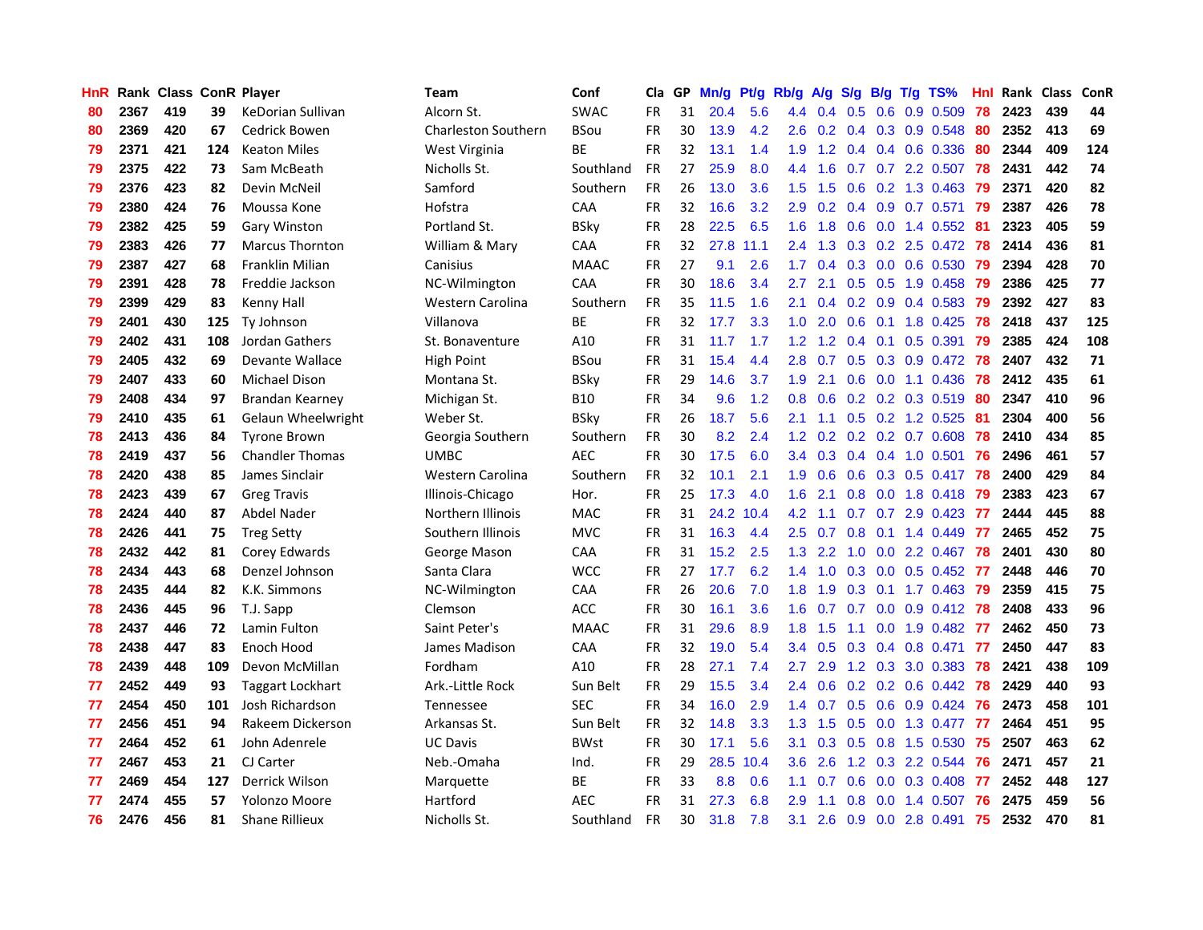| HnR | Rank | Class | ConR | Player | Team | Conf | Cla | GP | Mn/g | Pt/g | Rb/g | A/g | S/g | B/g | T/g | TS% | HnI | Rank | Class | ConR |
|---|---|---|---|---|---|---|---|---|---|---|---|---|---|---|---|---|---|---|---|---|
| 80 | 2367 | 419 | 39 | KeDorian Sullivan | Alcorn St. | SWAC | FR | 31 | 20.4 | 5.6 | 4.4 | 0.4 | 0.5 | 0.6 | 0.9 | 0.509 | 78 | 2423 | 439 | 44 |
| 80 | 2369 | 420 | 67 | Cedrick Bowen | Charleston Southern | BSou | FR | 30 | 13.9 | 4.2 | 2.6 | 0.2 | 0.4 | 0.3 | 0.9 | 0.548 | 80 | 2352 | 413 | 69 |
| 79 | 2371 | 421 | 124 | Keaton Miles | West Virginia | BE | FR | 32 | 13.1 | 1.4 | 1.9 | 1.2 | 0.4 | 0.4 | 0.6 | 0.336 | 80 | 2344 | 409 | 124 |
| 79 | 2375 | 422 | 73 | Sam McBeath | Nicholls St. | Southland | FR | 27 | 25.9 | 8.0 | 4.4 | 1.6 | 0.7 | 0.7 | 2.2 | 0.507 | 78 | 2431 | 442 | 74 |
| 79 | 2376 | 423 | 82 | Devin McNeil | Samford | Southern | FR | 26 | 13.0 | 3.6 | 1.5 | 1.5 | 0.6 | 0.2 | 1.3 | 0.463 | 79 | 2371 | 420 | 82 |
| 79 | 2380 | 424 | 76 | Moussa Kone | Hofstra | CAA | FR | 32 | 16.6 | 3.2 | 2.9 | 0.2 | 0.4 | 0.9 | 0.7 | 0.571 | 79 | 2387 | 426 | 78 |
| 79 | 2382 | 425 | 59 | Gary Winston | Portland St. | BSky | FR | 28 | 22.5 | 6.5 | 1.6 | 1.8 | 0.6 | 0.0 | 1.4 | 0.552 | 81 | 2323 | 405 | 59 |
| 79 | 2383 | 426 | 77 | Marcus Thornton | William & Mary | CAA | FR | 32 | 27.8 | 11.1 | 2.4 | 1.3 | 0.3 | 0.2 | 2.5 | 0.472 | 78 | 2414 | 436 | 81 |
| 79 | 2387 | 427 | 68 | Franklin Milian | Canisius | MAAC | FR | 27 | 9.1 | 2.6 | 1.7 | 0.4 | 0.3 | 0.0 | 0.6 | 0.530 | 79 | 2394 | 428 | 70 |
| 79 | 2391 | 428 | 78 | Freddie Jackson | NC-Wilmington | CAA | FR | 30 | 18.6 | 3.4 | 2.7 | 2.1 | 0.5 | 0.5 | 1.9 | 0.458 | 79 | 2386 | 425 | 77 |
| 79 | 2399 | 429 | 83 | Kenny Hall | Western Carolina | Southern | FR | 35 | 11.5 | 1.6 | 2.1 | 0.4 | 0.2 | 0.9 | 0.4 | 0.583 | 79 | 2392 | 427 | 83 |
| 79 | 2401 | 430 | 125 | Ty Johnson | Villanova | BE | FR | 32 | 17.7 | 3.3 | 1.0 | 2.0 | 0.6 | 0.1 | 1.8 | 0.425 | 78 | 2418 | 437 | 125 |
| 79 | 2402 | 431 | 108 | Jordan Gathers | St. Bonaventure | A10 | FR | 31 | 11.7 | 1.7 | 1.2 | 1.2 | 0.4 | 0.1 | 0.5 | 0.391 | 79 | 2385 | 424 | 108 |
| 79 | 2405 | 432 | 69 | Devante Wallace | High Point | BSou | FR | 31 | 15.4 | 4.4 | 2.8 | 0.7 | 0.5 | 0.3 | 0.9 | 0.472 | 78 | 2407 | 432 | 71 |
| 79 | 2407 | 433 | 60 | Michael Dison | Montana St. | BSky | FR | 29 | 14.6 | 3.7 | 1.9 | 2.1 | 0.6 | 0.0 | 1.1 | 0.436 | 78 | 2412 | 435 | 61 |
| 79 | 2408 | 434 | 97 | Brandan Kearney | Michigan St. | B10 | FR | 34 | 9.6 | 1.2 | 0.8 | 0.6 | 0.2 | 0.2 | 0.3 | 0.519 | 80 | 2347 | 410 | 96 |
| 79 | 2410 | 435 | 61 | Gelaun Wheelwright | Weber St. | BSky | FR | 26 | 18.7 | 5.6 | 2.1 | 1.1 | 0.5 | 0.2 | 1.2 | 0.525 | 81 | 2304 | 400 | 56 |
| 78 | 2413 | 436 | 84 | Tyrone Brown | Georgia Southern | Southern | FR | 30 | 8.2 | 2.4 | 1.2 | 0.2 | 0.2 | 0.2 | 0.7 | 0.608 | 78 | 2410 | 434 | 85 |
| 78 | 2419 | 437 | 56 | Chandler Thomas | UMBC | AEC | FR | 30 | 17.5 | 6.0 | 3.4 | 0.3 | 0.4 | 0.4 | 1.0 | 0.501 | 76 | 2496 | 461 | 57 |
| 78 | 2420 | 438 | 85 | James Sinclair | Western Carolina | Southern | FR | 32 | 10.1 | 2.1 | 1.9 | 0.6 | 0.6 | 0.3 | 0.5 | 0.417 | 78 | 2400 | 429 | 84 |
| 78 | 2423 | 439 | 67 | Greg Travis | Illinois-Chicago | Hor. | FR | 25 | 17.3 | 4.0 | 1.6 | 2.1 | 0.8 | 0.0 | 1.8 | 0.418 | 79 | 2383 | 423 | 67 |
| 78 | 2424 | 440 | 87 | Abdel Nader | Northern Illinois | MAC | FR | 31 | 24.2 | 10.4 | 4.2 | 1.1 | 0.7 | 0.7 | 2.9 | 0.423 | 77 | 2444 | 445 | 88 |
| 78 | 2426 | 441 | 75 | Treg Setty | Southern Illinois | MVC | FR | 31 | 16.3 | 4.4 | 2.5 | 0.7 | 0.8 | 0.1 | 1.4 | 0.449 | 77 | 2465 | 452 | 75 |
| 78 | 2432 | 442 | 81 | Corey Edwards | George Mason | CAA | FR | 31 | 15.2 | 2.5 | 1.3 | 2.2 | 1.0 | 0.0 | 2.2 | 0.467 | 78 | 2401 | 430 | 80 |
| 78 | 2434 | 443 | 68 | Denzel Johnson | Santa Clara | WCC | FR | 27 | 17.7 | 6.2 | 1.4 | 1.0 | 0.3 | 0.0 | 0.5 | 0.452 | 77 | 2448 | 446 | 70 |
| 78 | 2435 | 444 | 82 | K.K. Simmons | NC-Wilmington | CAA | FR | 26 | 20.6 | 7.0 | 1.8 | 1.9 | 0.3 | 0.1 | 1.7 | 0.463 | 79 | 2359 | 415 | 75 |
| 78 | 2436 | 445 | 96 | T.J. Sapp | Clemson | ACC | FR | 30 | 16.1 | 3.6 | 1.6 | 0.7 | 0.7 | 0.0 | 0.9 | 0.412 | 78 | 2408 | 433 | 96 |
| 78 | 2437 | 446 | 72 | Lamin Fulton | Saint Peter's | MAAC | FR | 31 | 29.6 | 8.9 | 1.8 | 1.5 | 1.1 | 0.0 | 1.9 | 0.482 | 77 | 2462 | 450 | 73 |
| 78 | 2438 | 447 | 83 | Enoch Hood | James Madison | CAA | FR | 32 | 19.0 | 5.4 | 3.4 | 0.5 | 0.3 | 0.4 | 0.8 | 0.471 | 77 | 2450 | 447 | 83 |
| 78 | 2439 | 448 | 109 | Devon McMillan | Fordham | A10 | FR | 28 | 27.1 | 7.4 | 2.7 | 2.9 | 1.2 | 0.3 | 3.0 | 0.383 | 78 | 2421 | 438 | 109 |
| 77 | 2452 | 449 | 93 | Taggart Lockhart | Ark.-Little Rock | Sun Belt | FR | 29 | 15.5 | 3.4 | 2.4 | 0.6 | 0.2 | 0.2 | 0.6 | 0.442 | 78 | 2429 | 440 | 93 |
| 77 | 2454 | 450 | 101 | Josh Richardson | Tennessee | SEC | FR | 34 | 16.0 | 2.9 | 1.4 | 0.7 | 0.5 | 0.6 | 0.9 | 0.424 | 76 | 2473 | 458 | 101 |
| 77 | 2456 | 451 | 94 | Rakeem Dickerson | Arkansas St. | Sun Belt | FR | 32 | 14.8 | 3.3 | 1.3 | 1.5 | 0.5 | 0.0 | 1.3 | 0.477 | 77 | 2464 | 451 | 95 |
| 77 | 2464 | 452 | 61 | John Adenrele | UC Davis | BWst | FR | 30 | 17.1 | 5.6 | 3.1 | 0.3 | 0.5 | 0.8 | 1.5 | 0.530 | 75 | 2507 | 463 | 62 |
| 77 | 2467 | 453 | 21 | CJ Carter | Neb.-Omaha | Ind. | FR | 29 | 28.5 | 10.4 | 3.6 | 2.6 | 1.2 | 0.3 | 2.2 | 0.544 | 76 | 2471 | 457 | 21 |
| 77 | 2469 | 454 | 127 | Derrick Wilson | Marquette | BE | FR | 33 | 8.8 | 0.6 | 1.1 | 0.7 | 0.6 | 0.0 | 0.3 | 0.408 | 77 | 2452 | 448 | 127 |
| 77 | 2474 | 455 | 57 | Yolonzo Moore | Hartford | AEC | FR | 31 | 27.3 | 6.8 | 2.9 | 1.1 | 0.8 | 0.0 | 1.4 | 0.507 | 76 | 2475 | 459 | 56 |
| 76 | 2476 | 456 | 81 | Shane Rillieux | Nicholls St. | Southland | FR | 30 | 31.8 | 7.8 | 3.1 | 2.6 | 0.9 | 0.0 | 2.8 | 0.491 | 75 | 2532 | 470 | 81 |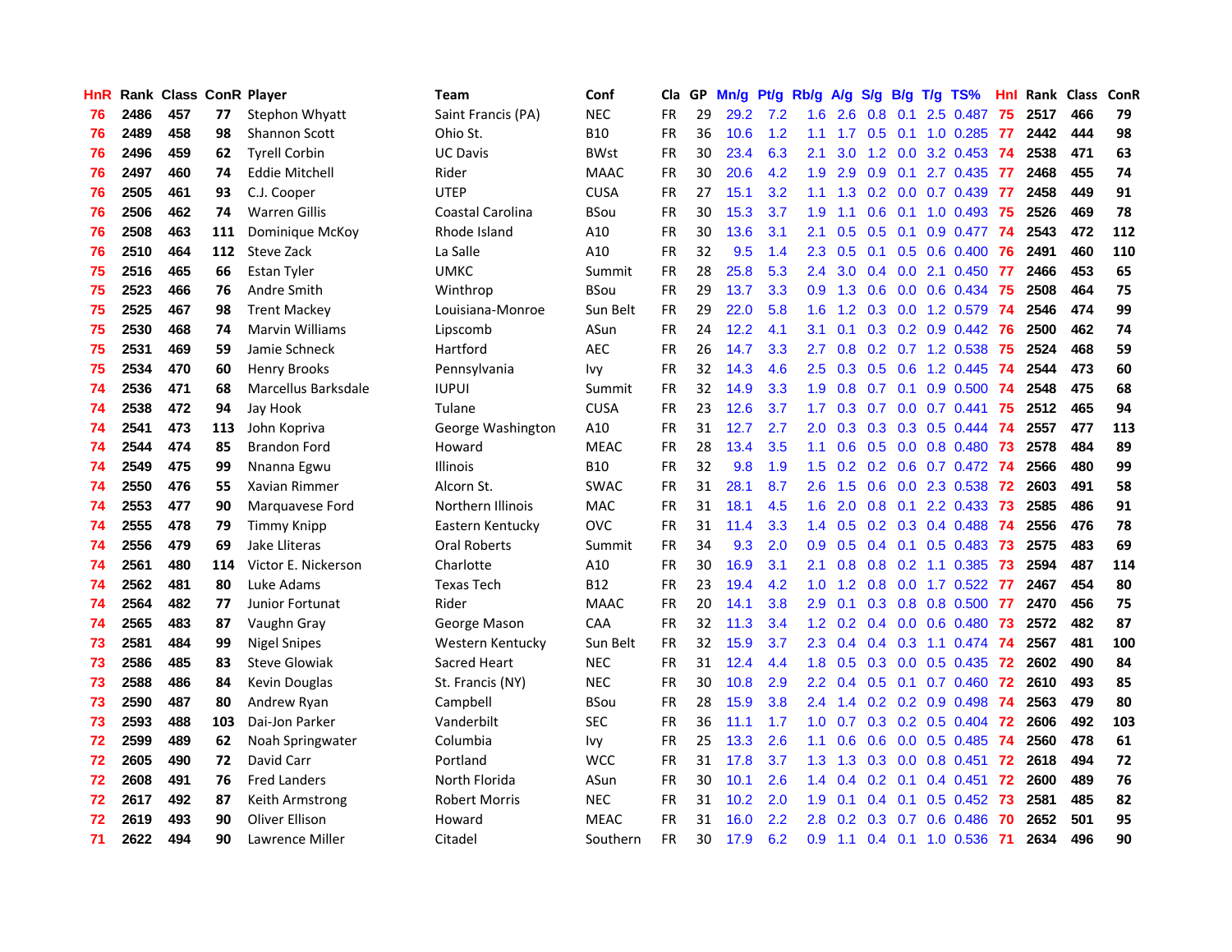| HnR | Rank | Class | ConR | Player | Team | Conf | Cla | GP | Mn/g | Pt/g | Rb/g | A/g | S/g | B/g | T/g | TS% | HnI | Rank | Class | ConR |
|---|---|---|---|---|---|---|---|---|---|---|---|---|---|---|---|---|---|---|---|---|
| 76 | 2486 | 457 | 77 | Stephon Whyatt | Saint Francis (PA) | NEC | FR | 29 | 29.2 | 7.2 | 1.6 | 2.6 | 0.8 | 0.1 | 2.5 | 0.487 | 75 | 2517 | 466 | 79 |
| 76 | 2489 | 458 | 98 | Shannon Scott | Ohio St. | B10 | FR | 36 | 10.6 | 1.2 | 1.1 | 1.7 | 0.5 | 0.1 | 1.0 | 0.285 | 77 | 2442 | 444 | 98 |
| 76 | 2496 | 459 | 62 | Tyrell Corbin | UC Davis | BWst | FR | 30 | 23.4 | 6.3 | 2.1 | 3.0 | 1.2 | 0.0 | 3.2 | 0.453 | 74 | 2538 | 471 | 63 |
| 76 | 2497 | 460 | 74 | Eddie Mitchell | Rider | MAAC | FR | 30 | 20.6 | 4.2 | 1.9 | 2.9 | 0.9 | 0.1 | 2.7 | 0.435 | 77 | 2468 | 455 | 74 |
| 76 | 2505 | 461 | 93 | C.J. Cooper | UTEP | CUSA | FR | 27 | 15.1 | 3.2 | 1.1 | 1.3 | 0.2 | 0.0 | 0.7 | 0.439 | 77 | 2458 | 449 | 91 |
| 76 | 2506 | 462 | 74 | Warren Gillis | Coastal Carolina | BSou | FR | 30 | 15.3 | 3.7 | 1.9 | 1.1 | 0.6 | 0.1 | 1.0 | 0.493 | 75 | 2526 | 469 | 78 |
| 76 | 2508 | 463 | 111 | Dominique McKoy | Rhode Island | A10 | FR | 30 | 13.6 | 3.1 | 2.1 | 0.5 | 0.5 | 0.1 | 0.9 | 0.477 | 74 | 2543 | 472 | 112 |
| 76 | 2510 | 464 | 112 | Steve Zack | La Salle | A10 | FR | 32 | 9.5 | 1.4 | 2.3 | 0.5 | 0.1 | 0.5 | 0.6 | 0.400 | 76 | 2491 | 460 | 110 |
| 75 | 2516 | 465 | 66 | Estan Tyler | UMKC | Summit | FR | 28 | 25.8 | 5.3 | 2.4 | 3.0 | 0.4 | 0.0 | 2.1 | 0.450 | 77 | 2466 | 453 | 65 |
| 75 | 2523 | 466 | 76 | Andre Smith | Winthrop | BSou | FR | 29 | 13.7 | 3.3 | 0.9 | 1.3 | 0.6 | 0.0 | 0.6 | 0.434 | 75 | 2508 | 464 | 75 |
| 75 | 2525 | 467 | 98 | Trent Mackey | Louisiana-Monroe | Sun Belt | FR | 29 | 22.0 | 5.8 | 1.6 | 1.2 | 0.3 | 0.0 | 1.2 | 0.579 | 74 | 2546 | 474 | 99 |
| 75 | 2530 | 468 | 74 | Marvin Williams | Lipscomb | ASun | FR | 24 | 12.2 | 4.1 | 3.1 | 0.1 | 0.3 | 0.2 | 0.9 | 0.442 | 76 | 2500 | 462 | 74 |
| 75 | 2531 | 469 | 59 | Jamie Schneck | Hartford | AEC | FR | 26 | 14.7 | 3.3 | 2.7 | 0.8 | 0.2 | 0.7 | 1.2 | 0.538 | 75 | 2524 | 468 | 59 |
| 75 | 2534 | 470 | 60 | Henry Brooks | Pennsylvania | Ivy | FR | 32 | 14.3 | 4.6 | 2.5 | 0.3 | 0.5 | 0.6 | 1.2 | 0.445 | 74 | 2544 | 473 | 60 |
| 74 | 2536 | 471 | 68 | Marcellus Barksdale | IUPUI | Summit | FR | 32 | 14.9 | 3.3 | 1.9 | 0.8 | 0.7 | 0.1 | 0.9 | 0.500 | 74 | 2548 | 475 | 68 |
| 74 | 2538 | 472 | 94 | Jay Hook | Tulane | CUSA | FR | 23 | 12.6 | 3.7 | 1.7 | 0.3 | 0.7 | 0.0 | 0.7 | 0.441 | 75 | 2512 | 465 | 94 |
| 74 | 2541 | 473 | 113 | John Kopriva | George Washington | A10 | FR | 31 | 12.7 | 2.7 | 2.0 | 0.3 | 0.3 | 0.3 | 0.5 | 0.444 | 74 | 2557 | 477 | 113 |
| 74 | 2544 | 474 | 85 | Brandon Ford | Howard | MEAC | FR | 28 | 13.4 | 3.5 | 1.1 | 0.6 | 0.5 | 0.0 | 0.8 | 0.480 | 73 | 2578 | 484 | 89 |
| 74 | 2549 | 475 | 99 | Nnanna Egwu | Illinois | B10 | FR | 32 | 9.8 | 1.9 | 1.5 | 0.2 | 0.2 | 0.6 | 0.7 | 0.472 | 74 | 2566 | 480 | 99 |
| 74 | 2550 | 476 | 55 | Xavian Rimmer | Alcorn St. | SWAC | FR | 31 | 28.1 | 8.7 | 2.6 | 1.5 | 0.6 | 0.0 | 2.3 | 0.538 | 72 | 2603 | 491 | 58 |
| 74 | 2553 | 477 | 90 | Marquavese Ford | Northern Illinois | MAC | FR | 31 | 18.1 | 4.5 | 1.6 | 2.0 | 0.8 | 0.1 | 2.2 | 0.433 | 73 | 2585 | 486 | 91 |
| 74 | 2555 | 478 | 79 | Timmy Knipp | Eastern Kentucky | OVC | FR | 31 | 11.4 | 3.3 | 1.4 | 0.5 | 0.2 | 0.3 | 0.4 | 0.488 | 74 | 2556 | 476 | 78 |
| 74 | 2556 | 479 | 69 | Jake Lliteras | Oral Roberts | Summit | FR | 34 | 9.3 | 2.0 | 0.9 | 0.5 | 0.4 | 0.1 | 0.5 | 0.483 | 73 | 2575 | 483 | 69 |
| 74 | 2561 | 480 | 114 | Victor E. Nickerson | Charlotte | A10 | FR | 30 | 16.9 | 3.1 | 2.1 | 0.8 | 0.8 | 0.2 | 1.1 | 0.385 | 73 | 2594 | 487 | 114 |
| 74 | 2562 | 481 | 80 | Luke Adams | Texas Tech | B12 | FR | 23 | 19.4 | 4.2 | 1.0 | 1.2 | 0.8 | 0.0 | 1.7 | 0.522 | 77 | 2467 | 454 | 80 |
| 74 | 2564 | 482 | 77 | Junior Fortunat | Rider | MAAC | FR | 20 | 14.1 | 3.8 | 2.9 | 0.1 | 0.3 | 0.8 | 0.8 | 0.500 | 77 | 2470 | 456 | 75 |
| 74 | 2565 | 483 | 87 | Vaughn Gray | George Mason | CAA | FR | 32 | 11.3 | 3.4 | 1.2 | 0.2 | 0.4 | 0.0 | 0.6 | 0.480 | 73 | 2572 | 482 | 87 |
| 73 | 2581 | 484 | 99 | Nigel Snipes | Western Kentucky | Sun Belt | FR | 32 | 15.9 | 3.7 | 2.3 | 0.4 | 0.4 | 0.3 | 1.1 | 0.474 | 74 | 2567 | 481 | 100 |
| 73 | 2586 | 485 | 83 | Steve Glowiak | Sacred Heart | NEC | FR | 31 | 12.4 | 4.4 | 1.8 | 0.5 | 0.3 | 0.0 | 0.5 | 0.435 | 72 | 2602 | 490 | 84 |
| 73 | 2588 | 486 | 84 | Kevin Douglas | St. Francis (NY) | NEC | FR | 30 | 10.8 | 2.9 | 2.2 | 0.4 | 0.5 | 0.1 | 0.7 | 0.460 | 72 | 2610 | 493 | 85 |
| 73 | 2590 | 487 | 80 | Andrew Ryan | Campbell | BSou | FR | 28 | 15.9 | 3.8 | 2.4 | 1.4 | 0.2 | 0.2 | 0.9 | 0.498 | 74 | 2563 | 479 | 80 |
| 73 | 2593 | 488 | 103 | Dai-Jon Parker | Vanderbilt | SEC | FR | 36 | 11.1 | 1.7 | 1.0 | 0.7 | 0.3 | 0.2 | 0.5 | 0.404 | 72 | 2606 | 492 | 103 |
| 72 | 2599 | 489 | 62 | Noah Springwater | Columbia | Ivy | FR | 25 | 13.3 | 2.6 | 1.1 | 0.6 | 0.6 | 0.0 | 0.5 | 0.485 | 74 | 2560 | 478 | 61 |
| 72 | 2605 | 490 | 72 | David Carr | Portland | WCC | FR | 31 | 17.8 | 3.7 | 1.3 | 1.3 | 0.3 | 0.0 | 0.8 | 0.451 | 72 | 2618 | 494 | 72 |
| 72 | 2608 | 491 | 76 | Fred Landers | North Florida | ASun | FR | 30 | 10.1 | 2.6 | 1.4 | 0.4 | 0.2 | 0.1 | 0.4 | 0.451 | 72 | 2600 | 489 | 76 |
| 72 | 2617 | 492 | 87 | Keith Armstrong | Robert Morris | NEC | FR | 31 | 10.2 | 2.0 | 1.9 | 0.1 | 0.4 | 0.1 | 0.5 | 0.452 | 73 | 2581 | 485 | 82 |
| 72 | 2619 | 493 | 90 | Oliver Ellison | Howard | MEAC | FR | 31 | 16.0 | 2.2 | 2.8 | 0.2 | 0.3 | 0.7 | 0.6 | 0.486 | 70 | 2652 | 501 | 95 |
| 71 | 2622 | 494 | 90 | Lawrence Miller | Citadel | Southern | FR | 30 | 17.9 | 6.2 | 0.9 | 1.1 | 0.4 | 0.1 | 1.0 | 0.536 | 71 | 2634 | 496 | 90 |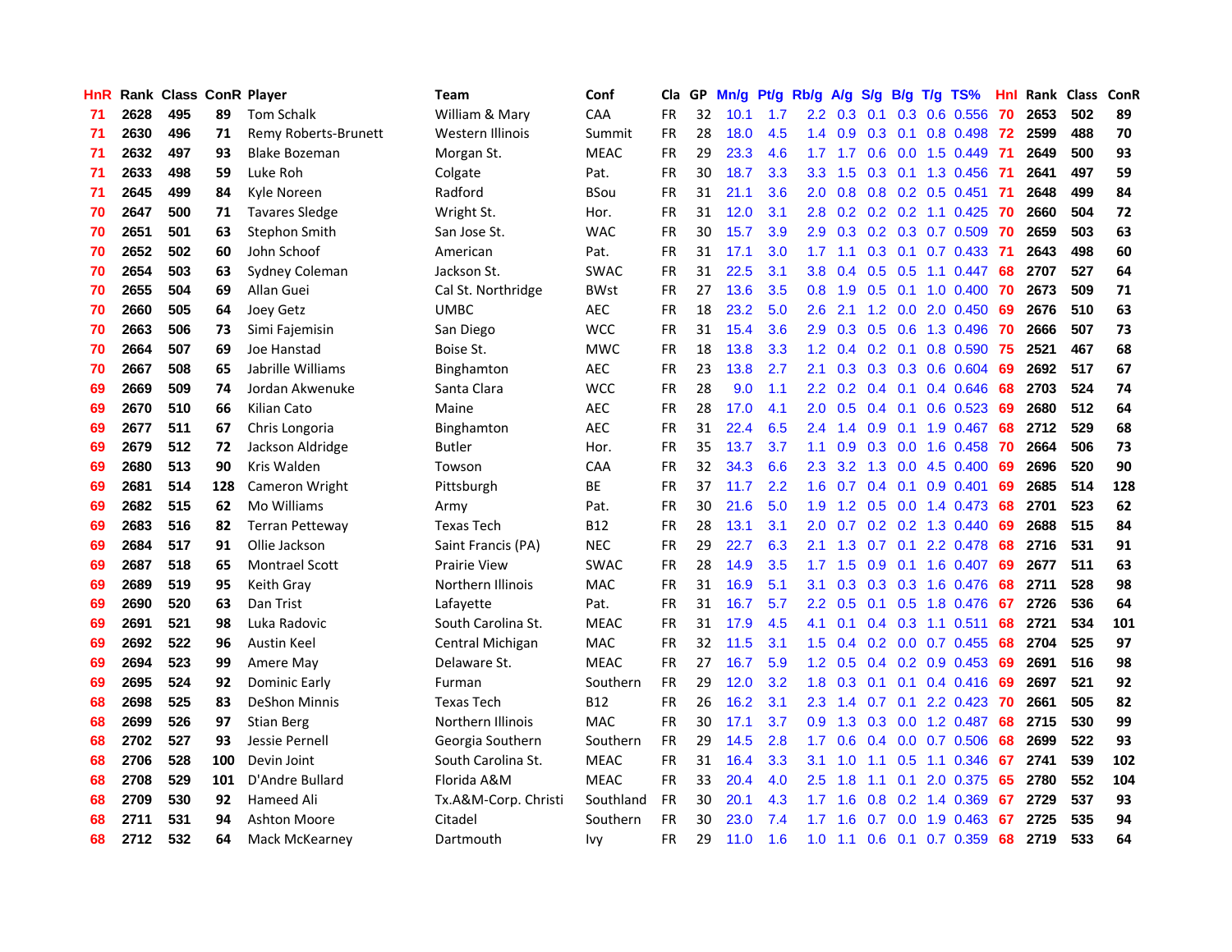| HnR | Rank | Class | ConR | Player | Team | Conf | Cla | GP | Mn/g | Pt/g | Rb/g | A/g | S/g | B/g | T/g | TS% | HnI | Rank | Class | ConR |
|---|---|---|---|---|---|---|---|---|---|---|---|---|---|---|---|---|---|---|---|---|
| 71 | 2628 | 495 | 89 | Tom Schalk | William & Mary | CAA | FR | 32 | 10.1 | 1.7 | 2.2 | 0.3 | 0.1 | 0.3 | 0.6 | 0.556 | 70 | 2653 | 502 | 89 |
| 71 | 2630 | 496 | 71 | Remy Roberts-Brunett | Western Illinois | Summit | FR | 28 | 18.0 | 4.5 | 1.4 | 0.9 | 0.3 | 0.1 | 0.8 | 0.498 | 72 | 2599 | 488 | 70 |
| 71 | 2632 | 497 | 93 | Blake Bozeman | Morgan St. | MEAC | FR | 29 | 23.3 | 4.6 | 1.7 | 1.7 | 0.6 | 0.0 | 1.5 | 0.449 | 71 | 2649 | 500 | 93 |
| 71 | 2633 | 498 | 59 | Luke Roh | Colgate | Pat. | FR | 30 | 18.7 | 3.3 | 3.3 | 1.5 | 0.3 | 0.1 | 1.3 | 0.456 | 71 | 2641 | 497 | 59 |
| 71 | 2645 | 499 | 84 | Kyle Noreen | Radford | BSou | FR | 31 | 21.1 | 3.6 | 2.0 | 0.8 | 0.8 | 0.2 | 0.5 | 0.451 | 71 | 2648 | 499 | 84 |
| 70 | 2647 | 500 | 71 | Tavares Sledge | Wright St. | Hor. | FR | 31 | 12.0 | 3.1 | 2.8 | 0.2 | 0.2 | 0.2 | 1.1 | 0.425 | 70 | 2660 | 504 | 72 |
| 70 | 2651 | 501 | 63 | Stephon Smith | San Jose St. | WAC | FR | 30 | 15.7 | 3.9 | 2.9 | 0.3 | 0.2 | 0.3 | 0.7 | 0.509 | 70 | 2659 | 503 | 63 |
| 70 | 2652 | 502 | 60 | John Schoof | American | Pat. | FR | 31 | 17.1 | 3.0 | 1.7 | 1.1 | 0.3 | 0.1 | 0.7 | 0.433 | 71 | 2643 | 498 | 60 |
| 70 | 2654 | 503 | 63 | Sydney Coleman | Jackson St. | SWAC | FR | 31 | 22.5 | 3.1 | 3.8 | 0.4 | 0.5 | 0.5 | 1.1 | 0.447 | 68 | 2707 | 527 | 64 |
| 70 | 2655 | 504 | 69 | Allan Guei | Cal St. Northridge | BWst | FR | 27 | 13.6 | 3.5 | 0.8 | 1.9 | 0.5 | 0.1 | 1.0 | 0.400 | 70 | 2673 | 509 | 71 |
| 70 | 2660 | 505 | 64 | Joey Getz | UMBC | AEC | FR | 18 | 23.2 | 5.0 | 2.6 | 2.1 | 1.2 | 0.0 | 2.0 | 0.450 | 69 | 2676 | 510 | 63 |
| 70 | 2663 | 506 | 73 | Simi Fajemisin | San Diego | WCC | FR | 31 | 15.4 | 3.6 | 2.9 | 0.3 | 0.5 | 0.6 | 1.3 | 0.496 | 70 | 2666 | 507 | 73 |
| 70 | 2664 | 507 | 69 | Joe Hanstad | Boise St. | MWC | FR | 18 | 13.8 | 3.3 | 1.2 | 0.4 | 0.2 | 0.1 | 0.8 | 0.590 | 75 | 2521 | 467 | 68 |
| 70 | 2667 | 508 | 65 | Jabrille Williams | Binghamton | AEC | FR | 23 | 13.8 | 2.7 | 2.1 | 0.3 | 0.3 | 0.3 | 0.6 | 0.604 | 69 | 2692 | 517 | 67 |
| 69 | 2669 | 509 | 74 | Jordan Akwenuke | Santa Clara | WCC | FR | 28 | 9.0 | 1.1 | 2.2 | 0.2 | 0.4 | 0.1 | 0.4 | 0.646 | 68 | 2703 | 524 | 74 |
| 69 | 2670 | 510 | 66 | Kilian Cato | Maine | AEC | FR | 28 | 17.0 | 4.1 | 2.0 | 0.5 | 0.4 | 0.1 | 0.6 | 0.523 | 69 | 2680 | 512 | 64 |
| 69 | 2677 | 511 | 67 | Chris Longoria | Binghamton | AEC | FR | 31 | 22.4 | 6.5 | 2.4 | 1.4 | 0.9 | 0.1 | 1.9 | 0.467 | 68 | 2712 | 529 | 68 |
| 69 | 2679 | 512 | 72 | Jackson Aldridge | Butler | Hor. | FR | 35 | 13.7 | 3.7 | 1.1 | 0.9 | 0.3 | 0.0 | 1.6 | 0.458 | 70 | 2664 | 506 | 73 |
| 69 | 2680 | 513 | 90 | Kris Walden | Towson | CAA | FR | 32 | 34.3 | 6.6 | 2.3 | 3.2 | 1.3 | 0.0 | 4.5 | 0.400 | 69 | 2696 | 520 | 90 |
| 69 | 2681 | 514 | 128 | Cameron Wright | Pittsburgh | BE | FR | 37 | 11.7 | 2.2 | 1.6 | 0.7 | 0.4 | 0.1 | 0.9 | 0.401 | 69 | 2685 | 514 | 128 |
| 69 | 2682 | 515 | 62 | Mo Williams | Army | Pat. | FR | 30 | 21.6 | 5.0 | 1.9 | 1.2 | 0.5 | 0.0 | 1.4 | 0.473 | 68 | 2701 | 523 | 62 |
| 69 | 2683 | 516 | 82 | Terran Petteway | Texas Tech | B12 | FR | 28 | 13.1 | 3.1 | 2.0 | 0.7 | 0.2 | 0.2 | 1.3 | 0.440 | 69 | 2688 | 515 | 84 |
| 69 | 2684 | 517 | 91 | Ollie Jackson | Saint Francis (PA) | NEC | FR | 29 | 22.7 | 6.3 | 2.1 | 1.3 | 0.7 | 0.1 | 2.2 | 0.478 | 68 | 2716 | 531 | 91 |
| 69 | 2687 | 518 | 65 | Montrael Scott | Prairie View | SWAC | FR | 28 | 14.9 | 3.5 | 1.7 | 1.5 | 0.9 | 0.1 | 1.6 | 0.407 | 69 | 2677 | 511 | 63 |
| 69 | 2689 | 519 | 95 | Keith Gray | Northern Illinois | MAC | FR | 31 | 16.9 | 5.1 | 3.1 | 0.3 | 0.3 | 0.3 | 1.6 | 0.476 | 68 | 2711 | 528 | 98 |
| 69 | 2690 | 520 | 63 | Dan Trist | Lafayette | Pat. | FR | 31 | 16.7 | 5.7 | 2.2 | 0.5 | 0.1 | 0.5 | 1.8 | 0.476 | 67 | 2726 | 536 | 64 |
| 69 | 2691 | 521 | 98 | Luka Radovic | South Carolina St. | MEAC | FR | 31 | 17.9 | 4.5 | 4.1 | 0.1 | 0.4 | 0.3 | 1.1 | 0.511 | 68 | 2721 | 534 | 101 |
| 69 | 2692 | 522 | 96 | Austin Keel | Central Michigan | MAC | FR | 32 | 11.5 | 3.1 | 1.5 | 0.4 | 0.2 | 0.0 | 0.7 | 0.455 | 68 | 2704 | 525 | 97 |
| 69 | 2694 | 523 | 99 | Amere May | Delaware St. | MEAC | FR | 27 | 16.7 | 5.9 | 1.2 | 0.5 | 0.4 | 0.2 | 0.9 | 0.453 | 69 | 2691 | 516 | 98 |
| 69 | 2695 | 524 | 92 | Dominic Early | Furman | Southern | FR | 29 | 12.0 | 3.2 | 1.8 | 0.3 | 0.1 | 0.1 | 0.4 | 0.416 | 69 | 2697 | 521 | 92 |
| 68 | 2698 | 525 | 83 | DeShon Minnis | Texas Tech | B12 | FR | 26 | 16.2 | 3.1 | 2.3 | 1.4 | 0.7 | 0.1 | 2.2 | 0.423 | 70 | 2661 | 505 | 82 |
| 68 | 2699 | 526 | 97 | Stian Berg | Northern Illinois | MAC | FR | 30 | 17.1 | 3.7 | 0.9 | 1.3 | 0.3 | 0.0 | 1.2 | 0.487 | 68 | 2715 | 530 | 99 |
| 68 | 2702 | 527 | 93 | Jessie Pernell | Georgia Southern | Southern | FR | 29 | 14.5 | 2.8 | 1.7 | 0.6 | 0.4 | 0.0 | 0.7 | 0.506 | 68 | 2699 | 522 | 93 |
| 68 | 2706 | 528 | 100 | Devin Joint | South Carolina St. | MEAC | FR | 31 | 16.4 | 3.3 | 3.1 | 1.0 | 1.1 | 0.5 | 1.1 | 0.346 | 67 | 2741 | 539 | 102 |
| 68 | 2708 | 529 | 101 | D'Andre Bullard | Florida A&M | MEAC | FR | 33 | 20.4 | 4.0 | 2.5 | 1.8 | 1.1 | 0.1 | 2.0 | 0.375 | 65 | 2780 | 552 | 104 |
| 68 | 2709 | 530 | 92 | Hameed Ali | Tx.A&M-Corp. Christi | Southland | FR | 30 | 20.1 | 4.3 | 1.7 | 1.6 | 0.8 | 0.2 | 1.4 | 0.369 | 67 | 2729 | 537 | 93 |
| 68 | 2711 | 531 | 94 | Ashton Moore | Citadel | Southern | FR | 30 | 23.0 | 7.4 | 1.7 | 1.6 | 0.7 | 0.0 | 1.9 | 0.463 | 67 | 2725 | 535 | 94 |
| 68 | 2712 | 532 | 64 | Mack McKearney | Dartmouth | Ivy | FR | 29 | 11.0 | 1.6 | 1.0 | 1.1 | 0.6 | 0.1 | 0.7 | 0.359 | 68 | 2719 | 533 | 64 |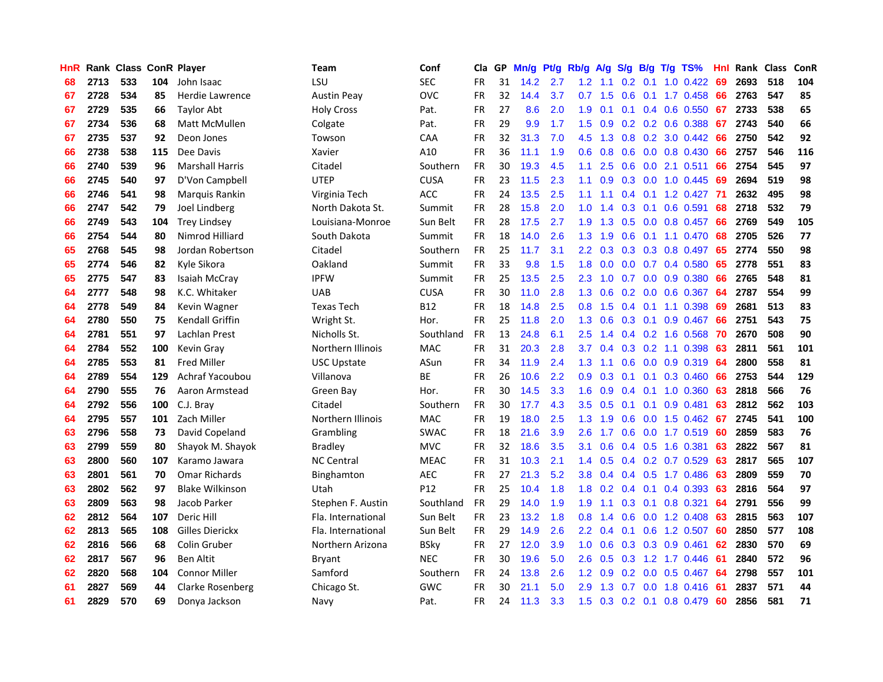| HnR | Rank | Class | ConR | Player | Team | Conf | Cla | GP | Mn/g | Pt/g | Rb/g | A/g | S/g | B/g | T/g | TS% | HnI | Rank | Class | ConR |
|---|---|---|---|---|---|---|---|---|---|---|---|---|---|---|---|---|---|---|---|---|
| 68 | 2713 | 533 | 104 | John Isaac | LSU | SEC | FR | 31 | 14.2 | 2.7 | 1.2 | 1.1 | 0.2 | 0.1 | 1.0 | 0.422 | 69 | 2693 | 518 | 104 |
| 67 | 2728 | 534 | 85 | Herdie Lawrence | Austin Peay | OVC | FR | 32 | 14.4 | 3.7 | 0.7 | 1.5 | 0.6 | 0.1 | 1.7 | 0.458 | 66 | 2763 | 547 | 85 |
| 67 | 2729 | 535 | 66 | Taylor Abt | Holy Cross | Pat. | FR | 27 | 8.6 | 2.0 | 1.9 | 0.1 | 0.1 | 0.4 | 0.6 | 0.550 | 67 | 2733 | 538 | 65 |
| 67 | 2734 | 536 | 68 | Matt McMullen | Colgate | Pat. | FR | 29 | 9.9 | 1.7 | 1.5 | 0.9 | 0.2 | 0.2 | 0.6 | 0.388 | 67 | 2743 | 540 | 66 |
| 67 | 2735 | 537 | 92 | Deon Jones | Towson | CAA | FR | 32 | 31.3 | 7.0 | 4.5 | 1.3 | 0.8 | 0.2 | 3.0 | 0.442 | 66 | 2750 | 542 | 92 |
| 66 | 2738 | 538 | 115 | Dee Davis | Xavier | A10 | FR | 36 | 11.1 | 1.9 | 0.6 | 0.8 | 0.6 | 0.0 | 0.8 | 0.430 | 66 | 2757 | 546 | 116 |
| 66 | 2740 | 539 | 96 | Marshall Harris | Citadel | Southern | FR | 30 | 19.3 | 4.5 | 1.1 | 2.5 | 0.6 | 0.0 | 2.1 | 0.511 | 66 | 2754 | 545 | 97 |
| 66 | 2745 | 540 | 97 | D'Von Campbell | UTEP | CUSA | FR | 23 | 11.5 | 2.3 | 1.1 | 0.9 | 0.3 | 0.0 | 1.0 | 0.445 | 69 | 2694 | 519 | 98 |
| 66 | 2746 | 541 | 98 | Marquis Rankin | Virginia Tech | ACC | FR | 24 | 13.5 | 2.5 | 1.1 | 1.1 | 0.4 | 0.1 | 1.2 | 0.427 | 71 | 2632 | 495 | 98 |
| 66 | 2747 | 542 | 79 | Joel Lindberg | North Dakota St. | Summit | FR | 28 | 15.8 | 2.0 | 1.0 | 1.4 | 0.3 | 0.1 | 0.6 | 0.591 | 68 | 2718 | 532 | 79 |
| 66 | 2749 | 543 | 104 | Trey Lindsey | Louisiana-Monroe | Sun Belt | FR | 28 | 17.5 | 2.7 | 1.9 | 1.3 | 0.5 | 0.0 | 0.8 | 0.457 | 66 | 2769 | 549 | 105 |
| 66 | 2754 | 544 | 80 | Nimrod Hilliard | South Dakota | Summit | FR | 18 | 14.0 | 2.6 | 1.3 | 1.9 | 0.6 | 0.1 | 1.1 | 0.470 | 68 | 2705 | 526 | 77 |
| 65 | 2768 | 545 | 98 | Jordan Robertson | Citadel | Southern | FR | 25 | 11.7 | 3.1 | 2.2 | 0.3 | 0.3 | 0.3 | 0.8 | 0.497 | 65 | 2774 | 550 | 98 |
| 65 | 2774 | 546 | 82 | Kyle Sikora | Oakland | Summit | FR | 33 | 9.8 | 1.5 | 1.8 | 0.0 | 0.0 | 0.7 | 0.4 | 0.580 | 65 | 2778 | 551 | 83 |
| 65 | 2775 | 547 | 83 | Isaiah McCray | IPFW | Summit | FR | 25 | 13.5 | 2.5 | 2.3 | 1.0 | 0.7 | 0.0 | 0.9 | 0.380 | 66 | 2765 | 548 | 81 |
| 64 | 2777 | 548 | 98 | K.C. Whitaker | UAB | CUSA | FR | 30 | 11.0 | 2.8 | 1.3 | 0.6 | 0.2 | 0.0 | 0.6 | 0.367 | 64 | 2787 | 554 | 99 |
| 64 | 2778 | 549 | 84 | Kevin Wagner | Texas Tech | B12 | FR | 18 | 14.8 | 2.5 | 0.8 | 1.5 | 0.4 | 0.1 | 1.1 | 0.398 | 69 | 2681 | 513 | 83 |
| 64 | 2780 | 550 | 75 | Kendall Griffin | Wright St. | Hor. | FR | 25 | 11.8 | 2.0 | 1.3 | 0.6 | 0.3 | 0.1 | 0.9 | 0.467 | 66 | 2751 | 543 | 75 |
| 64 | 2781 | 551 | 97 | Lachlan Prest | Nicholls St. | Southland | FR | 13 | 24.8 | 6.1 | 2.5 | 1.4 | 0.4 | 0.2 | 1.6 | 0.568 | 70 | 2670 | 508 | 90 |
| 64 | 2784 | 552 | 100 | Kevin Gray | Northern Illinois | MAC | FR | 31 | 20.3 | 2.8 | 3.7 | 0.4 | 0.3 | 0.2 | 1.1 | 0.398 | 63 | 2811 | 561 | 101 |
| 64 | 2785 | 553 | 81 | Fred Miller | USC Upstate | ASun | FR | 34 | 11.9 | 2.4 | 1.3 | 1.1 | 0.6 | 0.0 | 0.9 | 0.319 | 64 | 2800 | 558 | 81 |
| 64 | 2789 | 554 | 129 | Achraf Yacoubou | Villanova | BE | FR | 26 | 10.6 | 2.2 | 0.9 | 0.3 | 0.1 | 0.1 | 0.3 | 0.460 | 66 | 2753 | 544 | 129 |
| 64 | 2790 | 555 | 76 | Aaron Armstead | Green Bay | Hor. | FR | 30 | 14.5 | 3.3 | 1.6 | 0.9 | 0.4 | 0.1 | 1.0 | 0.360 | 63 | 2818 | 566 | 76 |
| 64 | 2792 | 556 | 100 | C.J. Bray | Citadel | Southern | FR | 30 | 17.7 | 4.3 | 3.5 | 0.5 | 0.1 | 0.1 | 0.9 | 0.481 | 63 | 2812 | 562 | 103 |
| 64 | 2795 | 557 | 101 | Zach Miller | Northern Illinois | MAC | FR | 19 | 18.0 | 2.5 | 1.3 | 1.9 | 0.6 | 0.0 | 1.5 | 0.462 | 67 | 2745 | 541 | 100 |
| 63 | 2796 | 558 | 73 | David Copeland | Grambling | SWAC | FR | 18 | 21.6 | 3.9 | 2.6 | 1.7 | 0.6 | 0.0 | 1.7 | 0.519 | 60 | 2859 | 583 | 76 |
| 63 | 2799 | 559 | 80 | Shayok M. Shayok | Bradley | MVC | FR | 32 | 18.6 | 3.5 | 3.1 | 0.6 | 0.4 | 0.5 | 1.6 | 0.381 | 63 | 2822 | 567 | 81 |
| 63 | 2800 | 560 | 107 | Karamo Jawara | NC Central | MEAC | FR | 31 | 10.3 | 2.1 | 1.4 | 0.5 | 0.4 | 0.2 | 0.7 | 0.529 | 63 | 2817 | 565 | 107 |
| 63 | 2801 | 561 | 70 | Omar Richards | Binghamton | AEC | FR | 27 | 21.3 | 5.2 | 3.8 | 0.4 | 0.4 | 0.5 | 1.7 | 0.486 | 63 | 2809 | 559 | 70 |
| 63 | 2802 | 562 | 97 | Blake Wilkinson | Utah | P12 | FR | 25 | 10.4 | 1.8 | 1.8 | 0.2 | 0.4 | 0.1 | 0.4 | 0.393 | 63 | 2816 | 564 | 97 |
| 63 | 2809 | 563 | 98 | Jacob Parker | Stephen F. Austin | Southland | FR | 29 | 14.0 | 1.9 | 1.9 | 1.1 | 0.3 | 0.1 | 0.8 | 0.321 | 64 | 2791 | 556 | 99 |
| 62 | 2812 | 564 | 107 | Deric Hill | Fla. International | Sun Belt | FR | 23 | 13.2 | 1.8 | 0.8 | 1.4 | 0.6 | 0.0 | 1.2 | 0.408 | 63 | 2815 | 563 | 107 |
| 62 | 2813 | 565 | 108 | Gilles Dierickx | Fla. International | Sun Belt | FR | 29 | 14.9 | 2.6 | 2.2 | 0.4 | 0.1 | 0.6 | 1.2 | 0.507 | 60 | 2850 | 577 | 108 |
| 62 | 2816 | 566 | 68 | Colin Gruber | Northern Arizona | BSky | FR | 27 | 12.0 | 3.9 | 1.0 | 0.6 | 0.3 | 0.3 | 0.9 | 0.461 | 62 | 2830 | 570 | 69 |
| 62 | 2817 | 567 | 96 | Ben Altit | Bryant | NEC | FR | 30 | 19.6 | 5.0 | 2.6 | 0.5 | 0.3 | 1.2 | 1.7 | 0.446 | 61 | 2840 | 572 | 96 |
| 62 | 2820 | 568 | 104 | Connor Miller | Samford | Southern | FR | 24 | 13.8 | 2.6 | 1.2 | 0.9 | 0.2 | 0.0 | 0.5 | 0.467 | 64 | 2798 | 557 | 101 |
| 61 | 2827 | 569 | 44 | Clarke Rosenberg | Chicago St. | GWC | FR | 30 | 21.1 | 5.0 | 2.9 | 1.3 | 0.7 | 0.0 | 1.8 | 0.416 | 61 | 2837 | 571 | 44 |
| 61 | 2829 | 570 | 69 | Donya Jackson | Navy | Pat. | FR | 24 | 11.3 | 3.3 | 1.5 | 0.3 | 0.2 | 0.1 | 0.8 | 0.479 | 60 | 2856 | 581 | 71 |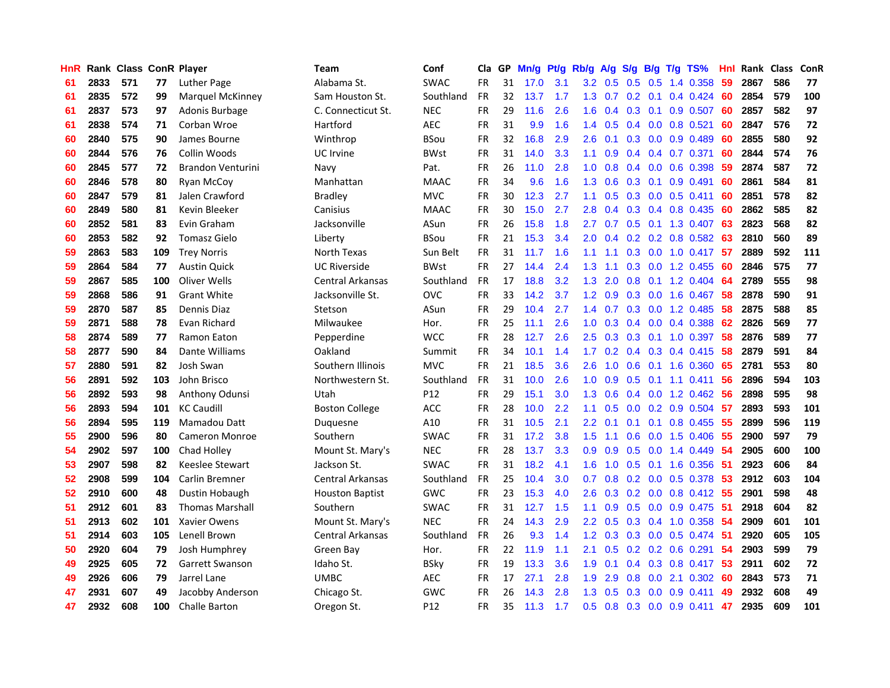| HnR | Rank | Class | ConR | Player | Team | Conf | Cla | GP | Mn/g | Pt/g | Rb/g | A/g | S/g | B/g | T/g | TS% | HnI | Rank | Class | ConR |
|---|---|---|---|---|---|---|---|---|---|---|---|---|---|---|---|---|---|---|---|---|
| 61 | 2833 | 571 | 77 | Luther Page | Alabama St. | SWAC | FR | 31 | 17.0 | 3.1 | 3.2 | 0.5 | 0.5 | 0.5 | 1.4 | 0.358 | 59 | 2867 | 586 | 77 |
| 61 | 2835 | 572 | 99 | Marquel McKinney | Sam Houston St. | Southland | FR | 32 | 13.7 | 1.7 | 1.3 | 0.7 | 0.2 | 0.1 | 0.4 | 0.424 | 60 | 2854 | 579 | 100 |
| 61 | 2837 | 573 | 97 | Adonis Burbage | C. Connecticut St. | NEC | FR | 29 | 11.6 | 2.6 | 1.6 | 0.4 | 0.3 | 0.1 | 0.9 | 0.507 | 60 | 2857 | 582 | 97 |
| 61 | 2838 | 574 | 71 | Corban Wroe | Hartford | AEC | FR | 31 | 9.9 | 1.6 | 1.4 | 0.5 | 0.4 | 0.0 | 0.8 | 0.521 | 60 | 2847 | 576 | 72 |
| 60 | 2840 | 575 | 90 | James Bourne | Winthrop | BSou | FR | 32 | 16.8 | 2.9 | 2.6 | 0.1 | 0.3 | 0.0 | 0.9 | 0.489 | 60 | 2855 | 580 | 92 |
| 60 | 2844 | 576 | 76 | Collin Woods | UC Irvine | BWst | FR | 31 | 14.0 | 3.3 | 1.1 | 0.9 | 0.4 | 0.4 | 0.7 | 0.371 | 60 | 2844 | 574 | 76 |
| 60 | 2845 | 577 | 72 | Brandon Venturini | Navy | Pat. | FR | 26 | 11.0 | 2.8 | 1.0 | 0.8 | 0.4 | 0.0 | 0.6 | 0.398 | 59 | 2874 | 587 | 72 |
| 60 | 2846 | 578 | 80 | Ryan McCoy | Manhattan | MAAC | FR | 34 | 9.6 | 1.6 | 1.3 | 0.6 | 0.3 | 0.1 | 0.9 | 0.491 | 60 | 2861 | 584 | 81 |
| 60 | 2847 | 579 | 81 | Jalen Crawford | Bradley | MVC | FR | 30 | 12.3 | 2.7 | 1.1 | 0.5 | 0.3 | 0.0 | 0.5 | 0.411 | 60 | 2851 | 578 | 82 |
| 60 | 2849 | 580 | 81 | Kevin Bleeker | Canisius | MAAC | FR | 30 | 15.0 | 2.7 | 2.8 | 0.4 | 0.3 | 0.4 | 0.8 | 0.435 | 60 | 2862 | 585 | 82 |
| 60 | 2852 | 581 | 83 | Evin Graham | Jacksonville | ASun | FR | 26 | 15.8 | 1.8 | 2.7 | 0.7 | 0.5 | 0.1 | 1.3 | 0.407 | 63 | 2823 | 568 | 82 |
| 60 | 2853 | 582 | 92 | Tomasz Gielo | Liberty | BSou | FR | 21 | 15.3 | 3.4 | 2.0 | 0.4 | 0.2 | 0.2 | 0.8 | 0.582 | 63 | 2810 | 560 | 89 |
| 59 | 2863 | 583 | 109 | Trey Norris | North Texas | Sun Belt | FR | 31 | 11.7 | 1.6 | 1.1 | 1.1 | 0.3 | 0.0 | 1.0 | 0.417 | 57 | 2889 | 592 | 111 |
| 59 | 2864 | 584 | 77 | Austin Quick | UC Riverside | BWst | FR | 27 | 14.4 | 2.4 | 1.3 | 1.1 | 0.3 | 0.0 | 1.2 | 0.455 | 60 | 2846 | 575 | 77 |
| 59 | 2867 | 585 | 100 | Oliver Wells | Central Arkansas | Southland | FR | 17 | 18.8 | 3.2 | 1.3 | 2.0 | 0.8 | 0.1 | 1.2 | 0.404 | 64 | 2789 | 555 | 98 |
| 59 | 2868 | 586 | 91 | Grant White | Jacksonville St. | OVC | FR | 33 | 14.2 | 3.7 | 1.2 | 0.9 | 0.3 | 0.0 | 1.6 | 0.467 | 58 | 2878 | 590 | 91 |
| 59 | 2870 | 587 | 85 | Dennis Diaz | Stetson | ASun | FR | 29 | 10.4 | 2.7 | 1.4 | 0.7 | 0.3 | 0.0 | 1.2 | 0.485 | 58 | 2875 | 588 | 85 |
| 59 | 2871 | 588 | 78 | Evan Richard | Milwaukee | Hor. | FR | 25 | 11.1 | 2.6 | 1.0 | 0.3 | 0.4 | 0.0 | 0.4 | 0.388 | 62 | 2826 | 569 | 77 |
| 58 | 2874 | 589 | 77 | Ramon Eaton | Pepperdine | WCC | FR | 28 | 12.7 | 2.6 | 2.5 | 0.3 | 0.3 | 0.1 | 1.0 | 0.397 | 58 | 2876 | 589 | 77 |
| 58 | 2877 | 590 | 84 | Dante Williams | Oakland | Summit | FR | 34 | 10.1 | 1.4 | 1.7 | 0.2 | 0.4 | 0.3 | 0.4 | 0.415 | 58 | 2879 | 591 | 84 |
| 57 | 2880 | 591 | 82 | Josh Swan | Southern Illinois | MVC | FR | 21 | 18.5 | 3.6 | 2.6 | 1.0 | 0.6 | 0.1 | 1.6 | 0.360 | 65 | 2781 | 553 | 80 |
| 56 | 2891 | 592 | 103 | John Brisco | Northwestern St. | Southland | FR | 31 | 10.0 | 2.6 | 1.0 | 0.9 | 0.5 | 0.1 | 1.1 | 0.411 | 56 | 2896 | 594 | 103 |
| 56 | 2892 | 593 | 98 | Anthony Odunsi | Utah | P12 | FR | 29 | 15.1 | 3.0 | 1.3 | 0.6 | 0.4 | 0.0 | 1.2 | 0.462 | 56 | 2898 | 595 | 98 |
| 56 | 2893 | 594 | 101 | KC Caudill | Boston College | ACC | FR | 28 | 10.0 | 2.2 | 1.1 | 0.5 | 0.0 | 0.2 | 0.9 | 0.504 | 57 | 2893 | 593 | 101 |
| 56 | 2894 | 595 | 119 | Mamadou Datt | Duquesne | A10 | FR | 31 | 10.5 | 2.1 | 2.2 | 0.1 | 0.1 | 0.1 | 0.8 | 0.455 | 55 | 2899 | 596 | 119 |
| 55 | 2900 | 596 | 80 | Cameron Monroe | Southern | SWAC | FR | 31 | 17.2 | 3.8 | 1.5 | 1.1 | 0.6 | 0.0 | 1.5 | 0.406 | 55 | 2900 | 597 | 79 |
| 54 | 2902 | 597 | 100 | Chad Holley | Mount St. Mary's | NEC | FR | 28 | 13.7 | 3.3 | 0.9 | 0.9 | 0.5 | 0.0 | 1.4 | 0.449 | 54 | 2905 | 600 | 100 |
| 53 | 2907 | 598 | 82 | Keeslee Stewart | Jackson St. | SWAC | FR | 31 | 18.2 | 4.1 | 1.6 | 1.0 | 0.5 | 0.1 | 1.6 | 0.356 | 51 | 2923 | 606 | 84 |
| 52 | 2908 | 599 | 104 | Carlin Bremner | Central Arkansas | Southland | FR | 25 | 10.4 | 3.0 | 0.7 | 0.8 | 0.2 | 0.0 | 0.5 | 0.378 | 53 | 2912 | 603 | 104 |
| 52 | 2910 | 600 | 48 | Dustin Hobaugh | Houston Baptist | GWC | FR | 23 | 15.3 | 4.0 | 2.6 | 0.3 | 0.2 | 0.0 | 0.8 | 0.412 | 55 | 2901 | 598 | 48 |
| 51 | 2912 | 601 | 83 | Thomas Marshall | Southern | SWAC | FR | 31 | 12.7 | 1.5 | 1.1 | 0.9 | 0.5 | 0.0 | 0.9 | 0.475 | 51 | 2918 | 604 | 82 |
| 51 | 2913 | 602 | 101 | Xavier Owens | Mount St. Mary's | NEC | FR | 24 | 14.3 | 2.9 | 2.2 | 0.5 | 0.3 | 0.4 | 1.0 | 0.358 | 54 | 2909 | 601 | 101 |
| 51 | 2914 | 603 | 105 | Lenell Brown | Central Arkansas | Southland | FR | 26 | 9.3 | 1.4 | 1.2 | 0.3 | 0.3 | 0.0 | 0.5 | 0.474 | 51 | 2920 | 605 | 105 |
| 50 | 2920 | 604 | 79 | Josh Humphrey | Green Bay | Hor. | FR | 22 | 11.9 | 1.1 | 2.1 | 0.5 | 0.2 | 0.2 | 0.6 | 0.291 | 54 | 2903 | 599 | 79 |
| 49 | 2925 | 605 | 72 | Garrett Swanson | Idaho St. | BSky | FR | 19 | 13.3 | 3.6 | 1.9 | 0.1 | 0.4 | 0.3 | 0.8 | 0.417 | 53 | 2911 | 602 | 72 |
| 49 | 2926 | 606 | 79 | Jarrel Lane | UMBC | AEC | FR | 17 | 27.1 | 2.8 | 1.9 | 2.9 | 0.8 | 0.0 | 2.1 | 0.302 | 60 | 2843 | 573 | 71 |
| 47 | 2931 | 607 | 49 | Jacobby Anderson | Chicago St. | GWC | FR | 26 | 14.3 | 2.8 | 1.3 | 0.5 | 0.3 | 0.0 | 0.9 | 0.411 | 49 | 2932 | 608 | 49 |
| 47 | 2932 | 608 | 100 | Challe Barton | Oregon St. | P12 | FR | 35 | 11.3 | 1.7 | 0.5 | 0.8 | 0.3 | 0.0 | 0.9 | 0.411 | 47 | 2935 | 609 | 101 |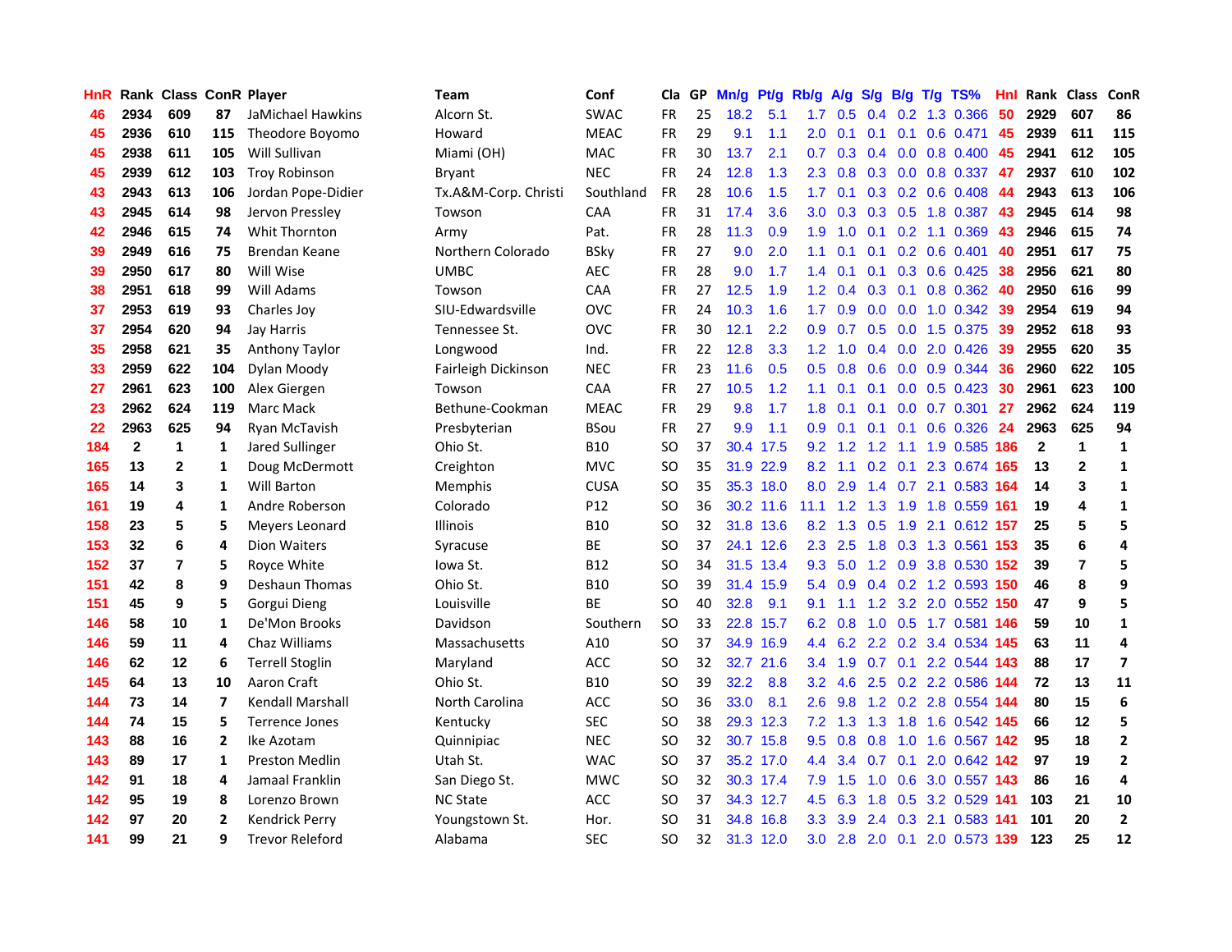| HnR | Rank | Class | ConR | Player | Team | Conf | Cla | GP | Mn/g | Pt/g | Rb/g | A/g | S/g | B/g | T/g | TS% | Hnl | Rank | Class | ConR |
|---|---|---|---|---|---|---|---|---|---|---|---|---|---|---|---|---|---|---|---|---|
| 46 | 2934 | 609 | 87 | JaMichael Hawkins | Alcorn St. | SWAC | FR | 25 | 18.2 | 5.1 | 1.7 | 0.5 | 0.4 | 0.2 | 1.3 | 0.366 | 50 | 2929 | 607 | 86 |
| 45 | 2936 | 610 | 115 | Theodore Boyomo | Howard | MEAC | FR | 29 | 9.1 | 1.1 | 2.0 | 0.1 | 0.1 | 0.1 | 0.6 | 0.471 | 45 | 2939 | 611 | 115 |
| 45 | 2938 | 611 | 105 | Will Sullivan | Miami (OH) | MAC | FR | 30 | 13.7 | 2.1 | 0.7 | 0.3 | 0.4 | 0.0 | 0.8 | 0.400 | 45 | 2941 | 612 | 105 |
| 45 | 2939 | 612 | 103 | Troy Robinson | Bryant | NEC | FR | 24 | 12.8 | 1.3 | 2.3 | 0.8 | 0.3 | 0.0 | 0.8 | 0.337 | 47 | 2937 | 610 | 102 |
| 43 | 2943 | 613 | 106 | Jordan Pope-Didier | Tx.A&M-Corp. Christi | Southland | FR | 28 | 10.6 | 1.5 | 1.7 | 0.1 | 0.3 | 0.2 | 0.6 | 0.408 | 44 | 2943 | 613 | 106 |
| 43 | 2945 | 614 | 98 | Jervon Pressley | Towson | CAA | FR | 31 | 17.4 | 3.6 | 3.0 | 0.3 | 0.3 | 0.5 | 1.8 | 0.387 | 43 | 2945 | 614 | 98 |
| 42 | 2946 | 615 | 74 | Whit Thornton | Army | Pat. | FR | 28 | 11.3 | 0.9 | 1.9 | 1.0 | 0.1 | 0.2 | 1.1 | 0.369 | 43 | 2946 | 615 | 74 |
| 39 | 2949 | 616 | 75 | Brendan Keane | Northern Colorado | BSky | FR | 27 | 9.0 | 2.0 | 1.1 | 0.1 | 0.1 | 0.2 | 0.6 | 0.401 | 40 | 2951 | 617 | 75 |
| 39 | 2950 | 617 | 80 | Will Wise | UMBC | AEC | FR | 28 | 9.0 | 1.7 | 1.4 | 0.1 | 0.1 | 0.3 | 0.6 | 0.425 | 38 | 2956 | 621 | 80 |
| 38 | 2951 | 618 | 99 | Will Adams | Towson | CAA | FR | 27 | 12.5 | 1.9 | 1.2 | 0.4 | 0.3 | 0.1 | 0.8 | 0.362 | 40 | 2950 | 616 | 99 |
| 37 | 2953 | 619 | 93 | Charles Joy | SIU-Edwardsville | OVC | FR | 24 | 10.3 | 1.6 | 1.7 | 0.9 | 0.0 | 0.0 | 1.0 | 0.342 | 39 | 2954 | 619 | 94 |
| 37 | 2954 | 620 | 94 | Jay Harris | Tennessee St. | OVC | FR | 30 | 12.1 | 2.2 | 0.9 | 0.7 | 0.5 | 0.0 | 1.5 | 0.375 | 39 | 2952 | 618 | 93 |
| 35 | 2958 | 621 | 35 | Anthony Taylor | Longwood | Ind. | FR | 22 | 12.8 | 3.3 | 1.2 | 1.0 | 0.4 | 0.0 | 2.0 | 0.426 | 39 | 2955 | 620 | 35 |
| 33 | 2959 | 622 | 104 | Dylan Moody | Fairleigh Dickinson | NEC | FR | 23 | 11.6 | 0.5 | 0.5 | 0.8 | 0.6 | 0.0 | 0.9 | 0.344 | 36 | 2960 | 622 | 105 |
| 27 | 2961 | 623 | 100 | Alex Giergen | Towson | CAA | FR | 27 | 10.5 | 1.2 | 1.1 | 0.1 | 0.1 | 0.0 | 0.5 | 0.423 | 30 | 2961 | 623 | 100 |
| 23 | 2962 | 624 | 119 | Marc Mack | Bethune-Cookman | MEAC | FR | 29 | 9.8 | 1.7 | 1.8 | 0.1 | 0.1 | 0.0 | 0.7 | 0.301 | 27 | 2962 | 624 | 119 |
| 22 | 2963 | 625 | 94 | Ryan McTavish | Presbyterian | BSou | FR | 27 | 9.9 | 1.1 | 0.9 | 0.1 | 0.1 | 0.1 | 0.6 | 0.326 | 24 | 2963 | 625 | 94 |
| 184 | 2 | 1 | 1 | Jared Sullinger | Ohio St. | B10 | SO | 37 | 30.4 | 17.5 | 9.2 | 1.2 | 1.2 | 1.1 | 1.9 | 0.585 | 186 | 2 | 1 | 1 |
| 165 | 13 | 2 | 1 | Doug McDermott | Creighton | MVC | SO | 35 | 31.9 | 22.9 | 8.2 | 1.1 | 0.2 | 0.1 | 2.3 | 0.674 | 165 | 13 | 2 | 1 |
| 165 | 14 | 3 | 1 | Will Barton | Memphis | CUSA | SO | 35 | 35.3 | 18.0 | 8.0 | 2.9 | 1.4 | 0.7 | 2.1 | 0.583 | 164 | 14 | 3 | 1 |
| 161 | 19 | 4 | 1 | Andre Roberson | Colorado | P12 | SO | 36 | 30.2 | 11.6 | 11.1 | 1.2 | 1.3 | 1.9 | 1.8 | 0.559 | 161 | 19 | 4 | 1 |
| 158 | 23 | 5 | 5 | Meyers Leonard | Illinois | B10 | SO | 32 | 31.8 | 13.6 | 8.2 | 1.3 | 0.5 | 1.9 | 2.1 | 0.612 | 157 | 25 | 5 | 5 |
| 153 | 32 | 6 | 4 | Dion Waiters | Syracuse | BE | SO | 37 | 24.1 | 12.6 | 2.3 | 2.5 | 1.8 | 0.3 | 1.3 | 0.561 | 153 | 35 | 6 | 4 |
| 152 | 37 | 7 | 5 | Royce White | Iowa St. | B12 | SO | 34 | 31.5 | 13.4 | 9.3 | 5.0 | 1.2 | 0.9 | 3.8 | 0.530 | 152 | 39 | 7 | 5 |
| 151 | 42 | 8 | 9 | Deshaun Thomas | Ohio St. | B10 | SO | 39 | 31.4 | 15.9 | 5.4 | 0.9 | 0.4 | 0.2 | 1.2 | 0.593 | 150 | 46 | 8 | 9 |
| 151 | 45 | 9 | 5 | Gorgui Dieng | Louisville | BE | SO | 40 | 32.8 | 9.1 | 9.1 | 1.1 | 1.2 | 3.2 | 2.0 | 0.552 | 150 | 47 | 9 | 5 |
| 146 | 58 | 10 | 1 | De'Mon Brooks | Davidson | Southern | SO | 33 | 22.8 | 15.7 | 6.2 | 0.8 | 1.0 | 0.5 | 1.7 | 0.581 | 146 | 59 | 10 | 1 |
| 146 | 59 | 11 | 4 | Chaz Williams | Massachusetts | A10 | SO | 37 | 34.9 | 16.9 | 4.4 | 6.2 | 2.2 | 0.2 | 3.4 | 0.534 | 145 | 63 | 11 | 4 |
| 146 | 62 | 12 | 6 | Terrell Stoglin | Maryland | ACC | SO | 32 | 32.7 | 21.6 | 3.4 | 1.9 | 0.7 | 0.1 | 2.2 | 0.544 | 143 | 88 | 17 | 7 |
| 145 | 64 | 13 | 10 | Aaron Craft | Ohio St. | B10 | SO | 39 | 32.2 | 8.8 | 3.2 | 4.6 | 2.5 | 0.2 | 2.2 | 0.586 | 144 | 72 | 13 | 11 |
| 144 | 73 | 14 | 7 | Kendall Marshall | North Carolina | ACC | SO | 36 | 33.0 | 8.1 | 2.6 | 9.8 | 1.2 | 0.2 | 2.8 | 0.554 | 144 | 80 | 15 | 6 |
| 144 | 74 | 15 | 5 | Terrence Jones | Kentucky | SEC | SO | 38 | 29.3 | 12.3 | 7.2 | 1.3 | 1.3 | 1.8 | 1.6 | 0.542 | 145 | 66 | 12 | 5 |
| 143 | 88 | 16 | 2 | Ike Azotam | Quinnipiac | NEC | SO | 32 | 30.7 | 15.8 | 9.5 | 0.8 | 0.8 | 1.0 | 1.6 | 0.567 | 142 | 95 | 18 | 2 |
| 143 | 89 | 17 | 1 | Preston Medlin | Utah St. | WAC | SO | 37 | 35.2 | 17.0 | 4.4 | 3.4 | 0.7 | 0.1 | 2.0 | 0.642 | 142 | 97 | 19 | 2 |
| 142 | 91 | 18 | 4 | Jamaal Franklin | San Diego St. | MWC | SO | 32 | 30.3 | 17.4 | 7.9 | 1.5 | 1.0 | 0.6 | 3.0 | 0.557 | 143 | 86 | 16 | 4 |
| 142 | 95 | 19 | 8 | Lorenzo Brown | NC State | ACC | SO | 37 | 34.3 | 12.7 | 4.5 | 6.3 | 1.8 | 0.5 | 3.2 | 0.529 | 141 | 103 | 21 | 10 |
| 142 | 97 | 20 | 2 | Kendrick Perry | Youngstown St. | Hor. | SO | 31 | 34.8 | 16.8 | 3.3 | 3.9 | 2.4 | 0.3 | 2.1 | 0.583 | 141 | 101 | 20 | 2 |
| 141 | 99 | 21 | 9 | Trevor Releford | Alabama | SEC | SO | 32 | 31.3 | 12.0 | 3.0 | 2.8 | 2.0 | 0.1 | 2.0 | 0.573 | 139 | 123 | 25 | 12 |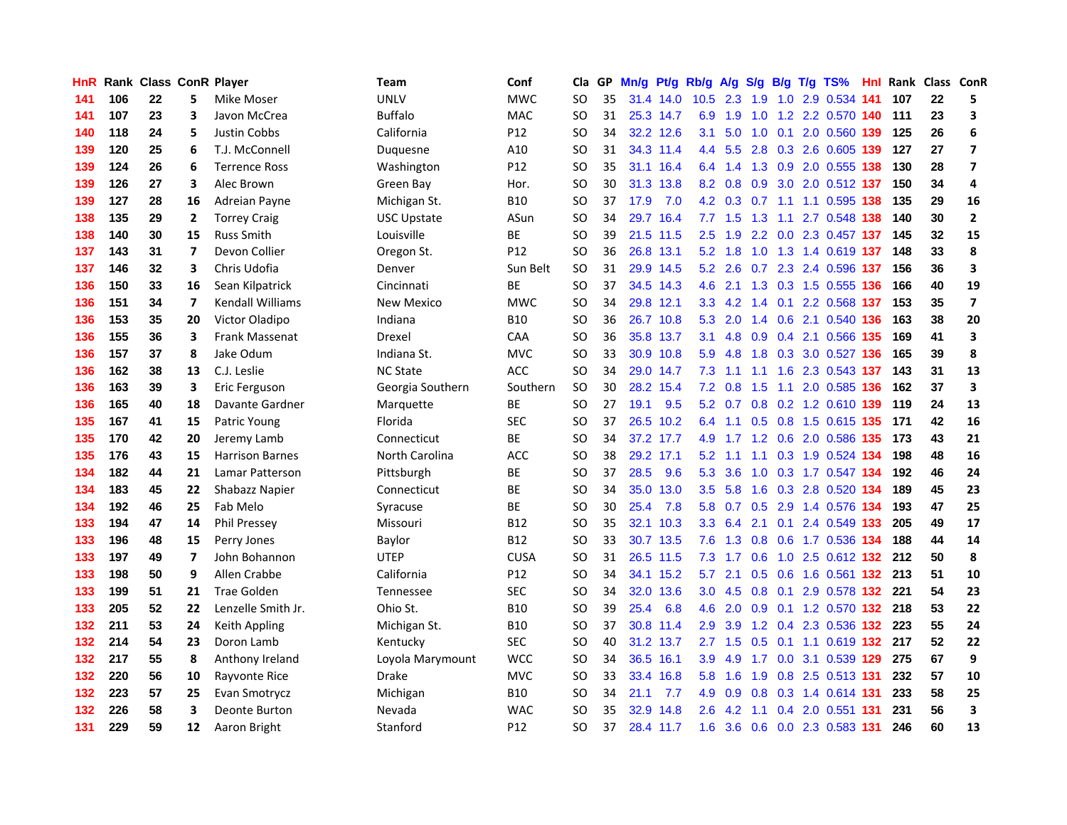| HnR | Rank | Class | ConR | Player | Team | Conf | Cla | GP | Mn/g | Pt/g | Rb/g | A/g | S/g | B/g | T/g | TS% | HnI | Rank | Class | ConR |
|---|---|---|---|---|---|---|---|---|---|---|---|---|---|---|---|---|---|---|---|---|
| 141 | 106 | 22 | 5 | Mike Moser | UNLV | MWC | SO | 35 | 31.4 | 14.0 | 10.5 | 2.3 | 1.9 | 1.0 | 2.9 | 0.534 | 141 | 107 | 22 | 5 |
| 141 | 107 | 23 | 3 | Javon McCrea | Buffalo | MAC | SO | 31 | 25.3 | 14.7 | 6.9 | 1.9 | 1.0 | 1.2 | 2.2 | 0.570 | 140 | 111 | 23 | 3 |
| 140 | 118 | 24 | 5 | Justin Cobbs | California | P12 | SO | 34 | 32.2 | 12.6 | 3.1 | 5.0 | 1.0 | 0.1 | 2.0 | 0.560 | 139 | 125 | 26 | 6 |
| 139 | 120 | 25 | 6 | T.J. McConnell | Duquesne | A10 | SO | 31 | 34.3 | 11.4 | 4.4 | 5.5 | 2.8 | 0.3 | 2.6 | 0.605 | 139 | 127 | 27 | 7 |
| 139 | 124 | 26 | 6 | Terrence Ross | Washington | P12 | SO | 35 | 31.1 | 16.4 | 6.4 | 1.4 | 1.3 | 0.9 | 2.0 | 0.555 | 138 | 130 | 28 | 7 |
| 139 | 126 | 27 | 3 | Alec Brown | Green Bay | Hor. | SO | 30 | 31.3 | 13.8 | 8.2 | 0.8 | 0.9 | 3.0 | 2.0 | 0.512 | 137 | 150 | 34 | 4 |
| 139 | 127 | 28 | 16 | Adreian Payne | Michigan St. | B10 | SO | 37 | 17.9 | 7.0 | 4.2 | 0.3 | 0.7 | 1.1 | 1.1 | 0.595 | 138 | 135 | 29 | 16 |
| 138 | 135 | 29 | 2 | Torrey Craig | USC Upstate | ASun | SO | 34 | 29.7 | 16.4 | 7.7 | 1.5 | 1.3 | 1.1 | 2.7 | 0.548 | 138 | 140 | 30 | 2 |
| 138 | 140 | 30 | 15 | Russ Smith | Louisville | BE | SO | 39 | 21.5 | 11.5 | 2.5 | 1.9 | 2.2 | 0.0 | 2.3 | 0.457 | 137 | 145 | 32 | 15 |
| 137 | 143 | 31 | 7 | Devon Collier | Oregon St. | P12 | SO | 36 | 26.8 | 13.1 | 5.2 | 1.8 | 1.0 | 1.3 | 1.4 | 0.619 | 137 | 148 | 33 | 8 |
| 137 | 146 | 32 | 3 | Chris Udofia | Denver | Sun Belt | SO | 31 | 29.9 | 14.5 | 5.2 | 2.6 | 0.7 | 2.3 | 2.4 | 0.596 | 137 | 156 | 36 | 3 |
| 136 | 150 | 33 | 16 | Sean Kilpatrick | Cincinnati | BE | SO | 37 | 34.5 | 14.3 | 4.6 | 2.1 | 1.3 | 0.3 | 1.5 | 0.555 | 136 | 166 | 40 | 19 |
| 136 | 151 | 34 | 7 | Kendall Williams | New Mexico | MWC | SO | 34 | 29.8 | 12.1 | 3.3 | 4.2 | 1.4 | 0.1 | 2.2 | 0.568 | 137 | 153 | 35 | 7 |
| 136 | 153 | 35 | 20 | Victor Oladipo | Indiana | B10 | SO | 36 | 26.7 | 10.8 | 5.3 | 2.0 | 1.4 | 0.6 | 2.1 | 0.540 | 136 | 163 | 38 | 20 |
| 136 | 155 | 36 | 3 | Frank Massenat | Drexel | CAA | SO | 36 | 35.8 | 13.7 | 3.1 | 4.8 | 0.9 | 0.4 | 2.1 | 0.566 | 135 | 169 | 41 | 3 |
| 136 | 157 | 37 | 8 | Jake Odum | Indiana St. | MVC | SO | 33 | 30.9 | 10.8 | 5.9 | 4.8 | 1.8 | 0.3 | 3.0 | 0.527 | 136 | 165 | 39 | 8 |
| 136 | 162 | 38 | 13 | C.J. Leslie | NC State | ACC | SO | 34 | 29.0 | 14.7 | 7.3 | 1.1 | 1.1 | 1.6 | 2.3 | 0.543 | 137 | 143 | 31 | 13 |
| 136 | 163 | 39 | 3 | Eric Ferguson | Georgia Southern | Southern | SO | 30 | 28.2 | 15.4 | 7.2 | 0.8 | 1.5 | 1.1 | 2.0 | 0.585 | 136 | 162 | 37 | 3 |
| 136 | 165 | 40 | 18 | Davante Gardner | Marquette | BE | SO | 27 | 19.1 | 9.5 | 5.2 | 0.7 | 0.8 | 0.2 | 1.2 | 0.610 | 139 | 119 | 24 | 13 |
| 135 | 167 | 41 | 15 | Patric Young | Florida | SEC | SO | 37 | 26.5 | 10.2 | 6.4 | 1.1 | 0.5 | 0.8 | 1.5 | 0.615 | 135 | 171 | 42 | 16 |
| 135 | 170 | 42 | 20 | Jeremy Lamb | Connecticut | BE | SO | 34 | 37.2 | 17.7 | 4.9 | 1.7 | 1.2 | 0.6 | 2.0 | 0.586 | 135 | 173 | 43 | 21 |
| 135 | 176 | 43 | 15 | Harrison Barnes | North Carolina | ACC | SO | 38 | 29.2 | 17.1 | 5.2 | 1.1 | 1.1 | 0.3 | 1.9 | 0.524 | 134 | 198 | 48 | 16 |
| 134 | 182 | 44 | 21 | Lamar Patterson | Pittsburgh | BE | SO | 37 | 28.5 | 9.6 | 5.3 | 3.6 | 1.0 | 0.3 | 1.7 | 0.547 | 134 | 192 | 46 | 24 |
| 134 | 183 | 45 | 22 | Shabazz Napier | Connecticut | BE | SO | 34 | 35.0 | 13.0 | 3.5 | 5.8 | 1.6 | 0.3 | 2.8 | 0.520 | 134 | 189 | 45 | 23 |
| 134 | 192 | 46 | 25 | Fab Melo | Syracuse | BE | SO | 30 | 25.4 | 7.8 | 5.8 | 0.7 | 0.5 | 2.9 | 1.4 | 0.576 | 134 | 193 | 47 | 25 |
| 133 | 194 | 47 | 14 | Phil Pressey | Missouri | B12 | SO | 35 | 32.1 | 10.3 | 3.3 | 6.4 | 2.1 | 0.1 | 2.4 | 0.549 | 133 | 205 | 49 | 17 |
| 133 | 196 | 48 | 15 | Perry Jones | Baylor | B12 | SO | 33 | 30.7 | 13.5 | 7.6 | 1.3 | 0.8 | 0.6 | 1.7 | 0.536 | 134 | 188 | 44 | 14 |
| 133 | 197 | 49 | 7 | John Bohannon | UTEP | CUSA | SO | 31 | 26.5 | 11.5 | 7.3 | 1.7 | 0.6 | 1.0 | 2.5 | 0.612 | 132 | 212 | 50 | 8 |
| 133 | 198 | 50 | 9 | Allen Crabbe | California | P12 | SO | 34 | 34.1 | 15.2 | 5.7 | 2.1 | 0.5 | 0.6 | 1.6 | 0.561 | 132 | 213 | 51 | 10 |
| 133 | 199 | 51 | 21 | Trae Golden | Tennessee | SEC | SO | 34 | 32.0 | 13.6 | 3.0 | 4.5 | 0.8 | 0.1 | 2.9 | 0.578 | 132 | 221 | 54 | 23 |
| 133 | 205 | 52 | 22 | Lenzelle Smith Jr. | Ohio St. | B10 | SO | 39 | 25.4 | 6.8 | 4.6 | 2.0 | 0.9 | 0.1 | 1.2 | 0.570 | 132 | 218 | 53 | 22 |
| 132 | 211 | 53 | 24 | Keith Appling | Michigan St. | B10 | SO | 37 | 30.8 | 11.4 | 2.9 | 3.9 | 1.2 | 0.4 | 2.3 | 0.536 | 132 | 223 | 55 | 24 |
| 132 | 214 | 54 | 23 | Doron Lamb | Kentucky | SEC | SO | 40 | 31.2 | 13.7 | 2.7 | 1.5 | 0.5 | 0.1 | 1.1 | 0.619 | 132 | 217 | 52 | 22 |
| 132 | 217 | 55 | 8 | Anthony Ireland | Loyola Marymount | WCC | SO | 34 | 36.5 | 16.1 | 3.9 | 4.9 | 1.7 | 0.0 | 3.1 | 0.539 | 129 | 275 | 67 | 9 |
| 132 | 220 | 56 | 10 | Rayvonte Rice | Drake | MVC | SO | 33 | 33.4 | 16.8 | 5.8 | 1.6 | 1.9 | 0.8 | 2.5 | 0.513 | 131 | 232 | 57 | 10 |
| 132 | 223 | 57 | 25 | Evan Smotrycz | Michigan | B10 | SO | 34 | 21.1 | 7.7 | 4.9 | 0.9 | 0.8 | 0.3 | 1.4 | 0.614 | 131 | 233 | 58 | 25 |
| 132 | 226 | 58 | 3 | Deonte Burton | Nevada | WAC | SO | 35 | 32.9 | 14.8 | 2.6 | 4.2 | 1.1 | 0.4 | 2.0 | 0.551 | 131 | 231 | 56 | 3 |
| 131 | 229 | 59 | 12 | Aaron Bright | Stanford | P12 | SO | 37 | 28.4 | 11.7 | 1.6 | 3.6 | 0.6 | 0.0 | 2.3 | 0.583 | 131 | 246 | 60 | 13 |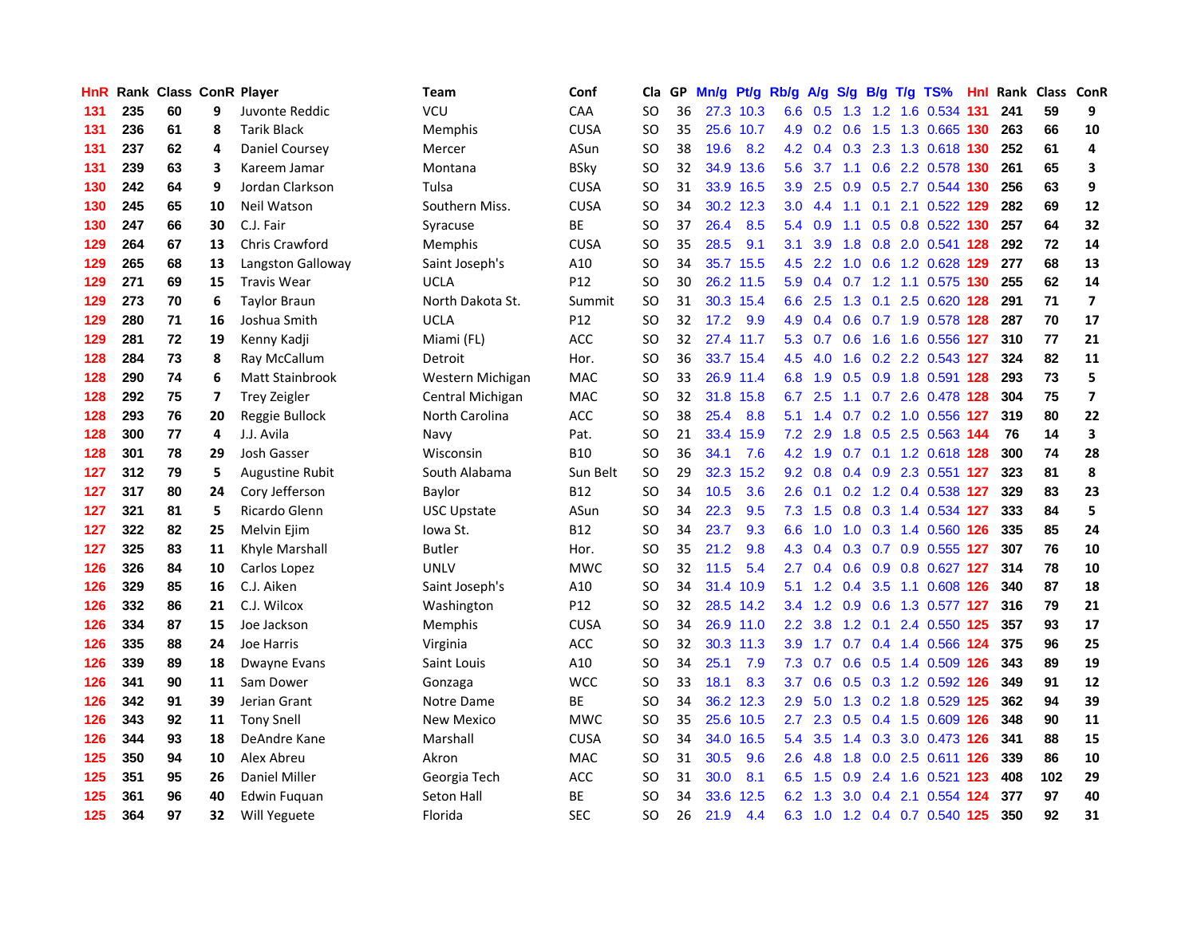| HnR | Rank | Class | ConR | Player | Team | Conf | Cla | GP | Mn/g | Pt/g | Rb/g | A/g | S/g | B/g | T/g | TS% | HnI | Rank | Class | ConR |
|---|---|---|---|---|---|---|---|---|---|---|---|---|---|---|---|---|---|---|---|---|
| 131 | 235 | 60 | 9 | Juvonte Reddic | VCU | CAA | SO | 36 | 27.3 | 10.3 | 6.6 | 0.5 | 1.3 | 1.2 | 1.6 | 0.534 | 131 | 241 | 59 | 9 |
| 131 | 236 | 61 | 8 | Tarik Black | Memphis | CUSA | SO | 35 | 25.6 | 10.7 | 4.9 | 0.2 | 0.6 | 1.5 | 1.3 | 0.665 | 130 | 263 | 66 | 10 |
| 131 | 237 | 62 | 4 | Daniel Coursey | Mercer | ASun | SO | 38 | 19.6 | 8.2 | 4.2 | 0.4 | 0.3 | 2.3 | 1.3 | 0.618 | 130 | 252 | 61 | 4 |
| 131 | 239 | 63 | 3 | Kareem Jamar | Montana | BSky | SO | 32 | 34.9 | 13.6 | 5.6 | 3.7 | 1.1 | 0.6 | 2.2 | 0.578 | 130 | 261 | 65 | 3 |
| 130 | 242 | 64 | 9 | Jordan Clarkson | Tulsa | CUSA | SO | 31 | 33.9 | 16.5 | 3.9 | 2.5 | 0.9 | 0.5 | 2.7 | 0.544 | 130 | 256 | 63 | 9 |
| 130 | 245 | 65 | 10 | Neil Watson | Southern Miss. | CUSA | SO | 34 | 30.2 | 12.3 | 3.0 | 4.4 | 1.1 | 0.1 | 2.1 | 0.522 | 129 | 282 | 69 | 12 |
| 130 | 247 | 66 | 30 | C.J. Fair | Syracuse | BE | SO | 37 | 26.4 | 8.5 | 5.4 | 0.9 | 1.1 | 0.5 | 0.8 | 0.522 | 130 | 257 | 64 | 32 |
| 129 | 264 | 67 | 13 | Chris Crawford | Memphis | CUSA | SO | 35 | 28.5 | 9.1 | 3.1 | 3.9 | 1.8 | 0.8 | 2.0 | 0.541 | 128 | 292 | 72 | 14 |
| 129 | 265 | 68 | 13 | Langston Galloway | Saint Joseph's | A10 | SO | 34 | 35.7 | 15.5 | 4.5 | 2.2 | 1.0 | 0.6 | 1.2 | 0.628 | 129 | 277 | 68 | 13 |
| 129 | 271 | 69 | 15 | Travis Wear | UCLA | P12 | SO | 30 | 26.2 | 11.5 | 5.9 | 0.4 | 0.7 | 1.2 | 1.1 | 0.575 | 130 | 255 | 62 | 14 |
| 129 | 273 | 70 | 6 | Taylor Braun | North Dakota St. | Summit | SO | 31 | 30.3 | 15.4 | 6.6 | 2.5 | 1.3 | 0.1 | 2.5 | 0.620 | 128 | 291 | 71 | 7 |
| 129 | 280 | 71 | 16 | Joshua Smith | UCLA | P12 | SO | 32 | 17.2 | 9.9 | 4.9 | 0.4 | 0.6 | 0.7 | 1.9 | 0.578 | 128 | 287 | 70 | 17 |
| 129 | 281 | 72 | 19 | Kenny Kadji | Miami (FL) | ACC | SO | 32 | 27.4 | 11.7 | 5.3 | 0.7 | 0.6 | 1.6 | 1.6 | 0.556 | 127 | 310 | 77 | 21 |
| 128 | 284 | 73 | 8 | Ray McCallum | Detroit | Hor. | SO | 36 | 33.7 | 15.4 | 4.5 | 4.0 | 1.6 | 0.2 | 2.2 | 0.543 | 127 | 324 | 82 | 11 |
| 128 | 290 | 74 | 6 | Matt Stainbrook | Western Michigan | MAC | SO | 33 | 26.9 | 11.4 | 6.8 | 1.9 | 0.5 | 0.9 | 1.8 | 0.591 | 128 | 293 | 73 | 5 |
| 128 | 292 | 75 | 7 | Trey Zeigler | Central Michigan | MAC | SO | 32 | 31.8 | 15.8 | 6.7 | 2.5 | 1.1 | 0.7 | 2.6 | 0.478 | 128 | 304 | 75 | 7 |
| 128 | 293 | 76 | 20 | Reggie Bullock | North Carolina | ACC | SO | 38 | 25.4 | 8.8 | 5.1 | 1.4 | 0.7 | 0.2 | 1.0 | 0.556 | 127 | 319 | 80 | 22 |
| 128 | 300 | 77 | 4 | J.J. Avila | Navy | Pat. | SO | 21 | 33.4 | 15.9 | 7.2 | 2.9 | 1.8 | 0.5 | 2.5 | 0.563 | 144 | 76 | 14 | 3 |
| 128 | 301 | 78 | 29 | Josh Gasser | Wisconsin | B10 | SO | 36 | 34.1 | 7.6 | 4.2 | 1.9 | 0.7 | 0.1 | 1.2 | 0.618 | 128 | 300 | 74 | 28 |
| 127 | 312 | 79 | 5 | Augustine Rubit | South Alabama | Sun Belt | SO | 29 | 32.3 | 15.2 | 9.2 | 0.8 | 0.4 | 0.9 | 2.3 | 0.551 | 127 | 323 | 81 | 8 |
| 127 | 317 | 80 | 24 | Cory Jefferson | Baylor | B12 | SO | 34 | 10.5 | 3.6 | 2.6 | 0.1 | 0.2 | 1.2 | 0.4 | 0.538 | 127 | 329 | 83 | 23 |
| 127 | 321 | 81 | 5 | Ricardo Glenn | USC Upstate | ASun | SO | 34 | 22.3 | 9.5 | 7.3 | 1.5 | 0.8 | 0.3 | 1.4 | 0.534 | 127 | 333 | 84 | 5 |
| 127 | 322 | 82 | 25 | Melvin Ejim | Iowa St. | B12 | SO | 34 | 23.7 | 9.3 | 6.6 | 1.0 | 1.0 | 0.3 | 1.4 | 0.560 | 126 | 335 | 85 | 24 |
| 127 | 325 | 83 | 11 | Khyle Marshall | Butler | Hor. | SO | 35 | 21.2 | 9.8 | 4.3 | 0.4 | 0.3 | 0.7 | 0.9 | 0.555 | 127 | 307 | 76 | 10 |
| 126 | 326 | 84 | 10 | Carlos Lopez | UNLV | MWC | SO | 32 | 11.5 | 5.4 | 2.7 | 0.4 | 0.6 | 0.9 | 0.8 | 0.627 | 127 | 314 | 78 | 10 |
| 126 | 329 | 85 | 16 | C.J. Aiken | Saint Joseph's | A10 | SO | 34 | 31.4 | 10.9 | 5.1 | 1.2 | 0.4 | 3.5 | 1.1 | 0.608 | 126 | 340 | 87 | 18 |
| 126 | 332 | 86 | 21 | C.J. Wilcox | Washington | P12 | SO | 32 | 28.5 | 14.2 | 3.4 | 1.2 | 0.9 | 0.6 | 1.3 | 0.577 | 127 | 316 | 79 | 21 |
| 126 | 334 | 87 | 15 | Joe Jackson | Memphis | CUSA | SO | 34 | 26.9 | 11.0 | 2.2 | 3.8 | 1.2 | 0.1 | 2.4 | 0.550 | 125 | 357 | 93 | 17 |
| 126 | 335 | 88 | 24 | Joe Harris | Virginia | ACC | SO | 32 | 30.3 | 11.3 | 3.9 | 1.7 | 0.7 | 0.4 | 1.4 | 0.566 | 124 | 375 | 96 | 25 |
| 126 | 339 | 89 | 18 | Dwayne Evans | Saint Louis | A10 | SO | 34 | 25.1 | 7.9 | 7.3 | 0.7 | 0.6 | 0.5 | 1.4 | 0.509 | 126 | 343 | 89 | 19 |
| 126 | 341 | 90 | 11 | Sam Dower | Gonzaga | WCC | SO | 33 | 18.1 | 8.3 | 3.7 | 0.6 | 0.5 | 0.3 | 1.2 | 0.592 | 126 | 349 | 91 | 12 |
| 126 | 342 | 91 | 39 | Jerian Grant | Notre Dame | BE | SO | 34 | 36.2 | 12.3 | 2.9 | 5.0 | 1.3 | 0.2 | 1.8 | 0.529 | 125 | 362 | 94 | 39 |
| 126 | 343 | 92 | 11 | Tony Snell | New Mexico | MWC | SO | 35 | 25.6 | 10.5 | 2.7 | 2.3 | 0.5 | 0.4 | 1.5 | 0.609 | 126 | 348 | 90 | 11 |
| 126 | 344 | 93 | 18 | DeAndre Kane | Marshall | CUSA | SO | 34 | 34.0 | 16.5 | 5.4 | 3.5 | 1.4 | 0.3 | 3.0 | 0.473 | 126 | 341 | 88 | 15 |
| 125 | 350 | 94 | 10 | Alex Abreu | Akron | MAC | SO | 31 | 30.5 | 9.6 | 2.6 | 4.8 | 1.8 | 0.0 | 2.5 | 0.611 | 126 | 339 | 86 | 10 |
| 125 | 351 | 95 | 26 | Daniel Miller | Georgia Tech | ACC | SO | 31 | 30.0 | 8.1 | 6.5 | 1.5 | 0.9 | 2.4 | 1.6 | 0.521 | 123 | 408 | 102 | 29 |
| 125 | 361 | 96 | 40 | Edwin Fuquan | Seton Hall | BE | SO | 34 | 33.6 | 12.5 | 6.2 | 1.3 | 3.0 | 0.4 | 2.1 | 0.554 | 124 | 377 | 97 | 40 |
| 125 | 364 | 97 | 32 | Will Yeguete | Florida | SEC | SO | 26 | 21.9 | 4.4 | 6.3 | 1.0 | 1.2 | 0.4 | 0.7 | 0.540 | 125 | 350 | 92 | 31 |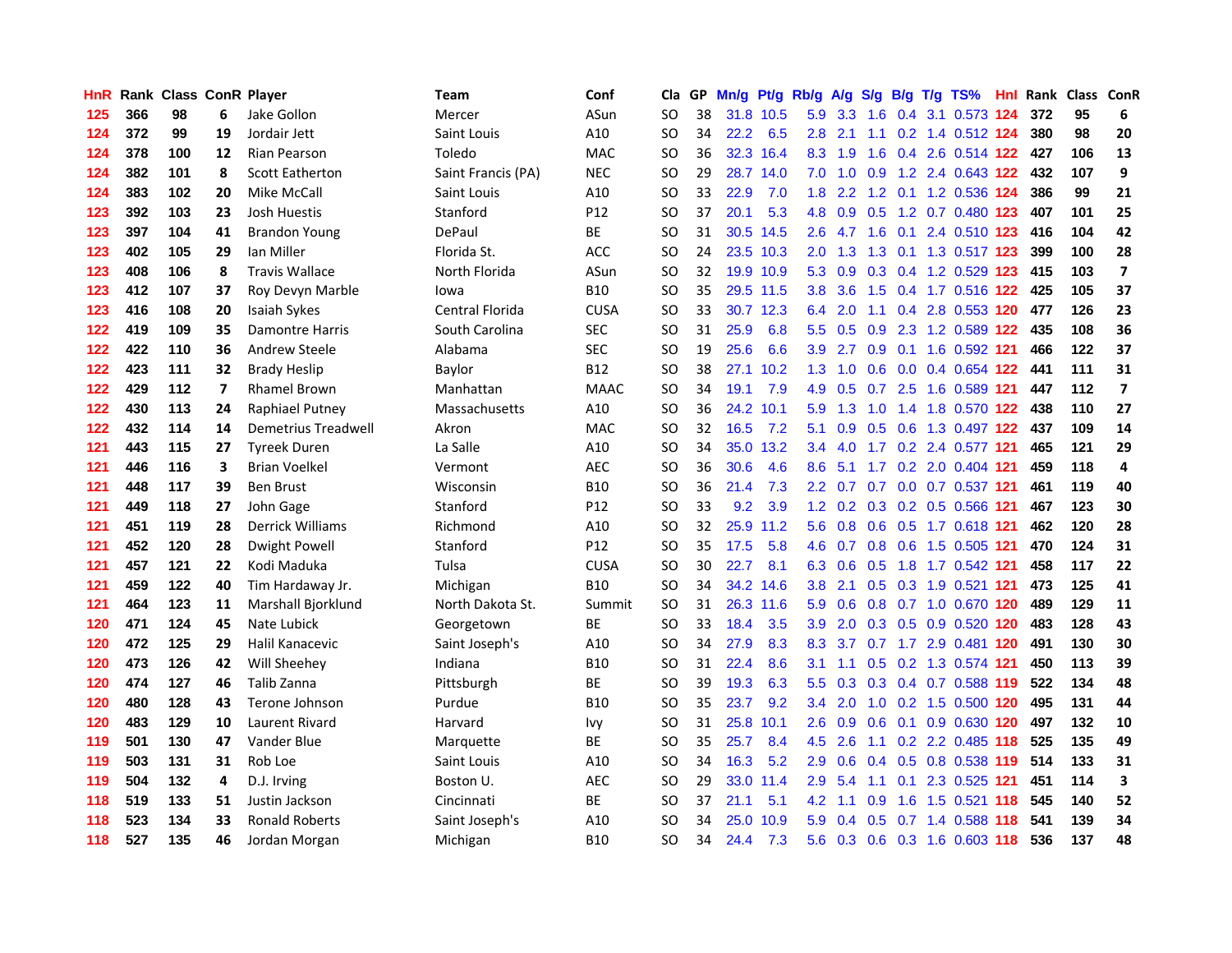| HnR | Rank | Class | ConR | Player | Team | Conf | Cla | GP | Mn/g | Pt/g | Rb/g | A/g | S/g | B/g | T/g | TS% | HnI | Rank | Class | ConR |
|---|---|---|---|---|---|---|---|---|---|---|---|---|---|---|---|---|---|---|---|---|
| 125 | 366 | 98 | 6 | Jake Gollon | Mercer | ASun | SO | 38 | 31.8 | 10.5 | 5.9 | 3.3 | 1.6 | 0.4 | 3.1 | 0.573 | 124 | 372 | 95 | 6 |
| 124 | 372 | 99 | 19 | Jordair Jett | Saint Louis | A10 | SO | 34 | 22.2 | 6.5 | 2.8 | 2.1 | 1.1 | 0.2 | 1.4 | 0.512 | 124 | 380 | 98 | 20 |
| 124 | 378 | 100 | 12 | Rian Pearson | Toledo | MAC | SO | 36 | 32.3 | 16.4 | 8.3 | 1.9 | 1.6 | 0.4 | 2.6 | 0.514 | 122 | 427 | 106 | 13 |
| 124 | 382 | 101 | 8 | Scott Eatherton | Saint Francis (PA) | NEC | SO | 29 | 28.7 | 14.0 | 7.0 | 1.0 | 0.9 | 1.2 | 2.4 | 0.643 | 122 | 432 | 107 | 9 |
| 124 | 383 | 102 | 20 | Mike McCall | Saint Louis | A10 | SO | 33 | 22.9 | 7.0 | 1.8 | 2.2 | 1.2 | 0.1 | 1.2 | 0.536 | 124 | 386 | 99 | 21 |
| 123 | 392 | 103 | 23 | Josh Huestis | Stanford | P12 | SO | 37 | 20.1 | 5.3 | 4.8 | 0.9 | 0.5 | 1.2 | 0.7 | 0.480 | 123 | 407 | 101 | 25 |
| 123 | 397 | 104 | 41 | Brandon Young | DePaul | BE | SO | 31 | 30.5 | 14.5 | 2.6 | 4.7 | 1.6 | 0.1 | 2.4 | 0.510 | 123 | 416 | 104 | 42 |
| 123 | 402 | 105 | 29 | Ian Miller | Florida St. | ACC | SO | 24 | 23.5 | 10.3 | 2.0 | 1.3 | 1.3 | 0.1 | 1.3 | 0.517 | 123 | 399 | 100 | 28 |
| 123 | 408 | 106 | 8 | Travis Wallace | North Florida | ASun | SO | 32 | 19.9 | 10.9 | 5.3 | 0.9 | 0.3 | 0.4 | 1.2 | 0.529 | 123 | 415 | 103 | 7 |
| 123 | 412 | 107 | 37 | Roy Devyn Marble | Iowa | B10 | SO | 35 | 29.5 | 11.5 | 3.8 | 3.6 | 1.5 | 0.4 | 1.7 | 0.516 | 122 | 425 | 105 | 37 |
| 123 | 416 | 108 | 20 | Isaiah Sykes | Central Florida | CUSA | SO | 33 | 30.7 | 12.3 | 6.4 | 2.0 | 1.1 | 0.4 | 2.8 | 0.553 | 120 | 477 | 126 | 23 |
| 122 | 419 | 109 | 35 | Damontre Harris | South Carolina | SEC | SO | 31 | 25.9 | 6.8 | 5.5 | 0.5 | 0.9 | 2.3 | 1.2 | 0.589 | 122 | 435 | 108 | 36 |
| 122 | 422 | 110 | 36 | Andrew Steele | Alabama | SEC | SO | 19 | 25.6 | 6.6 | 3.9 | 2.7 | 0.9 | 0.1 | 1.6 | 0.592 | 121 | 466 | 122 | 37 |
| 122 | 423 | 111 | 32 | Brady Heslip | Baylor | B12 | SO | 38 | 27.1 | 10.2 | 1.3 | 1.0 | 0.6 | 0.0 | 0.4 | 0.654 | 122 | 441 | 111 | 31 |
| 122 | 429 | 112 | 7 | Rhamel Brown | Manhattan | MAAC | SO | 34 | 19.1 | 7.9 | 4.9 | 0.5 | 0.7 | 2.5 | 1.6 | 0.589 | 121 | 447 | 112 | 7 |
| 122 | 430 | 113 | 24 | Raphiael Putney | Massachusetts | A10 | SO | 36 | 24.2 | 10.1 | 5.9 | 1.3 | 1.0 | 1.4 | 1.8 | 0.570 | 122 | 438 | 110 | 27 |
| 122 | 432 | 114 | 14 | Demetrius Treadwell | Akron | MAC | SO | 32 | 16.5 | 7.2 | 5.1 | 0.9 | 0.5 | 0.6 | 1.3 | 0.497 | 122 | 437 | 109 | 14 |
| 121 | 443 | 115 | 27 | Tyreek Duren | La Salle | A10 | SO | 34 | 35.0 | 13.2 | 3.4 | 4.0 | 1.7 | 0.2 | 2.4 | 0.577 | 121 | 465 | 121 | 29 |
| 121 | 446 | 116 | 3 | Brian Voelkel | Vermont | AEC | SO | 36 | 30.6 | 4.6 | 8.6 | 5.1 | 1.7 | 0.2 | 2.0 | 0.404 | 121 | 459 | 118 | 4 |
| 121 | 448 | 117 | 39 | Ben Brust | Wisconsin | B10 | SO | 36 | 21.4 | 7.3 | 2.2 | 0.7 | 0.7 | 0.0 | 0.7 | 0.537 | 121 | 461 | 119 | 40 |
| 121 | 449 | 118 | 27 | John Gage | Stanford | P12 | SO | 33 | 9.2 | 3.9 | 1.2 | 0.2 | 0.3 | 0.2 | 0.5 | 0.566 | 121 | 467 | 123 | 30 |
| 121 | 451 | 119 | 28 | Derrick Williams | Richmond | A10 | SO | 32 | 25.9 | 11.2 | 5.6 | 0.8 | 0.6 | 0.5 | 1.7 | 0.618 | 121 | 462 | 120 | 28 |
| 121 | 452 | 120 | 28 | Dwight Powell | Stanford | P12 | SO | 35 | 17.5 | 5.8 | 4.6 | 0.7 | 0.8 | 0.6 | 1.5 | 0.505 | 121 | 470 | 124 | 31 |
| 121 | 457 | 121 | 22 | Kodi Maduka | Tulsa | CUSA | SO | 30 | 22.7 | 8.1 | 6.3 | 0.6 | 0.5 | 1.8 | 1.7 | 0.542 | 121 | 458 | 117 | 22 |
| 121 | 459 | 122 | 40 | Tim Hardaway Jr. | Michigan | B10 | SO | 34 | 34.2 | 14.6 | 3.8 | 2.1 | 0.5 | 0.3 | 1.9 | 0.521 | 121 | 473 | 125 | 41 |
| 121 | 464 | 123 | 11 | Marshall Bjorklund | North Dakota St. | Summit | SO | 31 | 26.3 | 11.6 | 5.9 | 0.6 | 0.8 | 0.7 | 1.0 | 0.670 | 120 | 489 | 129 | 11 |
| 120 | 471 | 124 | 45 | Nate Lubick | Georgetown | BE | SO | 33 | 18.4 | 3.5 | 3.9 | 2.0 | 0.3 | 0.5 | 0.9 | 0.520 | 120 | 483 | 128 | 43 |
| 120 | 472 | 125 | 29 | Halil Kanacevic | Saint Joseph's | A10 | SO | 34 | 27.9 | 8.3 | 8.3 | 3.7 | 0.7 | 1.7 | 2.9 | 0.481 | 120 | 491 | 130 | 30 |
| 120 | 473 | 126 | 42 | Will Sheehey | Indiana | B10 | SO | 31 | 22.4 | 8.6 | 3.1 | 1.1 | 0.5 | 0.2 | 1.3 | 0.574 | 121 | 450 | 113 | 39 |
| 120 | 474 | 127 | 46 | Talib Zanna | Pittsburgh | BE | SO | 39 | 19.3 | 6.3 | 5.5 | 0.3 | 0.3 | 0.4 | 0.7 | 0.588 | 119 | 522 | 134 | 48 |
| 120 | 480 | 128 | 43 | Terone Johnson | Purdue | B10 | SO | 35 | 23.7 | 9.2 | 3.4 | 2.0 | 1.0 | 0.2 | 1.5 | 0.500 | 120 | 495 | 131 | 44 |
| 120 | 483 | 129 | 10 | Laurent Rivard | Harvard | Ivy | SO | 31 | 25.8 | 10.1 | 2.6 | 0.9 | 0.6 | 0.1 | 0.9 | 0.630 | 120 | 497 | 132 | 10 |
| 119 | 501 | 130 | 47 | Vander Blue | Marquette | BE | SO | 35 | 25.7 | 8.4 | 4.5 | 2.6 | 1.1 | 0.2 | 2.2 | 0.485 | 118 | 525 | 135 | 49 |
| 119 | 503 | 131 | 31 | Rob Loe | Saint Louis | A10 | SO | 34 | 16.3 | 5.2 | 2.9 | 0.6 | 0.4 | 0.5 | 0.8 | 0.538 | 119 | 514 | 133 | 31 |
| 119 | 504 | 132 | 4 | D.J. Irving | Boston U. | AEC | SO | 29 | 33.0 | 11.4 | 2.9 | 5.4 | 1.1 | 0.1 | 2.3 | 0.525 | 121 | 451 | 114 | 3 |
| 118 | 519 | 133 | 51 | Justin Jackson | Cincinnati | BE | SO | 37 | 21.1 | 5.1 | 4.2 | 1.1 | 0.9 | 1.6 | 1.5 | 0.521 | 118 | 545 | 140 | 52 |
| 118 | 523 | 134 | 33 | Ronald Roberts | Saint Joseph's | A10 | SO | 34 | 25.0 | 10.9 | 5.9 | 0.4 | 0.5 | 0.7 | 1.4 | 0.588 | 118 | 541 | 139 | 34 |
| 118 | 527 | 135 | 46 | Jordan Morgan | Michigan | B10 | SO | 34 | 24.4 | 7.3 | 5.6 | 0.3 | 0.6 | 0.3 | 1.6 | 0.603 | 118 | 536 | 137 | 48 |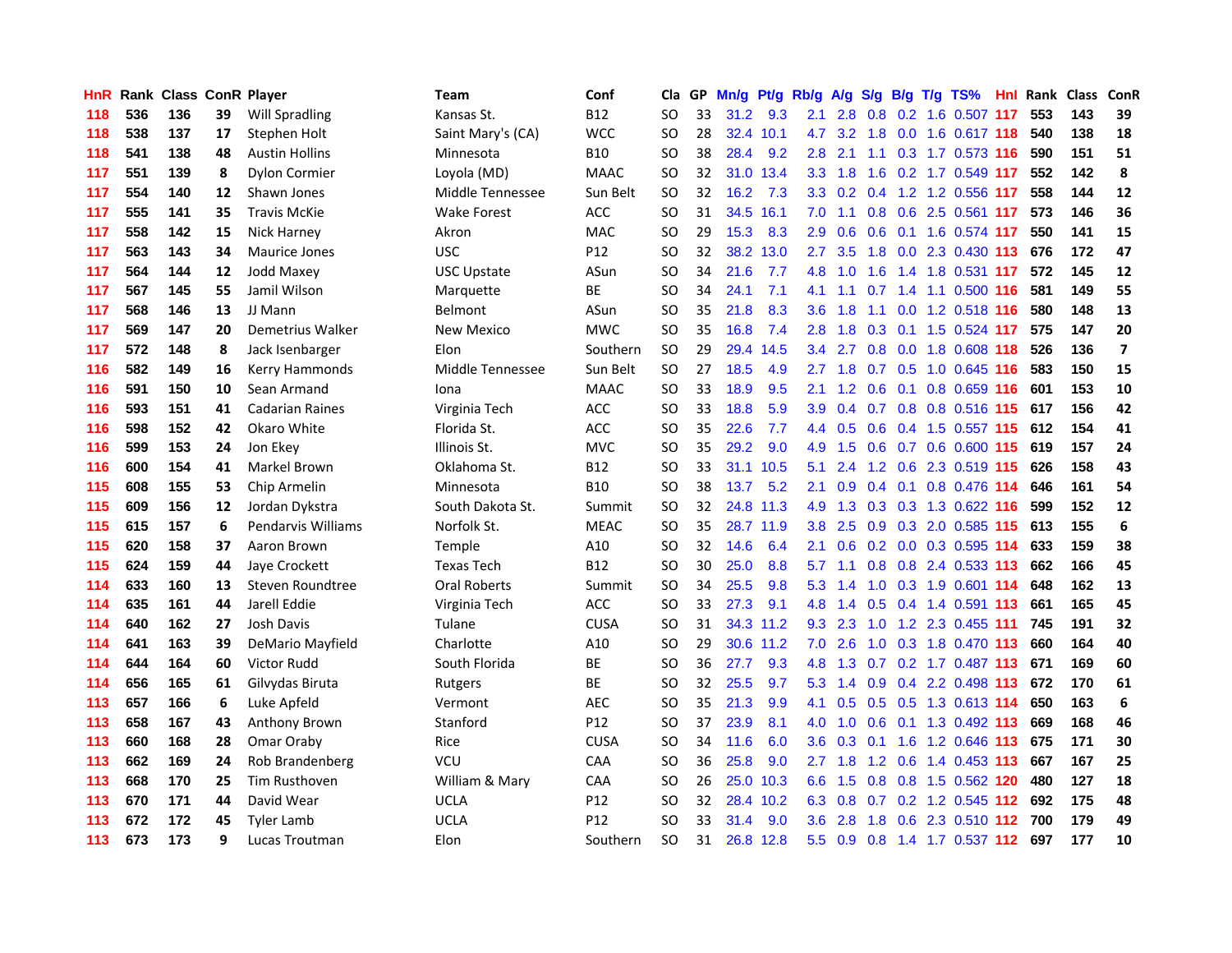| HnR | Rank | Class | ConR | Player | Team | Conf | Cla | GP | Mn/g | Pt/g | Rb/g | A/g | S/g | B/g | T/g | TS% | HnI | Rank | Class | ConR |
|---|---|---|---|---|---|---|---|---|---|---|---|---|---|---|---|---|---|---|---|---|
| 118 | 536 | 136 | 39 | Will Spradling | Kansas St. | B12 | SO | 33 | 31.2 | 9.3 | 2.1 | 2.8 | 0.8 | 0.2 | 1.6 | 0.507 | 117 | 553 | 143 | 39 |
| 118 | 538 | 137 | 17 | Stephen Holt | Saint Mary's (CA) | WCC | SO | 28 | 32.4 | 10.1 | 4.7 | 3.2 | 1.8 | 0.0 | 1.6 | 0.617 | 118 | 540 | 138 | 18 |
| 118 | 541 | 138 | 48 | Austin Hollins | Minnesota | B10 | SO | 38 | 28.4 | 9.2 | 2.8 | 2.1 | 1.1 | 0.3 | 1.7 | 0.573 | 116 | 590 | 151 | 51 |
| 117 | 551 | 139 | 8 | Dylon Cormier | Loyola (MD) | MAAC | SO | 32 | 31.0 | 13.4 | 3.3 | 1.8 | 1.6 | 0.2 | 1.7 | 0.549 | 117 | 552 | 142 | 8 |
| 117 | 554 | 140 | 12 | Shawn Jones | Middle Tennessee | Sun Belt | SO | 32 | 16.2 | 7.3 | 3.3 | 0.2 | 0.4 | 1.2 | 1.2 | 0.556 | 117 | 558 | 144 | 12 |
| 117 | 555 | 141 | 35 | Travis McKie | Wake Forest | ACC | SO | 31 | 34.5 | 16.1 | 7.0 | 1.1 | 0.8 | 0.6 | 2.5 | 0.561 | 117 | 573 | 146 | 36 |
| 117 | 558 | 142 | 15 | Nick Harney | Akron | MAC | SO | 29 | 15.3 | 8.3 | 2.9 | 0.6 | 0.6 | 0.1 | 1.6 | 0.574 | 117 | 550 | 141 | 15 |
| 117 | 563 | 143 | 34 | Maurice Jones | USC | P12 | SO | 32 | 38.2 | 13.0 | 2.7 | 3.5 | 1.8 | 0.0 | 2.3 | 0.430 | 113 | 676 | 172 | 47 |
| 117 | 564 | 144 | 12 | Jodd Maxey | USC Upstate | ASun | SO | 34 | 21.6 | 7.7 | 4.8 | 1.0 | 1.6 | 1.4 | 1.8 | 0.531 | 117 | 572 | 145 | 12 |
| 117 | 567 | 145 | 55 | Jamil Wilson | Marquette | BE | SO | 34 | 24.1 | 7.1 | 4.1 | 1.1 | 0.7 | 1.4 | 1.1 | 0.500 | 116 | 581 | 149 | 55 |
| 117 | 568 | 146 | 13 | JJ Mann | Belmont | ASun | SO | 35 | 21.8 | 8.3 | 3.6 | 1.8 | 1.1 | 0.0 | 1.2 | 0.518 | 116 | 580 | 148 | 13 |
| 117 | 569 | 147 | 20 | Demetrius Walker | New Mexico | MWC | SO | 35 | 16.8 | 7.4 | 2.8 | 1.8 | 0.3 | 0.1 | 1.5 | 0.524 | 117 | 575 | 147 | 20 |
| 117 | 572 | 148 | 8 | Jack Isenbarger | Elon | Southern | SO | 29 | 29.4 | 14.5 | 3.4 | 2.7 | 0.8 | 0.0 | 1.8 | 0.608 | 118 | 526 | 136 | 7 |
| 116 | 582 | 149 | 16 | Kerry Hammonds | Middle Tennessee | Sun Belt | SO | 27 | 18.5 | 4.9 | 2.7 | 1.8 | 0.7 | 0.5 | 1.0 | 0.645 | 116 | 583 | 150 | 15 |
| 116 | 591 | 150 | 10 | Sean Armand | Iona | MAAC | SO | 33 | 18.9 | 9.5 | 2.1 | 1.2 | 0.6 | 0.1 | 0.8 | 0.659 | 116 | 601 | 153 | 10 |
| 116 | 593 | 151 | 41 | Cadarian Raines | Virginia Tech | ACC | SO | 33 | 18.8 | 5.9 | 3.9 | 0.4 | 0.7 | 0.8 | 0.8 | 0.516 | 115 | 617 | 156 | 42 |
| 116 | 598 | 152 | 42 | Okaro White | Florida St. | ACC | SO | 35 | 22.6 | 7.7 | 4.4 | 0.5 | 0.6 | 0.4 | 1.5 | 0.557 | 115 | 612 | 154 | 41 |
| 116 | 599 | 153 | 24 | Jon Ekey | Illinois St. | MVC | SO | 35 | 29.2 | 9.0 | 4.9 | 1.5 | 0.6 | 0.7 | 0.6 | 0.600 | 115 | 619 | 157 | 24 |
| 116 | 600 | 154 | 41 | Markel Brown | Oklahoma St. | B12 | SO | 33 | 31.1 | 10.5 | 5.1 | 2.4 | 1.2 | 0.6 | 2.3 | 0.519 | 115 | 626 | 158 | 43 |
| 115 | 608 | 155 | 53 | Chip Armelin | Minnesota | B10 | SO | 38 | 13.7 | 5.2 | 2.1 | 0.9 | 0.4 | 0.1 | 0.8 | 0.476 | 114 | 646 | 161 | 54 |
| 115 | 609 | 156 | 12 | Jordan Dykstra | South Dakota St. | Summit | SO | 32 | 24.8 | 11.3 | 4.9 | 1.3 | 0.3 | 0.3 | 1.3 | 0.622 | 116 | 599 | 152 | 12 |
| 115 | 615 | 157 | 6 | Pendarvis Williams | Norfolk St. | MEAC | SO | 35 | 28.7 | 11.9 | 3.8 | 2.5 | 0.9 | 0.3 | 2.0 | 0.585 | 115 | 613 | 155 | 6 |
| 115 | 620 | 158 | 37 | Aaron Brown | Temple | A10 | SO | 32 | 14.6 | 6.4 | 2.1 | 0.6 | 0.2 | 0.0 | 0.3 | 0.595 | 114 | 633 | 159 | 38 |
| 115 | 624 | 159 | 44 | Jaye Crockett | Texas Tech | B12 | SO | 30 | 25.0 | 8.8 | 5.7 | 1.1 | 0.8 | 0.8 | 2.4 | 0.533 | 113 | 662 | 166 | 45 |
| 114 | 633 | 160 | 13 | Steven Roundtree | Oral Roberts | Summit | SO | 34 | 25.5 | 9.8 | 5.3 | 1.4 | 1.0 | 0.3 | 1.9 | 0.601 | 114 | 648 | 162 | 13 |
| 114 | 635 | 161 | 44 | Jarell Eddie | Virginia Tech | ACC | SO | 33 | 27.3 | 9.1 | 4.8 | 1.4 | 0.5 | 0.4 | 1.4 | 0.591 | 113 | 661 | 165 | 45 |
| 114 | 640 | 162 | 27 | Josh Davis | Tulane | CUSA | SO | 31 | 34.3 | 11.2 | 9.3 | 2.3 | 1.0 | 1.2 | 2.3 | 0.455 | 111 | 745 | 191 | 32 |
| 114 | 641 | 163 | 39 | DeMario Mayfield | Charlotte | A10 | SO | 29 | 30.6 | 11.2 | 7.0 | 2.6 | 1.0 | 0.3 | 1.8 | 0.470 | 113 | 660 | 164 | 40 |
| 114 | 644 | 164 | 60 | Victor Rudd | South Florida | BE | SO | 36 | 27.7 | 9.3 | 4.8 | 1.3 | 0.7 | 0.2 | 1.7 | 0.487 | 113 | 671 | 169 | 60 |
| 114 | 656 | 165 | 61 | Gilvydas Biruta | Rutgers | BE | SO | 32 | 25.5 | 9.7 | 5.3 | 1.4 | 0.9 | 0.4 | 2.2 | 0.498 | 113 | 672 | 170 | 61 |
| 113 | 657 | 166 | 6 | Luke Apfeld | Vermont | AEC | SO | 35 | 21.3 | 9.9 | 4.1 | 0.5 | 0.5 | 0.5 | 1.3 | 0.613 | 114 | 650 | 163 | 6 |
| 113 | 658 | 167 | 43 | Anthony Brown | Stanford | P12 | SO | 37 | 23.9 | 8.1 | 4.0 | 1.0 | 0.6 | 0.1 | 1.3 | 0.492 | 113 | 669 | 168 | 46 |
| 113 | 660 | 168 | 28 | Omar Oraby | Rice | CUSA | SO | 34 | 11.6 | 6.0 | 3.6 | 0.3 | 0.1 | 1.6 | 1.2 | 0.646 | 113 | 675 | 171 | 30 |
| 113 | 662 | 169 | 24 | Rob Brandenberg | VCU | CAA | SO | 36 | 25.8 | 9.0 | 2.7 | 1.8 | 1.2 | 0.6 | 1.4 | 0.453 | 113 | 667 | 167 | 25 |
| 113 | 668 | 170 | 25 | Tim Rusthoven | William & Mary | CAA | SO | 26 | 25.0 | 10.3 | 6.6 | 1.5 | 0.8 | 0.8 | 1.5 | 0.562 | 120 | 480 | 127 | 18 |
| 113 | 670 | 171 | 44 | David Wear | UCLA | P12 | SO | 32 | 28.4 | 10.2 | 6.3 | 0.8 | 0.7 | 0.2 | 1.2 | 0.545 | 112 | 692 | 175 | 48 |
| 113 | 672 | 172 | 45 | Tyler Lamb | UCLA | P12 | SO | 33 | 31.4 | 9.0 | 3.6 | 2.8 | 1.8 | 0.6 | 2.3 | 0.510 | 112 | 700 | 179 | 49 |
| 113 | 673 | 173 | 9 | Lucas Troutman | Elon | Southern | SO | 31 | 26.8 | 12.8 | 5.5 | 0.9 | 0.8 | 1.4 | 1.7 | 0.537 | 112 | 697 | 177 | 10 |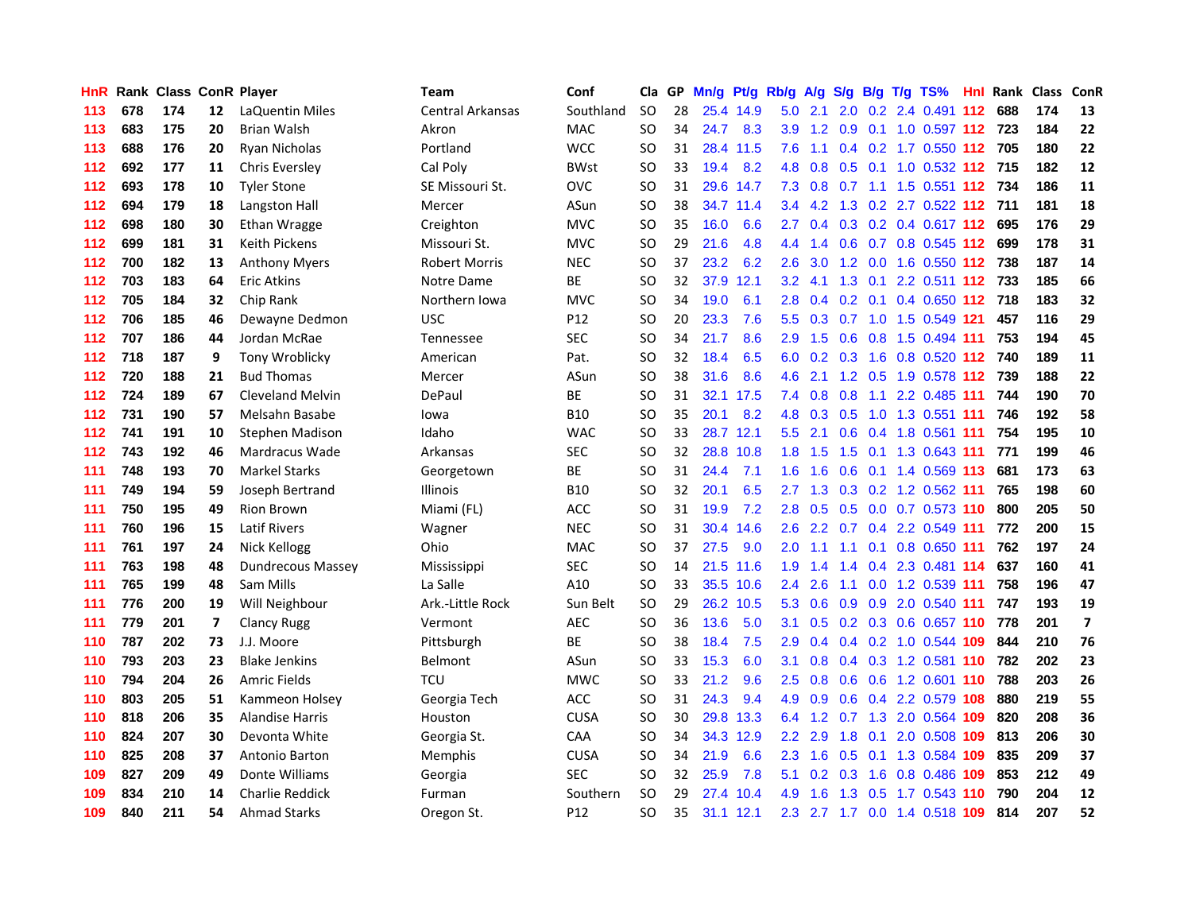| HnR | Rank | Class | ConR | Player | Team | Conf | Cla | GP | Mn/g | Pt/g | Rb/g | A/g | S/g | B/g | T/g | TS% | HnI | Rank | Class | ConR |
|---|---|---|---|---|---|---|---|---|---|---|---|---|---|---|---|---|---|---|---|---|
| 113 | 678 | 174 | 12 | LaQuentin Miles | Central Arkansas | Southland | SO | 28 | 25.4 | 14.9 | 5.0 | 2.1 | 2.0 | 0.2 | 2.4 | 0.491 | 112 | 688 | 174 | 13 |
| 113 | 683 | 175 | 20 | Brian Walsh | Akron | MAC | SO | 34 | 24.7 | 8.3 | 3.9 | 1.2 | 0.9 | 0.1 | 1.0 | 0.597 | 112 | 723 | 184 | 22 |
| 113 | 688 | 176 | 20 | Ryan Nicholas | Portland | WCC | SO | 31 | 28.4 | 11.5 | 7.6 | 1.1 | 0.4 | 0.2 | 1.7 | 0.550 | 112 | 705 | 180 | 22 |
| 112 | 692 | 177 | 11 | Chris Eversley | Cal Poly | BWst | SO | 33 | 19.4 | 8.2 | 4.8 | 0.8 | 0.5 | 0.1 | 1.0 | 0.532 | 112 | 715 | 182 | 12 |
| 112 | 693 | 178 | 10 | Tyler Stone | SE Missouri St. | OVC | SO | 31 | 29.6 | 14.7 | 7.3 | 0.8 | 0.7 | 1.1 | 1.5 | 0.551 | 112 | 734 | 186 | 11 |
| 112 | 694 | 179 | 18 | Langston Hall | Mercer | ASun | SO | 38 | 34.7 | 11.4 | 3.4 | 4.2 | 1.3 | 0.2 | 2.7 | 0.522 | 112 | 711 | 181 | 18 |
| 112 | 698 | 180 | 30 | Ethan Wragge | Creighton | MVC | SO | 35 | 16.0 | 6.6 | 2.7 | 0.4 | 0.3 | 0.2 | 0.4 | 0.617 | 112 | 695 | 176 | 29 |
| 112 | 699 | 181 | 31 | Keith Pickens | Missouri St. | MVC | SO | 29 | 21.6 | 4.8 | 4.4 | 1.4 | 0.6 | 0.7 | 0.8 | 0.545 | 112 | 699 | 178 | 31 |
| 112 | 700 | 182 | 13 | Anthony Myers | Robert Morris | NEC | SO | 37 | 23.2 | 6.2 | 2.6 | 3.0 | 1.2 | 0.0 | 1.6 | 0.550 | 112 | 738 | 187 | 14 |
| 112 | 703 | 183 | 64 | Eric Atkins | Notre Dame | BE | SO | 32 | 37.9 | 12.1 | 3.2 | 4.1 | 1.3 | 0.1 | 2.2 | 0.511 | 112 | 733 | 185 | 66 |
| 112 | 705 | 184 | 32 | Chip Rank | Northern Iowa | MVC | SO | 34 | 19.0 | 6.1 | 2.8 | 0.4 | 0.2 | 0.1 | 0.4 | 0.650 | 112 | 718 | 183 | 32 |
| 112 | 706 | 185 | 46 | Dewayne Dedmon | USC | P12 | SO | 20 | 23.3 | 7.6 | 5.5 | 0.3 | 0.7 | 1.0 | 1.5 | 0.549 | 121 | 457 | 116 | 29 |
| 112 | 707 | 186 | 44 | Jordan McRae | Tennessee | SEC | SO | 34 | 21.7 | 8.6 | 2.9 | 1.5 | 0.6 | 0.8 | 1.5 | 0.494 | 111 | 753 | 194 | 45 |
| 112 | 718 | 187 | 9 | Tony Wroblicky | American | Pat. | SO | 32 | 18.4 | 6.5 | 6.0 | 0.2 | 0.3 | 1.6 | 0.8 | 0.520 | 112 | 740 | 189 | 11 |
| 112 | 720 | 188 | 21 | Bud Thomas | Mercer | ASun | SO | 38 | 31.6 | 8.6 | 4.6 | 2.1 | 1.2 | 0.5 | 1.9 | 0.578 | 112 | 739 | 188 | 22 |
| 112 | 724 | 189 | 67 | Cleveland Melvin | DePaul | BE | SO | 31 | 32.1 | 17.5 | 7.4 | 0.8 | 0.8 | 1.1 | 2.2 | 0.485 | 111 | 744 | 190 | 70 |
| 112 | 731 | 190 | 57 | Melsahn Basabe | Iowa | B10 | SO | 35 | 20.1 | 8.2 | 4.8 | 0.3 | 0.5 | 1.0 | 1.3 | 0.551 | 111 | 746 | 192 | 58 |
| 112 | 741 | 191 | 10 | Stephen Madison | Idaho | WAC | SO | 33 | 28.7 | 12.1 | 5.5 | 2.1 | 0.6 | 0.4 | 1.8 | 0.561 | 111 | 754 | 195 | 10 |
| 112 | 743 | 192 | 46 | Mardracus Wade | Arkansas | SEC | SO | 32 | 28.8 | 10.8 | 1.8 | 1.5 | 1.5 | 0.1 | 1.3 | 0.643 | 111 | 771 | 199 | 46 |
| 111 | 748 | 193 | 70 | Markel Starks | Georgetown | BE | SO | 31 | 24.4 | 7.1 | 1.6 | 1.6 | 0.6 | 0.1 | 1.4 | 0.569 | 113 | 681 | 173 | 63 |
| 111 | 749 | 194 | 59 | Joseph Bertrand | Illinois | B10 | SO | 32 | 20.1 | 6.5 | 2.7 | 1.3 | 0.3 | 0.2 | 1.2 | 0.562 | 111 | 765 | 198 | 60 |
| 111 | 750 | 195 | 49 | Rion Brown | Miami (FL) | ACC | SO | 31 | 19.9 | 7.2 | 2.8 | 0.5 | 0.5 | 0.0 | 0.7 | 0.573 | 110 | 800 | 205 | 50 |
| 111 | 760 | 196 | 15 | Latif Rivers | Wagner | NEC | SO | 31 | 30.4 | 14.6 | 2.6 | 2.2 | 0.7 | 0.4 | 2.2 | 0.549 | 111 | 772 | 200 | 15 |
| 111 | 761 | 197 | 24 | Nick Kellogg | Ohio | MAC | SO | 37 | 27.5 | 9.0 | 2.0 | 1.1 | 1.1 | 0.1 | 0.8 | 0.650 | 111 | 762 | 197 | 24 |
| 111 | 763 | 198 | 48 | Dundrecous Massey | Mississippi | SEC | SO | 14 | 21.5 | 11.6 | 1.9 | 1.4 | 1.4 | 0.4 | 2.3 | 0.481 | 114 | 637 | 160 | 41 |
| 111 | 765 | 199 | 48 | Sam Mills | La Salle | A10 | SO | 33 | 35.5 | 10.6 | 2.4 | 2.6 | 1.1 | 0.0 | 1.2 | 0.539 | 111 | 758 | 196 | 47 |
| 111 | 776 | 200 | 19 | Will Neighbour | Ark.-Little Rock | Sun Belt | SO | 29 | 26.2 | 10.5 | 5.3 | 0.6 | 0.9 | 0.9 | 2.0 | 0.540 | 111 | 747 | 193 | 19 |
| 111 | 779 | 201 | 7 | Clancy Rugg | Vermont | AEC | SO | 36 | 13.6 | 5.0 | 3.1 | 0.5 | 0.2 | 0.3 | 0.6 | 0.657 | 110 | 778 | 201 | 7 |
| 110 | 787 | 202 | 73 | J.J. Moore | Pittsburgh | BE | SO | 38 | 18.4 | 7.5 | 2.9 | 0.4 | 0.4 | 0.2 | 1.0 | 0.544 | 109 | 844 | 210 | 76 |
| 110 | 793 | 203 | 23 | Blake Jenkins | Belmont | ASun | SO | 33 | 15.3 | 6.0 | 3.1 | 0.8 | 0.4 | 0.3 | 1.2 | 0.581 | 110 | 782 | 202 | 23 |
| 110 | 794 | 204 | 26 | Amric Fields | TCU | MWC | SO | 33 | 21.2 | 9.6 | 2.5 | 0.8 | 0.6 | 0.6 | 1.2 | 0.601 | 110 | 788 | 203 | 26 |
| 110 | 803 | 205 | 51 | Kammeon Holsey | Georgia Tech | ACC | SO | 31 | 24.3 | 9.4 | 4.9 | 0.9 | 0.6 | 0.4 | 2.2 | 0.579 | 108 | 880 | 219 | 55 |
| 110 | 818 | 206 | 35 | Alandise Harris | Houston | CUSA | SO | 30 | 29.8 | 13.3 | 6.4 | 1.2 | 0.7 | 1.3 | 2.0 | 0.564 | 109 | 820 | 208 | 36 |
| 110 | 824 | 207 | 30 | Devonta White | Georgia St. | CAA | SO | 34 | 34.3 | 12.9 | 2.2 | 2.9 | 1.8 | 0.1 | 2.0 | 0.508 | 109 | 813 | 206 | 30 |
| 110 | 825 | 208 | 37 | Antonio Barton | Memphis | CUSA | SO | 34 | 21.9 | 6.6 | 2.3 | 1.6 | 0.5 | 0.1 | 1.3 | 0.584 | 109 | 835 | 209 | 37 |
| 109 | 827 | 209 | 49 | Donte Williams | Georgia | SEC | SO | 32 | 25.9 | 7.8 | 5.1 | 0.2 | 0.3 | 1.6 | 0.8 | 0.486 | 109 | 853 | 212 | 49 |
| 109 | 834 | 210 | 14 | Charlie Reddick | Furman | Southern | SO | 29 | 27.4 | 10.4 | 4.9 | 1.6 | 1.3 | 0.5 | 1.7 | 0.543 | 110 | 790 | 204 | 12 |
| 109 | 840 | 211 | 54 | Ahmad Starks | Oregon St. | P12 | SO | 35 | 31.1 | 12.1 | 2.3 | 2.7 | 1.7 | 0.0 | 1.4 | 0.518 | 109 | 814 | 207 | 52 |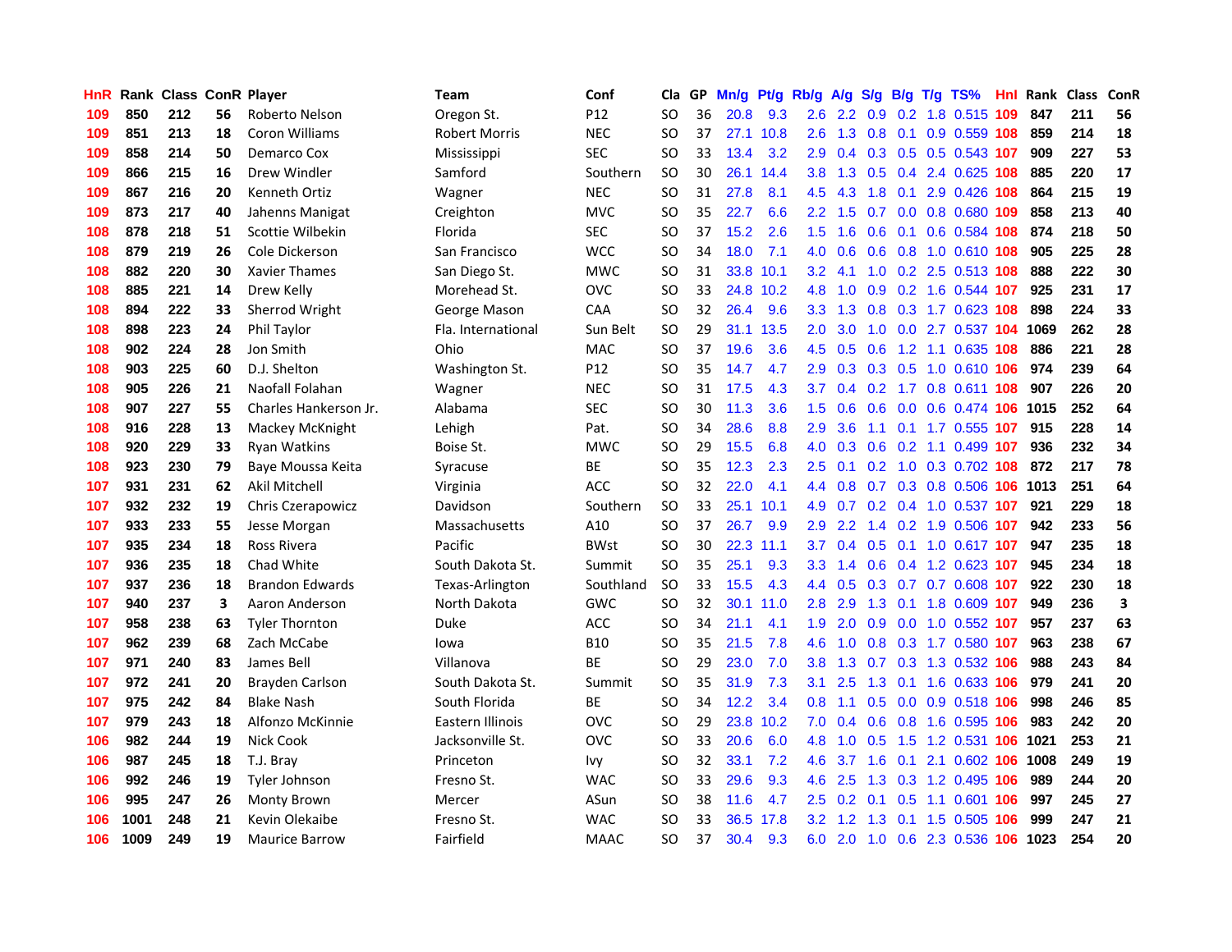| HnR | Rank | Class | ConR | Player | Team | Conf | Cla | GP | Mn/g | Pt/g | Rb/g | A/g | S/g | B/g | T/g | TS% | HnI | Rank | Class | ConR |
|---|---|---|---|---|---|---|---|---|---|---|---|---|---|---|---|---|---|---|---|---|
| 109 | 850 | 212 | 56 | Roberto Nelson | Oregon St. | P12 | SO | 36 | 20.8 | 9.3 | 2.6 | 2.2 | 0.9 | 0.2 | 1.8 | 0.515 | 109 | 847 | 211 | 56 |
| 109 | 851 | 213 | 18 | Coron Williams | Robert Morris | NEC | SO | 37 | 27.1 | 10.8 | 2.6 | 1.3 | 0.8 | 0.1 | 0.9 | 0.559 | 108 | 859 | 214 | 18 |
| 109 | 858 | 214 | 50 | Demarco Cox | Mississippi | SEC | SO | 33 | 13.4 | 3.2 | 2.9 | 0.4 | 0.3 | 0.5 | 0.5 | 0.543 | 107 | 909 | 227 | 53 |
| 109 | 866 | 215 | 16 | Drew Windler | Samford | Southern | SO | 30 | 26.1 | 14.4 | 3.8 | 1.3 | 0.5 | 0.4 | 2.4 | 0.625 | 108 | 885 | 220 | 17 |
| 109 | 867 | 216 | 20 | Kenneth Ortiz | Wagner | NEC | SO | 31 | 27.8 | 8.1 | 4.5 | 4.3 | 1.8 | 0.1 | 2.9 | 0.426 | 108 | 864 | 215 | 19 |
| 109 | 873 | 217 | 40 | Jahenns Manigat | Creighton | MVC | SO | 35 | 22.7 | 6.6 | 2.2 | 1.5 | 0.7 | 0.0 | 0.8 | 0.680 | 109 | 858 | 213 | 40 |
| 108 | 878 | 218 | 51 | Scottie Wilbekin | Florida | SEC | SO | 37 | 15.2 | 2.6 | 1.5 | 1.6 | 0.6 | 0.1 | 0.6 | 0.584 | 108 | 874 | 218 | 50 |
| 108 | 879 | 219 | 26 | Cole Dickerson | San Francisco | WCC | SO | 34 | 18.0 | 7.1 | 4.0 | 0.6 | 0.6 | 0.8 | 1.0 | 0.610 | 108 | 905 | 225 | 28 |
| 108 | 882 | 220 | 30 | Xavier Thames | San Diego St. | MWC | SO | 31 | 33.8 | 10.1 | 3.2 | 4.1 | 1.0 | 0.2 | 2.5 | 0.513 | 108 | 888 | 222 | 30 |
| 108 | 885 | 221 | 14 | Drew Kelly | Morehead St. | OVC | SO | 33 | 24.8 | 10.2 | 4.8 | 1.0 | 0.9 | 0.2 | 1.6 | 0.544 | 107 | 925 | 231 | 17 |
| 108 | 894 | 222 | 33 | Sherrod Wright | George Mason | CAA | SO | 32 | 26.4 | 9.6 | 3.3 | 1.3 | 0.8 | 0.3 | 1.7 | 0.623 | 108 | 898 | 224 | 33 |
| 108 | 898 | 223 | 24 | Phil Taylor | Fla. International | Sun Belt | SO | 29 | 31.1 | 13.5 | 2.0 | 3.0 | 1.0 | 0.0 | 2.7 | 0.537 | 104 | 1069 | 262 | 28 |
| 108 | 902 | 224 | 28 | Jon Smith | Ohio | MAC | SO | 37 | 19.6 | 3.6 | 4.5 | 0.5 | 0.6 | 1.2 | 1.1 | 0.635 | 108 | 886 | 221 | 28 |
| 108 | 903 | 225 | 60 | D.J. Shelton | Washington St. | P12 | SO | 35 | 14.7 | 4.7 | 2.9 | 0.3 | 0.3 | 0.5 | 1.0 | 0.610 | 106 | 974 | 239 | 64 |
| 108 | 905 | 226 | 21 | Naofall Folahan | Wagner | NEC | SO | 31 | 17.5 | 4.3 | 3.7 | 0.4 | 0.2 | 1.7 | 0.8 | 0.611 | 108 | 907 | 226 | 20 |
| 108 | 907 | 227 | 55 | Charles Hankerson Jr. | Alabama | SEC | SO | 30 | 11.3 | 3.6 | 1.5 | 0.6 | 0.6 | 0.0 | 0.6 | 0.474 | 106 | 1015 | 252 | 64 |
| 108 | 916 | 228 | 13 | Mackey McKnight | Lehigh | Pat. | SO | 34 | 28.6 | 8.8 | 2.9 | 3.6 | 1.1 | 0.1 | 1.7 | 0.555 | 107 | 915 | 228 | 14 |
| 108 | 920 | 229 | 33 | Ryan Watkins | Boise St. | MWC | SO | 29 | 15.5 | 6.8 | 4.0 | 0.3 | 0.6 | 0.2 | 1.1 | 0.499 | 107 | 936 | 232 | 34 |
| 108 | 923 | 230 | 79 | Baye Moussa Keita | Syracuse | BE | SO | 35 | 12.3 | 2.3 | 2.5 | 0.1 | 0.2 | 1.0 | 0.3 | 0.702 | 108 | 872 | 217 | 78 |
| 107 | 931 | 231 | 62 | Akil Mitchell | Virginia | ACC | SO | 32 | 22.0 | 4.1 | 4.4 | 0.8 | 0.7 | 0.3 | 0.8 | 0.506 | 106 | 1013 | 251 | 64 |
| 107 | 932 | 232 | 19 | Chris Czerapowicz | Davidson | Southern | SO | 33 | 25.1 | 10.1 | 4.9 | 0.7 | 0.2 | 0.4 | 1.0 | 0.537 | 107 | 921 | 229 | 18 |
| 107 | 933 | 233 | 55 | Jesse Morgan | Massachusetts | A10 | SO | 37 | 26.7 | 9.9 | 2.9 | 2.2 | 1.4 | 0.2 | 1.9 | 0.506 | 107 | 942 | 233 | 56 |
| 107 | 935 | 234 | 18 | Ross Rivera | Pacific | BWst | SO | 30 | 22.3 | 11.1 | 3.7 | 0.4 | 0.5 | 0.1 | 1.0 | 0.617 | 107 | 947 | 235 | 18 |
| 107 | 936 | 235 | 18 | Chad White | South Dakota St. | Summit | SO | 35 | 25.1 | 9.3 | 3.3 | 1.4 | 0.6 | 0.4 | 1.2 | 0.623 | 107 | 945 | 234 | 18 |
| 107 | 937 | 236 | 18 | Brandon Edwards | Texas-Arlington | Southland | SO | 33 | 15.5 | 4.3 | 4.4 | 0.5 | 0.3 | 0.7 | 0.7 | 0.608 | 107 | 922 | 230 | 18 |
| 107 | 940 | 237 | 3 | Aaron Anderson | North Dakota | GWC | SO | 32 | 30.1 | 11.0 | 2.8 | 2.9 | 1.3 | 0.1 | 1.8 | 0.609 | 107 | 949 | 236 | 3 |
| 107 | 958 | 238 | 63 | Tyler Thornton | Duke | ACC | SO | 34 | 21.1 | 4.1 | 1.9 | 2.0 | 0.9 | 0.0 | 1.0 | 0.552 | 107 | 957 | 237 | 63 |
| 107 | 962 | 239 | 68 | Zach McCabe | Iowa | B10 | SO | 35 | 21.5 | 7.8 | 4.6 | 1.0 | 0.8 | 0.3 | 1.7 | 0.580 | 107 | 963 | 238 | 67 |
| 107 | 971 | 240 | 83 | James Bell | Villanova | BE | SO | 29 | 23.0 | 7.0 | 3.8 | 1.3 | 0.7 | 0.3 | 1.3 | 0.532 | 106 | 988 | 243 | 84 |
| 107 | 972 | 241 | 20 | Brayden Carlson | South Dakota St. | Summit | SO | 35 | 31.9 | 7.3 | 3.1 | 2.5 | 1.3 | 0.1 | 1.6 | 0.633 | 106 | 979 | 241 | 20 |
| 107 | 975 | 242 | 84 | Blake Nash | South Florida | BE | SO | 34 | 12.2 | 3.4 | 0.8 | 1.1 | 0.5 | 0.0 | 0.9 | 0.518 | 106 | 998 | 246 | 85 |
| 107 | 979 | 243 | 18 | Alfonzo McKinnie | Eastern Illinois | OVC | SO | 29 | 23.8 | 10.2 | 7.0 | 0.4 | 0.6 | 0.8 | 1.6 | 0.595 | 106 | 983 | 242 | 20 |
| 106 | 982 | 244 | 19 | Nick Cook | Jacksonville St. | OVC | SO | 33 | 20.6 | 6.0 | 4.8 | 1.0 | 0.5 | 1.5 | 1.2 | 0.531 | 106 | 1021 | 253 | 21 |
| 106 | 987 | 245 | 18 | T.J. Bray | Princeton | Ivy | SO | 32 | 33.1 | 7.2 | 4.6 | 3.7 | 1.6 | 0.1 | 2.1 | 0.602 | 106 | 1008 | 249 | 19 |
| 106 | 992 | 246 | 19 | Tyler Johnson | Fresno St. | WAC | SO | 33 | 29.6 | 9.3 | 4.6 | 2.5 | 1.3 | 0.3 | 1.2 | 0.495 | 106 | 989 | 244 | 20 |
| 106 | 995 | 247 | 26 | Monty Brown | Mercer | ASun | SO | 38 | 11.6 | 4.7 | 2.5 | 0.2 | 0.1 | 0.5 | 1.1 | 0.601 | 106 | 997 | 245 | 27 |
| 106 | 1001 | 248 | 21 | Kevin Olekaibe | Fresno St. | WAC | SO | 33 | 36.5 | 17.8 | 3.2 | 1.2 | 1.3 | 0.1 | 1.5 | 0.505 | 106 | 999 | 247 | 21 |
| 106 | 1009 | 249 | 19 | Maurice Barrow | Fairfield | MAAC | SO | 37 | 30.4 | 9.3 | 6.0 | 2.0 | 1.0 | 0.6 | 2.3 | 0.536 | 106 | 1023 | 254 | 20 |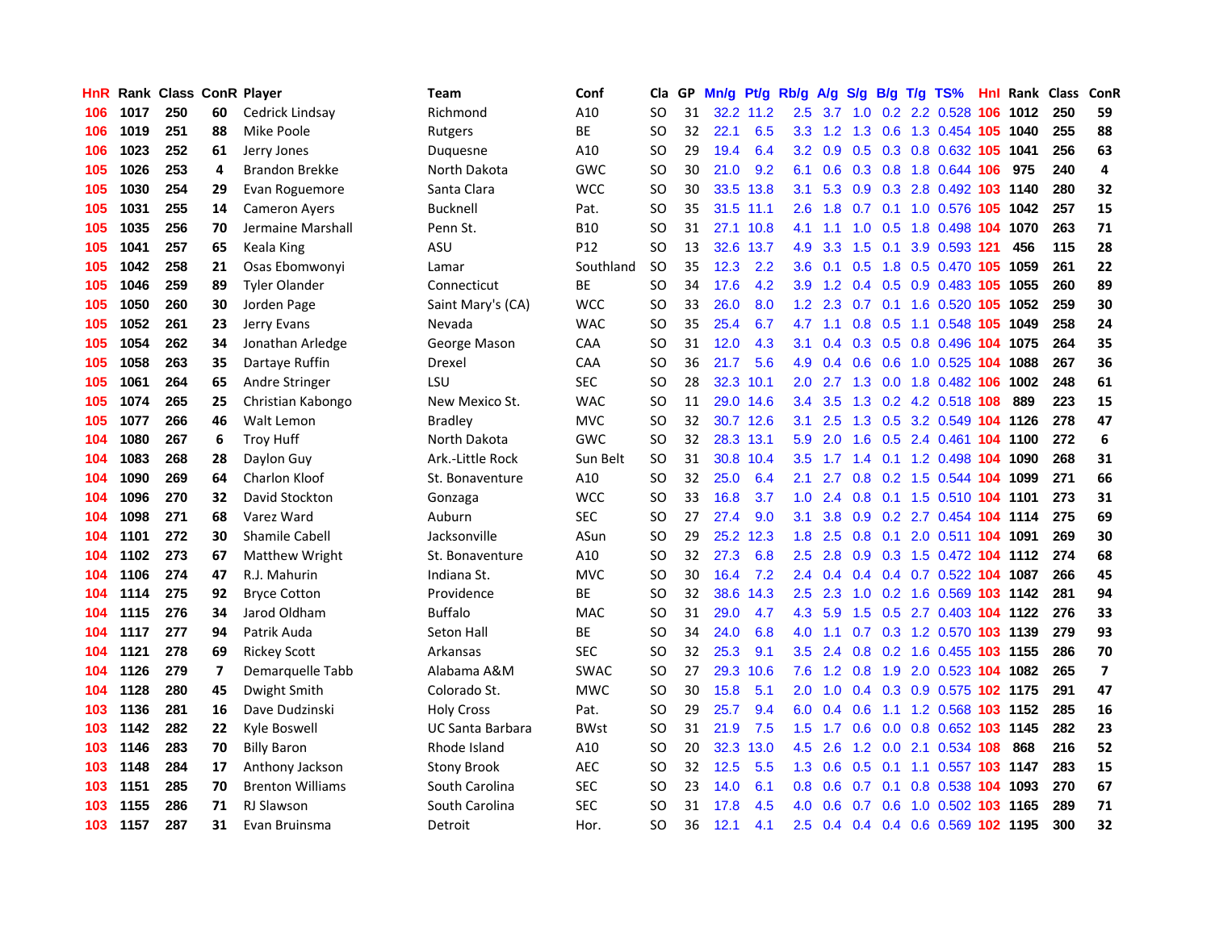| HnR | Rank | Class | ConR | Player | Team | Conf | Cla | GP | Mn/g | Pt/g | Rb/g | A/g | S/g | B/g | T/g | TS% | HnI | Rank | Class | ConR |
|---|---|---|---|---|---|---|---|---|---|---|---|---|---|---|---|---|---|---|---|---|
| 106 | 1017 | 250 | 60 | Cedrick Lindsay | Richmond | A10 | SO | 31 | 32.2 | 11.2 | 2.5 | 3.7 | 1.0 | 0.2 | 2.2 | 0.528 | 106 | 1012 | 250 | 59 |
| 106 | 1019 | 251 | 88 | Mike Poole | Rutgers | BE | SO | 32 | 22.1 | 6.5 | 3.3 | 1.2 | 1.3 | 0.6 | 1.3 | 0.454 | 105 | 1040 | 255 | 88 |
| 106 | 1023 | 252 | 61 | Jerry Jones | Duquesne | A10 | SO | 29 | 19.4 | 6.4 | 3.2 | 0.9 | 0.5 | 0.3 | 0.8 | 0.632 | 105 | 1041 | 256 | 63 |
| 105 | 1026 | 253 | 4 | Brandon Brekke | North Dakota | GWC | SO | 30 | 21.0 | 9.2 | 6.1 | 0.6 | 0.3 | 0.8 | 1.8 | 0.644 | 106 | 975 | 240 | 4 |
| 105 | 1030 | 254 | 29 | Evan Roguemore | Santa Clara | WCC | SO | 30 | 33.5 | 13.8 | 3.1 | 5.3 | 0.9 | 0.3 | 2.8 | 0.492 | 103 | 1140 | 280 | 32 |
| 105 | 1031 | 255 | 14 | Cameron Ayers | Bucknell | Pat. | SO | 35 | 31.5 | 11.1 | 2.6 | 1.8 | 0.7 | 0.1 | 1.0 | 0.576 | 105 | 1042 | 257 | 15 |
| 105 | 1035 | 256 | 70 | Jermaine Marshall | Penn St. | B10 | SO | 31 | 27.1 | 10.8 | 4.1 | 1.1 | 1.0 | 0.5 | 1.8 | 0.498 | 104 | 1070 | 263 | 71 |
| 105 | 1041 | 257 | 65 | Keala King | ASU | P12 | SO | 13 | 32.6 | 13.7 | 4.9 | 3.3 | 1.5 | 0.1 | 3.9 | 0.593 | 121 | 456 | 115 | 28 |
| 105 | 1042 | 258 | 21 | Osas Ebomwonyi | Lamar | Southland | SO | 35 | 12.3 | 2.2 | 3.6 | 0.1 | 0.5 | 1.8 | 0.5 | 0.470 | 105 | 1059 | 261 | 22 |
| 105 | 1046 | 259 | 89 | Tyler Olander | Connecticut | BE | SO | 34 | 17.6 | 4.2 | 3.9 | 1.2 | 0.4 | 0.5 | 0.9 | 0.483 | 105 | 1055 | 260 | 89 |
| 105 | 1050 | 260 | 30 | Jorden Page | Saint Mary's (CA) | WCC | SO | 33 | 26.0 | 8.0 | 1.2 | 2.3 | 0.7 | 0.1 | 1.6 | 0.520 | 105 | 1052 | 259 | 30 |
| 105 | 1052 | 261 | 23 | Jerry Evans | Nevada | WAC | SO | 35 | 25.4 | 6.7 | 4.7 | 1.1 | 0.8 | 0.5 | 1.1 | 0.548 | 105 | 1049 | 258 | 24 |
| 105 | 1054 | 262 | 34 | Jonathan Arledge | George Mason | CAA | SO | 31 | 12.0 | 4.3 | 3.1 | 0.4 | 0.3 | 0.5 | 0.8 | 0.496 | 104 | 1075 | 264 | 35 |
| 105 | 1058 | 263 | 35 | Dartaye Ruffin | Drexel | CAA | SO | 36 | 21.7 | 5.6 | 4.9 | 0.4 | 0.6 | 0.6 | 1.0 | 0.525 | 104 | 1088 | 267 | 36 |
| 105 | 1061 | 264 | 65 | Andre Stringer | LSU | SEC | SO | 28 | 32.3 | 10.1 | 2.0 | 2.7 | 1.3 | 0.0 | 1.8 | 0.482 | 106 | 1002 | 248 | 61 |
| 105 | 1074 | 265 | 25 | Christian Kabongo | New Mexico St. | WAC | SO | 11 | 29.0 | 14.6 | 3.4 | 3.5 | 1.3 | 0.2 | 4.2 | 0.518 | 108 | 889 | 223 | 15 |
| 105 | 1077 | 266 | 46 | Walt Lemon | Bradley | MVC | SO | 32 | 30.7 | 12.6 | 3.1 | 2.5 | 1.3 | 0.5 | 3.2 | 0.549 | 104 | 1126 | 278 | 47 |
| 104 | 1080 | 267 | 6 | Troy Huff | North Dakota | GWC | SO | 32 | 28.3 | 13.1 | 5.9 | 2.0 | 1.6 | 0.5 | 2.4 | 0.461 | 104 | 1100 | 272 | 6 |
| 104 | 1083 | 268 | 28 | Daylon Guy | Ark.-Little Rock | Sun Belt | SO | 31 | 30.8 | 10.4 | 3.5 | 1.7 | 1.4 | 0.1 | 1.2 | 0.498 | 104 | 1090 | 268 | 31 |
| 104 | 1090 | 269 | 64 | Charlon Kloof | St. Bonaventure | A10 | SO | 32 | 25.0 | 6.4 | 2.1 | 2.7 | 0.8 | 0.2 | 1.5 | 0.544 | 104 | 1099 | 271 | 66 |
| 104 | 1096 | 270 | 32 | David Stockton | Gonzaga | WCC | SO | 33 | 16.8 | 3.7 | 1.0 | 2.4 | 0.8 | 0.1 | 1.5 | 0.510 | 104 | 1101 | 273 | 31 |
| 104 | 1098 | 271 | 68 | Varez Ward | Auburn | SEC | SO | 27 | 27.4 | 9.0 | 3.1 | 3.8 | 0.9 | 0.2 | 2.7 | 0.454 | 104 | 1114 | 275 | 69 |
| 104 | 1101 | 272 | 30 | Shamile Cabell | Jacksonville | ASun | SO | 29 | 25.2 | 12.3 | 1.8 | 2.5 | 0.8 | 0.1 | 2.0 | 0.511 | 104 | 1091 | 269 | 30 |
| 104 | 1102 | 273 | 67 | Matthew Wright | St. Bonaventure | A10 | SO | 32 | 27.3 | 6.8 | 2.5 | 2.8 | 0.9 | 0.3 | 1.5 | 0.472 | 104 | 1112 | 274 | 68 |
| 104 | 1106 | 274 | 47 | R.J. Mahurin | Indiana St. | MVC | SO | 30 | 16.4 | 7.2 | 2.4 | 0.4 | 0.4 | 0.4 | 0.7 | 0.522 | 104 | 1087 | 266 | 45 |
| 104 | 1114 | 275 | 92 | Bryce Cotton | Providence | BE | SO | 32 | 38.6 | 14.3 | 2.5 | 2.3 | 1.0 | 0.2 | 1.6 | 0.569 | 103 | 1142 | 281 | 94 |
| 104 | 1115 | 276 | 34 | Jarod Oldham | Buffalo | MAC | SO | 31 | 29.0 | 4.7 | 4.3 | 5.9 | 1.5 | 0.5 | 2.7 | 0.403 | 104 | 1122 | 276 | 33 |
| 104 | 1117 | 277 | 94 | Patrik Auda | Seton Hall | BE | SO | 34 | 24.0 | 6.8 | 4.0 | 1.1 | 0.7 | 0.3 | 1.2 | 0.570 | 103 | 1139 | 279 | 93 |
| 104 | 1121 | 278 | 69 | Rickey Scott | Arkansas | SEC | SO | 32 | 25.3 | 9.1 | 3.5 | 2.4 | 0.8 | 0.2 | 1.6 | 0.455 | 103 | 1155 | 286 | 70 |
| 104 | 1126 | 279 | 7 | Demarquelle Tabb | Alabama A&M | SWAC | SO | 27 | 29.3 | 10.6 | 7.6 | 1.2 | 0.8 | 1.9 | 2.0 | 0.523 | 104 | 1082 | 265 | 7 |
| 104 | 1128 | 280 | 45 | Dwight Smith | Colorado St. | MWC | SO | 30 | 15.8 | 5.1 | 2.0 | 1.0 | 0.4 | 0.3 | 0.9 | 0.575 | 102 | 1175 | 291 | 47 |
| 103 | 1136 | 281 | 16 | Dave Dudzinski | Holy Cross | Pat. | SO | 29 | 25.7 | 9.4 | 6.0 | 0.4 | 0.6 | 1.1 | 1.2 | 0.568 | 103 | 1152 | 285 | 16 |
| 103 | 1142 | 282 | 22 | Kyle Boswell | UC Santa Barbara | BWst | SO | 31 | 21.9 | 7.5 | 1.5 | 1.7 | 0.6 | 0.0 | 0.8 | 0.652 | 103 | 1145 | 282 | 23 |
| 103 | 1146 | 283 | 70 | Billy Baron | Rhode Island | A10 | SO | 20 | 32.3 | 13.0 | 4.5 | 2.6 | 1.2 | 0.0 | 2.1 | 0.534 | 108 | 868 | 216 | 52 |
| 103 | 1148 | 284 | 17 | Anthony Jackson | Stony Brook | AEC | SO | 32 | 12.5 | 5.5 | 1.3 | 0.6 | 0.5 | 0.1 | 1.1 | 0.557 | 103 | 1147 | 283 | 15 |
| 103 | 1151 | 285 | 70 | Brenton Williams | South Carolina | SEC | SO | 23 | 14.0 | 6.1 | 0.8 | 0.6 | 0.7 | 0.1 | 0.8 | 0.538 | 104 | 1093 | 270 | 67 |
| 103 | 1155 | 286 | 71 | RJ Slawson | South Carolina | SEC | SO | 31 | 17.8 | 4.5 | 4.0 | 0.6 | 0.7 | 0.6 | 1.0 | 0.502 | 103 | 1165 | 289 | 71 |
| 103 | 1157 | 287 | 31 | Evan Bruinsma | Detroit | Hor. | SO | 36 | 12.1 | 4.1 | 2.5 | 0.4 | 0.4 | 0.4 | 0.6 | 0.569 | 102 | 1195 | 300 | 32 |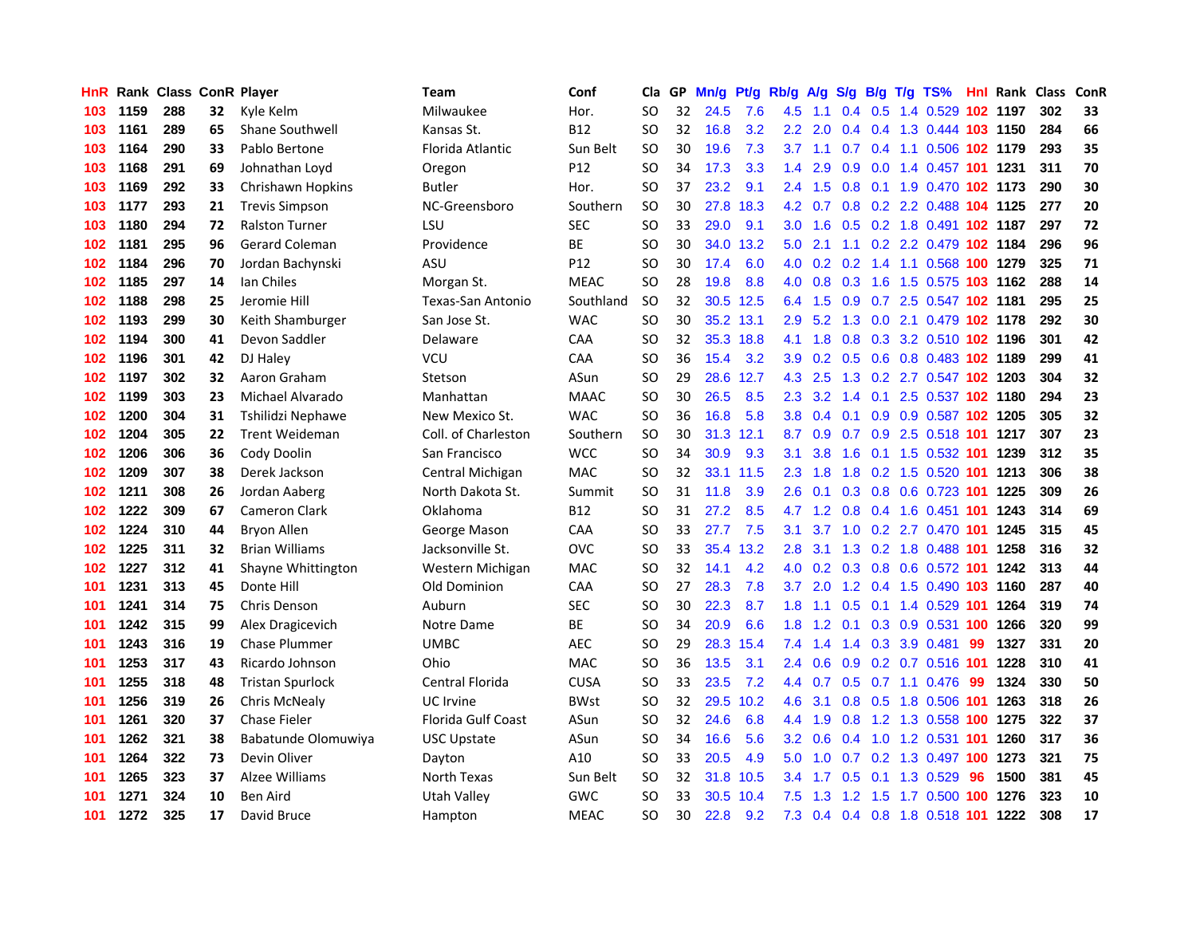| HnR | Rank | Class | ConR | Player | Team | Conf | Cla | GP | Mn/g | Pt/g | Rb/g | A/g | S/g | B/g | T/g | TS% | HnI | Rank | Class | ConR |
|---|---|---|---|---|---|---|---|---|---|---|---|---|---|---|---|---|---|---|---|---|
| 103 | 1159 | 288 | 32 | Kyle Kelm | Milwaukee | Hor. | SO | 32 | 24.5 | 7.6 | 4.5 | 1.1 | 0.4 | 0.5 | 1.4 | 0.529 | 102 | 1197 | 302 | 33 |
| 103 | 1161 | 289 | 65 | Shane Southwell | Kansas St. | B12 | SO | 32 | 16.8 | 3.2 | 2.2 | 2.0 | 0.4 | 0.4 | 1.3 | 0.444 | 103 | 1150 | 284 | 66 |
| 103 | 1164 | 290 | 33 | Pablo Bertone | Florida Atlantic | Sun Belt | SO | 30 | 19.6 | 7.3 | 3.7 | 1.1 | 0.7 | 0.4 | 1.1 | 0.506 | 102 | 1179 | 293 | 35 |
| 103 | 1168 | 291 | 69 | Johnathan Loyd | Oregon | P12 | SO | 34 | 17.3 | 3.3 | 1.4 | 2.9 | 0.9 | 0.0 | 1.4 | 0.457 | 101 | 1231 | 311 | 70 |
| 103 | 1169 | 292 | 33 | Chrishawn Hopkins | Butler | Hor. | SO | 37 | 23.2 | 9.1 | 2.4 | 1.5 | 0.8 | 0.1 | 1.9 | 0.470 | 102 | 1173 | 290 | 30 |
| 103 | 1177 | 293 | 21 | Trevis Simpson | NC-Greensboro | Southern | SO | 30 | 27.8 | 18.3 | 4.2 | 0.7 | 0.8 | 0.2 | 2.2 | 0.488 | 104 | 1125 | 277 | 20 |
| 103 | 1180 | 294 | 72 | Ralston Turner | LSU | SEC | SO | 33 | 29.0 | 9.1 | 3.0 | 1.6 | 0.5 | 0.2 | 1.8 | 0.491 | 102 | 1187 | 297 | 72 |
| 102 | 1181 | 295 | 96 | Gerard Coleman | Providence | BE | SO | 30 | 34.0 | 13.2 | 5.0 | 2.1 | 1.1 | 0.2 | 2.2 | 0.479 | 102 | 1184 | 296 | 96 |
| 102 | 1184 | 296 | 70 | Jordan Bachynski | ASU | P12 | SO | 30 | 17.4 | 6.0 | 4.0 | 0.2 | 0.2 | 1.4 | 1.1 | 0.568 | 100 | 1279 | 325 | 71 |
| 102 | 1185 | 297 | 14 | Ian Chiles | Morgan St. | MEAC | SO | 28 | 19.8 | 8.8 | 4.0 | 0.8 | 0.3 | 1.6 | 1.5 | 0.575 | 103 | 1162 | 288 | 14 |
| 102 | 1188 | 298 | 25 | Jeromie Hill | Texas-San Antonio | Southland | SO | 32 | 30.5 | 12.5 | 6.4 | 1.5 | 0.9 | 0.7 | 2.5 | 0.547 | 102 | 1181 | 295 | 25 |
| 102 | 1193 | 299 | 30 | Keith Shamburger | San Jose St. | WAC | SO | 30 | 35.2 | 13.1 | 2.9 | 5.2 | 1.3 | 0.0 | 2.1 | 0.479 | 102 | 1178 | 292 | 30 |
| 102 | 1194 | 300 | 41 | Devon Saddler | Delaware | CAA | SO | 32 | 35.3 | 18.8 | 4.1 | 1.8 | 0.8 | 0.3 | 3.2 | 0.510 | 102 | 1196 | 301 | 42 |
| 102 | 1196 | 301 | 42 | DJ Haley | VCU | CAA | SO | 36 | 15.4 | 3.2 | 3.9 | 0.2 | 0.5 | 0.6 | 0.8 | 0.483 | 102 | 1189 | 299 | 41 |
| 102 | 1197 | 302 | 32 | Aaron Graham | Stetson | ASun | SO | 29 | 28.6 | 12.7 | 4.3 | 2.5 | 1.3 | 0.2 | 2.7 | 0.547 | 102 | 1203 | 304 | 32 |
| 102 | 1199 | 303 | 23 | Michael Alvarado | Manhattan | MAAC | SO | 30 | 26.5 | 8.5 | 2.3 | 3.2 | 1.4 | 0.1 | 2.5 | 0.537 | 102 | 1180 | 294 | 23 |
| 102 | 1200 | 304 | 31 | Tshilidzi Nephawe | New Mexico St. | WAC | SO | 36 | 16.8 | 5.8 | 3.8 | 0.4 | 0.1 | 0.9 | 0.9 | 0.587 | 102 | 1205 | 305 | 32 |
| 102 | 1204 | 305 | 22 | Trent Weideman | Coll. of Charleston | Southern | SO | 30 | 31.3 | 12.1 | 8.7 | 0.9 | 0.7 | 0.9 | 2.5 | 0.518 | 101 | 1217 | 307 | 23 |
| 102 | 1206 | 306 | 36 | Cody Doolin | San Francisco | WCC | SO | 34 | 30.9 | 9.3 | 3.1 | 3.8 | 1.6 | 0.1 | 1.5 | 0.532 | 101 | 1239 | 312 | 35 |
| 102 | 1209 | 307 | 38 | Derek Jackson | Central Michigan | MAC | SO | 32 | 33.1 | 11.5 | 2.3 | 1.8 | 1.8 | 0.2 | 1.5 | 0.520 | 101 | 1213 | 306 | 38 |
| 102 | 1211 | 308 | 26 | Jordan Aaberg | North Dakota St. | Summit | SO | 31 | 11.8 | 3.9 | 2.6 | 0.1 | 0.3 | 0.8 | 0.6 | 0.723 | 101 | 1225 | 309 | 26 |
| 102 | 1222 | 309 | 67 | Cameron Clark | Oklahoma | B12 | SO | 31 | 27.2 | 8.5 | 4.7 | 1.2 | 0.8 | 0.4 | 1.6 | 0.451 | 101 | 1243 | 314 | 69 |
| 102 | 1224 | 310 | 44 | Bryon Allen | George Mason | CAA | SO | 33 | 27.7 | 7.5 | 3.1 | 3.7 | 1.0 | 0.2 | 2.7 | 0.470 | 101 | 1245 | 315 | 45 |
| 102 | 1225 | 311 | 32 | Brian Williams | Jacksonville St. | OVC | SO | 33 | 35.4 | 13.2 | 2.8 | 3.1 | 1.3 | 0.2 | 1.8 | 0.488 | 101 | 1258 | 316 | 32 |
| 102 | 1227 | 312 | 41 | Shayne Whittington | Western Michigan | MAC | SO | 32 | 14.1 | 4.2 | 4.0 | 0.2 | 0.3 | 0.8 | 0.6 | 0.572 | 101 | 1242 | 313 | 44 |
| 101 | 1231 | 313 | 45 | Donte Hill | Old Dominion | CAA | SO | 27 | 28.3 | 7.8 | 3.7 | 2.0 | 1.2 | 0.4 | 1.5 | 0.490 | 103 | 1160 | 287 | 40 |
| 101 | 1241 | 314 | 75 | Chris Denson | Auburn | SEC | SO | 30 | 22.3 | 8.7 | 1.8 | 1.1 | 0.5 | 0.1 | 1.4 | 0.529 | 101 | 1264 | 319 | 74 |
| 101 | 1242 | 315 | 99 | Alex Dragicevich | Notre Dame | BE | SO | 34 | 20.9 | 6.6 | 1.8 | 1.2 | 0.1 | 0.3 | 0.9 | 0.531 | 100 | 1266 | 320 | 99 |
| 101 | 1243 | 316 | 19 | Chase Plummer | UMBC | AEC | SO | 29 | 28.3 | 15.4 | 7.4 | 1.4 | 1.4 | 0.3 | 3.9 | 0.481 | 99 | 1327 | 331 | 20 |
| 101 | 1253 | 317 | 43 | Ricardo Johnson | Ohio | MAC | SO | 36 | 13.5 | 3.1 | 2.4 | 0.6 | 0.9 | 0.2 | 0.7 | 0.516 | 101 | 1228 | 310 | 41 |
| 101 | 1255 | 318 | 48 | Tristan Spurlock | Central Florida | CUSA | SO | 33 | 23.5 | 7.2 | 4.4 | 0.7 | 0.5 | 0.7 | 1.1 | 0.476 | 99 | 1324 | 330 | 50 |
| 101 | 1256 | 319 | 26 | Chris McNealy | UC Irvine | BWst | SO | 32 | 29.5 | 10.2 | 4.6 | 3.1 | 0.8 | 0.5 | 1.8 | 0.506 | 101 | 1263 | 318 | 26 |
| 101 | 1261 | 320 | 37 | Chase Fieler | Florida Gulf Coast | ASun | SO | 32 | 24.6 | 6.8 | 4.4 | 1.9 | 0.8 | 1.2 | 1.3 | 0.558 | 100 | 1275 | 322 | 37 |
| 101 | 1262 | 321 | 38 | Babatunde Olomuwiya | USC Upstate | ASun | SO | 34 | 16.6 | 5.6 | 3.2 | 0.6 | 0.4 | 1.0 | 1.2 | 0.531 | 101 | 1260 | 317 | 36 |
| 101 | 1264 | 322 | 73 | Devin Oliver | Dayton | A10 | SO | 33 | 20.5 | 4.9 | 5.0 | 1.0 | 0.7 | 0.2 | 1.3 | 0.497 | 100 | 1273 | 321 | 75 |
| 101 | 1265 | 323 | 37 | Alzee Williams | North Texas | Sun Belt | SO | 32 | 31.8 | 10.5 | 3.4 | 1.7 | 0.5 | 0.1 | 1.3 | 0.529 | 96 | 1500 | 381 | 45 |
| 101 | 1271 | 324 | 10 | Ben Aird | Utah Valley | GWC | SO | 33 | 30.5 | 10.4 | 7.5 | 1.3 | 1.2 | 1.5 | 1.7 | 0.500 | 100 | 1276 | 323 | 10 |
| 101 | 1272 | 325 | 17 | David Bruce | Hampton | MEAC | SO | 30 | 22.8 | 9.2 | 7.3 | 0.4 | 0.4 | 0.8 | 1.8 | 0.518 | 101 | 1222 | 308 | 17 |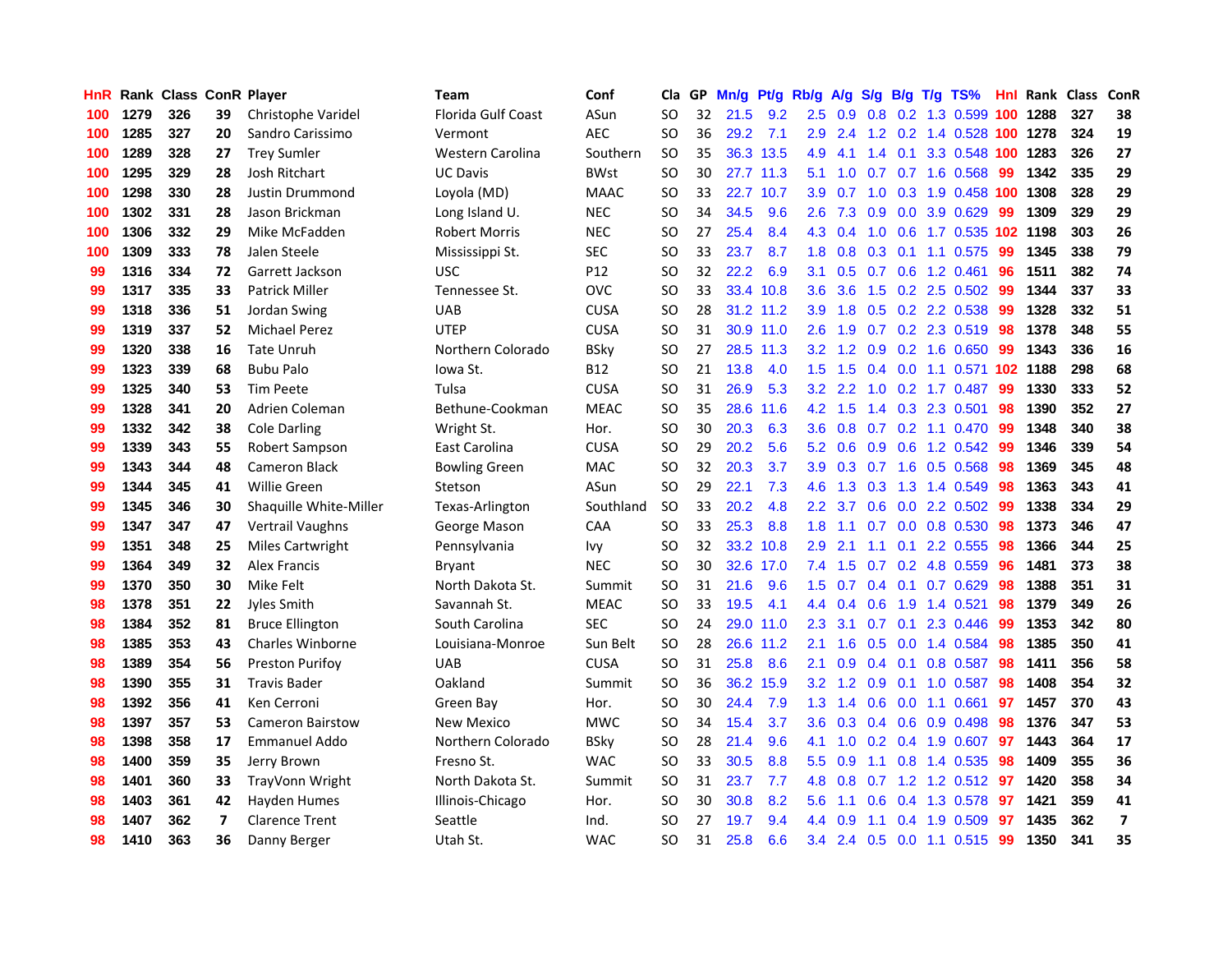| HnR | Rank | Class | ConR | Player | Team | Conf | Cla | GP | Mn/g | Pt/g | Rb/g | A/g | S/g | B/g | T/g | TS% | HnI | Rank | Class | ConR |
|---|---|---|---|---|---|---|---|---|---|---|---|---|---|---|---|---|---|---|---|---|
| 100 | 1279 | 326 | 39 | Christophe Varidel | Florida Gulf Coast | ASun | SO | 32 | 21.5 | 9.2 | 2.5 | 0.9 | 0.8 | 0.2 | 1.3 | 0.599 | 100 | 1288 | 327 | 38 |
| 100 | 1285 | 327 | 20 | Sandro Carissimo | Vermont | AEC | SO | 36 | 29.2 | 7.1 | 2.9 | 2.4 | 1.2 | 0.2 | 1.4 | 0.528 | 100 | 1278 | 324 | 19 |
| 100 | 1289 | 328 | 27 | Trey Sumler | Western Carolina | Southern | SO | 35 | 36.3 | 13.5 | 4.9 | 4.1 | 1.4 | 0.1 | 3.3 | 0.548 | 100 | 1283 | 326 | 27 |
| 100 | 1295 | 329 | 28 | Josh Ritchart | UC Davis | BWst | SO | 30 | 27.7 | 11.3 | 5.1 | 1.0 | 0.7 | 0.7 | 1.6 | 0.568 | 99 | 1342 | 335 | 29 |
| 100 | 1298 | 330 | 28 | Justin Drummond | Loyola (MD) | MAAC | SO | 33 | 22.7 | 10.7 | 3.9 | 0.7 | 1.0 | 0.3 | 1.9 | 0.458 | 100 | 1308 | 328 | 29 |
| 100 | 1302 | 331 | 28 | Jason Brickman | Long Island U. | NEC | SO | 34 | 34.5 | 9.6 | 2.6 | 7.3 | 0.9 | 0.0 | 3.9 | 0.629 | 99 | 1309 | 329 | 29 |
| 100 | 1306 | 332 | 29 | Mike McFadden | Robert Morris | NEC | SO | 27 | 25.4 | 8.4 | 4.3 | 0.4 | 1.0 | 0.6 | 1.7 | 0.535 | 102 | 1198 | 303 | 26 |
| 100 | 1309 | 333 | 78 | Jalen Steele | Mississippi St. | SEC | SO | 33 | 23.7 | 8.7 | 1.8 | 0.8 | 0.3 | 0.1 | 1.1 | 0.575 | 99 | 1345 | 338 | 79 |
| 99 | 1316 | 334 | 72 | Garrett Jackson | USC | P12 | SO | 32 | 22.2 | 6.9 | 3.1 | 0.5 | 0.7 | 0.6 | 1.2 | 0.461 | 96 | 1511 | 382 | 74 |
| 99 | 1317 | 335 | 33 | Patrick Miller | Tennessee St. | OVC | SO | 33 | 33.4 | 10.8 | 3.6 | 3.6 | 1.5 | 0.2 | 2.5 | 0.502 | 99 | 1344 | 337 | 33 |
| 99 | 1318 | 336 | 51 | Jordan Swing | UAB | CUSA | SO | 28 | 31.2 | 11.2 | 3.9 | 1.8 | 0.5 | 0.2 | 2.2 | 0.538 | 99 | 1328 | 332 | 51 |
| 99 | 1319 | 337 | 52 | Michael Perez | UTEP | CUSA | SO | 31 | 30.9 | 11.0 | 2.6 | 1.9 | 0.7 | 0.2 | 2.3 | 0.519 | 98 | 1378 | 348 | 55 |
| 99 | 1320 | 338 | 16 | Tate Unruh | Northern Colorado | BSky | SO | 27 | 28.5 | 11.3 | 3.2 | 1.2 | 0.9 | 0.2 | 1.6 | 0.650 | 99 | 1343 | 336 | 16 |
| 99 | 1323 | 339 | 68 | Bubu Palo | Iowa St. | B12 | SO | 21 | 13.8 | 4.0 | 1.5 | 1.5 | 0.4 | 0.0 | 1.1 | 0.571 | 102 | 1188 | 298 | 68 |
| 99 | 1325 | 340 | 53 | Tim Peete | Tulsa | CUSA | SO | 31 | 26.9 | 5.3 | 3.2 | 2.2 | 1.0 | 0.2 | 1.7 | 0.487 | 99 | 1330 | 333 | 52 |
| 99 | 1328 | 341 | 20 | Adrien Coleman | Bethune-Cookman | MEAC | SO | 35 | 28.6 | 11.6 | 4.2 | 1.5 | 1.4 | 0.3 | 2.3 | 0.501 | 98 | 1390 | 352 | 27 |
| 99 | 1332 | 342 | 38 | Cole Darling | Wright St. | Hor. | SO | 30 | 20.3 | 6.3 | 3.6 | 0.8 | 0.7 | 0.2 | 1.1 | 0.470 | 99 | 1348 | 340 | 38 |
| 99 | 1339 | 343 | 55 | Robert Sampson | East Carolina | CUSA | SO | 29 | 20.2 | 5.6 | 5.2 | 0.6 | 0.9 | 0.6 | 1.2 | 0.542 | 99 | 1346 | 339 | 54 |
| 99 | 1343 | 344 | 48 | Cameron Black | Bowling Green | MAC | SO | 32 | 20.3 | 3.7 | 3.9 | 0.3 | 0.7 | 1.6 | 0.5 | 0.568 | 98 | 1369 | 345 | 48 |
| 99 | 1344 | 345 | 41 | Willie Green | Stetson | ASun | SO | 29 | 22.1 | 7.3 | 4.6 | 1.3 | 0.3 | 1.3 | 1.4 | 0.549 | 98 | 1363 | 343 | 41 |
| 99 | 1345 | 346 | 30 | Shaquille White-Miller | Texas-Arlington | Southland | SO | 33 | 20.2 | 4.8 | 2.2 | 3.7 | 0.6 | 0.0 | 2.2 | 0.502 | 99 | 1338 | 334 | 29 |
| 99 | 1347 | 347 | 47 | Vertrail Vaughns | George Mason | CAA | SO | 33 | 25.3 | 8.8 | 1.8 | 1.1 | 0.7 | 0.0 | 0.8 | 0.530 | 98 | 1373 | 346 | 47 |
| 99 | 1351 | 348 | 25 | Miles Cartwright | Pennsylvania | Ivy | SO | 32 | 33.2 | 10.8 | 2.9 | 2.1 | 1.1 | 0.1 | 2.2 | 0.555 | 98 | 1366 | 344 | 25 |
| 99 | 1364 | 349 | 32 | Alex Francis | Bryant | NEC | SO | 30 | 32.6 | 17.0 | 7.4 | 1.5 | 0.7 | 0.2 | 4.8 | 0.559 | 96 | 1481 | 373 | 38 |
| 99 | 1370 | 350 | 30 | Mike Felt | North Dakota St. | Summit | SO | 31 | 21.6 | 9.6 | 1.5 | 0.7 | 0.4 | 0.1 | 0.7 | 0.629 | 98 | 1388 | 351 | 31 |
| 98 | 1378 | 351 | 22 | Jyles Smith | Savannah St. | MEAC | SO | 33 | 19.5 | 4.1 | 4.4 | 0.4 | 0.6 | 1.9 | 1.4 | 0.521 | 98 | 1379 | 349 | 26 |
| 98 | 1384 | 352 | 81 | Bruce Ellington | South Carolina | SEC | SO | 24 | 29.0 | 11.0 | 2.3 | 3.1 | 0.7 | 0.1 | 2.3 | 0.446 | 99 | 1353 | 342 | 80 |
| 98 | 1385 | 353 | 43 | Charles Winborne | Louisiana-Monroe | Sun Belt | SO | 28 | 26.6 | 11.2 | 2.1 | 1.6 | 0.5 | 0.0 | 1.4 | 0.584 | 98 | 1385 | 350 | 41 |
| 98 | 1389 | 354 | 56 | Preston Purifoy | UAB | CUSA | SO | 31 | 25.8 | 8.6 | 2.1 | 0.9 | 0.4 | 0.1 | 0.8 | 0.587 | 98 | 1411 | 356 | 58 |
| 98 | 1390 | 355 | 31 | Travis Bader | Oakland | Summit | SO | 36 | 36.2 | 15.9 | 3.2 | 1.2 | 0.9 | 0.1 | 1.0 | 0.587 | 98 | 1408 | 354 | 32 |
| 98 | 1392 | 356 | 41 | Ken Cerroni | Green Bay | Hor. | SO | 30 | 24.4 | 7.9 | 1.3 | 1.4 | 0.6 | 0.0 | 1.1 | 0.661 | 97 | 1457 | 370 | 43 |
| 98 | 1397 | 357 | 53 | Cameron Bairstow | New Mexico | MWC | SO | 34 | 15.4 | 3.7 | 3.6 | 0.3 | 0.4 | 0.6 | 0.9 | 0.498 | 98 | 1376 | 347 | 53 |
| 98 | 1398 | 358 | 17 | Emmanuel Addo | Northern Colorado | BSky | SO | 28 | 21.4 | 9.6 | 4.1 | 1.0 | 0.2 | 0.4 | 1.9 | 0.607 | 97 | 1443 | 364 | 17 |
| 98 | 1400 | 359 | 35 | Jerry Brown | Fresno St. | WAC | SO | 33 | 30.5 | 8.8 | 5.5 | 0.9 | 1.1 | 0.8 | 1.4 | 0.535 | 98 | 1409 | 355 | 36 |
| 98 | 1401 | 360 | 33 | TrayVonn Wright | North Dakota St. | Summit | SO | 31 | 23.7 | 7.7 | 4.8 | 0.8 | 0.7 | 1.2 | 1.2 | 0.512 | 97 | 1420 | 358 | 34 |
| 98 | 1403 | 361 | 42 | Hayden Humes | Illinois-Chicago | Hor. | SO | 30 | 30.8 | 8.2 | 5.6 | 1.1 | 0.6 | 0.4 | 1.3 | 0.578 | 97 | 1421 | 359 | 41 |
| 98 | 1407 | 362 | 7 | Clarence Trent | Seattle | Ind. | SO | 27 | 19.7 | 9.4 | 4.4 | 0.9 | 1.1 | 0.4 | 1.9 | 0.509 | 97 | 1435 | 362 | 7 |
| 98 | 1410 | 363 | 36 | Danny Berger | Utah St. | WAC | SO | 31 | 25.8 | 6.6 | 3.4 | 2.4 | 0.5 | 0.0 | 1.1 | 0.515 | 99 | 1350 | 341 | 35 |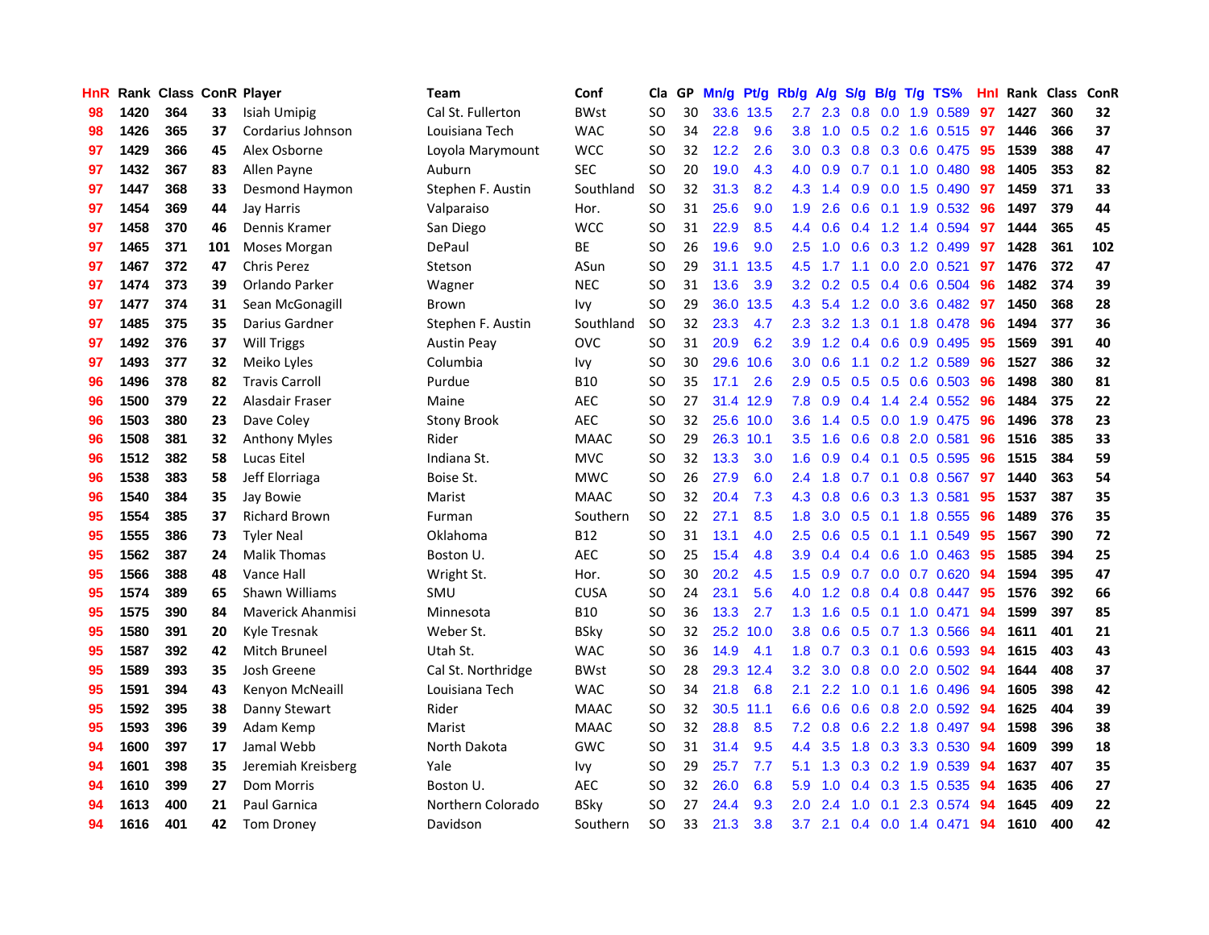| HnR | Rank | Class | ConR | Player | Team | Conf | Cla | GP | Mn/g | Pt/g | Rb/g | A/g | S/g | B/g | T/g | TS% | HnI | Rank | Class | ConR |
|---|---|---|---|---|---|---|---|---|---|---|---|---|---|---|---|---|---|---|---|---|
| 98 | 1420 | 364 | 33 | Isiah Umipig | Cal St. Fullerton | BWst | SO | 30 | 33.6 | 13.5 | 2.7 | 2.3 | 0.8 | 0.0 | 1.9 | 0.589 | 97 | 1427 | 360 | 32 |
| 98 | 1426 | 365 | 37 | Cordarius Johnson | Louisiana Tech | WAC | SO | 34 | 22.8 | 9.6 | 3.8 | 1.0 | 0.5 | 0.2 | 1.6 | 0.515 | 97 | 1446 | 366 | 37 |
| 97 | 1429 | 366 | 45 | Alex Osborne | Loyola Marymount | WCC | SO | 32 | 12.2 | 2.6 | 3.0 | 0.3 | 0.8 | 0.3 | 0.6 | 0.475 | 95 | 1539 | 388 | 47 |
| 97 | 1432 | 367 | 83 | Allen Payne | Auburn | SEC | SO | 20 | 19.0 | 4.3 | 4.0 | 0.9 | 0.7 | 0.1 | 1.0 | 0.480 | 98 | 1405 | 353 | 82 |
| 97 | 1447 | 368 | 33 | Desmond Haymon | Stephen F. Austin | Southland | SO | 32 | 31.3 | 8.2 | 4.3 | 1.4 | 0.9 | 0.0 | 1.5 | 0.490 | 97 | 1459 | 371 | 33 |
| 97 | 1454 | 369 | 44 | Jay Harris | Valparaiso | Hor. | SO | 31 | 25.6 | 9.0 | 1.9 | 2.6 | 0.6 | 0.1 | 1.9 | 0.532 | 96 | 1497 | 379 | 44 |
| 97 | 1458 | 370 | 46 | Dennis Kramer | San Diego | WCC | SO | 31 | 22.9 | 8.5 | 4.4 | 0.6 | 0.4 | 1.2 | 1.4 | 0.594 | 97 | 1444 | 365 | 45 |
| 97 | 1465 | 371 | 101 | Moses Morgan | DePaul | BE | SO | 26 | 19.6 | 9.0 | 2.5 | 1.0 | 0.6 | 0.3 | 1.2 | 0.499 | 97 | 1428 | 361 | 102 |
| 97 | 1467 | 372 | 47 | Chris Perez | Stetson | ASun | SO | 29 | 31.1 | 13.5 | 4.5 | 1.7 | 1.1 | 0.0 | 2.0 | 0.521 | 97 | 1476 | 372 | 47 |
| 97 | 1474 | 373 | 39 | Orlando Parker | Wagner | NEC | SO | 31 | 13.6 | 3.9 | 3.2 | 0.2 | 0.5 | 0.4 | 0.6 | 0.504 | 96 | 1482 | 374 | 39 |
| 97 | 1477 | 374 | 31 | Sean McGonagill | Brown | Ivy | SO | 29 | 36.0 | 13.5 | 4.3 | 5.4 | 1.2 | 0.0 | 3.6 | 0.482 | 97 | 1450 | 368 | 28 |
| 97 | 1485 | 375 | 35 | Darius Gardner | Stephen F. Austin | Southland | SO | 32 | 23.3 | 4.7 | 2.3 | 3.2 | 1.3 | 0.1 | 1.8 | 0.478 | 96 | 1494 | 377 | 36 |
| 97 | 1492 | 376 | 37 | Will Triggs | Austin Peay | OVC | SO | 31 | 20.9 | 6.2 | 3.9 | 1.2 | 0.4 | 0.6 | 0.9 | 0.495 | 95 | 1569 | 391 | 40 |
| 97 | 1493 | 377 | 32 | Meiko Lyles | Columbia | Ivy | SO | 30 | 29.6 | 10.6 | 3.0 | 0.6 | 1.1 | 0.2 | 1.2 | 0.589 | 96 | 1527 | 386 | 32 |
| 96 | 1496 | 378 | 82 | Travis Carroll | Purdue | B10 | SO | 35 | 17.1 | 2.6 | 2.9 | 0.5 | 0.5 | 0.5 | 0.6 | 0.503 | 96 | 1498 | 380 | 81 |
| 96 | 1500 | 379 | 22 | Alasdair Fraser | Maine | AEC | SO | 27 | 31.4 | 12.9 | 7.8 | 0.9 | 0.4 | 1.4 | 2.4 | 0.552 | 96 | 1484 | 375 | 22 |
| 96 | 1503 | 380 | 23 | Dave Coley | Stony Brook | AEC | SO | 32 | 25.6 | 10.0 | 3.6 | 1.4 | 0.5 | 0.0 | 1.9 | 0.475 | 96 | 1496 | 378 | 23 |
| 96 | 1508 | 381 | 32 | Anthony Myles | Rider | MAAC | SO | 29 | 26.3 | 10.1 | 3.5 | 1.6 | 0.6 | 0.8 | 2.0 | 0.581 | 96 | 1516 | 385 | 33 |
| 96 | 1512 | 382 | 58 | Lucas Eitel | Indiana St. | MVC | SO | 32 | 13.3 | 3.0 | 1.6 | 0.9 | 0.4 | 0.1 | 0.5 | 0.595 | 96 | 1515 | 384 | 59 |
| 96 | 1538 | 383 | 58 | Jeff Elorriaga | Boise St. | MWC | SO | 26 | 27.9 | 6.0 | 2.4 | 1.8 | 0.7 | 0.1 | 0.8 | 0.567 | 97 | 1440 | 363 | 54 |
| 96 | 1540 | 384 | 35 | Jay Bowie | Marist | MAAC | SO | 32 | 20.4 | 7.3 | 4.3 | 0.8 | 0.6 | 0.3 | 1.3 | 0.581 | 95 | 1537 | 387 | 35 |
| 95 | 1554 | 385 | 37 | Richard Brown | Furman | Southern | SO | 22 | 27.1 | 8.5 | 1.8 | 3.0 | 0.5 | 0.1 | 1.8 | 0.555 | 96 | 1489 | 376 | 35 |
| 95 | 1555 | 386 | 73 | Tyler Neal | Oklahoma | B12 | SO | 31 | 13.1 | 4.0 | 2.5 | 0.6 | 0.5 | 0.1 | 1.1 | 0.549 | 95 | 1567 | 390 | 72 |
| 95 | 1562 | 387 | 24 | Malik Thomas | Boston U. | AEC | SO | 25 | 15.4 | 4.8 | 3.9 | 0.4 | 0.4 | 0.6 | 1.0 | 0.463 | 95 | 1585 | 394 | 25 |
| 95 | 1566 | 388 | 48 | Vance Hall | Wright St. | Hor. | SO | 30 | 20.2 | 4.5 | 1.5 | 0.9 | 0.7 | 0.0 | 0.7 | 0.620 | 94 | 1594 | 395 | 47 |
| 95 | 1574 | 389 | 65 | Shawn Williams | SMU | CUSA | SO | 24 | 23.1 | 5.6 | 4.0 | 1.2 | 0.8 | 0.4 | 0.8 | 0.447 | 95 | 1576 | 392 | 66 |
| 95 | 1575 | 390 | 84 | Maverick Ahanmisi | Minnesota | B10 | SO | 36 | 13.3 | 2.7 | 1.3 | 1.6 | 0.5 | 0.1 | 1.0 | 0.471 | 94 | 1599 | 397 | 85 |
| 95 | 1580 | 391 | 20 | Kyle Tresnak | Weber St. | BSky | SO | 32 | 25.2 | 10.0 | 3.8 | 0.6 | 0.5 | 0.7 | 1.3 | 0.566 | 94 | 1611 | 401 | 21 |
| 95 | 1587 | 392 | 42 | Mitch Bruneel | Utah St. | WAC | SO | 36 | 14.9 | 4.1 | 1.8 | 0.7 | 0.3 | 0.1 | 0.6 | 0.593 | 94 | 1615 | 403 | 43 |
| 95 | 1589 | 393 | 35 | Josh Greene | Cal St. Northridge | BWst | SO | 28 | 29.3 | 12.4 | 3.2 | 3.0 | 0.8 | 0.0 | 2.0 | 0.502 | 94 | 1644 | 408 | 37 |
| 95 | 1591 | 394 | 43 | Kenyon McNeaill | Louisiana Tech | WAC | SO | 34 | 21.8 | 6.8 | 2.1 | 2.2 | 1.0 | 0.1 | 1.6 | 0.496 | 94 | 1605 | 398 | 42 |
| 95 | 1592 | 395 | 38 | Danny Stewart | Rider | MAAC | SO | 32 | 30.5 | 11.1 | 6.6 | 0.6 | 0.6 | 0.8 | 2.0 | 0.592 | 94 | 1625 | 404 | 39 |
| 95 | 1593 | 396 | 39 | Adam Kemp | Marist | MAAC | SO | 32 | 28.8 | 8.5 | 7.2 | 0.8 | 0.6 | 2.2 | 1.8 | 0.497 | 94 | 1598 | 396 | 38 |
| 94 | 1600 | 397 | 17 | Jamal Webb | North Dakota | GWC | SO | 31 | 31.4 | 9.5 | 4.4 | 3.5 | 1.8 | 0.3 | 3.3 | 0.530 | 94 | 1609 | 399 | 18 |
| 94 | 1601 | 398 | 35 | Jeremiah Kreisberg | Yale | Ivy | SO | 29 | 25.7 | 7.7 | 5.1 | 1.3 | 0.3 | 0.2 | 1.9 | 0.539 | 94 | 1637 | 407 | 35 |
| 94 | 1610 | 399 | 27 | Dom Morris | Boston U. | AEC | SO | 32 | 26.0 | 6.8 | 5.9 | 1.0 | 0.4 | 0.3 | 1.5 | 0.535 | 94 | 1635 | 406 | 27 |
| 94 | 1613 | 400 | 21 | Paul Garnica | Northern Colorado | BSky | SO | 27 | 24.4 | 9.3 | 2.0 | 2.4 | 1.0 | 0.1 | 2.3 | 0.574 | 94 | 1645 | 409 | 22 |
| 94 | 1616 | 401 | 42 | Tom Droney | Davidson | Southern | SO | 33 | 21.3 | 3.8 | 3.7 | 2.1 | 0.4 | 0.0 | 1.4 | 0.471 | 94 | 1610 | 400 | 42 |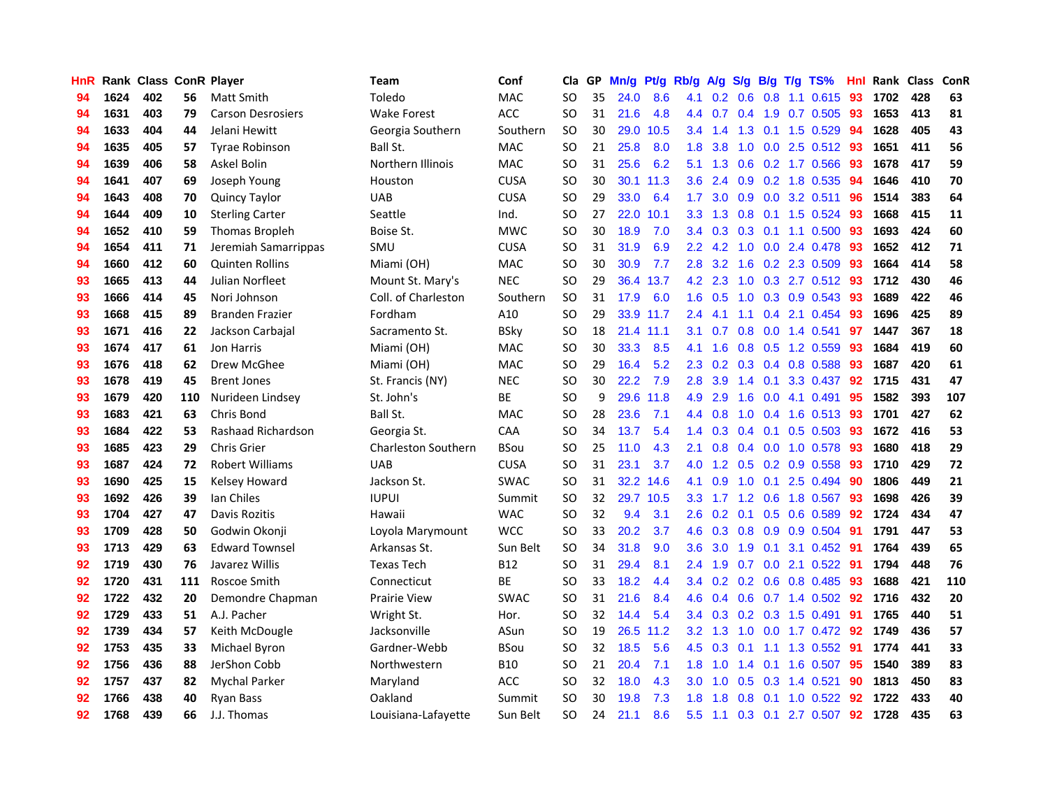| HnR | Rank | Class | ConR | Player | Team | Conf | Cla | GP | Mn/g | Pt/g | Rb/g | A/g | S/g | B/g | T/g | TS% | HnI | Rank | Class | ConR |
|---|---|---|---|---|---|---|---|---|---|---|---|---|---|---|---|---|---|---|---|---|
| 94 | 1624 | 402 | 56 | Matt Smith | Toledo | MAC | SO | 35 | 24.0 | 8.6 | 4.1 | 0.2 | 0.6 | 0.8 | 1.1 | 0.615 | 93 | 1702 | 428 | 63 |
| 94 | 1631 | 403 | 79 | Carson Desrosiers | Wake Forest | ACC | SO | 31 | 21.6 | 4.8 | 4.4 | 0.7 | 0.4 | 1.9 | 0.7 | 0.505 | 93 | 1653 | 413 | 81 |
| 94 | 1633 | 404 | 44 | Jelani Hewitt | Georgia Southern | Southern | SO | 30 | 29.0 | 10.5 | 3.4 | 1.4 | 1.3 | 0.1 | 1.5 | 0.529 | 94 | 1628 | 405 | 43 |
| 94 | 1635 | 405 | 57 | Tyrae Robinson | Ball St. | MAC | SO | 21 | 25.8 | 8.0 | 1.8 | 3.8 | 1.0 | 0.0 | 2.5 | 0.512 | 93 | 1651 | 411 | 56 |
| 94 | 1639 | 406 | 58 | Askel Bolin | Northern Illinois | MAC | SO | 31 | 25.6 | 6.2 | 5.1 | 1.3 | 0.6 | 0.2 | 1.7 | 0.566 | 93 | 1678 | 417 | 59 |
| 94 | 1641 | 407 | 69 | Joseph Young | Houston | CUSA | SO | 30 | 30.1 | 11.3 | 3.6 | 2.4 | 0.9 | 0.2 | 1.8 | 0.535 | 94 | 1646 | 410 | 70 |
| 94 | 1643 | 408 | 70 | Quincy Taylor | UAB | CUSA | SO | 29 | 33.0 | 6.4 | 1.7 | 3.0 | 0.9 | 0.0 | 3.2 | 0.511 | 96 | 1514 | 383 | 64 |
| 94 | 1644 | 409 | 10 | Sterling Carter | Seattle | Ind. | SO | 27 | 22.0 | 10.1 | 3.3 | 1.3 | 0.8 | 0.1 | 1.5 | 0.524 | 93 | 1668 | 415 | 11 |
| 94 | 1652 | 410 | 59 | Thomas Bropleh | Boise St. | MWC | SO | 30 | 18.9 | 7.0 | 3.4 | 0.3 | 0.3 | 0.1 | 1.1 | 0.500 | 93 | 1693 | 424 | 60 |
| 94 | 1654 | 411 | 71 | Jeremiah Samarrippas | SMU | CUSA | SO | 31 | 31.9 | 6.9 | 2.2 | 4.2 | 1.0 | 0.0 | 2.4 | 0.478 | 93 | 1652 | 412 | 71 |
| 94 | 1660 | 412 | 60 | Quinten Rollins | Miami (OH) | MAC | SO | 30 | 30.9 | 7.7 | 2.8 | 3.2 | 1.6 | 0.2 | 2.3 | 0.509 | 93 | 1664 | 414 | 58 |
| 93 | 1665 | 413 | 44 | Julian Norfleet | Mount St. Mary's | NEC | SO | 29 | 36.4 | 13.7 | 4.2 | 2.3 | 1.0 | 0.3 | 2.7 | 0.512 | 93 | 1712 | 430 | 46 |
| 93 | 1666 | 414 | 45 | Nori Johnson | Coll. of Charleston | Southern | SO | 31 | 17.9 | 6.0 | 1.6 | 0.5 | 1.0 | 0.3 | 0.9 | 0.543 | 93 | 1689 | 422 | 46 |
| 93 | 1668 | 415 | 89 | Branden Frazier | Fordham | A10 | SO | 29 | 33.9 | 11.7 | 2.4 | 4.1 | 1.1 | 0.4 | 2.1 | 0.454 | 93 | 1696 | 425 | 89 |
| 93 | 1671 | 416 | 22 | Jackson Carbajal | Sacramento St. | BSky | SO | 18 | 21.4 | 11.1 | 3.1 | 0.7 | 0.8 | 0.0 | 1.4 | 0.541 | 97 | 1447 | 367 | 18 |
| 93 | 1674 | 417 | 61 | Jon Harris | Miami (OH) | MAC | SO | 30 | 33.3 | 8.5 | 4.1 | 1.6 | 0.8 | 0.5 | 1.2 | 0.559 | 93 | 1684 | 419 | 60 |
| 93 | 1676 | 418 | 62 | Drew McGhee | Miami (OH) | MAC | SO | 29 | 16.4 | 5.2 | 2.3 | 0.2 | 0.3 | 0.4 | 0.8 | 0.588 | 93 | 1687 | 420 | 61 |
| 93 | 1678 | 419 | 45 | Brent Jones | St. Francis (NY) | NEC | SO | 30 | 22.2 | 7.9 | 2.8 | 3.9 | 1.4 | 0.1 | 3.3 | 0.437 | 92 | 1715 | 431 | 47 |
| 93 | 1679 | 420 | 110 | Nurideen Lindsey | St. John's | BE | SO | 9 | 29.6 | 11.8 | 4.9 | 2.9 | 1.6 | 0.0 | 4.1 | 0.491 | 95 | 1582 | 393 | 107 |
| 93 | 1683 | 421 | 63 | Chris Bond | Ball St. | MAC | SO | 28 | 23.6 | 7.1 | 4.4 | 0.8 | 1.0 | 0.4 | 1.6 | 0.513 | 93 | 1701 | 427 | 62 |
| 93 | 1684 | 422 | 53 | Rashaad Richardson | Georgia St. | CAA | SO | 34 | 13.7 | 5.4 | 1.4 | 0.3 | 0.4 | 0.1 | 0.5 | 0.503 | 93 | 1672 | 416 | 53 |
| 93 | 1685 | 423 | 29 | Chris Grier | Charleston Southern | BSou | SO | 25 | 11.0 | 4.3 | 2.1 | 0.8 | 0.4 | 0.0 | 1.0 | 0.578 | 93 | 1680 | 418 | 29 |
| 93 | 1687 | 424 | 72 | Robert Williams | UAB | CUSA | SO | 31 | 23.1 | 3.7 | 4.0 | 1.2 | 0.5 | 0.2 | 0.9 | 0.558 | 93 | 1710 | 429 | 72 |
| 93 | 1690 | 425 | 15 | Kelsey Howard | Jackson St. | SWAC | SO | 31 | 32.2 | 14.6 | 4.1 | 0.9 | 1.0 | 0.1 | 2.5 | 0.494 | 90 | 1806 | 449 | 21 |
| 93 | 1692 | 426 | 39 | Ian Chiles | IUPUI | Summit | SO | 32 | 29.7 | 10.5 | 3.3 | 1.7 | 1.2 | 0.6 | 1.8 | 0.567 | 93 | 1698 | 426 | 39 |
| 93 | 1704 | 427 | 47 | Davis Rozitis | Hawaii | WAC | SO | 32 | 9.4 | 3.1 | 2.6 | 0.2 | 0.1 | 0.5 | 0.6 | 0.589 | 92 | 1724 | 434 | 47 |
| 93 | 1709 | 428 | 50 | Godwin Okonji | Loyola Marymount | WCC | SO | 33 | 20.2 | 3.7 | 4.6 | 0.3 | 0.8 | 0.9 | 0.9 | 0.504 | 91 | 1791 | 447 | 53 |
| 93 | 1713 | 429 | 63 | Edward Townsel | Arkansas St. | Sun Belt | SO | 34 | 31.8 | 9.0 | 3.6 | 3.0 | 1.9 | 0.1 | 3.1 | 0.452 | 91 | 1764 | 439 | 65 |
| 92 | 1719 | 430 | 76 | Javarez Willis | Texas Tech | B12 | SO | 31 | 29.4 | 8.1 | 2.4 | 1.9 | 0.7 | 0.0 | 2.1 | 0.522 | 91 | 1794 | 448 | 76 |
| 92 | 1720 | 431 | 111 | Roscoe Smith | Connecticut | BE | SO | 33 | 18.2 | 4.4 | 3.4 | 0.2 | 0.2 | 0.6 | 0.8 | 0.485 | 93 | 1688 | 421 | 110 |
| 92 | 1722 | 432 | 20 | Demondre Chapman | Prairie View | SWAC | SO | 31 | 21.6 | 8.4 | 4.6 | 0.4 | 0.6 | 0.7 | 1.4 | 0.502 | 92 | 1716 | 432 | 20 |
| 92 | 1729 | 433 | 51 | A.J. Pacher | Wright St. | Hor. | SO | 32 | 14.4 | 5.4 | 3.4 | 0.3 | 0.2 | 0.3 | 1.5 | 0.491 | 91 | 1765 | 440 | 51 |
| 92 | 1739 | 434 | 57 | Keith McDougle | Jacksonville | ASun | SO | 19 | 26.5 | 11.2 | 3.2 | 1.3 | 1.0 | 0.0 | 1.7 | 0.472 | 92 | 1749 | 436 | 57 |
| 92 | 1753 | 435 | 33 | Michael Byron | Gardner-Webb | BSou | SO | 32 | 18.5 | 5.6 | 4.5 | 0.3 | 0.1 | 1.1 | 1.3 | 0.552 | 91 | 1774 | 441 | 33 |
| 92 | 1756 | 436 | 88 | JerShon Cobb | Northwestern | B10 | SO | 21 | 20.4 | 7.1 | 1.8 | 1.0 | 1.4 | 0.1 | 1.6 | 0.507 | 95 | 1540 | 389 | 83 |
| 92 | 1757 | 437 | 82 | Mychal Parker | Maryland | ACC | SO | 32 | 18.0 | 4.3 | 3.0 | 1.0 | 0.5 | 0.3 | 1.4 | 0.521 | 90 | 1813 | 450 | 83 |
| 92 | 1766 | 438 | 40 | Ryan Bass | Oakland | Summit | SO | 30 | 19.8 | 7.3 | 1.8 | 1.8 | 0.8 | 0.1 | 1.0 | 0.522 | 92 | 1722 | 433 | 40 |
| 92 | 1768 | 439 | 66 | J.J. Thomas | Louisiana-Lafayette | Sun Belt | SO | 24 | 21.1 | 8.6 | 5.5 | 1.1 | 0.3 | 0.1 | 2.7 | 0.507 | 92 | 1728 | 435 | 63 |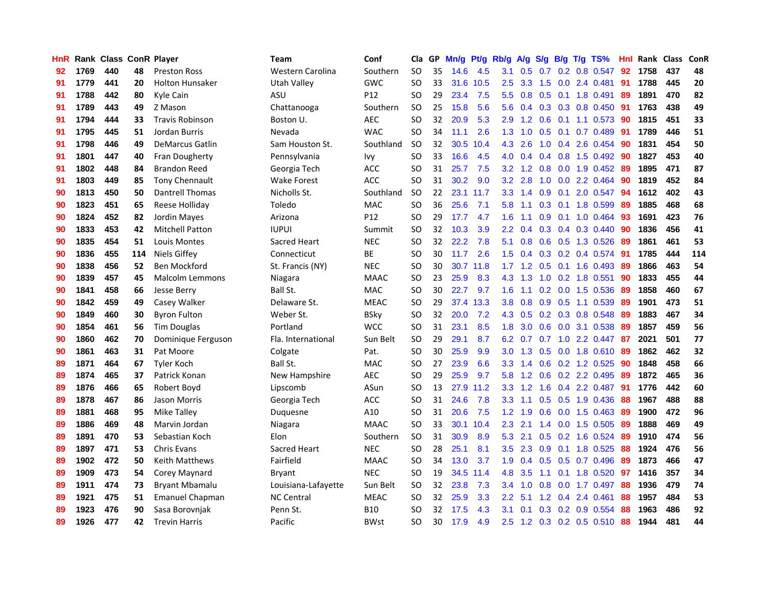| HnR | Rank | Class | ConR | Player | Team | Conf | Cla | GP | Mn/g | Pt/g | Rb/g | A/g | S/g | B/g | T/g | TS% | HnI | Rank | Class | ConR |
|---|---|---|---|---|---|---|---|---|---|---|---|---|---|---|---|---|---|---|---|---|
| 92 | 1769 | 440 | 48 | Preston Ross | Western Carolina | Southern | SO | 35 | 14.6 | 4.5 | 3.1 | 0.5 | 0.7 | 0.2 | 0.8 | 0.547 | 92 | 1758 | 437 | 48 |
| 91 | 1779 | 441 | 20 | Holton Hunsaker | Utah Valley | GWC | SO | 33 | 31.6 | 10.5 | 2.5 | 3.3 | 1.5 | 0.0 | 2.4 | 0.481 | 91 | 1788 | 445 | 20 |
| 91 | 1788 | 442 | 80 | Kyle Cain | ASU | P12 | SO | 29 | 23.4 | 7.5 | 5.5 | 0.8 | 0.5 | 0.1 | 1.8 | 0.491 | 89 | 1891 | 470 | 82 |
| 91 | 1789 | 443 | 49 | Z Mason | Chattanooga | Southern | SO | 25 | 15.8 | 5.6 | 5.6 | 0.4 | 0.3 | 0.3 | 0.8 | 0.450 | 91 | 1763 | 438 | 49 |
| 91 | 1794 | 444 | 33 | Travis Robinson | Boston U. | AEC | SO | 32 | 20.9 | 5.3 | 2.9 | 1.2 | 0.6 | 0.1 | 1.1 | 0.573 | 90 | 1815 | 451 | 33 |
| 91 | 1795 | 445 | 51 | Jordan Burris | Nevada | WAC | SO | 34 | 11.1 | 2.6 | 1.3 | 1.0 | 0.5 | 0.1 | 0.7 | 0.489 | 91 | 1789 | 446 | 51 |
| 91 | 1798 | 446 | 49 | DeMarcus Gatlin | Sam Houston St. | Southland | SO | 32 | 30.5 | 10.4 | 4.3 | 2.6 | 1.0 | 0.4 | 2.6 | 0.454 | 90 | 1831 | 454 | 50 |
| 91 | 1801 | 447 | 40 | Fran Dougherty | Pennsylvania | Ivy | SO | 33 | 16.6 | 4.5 | 4.0 | 0.4 | 0.4 | 0.8 | 1.5 | 0.492 | 90 | 1827 | 453 | 40 |
| 91 | 1802 | 448 | 84 | Brandon Reed | Georgia Tech | ACC | SO | 31 | 25.7 | 7.5 | 3.2 | 1.2 | 0.8 | 0.0 | 1.9 | 0.452 | 89 | 1895 | 471 | 87 |
| 91 | 1803 | 449 | 85 | Tony Chennault | Wake Forest | ACC | SO | 31 | 30.2 | 9.0 | 3.2 | 2.8 | 1.0 | 0.0 | 2.2 | 0.464 | 90 | 1819 | 452 | 84 |
| 90 | 1813 | 450 | 50 | Dantrell Thomas | Nicholls St. | Southland | SO | 22 | 23.1 | 11.7 | 3.3 | 1.4 | 0.9 | 0.1 | 2.0 | 0.547 | 94 | 1612 | 402 | 43 |
| 90 | 1823 | 451 | 65 | Reese Holliday | Toledo | MAC | SO | 36 | 25.6 | 7.1 | 5.8 | 1.1 | 0.3 | 0.1 | 1.8 | 0.599 | 89 | 1885 | 468 | 68 |
| 90 | 1824 | 452 | 82 | Jordin Mayes | Arizona | P12 | SO | 29 | 17.7 | 4.7 | 1.6 | 1.1 | 0.9 | 0.1 | 1.0 | 0.464 | 93 | 1691 | 423 | 76 |
| 90 | 1833 | 453 | 42 | Mitchell Patton | IUPUI | Summit | SO | 32 | 10.3 | 3.9 | 2.2 | 0.4 | 0.3 | 0.4 | 0.3 | 0.440 | 90 | 1836 | 456 | 41 |
| 90 | 1835 | 454 | 51 | Louis Montes | Sacred Heart | NEC | SO | 32 | 22.2 | 7.8 | 5.1 | 0.8 | 0.6 | 0.5 | 1.3 | 0.526 | 89 | 1861 | 461 | 53 |
| 90 | 1836 | 455 | 114 | Niels Giffey | Connecticut | BE | SO | 30 | 11.7 | 2.6 | 1.5 | 0.4 | 0.3 | 0.2 | 0.4 | 0.574 | 91 | 1785 | 444 | 114 |
| 90 | 1838 | 456 | 52 | Ben Mockford | St. Francis (NY) | NEC | SO | 30 | 30.7 | 11.8 | 1.7 | 1.2 | 0.5 | 0.1 | 1.6 | 0.493 | 89 | 1866 | 463 | 54 |
| 90 | 1839 | 457 | 45 | Malcolm Lemmons | Niagara | MAAC | SO | 23 | 25.9 | 8.3 | 4.3 | 1.3 | 1.0 | 0.2 | 1.8 | 0.551 | 90 | 1833 | 455 | 44 |
| 90 | 1841 | 458 | 66 | Jesse Berry | Ball St. | MAC | SO | 30 | 22.7 | 9.7 | 1.6 | 1.1 | 0.2 | 0.0 | 1.5 | 0.536 | 89 | 1858 | 460 | 67 |
| 90 | 1842 | 459 | 49 | Casey Walker | Delaware St. | MEAC | SO | 29 | 37.4 | 13.3 | 3.8 | 0.8 | 0.9 | 0.5 | 1.1 | 0.539 | 89 | 1901 | 473 | 51 |
| 90 | 1849 | 460 | 30 | Byron Fulton | Weber St. | BSky | SO | 32 | 20.0 | 7.2 | 4.3 | 0.5 | 0.2 | 0.3 | 0.8 | 0.548 | 89 | 1883 | 467 | 34 |
| 90 | 1854 | 461 | 56 | Tim Douglas | Portland | WCC | SO | 31 | 23.1 | 8.5 | 1.8 | 3.0 | 0.6 | 0.0 | 3.1 | 0.538 | 89 | 1857 | 459 | 56 |
| 90 | 1860 | 462 | 70 | Dominique Ferguson | Fla. International | Sun Belt | SO | 29 | 29.1 | 8.7 | 6.2 | 0.7 | 0.7 | 1.0 | 2.2 | 0.447 | 87 | 2021 | 501 | 77 |
| 90 | 1861 | 463 | 31 | Pat Moore | Colgate | Pat. | SO | 30 | 25.9 | 9.9 | 3.0 | 1.3 | 0.5 | 0.0 | 1.8 | 0.610 | 89 | 1862 | 462 | 32 |
| 89 | 1871 | 464 | 67 | Tyler Koch | Ball St. | MAC | SO | 27 | 23.9 | 6.6 | 3.3 | 1.4 | 0.6 | 0.2 | 1.2 | 0.525 | 90 | 1848 | 458 | 66 |
| 89 | 1874 | 465 | 37 | Patrick Konan | New Hampshire | AEC | SO | 29 | 25.9 | 9.7 | 5.8 | 1.2 | 0.6 | 0.2 | 2.2 | 0.495 | 89 | 1872 | 465 | 36 |
| 89 | 1876 | 466 | 65 | Robert Boyd | Lipscomb | ASun | SO | 13 | 27.9 | 11.2 | 3.3 | 1.2 | 1.6 | 0.4 | 2.2 | 0.487 | 91 | 1776 | 442 | 60 |
| 89 | 1878 | 467 | 86 | Jason Morris | Georgia Tech | ACC | SO | 31 | 24.6 | 7.8 | 3.3 | 1.1 | 0.5 | 0.5 | 1.9 | 0.436 | 88 | 1967 | 488 | 88 |
| 89 | 1881 | 468 | 95 | Mike Talley | Duquesne | A10 | SO | 31 | 20.6 | 7.5 | 1.2 | 1.9 | 0.6 | 0.0 | 1.5 | 0.463 | 89 | 1900 | 472 | 96 |
| 89 | 1886 | 469 | 48 | Marvin Jordan | Niagara | MAAC | SO | 33 | 30.1 | 10.4 | 2.3 | 2.1 | 1.4 | 0.0 | 1.5 | 0.505 | 89 | 1888 | 469 | 49 |
| 89 | 1891 | 470 | 53 | Sebastian Koch | Elon | Southern | SO | 31 | 30.9 | 8.9 | 5.3 | 2.1 | 0.5 | 0.2 | 1.6 | 0.524 | 89 | 1910 | 474 | 56 |
| 89 | 1897 | 471 | 53 | Chris Evans | Sacred Heart | NEC | SO | 28 | 25.1 | 8.1 | 3.5 | 2.3 | 0.9 | 0.1 | 1.8 | 0.525 | 88 | 1924 | 476 | 56 |
| 89 | 1902 | 472 | 50 | Keith Matthews | Fairfield | MAAC | SO | 34 | 13.0 | 3.7 | 1.9 | 0.4 | 0.5 | 0.5 | 0.7 | 0.496 | 89 | 1873 | 466 | 47 |
| 89 | 1909 | 473 | 54 | Corey Maynard | Bryant | NEC | SO | 19 | 34.5 | 11.4 | 4.8 | 3.5 | 1.1 | 0.1 | 1.8 | 0.520 | 97 | 1416 | 357 | 34 |
| 89 | 1911 | 474 | 73 | Bryant Mbamalu | Louisiana-Lafayette | Sun Belt | SO | 32 | 23.8 | 7.3 | 3.4 | 1.0 | 0.8 | 0.0 | 1.7 | 0.497 | 88 | 1936 | 479 | 74 |
| 89 | 1921 | 475 | 51 | Emanuel Chapman | NC Central | MEAC | SO | 32 | 25.9 | 3.3 | 2.2 | 5.1 | 1.2 | 0.4 | 2.4 | 0.461 | 88 | 1957 | 484 | 53 |
| 89 | 1923 | 476 | 90 | Sasa Borovnjak | Penn St. | B10 | SO | 32 | 17.5 | 4.3 | 3.1 | 0.1 | 0.3 | 0.2 | 0.9 | 0.554 | 88 | 1963 | 486 | 92 |
| 89 | 1926 | 477 | 42 | Trevin Harris | Pacific | BWst | SO | 30 | 17.9 | 4.9 | 2.5 | 1.2 | 0.3 | 0.2 | 0.5 | 0.510 | 88 | 1944 | 481 | 44 |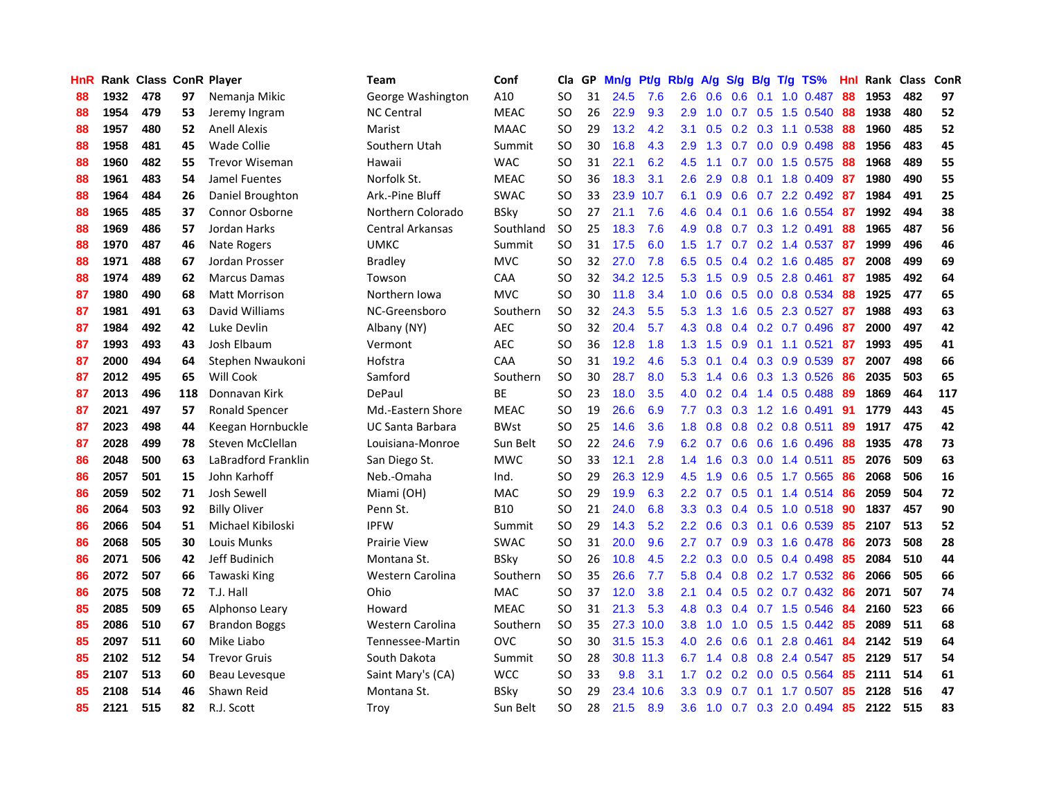| HnR | Rank | Class | ConR | Player | Team | Conf | Cla | GP | Mn/g | Pt/g | Rb/g | A/g | S/g | B/g | T/g | TS% | HnI | Rank | Class | ConR |
|---|---|---|---|---|---|---|---|---|---|---|---|---|---|---|---|---|---|---|---|---|
| 88 | 1932 | 478 | 97 | Nemanja Mikic | George Washington | A10 | SO | 31 | 24.5 | 7.6 | 2.6 | 0.6 | 0.6 | 0.1 | 1.0 | 0.487 | 88 | 1953 | 482 | 97 |
| 88 | 1954 | 479 | 53 | Jeremy Ingram | NC Central | MEAC | SO | 26 | 22.9 | 9.3 | 2.9 | 1.0 | 0.7 | 0.5 | 1.5 | 0.540 | 88 | 1938 | 480 | 52 |
| 88 | 1957 | 480 | 52 | Anell Alexis | Marist | MAAC | SO | 29 | 13.2 | 4.2 | 3.1 | 0.5 | 0.2 | 0.3 | 1.1 | 0.538 | 88 | 1960 | 485 | 52 |
| 88 | 1958 | 481 | 45 | Wade Collie | Southern Utah | Summit | SO | 30 | 16.8 | 4.3 | 2.9 | 1.3 | 0.7 | 0.0 | 0.9 | 0.498 | 88 | 1956 | 483 | 45 |
| 88 | 1960 | 482 | 55 | Trevor Wiseman | Hawaii | WAC | SO | 31 | 22.1 | 6.2 | 4.5 | 1.1 | 0.7 | 0.0 | 1.5 | 0.575 | 88 | 1968 | 489 | 55 |
| 88 | 1961 | 483 | 54 | Jamel Fuentes | Norfolk St. | MEAC | SO | 36 | 18.3 | 3.1 | 2.6 | 2.9 | 0.8 | 0.1 | 1.8 | 0.409 | 87 | 1980 | 490 | 55 |
| 88 | 1964 | 484 | 26 | Daniel Broughton | Ark.-Pine Bluff | SWAC | SO | 33 | 23.9 | 10.7 | 6.1 | 0.9 | 0.6 | 0.7 | 2.2 | 0.492 | 87 | 1984 | 491 | 25 |
| 88 | 1965 | 485 | 37 | Connor Osborne | Northern Colorado | BSky | SO | 27 | 21.1 | 7.6 | 4.6 | 0.4 | 0.1 | 0.6 | 1.6 | 0.554 | 87 | 1992 | 494 | 38 |
| 88 | 1969 | 486 | 57 | Jordan Harks | Central Arkansas | Southland | SO | 25 | 18.3 | 7.6 | 4.9 | 0.8 | 0.7 | 0.3 | 1.2 | 0.491 | 88 | 1965 | 487 | 56 |
| 88 | 1970 | 487 | 46 | Nate Rogers | UMKC | Summit | SO | 31 | 17.5 | 6.0 | 1.5 | 1.7 | 0.7 | 0.2 | 1.4 | 0.537 | 87 | 1999 | 496 | 46 |
| 88 | 1971 | 488 | 67 | Jordan Prosser | Bradley | MVC | SO | 32 | 27.0 | 7.8 | 6.5 | 0.5 | 0.4 | 0.2 | 1.6 | 0.485 | 87 | 2008 | 499 | 69 |
| 88 | 1974 | 489 | 62 | Marcus Damas | Towson | CAA | SO | 32 | 34.2 | 12.5 | 5.3 | 1.5 | 0.9 | 0.5 | 2.8 | 0.461 | 87 | 1985 | 492 | 64 |
| 87 | 1980 | 490 | 68 | Matt Morrison | Northern Iowa | MVC | SO | 30 | 11.8 | 3.4 | 1.0 | 0.6 | 0.5 | 0.0 | 0.8 | 0.534 | 88 | 1925 | 477 | 65 |
| 87 | 1981 | 491 | 63 | David Williams | NC-Greensboro | Southern | SO | 32 | 24.3 | 5.5 | 5.3 | 1.3 | 1.6 | 0.5 | 2.3 | 0.527 | 87 | 1988 | 493 | 63 |
| 87 | 1984 | 492 | 42 | Luke Devlin | Albany (NY) | AEC | SO | 32 | 20.4 | 5.7 | 4.3 | 0.8 | 0.4 | 0.2 | 0.7 | 0.496 | 87 | 2000 | 497 | 42 |
| 87 | 1993 | 493 | 43 | Josh Elbaum | Vermont | AEC | SO | 36 | 12.8 | 1.8 | 1.3 | 1.5 | 0.9 | 0.1 | 1.1 | 0.521 | 87 | 1993 | 495 | 41 |
| 87 | 2000 | 494 | 64 | Stephen Nwaukoni | Hofstra | CAA | SO | 31 | 19.2 | 4.6 | 5.3 | 0.1 | 0.4 | 0.3 | 0.9 | 0.539 | 87 | 2007 | 498 | 66 |
| 87 | 2012 | 495 | 65 | Will Cook | Samford | Southern | SO | 30 | 28.7 | 8.0 | 5.3 | 1.4 | 0.6 | 0.3 | 1.3 | 0.526 | 86 | 2035 | 503 | 65 |
| 87 | 2013 | 496 | 118 | Donnavan Kirk | DePaul | BE | SO | 23 | 18.0 | 3.5 | 4.0 | 0.2 | 0.4 | 1.4 | 0.5 | 0.488 | 89 | 1869 | 464 | 117 |
| 87 | 2021 | 497 | 57 | Ronald Spencer | Md.-Eastern Shore | MEAC | SO | 19 | 26.6 | 6.9 | 7.7 | 0.3 | 0.3 | 1.2 | 1.6 | 0.491 | 91 | 1779 | 443 | 45 |
| 87 | 2023 | 498 | 44 | Keegan Hornbuckle | UC Santa Barbara | BWst | SO | 25 | 14.6 | 3.6 | 1.8 | 0.8 | 0.8 | 0.2 | 0.8 | 0.511 | 89 | 1917 | 475 | 42 |
| 87 | 2028 | 499 | 78 | Steven McClellan | Louisiana-Monroe | Sun Belt | SO | 22 | 24.6 | 7.9 | 6.2 | 0.7 | 0.6 | 0.6 | 1.6 | 0.496 | 88 | 1935 | 478 | 73 |
| 86 | 2048 | 500 | 63 | LaBradford Franklin | San Diego St. | MWC | SO | 33 | 12.1 | 2.8 | 1.4 | 1.6 | 0.3 | 0.0 | 1.4 | 0.511 | 85 | 2076 | 509 | 63 |
| 86 | 2057 | 501 | 15 | John Karhoff | Neb.-Omaha | Ind. | SO | 29 | 26.3 | 12.9 | 4.5 | 1.9 | 0.6 | 0.5 | 1.7 | 0.565 | 86 | 2068 | 506 | 16 |
| 86 | 2059 | 502 | 71 | Josh Sewell | Miami (OH) | MAC | SO | 29 | 19.9 | 6.3 | 2.2 | 0.7 | 0.5 | 0.1 | 1.4 | 0.514 | 86 | 2059 | 504 | 72 |
| 86 | 2064 | 503 | 92 | Billy Oliver | Penn St. | B10 | SO | 21 | 24.0 | 6.8 | 3.3 | 0.3 | 0.4 | 0.5 | 1.0 | 0.518 | 90 | 1837 | 457 | 90 |
| 86 | 2066 | 504 | 51 | Michael Kibiloski | IPFW | Summit | SO | 29 | 14.3 | 5.2 | 2.2 | 0.6 | 0.3 | 0.1 | 0.6 | 0.539 | 85 | 2107 | 513 | 52 |
| 86 | 2068 | 505 | 30 | Louis Munks | Prairie View | SWAC | SO | 31 | 20.0 | 9.6 | 2.7 | 0.7 | 0.9 | 0.3 | 1.6 | 0.478 | 86 | 2073 | 508 | 28 |
| 86 | 2071 | 506 | 42 | Jeff Budinich | Montana St. | BSky | SO | 26 | 10.8 | 4.5 | 2.2 | 0.3 | 0.0 | 0.5 | 0.4 | 0.498 | 85 | 2084 | 510 | 44 |
| 86 | 2072 | 507 | 66 | Tawaski King | Western Carolina | Southern | SO | 35 | 26.6 | 7.7 | 5.8 | 0.4 | 0.8 | 0.2 | 1.7 | 0.532 | 86 | 2066 | 505 | 66 |
| 86 | 2075 | 508 | 72 | T.J. Hall | Ohio | MAC | SO | 37 | 12.0 | 3.8 | 2.1 | 0.4 | 0.5 | 0.2 | 0.7 | 0.432 | 86 | 2071 | 507 | 74 |
| 85 | 2085 | 509 | 65 | Alphonso Leary | Howard | MEAC | SO | 31 | 21.3 | 5.3 | 4.8 | 0.3 | 0.4 | 0.7 | 1.5 | 0.546 | 84 | 2160 | 523 | 66 |
| 85 | 2086 | 510 | 67 | Brandon Boggs | Western Carolina | Southern | SO | 35 | 27.3 | 10.0 | 3.8 | 1.0 | 1.0 | 0.5 | 1.5 | 0.442 | 85 | 2089 | 511 | 68 |
| 85 | 2097 | 511 | 60 | Mike Liabo | Tennessee-Martin | OVC | SO | 30 | 31.5 | 15.3 | 4.0 | 2.6 | 0.6 | 0.1 | 2.8 | 0.461 | 84 | 2142 | 519 | 64 |
| 85 | 2102 | 512 | 54 | Trevor Gruis | South Dakota | Summit | SO | 28 | 30.8 | 11.3 | 6.7 | 1.4 | 0.8 | 0.8 | 2.4 | 0.547 | 85 | 2129 | 517 | 54 |
| 85 | 2107 | 513 | 60 | Beau Levesque | Saint Mary's (CA) | WCC | SO | 33 | 9.8 | 3.1 | 1.7 | 0.2 | 0.2 | 0.0 | 0.5 | 0.564 | 85 | 2111 | 514 | 61 |
| 85 | 2108 | 514 | 46 | Shawn Reid | Montana St. | BSky | SO | 29 | 23.4 | 10.6 | 3.3 | 0.9 | 0.7 | 0.1 | 1.7 | 0.507 | 85 | 2128 | 516 | 47 |
| 85 | 2121 | 515 | 82 | R.J. Scott | Troy | Sun Belt | SO | 28 | 21.5 | 8.9 | 3.6 | 1.0 | 0.7 | 0.3 | 2.0 | 0.494 | 85 | 2122 | 515 | 83 |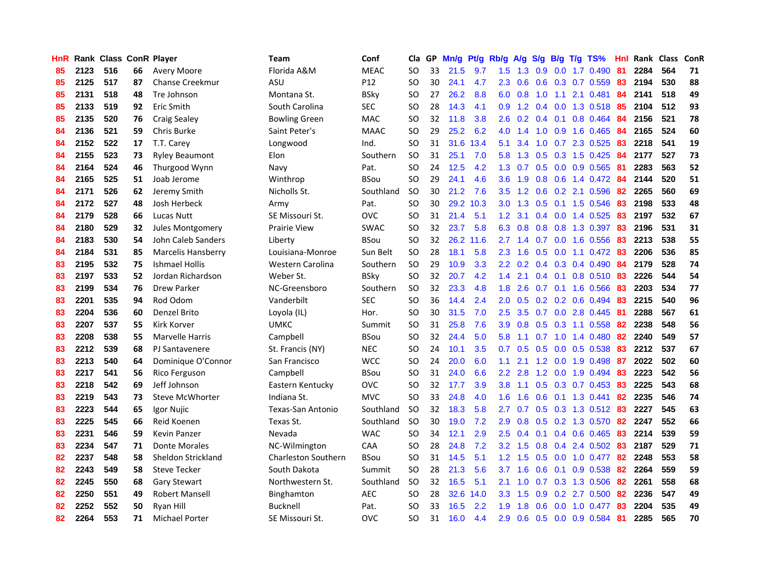| HnR | Rank | Class | ConR | Player | Team | Conf | Cla | GP | Mn/g | Pt/g | Rb/g | A/g | S/g | B/g | T/g | TS% | HnI | Rank | Class | ConR |
|---|---|---|---|---|---|---|---|---|---|---|---|---|---|---|---|---|---|---|---|---|
| 85 | 2123 | 516 | 66 | Avery Moore | Florida A&M | MEAC | SO | 33 | 21.5 | 9.7 | 1.5 | 1.3 | 0.9 | 0.0 | 1.7 | 0.490 | 81 | 2284 | 564 | 71 |
| 85 | 2125 | 517 | 87 | Chanse Creekmur | ASU | P12 | SO | 30 | 24.1 | 4.7 | 2.3 | 0.6 | 0.6 | 0.3 | 0.7 | 0.559 | 83 | 2194 | 530 | 88 |
| 85 | 2131 | 518 | 48 | Tre Johnson | Montana St. | BSky | SO | 27 | 26.2 | 8.8 | 6.0 | 0.8 | 1.0 | 1.1 | 2.1 | 0.481 | 84 | 2141 | 518 | 49 |
| 85 | 2133 | 519 | 92 | Eric Smith | South Carolina | SEC | SO | 28 | 14.3 | 4.1 | 0.9 | 1.2 | 0.4 | 0.0 | 1.3 | 0.518 | 85 | 2104 | 512 | 93 |
| 85 | 2135 | 520 | 76 | Craig Sealey | Bowling Green | MAC | SO | 32 | 11.8 | 3.8 | 2.6 | 0.2 | 0.4 | 0.1 | 0.8 | 0.464 | 84 | 2156 | 521 | 78 |
| 84 | 2136 | 521 | 59 | Chris Burke | Saint Peter's | MAAC | SO | 29 | 25.2 | 6.2 | 4.0 | 1.4 | 1.0 | 0.9 | 1.6 | 0.465 | 84 | 2165 | 524 | 60 |
| 84 | 2152 | 522 | 17 | T.T. Carey | Longwood | Ind. | SO | 31 | 31.6 | 13.4 | 5.1 | 3.4 | 1.0 | 0.7 | 2.3 | 0.525 | 83 | 2218 | 541 | 19 |
| 84 | 2155 | 523 | 73 | Ryley Beaumont | Elon | Southern | SO | 31 | 25.1 | 7.0 | 5.8 | 1.3 | 0.5 | 0.3 | 1.5 | 0.425 | 84 | 2177 | 527 | 73 |
| 84 | 2164 | 524 | 46 | Thurgood Wynn | Navy | Pat. | SO | 24 | 12.5 | 4.2 | 1.3 | 0.7 | 0.5 | 0.0 | 0.9 | 0.565 | 81 | 2283 | 563 | 52 |
| 84 | 2165 | 525 | 51 | Joab Jerome | Winthrop | BSou | SO | 29 | 24.1 | 4.6 | 3.6 | 1.9 | 0.8 | 0.6 | 1.4 | 0.472 | 84 | 2144 | 520 | 51 |
| 84 | 2171 | 526 | 62 | Jeremy Smith | Nicholls St. | Southland | SO | 30 | 21.2 | 7.6 | 3.5 | 1.2 | 0.6 | 0.2 | 2.1 | 0.596 | 82 | 2265 | 560 | 69 |
| 84 | 2172 | 527 | 48 | Josh Herbeck | Army | Pat. | SO | 30 | 29.2 | 10.3 | 3.0 | 1.3 | 0.5 | 0.1 | 1.5 | 0.546 | 83 | 2198 | 533 | 48 |
| 84 | 2179 | 528 | 66 | Lucas Nutt | SE Missouri St. | OVC | SO | 31 | 21.4 | 5.1 | 1.2 | 3.1 | 0.4 | 0.0 | 1.4 | 0.525 | 83 | 2197 | 532 | 67 |
| 84 | 2180 | 529 | 32 | Jules Montgomery | Prairie View | SWAC | SO | 32 | 23.7 | 5.8 | 6.3 | 0.8 | 0.8 | 0.8 | 1.3 | 0.397 | 83 | 2196 | 531 | 31 |
| 84 | 2183 | 530 | 54 | John Caleb Sanders | Liberty | BSou | SO | 32 | 26.2 | 11.6 | 2.7 | 1.4 | 0.7 | 0.0 | 1.6 | 0.556 | 83 | 2213 | 538 | 55 |
| 84 | 2184 | 531 | 85 | Marcelis Hansberry | Louisiana-Monroe | Sun Belt | SO | 28 | 18.1 | 5.8 | 2.3 | 1.6 | 0.5 | 0.0 | 1.1 | 0.472 | 83 | 2206 | 536 | 85 |
| 83 | 2195 | 532 | 75 | Ishmael Hollis | Western Carolina | Southern | SO | 29 | 10.9 | 3.3 | 2.2 | 0.2 | 0.4 | 0.3 | 0.4 | 0.490 | 84 | 2179 | 528 | 74 |
| 83 | 2197 | 533 | 52 | Jordan Richardson | Weber St. | BSky | SO | 32 | 20.7 | 4.2 | 1.4 | 2.1 | 0.4 | 0.1 | 0.8 | 0.510 | 83 | 2226 | 544 | 54 |
| 83 | 2199 | 534 | 76 | Drew Parker | NC-Greensboro | Southern | SO | 32 | 23.3 | 4.8 | 1.8 | 2.6 | 0.7 | 0.1 | 1.6 | 0.566 | 83 | 2203 | 534 | 77 |
| 83 | 2201 | 535 | 94 | Rod Odom | Vanderbilt | SEC | SO | 36 | 14.4 | 2.4 | 2.0 | 0.5 | 0.2 | 0.2 | 0.6 | 0.494 | 83 | 2215 | 540 | 96 |
| 83 | 2204 | 536 | 60 | Denzel Brito | Loyola (IL) | Hor. | SO | 30 | 31.5 | 7.0 | 2.5 | 3.5 | 0.7 | 0.0 | 2.8 | 0.445 | 81 | 2288 | 567 | 61 |
| 83 | 2207 | 537 | 55 | Kirk Korver | UMKC | Summit | SO | 31 | 25.8 | 7.6 | 3.9 | 0.8 | 0.5 | 0.3 | 1.1 | 0.558 | 82 | 2238 | 548 | 56 |
| 83 | 2208 | 538 | 55 | Marvelle Harris | Campbell | BSou | SO | 32 | 24.4 | 5.0 | 5.8 | 1.1 | 0.7 | 1.0 | 1.4 | 0.480 | 82 | 2240 | 549 | 57 |
| 83 | 2212 | 539 | 68 | PJ Santavenere | St. Francis (NY) | NEC | SO | 24 | 10.1 | 3.5 | 0.7 | 0.5 | 0.5 | 0.0 | 0.5 | 0.538 | 83 | 2212 | 537 | 67 |
| 83 | 2213 | 540 | 64 | Dominique O'Connor | San Francisco | WCC | SO | 24 | 20.0 | 6.0 | 1.1 | 2.1 | 1.2 | 0.0 | 1.9 | 0.498 | 87 | 2022 | 502 | 60 |
| 83 | 2217 | 541 | 56 | Rico Ferguson | Campbell | BSou | SO | 31 | 24.0 | 6.6 | 2.2 | 2.8 | 1.2 | 0.0 | 1.9 | 0.494 | 83 | 2223 | 542 | 56 |
| 83 | 2218 | 542 | 69 | Jeff Johnson | Eastern Kentucky | OVC | SO | 32 | 17.7 | 3.9 | 3.8 | 1.1 | 0.5 | 0.3 | 0.7 | 0.453 | 83 | 2225 | 543 | 68 |
| 83 | 2219 | 543 | 73 | Steve McWhorter | Indiana St. | MVC | SO | 33 | 24.8 | 4.0 | 1.6 | 1.6 | 0.6 | 0.1 | 1.3 | 0.441 | 82 | 2235 | 546 | 74 |
| 83 | 2223 | 544 | 65 | Igor Nujic | Texas-San Antonio | Southland | SO | 32 | 18.3 | 5.8 | 2.7 | 0.7 | 0.5 | 0.3 | 1.3 | 0.512 | 83 | 2227 | 545 | 63 |
| 83 | 2225 | 545 | 66 | Reid Koenen | Texas St. | Southland | SO | 30 | 19.0 | 7.2 | 2.9 | 0.8 | 0.5 | 0.2 | 1.3 | 0.570 | 82 | 2247 | 552 | 66 |
| 83 | 2231 | 546 | 59 | Kevin Panzer | Nevada | WAC | SO | 34 | 12.1 | 2.9 | 2.5 | 0.4 | 0.1 | 0.4 | 0.6 | 0.465 | 83 | 2214 | 539 | 59 |
| 83 | 2234 | 547 | 71 | Donte Morales | NC-Wilmington | CAA | SO | 28 | 24.8 | 7.2 | 3.2 | 1.5 | 0.8 | 0.4 | 2.4 | 0.502 | 83 | 2187 | 529 | 71 |
| 82 | 2237 | 548 | 58 | Sheldon Strickland | Charleston Southern | BSou | SO | 31 | 14.5 | 5.1 | 1.2 | 1.5 | 0.5 | 0.0 | 1.0 | 0.477 | 82 | 2248 | 553 | 58 |
| 82 | 2243 | 549 | 58 | Steve Tecker | South Dakota | Summit | SO | 28 | 21.3 | 5.6 | 3.7 | 1.6 | 0.6 | 0.1 | 0.9 | 0.538 | 82 | 2264 | 559 | 59 |
| 82 | 2245 | 550 | 68 | Gary Stewart | Northwestern St. | Southland | SO | 32 | 16.5 | 5.1 | 2.1 | 1.0 | 0.7 | 0.3 | 1.3 | 0.506 | 82 | 2261 | 558 | 68 |
| 82 | 2250 | 551 | 49 | Robert Mansell | Binghamton | AEC | SO | 28 | 32.6 | 14.0 | 3.3 | 1.5 | 0.9 | 0.2 | 2.7 | 0.500 | 82 | 2236 | 547 | 49 |
| 82 | 2252 | 552 | 50 | Ryan Hill | Bucknell | Pat. | SO | 33 | 16.5 | 2.2 | 1.9 | 1.8 | 0.6 | 0.0 | 1.0 | 0.477 | 83 | 2204 | 535 | 49 |
| 82 | 2264 | 553 | 71 | Michael Porter | SE Missouri St. | OVC | SO | 31 | 16.0 | 4.4 | 2.9 | 0.6 | 0.5 | 0.0 | 0.9 | 0.584 | 81 | 2285 | 565 | 70 |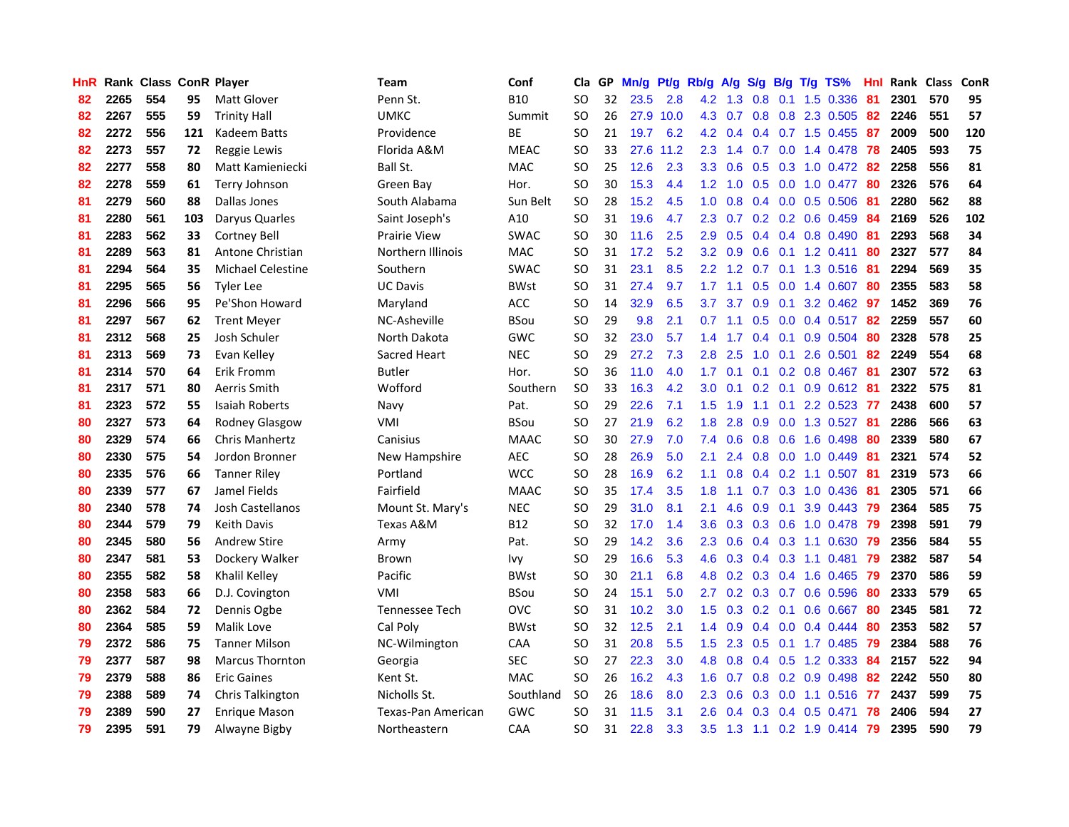| HnR | Rank | Class | ConR | Player | Team | Conf | Cla | GP | Mn/g | Pt/g | Rb/g | A/g | S/g | B/g | T/g | TS% | HnI | Rank | Class | ConR |
|---|---|---|---|---|---|---|---|---|---|---|---|---|---|---|---|---|---|---|---|---|
| 82 | 2265 | 554 | 95 | Matt Glover | Penn St. | B10 | SO | 32 | 23.5 | 2.8 | 4.2 | 1.3 | 0.8 | 0.1 | 1.5 | 0.336 | 81 | 2301 | 570 | 95 |
| 82 | 2267 | 555 | 59 | Trinity Hall | UMKC | Summit | SO | 26 | 27.9 | 10.0 | 4.3 | 0.7 | 0.8 | 0.8 | 2.3 | 0.505 | 82 | 2246 | 551 | 57 |
| 82 | 2272 | 556 | 121 | Kadeem Batts | Providence | BE | SO | 21 | 19.7 | 6.2 | 4.2 | 0.4 | 0.4 | 0.7 | 1.5 | 0.455 | 87 | 2009 | 500 | 120 |
| 82 | 2273 | 557 | 72 | Reggie Lewis | Florida A&M | MEAC | SO | 33 | 27.6 | 11.2 | 2.3 | 1.4 | 0.7 | 0.0 | 1.4 | 0.478 | 78 | 2405 | 593 | 75 |
| 82 | 2277 | 558 | 80 | Matt Kamieniecki | Ball St. | MAC | SO | 25 | 12.6 | 2.3 | 3.3 | 0.6 | 0.5 | 0.3 | 1.0 | 0.472 | 82 | 2258 | 556 | 81 |
| 82 | 2278 | 559 | 61 | Terry Johnson | Green Bay | Hor. | SO | 30 | 15.3 | 4.4 | 1.2 | 1.0 | 0.5 | 0.0 | 1.0 | 0.477 | 80 | 2326 | 576 | 64 |
| 81 | 2279 | 560 | 88 | Dallas Jones | South Alabama | Sun Belt | SO | 28 | 15.2 | 4.5 | 1.0 | 0.8 | 0.4 | 0.0 | 0.5 | 0.506 | 81 | 2280 | 562 | 88 |
| 81 | 2280 | 561 | 103 | Daryus Quarles | Saint Joseph's | A10 | SO | 31 | 19.6 | 4.7 | 2.3 | 0.7 | 0.2 | 0.2 | 0.6 | 0.459 | 84 | 2169 | 526 | 102 |
| 81 | 2283 | 562 | 33 | Cortney Bell | Prairie View | SWAC | SO | 30 | 11.6 | 2.5 | 2.9 | 0.5 | 0.4 | 0.4 | 0.8 | 0.490 | 81 | 2293 | 568 | 34 |
| 81 | 2289 | 563 | 81 | Antone Christian | Northern Illinois | MAC | SO | 31 | 17.2 | 5.2 | 3.2 | 0.9 | 0.6 | 0.1 | 1.2 | 0.411 | 80 | 2327 | 577 | 84 |
| 81 | 2294 | 564 | 35 | Michael Celestine | Southern | SWAC | SO | 31 | 23.1 | 8.5 | 2.2 | 1.2 | 0.7 | 0.1 | 1.3 | 0.516 | 81 | 2294 | 569 | 35 |
| 81 | 2295 | 565 | 56 | Tyler Lee | UC Davis | BWst | SO | 31 | 27.4 | 9.7 | 1.7 | 1.1 | 0.5 | 0.0 | 1.4 | 0.607 | 80 | 2355 | 583 | 58 |
| 81 | 2296 | 566 | 95 | Pe'Shon Howard | Maryland | ACC | SO | 14 | 32.9 | 6.5 | 3.7 | 3.7 | 0.9 | 0.1 | 3.2 | 0.462 | 97 | 1452 | 369 | 76 |
| 81 | 2297 | 567 | 62 | Trent Meyer | NC-Asheville | BSou | SO | 29 | 9.8 | 2.1 | 0.7 | 1.1 | 0.5 | 0.0 | 0.4 | 0.517 | 82 | 2259 | 557 | 60 |
| 81 | 2312 | 568 | 25 | Josh Schuler | North Dakota | GWC | SO | 32 | 23.0 | 5.7 | 1.4 | 1.7 | 0.4 | 0.1 | 0.9 | 0.504 | 80 | 2328 | 578 | 25 |
| 81 | 2313 | 569 | 73 | Evan Kelley | Sacred Heart | NEC | SO | 29 | 27.2 | 7.3 | 2.8 | 2.5 | 1.0 | 0.1 | 2.6 | 0.501 | 82 | 2249 | 554 | 68 |
| 81 | 2314 | 570 | 64 | Erik Fromm | Butler | Hor. | SO | 36 | 11.0 | 4.0 | 1.7 | 0.1 | 0.1 | 0.2 | 0.8 | 0.467 | 81 | 2307 | 572 | 63 |
| 81 | 2317 | 571 | 80 | Aerris Smith | Wofford | Southern | SO | 33 | 16.3 | 4.2 | 3.0 | 0.1 | 0.2 | 0.1 | 0.9 | 0.612 | 81 | 2322 | 575 | 81 |
| 81 | 2323 | 572 | 55 | Isaiah Roberts | Navy | Pat. | SO | 29 | 22.6 | 7.1 | 1.5 | 1.9 | 1.1 | 0.1 | 2.2 | 0.523 | 77 | 2438 | 600 | 57 |
| 80 | 2327 | 573 | 64 | Rodney Glasgow | VMI | BSou | SO | 27 | 21.9 | 6.2 | 1.8 | 2.8 | 0.9 | 0.0 | 1.3 | 0.527 | 81 | 2286 | 566 | 63 |
| 80 | 2329 | 574 | 66 | Chris Manhertz | Canisius | MAAC | SO | 30 | 27.9 | 7.0 | 7.4 | 0.6 | 0.8 | 0.6 | 1.6 | 0.498 | 80 | 2339 | 580 | 67 |
| 80 | 2330 | 575 | 54 | Jordon Bronner | New Hampshire | AEC | SO | 28 | 26.9 | 5.0 | 2.1 | 2.4 | 0.8 | 0.0 | 1.0 | 0.449 | 81 | 2321 | 574 | 52 |
| 80 | 2335 | 576 | 66 | Tanner Riley | Portland | WCC | SO | 28 | 16.9 | 6.2 | 1.1 | 0.8 | 0.4 | 0.2 | 1.1 | 0.507 | 81 | 2319 | 573 | 66 |
| 80 | 2339 | 577 | 67 | Jamel Fields | Fairfield | MAAC | SO | 35 | 17.4 | 3.5 | 1.8 | 1.1 | 0.7 | 0.3 | 1.0 | 0.436 | 81 | 2305 | 571 | 66 |
| 80 | 2340 | 578 | 74 | Josh Castellanos | Mount St. Mary's | NEC | SO | 29 | 31.0 | 8.1 | 2.1 | 4.6 | 0.9 | 0.1 | 3.9 | 0.443 | 79 | 2364 | 585 | 75 |
| 80 | 2344 | 579 | 79 | Keith Davis | Texas A&M | B12 | SO | 32 | 17.0 | 1.4 | 3.6 | 0.3 | 0.3 | 0.6 | 1.0 | 0.478 | 79 | 2398 | 591 | 79 |
| 80 | 2345 | 580 | 56 | Andrew Stire | Army | Pat. | SO | 29 | 14.2 | 3.6 | 2.3 | 0.6 | 0.4 | 0.3 | 1.1 | 0.630 | 79 | 2356 | 584 | 55 |
| 80 | 2347 | 581 | 53 | Dockery Walker | Brown | Ivy | SO | 29 | 16.6 | 5.3 | 4.6 | 0.3 | 0.4 | 0.3 | 1.1 | 0.481 | 79 | 2382 | 587 | 54 |
| 80 | 2355 | 582 | 58 | Khalil Kelley | Pacific | BWst | SO | 30 | 21.1 | 6.8 | 4.8 | 0.2 | 0.3 | 0.4 | 1.6 | 0.465 | 79 | 2370 | 586 | 59 |
| 80 | 2358 | 583 | 66 | D.J. Covington | VMI | BSou | SO | 24 | 15.1 | 5.0 | 2.7 | 0.2 | 0.3 | 0.7 | 0.6 | 0.596 | 80 | 2333 | 579 | 65 |
| 80 | 2362 | 584 | 72 | Dennis Ogbe | Tennessee Tech | OVC | SO | 31 | 10.2 | 3.0 | 1.5 | 0.3 | 0.2 | 0.1 | 0.6 | 0.667 | 80 | 2345 | 581 | 72 |
| 80 | 2364 | 585 | 59 | Malik Love | Cal Poly | BWst | SO | 32 | 12.5 | 2.1 | 1.4 | 0.9 | 0.4 | 0.0 | 0.4 | 0.444 | 80 | 2353 | 582 | 57 |
| 79 | 2372 | 586 | 75 | Tanner Milson | NC-Wilmington | CAA | SO | 31 | 20.8 | 5.5 | 1.5 | 2.3 | 0.5 | 0.1 | 1.7 | 0.485 | 79 | 2384 | 588 | 76 |
| 79 | 2377 | 587 | 98 | Marcus Thornton | Georgia | SEC | SO | 27 | 22.3 | 3.0 | 4.8 | 0.8 | 0.4 | 0.5 | 1.2 | 0.333 | 84 | 2157 | 522 | 94 |
| 79 | 2379 | 588 | 86 | Eric Gaines | Kent St. | MAC | SO | 26 | 16.2 | 4.3 | 1.6 | 0.7 | 0.8 | 0.2 | 0.9 | 0.498 | 82 | 2242 | 550 | 80 |
| 79 | 2388 | 589 | 74 | Chris Talkington | Nicholls St. | Southland | SO | 26 | 18.6 | 8.0 | 2.3 | 0.6 | 0.3 | 0.0 | 1.1 | 0.516 | 77 | 2437 | 599 | 75 |
| 79 | 2389 | 590 | 27 | Enrique Mason | Texas-Pan American | GWC | SO | 31 | 11.5 | 3.1 | 2.6 | 0.4 | 0.3 | 0.4 | 0.5 | 0.471 | 78 | 2406 | 594 | 27 |
| 79 | 2395 | 591 | 79 | Alwayne Bigby | Northeastern | CAA | SO | 31 | 22.8 | 3.3 | 3.5 | 1.3 | 1.1 | 0.2 | 1.9 | 0.414 | 79 | 2395 | 590 | 79 |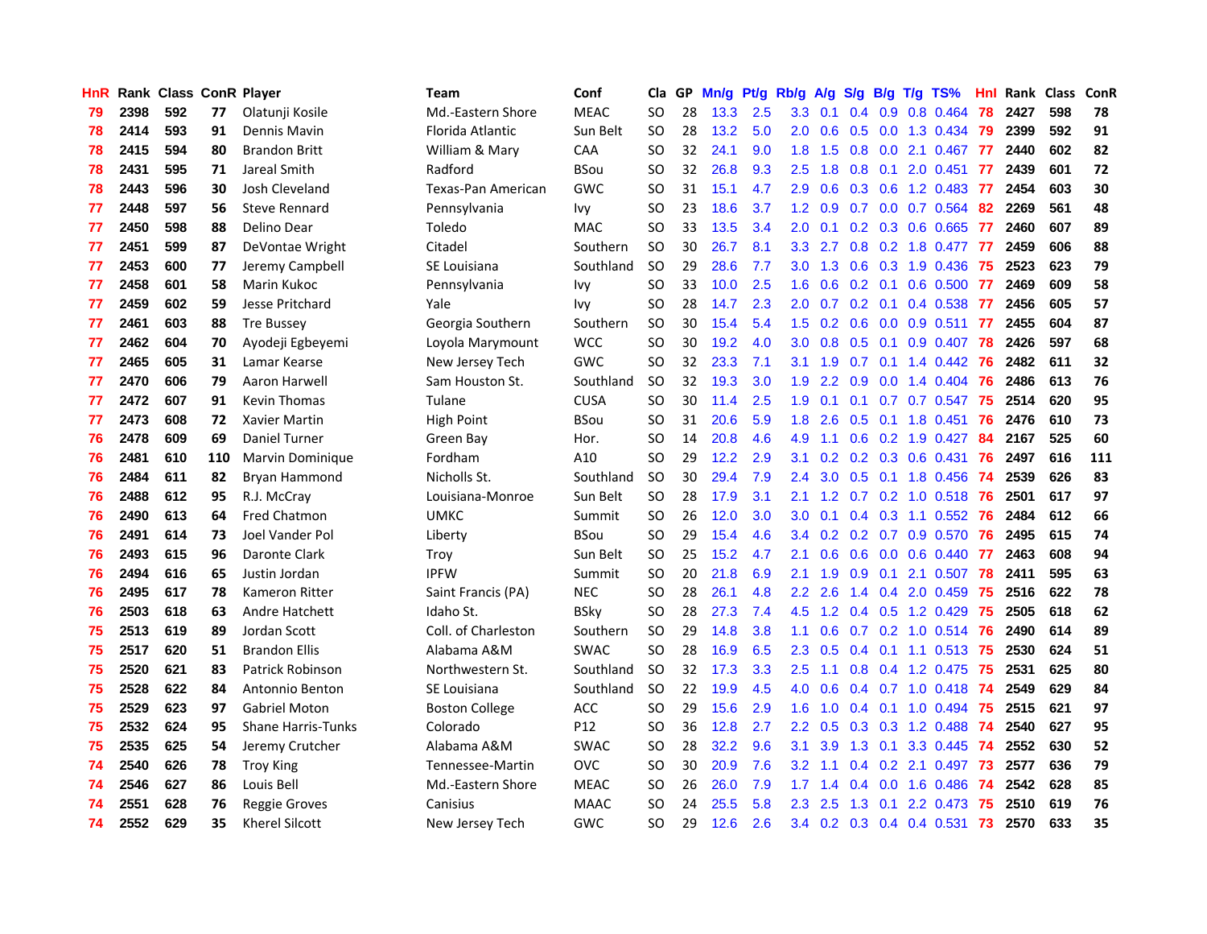| HnR | Rank | Class | ConR | Player | Team | Conf | Cla | GP | Mn/g | Pt/g | Rb/g | A/g | S/g | B/g | T/g | TS% | HnI | Rank | Class | ConR |
|---|---|---|---|---|---|---|---|---|---|---|---|---|---|---|---|---|---|---|---|---|
| 79 | 2398 | 592 | 77 | Olatunji Kosile | Md.-Eastern Shore | MEAC | SO | 28 | 13.3 | 2.5 | 3.3 | 0.1 | 0.4 | 0.9 | 0.8 | 0.464 | 78 | 2427 | 598 | 78 |
| 78 | 2414 | 593 | 91 | Dennis Mavin | Florida Atlantic | Sun Belt | SO | 28 | 13.2 | 5.0 | 2.0 | 0.6 | 0.5 | 0.0 | 1.3 | 0.434 | 79 | 2399 | 592 | 91 |
| 78 | 2415 | 594 | 80 | Brandon Britt | William & Mary | CAA | SO | 32 | 24.1 | 9.0 | 1.8 | 1.5 | 0.8 | 0.0 | 2.1 | 0.467 | 77 | 2440 | 602 | 82 |
| 78 | 2431 | 595 | 71 | Jareal Smith | Radford | BSou | SO | 32 | 26.8 | 9.3 | 2.5 | 1.8 | 0.8 | 0.1 | 2.0 | 0.451 | 77 | 2439 | 601 | 72 |
| 78 | 2443 | 596 | 30 | Josh Cleveland | Texas-Pan American | GWC | SO | 31 | 15.1 | 4.7 | 2.9 | 0.6 | 0.3 | 0.6 | 1.2 | 0.483 | 77 | 2454 | 603 | 30 |
| 77 | 2448 | 597 | 56 | Steve Rennard | Pennsylvania | Ivy | SO | 23 | 18.6 | 3.7 | 1.2 | 0.9 | 0.7 | 0.0 | 0.7 | 0.564 | 82 | 2269 | 561 | 48 |
| 77 | 2450 | 598 | 88 | Delino Dear | Toledo | MAC | SO | 33 | 13.5 | 3.4 | 2.0 | 0.1 | 0.2 | 0.3 | 0.6 | 0.665 | 77 | 2460 | 607 | 89 |
| 77 | 2451 | 599 | 87 | DeVontae Wright | Citadel | Southern | SO | 30 | 26.7 | 8.1 | 3.3 | 2.7 | 0.8 | 0.2 | 1.8 | 0.477 | 77 | 2459 | 606 | 88 |
| 77 | 2453 | 600 | 77 | Jeremy Campbell | SE Louisiana | Southland | SO | 29 | 28.6 | 7.7 | 3.0 | 1.3 | 0.6 | 0.3 | 1.9 | 0.436 | 75 | 2523 | 623 | 79 |
| 77 | 2458 | 601 | 58 | Marin Kukoc | Pennsylvania | Ivy | SO | 33 | 10.0 | 2.5 | 1.6 | 0.6 | 0.2 | 0.1 | 0.6 | 0.500 | 77 | 2469 | 609 | 58 |
| 77 | 2459 | 602 | 59 | Jesse Pritchard | Yale | Ivy | SO | 28 | 14.7 | 2.3 | 2.0 | 0.7 | 0.2 | 0.1 | 0.4 | 0.538 | 77 | 2456 | 605 | 57 |
| 77 | 2461 | 603 | 88 | Tre Bussey | Georgia Southern | Southern | SO | 30 | 15.4 | 5.4 | 1.5 | 0.2 | 0.6 | 0.0 | 0.9 | 0.511 | 77 | 2455 | 604 | 87 |
| 77 | 2462 | 604 | 70 | Ayodeji Egbeyemi | Loyola Marymount | WCC | SO | 30 | 19.2 | 4.0 | 3.0 | 0.8 | 0.5 | 0.1 | 0.9 | 0.407 | 78 | 2426 | 597 | 68 |
| 77 | 2465 | 605 | 31 | Lamar Kearse | New Jersey Tech | GWC | SO | 32 | 23.3 | 7.1 | 3.1 | 1.9 | 0.7 | 0.1 | 1.4 | 0.442 | 76 | 2482 | 611 | 32 |
| 77 | 2470 | 606 | 79 | Aaron Harwell | Sam Houston St. | Southland | SO | 32 | 19.3 | 3.0 | 1.9 | 2.2 | 0.9 | 0.0 | 1.4 | 0.404 | 76 | 2486 | 613 | 76 |
| 77 | 2472 | 607 | 91 | Kevin Thomas | Tulane | CUSA | SO | 30 | 11.4 | 2.5 | 1.9 | 0.1 | 0.1 | 0.7 | 0.7 | 0.547 | 75 | 2514 | 620 | 95 |
| 77 | 2473 | 608 | 72 | Xavier Martin | High Point | BSou | SO | 31 | 20.6 | 5.9 | 1.8 | 2.6 | 0.5 | 0.1 | 1.8 | 0.451 | 76 | 2476 | 610 | 73 |
| 76 | 2478 | 609 | 69 | Daniel Turner | Green Bay | Hor. | SO | 14 | 20.8 | 4.6 | 4.9 | 1.1 | 0.6 | 0.2 | 1.9 | 0.427 | 84 | 2167 | 525 | 60 |
| 76 | 2481 | 610 | 110 | Marvin Dominique | Fordham | A10 | SO | 29 | 12.2 | 2.9 | 3.1 | 0.2 | 0.2 | 0.3 | 0.6 | 0.431 | 76 | 2497 | 616 | 111 |
| 76 | 2484 | 611 | 82 | Bryan Hammond | Nicholls St. | Southland | SO | 30 | 29.4 | 7.9 | 2.4 | 3.0 | 0.5 | 0.1 | 1.8 | 0.456 | 74 | 2539 | 626 | 83 |
| 76 | 2488 | 612 | 95 | R.J. McCray | Louisiana-Monroe | Sun Belt | SO | 28 | 17.9 | 3.1 | 2.1 | 1.2 | 0.7 | 0.2 | 1.0 | 0.518 | 76 | 2501 | 617 | 97 |
| 76 | 2490 | 613 | 64 | Fred Chatmon | UMKC | Summit | SO | 26 | 12.0 | 3.0 | 3.0 | 0.1 | 0.4 | 0.3 | 1.1 | 0.552 | 76 | 2484 | 612 | 66 |
| 76 | 2491 | 614 | 73 | Joel Vander Pol | Liberty | BSou | SO | 29 | 15.4 | 4.6 | 3.4 | 0.2 | 0.2 | 0.7 | 0.9 | 0.570 | 76 | 2495 | 615 | 74 |
| 76 | 2493 | 615 | 96 | Daronte Clark | Troy | Sun Belt | SO | 25 | 15.2 | 4.7 | 2.1 | 0.6 | 0.6 | 0.0 | 0.6 | 0.440 | 77 | 2463 | 608 | 94 |
| 76 | 2494 | 616 | 65 | Justin Jordan | IPFW | Summit | SO | 20 | 21.8 | 6.9 | 2.1 | 1.9 | 0.9 | 0.1 | 2.1 | 0.507 | 78 | 2411 | 595 | 63 |
| 76 | 2495 | 617 | 78 | Kameron Ritter | Saint Francis (PA) | NEC | SO | 28 | 26.1 | 4.8 | 2.2 | 2.6 | 1.4 | 0.4 | 2.0 | 0.459 | 75 | 2516 | 622 | 78 |
| 76 | 2503 | 618 | 63 | Andre Hatchett | Idaho St. | BSky | SO | 28 | 27.3 | 7.4 | 4.5 | 1.2 | 0.4 | 0.5 | 1.2 | 0.429 | 75 | 2505 | 618 | 62 |
| 75 | 2513 | 619 | 89 | Jordan Scott | Coll. of Charleston | Southern | SO | 29 | 14.8 | 3.8 | 1.1 | 0.6 | 0.7 | 0.2 | 1.0 | 0.514 | 76 | 2490 | 614 | 89 |
| 75 | 2517 | 620 | 51 | Brandon Ellis | Alabama A&M | SWAC | SO | 28 | 16.9 | 6.5 | 2.3 | 0.5 | 0.4 | 0.1 | 1.1 | 0.513 | 75 | 2530 | 624 | 51 |
| 75 | 2520 | 621 | 83 | Patrick Robinson | Northwestern St. | Southland | SO | 32 | 17.3 | 3.3 | 2.5 | 1.1 | 0.8 | 0.4 | 1.2 | 0.475 | 75 | 2531 | 625 | 80 |
| 75 | 2528 | 622 | 84 | Antonnio Benton | SE Louisiana | Southland | SO | 22 | 19.9 | 4.5 | 4.0 | 0.6 | 0.4 | 0.7 | 1.0 | 0.418 | 74 | 2549 | 629 | 84 |
| 75 | 2529 | 623 | 97 | Gabriel Moton | Boston College | ACC | SO | 29 | 15.6 | 2.9 | 1.6 | 1.0 | 0.4 | 0.1 | 1.0 | 0.494 | 75 | 2515 | 621 | 97 |
| 75 | 2532 | 624 | 95 | Shane Harris-Tunks | Colorado | P12 | SO | 36 | 12.8 | 2.7 | 2.2 | 0.5 | 0.3 | 0.3 | 1.2 | 0.488 | 74 | 2540 | 627 | 95 |
| 75 | 2535 | 625 | 54 | Jeremy Crutcher | Alabama A&M | SWAC | SO | 28 | 32.2 | 9.6 | 3.1 | 3.9 | 1.3 | 0.1 | 3.3 | 0.445 | 74 | 2552 | 630 | 52 |
| 74 | 2540 | 626 | 78 | Troy King | Tennessee-Martin | OVC | SO | 30 | 20.9 | 7.6 | 3.2 | 1.1 | 0.4 | 0.2 | 2.1 | 0.497 | 73 | 2577 | 636 | 79 |
| 74 | 2546 | 627 | 86 | Louis Bell | Md.-Eastern Shore | MEAC | SO | 26 | 26.0 | 7.9 | 1.7 | 1.4 | 0.4 | 0.0 | 1.6 | 0.486 | 74 | 2542 | 628 | 85 |
| 74 | 2551 | 628 | 76 | Reggie Groves | Canisius | MAAC | SO | 24 | 25.5 | 5.8 | 2.3 | 2.5 | 1.3 | 0.1 | 2.2 | 0.473 | 75 | 2510 | 619 | 76 |
| 74 | 2552 | 629 | 35 | Kherel Silcott | New Jersey Tech | GWC | SO | 29 | 12.6 | 2.6 | 3.4 | 0.2 | 0.3 | 0.4 | 0.4 | 0.531 | 73 | 2570 | 633 | 35 |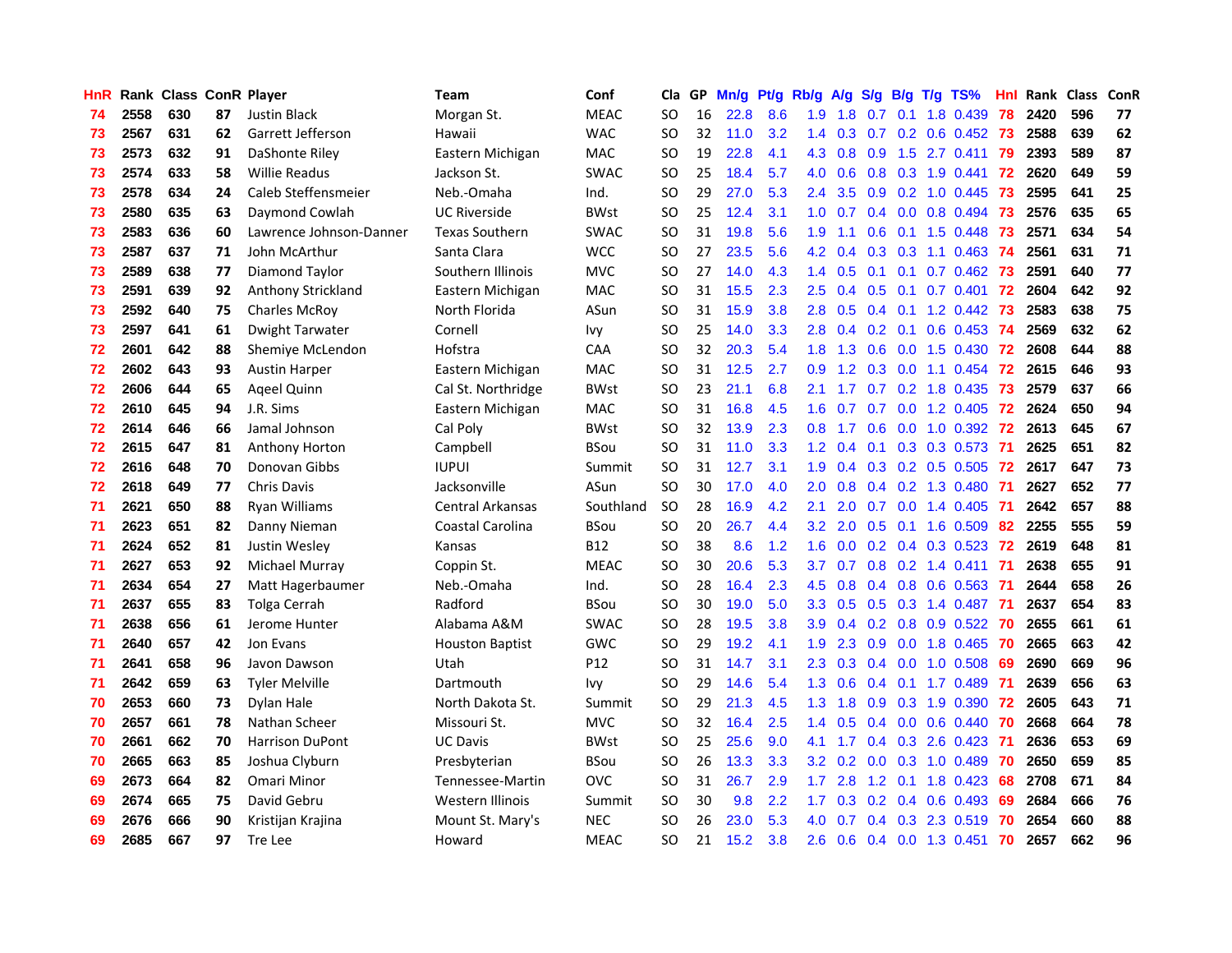| HnR | Rank | Class | ConR | Player | Team | Conf | Cla | GP | Mn/g | Pt/g | Rb/g | A/g | S/g | B/g | T/g | TS% | HnI | Rank | Class | ConR |
|---|---|---|---|---|---|---|---|---|---|---|---|---|---|---|---|---|---|---|---|---|
| 74 | 2558 | 630 | 87 | Justin Black | Morgan St. | MEAC | SO | 16 | 22.8 | 8.6 | 1.9 | 1.8 | 0.7 | 0.1 | 1.8 | 0.439 | 78 | 2420 | 596 | 77 |
| 73 | 2567 | 631 | 62 | Garrett Jefferson | Hawaii | WAC | SO | 32 | 11.0 | 3.2 | 1.4 | 0.3 | 0.7 | 0.2 | 0.6 | 0.452 | 73 | 2588 | 639 | 62 |
| 73 | 2573 | 632 | 91 | DaShonte Riley | Eastern Michigan | MAC | SO | 19 | 22.8 | 4.1 | 4.3 | 0.8 | 0.9 | 1.5 | 2.7 | 0.411 | 79 | 2393 | 589 | 87 |
| 73 | 2574 | 633 | 58 | Willie Readus | Jackson St. | SWAC | SO | 25 | 18.4 | 5.7 | 4.0 | 0.6 | 0.8 | 0.3 | 1.9 | 0.441 | 72 | 2620 | 649 | 59 |
| 73 | 2578 | 634 | 24 | Caleb Steffensmeier | Neb.-Omaha | Ind. | SO | 29 | 27.0 | 5.3 | 2.4 | 3.5 | 0.9 | 0.2 | 1.0 | 0.445 | 73 | 2595 | 641 | 25 |
| 73 | 2580 | 635 | 63 | Daymond Cowlah | UC Riverside | BWst | SO | 25 | 12.4 | 3.1 | 1.0 | 0.7 | 0.4 | 0.0 | 0.8 | 0.494 | 73 | 2576 | 635 | 65 |
| 73 | 2583 | 636 | 60 | Lawrence Johnson-Danner | Texas Southern | SWAC | SO | 31 | 19.8 | 5.6 | 1.9 | 1.1 | 0.6 | 0.1 | 1.5 | 0.448 | 73 | 2571 | 634 | 54 |
| 73 | 2587 | 637 | 71 | John McArthur | Santa Clara | WCC | SO | 27 | 23.5 | 5.6 | 4.2 | 0.4 | 0.3 | 0.3 | 1.1 | 0.463 | 74 | 2561 | 631 | 71 |
| 73 | 2589 | 638 | 77 | Diamond Taylor | Southern Illinois | MVC | SO | 27 | 14.0 | 4.3 | 1.4 | 0.5 | 0.1 | 0.1 | 0.7 | 0.462 | 73 | 2591 | 640 | 77 |
| 73 | 2591 | 639 | 92 | Anthony Strickland | Eastern Michigan | MAC | SO | 31 | 15.5 | 2.3 | 2.5 | 0.4 | 0.5 | 0.1 | 0.7 | 0.401 | 72 | 2604 | 642 | 92 |
| 73 | 2592 | 640 | 75 | Charles McRoy | North Florida | ASun | SO | 31 | 15.9 | 3.8 | 2.8 | 0.5 | 0.4 | 0.1 | 1.2 | 0.442 | 73 | 2583 | 638 | 75 |
| 73 | 2597 | 641 | 61 | Dwight Tarwater | Cornell | Ivy | SO | 25 | 14.0 | 3.3 | 2.8 | 0.4 | 0.2 | 0.1 | 0.6 | 0.453 | 74 | 2569 | 632 | 62 |
| 72 | 2601 | 642 | 88 | Shemiye McLendon | Hofstra | CAA | SO | 32 | 20.3 | 5.4 | 1.8 | 1.3 | 0.6 | 0.0 | 1.5 | 0.430 | 72 | 2608 | 644 | 88 |
| 72 | 2602 | 643 | 93 | Austin Harper | Eastern Michigan | MAC | SO | 31 | 12.5 | 2.7 | 0.9 | 1.2 | 0.3 | 0.0 | 1.1 | 0.454 | 72 | 2615 | 646 | 93 |
| 72 | 2606 | 644 | 65 | Aqeel Quinn | Cal St. Northridge | BWst | SO | 23 | 21.1 | 6.8 | 2.1 | 1.7 | 0.7 | 0.2 | 1.8 | 0.435 | 73 | 2579 | 637 | 66 |
| 72 | 2610 | 645 | 94 | J.R. Sims | Eastern Michigan | MAC | SO | 31 | 16.8 | 4.5 | 1.6 | 0.7 | 0.7 | 0.0 | 1.2 | 0.405 | 72 | 2624 | 650 | 94 |
| 72 | 2614 | 646 | 66 | Jamal Johnson | Cal Poly | BWst | SO | 32 | 13.9 | 2.3 | 0.8 | 1.7 | 0.6 | 0.0 | 1.0 | 0.392 | 72 | 2613 | 645 | 67 |
| 72 | 2615 | 647 | 81 | Anthony Horton | Campbell | BSou | SO | 31 | 11.0 | 3.3 | 1.2 | 0.4 | 0.1 | 0.3 | 0.3 | 0.573 | 71 | 2625 | 651 | 82 |
| 72 | 2616 | 648 | 70 | Donovan Gibbs | IUPUI | Summit | SO | 31 | 12.7 | 3.1 | 1.9 | 0.4 | 0.3 | 0.2 | 0.5 | 0.505 | 72 | 2617 | 647 | 73 |
| 72 | 2618 | 649 | 77 | Chris Davis | Jacksonville | ASun | SO | 30 | 17.0 | 4.0 | 2.0 | 0.8 | 0.4 | 0.2 | 1.3 | 0.480 | 71 | 2627 | 652 | 77 |
| 71 | 2621 | 650 | 88 | Ryan Williams | Central Arkansas | Southland | SO | 28 | 16.9 | 4.2 | 2.1 | 2.0 | 0.7 | 0.0 | 1.4 | 0.405 | 71 | 2642 | 657 | 88 |
| 71 | 2623 | 651 | 82 | Danny Nieman | Coastal Carolina | BSou | SO | 20 | 26.7 | 4.4 | 3.2 | 2.0 | 0.5 | 0.1 | 1.6 | 0.509 | 82 | 2255 | 555 | 59 |
| 71 | 2624 | 652 | 81 | Justin Wesley | Kansas | B12 | SO | 38 | 8.6 | 1.2 | 1.6 | 0.0 | 0.2 | 0.4 | 0.3 | 0.523 | 72 | 2619 | 648 | 81 |
| 71 | 2627 | 653 | 92 | Michael Murray | Coppin St. | MEAC | SO | 30 | 20.6 | 5.3 | 3.7 | 0.7 | 0.8 | 0.2 | 1.4 | 0.411 | 71 | 2638 | 655 | 91 |
| 71 | 2634 | 654 | 27 | Matt Hagerbaumer | Neb.-Omaha | Ind. | SO | 28 | 16.4 | 2.3 | 4.5 | 0.8 | 0.4 | 0.8 | 0.6 | 0.563 | 71 | 2644 | 658 | 26 |
| 71 | 2637 | 655 | 83 | Tolga Cerrah | Radford | BSou | SO | 30 | 19.0 | 5.0 | 3.3 | 0.5 | 0.5 | 0.3 | 1.4 | 0.487 | 71 | 2637 | 654 | 83 |
| 71 | 2638 | 656 | 61 | Jerome Hunter | Alabama A&M | SWAC | SO | 28 | 19.5 | 3.8 | 3.9 | 0.4 | 0.2 | 0.8 | 0.9 | 0.522 | 70 | 2655 | 661 | 61 |
| 71 | 2640 | 657 | 42 | Jon Evans | Houston Baptist | GWC | SO | 29 | 19.2 | 4.1 | 1.9 | 2.3 | 0.9 | 0.0 | 1.8 | 0.465 | 70 | 2665 | 663 | 42 |
| 71 | 2641 | 658 | 96 | Javon Dawson | Utah | P12 | SO | 31 | 14.7 | 3.1 | 2.3 | 0.3 | 0.4 | 0.0 | 1.0 | 0.508 | 69 | 2690 | 669 | 96 |
| 71 | 2642 | 659 | 63 | Tyler Melville | Dartmouth | Ivy | SO | 29 | 14.6 | 5.4 | 1.3 | 0.6 | 0.4 | 0.1 | 1.7 | 0.489 | 71 | 2639 | 656 | 63 |
| 70 | 2653 | 660 | 73 | Dylan Hale | North Dakota St. | Summit | SO | 29 | 21.3 | 4.5 | 1.3 | 1.8 | 0.9 | 0.3 | 1.9 | 0.390 | 72 | 2605 | 643 | 71 |
| 70 | 2657 | 661 | 78 | Nathan Scheer | Missouri St. | MVC | SO | 32 | 16.4 | 2.5 | 1.4 | 0.5 | 0.4 | 0.0 | 0.6 | 0.440 | 70 | 2668 | 664 | 78 |
| 70 | 2661 | 662 | 70 | Harrison DuPont | UC Davis | BWst | SO | 25 | 25.6 | 9.0 | 4.1 | 1.7 | 0.4 | 0.3 | 2.6 | 0.423 | 71 | 2636 | 653 | 69 |
| 70 | 2665 | 663 | 85 | Joshua Clyburn | Presbyterian | BSou | SO | 26 | 13.3 | 3.3 | 3.2 | 0.2 | 0.0 | 0.3 | 1.0 | 0.489 | 70 | 2650 | 659 | 85 |
| 69 | 2673 | 664 | 82 | Omari Minor | Tennessee-Martin | OVC | SO | 31 | 26.7 | 2.9 | 1.7 | 2.8 | 1.2 | 0.1 | 1.8 | 0.423 | 68 | 2708 | 671 | 84 |
| 69 | 2674 | 665 | 75 | David Gebru | Western Illinois | Summit | SO | 30 | 9.8 | 2.2 | 1.7 | 0.3 | 0.2 | 0.4 | 0.6 | 0.493 | 69 | 2684 | 666 | 76 |
| 69 | 2676 | 666 | 90 | Kristijan Krajina | Mount St. Mary's | NEC | SO | 26 | 23.0 | 5.3 | 4.0 | 0.7 | 0.4 | 0.3 | 2.3 | 0.519 | 70 | 2654 | 660 | 88 |
| 69 | 2685 | 667 | 97 | Tre Lee | Howard | MEAC | SO | 21 | 15.2 | 3.8 | 2.6 | 0.6 | 0.4 | 0.0 | 1.3 | 0.451 | 70 | 2657 | 662 | 96 |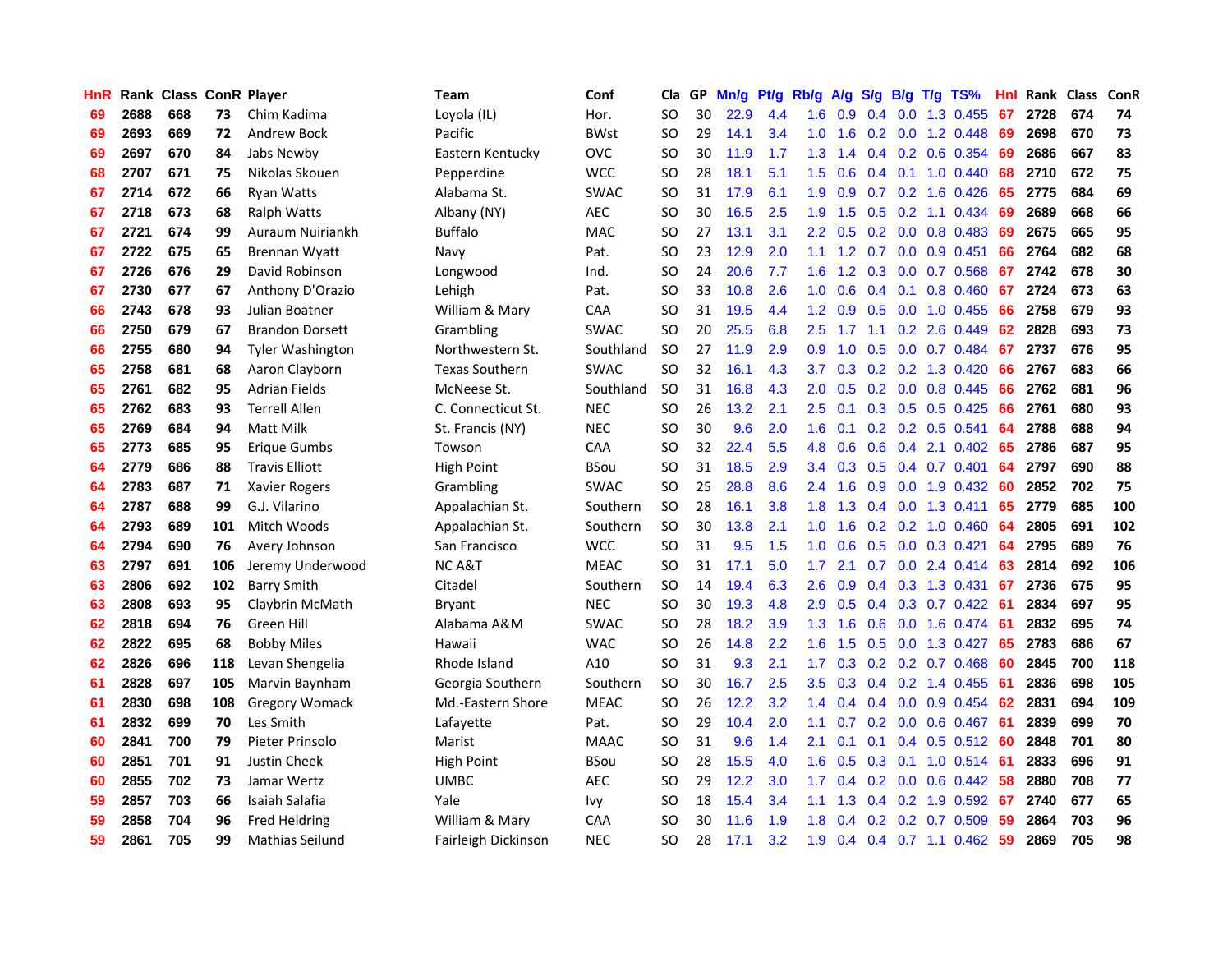| HnR | Rank | Class | ConR | Player | Team | Conf | Cla | GP | Mn/g | Pt/g | Rb/g | A/g | S/g | B/g | T/g | TS% | HnI | Rank | Class | ConR |
|---|---|---|---|---|---|---|---|---|---|---|---|---|---|---|---|---|---|---|---|---|
| 69 | 2688 | 668 | 73 | Chim Kadima | Loyola (IL) | Hor. | SO | 30 | 22.9 | 4.4 | 1.6 | 0.9 | 0.4 | 0.0 | 1.3 | 0.455 | 67 | 2728 | 674 | 74 |
| 69 | 2693 | 669 | 72 | Andrew Bock | Pacific | BWst | SO | 29 | 14.1 | 3.4 | 1.0 | 1.6 | 0.2 | 0.0 | 1.2 | 0.448 | 69 | 2698 | 670 | 73 |
| 69 | 2697 | 670 | 84 | Jabs Newby | Eastern Kentucky | OVC | SO | 30 | 11.9 | 1.7 | 1.3 | 1.4 | 0.4 | 0.2 | 0.6 | 0.354 | 69 | 2686 | 667 | 83 |
| 68 | 2707 | 671 | 75 | Nikolas Skouen | Pepperdine | WCC | SO | 28 | 18.1 | 5.1 | 1.5 | 0.6 | 0.4 | 0.1 | 1.0 | 0.440 | 68 | 2710 | 672 | 75 |
| 67 | 2714 | 672 | 66 | Ryan Watts | Alabama St. | SWAC | SO | 31 | 17.9 | 6.1 | 1.9 | 0.9 | 0.7 | 0.2 | 1.6 | 0.426 | 65 | 2775 | 684 | 69 |
| 67 | 2718 | 673 | 68 | Ralph Watts | Albany (NY) | AEC | SO | 30 | 16.5 | 2.5 | 1.9 | 1.5 | 0.5 | 0.2 | 1.1 | 0.434 | 69 | 2689 | 668 | 66 |
| 67 | 2721 | 674 | 99 | Auraum Nuiriankh | Buffalo | MAC | SO | 27 | 13.1 | 3.1 | 2.2 | 0.5 | 0.2 | 0.0 | 0.8 | 0.483 | 69 | 2675 | 665 | 95 |
| 67 | 2722 | 675 | 65 | Brennan Wyatt | Navy | Pat. | SO | 23 | 12.9 | 2.0 | 1.1 | 1.2 | 0.7 | 0.0 | 0.9 | 0.451 | 66 | 2764 | 682 | 68 |
| 67 | 2726 | 676 | 29 | David Robinson | Longwood | Ind. | SO | 24 | 20.6 | 7.7 | 1.6 | 1.2 | 0.3 | 0.0 | 0.7 | 0.568 | 67 | 2742 | 678 | 30 |
| 67 | 2730 | 677 | 67 | Anthony D'Orazio | Lehigh | Pat. | SO | 33 | 10.8 | 2.6 | 1.0 | 0.6 | 0.4 | 0.1 | 0.8 | 0.460 | 67 | 2724 | 673 | 63 |
| 66 | 2743 | 678 | 93 | Julian Boatner | William & Mary | CAA | SO | 31 | 19.5 | 4.4 | 1.2 | 0.9 | 0.5 | 0.0 | 1.0 | 0.455 | 66 | 2758 | 679 | 93 |
| 66 | 2750 | 679 | 67 | Brandon Dorsett | Grambling | SWAC | SO | 20 | 25.5 | 6.8 | 2.5 | 1.7 | 1.1 | 0.2 | 2.6 | 0.449 | 62 | 2828 | 693 | 73 |
| 66 | 2755 | 680 | 94 | Tyler Washington | Northwestern St. | Southland | SO | 27 | 11.9 | 2.9 | 0.9 | 1.0 | 0.5 | 0.0 | 0.7 | 0.484 | 67 | 2737 | 676 | 95 |
| 65 | 2758 | 681 | 68 | Aaron Clayborn | Texas Southern | SWAC | SO | 32 | 16.1 | 4.3 | 3.7 | 0.3 | 0.2 | 0.2 | 1.3 | 0.420 | 66 | 2767 | 683 | 66 |
| 65 | 2761 | 682 | 95 | Adrian Fields | McNeese St. | Southland | SO | 31 | 16.8 | 4.3 | 2.0 | 0.5 | 0.2 | 0.0 | 0.8 | 0.445 | 66 | 2762 | 681 | 96 |
| 65 | 2762 | 683 | 93 | Terrell Allen | C. Connecticut St. | NEC | SO | 26 | 13.2 | 2.1 | 2.5 | 0.1 | 0.3 | 0.5 | 0.5 | 0.425 | 66 | 2761 | 680 | 93 |
| 65 | 2769 | 684 | 94 | Matt Milk | St. Francis (NY) | NEC | SO | 30 | 9.6 | 2.0 | 1.6 | 0.1 | 0.2 | 0.2 | 0.5 | 0.541 | 64 | 2788 | 688 | 94 |
| 65 | 2773 | 685 | 95 | Erique Gumbs | Towson | CAA | SO | 32 | 22.4 | 5.5 | 4.8 | 0.6 | 0.6 | 0.4 | 2.1 | 0.402 | 65 | 2786 | 687 | 95 |
| 64 | 2779 | 686 | 88 | Travis Elliott | High Point | BSou | SO | 31 | 18.5 | 2.9 | 3.4 | 0.3 | 0.5 | 0.4 | 0.7 | 0.401 | 64 | 2797 | 690 | 88 |
| 64 | 2783 | 687 | 71 | Xavier Rogers | Grambling | SWAC | SO | 25 | 28.8 | 8.6 | 2.4 | 1.6 | 0.9 | 0.0 | 1.9 | 0.432 | 60 | 2852 | 702 | 75 |
| 64 | 2787 | 688 | 99 | G.J. Vilarino | Appalachian St. | Southern | SO | 28 | 16.1 | 3.8 | 1.8 | 1.3 | 0.4 | 0.0 | 1.3 | 0.411 | 65 | 2779 | 685 | 100 |
| 64 | 2793 | 689 | 101 | Mitch Woods | Appalachian St. | Southern | SO | 30 | 13.8 | 2.1 | 1.0 | 1.6 | 0.2 | 0.2 | 1.0 | 0.460 | 64 | 2805 | 691 | 102 |
| 64 | 2794 | 690 | 76 | Avery Johnson | San Francisco | WCC | SO | 31 | 9.5 | 1.5 | 1.0 | 0.6 | 0.5 | 0.0 | 0.3 | 0.421 | 64 | 2795 | 689 | 76 |
| 63 | 2797 | 691 | 106 | Jeremy Underwood | NC A&T | MEAC | SO | 31 | 17.1 | 5.0 | 1.7 | 2.1 | 0.7 | 0.0 | 2.4 | 0.414 | 63 | 2814 | 692 | 106 |
| 63 | 2806 | 692 | 102 | Barry Smith | Citadel | Southern | SO | 14 | 19.4 | 6.3 | 2.6 | 0.9 | 0.4 | 0.3 | 1.3 | 0.431 | 67 | 2736 | 675 | 95 |
| 63 | 2808 | 693 | 95 | Claybrin McMath | Bryant | NEC | SO | 30 | 19.3 | 4.8 | 2.9 | 0.5 | 0.4 | 0.3 | 0.7 | 0.422 | 61 | 2834 | 697 | 95 |
| 62 | 2818 | 694 | 76 | Green Hill | Alabama A&M | SWAC | SO | 28 | 18.2 | 3.9 | 1.3 | 1.6 | 0.6 | 0.0 | 1.6 | 0.474 | 61 | 2832 | 695 | 74 |
| 62 | 2822 | 695 | 68 | Bobby Miles | Hawaii | WAC | SO | 26 | 14.8 | 2.2 | 1.6 | 1.5 | 0.5 | 0.0 | 1.3 | 0.427 | 65 | 2783 | 686 | 67 |
| 62 | 2826 | 696 | 118 | Levan Shengelia | Rhode Island | A10 | SO | 31 | 9.3 | 2.1 | 1.7 | 0.3 | 0.2 | 0.2 | 0.7 | 0.468 | 60 | 2845 | 700 | 118 |
| 61 | 2828 | 697 | 105 | Marvin Baynham | Georgia Southern | Southern | SO | 30 | 16.7 | 2.5 | 3.5 | 0.3 | 0.4 | 0.2 | 1.4 | 0.455 | 61 | 2836 | 698 | 105 |
| 61 | 2830 | 698 | 108 | Gregory Womack | Md.-Eastern Shore | MEAC | SO | 26 | 12.2 | 3.2 | 1.4 | 0.4 | 0.4 | 0.0 | 0.9 | 0.454 | 62 | 2831 | 694 | 109 |
| 61 | 2832 | 699 | 70 | Les Smith | Lafayette | Pat. | SO | 29 | 10.4 | 2.0 | 1.1 | 0.7 | 0.2 | 0.0 | 0.6 | 0.467 | 61 | 2839 | 699 | 70 |
| 60 | 2841 | 700 | 79 | Pieter Prinsolo | Marist | MAAC | SO | 31 | 9.6 | 1.4 | 2.1 | 0.1 | 0.1 | 0.4 | 0.5 | 0.512 | 60 | 2848 | 701 | 80 |
| 60 | 2851 | 701 | 91 | Justin Cheek | High Point | BSou | SO | 28 | 15.5 | 4.0 | 1.6 | 0.5 | 0.3 | 0.1 | 1.0 | 0.514 | 61 | 2833 | 696 | 91 |
| 60 | 2855 | 702 | 73 | Jamar Wertz | UMBC | AEC | SO | 29 | 12.2 | 3.0 | 1.7 | 0.4 | 0.2 | 0.0 | 0.6 | 0.442 | 58 | 2880 | 708 | 77 |
| 59 | 2857 | 703 | 66 | Isaiah Salafia | Yale | Ivy | SO | 18 | 15.4 | 3.4 | 1.1 | 1.3 | 0.4 | 0.2 | 1.9 | 0.592 | 67 | 2740 | 677 | 65 |
| 59 | 2858 | 704 | 96 | Fred Heldring | William & Mary | CAA | SO | 30 | 11.6 | 1.9 | 1.8 | 0.4 | 0.2 | 0.2 | 0.7 | 0.509 | 59 | 2864 | 703 | 96 |
| 59 | 2861 | 705 | 99 | Mathias Seilund | Fairleigh Dickinson | NEC | SO | 28 | 17.1 | 3.2 | 1.9 | 0.4 | 0.4 | 0.7 | 1.1 | 0.462 | 59 | 2869 | 705 | 98 |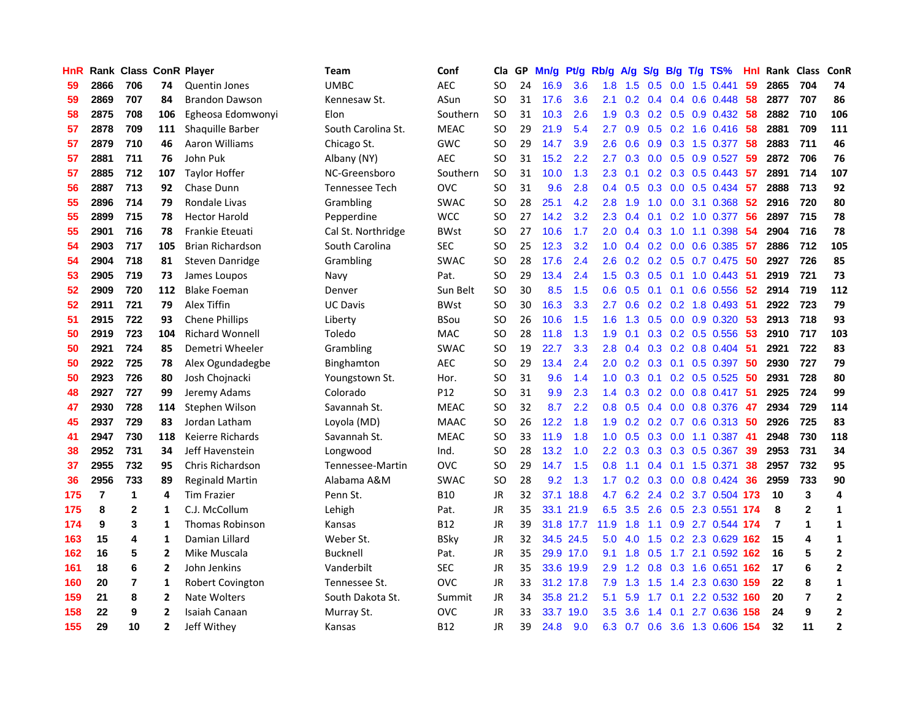| HnR | Rank | Class | ConR | Player | Team | Conf | Cla | GP | Mn/g | Pt/g | Rb/g | A/g | S/g | B/g | T/g | TS% | HnI | Rank | Class | ConR |
|---|---|---|---|---|---|---|---|---|---|---|---|---|---|---|---|---|---|---|---|---|
| 59 | 2866 | 706 | 74 | Quentin Jones | UMBC | AEC | SO | 24 | 16.9 | 3.6 | 1.8 | 1.5 | 0.5 | 0.0 | 1.5 | 0.441 | 59 | 2865 | 704 | 74 |
| 59 | 2869 | 707 | 84 | Brandon Dawson | Kennesaw St. | ASun | SO | 31 | 17.6 | 3.6 | 2.1 | 0.2 | 0.4 | 0.4 | 0.6 | 0.448 | 58 | 2877 | 707 | 86 |
| 58 | 2875 | 708 | 106 | Egheosa Edomwonyi | Elon | Southern | SO | 31 | 10.3 | 2.6 | 1.9 | 0.3 | 0.2 | 0.5 | 0.9 | 0.432 | 58 | 2882 | 710 | 106 |
| 57 | 2878 | 709 | 111 | Shaquille Barber | South Carolina St. | MEAC | SO | 29 | 21.9 | 5.4 | 2.7 | 0.9 | 0.5 | 0.2 | 1.6 | 0.416 | 58 | 2881 | 709 | 111 |
| 57 | 2879 | 710 | 46 | Aaron Williams | Chicago St. | GWC | SO | 29 | 14.7 | 3.9 | 2.6 | 0.6 | 0.9 | 0.3 | 1.5 | 0.377 | 58 | 2883 | 711 | 46 |
| 57 | 2881 | 711 | 76 | John Puk | Albany (NY) | AEC | SO | 31 | 15.2 | 2.2 | 2.7 | 0.3 | 0.0 | 0.5 | 0.9 | 0.527 | 59 | 2872 | 706 | 76 |
| 57 | 2885 | 712 | 107 | Taylor Hoffer | NC-Greensboro | Southern | SO | 31 | 10.0 | 1.3 | 2.3 | 0.1 | 0.2 | 0.3 | 0.5 | 0.443 | 57 | 2891 | 714 | 107 |
| 56 | 2887 | 713 | 92 | Chase Dunn | Tennessee Tech | OVC | SO | 31 | 9.6 | 2.8 | 0.4 | 0.5 | 0.3 | 0.0 | 0.5 | 0.434 | 57 | 2888 | 713 | 92 |
| 55 | 2896 | 714 | 79 | Rondale Livas | Grambling | SWAC | SO | 28 | 25.1 | 4.2 | 2.8 | 1.9 | 1.0 | 0.0 | 3.1 | 0.368 | 52 | 2916 | 720 | 80 |
| 55 | 2899 | 715 | 78 | Hector Harold | Pepperdine | WCC | SO | 27 | 14.2 | 3.2 | 2.3 | 0.4 | 0.1 | 0.2 | 1.0 | 0.377 | 56 | 2897 | 715 | 78 |
| 55 | 2901 | 716 | 78 | Frankie Eteuati | Cal St. Northridge | BWst | SO | 27 | 10.6 | 1.7 | 2.0 | 0.4 | 0.3 | 1.0 | 1.1 | 0.398 | 54 | 2904 | 716 | 78 |
| 54 | 2903 | 717 | 105 | Brian Richardson | South Carolina | SEC | SO | 25 | 12.3 | 3.2 | 1.0 | 0.4 | 0.2 | 0.0 | 0.6 | 0.385 | 57 | 2886 | 712 | 105 |
| 54 | 2904 | 718 | 81 | Steven Danridge | Grambling | SWAC | SO | 28 | 17.6 | 2.4 | 2.6 | 0.2 | 0.2 | 0.5 | 0.7 | 0.475 | 50 | 2927 | 726 | 85 |
| 53 | 2905 | 719 | 73 | James Loupos | Navy | Pat. | SO | 29 | 13.4 | 2.4 | 1.5 | 0.3 | 0.5 | 0.1 | 1.0 | 0.443 | 51 | 2919 | 721 | 73 |
| 52 | 2909 | 720 | 112 | Blake Foeman | Denver | Sun Belt | SO | 30 | 8.5 | 1.5 | 0.6 | 0.5 | 0.1 | 0.1 | 0.6 | 0.556 | 52 | 2914 | 719 | 112 |
| 52 | 2911 | 721 | 79 | Alex Tiffin | UC Davis | BWst | SO | 30 | 16.3 | 3.3 | 2.7 | 0.6 | 0.2 | 0.2 | 1.8 | 0.493 | 51 | 2922 | 723 | 79 |
| 51 | 2915 | 722 | 93 | Chene Phillips | Liberty | BSou | SO | 26 | 10.6 | 1.5 | 1.6 | 1.3 | 0.5 | 0.0 | 0.9 | 0.320 | 53 | 2913 | 718 | 93 |
| 50 | 2919 | 723 | 104 | Richard Wonnell | Toledo | MAC | SO | 28 | 11.8 | 1.3 | 1.9 | 0.1 | 0.3 | 0.2 | 0.5 | 0.556 | 53 | 2910 | 717 | 103 |
| 50 | 2921 | 724 | 85 | Demetri Wheeler | Grambling | SWAC | SO | 19 | 22.7 | 3.3 | 2.8 | 0.4 | 0.3 | 0.2 | 0.8 | 0.404 | 51 | 2921 | 722 | 83 |
| 50 | 2922 | 725 | 78 | Alex Ogundadegbe | Binghamton | AEC | SO | 29 | 13.4 | 2.4 | 2.0 | 0.2 | 0.3 | 0.1 | 0.5 | 0.397 | 50 | 2930 | 727 | 79 |
| 50 | 2923 | 726 | 80 | Josh Chojnacki | Youngstown St. | Hor. | SO | 31 | 9.6 | 1.4 | 1.0 | 0.3 | 0.1 | 0.2 | 0.5 | 0.525 | 50 | 2931 | 728 | 80 |
| 48 | 2927 | 727 | 99 | Jeremy Adams | Colorado | P12 | SO | 31 | 9.9 | 2.3 | 1.4 | 0.3 | 0.2 | 0.0 | 0.8 | 0.417 | 51 | 2925 | 724 | 99 |
| 47 | 2930 | 728 | 114 | Stephen Wilson | Savannah St. | MEAC | SO | 32 | 8.7 | 2.2 | 0.8 | 0.5 | 0.4 | 0.0 | 0.8 | 0.376 | 47 | 2934 | 729 | 114 |
| 45 | 2937 | 729 | 83 | Jordan Latham | Loyola (MD) | MAAC | SO | 26 | 12.2 | 1.8 | 1.9 | 0.2 | 0.2 | 0.7 | 0.6 | 0.313 | 50 | 2926 | 725 | 83 |
| 41 | 2947 | 730 | 118 | Keierre Richards | Savannah St. | MEAC | SO | 33 | 11.9 | 1.8 | 1.0 | 0.5 | 0.3 | 0.0 | 1.1 | 0.387 | 41 | 2948 | 730 | 118 |
| 38 | 2952 | 731 | 34 | Jeff Havenstein | Longwood | Ind. | SO | 28 | 13.2 | 1.0 | 2.2 | 0.3 | 0.3 | 0.3 | 0.5 | 0.367 | 39 | 2953 | 731 | 34 |
| 37 | 2955 | 732 | 95 | Chris Richardson | Tennessee-Martin | OVC | SO | 29 | 14.7 | 1.5 | 0.8 | 1.1 | 0.4 | 0.1 | 1.5 | 0.371 | 38 | 2957 | 732 | 95 |
| 36 | 2956 | 733 | 89 | Reginald Martin | Alabama A&M | SWAC | SO | 28 | 9.2 | 1.3 | 1.7 | 0.2 | 0.3 | 0.0 | 0.8 | 0.424 | 36 | 2959 | 733 | 90 |
| 175 | 7 | 1 | 4 | Tim Frazier | Penn St. | B10 | JR | 32 | 37.1 | 18.8 | 4.7 | 6.2 | 2.4 | 0.2 | 3.7 | 0.504 | 173 | 10 | 3 | 4 |
| 175 | 8 | 2 | 1 | C.J. McCollum | Lehigh | Pat. | JR | 35 | 33.1 | 21.9 | 6.5 | 3.5 | 2.6 | 0.5 | 2.3 | 0.551 | 174 | 8 | 2 | 1 |
| 174 | 9 | 3 | 1 | Thomas Robinson | Kansas | B12 | JR | 39 | 31.8 | 17.7 | 11.9 | 1.8 | 1.1 | 0.9 | 2.7 | 0.544 | 174 | 7 | 1 | 1 |
| 163 | 15 | 4 | 1 | Damian Lillard | Weber St. | BSky | JR | 32 | 34.5 | 24.5 | 5.0 | 4.0 | 1.5 | 0.2 | 2.3 | 0.629 | 162 | 15 | 4 | 1 |
| 162 | 16 | 5 | 2 | Mike Muscala | Bucknell | Pat. | JR | 35 | 29.9 | 17.0 | 9.1 | 1.8 | 0.5 | 1.7 | 2.1 | 0.592 | 162 | 16 | 5 | 2 |
| 161 | 18 | 6 | 2 | John Jenkins | Vanderbilt | SEC | JR | 35 | 33.6 | 19.9 | 2.9 | 1.2 | 0.8 | 0.3 | 1.6 | 0.651 | 162 | 17 | 6 | 2 |
| 160 | 20 | 7 | 1 | Robert Covington | Tennessee St. | OVC | JR | 33 | 31.2 | 17.8 | 7.9 | 1.3 | 1.5 | 1.4 | 2.3 | 0.630 | 159 | 22 | 8 | 1 |
| 159 | 21 | 8 | 2 | Nate Wolters | South Dakota St. | Summit | JR | 34 | 35.8 | 21.2 | 5.1 | 5.9 | 1.7 | 0.1 | 2.2 | 0.532 | 160 | 20 | 7 | 2 |
| 158 | 22 | 9 | 2 | Isaiah Canaan | Murray St. | OVC | JR | 33 | 33.7 | 19.0 | 3.5 | 3.6 | 1.4 | 0.1 | 2.7 | 0.636 | 158 | 24 | 9 | 2 |
| 155 | 29 | 10 | 2 | Jeff Withey | Kansas | B12 | JR | 39 | 24.8 | 9.0 | 6.3 | 0.7 | 0.6 | 3.6 | 1.3 | 0.606 | 154 | 32 | 11 | 2 |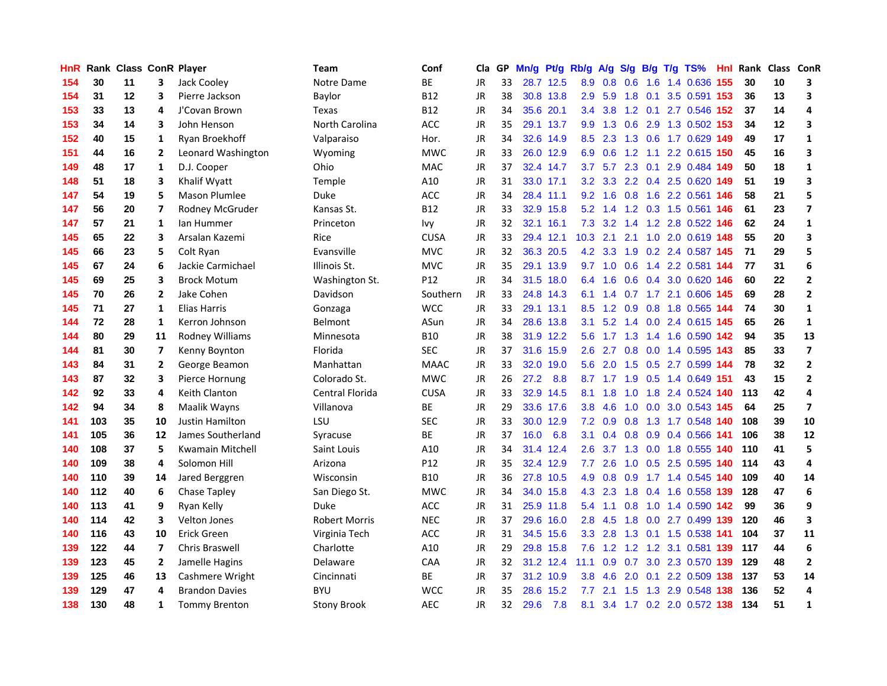| HnR | Rank | Class | ConR | Player | Team | Conf | Cla | GP | Mn/g | Pt/g | Rb/g | A/g | S/g | B/g | T/g | TS% | HnI | Rank | Class | ConR |
|---|---|---|---|---|---|---|---|---|---|---|---|---|---|---|---|---|---|---|---|---|
| 154 | 30 | 11 | 3 | Jack Cooley | Notre Dame | BE | JR | 33 | 28.7 | 12.5 | 8.9 | 0.8 | 0.6 | 1.6 | 1.4 | 0.636 | 155 | 30 | 10 | 3 |
| 154 | 31 | 12 | 3 | Pierre Jackson | Baylor | B12 | JR | 38 | 30.8 | 13.8 | 2.9 | 5.9 | 1.8 | 0.1 | 3.5 | 0.591 | 153 | 36 | 13 | 3 |
| 153 | 33 | 13 | 4 | J'Covan Brown | Texas | B12 | JR | 34 | 35.6 | 20.1 | 3.4 | 3.8 | 1.2 | 0.1 | 2.7 | 0.546 | 152 | 37 | 14 | 4 |
| 153 | 34 | 14 | 3 | John Henson | North Carolina | ACC | JR | 35 | 29.1 | 13.7 | 9.9 | 1.3 | 0.6 | 2.9 | 1.3 | 0.502 | 153 | 34 | 12 | 3 |
| 152 | 40 | 15 | 1 | Ryan Broekhoff | Valparaiso | Hor. | JR | 34 | 32.6 | 14.9 | 8.5 | 2.3 | 1.3 | 0.6 | 1.7 | 0.629 | 149 | 49 | 17 | 1 |
| 151 | 44 | 16 | 2 | Leonard Washington | Wyoming | MWC | JR | 33 | 26.0 | 12.9 | 6.9 | 0.6 | 1.2 | 1.1 | 2.2 | 0.615 | 150 | 45 | 16 | 3 |
| 149 | 48 | 17 | 1 | D.J. Cooper | Ohio | MAC | JR | 37 | 32.4 | 14.7 | 3.7 | 5.7 | 2.3 | 0.1 | 2.9 | 0.484 | 149 | 50 | 18 | 1 |
| 148 | 51 | 18 | 3 | Khalif Wyatt | Temple | A10 | JR | 31 | 33.0 | 17.1 | 3.2 | 3.3 | 2.2 | 0.4 | 2.5 | 0.620 | 149 | 51 | 19 | 3 |
| 147 | 54 | 19 | 5 | Mason Plumlee | Duke | ACC | JR | 34 | 28.4 | 11.1 | 9.2 | 1.6 | 0.8 | 1.6 | 2.2 | 0.561 | 146 | 58 | 21 | 5 |
| 147 | 56 | 20 | 7 | Rodney McGruder | Kansas St. | B12 | JR | 33 | 32.9 | 15.8 | 5.2 | 1.4 | 1.2 | 0.3 | 1.5 | 0.561 | 146 | 61 | 23 | 7 |
| 147 | 57 | 21 | 1 | Ian Hummer | Princeton | Ivy | JR | 32 | 32.1 | 16.1 | 7.3 | 3.2 | 1.4 | 1.2 | 2.8 | 0.522 | 146 | 62 | 24 | 1 |
| 145 | 65 | 22 | 3 | Arsalan Kazemi | Rice | CUSA | JR | 33 | 29.4 | 12.1 | 10.3 | 2.1 | 2.1 | 1.0 | 2.0 | 0.619 | 148 | 55 | 20 | 3 |
| 145 | 66 | 23 | 5 | Colt Ryan | Evansville | MVC | JR | 32 | 36.3 | 20.5 | 4.2 | 3.3 | 1.9 | 0.2 | 2.4 | 0.587 | 145 | 71 | 29 | 5 |
| 145 | 67 | 24 | 6 | Jackie Carmichael | Illinois St. | MVC | JR | 35 | 29.1 | 13.9 | 9.7 | 1.0 | 0.6 | 1.4 | 2.2 | 0.581 | 144 | 77 | 31 | 6 |
| 145 | 69 | 25 | 3 | Brock Motum | Washington St. | P12 | JR | 34 | 31.5 | 18.0 | 6.4 | 1.6 | 0.6 | 0.4 | 3.0 | 0.620 | 146 | 60 | 22 | 2 |
| 145 | 70 | 26 | 2 | Jake Cohen | Davidson | Southern | JR | 33 | 24.8 | 14.3 | 6.1 | 1.4 | 0.7 | 1.7 | 2.1 | 0.606 | 145 | 69 | 28 | 2 |
| 145 | 71 | 27 | 1 | Elias Harris | Gonzaga | WCC | JR | 33 | 29.1 | 13.1 | 8.5 | 1.2 | 0.9 | 0.8 | 1.8 | 0.565 | 144 | 74 | 30 | 1 |
| 144 | 72 | 28 | 1 | Kerron Johnson | Belmont | ASun | JR | 34 | 28.6 | 13.8 | 3.1 | 5.2 | 1.4 | 0.0 | 2.4 | 0.615 | 145 | 65 | 26 | 1 |
| 144 | 80 | 29 | 11 | Rodney Williams | Minnesota | B10 | JR | 38 | 31.9 | 12.2 | 5.6 | 1.7 | 1.3 | 1.4 | 1.6 | 0.590 | 142 | 94 | 35 | 13 |
| 144 | 81 | 30 | 7 | Kenny Boynton | Florida | SEC | JR | 37 | 31.6 | 15.9 | 2.6 | 2.7 | 0.8 | 0.0 | 1.4 | 0.595 | 143 | 85 | 33 | 7 |
| 143 | 84 | 31 | 2 | George Beamon | Manhattan | MAAC | JR | 33 | 32.0 | 19.0 | 5.6 | 2.0 | 1.5 | 0.5 | 2.7 | 0.599 | 144 | 78 | 32 | 2 |
| 143 | 87 | 32 | 3 | Pierce Hornung | Colorado St. | MWC | JR | 26 | 27.2 | 8.8 | 8.7 | 1.7 | 1.9 | 0.5 | 1.4 | 0.649 | 151 | 43 | 15 | 2 |
| 142 | 92 | 33 | 4 | Keith Clanton | Central Florida | CUSA | JR | 33 | 32.9 | 14.5 | 8.1 | 1.8 | 1.0 | 1.8 | 2.4 | 0.524 | 140 | 113 | 42 | 4 |
| 142 | 94 | 34 | 8 | Maalik Wayns | Villanova | BE | JR | 29 | 33.6 | 17.6 | 3.8 | 4.6 | 1.0 | 0.0 | 3.0 | 0.543 | 145 | 64 | 25 | 7 |
| 141 | 103 | 35 | 10 | Justin Hamilton | LSU | SEC | JR | 33 | 30.0 | 12.9 | 7.2 | 0.9 | 0.8 | 1.3 | 1.7 | 0.548 | 140 | 108 | 39 | 10 |
| 141 | 105 | 36 | 12 | James Southerland | Syracuse | BE | JR | 37 | 16.0 | 6.8 | 3.1 | 0.4 | 0.8 | 0.9 | 0.4 | 0.566 | 141 | 106 | 38 | 12 |
| 140 | 108 | 37 | 5 | Kwamain Mitchell | Saint Louis | A10 | JR | 34 | 31.4 | 12.4 | 2.6 | 3.7 | 1.3 | 0.0 | 1.8 | 0.555 | 140 | 110 | 41 | 5 |
| 140 | 109 | 38 | 4 | Solomon Hill | Arizona | P12 | JR | 35 | 32.4 | 12.9 | 7.7 | 2.6 | 1.0 | 0.5 | 2.5 | 0.595 | 140 | 114 | 43 | 4 |
| 140 | 110 | 39 | 14 | Jared Berggren | Wisconsin | B10 | JR | 36 | 27.8 | 10.5 | 4.9 | 0.8 | 0.9 | 1.7 | 1.4 | 0.545 | 140 | 109 | 40 | 14 |
| 140 | 112 | 40 | 6 | Chase Tapley | San Diego St. | MWC | JR | 34 | 34.0 | 15.8 | 4.3 | 2.3 | 1.8 | 0.4 | 1.6 | 0.558 | 139 | 128 | 47 | 6 |
| 140 | 113 | 41 | 9 | Ryan Kelly | Duke | ACC | JR | 31 | 25.9 | 11.8 | 5.4 | 1.1 | 0.8 | 1.0 | 1.4 | 0.590 | 142 | 99 | 36 | 9 |
| 140 | 114 | 42 | 3 | Velton Jones | Robert Morris | NEC | JR | 37 | 29.6 | 16.0 | 2.8 | 4.5 | 1.8 | 0.0 | 2.7 | 0.499 | 139 | 120 | 46 | 3 |
| 140 | 116 | 43 | 10 | Erick Green | Virginia Tech | ACC | JR | 31 | 34.5 | 15.6 | 3.3 | 2.8 | 1.3 | 0.1 | 1.5 | 0.538 | 141 | 104 | 37 | 11 |
| 139 | 122 | 44 | 7 | Chris Braswell | Charlotte | A10 | JR | 29 | 29.8 | 15.8 | 7.6 | 1.2 | 1.2 | 1.2 | 3.1 | 0.581 | 139 | 117 | 44 | 6 |
| 139 | 123 | 45 | 2 | Jamelle Hagins | Delaware | CAA | JR | 32 | 31.2 | 12.4 | 11.1 | 0.9 | 0.7 | 3.0 | 2.3 | 0.570 | 139 | 129 | 48 | 2 |
| 139 | 125 | 46 | 13 | Cashmere Wright | Cincinnati | BE | JR | 37 | 31.2 | 10.9 | 3.8 | 4.6 | 2.0 | 0.1 | 2.2 | 0.509 | 138 | 137 | 53 | 14 |
| 139 | 129 | 47 | 4 | Brandon Davies | BYU | WCC | JR | 35 | 28.6 | 15.2 | 7.7 | 2.1 | 1.5 | 1.3 | 2.9 | 0.548 | 138 | 136 | 52 | 4 |
| 138 | 130 | 48 | 1 | Tommy Brenton | Stony Brook | AEC | JR | 32 | 29.6 | 7.8 | 8.1 | 3.4 | 1.7 | 0.2 | 2.0 | 0.572 | 138 | 134 | 51 | 1 |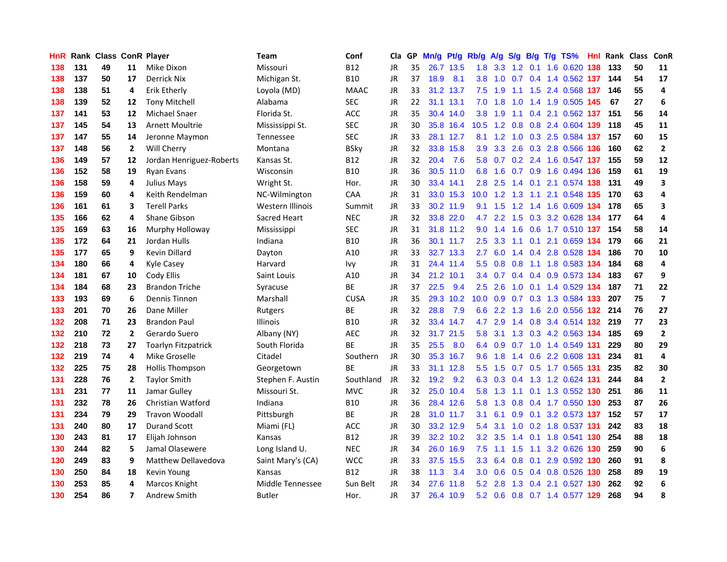| HnR | Rank | Class | ConR | Player | Team | Conf | Cla | GP | Mn/g | Pt/g | Rb/g | A/g | S/g | B/g | T/g | TS% | HnI | Rank | Class | ConR |
|---|---|---|---|---|---|---|---|---|---|---|---|---|---|---|---|---|---|---|---|---|
| 138 | 131 | 49 | 11 | Mike Dixon | Missouri | B12 | JR | 35 | 26.7 | 13.5 | 1.8 | 3.3 | 1.2 | 0.1 | 1.6 | 0.620 | 138 | 133 | 50 | 11 |
| 138 | 137 | 50 | 17 | Derrick Nix | Michigan St. | B10 | JR | 37 | 18.9 | 8.1 | 3.8 | 1.0 | 0.7 | 0.4 | 1.4 | 0.562 | 137 | 144 | 54 | 17 |
| 138 | 138 | 51 | 4 | Erik Etherly | Loyola (MD) | MAAC | JR | 33 | 31.2 | 13.7 | 7.5 | 1.9 | 1.1 | 1.5 | 2.4 | 0.568 | 137 | 146 | 55 | 4 |
| 138 | 139 | 52 | 12 | Tony Mitchell | Alabama | SEC | JR | 22 | 31.1 | 13.1 | 7.0 | 1.8 | 1.0 | 1.4 | 1.9 | 0.505 | 145 | 67 | 27 | 6 |
| 137 | 141 | 53 | 12 | Michael Snaer | Florida St. | ACC | JR | 35 | 30.4 | 14.0 | 3.8 | 1.9 | 1.1 | 0.4 | 2.1 | 0.562 | 137 | 151 | 56 | 14 |
| 137 | 145 | 54 | 13 | Arnett Moultrie | Mississippi St. | SEC | JR | 30 | 35.8 | 16.4 | 10.5 | 1.2 | 0.8 | 0.8 | 2.4 | 0.604 | 139 | 118 | 45 | 11 |
| 137 | 147 | 55 | 14 | Jeronne Maymon | Tennessee | SEC | JR | 33 | 28.1 | 12.7 | 8.1 | 1.2 | 1.0 | 0.3 | 2.5 | 0.584 | 137 | 157 | 60 | 15 |
| 137 | 148 | 56 | 2 | Will Cherry | Montana | BSky | JR | 32 | 33.8 | 15.8 | 3.9 | 3.3 | 2.6 | 0.3 | 2.8 | 0.566 | 136 | 160 | 62 | 2 |
| 136 | 149 | 57 | 12 | Jordan Henriguez-Roberts | Kansas St. | B12 | JR | 32 | 20.4 | 7.6 | 5.8 | 0.7 | 0.2 | 2.4 | 1.6 | 0.547 | 137 | 155 | 59 | 12 |
| 136 | 152 | 58 | 19 | Ryan Evans | Wisconsin | B10 | JR | 36 | 30.5 | 11.0 | 6.8 | 1.6 | 0.7 | 0.9 | 1.6 | 0.494 | 136 | 159 | 61 | 19 |
| 136 | 158 | 59 | 4 | Julius Mays | Wright St. | Hor. | JR | 30 | 33.4 | 14.1 | 2.8 | 2.5 | 1.4 | 0.1 | 2.1 | 0.574 | 138 | 131 | 49 | 3 |
| 136 | 159 | 60 | 4 | Keith Rendelman | NC-Wilmington | CAA | JR | 31 | 33.0 | 15.3 | 10.0 | 1.2 | 1.3 | 1.1 | 2.1 | 0.548 | 135 | 170 | 63 | 4 |
| 136 | 161 | 61 | 3 | Terell Parks | Western Illinois | Summit | JR | 33 | 30.2 | 11.9 | 9.1 | 1.5 | 1.2 | 1.4 | 1.6 | 0.609 | 134 | 178 | 65 | 3 |
| 135 | 166 | 62 | 4 | Shane Gibson | Sacred Heart | NEC | JR | 32 | 33.8 | 22.0 | 4.7 | 2.2 | 1.5 | 0.3 | 3.2 | 0.628 | 134 | 177 | 64 | 4 |
| 135 | 169 | 63 | 16 | Murphy Holloway | Mississippi | SEC | JR | 31 | 31.8 | 11.2 | 9.0 | 1.4 | 1.6 | 0.6 | 1.7 | 0.510 | 137 | 154 | 58 | 14 |
| 135 | 172 | 64 | 21 | Jordan Hulls | Indiana | B10 | JR | 36 | 30.1 | 11.7 | 2.5 | 3.3 | 1.1 | 0.1 | 2.1 | 0.659 | 134 | 179 | 66 | 21 |
| 135 | 177 | 65 | 9 | Kevin Dillard | Dayton | A10 | JR | 33 | 32.7 | 13.3 | 2.7 | 6.0 | 1.4 | 0.4 | 2.8 | 0.528 | 134 | 186 | 70 | 10 |
| 134 | 180 | 66 | 4 | Kyle Casey | Harvard | Ivy | JR | 31 | 24.4 | 11.4 | 5.5 | 0.8 | 0.8 | 1.1 | 1.8 | 0.583 | 134 | 184 | 68 | 4 |
| 134 | 181 | 67 | 10 | Cody Ellis | Saint Louis | A10 | JR | 34 | 21.2 | 10.1 | 3.4 | 0.7 | 0.4 | 0.4 | 0.9 | 0.573 | 134 | 183 | 67 | 9 |
| 134 | 184 | 68 | 23 | Brandon Triche | Syracuse | BE | JR | 37 | 22.5 | 9.4 | 2.5 | 2.6 | 1.0 | 0.1 | 1.4 | 0.529 | 134 | 187 | 71 | 22 |
| 133 | 193 | 69 | 6 | Dennis Tinnon | Marshall | CUSA | JR | 35 | 29.3 | 10.2 | 10.0 | 0.9 | 0.7 | 0.3 | 1.3 | 0.584 | 133 | 207 | 75 | 7 |
| 133 | 201 | 70 | 26 | Dane Miller | Rutgers | BE | JR | 32 | 28.8 | 7.9 | 6.6 | 2.2 | 1.3 | 1.6 | 2.0 | 0.556 | 132 | 214 | 76 | 27 |
| 132 | 208 | 71 | 23 | Brandon Paul | Illinois | B10 | JR | 32 | 33.4 | 14.7 | 4.7 | 2.9 | 1.4 | 0.8 | 3.4 | 0.514 | 132 | 219 | 77 | 23 |
| 132 | 210 | 72 | 2 | Gerardo Suero | Albany (NY) | AEC | JR | 32 | 31.7 | 21.5 | 5.8 | 3.1 | 1.3 | 0.3 | 4.2 | 0.563 | 134 | 185 | 69 | 2 |
| 132 | 218 | 73 | 27 | Toarlyn Fitzpatrick | South Florida | BE | JR | 35 | 25.5 | 8.0 | 6.4 | 0.9 | 0.7 | 1.0 | 1.4 | 0.549 | 131 | 229 | 80 | 29 |
| 132 | 219 | 74 | 4 | Mike Groselle | Citadel | Southern | JR | 30 | 35.3 | 16.7 | 9.6 | 1.8 | 1.4 | 0.6 | 2.2 | 0.608 | 131 | 234 | 81 | 4 |
| 132 | 225 | 75 | 28 | Hollis Thompson | Georgetown | BE | JR | 33 | 31.1 | 12.8 | 5.5 | 1.5 | 0.7 | 0.5 | 1.7 | 0.565 | 131 | 235 | 82 | 30 |
| 131 | 228 | 76 | 2 | Taylor Smith | Stephen F. Austin | Southland | JR | 32 | 19.2 | 9.2 | 6.3 | 0.3 | 0.4 | 1.3 | 1.2 | 0.624 | 131 | 244 | 84 | 2 |
| 131 | 231 | 77 | 11 | Jamar Gulley | Missouri St. | MVC | JR | 32 | 25.0 | 10.4 | 5.8 | 1.3 | 1.1 | 0.1 | 1.3 | 0.552 | 130 | 251 | 86 | 11 |
| 131 | 232 | 78 | 26 | Christian Watford | Indiana | B10 | JR | 36 | 28.4 | 12.6 | 5.8 | 1.3 | 0.8 | 0.4 | 1.7 | 0.550 | 130 | 253 | 87 | 26 |
| 131 | 234 | 79 | 29 | Travon Woodall | Pittsburgh | BE | JR | 28 | 31.0 | 11.7 | 3.1 | 6.1 | 0.9 | 0.1 | 3.2 | 0.573 | 137 | 152 | 57 | 17 |
| 131 | 240 | 80 | 17 | Durand Scott | Miami (FL) | ACC | JR | 30 | 33.2 | 12.9 | 5.4 | 3.1 | 1.0 | 0.2 | 1.8 | 0.537 | 131 | 242 | 83 | 18 |
| 130 | 243 | 81 | 17 | Elijah Johnson | Kansas | B12 | JR | 39 | 32.2 | 10.2 | 3.2 | 3.5 | 1.4 | 0.1 | 1.8 | 0.541 | 130 | 254 | 88 | 18 |
| 130 | 244 | 82 | 5 | Jamal Olasewere | Long Island U. | NEC | JR | 34 | 26.0 | 16.9 | 7.5 | 1.1 | 1.5 | 1.1 | 3.2 | 0.626 | 130 | 259 | 90 | 6 |
| 130 | 249 | 83 | 9 | Matthew Dellavedova | Saint Mary's (CA) | WCC | JR | 33 | 37.5 | 15.5 | 3.3 | 6.4 | 0.8 | 0.1 | 2.9 | 0.592 | 130 | 260 | 91 | 8 |
| 130 | 250 | 84 | 18 | Kevin Young | Kansas | B12 | JR | 38 | 11.3 | 3.4 | 3.0 | 0.6 | 0.5 | 0.4 | 0.8 | 0.526 | 130 | 258 | 89 | 19 |
| 130 | 253 | 85 | 4 | Marcos Knight | Middle Tennessee | Sun Belt | JR | 34 | 27.6 | 11.8 | 5.2 | 2.8 | 1.3 | 0.4 | 2.1 | 0.527 | 130 | 262 | 92 | 6 |
| 130 | 254 | 86 | 7 | Andrew Smith | Butler | Hor. | JR | 37 | 26.4 | 10.9 | 5.2 | 0.6 | 0.8 | 0.7 | 1.4 | 0.577 | 129 | 268 | 94 | 8 |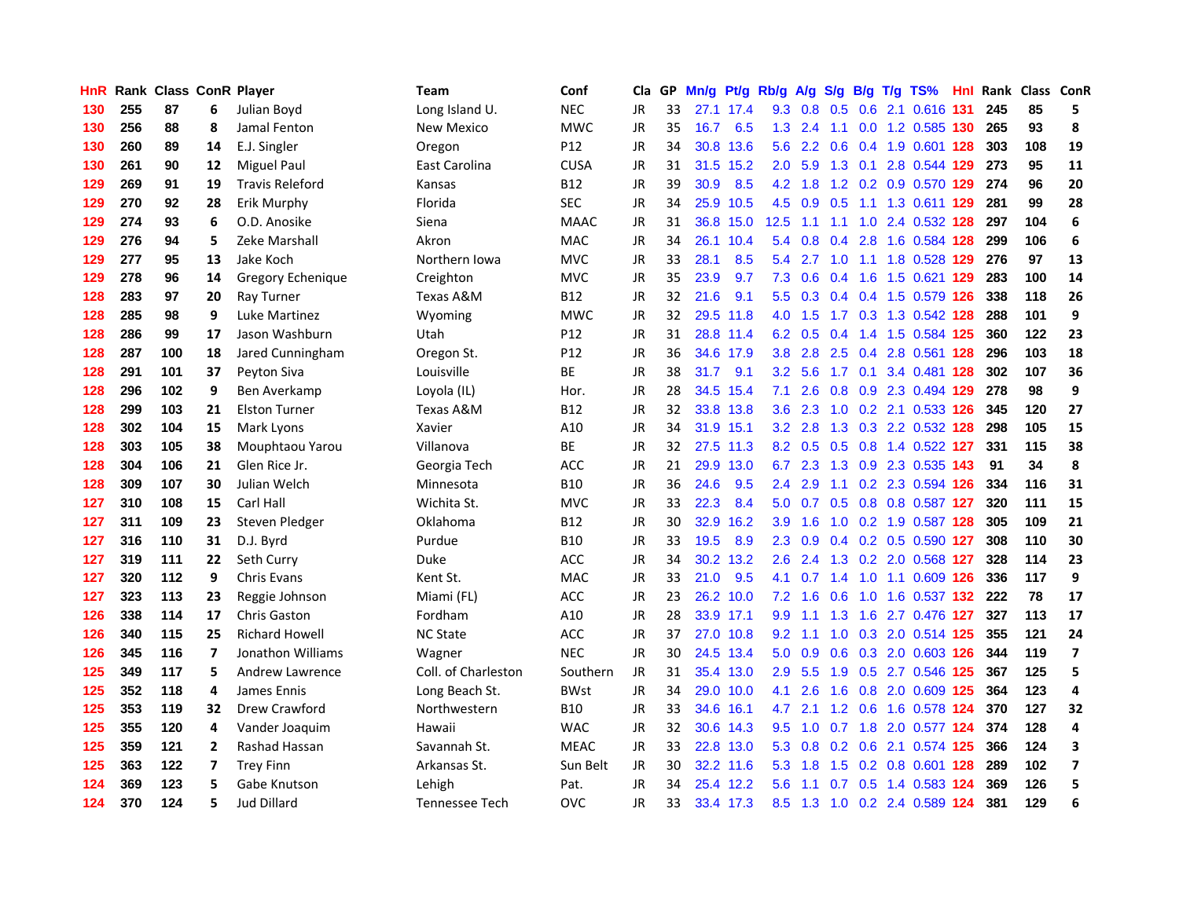| HnR | Rank | Class | ConR | Player | Team | Conf | Cla | GP | Mn/g | Pt/g | Rb/g | A/g | S/g | B/g | T/g | TS% | HnI | Rank | Class | ConR |
|---|---|---|---|---|---|---|---|---|---|---|---|---|---|---|---|---|---|---|---|---|
| 130 | 255 | 87 | 6 | Julian Boyd | Long Island U. | NEC | JR | 33 | 27.1 | 17.4 | 9.3 | 0.8 | 0.5 | 0.6 | 2.1 | 0.616 | 131 | 245 | 85 | 5 |
| 130 | 256 | 88 | 8 | Jamal Fenton | New Mexico | MWC | JR | 35 | 16.7 | 6.5 | 1.3 | 2.4 | 1.1 | 0.0 | 1.2 | 0.585 | 130 | 265 | 93 | 8 |
| 130 | 260 | 89 | 14 | E.J. Singler | Oregon | P12 | JR | 34 | 30.8 | 13.6 | 5.6 | 2.2 | 0.6 | 0.4 | 1.9 | 0.601 | 128 | 303 | 108 | 19 |
| 130 | 261 | 90 | 12 | Miguel Paul | East Carolina | CUSA | JR | 31 | 31.5 | 15.2 | 2.0 | 5.9 | 1.3 | 0.1 | 2.8 | 0.544 | 129 | 273 | 95 | 11 |
| 129 | 269 | 91 | 19 | Travis Releford | Kansas | B12 | JR | 39 | 30.9 | 8.5 | 4.2 | 1.8 | 1.2 | 0.2 | 0.9 | 0.570 | 129 | 274 | 96 | 20 |
| 129 | 270 | 92 | 28 | Erik Murphy | Florida | SEC | JR | 34 | 25.9 | 10.5 | 4.5 | 0.9 | 0.5 | 1.1 | 1.3 | 0.611 | 129 | 281 | 99 | 28 |
| 129 | 274 | 93 | 6 | O.D. Anosike | Siena | MAAC | JR | 31 | 36.8 | 15.0 | 12.5 | 1.1 | 1.1 | 1.0 | 2.4 | 0.532 | 128 | 297 | 104 | 6 |
| 129 | 276 | 94 | 5 | Zeke Marshall | Akron | MAC | JR | 34 | 26.1 | 10.4 | 5.4 | 0.8 | 0.4 | 2.8 | 1.6 | 0.584 | 128 | 299 | 106 | 6 |
| 129 | 277 | 95 | 13 | Jake Koch | Northern Iowa | MVC | JR | 33 | 28.1 | 8.5 | 5.4 | 2.7 | 1.0 | 1.1 | 1.8 | 0.528 | 129 | 276 | 97 | 13 |
| 129 | 278 | 96 | 14 | Gregory Echenique | Creighton | MVC | JR | 35 | 23.9 | 9.7 | 7.3 | 0.6 | 0.4 | 1.6 | 1.5 | 0.621 | 129 | 283 | 100 | 14 |
| 128 | 283 | 97 | 20 | Ray Turner | Texas A&M | B12 | JR | 32 | 21.6 | 9.1 | 5.5 | 0.3 | 0.4 | 0.4 | 1.5 | 0.579 | 126 | 338 | 118 | 26 |
| 128 | 285 | 98 | 9 | Luke Martinez | Wyoming | MWC | JR | 32 | 29.5 | 11.8 | 4.0 | 1.5 | 1.7 | 0.3 | 1.3 | 0.542 | 128 | 288 | 101 | 9 |
| 128 | 286 | 99 | 17 | Jason Washburn | Utah | P12 | JR | 31 | 28.8 | 11.4 | 6.2 | 0.5 | 0.4 | 1.4 | 1.5 | 0.584 | 125 | 360 | 122 | 23 |
| 128 | 287 | 100 | 18 | Jared Cunningham | Oregon St. | P12 | JR | 36 | 34.6 | 17.9 | 3.8 | 2.8 | 2.5 | 0.4 | 2.8 | 0.561 | 128 | 296 | 103 | 18 |
| 128 | 291 | 101 | 37 | Peyton Siva | Louisville | BE | JR | 38 | 31.7 | 9.1 | 3.2 | 5.6 | 1.7 | 0.1 | 3.4 | 0.481 | 128 | 302 | 107 | 36 |
| 128 | 296 | 102 | 9 | Ben Averkamp | Loyola (IL) | Hor. | JR | 28 | 34.5 | 15.4 | 7.1 | 2.6 | 0.8 | 0.9 | 2.3 | 0.494 | 129 | 278 | 98 | 9 |
| 128 | 299 | 103 | 21 | Elston Turner | Texas A&M | B12 | JR | 32 | 33.8 | 13.8 | 3.6 | 2.3 | 1.0 | 0.2 | 2.1 | 0.533 | 126 | 345 | 120 | 27 |
| 128 | 302 | 104 | 15 | Mark Lyons | Xavier | A10 | JR | 34 | 31.9 | 15.1 | 3.2 | 2.8 | 1.3 | 0.3 | 2.2 | 0.532 | 128 | 298 | 105 | 15 |
| 128 | 303 | 105 | 38 | Mouphtaou Yarou | Villanova | BE | JR | 32 | 27.5 | 11.3 | 8.2 | 0.5 | 0.5 | 0.8 | 1.4 | 0.522 | 127 | 331 | 115 | 38 |
| 128 | 304 | 106 | 21 | Glen Rice Jr. | Georgia Tech | ACC | JR | 21 | 29.9 | 13.0 | 6.7 | 2.3 | 1.3 | 0.9 | 2.3 | 0.535 | 143 | 91 | 34 | 8 |
| 128 | 309 | 107 | 30 | Julian Welch | Minnesota | B10 | JR | 36 | 24.6 | 9.5 | 2.4 | 2.9 | 1.1 | 0.2 | 2.3 | 0.594 | 126 | 334 | 116 | 31 |
| 127 | 310 | 108 | 15 | Carl Hall | Wichita St. | MVC | JR | 33 | 22.3 | 8.4 | 5.0 | 0.7 | 0.5 | 0.8 | 0.8 | 0.587 | 127 | 320 | 111 | 15 |
| 127 | 311 | 109 | 23 | Steven Pledger | Oklahoma | B12 | JR | 30 | 32.9 | 16.2 | 3.9 | 1.6 | 1.0 | 0.2 | 1.9 | 0.587 | 128 | 305 | 109 | 21 |
| 127 | 316 | 110 | 31 | D.J. Byrd | Purdue | B10 | JR | 33 | 19.5 | 8.9 | 2.3 | 0.9 | 0.4 | 0.2 | 0.5 | 0.590 | 127 | 308 | 110 | 30 |
| 127 | 319 | 111 | 22 | Seth Curry | Duke | ACC | JR | 34 | 30.2 | 13.2 | 2.6 | 2.4 | 1.3 | 0.2 | 2.0 | 0.568 | 127 | 328 | 114 | 23 |
| 127 | 320 | 112 | 9 | Chris Evans | Kent St. | MAC | JR | 33 | 21.0 | 9.5 | 4.1 | 0.7 | 1.4 | 1.0 | 1.1 | 0.609 | 126 | 336 | 117 | 9 |
| 127 | 323 | 113 | 23 | Reggie Johnson | Miami (FL) | ACC | JR | 23 | 26.2 | 10.0 | 7.2 | 1.6 | 0.6 | 1.0 | 1.6 | 0.537 | 132 | 222 | 78 | 17 |
| 126 | 338 | 114 | 17 | Chris Gaston | Fordham | A10 | JR | 28 | 33.9 | 17.1 | 9.9 | 1.1 | 1.3 | 1.6 | 2.7 | 0.476 | 127 | 327 | 113 | 17 |
| 126 | 340 | 115 | 25 | Richard Howell | NC State | ACC | JR | 37 | 27.0 | 10.8 | 9.2 | 1.1 | 1.0 | 0.3 | 2.0 | 0.514 | 125 | 355 | 121 | 24 |
| 126 | 345 | 116 | 7 | Jonathon Williams | Wagner | NEC | JR | 30 | 24.5 | 13.4 | 5.0 | 0.9 | 0.6 | 0.3 | 2.0 | 0.603 | 126 | 344 | 119 | 7 |
| 125 | 349 | 117 | 5 | Andrew Lawrence | Coll. of Charleston | Southern | JR | 31 | 35.4 | 13.0 | 2.9 | 5.5 | 1.9 | 0.5 | 2.7 | 0.546 | 125 | 367 | 125 | 5 |
| 125 | 352 | 118 | 4 | James Ennis | Long Beach St. | BWst | JR | 34 | 29.0 | 10.0 | 4.1 | 2.6 | 1.6 | 0.8 | 2.0 | 0.609 | 125 | 364 | 123 | 4 |
| 125 | 353 | 119 | 32 | Drew Crawford | Northwestern | B10 | JR | 33 | 34.6 | 16.1 | 4.7 | 2.1 | 1.2 | 0.6 | 1.6 | 0.578 | 124 | 370 | 127 | 32 |
| 125 | 355 | 120 | 4 | Vander Joaquim | Hawaii | WAC | JR | 32 | 30.6 | 14.3 | 9.5 | 1.0 | 0.7 | 1.8 | 2.0 | 0.577 | 124 | 374 | 128 | 4 |
| 125 | 359 | 121 | 2 | Rashad Hassan | Savannah St. | MEAC | JR | 33 | 22.8 | 13.0 | 5.3 | 0.8 | 0.2 | 0.6 | 2.1 | 0.574 | 125 | 366 | 124 | 3 |
| 125 | 363 | 122 | 7 | Trey Finn | Arkansas St. | Sun Belt | JR | 30 | 32.2 | 11.6 | 5.3 | 1.8 | 1.5 | 0.2 | 0.8 | 0.601 | 128 | 289 | 102 | 7 |
| 124 | 369 | 123 | 5 | Gabe Knutson | Lehigh | Pat. | JR | 34 | 25.4 | 12.2 | 5.6 | 1.1 | 0.7 | 0.5 | 1.4 | 0.583 | 124 | 369 | 126 | 5 |
| 124 | 370 | 124 | 5 | Jud Dillard | Tennessee Tech | OVC | JR | 33 | 33.4 | 17.3 | 8.5 | 1.3 | 1.0 | 0.2 | 2.4 | 0.589 | 124 | 381 | 129 | 6 |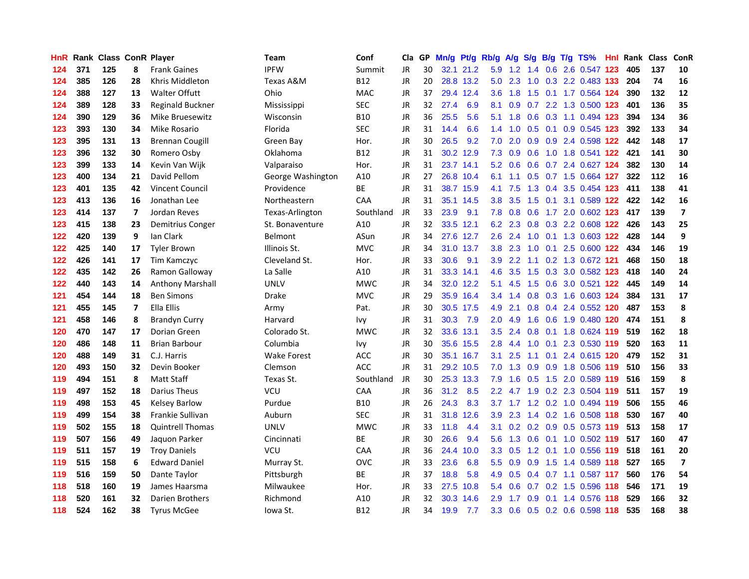| HnR | Rank | Class | ConR | Player | Team | Conf | Cla | GP | Mn/g | Pt/g | Rb/g | A/g | S/g | B/g | T/g | TS% | HnI | Rank | Class | ConR |
|---|---|---|---|---|---|---|---|---|---|---|---|---|---|---|---|---|---|---|---|---|
| 124 | 371 | 125 | 8 | Frank Gaines | IPFW | Summit | JR | 30 | 32.1 | 21.2 | 5.9 | 1.2 | 1.4 | 0.6 | 2.6 | 0.547 | 123 | 405 | 137 | 10 |
| 124 | 385 | 126 | 28 | Khris Middleton | Texas A&M | B12 | JR | 20 | 28.8 | 13.2 | 5.0 | 2.3 | 1.0 | 0.3 | 2.2 | 0.483 | 133 | 204 | 74 | 16 |
| 124 | 388 | 127 | 13 | Walter Offutt | Ohio | MAC | JR | 37 | 29.4 | 12.4 | 3.6 | 1.8 | 1.5 | 0.1 | 1.7 | 0.564 | 124 | 390 | 132 | 12 |
| 124 | 389 | 128 | 33 | Reginald Buckner | Mississippi | SEC | JR | 32 | 27.4 | 6.9 | 8.1 | 0.9 | 0.7 | 2.2 | 1.3 | 0.500 | 123 | 401 | 136 | 35 |
| 124 | 390 | 129 | 36 | Mike Bruesewitz | Wisconsin | B10 | JR | 36 | 25.5 | 5.6 | 5.1 | 1.8 | 0.6 | 0.3 | 1.1 | 0.494 | 123 | 394 | 134 | 36 |
| 123 | 393 | 130 | 34 | Mike Rosario | Florida | SEC | JR | 31 | 14.4 | 6.6 | 1.4 | 1.0 | 0.5 | 0.1 | 0.9 | 0.545 | 123 | 392 | 133 | 34 |
| 123 | 395 | 131 | 13 | Brennan Cougill | Green Bay | Hor. | JR | 30 | 26.5 | 9.2 | 7.0 | 2.0 | 0.9 | 0.9 | 2.4 | 0.598 | 122 | 442 | 148 | 17 |
| 123 | 396 | 132 | 30 | Romero Osby | Oklahoma | B12 | JR | 31 | 30.2 | 12.9 | 7.3 | 0.9 | 0.6 | 1.0 | 1.8 | 0.541 | 122 | 421 | 141 | 30 |
| 123 | 399 | 133 | 14 | Kevin Van Wijk | Valparaiso | Hor. | JR | 31 | 23.7 | 14.1 | 5.2 | 0.6 | 0.6 | 0.7 | 2.4 | 0.627 | 124 | 382 | 130 | 14 |
| 123 | 400 | 134 | 21 | David Pellom | George Washington | A10 | JR | 27 | 26.8 | 10.4 | 6.1 | 1.1 | 0.5 | 0.7 | 1.5 | 0.664 | 127 | 322 | 112 | 16 |
| 123 | 401 | 135 | 42 | Vincent Council | Providence | BE | JR | 31 | 38.7 | 15.9 | 4.1 | 7.5 | 1.3 | 0.4 | 3.5 | 0.454 | 123 | 411 | 138 | 41 |
| 123 | 413 | 136 | 16 | Jonathan Lee | Northeastern | CAA | JR | 31 | 35.1 | 14.5 | 3.8 | 3.5 | 1.5 | 0.1 | 3.1 | 0.589 | 122 | 422 | 142 | 16 |
| 123 | 414 | 137 | 7 | Jordan Reves | Texas-Arlington | Southland | JR | 33 | 23.9 | 9.1 | 7.8 | 0.8 | 0.6 | 1.7 | 2.0 | 0.602 | 123 | 417 | 139 | 7 |
| 123 | 415 | 138 | 23 | Demitrius Conger | St. Bonaventure | A10 | JR | 32 | 33.5 | 12.1 | 6.2 | 2.3 | 0.8 | 0.3 | 2.2 | 0.608 | 122 | 426 | 143 | 25 |
| 122 | 420 | 139 | 9 | Ian Clark | Belmont | ASun | JR | 34 | 27.6 | 12.7 | 2.6 | 2.4 | 1.0 | 0.1 | 1.3 | 0.603 | 122 | 428 | 144 | 9 |
| 122 | 425 | 140 | 17 | Tyler Brown | Illinois St. | MVC | JR | 34 | 31.0 | 13.7 | 3.8 | 2.3 | 1.0 | 0.1 | 2.5 | 0.600 | 122 | 434 | 146 | 19 |
| 122 | 426 | 141 | 17 | Tim Kamczyc | Cleveland St. | Hor. | JR | 33 | 30.6 | 9.1 | 3.9 | 2.2 | 1.1 | 0.2 | 1.3 | 0.672 | 121 | 468 | 150 | 18 |
| 122 | 435 | 142 | 26 | Ramon Galloway | La Salle | A10 | JR | 31 | 33.3 | 14.1 | 4.6 | 3.5 | 1.5 | 0.3 | 3.0 | 0.582 | 123 | 418 | 140 | 24 |
| 122 | 440 | 143 | 14 | Anthony Marshall | UNLV | MWC | JR | 34 | 32.0 | 12.2 | 5.1 | 4.5 | 1.5 | 0.6 | 3.0 | 0.521 | 122 | 445 | 149 | 14 |
| 121 | 454 | 144 | 18 | Ben Simons | Drake | MVC | JR | 29 | 35.9 | 16.4 | 3.4 | 1.4 | 0.8 | 0.3 | 1.6 | 0.603 | 124 | 384 | 131 | 17 |
| 121 | 455 | 145 | 7 | Ella Ellis | Army | Pat. | JR | 30 | 30.5 | 17.5 | 4.9 | 2.1 | 0.8 | 0.4 | 2.4 | 0.552 | 120 | 487 | 153 | 8 |
| 121 | 458 | 146 | 8 | Brandyn Curry | Harvard | Ivy | JR | 31 | 30.3 | 7.9 | 2.0 | 4.9 | 1.6 | 0.6 | 1.9 | 0.480 | 120 | 474 | 151 | 8 |
| 120 | 470 | 147 | 17 | Dorian Green | Colorado St. | MWC | JR | 32 | 33.6 | 13.1 | 3.5 | 2.4 | 0.8 | 0.1 | 1.8 | 0.624 | 119 | 519 | 162 | 18 |
| 120 | 486 | 148 | 11 | Brian Barbour | Columbia | Ivy | JR | 30 | 35.6 | 15.5 | 2.8 | 4.4 | 1.0 | 0.1 | 2.3 | 0.530 | 119 | 520 | 163 | 11 |
| 120 | 488 | 149 | 31 | C.J. Harris | Wake Forest | ACC | JR | 30 | 35.1 | 16.7 | 3.1 | 2.5 | 1.1 | 0.1 | 2.4 | 0.615 | 120 | 479 | 152 | 31 |
| 120 | 493 | 150 | 32 | Devin Booker | Clemson | ACC | JR | 31 | 29.2 | 10.5 | 7.0 | 1.3 | 0.9 | 0.9 | 1.8 | 0.506 | 119 | 510 | 156 | 33 |
| 119 | 494 | 151 | 8 | Matt Staff | Texas St. | Southland | JR | 30 | 25.3 | 13.3 | 7.9 | 1.6 | 0.5 | 1.5 | 2.0 | 0.589 | 119 | 516 | 159 | 8 |
| 119 | 497 | 152 | 18 | Darius Theus | VCU | CAA | JR | 36 | 31.2 | 8.5 | 2.2 | 4.7 | 1.9 | 0.2 | 2.3 | 0.504 | 119 | 511 | 157 | 19 |
| 119 | 498 | 153 | 45 | Kelsey Barlow | Purdue | B10 | JR | 26 | 24.3 | 8.3 | 3.7 | 1.7 | 1.2 | 0.2 | 1.0 | 0.494 | 119 | 506 | 155 | 46 |
| 119 | 499 | 154 | 38 | Frankie Sullivan | Auburn | SEC | JR | 31 | 31.8 | 12.6 | 3.9 | 2.3 | 1.4 | 0.2 | 1.6 | 0.508 | 118 | 530 | 167 | 40 |
| 119 | 502 | 155 | 18 | Quintrell Thomas | UNLV | MWC | JR | 33 | 11.8 | 4.4 | 3.1 | 0.2 | 0.2 | 0.9 | 0.5 | 0.573 | 119 | 513 | 158 | 17 |
| 119 | 507 | 156 | 49 | Jaquon Parker | Cincinnati | BE | JR | 30 | 26.6 | 9.4 | 5.6 | 1.3 | 0.6 | 0.1 | 1.0 | 0.502 | 119 | 517 | 160 | 47 |
| 119 | 511 | 157 | 19 | Troy Daniels | VCU | CAA | JR | 36 | 24.4 | 10.0 | 3.3 | 0.5 | 1.2 | 0.1 | 1.0 | 0.556 | 119 | 518 | 161 | 20 |
| 119 | 515 | 158 | 6 | Edward Daniel | Murray St. | OVC | JR | 33 | 23.6 | 6.8 | 5.5 | 0.9 | 0.9 | 1.5 | 1.4 | 0.589 | 118 | 527 | 165 | 7 |
| 119 | 516 | 159 | 50 | Dante Taylor | Pittsburgh | BE | JR | 37 | 18.8 | 5.8 | 4.9 | 0.5 | 0.4 | 0.7 | 1.1 | 0.587 | 117 | 560 | 176 | 54 |
| 118 | 518 | 160 | 19 | James Haarsma | Milwaukee | Hor. | JR | 33 | 27.5 | 10.8 | 5.4 | 0.6 | 0.7 | 0.2 | 1.5 | 0.596 | 118 | 546 | 171 | 19 |
| 118 | 520 | 161 | 32 | Darien Brothers | Richmond | A10 | JR | 32 | 30.3 | 14.6 | 2.9 | 1.7 | 0.9 | 0.1 | 1.4 | 0.576 | 118 | 529 | 166 | 32 |
| 118 | 524 | 162 | 38 | Tyrus McGee | Iowa St. | B12 | JR | 34 | 19.9 | 7.7 | 3.3 | 0.6 | 0.5 | 0.2 | 0.6 | 0.598 | 118 | 535 | 168 | 38 |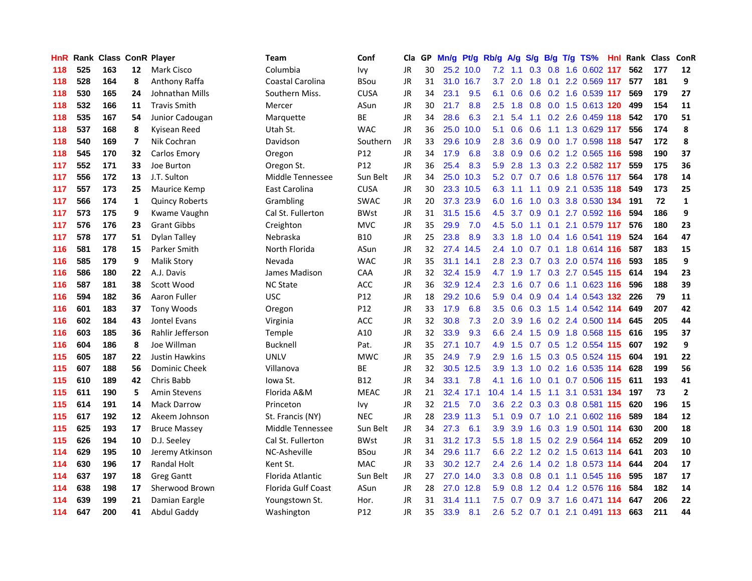| HnR | Rank | Class | ConR | Player | Team | Conf | Cla | GP | Mn/g | Pt/g | Rb/g | A/g | S/g | B/g | T/g | TS% | HnI | Rank | Class | ConR |
|---|---|---|---|---|---|---|---|---|---|---|---|---|---|---|---|---|---|---|---|---|
| 118 | 525 | 163 | 12 | Mark Cisco | Columbia | Ivy | JR | 30 | 25.2 | 10.0 | 7.2 | 1.1 | 0.3 | 0.8 | 1.6 | 0.602 | 117 | 562 | 177 | 12 |
| 118 | 528 | 164 | 8 | Anthony Raffa | Coastal Carolina | BSou | JR | 31 | 31.0 | 16.7 | 3.7 | 2.0 | 1.8 | 0.1 | 2.2 | 0.569 | 117 | 577 | 181 | 9 |
| 118 | 530 | 165 | 24 | Johnathan Mills | Southern Miss. | CUSA | JR | 34 | 23.1 | 9.5 | 6.1 | 0.6 | 0.6 | 0.2 | 1.6 | 0.539 | 117 | 569 | 179 | 27 |
| 118 | 532 | 166 | 11 | Travis Smith | Mercer | ASun | JR | 30 | 21.7 | 8.8 | 2.5 | 1.8 | 0.8 | 0.0 | 1.5 | 0.613 | 120 | 499 | 154 | 11 |
| 118 | 535 | 167 | 54 | Junior Cadougan | Marquette | BE | JR | 34 | 28.6 | 6.3 | 2.1 | 5.4 | 1.1 | 0.2 | 2.6 | 0.459 | 118 | 542 | 170 | 51 |
| 118 | 537 | 168 | 8 | Kyisean Reed | Utah St. | WAC | JR | 36 | 25.0 | 10.0 | 5.1 | 0.6 | 0.6 | 1.1 | 1.3 | 0.629 | 117 | 556 | 174 | 8 |
| 118 | 540 | 169 | 7 | Nik Cochran | Davidson | Southern | JR | 33 | 29.6 | 10.9 | 2.8 | 3.6 | 0.9 | 0.0 | 1.7 | 0.598 | 118 | 547 | 172 | 8 |
| 118 | 545 | 170 | 32 | Carlos Emory | Oregon | P12 | JR | 34 | 17.9 | 6.8 | 3.8 | 0.9 | 0.6 | 0.2 | 1.2 | 0.565 | 116 | 598 | 190 | 37 |
| 117 | 552 | 171 | 33 | Joe Burton | Oregon St. | P12 | JR | 36 | 25.4 | 8.3 | 5.9 | 2.8 | 1.3 | 0.3 | 2.2 | 0.582 | 117 | 559 | 175 | 36 |
| 117 | 556 | 172 | 13 | J.T. Sulton | Middle Tennessee | Sun Belt | JR | 34 | 25.0 | 10.3 | 5.2 | 0.7 | 0.7 | 0.6 | 1.8 | 0.576 | 117 | 564 | 178 | 14 |
| 117 | 557 | 173 | 25 | Maurice Kemp | East Carolina | CUSA | JR | 30 | 23.3 | 10.5 | 6.3 | 1.1 | 1.1 | 0.9 | 2.1 | 0.535 | 118 | 549 | 173 | 25 |
| 117 | 566 | 174 | 1 | Quincy Roberts | Grambling | SWAC | JR | 20 | 37.3 | 23.9 | 6.0 | 1.6 | 1.0 | 0.3 | 3.8 | 0.530 | 134 | 191 | 72 | 1 |
| 117 | 573 | 175 | 9 | Kwame Vaughn | Cal St. Fullerton | BWst | JR | 31 | 31.5 | 15.6 | 4.5 | 3.7 | 0.9 | 0.1 | 2.7 | 0.592 | 116 | 594 | 186 | 9 |
| 117 | 576 | 176 | 23 | Grant Gibbs | Creighton | MVC | JR | 35 | 29.9 | 7.0 | 4.5 | 5.0 | 1.1 | 0.1 | 2.1 | 0.579 | 117 | 576 | 180 | 23 |
| 117 | 578 | 177 | 51 | Dylan Talley | Nebraska | B10 | JR | 25 | 23.8 | 8.9 | 3.3 | 1.8 | 1.0 | 0.4 | 1.6 | 0.541 | 119 | 524 | 164 | 47 |
| 116 | 581 | 178 | 15 | Parker Smith | North Florida | ASun | JR | 32 | 27.4 | 14.5 | 2.4 | 1.0 | 0.7 | 0.1 | 1.8 | 0.614 | 116 | 587 | 183 | 15 |
| 116 | 585 | 179 | 9 | Malik Story | Nevada | WAC | JR | 35 | 31.1 | 14.1 | 2.8 | 2.3 | 0.7 | 0.3 | 2.0 | 0.574 | 116 | 593 | 185 | 9 |
| 116 | 586 | 180 | 22 | A.J. Davis | James Madison | CAA | JR | 32 | 32.4 | 15.9 | 4.7 | 1.9 | 1.7 | 0.3 | 2.7 | 0.545 | 115 | 614 | 194 | 23 |
| 116 | 587 | 181 | 38 | Scott Wood | NC State | ACC | JR | 36 | 32.9 | 12.4 | 2.3 | 1.6 | 0.7 | 0.6 | 1.1 | 0.623 | 116 | 596 | 188 | 39 |
| 116 | 594 | 182 | 36 | Aaron Fuller | USC | P12 | JR | 18 | 29.2 | 10.6 | 5.9 | 0.4 | 0.9 | 0.4 | 1.4 | 0.543 | 132 | 226 | 79 | 11 |
| 116 | 601 | 183 | 37 | Tony Woods | Oregon | P12 | JR | 33 | 17.9 | 6.8 | 3.5 | 0.6 | 0.3 | 1.5 | 1.4 | 0.542 | 114 | 649 | 207 | 42 |
| 116 | 602 | 184 | 43 | Jontel Evans | Virginia | ACC | JR | 32 | 30.8 | 7.3 | 2.0 | 3.9 | 1.6 | 0.2 | 2.4 | 0.500 | 114 | 645 | 205 | 44 |
| 116 | 603 | 185 | 36 | Rahlir Jefferson | Temple | A10 | JR | 32 | 33.9 | 9.3 | 6.6 | 2.4 | 1.5 | 0.9 | 1.8 | 0.568 | 115 | 616 | 195 | 37 |
| 116 | 604 | 186 | 8 | Joe Willman | Bucknell | Pat. | JR | 35 | 27.1 | 10.7 | 4.9 | 1.5 | 0.7 | 0.5 | 1.2 | 0.554 | 115 | 607 | 192 | 9 |
| 115 | 605 | 187 | 22 | Justin Hawkins | UNLV | MWC | JR | 35 | 24.9 | 7.9 | 2.9 | 1.6 | 1.5 | 0.3 | 0.5 | 0.524 | 115 | 604 | 191 | 22 |
| 115 | 607 | 188 | 56 | Dominic Cheek | Villanova | BE | JR | 32 | 30.5 | 12.5 | 3.9 | 1.3 | 1.0 | 0.2 | 1.6 | 0.535 | 114 | 628 | 199 | 56 |
| 115 | 610 | 189 | 42 | Chris Babb | Iowa St. | B12 | JR | 34 | 33.1 | 7.8 | 4.1 | 1.6 | 1.0 | 0.1 | 0.7 | 0.506 | 115 | 611 | 193 | 41 |
| 115 | 611 | 190 | 5 | Amin Stevens | Florida A&M | MEAC | JR | 21 | 32.4 | 17.1 | 10.4 | 1.4 | 1.5 | 1.1 | 3.1 | 0.531 | 134 | 197 | 73 | 2 |
| 115 | 614 | 191 | 14 | Mack Darrow | Princeton | Ivy | JR | 32 | 21.5 | 7.0 | 3.6 | 2.2 | 0.3 | 0.3 | 0.8 | 0.581 | 115 | 620 | 196 | 15 |
| 115 | 617 | 192 | 12 | Akeem Johnson | St. Francis (NY) | NEC | JR | 28 | 23.9 | 11.3 | 5.1 | 0.9 | 0.7 | 1.0 | 2.1 | 0.602 | 116 | 589 | 184 | 12 |
| 115 | 625 | 193 | 17 | Bruce Massey | Middle Tennessee | Sun Belt | JR | 34 | 27.3 | 6.1 | 3.9 | 3.9 | 1.6 | 0.3 | 1.9 | 0.501 | 114 | 630 | 200 | 18 |
| 115 | 626 | 194 | 10 | D.J. Seeley | Cal St. Fullerton | BWst | JR | 31 | 31.2 | 17.3 | 5.5 | 1.8 | 1.5 | 0.2 | 2.9 | 0.564 | 114 | 652 | 209 | 10 |
| 114 | 629 | 195 | 10 | Jeremy Atkinson | NC-Asheville | BSou | JR | 34 | 29.6 | 11.7 | 6.6 | 2.2 | 1.2 | 0.2 | 1.5 | 0.613 | 114 | 641 | 203 | 10 |
| 114 | 630 | 196 | 17 | Randal Holt | Kent St. | MAC | JR | 33 | 30.2 | 12.7 | 2.4 | 2.6 | 1.4 | 0.2 | 1.8 | 0.573 | 114 | 644 | 204 | 17 |
| 114 | 637 | 197 | 18 | Greg Gantt | Florida Atlantic | Sun Belt | JR | 27 | 27.0 | 14.0 | 3.3 | 0.8 | 0.8 | 0.1 | 1.1 | 0.545 | 116 | 595 | 187 | 17 |
| 114 | 638 | 198 | 17 | Sherwood Brown | Florida Gulf Coast | ASun | JR | 28 | 27.0 | 12.8 | 5.9 | 0.8 | 1.2 | 0.4 | 1.2 | 0.576 | 116 | 584 | 182 | 14 |
| 114 | 639 | 199 | 21 | Damian Eargle | Youngstown St. | Hor. | JR | 31 | 31.4 | 11.1 | 7.5 | 0.7 | 0.9 | 3.7 | 1.6 | 0.471 | 114 | 647 | 206 | 22 |
| 114 | 647 | 200 | 41 | Abdul Gaddy | Washington | P12 | JR | 35 | 33.9 | 8.1 | 2.6 | 5.2 | 0.7 | 0.1 | 2.1 | 0.491 | 113 | 663 | 211 | 44 |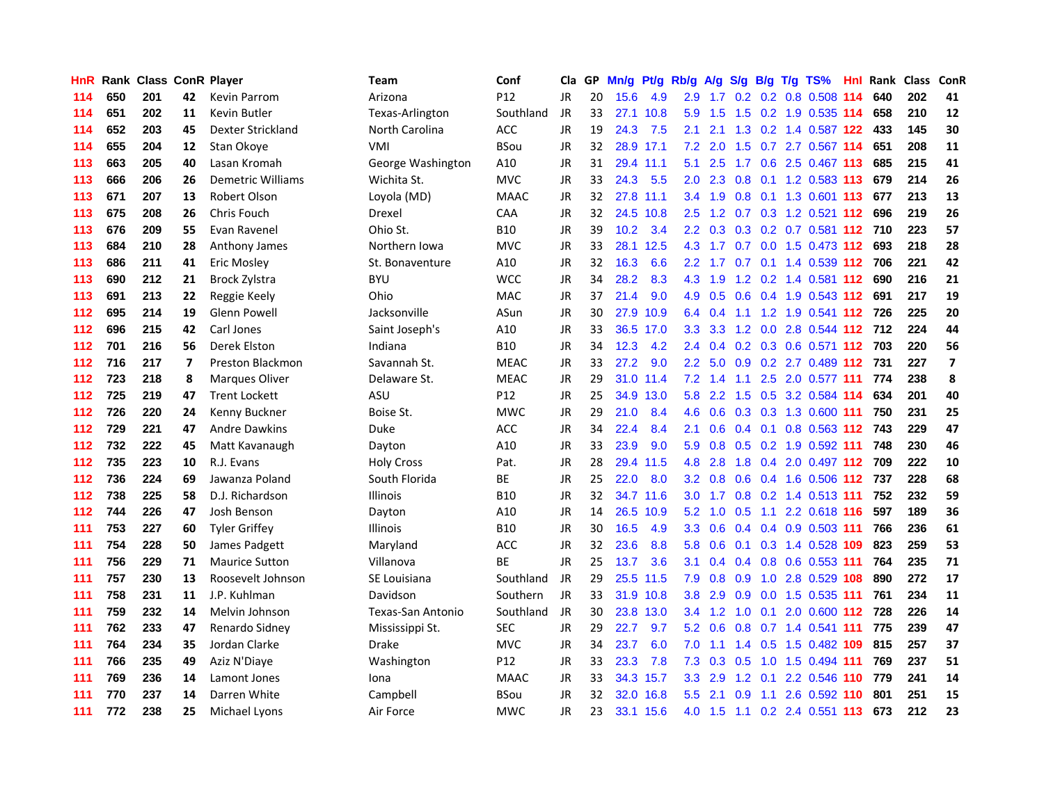| HnR | Rank | Class | ConR | Player | Team | Conf | Cla | GP | Mn/g | Pt/g | Rb/g | A/g | S/g | B/g | T/g | TS% | Hnl | Rank | Class | ConR |
|---|---|---|---|---|---|---|---|---|---|---|---|---|---|---|---|---|---|---|---|---|
| 114 | 650 | 201 | 42 | Kevin Parrom | Arizona | P12 | JR | 20 | 15.6 | 4.9 | 2.9 | 1.7 | 0.2 | 0.2 | 0.8 | 0.508 | 114 | 640 | 202 | 41 |
| 114 | 651 | 202 | 11 | Kevin Butler | Texas-Arlington | Southland | JR | 33 | 27.1 | 10.8 | 5.9 | 1.5 | 1.5 | 0.2 | 1.9 | 0.535 | 114 | 658 | 210 | 12 |
| 114 | 652 | 203 | 45 | Dexter Strickland | North Carolina | ACC | JR | 19 | 24.3 | 7.5 | 2.1 | 2.1 | 1.3 | 0.2 | 1.4 | 0.587 | 122 | 433 | 145 | 30 |
| 114 | 655 | 204 | 12 | Stan Okoye | VMI | BSou | JR | 32 | 28.9 | 17.1 | 7.2 | 2.0 | 1.5 | 0.7 | 2.7 | 0.567 | 114 | 651 | 208 | 11 |
| 113 | 663 | 205 | 40 | Lasan Kromah | George Washington | A10 | JR | 31 | 29.4 | 11.1 | 5.1 | 2.5 | 1.7 | 0.6 | 2.5 | 0.467 | 113 | 685 | 215 | 41 |
| 113 | 666 | 206 | 26 | Demetric Williams | Wichita St. | MVC | JR | 33 | 24.3 | 5.5 | 2.0 | 2.3 | 0.8 | 0.1 | 1.2 | 0.583 | 113 | 679 | 214 | 26 |
| 113 | 671 | 207 | 13 | Robert Olson | Loyola (MD) | MAAC | JR | 32 | 27.8 | 11.1 | 3.4 | 1.9 | 0.8 | 0.1 | 1.3 | 0.601 | 113 | 677 | 213 | 13 |
| 113 | 675 | 208 | 26 | Chris Fouch | Drexel | CAA | JR | 32 | 24.5 | 10.8 | 2.5 | 1.2 | 0.7 | 0.3 | 1.2 | 0.521 | 112 | 696 | 219 | 26 |
| 113 | 676 | 209 | 55 | Evan Ravenel | Ohio St. | B10 | JR | 39 | 10.2 | 3.4 | 2.2 | 0.3 | 0.3 | 0.2 | 0.7 | 0.581 | 112 | 710 | 223 | 57 |
| 113 | 684 | 210 | 28 | Anthony James | Northern Iowa | MVC | JR | 33 | 28.1 | 12.5 | 4.3 | 1.7 | 0.7 | 0.0 | 1.5 | 0.473 | 112 | 693 | 218 | 28 |
| 113 | 686 | 211 | 41 | Eric Mosley | St. Bonaventure | A10 | JR | 32 | 16.3 | 6.6 | 2.2 | 1.7 | 0.7 | 0.1 | 1.4 | 0.539 | 112 | 706 | 221 | 42 |
| 113 | 690 | 212 | 21 | Brock Zylstra | BYU | WCC | JR | 34 | 28.2 | 8.3 | 4.3 | 1.9 | 1.2 | 0.2 | 1.4 | 0.581 | 112 | 690 | 216 | 21 |
| 113 | 691 | 213 | 22 | Reggie Keely | Ohio | MAC | JR | 37 | 21.4 | 9.0 | 4.9 | 0.5 | 0.6 | 0.4 | 1.9 | 0.543 | 112 | 691 | 217 | 19 |
| 112 | 695 | 214 | 19 | Glenn Powell | Jacksonville | ASun | JR | 30 | 27.9 | 10.9 | 6.4 | 0.4 | 1.1 | 1.2 | 1.9 | 0.541 | 112 | 726 | 225 | 20 |
| 112 | 696 | 215 | 42 | Carl Jones | Saint Joseph's | A10 | JR | 33 | 36.5 | 17.0 | 3.3 | 3.3 | 1.2 | 0.0 | 2.8 | 0.544 | 112 | 712 | 224 | 44 |
| 112 | 701 | 216 | 56 | Derek Elston | Indiana | B10 | JR | 34 | 12.3 | 4.2 | 2.4 | 0.4 | 0.2 | 0.3 | 0.6 | 0.571 | 112 | 703 | 220 | 56 |
| 112 | 716 | 217 | 7 | Preston Blackmon | Savannah St. | MEAC | JR | 33 | 27.2 | 9.0 | 2.2 | 5.0 | 0.9 | 0.2 | 2.7 | 0.489 | 112 | 731 | 227 | 7 |
| 112 | 723 | 218 | 8 | Marques Oliver | Delaware St. | MEAC | JR | 29 | 31.0 | 11.4 | 7.2 | 1.4 | 1.1 | 2.5 | 2.0 | 0.577 | 111 | 774 | 238 | 8 |
| 112 | 725 | 219 | 47 | Trent Lockett | ASU | P12 | JR | 25 | 34.9 | 13.0 | 5.8 | 2.2 | 1.5 | 0.5 | 3.2 | 0.584 | 114 | 634 | 201 | 40 |
| 112 | 726 | 220 | 24 | Kenny Buckner | Boise St. | MWC | JR | 29 | 21.0 | 8.4 | 4.6 | 0.6 | 0.3 | 0.3 | 1.3 | 0.600 | 111 | 750 | 231 | 25 |
| 112 | 729 | 221 | 47 | Andre Dawkins | Duke | ACC | JR | 34 | 22.4 | 8.4 | 2.1 | 0.6 | 0.4 | 0.1 | 0.8 | 0.563 | 112 | 743 | 229 | 47 |
| 112 | 732 | 222 | 45 | Matt Kavanaugh | Dayton | A10 | JR | 33 | 23.9 | 9.0 | 5.9 | 0.8 | 0.5 | 0.2 | 1.9 | 0.592 | 111 | 748 | 230 | 46 |
| 112 | 735 | 223 | 10 | R.J. Evans | Holy Cross | Pat. | JR | 28 | 29.4 | 11.5 | 4.8 | 2.8 | 1.8 | 0.4 | 2.0 | 0.497 | 112 | 709 | 222 | 10 |
| 112 | 736 | 224 | 69 | Jawanza Poland | South Florida | BE | JR | 25 | 22.0 | 8.0 | 3.2 | 0.8 | 0.6 | 0.4 | 1.6 | 0.506 | 112 | 737 | 228 | 68 |
| 112 | 738 | 225 | 58 | D.J. Richardson | Illinois | B10 | JR | 32 | 34.7 | 11.6 | 3.0 | 1.7 | 0.8 | 0.2 | 1.4 | 0.513 | 111 | 752 | 232 | 59 |
| 112 | 744 | 226 | 47 | Josh Benson | Dayton | A10 | JR | 14 | 26.5 | 10.9 | 5.2 | 1.0 | 0.5 | 1.1 | 2.2 | 0.618 | 116 | 597 | 189 | 36 |
| 111 | 753 | 227 | 60 | Tyler Griffey | Illinois | B10 | JR | 30 | 16.5 | 4.9 | 3.3 | 0.6 | 0.4 | 0.4 | 0.9 | 0.503 | 111 | 766 | 236 | 61 |
| 111 | 754 | 228 | 50 | James Padgett | Maryland | ACC | JR | 32 | 23.6 | 8.8 | 5.8 | 0.6 | 0.1 | 0.3 | 1.4 | 0.528 | 109 | 823 | 259 | 53 |
| 111 | 756 | 229 | 71 | Maurice Sutton | Villanova | BE | JR | 25 | 13.7 | 3.6 | 3.1 | 0.4 | 0.4 | 0.8 | 0.6 | 0.553 | 111 | 764 | 235 | 71 |
| 111 | 757 | 230 | 13 | Roosevelt Johnson | SE Louisiana | Southland | JR | 29 | 25.5 | 11.5 | 7.9 | 0.8 | 0.9 | 1.0 | 2.8 | 0.529 | 108 | 890 | 272 | 17 |
| 111 | 758 | 231 | 11 | J.P. Kuhlman | Davidson | Southern | JR | 33 | 31.9 | 10.8 | 3.8 | 2.9 | 0.9 | 0.0 | 1.5 | 0.535 | 111 | 761 | 234 | 11 |
| 111 | 759 | 232 | 14 | Melvin Johnson | Texas-San Antonio | Southland | JR | 30 | 23.8 | 13.0 | 3.4 | 1.2 | 1.0 | 0.1 | 2.0 | 0.600 | 112 | 728 | 226 | 14 |
| 111 | 762 | 233 | 47 | Renardo Sidney | Mississippi St. | SEC | JR | 29 | 22.7 | 9.7 | 5.2 | 0.6 | 0.8 | 0.7 | 1.4 | 0.541 | 111 | 775 | 239 | 47 |
| 111 | 764 | 234 | 35 | Jordan Clarke | Drake | MVC | JR | 34 | 23.7 | 6.0 | 7.0 | 1.1 | 1.4 | 0.5 | 1.5 | 0.482 | 109 | 815 | 257 | 37 |
| 111 | 766 | 235 | 49 | Aziz N'Diaye | Washington | P12 | JR | 33 | 23.3 | 7.8 | 7.3 | 0.3 | 0.5 | 1.0 | 1.5 | 0.494 | 111 | 769 | 237 | 51 |
| 111 | 769 | 236 | 14 | Lamont Jones | Iona | MAAC | JR | 33 | 34.3 | 15.7 | 3.3 | 2.9 | 1.2 | 0.1 | 2.2 | 0.546 | 110 | 779 | 241 | 14 |
| 111 | 770 | 237 | 14 | Darren White | Campbell | BSou | JR | 32 | 32.0 | 16.8 | 5.5 | 2.1 | 0.9 | 1.1 | 2.6 | 0.592 | 110 | 801 | 251 | 15 |
| 111 | 772 | 238 | 25 | Michael Lyons | Air Force | MWC | JR | 23 | 33.1 | 15.6 | 4.0 | 1.5 | 1.1 | 0.2 | 2.4 | 0.551 | 113 | 673 | 212 | 23 |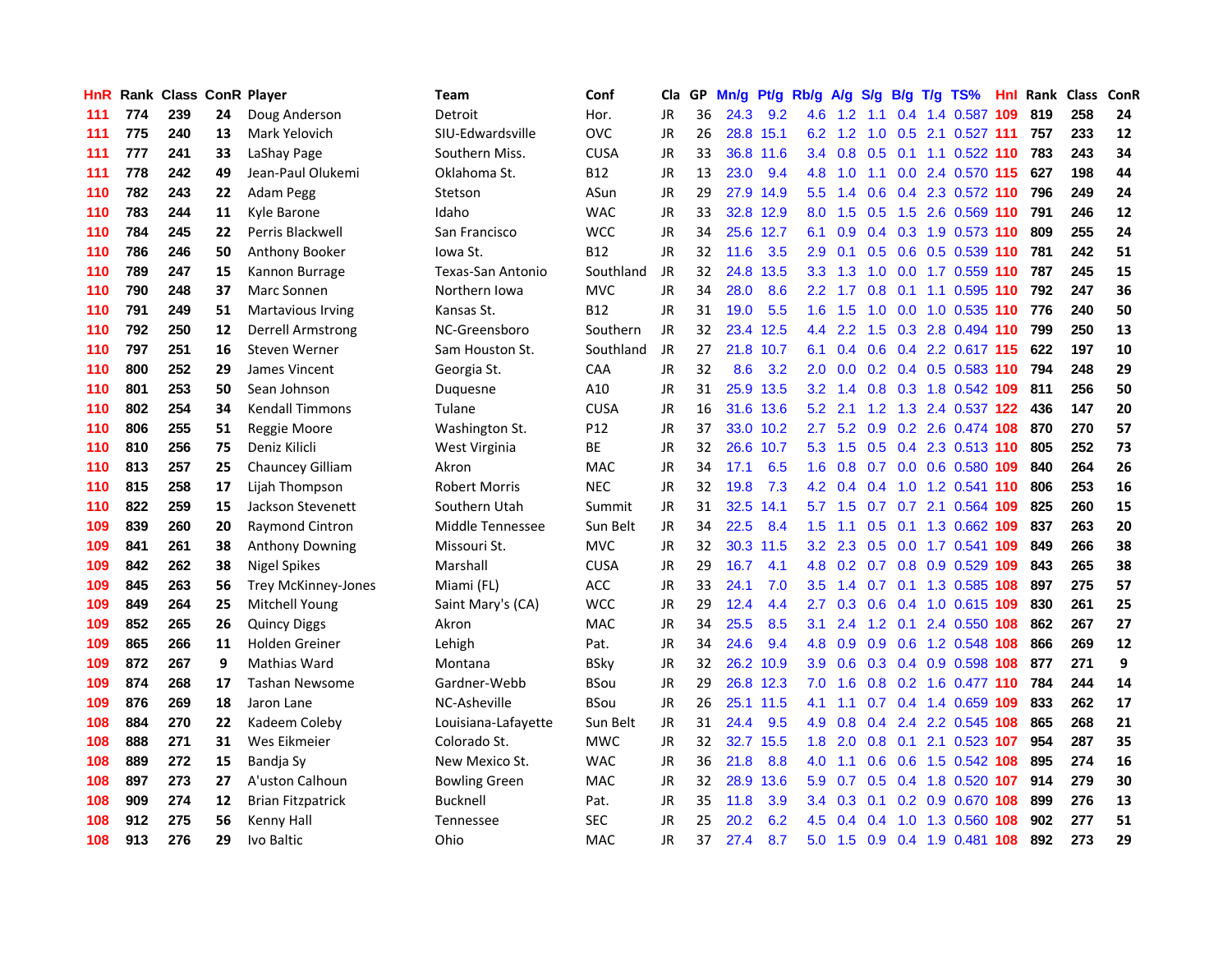| HnR | Rank | Class | ConR | Player | Team | Conf | Cla | GP | Mn/g | Pt/g | Rb/g | A/g | S/g | B/g | T/g | TS% | HnI | Rank | Class | ConR |
|---|---|---|---|---|---|---|---|---|---|---|---|---|---|---|---|---|---|---|---|---|
| 111 | 774 | 239 | 24 | Doug Anderson | Detroit | Hor. | JR | 36 | 24.3 | 9.2 | 4.6 | 1.2 | 1.1 | 0.4 | 1.4 | 0.587 | 109 | 819 | 258 | 24 |
| 111 | 775 | 240 | 13 | Mark Yelovich | SIU-Edwardsville | OVC | JR | 26 | 28.8 | 15.1 | 6.2 | 1.2 | 1.0 | 0.5 | 2.1 | 0.527 | 111 | 757 | 233 | 12 |
| 111 | 777 | 241 | 33 | LaShay Page | Southern Miss. | CUSA | JR | 33 | 36.8 | 11.6 | 3.4 | 0.8 | 0.5 | 0.1 | 1.1 | 0.522 | 110 | 783 | 243 | 34 |
| 111 | 778 | 242 | 49 | Jean-Paul Olukemi | Oklahoma St. | B12 | JR | 13 | 23.0 | 9.4 | 4.8 | 1.0 | 1.1 | 0.0 | 2.4 | 0.570 | 115 | 627 | 198 | 44 |
| 110 | 782 | 243 | 22 | Adam Pegg | Stetson | ASun | JR | 29 | 27.9 | 14.9 | 5.5 | 1.4 | 0.6 | 0.4 | 2.3 | 0.572 | 110 | 796 | 249 | 24 |
| 110 | 783 | 244 | 11 | Kyle Barone | Idaho | WAC | JR | 33 | 32.8 | 12.9 | 8.0 | 1.5 | 0.5 | 1.5 | 2.6 | 0.569 | 110 | 791 | 246 | 12 |
| 110 | 784 | 245 | 22 | Perris Blackwell | San Francisco | WCC | JR | 34 | 25.6 | 12.7 | 6.1 | 0.9 | 0.4 | 0.3 | 1.9 | 0.573 | 110 | 809 | 255 | 24 |
| 110 | 786 | 246 | 50 | Anthony Booker | Iowa St. | B12 | JR | 32 | 11.6 | 3.5 | 2.9 | 0.1 | 0.5 | 0.6 | 0.5 | 0.539 | 110 | 781 | 242 | 51 |
| 110 | 789 | 247 | 15 | Kannon Burrage | Texas-San Antonio | Southland | JR | 32 | 24.8 | 13.5 | 3.3 | 1.3 | 1.0 | 0.0 | 1.7 | 0.559 | 110 | 787 | 245 | 15 |
| 110 | 790 | 248 | 37 | Marc Sonnen | Northern Iowa | MVC | JR | 34 | 28.0 | 8.6 | 2.2 | 1.7 | 0.8 | 0.1 | 1.1 | 0.595 | 110 | 792 | 247 | 36 |
| 110 | 791 | 249 | 51 | Martavious Irving | Kansas St. | B12 | JR | 31 | 19.0 | 5.5 | 1.6 | 1.5 | 1.0 | 0.0 | 1.0 | 0.535 | 110 | 776 | 240 | 50 |
| 110 | 792 | 250 | 12 | Derrell Armstrong | NC-Greensboro | Southern | JR | 32 | 23.4 | 12.5 | 4.4 | 2.2 | 1.5 | 0.3 | 2.8 | 0.494 | 110 | 799 | 250 | 13 |
| 110 | 797 | 251 | 16 | Steven Werner | Sam Houston St. | Southland | JR | 27 | 21.8 | 10.7 | 6.1 | 0.4 | 0.6 | 0.4 | 2.2 | 0.617 | 115 | 622 | 197 | 10 |
| 110 | 800 | 252 | 29 | James Vincent | Georgia St. | CAA | JR | 32 | 8.6 | 3.2 | 2.0 | 0.0 | 0.2 | 0.4 | 0.5 | 0.583 | 110 | 794 | 248 | 29 |
| 110 | 801 | 253 | 50 | Sean Johnson | Duquesne | A10 | JR | 31 | 25.9 | 13.5 | 3.2 | 1.4 | 0.8 | 0.3 | 1.8 | 0.542 | 109 | 811 | 256 | 50 |
| 110 | 802 | 254 | 34 | Kendall Timmons | Tulane | CUSA | JR | 16 | 31.6 | 13.6 | 5.2 | 2.1 | 1.2 | 1.3 | 2.4 | 0.537 | 122 | 436 | 147 | 20 |
| 110 | 806 | 255 | 51 | Reggie Moore | Washington St. | P12 | JR | 37 | 33.0 | 10.2 | 2.7 | 5.2 | 0.9 | 0.2 | 2.6 | 0.474 | 108 | 870 | 270 | 57 |
| 110 | 810 | 256 | 75 | Deniz Kilicli | West Virginia | BE | JR | 32 | 26.6 | 10.7 | 5.3 | 1.5 | 0.5 | 0.4 | 2.3 | 0.513 | 110 | 805 | 252 | 73 |
| 110 | 813 | 257 | 25 | Chauncey Gilliam | Akron | MAC | JR | 34 | 17.1 | 6.5 | 1.6 | 0.8 | 0.7 | 0.0 | 0.6 | 0.580 | 109 | 840 | 264 | 26 |
| 110 | 815 | 258 | 17 | Lijah Thompson | Robert Morris | NEC | JR | 32 | 19.8 | 7.3 | 4.2 | 0.4 | 0.4 | 1.0 | 1.2 | 0.541 | 110 | 806 | 253 | 16 |
| 110 | 822 | 259 | 15 | Jackson Stevenett | Southern Utah | Summit | JR | 31 | 32.5 | 14.1 | 5.7 | 1.5 | 0.7 | 0.7 | 2.1 | 0.564 | 109 | 825 | 260 | 15 |
| 109 | 839 | 260 | 20 | Raymond Cintron | Middle Tennessee | Sun Belt | JR | 34 | 22.5 | 8.4 | 1.5 | 1.1 | 0.5 | 0.1 | 1.3 | 0.662 | 109 | 837 | 263 | 20 |
| 109 | 841 | 261 | 38 | Anthony Downing | Missouri St. | MVC | JR | 32 | 30.3 | 11.5 | 3.2 | 2.3 | 0.5 | 0.0 | 1.7 | 0.541 | 109 | 849 | 266 | 38 |
| 109 | 842 | 262 | 38 | Nigel Spikes | Marshall | CUSA | JR | 29 | 16.7 | 4.1 | 4.8 | 0.2 | 0.7 | 0.8 | 0.9 | 0.529 | 109 | 843 | 265 | 38 |
| 109 | 845 | 263 | 56 | Trey McKinney-Jones | Miami (FL) | ACC | JR | 33 | 24.1 | 7.0 | 3.5 | 1.4 | 0.7 | 0.1 | 1.3 | 0.585 | 108 | 897 | 275 | 57 |
| 109 | 849 | 264 | 25 | Mitchell Young | Saint Mary's (CA) | WCC | JR | 29 | 12.4 | 4.4 | 2.7 | 0.3 | 0.6 | 0.4 | 1.0 | 0.615 | 109 | 830 | 261 | 25 |
| 109 | 852 | 265 | 26 | Quincy Diggs | Akron | MAC | JR | 34 | 25.5 | 8.5 | 3.1 | 2.4 | 1.2 | 0.1 | 2.4 | 0.550 | 108 | 862 | 267 | 27 |
| 109 | 865 | 266 | 11 | Holden Greiner | Lehigh | Pat. | JR | 34 | 24.6 | 9.4 | 4.8 | 0.9 | 0.9 | 0.6 | 1.2 | 0.548 | 108 | 866 | 269 | 12 |
| 109 | 872 | 267 | 9 | Mathias Ward | Montana | BSky | JR | 32 | 26.2 | 10.9 | 3.9 | 0.6 | 0.3 | 0.4 | 0.9 | 0.598 | 108 | 877 | 271 | 9 |
| 109 | 874 | 268 | 17 | Tashan Newsome | Gardner-Webb | BSou | JR | 29 | 26.8 | 12.3 | 7.0 | 1.6 | 0.8 | 0.2 | 1.6 | 0.477 | 110 | 784 | 244 | 14 |
| 109 | 876 | 269 | 18 | Jaron Lane | NC-Asheville | BSou | JR | 26 | 25.1 | 11.5 | 4.1 | 1.1 | 0.7 | 0.4 | 1.4 | 0.659 | 109 | 833 | 262 | 17 |
| 108 | 884 | 270 | 22 | Kadeem Coleby | Louisiana-Lafayette | Sun Belt | JR | 31 | 24.4 | 9.5 | 4.9 | 0.8 | 0.4 | 2.4 | 2.2 | 0.545 | 108 | 865 | 268 | 21 |
| 108 | 888 | 271 | 31 | Wes Eikmeier | Colorado St. | MWC | JR | 32 | 32.7 | 15.5 | 1.8 | 2.0 | 0.8 | 0.1 | 2.1 | 0.523 | 107 | 954 | 287 | 35 |
| 108 | 889 | 272 | 15 | Bandja Sy | New Mexico St. | WAC | JR | 36 | 21.8 | 8.8 | 4.0 | 1.1 | 0.6 | 0.6 | 1.5 | 0.542 | 108 | 895 | 274 | 16 |
| 108 | 897 | 273 | 27 | A'uston Calhoun | Bowling Green | MAC | JR | 32 | 28.9 | 13.6 | 5.9 | 0.7 | 0.5 | 0.4 | 1.8 | 0.520 | 107 | 914 | 279 | 30 |
| 108 | 909 | 274 | 12 | Brian Fitzpatrick | Bucknell | Pat. | JR | 35 | 11.8 | 3.9 | 3.4 | 0.3 | 0.1 | 0.2 | 0.9 | 0.670 | 108 | 899 | 276 | 13 |
| 108 | 912 | 275 | 56 | Kenny Hall | Tennessee | SEC | JR | 25 | 20.2 | 6.2 | 4.5 | 0.4 | 0.4 | 1.0 | 1.3 | 0.560 | 108 | 902 | 277 | 51 |
| 108 | 913 | 276 | 29 | Ivo Baltic | Ohio | MAC | JR | 37 | 27.4 | 8.7 | 5.0 | 1.5 | 0.9 | 0.4 | 1.9 | 0.481 | 108 | 892 | 273 | 29 |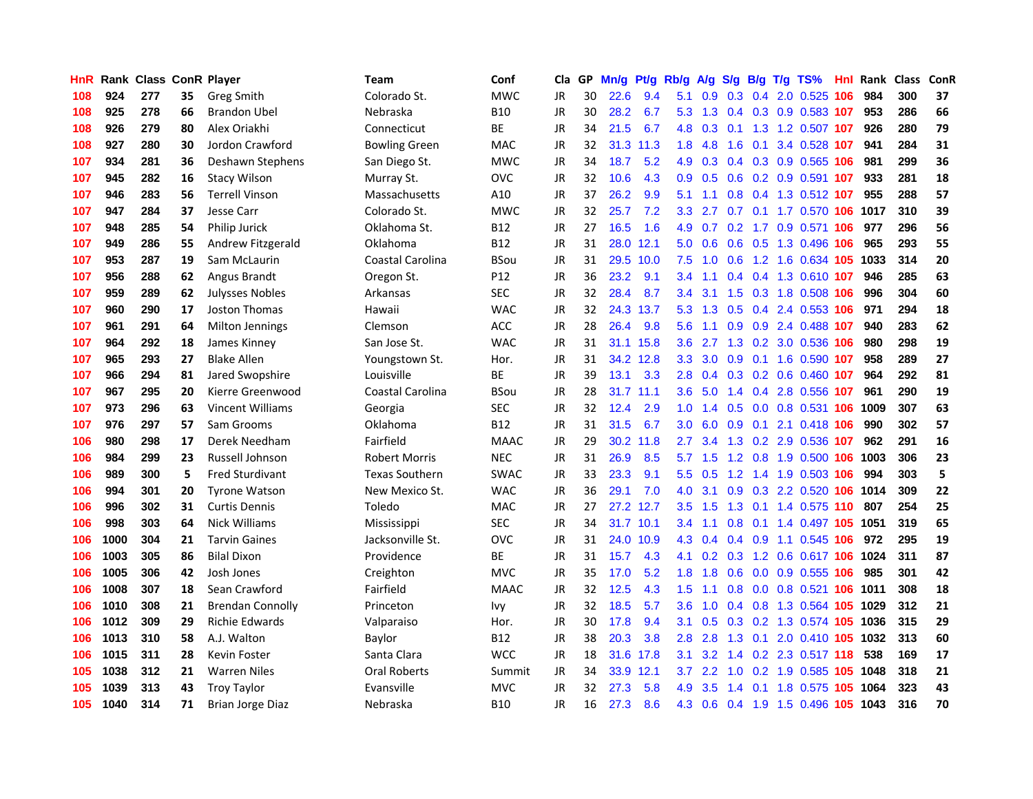| HnR | Rank | Class | ConR | Player | Team | Conf | Cla | GP | Mn/g | Pt/g | Rb/g | A/g | S/g | B/g | T/g | TS% | HnI | Rank | Class | ConR |
|---|---|---|---|---|---|---|---|---|---|---|---|---|---|---|---|---|---|---|---|---|
| 108 | 924 | 277 | 35 | Greg Smith | Colorado St. | MWC | JR | 30 | 22.6 | 9.4 | 5.1 | 0.9 | 0.3 | 0.4 | 2.0 | 0.525 | 106 | 984 | 300 | 37 |
| 108 | 925 | 278 | 66 | Brandon Ubel | Nebraska | B10 | JR | 30 | 28.2 | 6.7 | 5.3 | 1.3 | 0.4 | 0.3 | 0.9 | 0.583 | 107 | 953 | 286 | 66 |
| 108 | 926 | 279 | 80 | Alex Oriakhi | Connecticut | BE | JR | 34 | 21.5 | 6.7 | 4.8 | 0.3 | 0.1 | 1.3 | 1.2 | 0.507 | 107 | 926 | 280 | 79 |
| 108 | 927 | 280 | 30 | Jordon Crawford | Bowling Green | MAC | JR | 32 | 31.3 | 11.3 | 1.8 | 4.8 | 1.6 | 0.1 | 3.4 | 0.528 | 107 | 941 | 284 | 31 |
| 107 | 934 | 281 | 36 | Deshawn Stephens | San Diego St. | MWC | JR | 34 | 18.7 | 5.2 | 4.9 | 0.3 | 0.4 | 0.3 | 0.9 | 0.565 | 106 | 981 | 299 | 36 |
| 107 | 945 | 282 | 16 | Stacy Wilson | Murray St. | OVC | JR | 32 | 10.6 | 4.3 | 0.9 | 0.5 | 0.6 | 0.2 | 0.9 | 0.591 | 107 | 933 | 281 | 18 |
| 107 | 946 | 283 | 56 | Terrell Vinson | Massachusetts | A10 | JR | 37 | 26.2 | 9.9 | 5.1 | 1.1 | 0.8 | 0.4 | 1.3 | 0.512 | 107 | 955 | 288 | 57 |
| 107 | 947 | 284 | 37 | Jesse Carr | Colorado St. | MWC | JR | 32 | 25.7 | 7.2 | 3.3 | 2.7 | 0.7 | 0.1 | 1.7 | 0.570 | 106 | 1017 | 310 | 39 |
| 107 | 948 | 285 | 54 | Philip Jurick | Oklahoma St. | B12 | JR | 27 | 16.5 | 1.6 | 4.9 | 0.7 | 0.2 | 1.7 | 0.9 | 0.571 | 106 | 977 | 296 | 56 |
| 107 | 949 | 286 | 55 | Andrew Fitzgerald | Oklahoma | B12 | JR | 31 | 28.0 | 12.1 | 5.0 | 0.6 | 0.6 | 0.5 | 1.3 | 0.496 | 106 | 965 | 293 | 55 |
| 107 | 953 | 287 | 19 | Sam McLaurin | Coastal Carolina | BSou | JR | 31 | 29.5 | 10.0 | 7.5 | 1.0 | 0.6 | 1.2 | 1.6 | 0.634 | 105 | 1033 | 314 | 20 |
| 107 | 956 | 288 | 62 | Angus Brandt | Oregon St. | P12 | JR | 36 | 23.2 | 9.1 | 3.4 | 1.1 | 0.4 | 0.4 | 1.3 | 0.610 | 107 | 946 | 285 | 63 |
| 107 | 959 | 289 | 62 | Julysses Nobles | Arkansas | SEC | JR | 32 | 28.4 | 8.7 | 3.4 | 3.1 | 1.5 | 0.3 | 1.8 | 0.508 | 106 | 996 | 304 | 60 |
| 107 | 960 | 290 | 17 | Joston Thomas | Hawaii | WAC | JR | 32 | 24.3 | 13.7 | 5.3 | 1.3 | 0.5 | 0.4 | 2.4 | 0.553 | 106 | 971 | 294 | 18 |
| 107 | 961 | 291 | 64 | Milton Jennings | Clemson | ACC | JR | 28 | 26.4 | 9.8 | 5.6 | 1.1 | 0.9 | 0.9 | 2.4 | 0.488 | 107 | 940 | 283 | 62 |
| 107 | 964 | 292 | 18 | James Kinney | San Jose St. | WAC | JR | 31 | 31.1 | 15.8 | 3.6 | 2.7 | 1.3 | 0.2 | 3.0 | 0.536 | 106 | 980 | 298 | 19 |
| 107 | 965 | 293 | 27 | Blake Allen | Youngstown St. | Hor. | JR | 31 | 34.2 | 12.8 | 3.3 | 3.0 | 0.9 | 0.1 | 1.6 | 0.590 | 107 | 958 | 289 | 27 |
| 107 | 966 | 294 | 81 | Jared Swopshire | Louisville | BE | JR | 39 | 13.1 | 3.3 | 2.8 | 0.4 | 0.3 | 0.2 | 0.6 | 0.460 | 107 | 964 | 292 | 81 |
| 107 | 967 | 295 | 20 | Kierre Greenwood | Coastal Carolina | BSou | JR | 28 | 31.7 | 11.1 | 3.6 | 5.0 | 1.4 | 0.4 | 2.8 | 0.556 | 107 | 961 | 290 | 19 |
| 107 | 973 | 296 | 63 | Vincent Williams | Georgia | SEC | JR | 32 | 12.4 | 2.9 | 1.0 | 1.4 | 0.5 | 0.0 | 0.8 | 0.531 | 106 | 1009 | 307 | 63 |
| 107 | 976 | 297 | 57 | Sam Grooms | Oklahoma | B12 | JR | 31 | 31.5 | 6.7 | 3.0 | 6.0 | 0.9 | 0.1 | 2.1 | 0.418 | 106 | 990 | 302 | 57 |
| 106 | 980 | 298 | 17 | Derek Needham | Fairfield | MAAC | JR | 29 | 30.2 | 11.8 | 2.7 | 3.4 | 1.3 | 0.2 | 2.9 | 0.536 | 107 | 962 | 291 | 16 |
| 106 | 984 | 299 | 23 | Russell Johnson | Robert Morris | NEC | JR | 31 | 26.9 | 8.5 | 5.7 | 1.5 | 1.2 | 0.8 | 1.9 | 0.500 | 106 | 1003 | 306 | 23 |
| 106 | 989 | 300 | 5 | Fred Sturdivant | Texas Southern | SWAC | JR | 33 | 23.3 | 9.1 | 5.5 | 0.5 | 1.2 | 1.4 | 1.9 | 0.503 | 106 | 994 | 303 | 5 |
| 106 | 994 | 301 | 20 | Tyrone Watson | New Mexico St. | WAC | JR | 36 | 29.1 | 7.0 | 4.0 | 3.1 | 0.9 | 0.3 | 2.2 | 0.520 | 106 | 1014 | 309 | 22 |
| 106 | 996 | 302 | 31 | Curtis Dennis | Toledo | MAC | JR | 27 | 27.2 | 12.7 | 3.5 | 1.5 | 1.3 | 0.1 | 1.4 | 0.575 | 110 | 807 | 254 | 25 |
| 106 | 998 | 303 | 64 | Nick Williams | Mississippi | SEC | JR | 34 | 31.7 | 10.1 | 3.4 | 1.1 | 0.8 | 0.1 | 1.4 | 0.497 | 105 | 1051 | 319 | 65 |
| 106 | 1000 | 304 | 21 | Tarvin Gaines | Jacksonville St. | OVC | JR | 31 | 24.0 | 10.9 | 4.3 | 0.4 | 0.4 | 0.9 | 1.1 | 0.545 | 106 | 972 | 295 | 19 |
| 106 | 1003 | 305 | 86 | Bilal Dixon | Providence | BE | JR | 31 | 15.7 | 4.3 | 4.1 | 0.2 | 0.3 | 1.2 | 0.6 | 0.617 | 106 | 1024 | 311 | 87 |
| 106 | 1005 | 306 | 42 | Josh Jones | Creighton | MVC | JR | 35 | 17.0 | 5.2 | 1.8 | 1.8 | 0.6 | 0.0 | 0.9 | 0.555 | 106 | 985 | 301 | 42 |
| 106 | 1008 | 307 | 18 | Sean Crawford | Fairfield | MAAC | JR | 32 | 12.5 | 4.3 | 1.5 | 1.1 | 0.8 | 0.0 | 0.8 | 0.521 | 106 | 1011 | 308 | 18 |
| 106 | 1010 | 308 | 21 | Brendan Connolly | Princeton | Ivy | JR | 32 | 18.5 | 5.7 | 3.6 | 1.0 | 0.4 | 0.8 | 1.3 | 0.564 | 105 | 1029 | 312 | 21 |
| 106 | 1012 | 309 | 29 | Richie Edwards | Valparaiso | Hor. | JR | 30 | 17.8 | 9.4 | 3.1 | 0.5 | 0.3 | 0.2 | 1.3 | 0.574 | 105 | 1036 | 315 | 29 |
| 106 | 1013 | 310 | 58 | A.J. Walton | Baylor | B12 | JR | 38 | 20.3 | 3.8 | 2.8 | 2.8 | 1.3 | 0.1 | 2.0 | 0.410 | 105 | 1032 | 313 | 60 |
| 106 | 1015 | 311 | 28 | Kevin Foster | Santa Clara | WCC | JR | 18 | 31.6 | 17.8 | 3.1 | 3.2 | 1.4 | 0.2 | 2.3 | 0.517 | 118 | 538 | 169 | 17 |
| 105 | 1038 | 312 | 21 | Warren Niles | Oral Roberts | Summit | JR | 34 | 33.9 | 12.1 | 3.7 | 2.2 | 1.0 | 0.2 | 1.9 | 0.585 | 105 | 1048 | 318 | 21 |
| 105 | 1039 | 313 | 43 | Troy Taylor | Evansville | MVC | JR | 32 | 27.3 | 5.8 | 4.9 | 3.5 | 1.4 | 0.1 | 1.8 | 0.575 | 105 | 1064 | 323 | 43 |
| 105 | 1040 | 314 | 71 | Brian Jorge Diaz | Nebraska | B10 | JR | 16 | 27.3 | 8.6 | 4.3 | 0.6 | 0.4 | 1.9 | 1.5 | 0.496 | 105 | 1043 | 316 | 70 |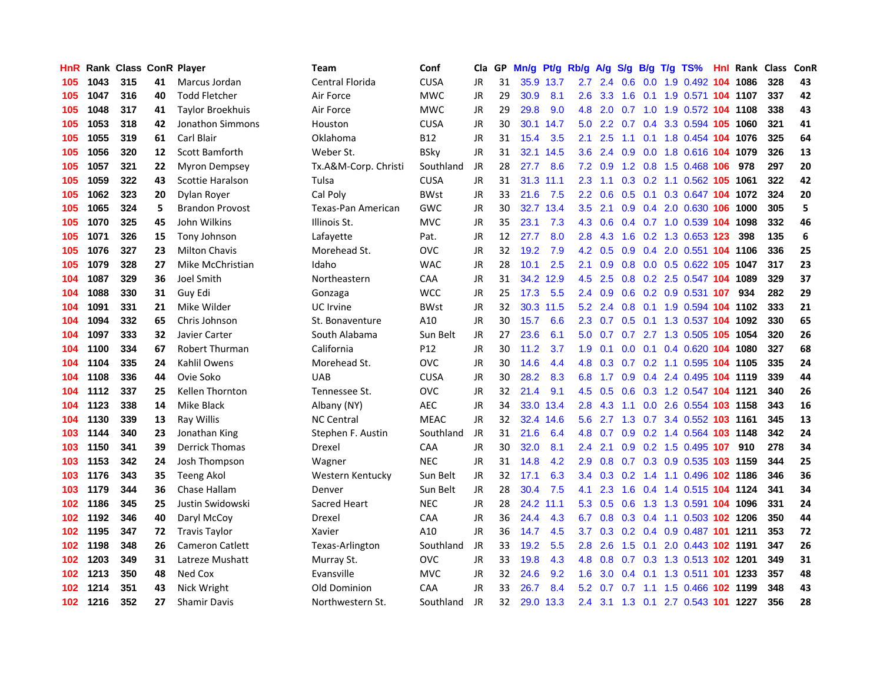| HnR | Rank | Class | ConR | Player | Team | Conf | Cla | GP | Mn/g | Pt/g | Rb/g | A/g | S/g | B/g | T/g | TS% | HnI | Rank | Class | ConR |
|---|---|---|---|---|---|---|---|---|---|---|---|---|---|---|---|---|---|---|---|---|
| 105 | 1043 | 315 | 41 | Marcus Jordan | Central Florida | CUSA | JR | 31 | 35.9 | 13.7 | 2.7 | 2.4 | 0.6 | 0.0 | 1.9 | 0.492 | 104 | 1086 | 328 | 43 |
| 105 | 1047 | 316 | 40 | Todd Fletcher | Air Force | MWC | JR | 29 | 30.9 | 8.1 | 2.6 | 3.3 | 1.6 | 0.1 | 1.9 | 0.571 | 104 | 1107 | 337 | 42 |
| 105 | 1048 | 317 | 41 | Taylor Broekhuis | Air Force | MWC | JR | 29 | 29.8 | 9.0 | 4.8 | 2.0 | 0.7 | 1.0 | 1.9 | 0.572 | 104 | 1108 | 338 | 43 |
| 105 | 1053 | 318 | 42 | Jonathon Simmons | Houston | CUSA | JR | 30 | 30.1 | 14.7 | 5.0 | 2.2 | 0.7 | 0.4 | 3.3 | 0.594 | 105 | 1060 | 321 | 41 |
| 105 | 1055 | 319 | 61 | Carl Blair | Oklahoma | B12 | JR | 31 | 15.4 | 3.5 | 2.1 | 2.5 | 1.1 | 0.1 | 1.8 | 0.454 | 104 | 1076 | 325 | 64 |
| 105 | 1056 | 320 | 12 | Scott Bamforth | Weber St. | BSky | JR | 31 | 32.1 | 14.5 | 3.6 | 2.4 | 0.9 | 0.0 | 1.8 | 0.616 | 104 | 1079 | 326 | 13 |
| 105 | 1057 | 321 | 22 | Myron Dempsey | Tx.A&M-Corp. Christi | Southland | JR | 28 | 27.7 | 8.6 | 7.2 | 0.9 | 1.2 | 0.8 | 1.5 | 0.468 | 106 | 978 | 297 | 20 |
| 105 | 1059 | 322 | 43 | Scottie Haralson | Tulsa | CUSA | JR | 31 | 31.3 | 11.1 | 2.3 | 1.1 | 0.3 | 0.2 | 1.1 | 0.562 | 105 | 1061 | 322 | 42 |
| 105 | 1062 | 323 | 20 | Dylan Royer | Cal Poly | BWst | JR | 33 | 21.6 | 7.5 | 2.2 | 0.6 | 0.5 | 0.1 | 0.3 | 0.647 | 104 | 1072 | 324 | 20 |
| 105 | 1065 | 324 | 5 | Brandon Provost | Texas-Pan American | GWC | JR | 30 | 32.7 | 13.4 | 3.5 | 2.1 | 0.9 | 0.4 | 2.0 | 0.630 | 106 | 1000 | 305 | 5 |
| 105 | 1070 | 325 | 45 | John Wilkins | Illinois St. | MVC | JR | 35 | 23.1 | 7.3 | 4.3 | 0.6 | 0.4 | 0.7 | 1.0 | 0.539 | 104 | 1098 | 332 | 46 |
| 105 | 1071 | 326 | 15 | Tony Johnson | Lafayette | Pat. | JR | 12 | 27.7 | 8.0 | 2.8 | 4.3 | 1.6 | 0.2 | 1.3 | 0.653 | 123 | 398 | 135 | 6 |
| 105 | 1076 | 327 | 23 | Milton Chavis | Morehead St. | OVC | JR | 32 | 19.2 | 7.9 | 4.2 | 0.5 | 0.9 | 0.4 | 2.0 | 0.551 | 104 | 1106 | 336 | 25 |
| 105 | 1079 | 328 | 27 | Mike McChristian | Idaho | WAC | JR | 28 | 10.1 | 2.5 | 2.1 | 0.9 | 0.8 | 0.0 | 0.5 | 0.622 | 105 | 1047 | 317 | 23 |
| 104 | 1087 | 329 | 36 | Joel Smith | Northeastern | CAA | JR | 31 | 34.2 | 12.9 | 4.5 | 2.5 | 0.8 | 0.2 | 2.5 | 0.547 | 104 | 1089 | 329 | 37 |
| 104 | 1088 | 330 | 31 | Guy Edi | Gonzaga | WCC | JR | 25 | 17.3 | 5.5 | 2.4 | 0.9 | 0.6 | 0.2 | 0.9 | 0.531 | 107 | 934 | 282 | 29 |
| 104 | 1091 | 331 | 21 | Mike Wilder | UC Irvine | BWst | JR | 32 | 30.3 | 11.5 | 5.2 | 2.4 | 0.8 | 0.1 | 1.9 | 0.594 | 104 | 1102 | 333 | 21 |
| 104 | 1094 | 332 | 65 | Chris Johnson | St. Bonaventure | A10 | JR | 30 | 15.7 | 6.6 | 2.3 | 0.7 | 0.5 | 0.1 | 1.3 | 0.537 | 104 | 1092 | 330 | 65 |
| 104 | 1097 | 333 | 32 | Javier Carter | South Alabama | Sun Belt | JR | 27 | 23.6 | 6.1 | 5.0 | 0.7 | 0.7 | 2.7 | 1.3 | 0.505 | 105 | 1054 | 320 | 26 |
| 104 | 1100 | 334 | 67 | Robert Thurman | California | P12 | JR | 30 | 11.2 | 3.7 | 1.9 | 0.1 | 0.0 | 0.1 | 0.4 | 0.620 | 104 | 1080 | 327 | 68 |
| 104 | 1104 | 335 | 24 | Kahlil Owens | Morehead St. | OVC | JR | 30 | 14.6 | 4.4 | 4.8 | 0.3 | 0.7 | 0.2 | 1.1 | 0.595 | 104 | 1105 | 335 | 24 |
| 104 | 1108 | 336 | 44 | Ovie Soko | UAB | CUSA | JR | 30 | 28.2 | 8.3 | 6.8 | 1.7 | 0.9 | 0.4 | 2.4 | 0.495 | 104 | 1119 | 339 | 44 |
| 104 | 1112 | 337 | 25 | Kellen Thornton | Tennessee St. | OVC | JR | 32 | 21.4 | 9.1 | 4.5 | 0.5 | 0.6 | 0.3 | 1.2 | 0.547 | 104 | 1121 | 340 | 26 |
| 104 | 1123 | 338 | 14 | Mike Black | Albany (NY) | AEC | JR | 34 | 33.0 | 13.4 | 2.8 | 4.3 | 1.1 | 0.0 | 2.6 | 0.554 | 103 | 1158 | 343 | 16 |
| 104 | 1130 | 339 | 13 | Ray Willis | NC Central | MEAC | JR | 32 | 32.4 | 14.6 | 5.6 | 2.7 | 1.3 | 0.7 | 3.4 | 0.552 | 103 | 1161 | 345 | 13 |
| 103 | 1144 | 340 | 23 | Jonathan King | Stephen F. Austin | Southland | JR | 31 | 21.6 | 6.4 | 4.8 | 0.7 | 0.9 | 0.2 | 1.4 | 0.564 | 103 | 1148 | 342 | 24 |
| 103 | 1150 | 341 | 39 | Derrick Thomas | Drexel | CAA | JR | 30 | 32.0 | 8.1 | 2.4 | 2.1 | 0.9 | 0.2 | 1.5 | 0.495 | 107 | 910 | 278 | 34 |
| 103 | 1153 | 342 | 24 | Josh Thompson | Wagner | NEC | JR | 31 | 14.8 | 4.2 | 2.9 | 0.8 | 0.7 | 0.3 | 0.9 | 0.535 | 103 | 1159 | 344 | 25 |
| 103 | 1176 | 343 | 35 | Teeng Akol | Western Kentucky | Sun Belt | JR | 32 | 17.1 | 6.3 | 3.4 | 0.3 | 0.2 | 1.4 | 1.1 | 0.496 | 102 | 1186 | 346 | 36 |
| 103 | 1179 | 344 | 36 | Chase Hallam | Denver | Sun Belt | JR | 28 | 30.4 | 7.5 | 4.1 | 2.3 | 1.6 | 0.4 | 1.4 | 0.515 | 104 | 1124 | 341 | 34 |
| 102 | 1186 | 345 | 25 | Justin Swidowski | Sacred Heart | NEC | JR | 28 | 24.2 | 11.1 | 5.3 | 0.5 | 0.6 | 1.3 | 1.3 | 0.591 | 104 | 1096 | 331 | 24 |
| 102 | 1192 | 346 | 40 | Daryl McCoy | Drexel | CAA | JR | 36 | 24.4 | 4.3 | 6.7 | 0.8 | 0.3 | 0.4 | 1.1 | 0.503 | 102 | 1206 | 350 | 44 |
| 102 | 1195 | 347 | 72 | Travis Taylor | Xavier | A10 | JR | 36 | 14.7 | 4.5 | 3.7 | 0.3 | 0.2 | 0.4 | 0.9 | 0.487 | 101 | 1211 | 353 | 72 |
| 102 | 1198 | 348 | 26 | Cameron Catlett | Texas-Arlington | Southland | JR | 33 | 19.2 | 5.5 | 2.8 | 2.6 | 1.5 | 0.1 | 2.0 | 0.443 | 102 | 1191 | 347 | 26 |
| 102 | 1203 | 349 | 31 | Latreze Mushatt | Murray St. | OVC | JR | 33 | 19.8 | 4.3 | 4.8 | 0.8 | 0.7 | 0.3 | 1.3 | 0.513 | 102 | 1201 | 349 | 31 |
| 102 | 1213 | 350 | 48 | Ned Cox | Evansville | MVC | JR | 32 | 24.6 | 9.2 | 1.6 | 3.0 | 0.4 | 0.1 | 1.3 | 0.511 | 101 | 1233 | 357 | 48 |
| 102 | 1214 | 351 | 43 | Nick Wright | Old Dominion | CAA | JR | 33 | 26.7 | 8.4 | 5.2 | 0.7 | 0.7 | 1.1 | 1.5 | 0.466 | 102 | 1199 | 348 | 43 |
| 102 | 1216 | 352 | 27 | Shamir Davis | Northwestern St. | Southland | JR | 32 | 29.0 | 13.3 | 2.4 | 3.1 | 1.3 | 0.1 | 2.7 | 0.543 | 101 | 1227 | 356 | 28 |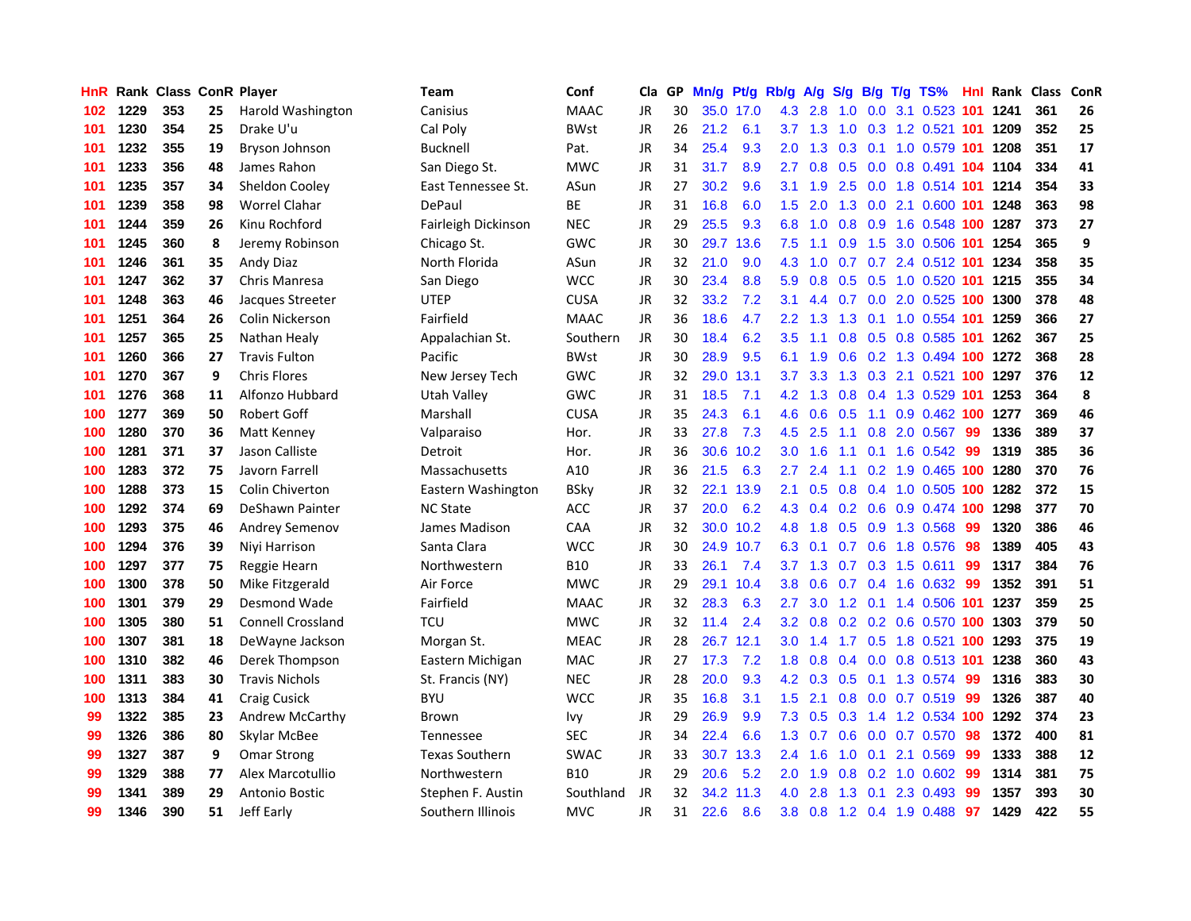| HnR | Rank | Class | ConR | Player | Team | Conf | Cla | GP | Mn/g | Pt/g | Rb/g | A/g | S/g | B/g | T/g | TS% | HnI | Rank | Class | ConR |
|---|---|---|---|---|---|---|---|---|---|---|---|---|---|---|---|---|---|---|---|---|
| 102 | 1229 | 353 | 25 | Harold Washington | Canisius | MAAC | JR | 30 | 35.0 | 17.0 | 4.3 | 2.8 | 1.0 | 0.0 | 3.1 | 0.523 | 101 | 1241 | 361 | 26 |
| 101 | 1230 | 354 | 25 | Drake U'u | Cal Poly | BWst | JR | 26 | 21.2 | 6.1 | 3.7 | 1.3 | 1.0 | 0.3 | 1.2 | 0.521 | 101 | 1209 | 352 | 25 |
| 101 | 1232 | 355 | 19 | Bryson Johnson | Bucknell | Pat. | JR | 34 | 25.4 | 9.3 | 2.0 | 1.3 | 0.3 | 0.1 | 1.0 | 0.579 | 101 | 1208 | 351 | 17 |
| 101 | 1233 | 356 | 48 | James Rahon | San Diego St. | MWC | JR | 31 | 31.7 | 8.9 | 2.7 | 0.8 | 0.5 | 0.0 | 0.8 | 0.491 | 104 | 1104 | 334 | 41 |
| 101 | 1235 | 357 | 34 | Sheldon Cooley | East Tennessee St. | ASun | JR | 27 | 30.2 | 9.6 | 3.1 | 1.9 | 2.5 | 0.0 | 1.8 | 0.514 | 101 | 1214 | 354 | 33 |
| 101 | 1239 | 358 | 98 | Worrel Clahar | DePaul | BE | JR | 31 | 16.8 | 6.0 | 1.5 | 2.0 | 1.3 | 0.0 | 2.1 | 0.600 | 101 | 1248 | 363 | 98 |
| 101 | 1244 | 359 | 26 | Kinu Rochford | Fairleigh Dickinson | NEC | JR | 29 | 25.5 | 9.3 | 6.8 | 1.0 | 0.8 | 0.9 | 1.6 | 0.548 | 100 | 1287 | 373 | 27 |
| 101 | 1245 | 360 | 8 | Jeremy Robinson | Chicago St. | GWC | JR | 30 | 29.7 | 13.6 | 7.5 | 1.1 | 0.9 | 1.5 | 3.0 | 0.506 | 101 | 1254 | 365 | 9 |
| 101 | 1246 | 361 | 35 | Andy Diaz | North Florida | ASun | JR | 32 | 21.0 | 9.0 | 4.3 | 1.0 | 0.7 | 0.7 | 2.4 | 0.512 | 101 | 1234 | 358 | 35 |
| 101 | 1247 | 362 | 37 | Chris Manresa | San Diego | WCC | JR | 30 | 23.4 | 8.8 | 5.9 | 0.8 | 0.5 | 0.5 | 1.0 | 0.520 | 101 | 1215 | 355 | 34 |
| 101 | 1248 | 363 | 46 | Jacques Streeter | UTEP | CUSA | JR | 32 | 33.2 | 7.2 | 3.1 | 4.4 | 0.7 | 0.0 | 2.0 | 0.525 | 100 | 1300 | 378 | 48 |
| 101 | 1251 | 364 | 26 | Colin Nickerson | Fairfield | MAAC | JR | 36 | 18.6 | 4.7 | 2.2 | 1.3 | 1.3 | 0.1 | 1.0 | 0.554 | 101 | 1259 | 366 | 27 |
| 101 | 1257 | 365 | 25 | Nathan Healy | Appalachian St. | Southern | JR | 30 | 18.4 | 6.2 | 3.5 | 1.1 | 0.8 | 0.5 | 0.8 | 0.585 | 101 | 1262 | 367 | 25 |
| 101 | 1260 | 366 | 27 | Travis Fulton | Pacific | BWst | JR | 30 | 28.9 | 9.5 | 6.1 | 1.9 | 0.6 | 0.2 | 1.3 | 0.494 | 100 | 1272 | 368 | 28 |
| 101 | 1270 | 367 | 9 | Chris Flores | New Jersey Tech | GWC | JR | 32 | 29.0 | 13.1 | 3.7 | 3.3 | 1.3 | 0.3 | 2.1 | 0.521 | 100 | 1297 | 376 | 12 |
| 101 | 1276 | 368 | 11 | Alfonzo Hubbard | Utah Valley | GWC | JR | 31 | 18.5 | 7.1 | 4.2 | 1.3 | 0.8 | 0.4 | 1.3 | 0.529 | 101 | 1253 | 364 | 8 |
| 100 | 1277 | 369 | 50 | Robert Goff | Marshall | CUSA | JR | 35 | 24.3 | 6.1 | 4.6 | 0.6 | 0.5 | 1.1 | 0.9 | 0.462 | 100 | 1277 | 369 | 46 |
| 100 | 1280 | 370 | 36 | Matt Kenney | Valparaiso | Hor. | JR | 33 | 27.8 | 7.3 | 4.5 | 2.5 | 1.1 | 0.8 | 2.0 | 0.567 | 99 | 1336 | 389 | 37 |
| 100 | 1281 | 371 | 37 | Jason Calliste | Detroit | Hor. | JR | 36 | 30.6 | 10.2 | 3.0 | 1.6 | 1.1 | 0.1 | 1.6 | 0.542 | 99 | 1319 | 385 | 36 |
| 100 | 1283 | 372 | 75 | Javorn Farrell | Massachusetts | A10 | JR | 36 | 21.5 | 6.3 | 2.7 | 2.4 | 1.1 | 0.2 | 1.9 | 0.465 | 100 | 1280 | 370 | 76 |
| 100 | 1288 | 373 | 15 | Colin Chiverton | Eastern Washington | BSky | JR | 32 | 22.1 | 13.9 | 2.1 | 0.5 | 0.8 | 0.4 | 1.0 | 0.505 | 100 | 1282 | 372 | 15 |
| 100 | 1292 | 374 | 69 | DeShawn Painter | NC State | ACC | JR | 37 | 20.0 | 6.2 | 4.3 | 0.4 | 0.2 | 0.6 | 0.9 | 0.474 | 100 | 1298 | 377 | 70 |
| 100 | 1293 | 375 | 46 | Andrey Semenov | James Madison | CAA | JR | 32 | 30.0 | 10.2 | 4.8 | 1.8 | 0.5 | 0.9 | 1.3 | 0.568 | 99 | 1320 | 386 | 46 |
| 100 | 1294 | 376 | 39 | Niyi Harrison | Santa Clara | WCC | JR | 30 | 24.9 | 10.7 | 6.3 | 0.1 | 0.7 | 0.6 | 1.8 | 0.576 | 98 | 1389 | 405 | 43 |
| 100 | 1297 | 377 | 75 | Reggie Hearn | Northwestern | B10 | JR | 33 | 26.1 | 7.4 | 3.7 | 1.3 | 0.7 | 0.3 | 1.5 | 0.611 | 99 | 1317 | 384 | 76 |
| 100 | 1300 | 378 | 50 | Mike Fitzgerald | Air Force | MWC | JR | 29 | 29.1 | 10.4 | 3.8 | 0.6 | 0.7 | 0.4 | 1.6 | 0.632 | 99 | 1352 | 391 | 51 |
| 100 | 1301 | 379 | 29 | Desmond Wade | Fairfield | MAAC | JR | 32 | 28.3 | 6.3 | 2.7 | 3.0 | 1.2 | 0.1 | 1.4 | 0.506 | 101 | 1237 | 359 | 25 |
| 100 | 1305 | 380 | 51 | Connell Crossland | TCU | MWC | JR | 32 | 11.4 | 2.4 | 3.2 | 0.8 | 0.2 | 0.2 | 0.6 | 0.570 | 100 | 1303 | 379 | 50 |
| 100 | 1307 | 381 | 18 | DeWayne Jackson | Morgan St. | MEAC | JR | 28 | 26.7 | 12.1 | 3.0 | 1.4 | 1.7 | 0.5 | 1.8 | 0.521 | 100 | 1293 | 375 | 19 |
| 100 | 1310 | 382 | 46 | Derek Thompson | Eastern Michigan | MAC | JR | 27 | 17.3 | 7.2 | 1.8 | 0.8 | 0.4 | 0.0 | 0.8 | 0.513 | 101 | 1238 | 360 | 43 |
| 100 | 1311 | 383 | 30 | Travis Nichols | St. Francis (NY) | NEC | JR | 28 | 20.0 | 9.3 | 4.2 | 0.3 | 0.5 | 0.1 | 1.3 | 0.574 | 99 | 1316 | 383 | 30 |
| 100 | 1313 | 384 | 41 | Craig Cusick | BYU | WCC | JR | 35 | 16.8 | 3.1 | 1.5 | 2.1 | 0.8 | 0.0 | 0.7 | 0.519 | 99 | 1326 | 387 | 40 |
| 99 | 1322 | 385 | 23 | Andrew McCarthy | Brown | Ivy | JR | 29 | 26.9 | 9.9 | 7.3 | 0.5 | 0.3 | 1.4 | 1.2 | 0.534 | 100 | 1292 | 374 | 23 |
| 99 | 1326 | 386 | 80 | Skylar McBee | Tennessee | SEC | JR | 34 | 22.4 | 6.6 | 1.3 | 0.7 | 0.6 | 0.0 | 0.7 | 0.570 | 98 | 1372 | 400 | 81 |
| 99 | 1327 | 387 | 9 | Omar Strong | Texas Southern | SWAC | JR | 33 | 30.7 | 13.3 | 2.4 | 1.6 | 1.0 | 0.1 | 2.1 | 0.569 | 99 | 1333 | 388 | 12 |
| 99 | 1329 | 388 | 77 | Alex Marcotullio | Northwestern | B10 | JR | 29 | 20.6 | 5.2 | 2.0 | 1.9 | 0.8 | 0.2 | 1.0 | 0.602 | 99 | 1314 | 381 | 75 |
| 99 | 1341 | 389 | 29 | Antonio Bostic | Stephen F. Austin | Southland | JR | 32 | 34.2 | 11.3 | 4.0 | 2.8 | 1.3 | 0.1 | 2.3 | 0.493 | 99 | 1357 | 393 | 30 |
| 99 | 1346 | 390 | 51 | Jeff Early | Southern Illinois | MVC | JR | 31 | 22.6 | 8.6 | 3.8 | 0.8 | 1.2 | 0.4 | 1.9 | 0.488 | 97 | 1429 | 422 | 55 |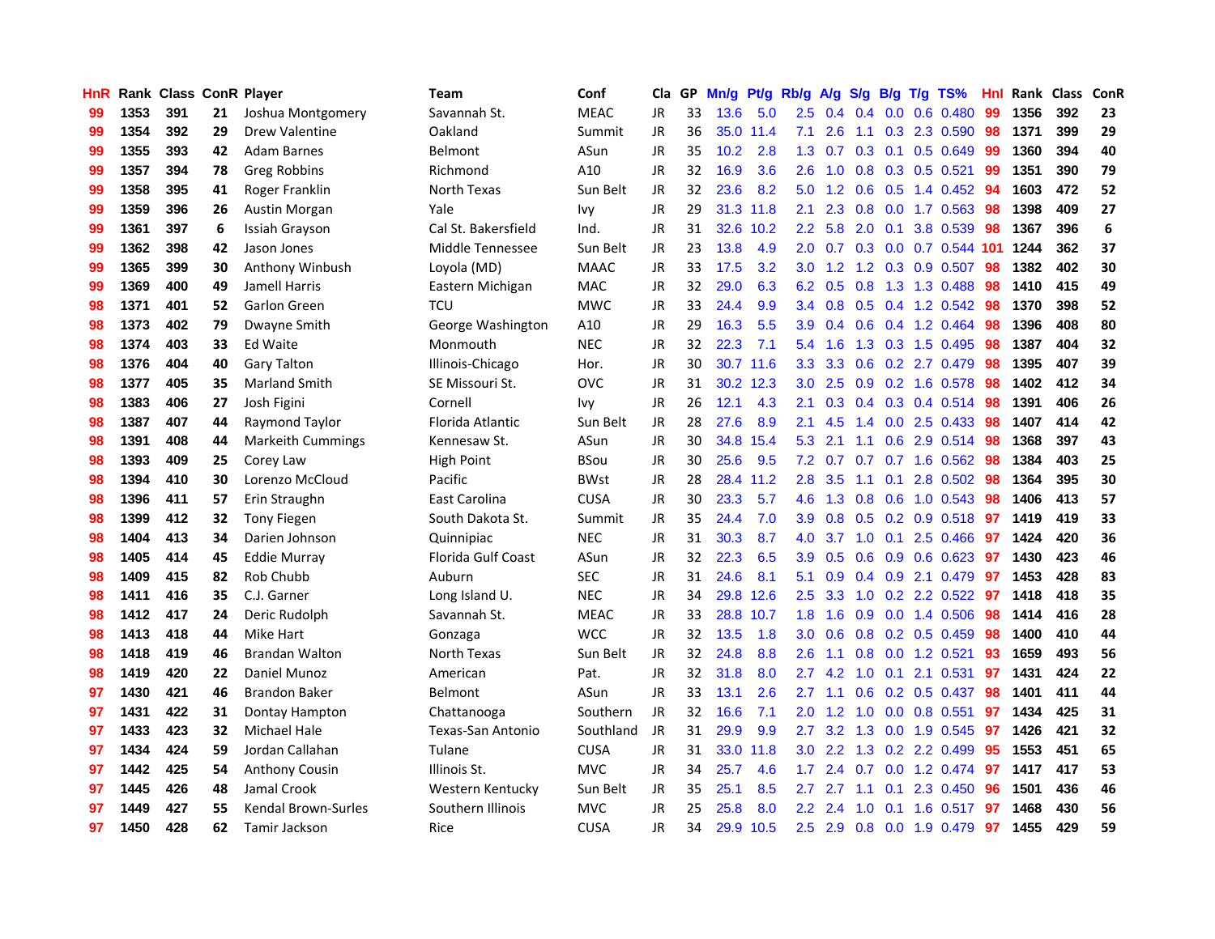| HnR | Rank | Class | ConR | Player | Team | Conf | Cla | GP | Mn/g | Pt/g | Rb/g | A/g | S/g | B/g | T/g | TS% | HnI | Rank | Class | ConR |
|---|---|---|---|---|---|---|---|---|---|---|---|---|---|---|---|---|---|---|---|---|
| 99 | 1353 | 391 | 21 | Joshua Montgomery | Savannah St. | MEAC | JR | 33 | 13.6 | 5.0 | 2.5 | 0.4 | 0.4 | 0.0 | 0.6 | 0.480 | 99 | 1356 | 392 | 23 |
| 99 | 1354 | 392 | 29 | Drew Valentine | Oakland | Summit | JR | 36 | 35.0 | 11.4 | 7.1 | 2.6 | 1.1 | 0.3 | 2.3 | 0.590 | 98 | 1371 | 399 | 29 |
| 99 | 1355 | 393 | 42 | Adam Barnes | Belmont | ASun | JR | 35 | 10.2 | 2.8 | 1.3 | 0.7 | 0.3 | 0.1 | 0.5 | 0.649 | 99 | 1360 | 394 | 40 |
| 99 | 1357 | 394 | 78 | Greg Robbins | Richmond | A10 | JR | 32 | 16.9 | 3.6 | 2.6 | 1.0 | 0.8 | 0.3 | 0.5 | 0.521 | 99 | 1351 | 390 | 79 |
| 99 | 1358 | 395 | 41 | Roger Franklin | North Texas | Sun Belt | JR | 32 | 23.6 | 8.2 | 5.0 | 1.2 | 0.6 | 0.5 | 1.4 | 0.452 | 94 | 1603 | 472 | 52 |
| 99 | 1359 | 396 | 26 | Austin Morgan | Yale | Ivy | JR | 29 | 31.3 | 11.8 | 2.1 | 2.3 | 0.8 | 0.0 | 1.7 | 0.563 | 98 | 1398 | 409 | 27 |
| 99 | 1361 | 397 | 6 | Issiah Grayson | Cal St. Bakersfield | Ind. | JR | 31 | 32.6 | 10.2 | 2.2 | 5.8 | 2.0 | 0.1 | 3.8 | 0.539 | 98 | 1367 | 396 | 6 |
| 99 | 1362 | 398 | 42 | Jason Jones | Middle Tennessee | Sun Belt | JR | 23 | 13.8 | 4.9 | 2.0 | 0.7 | 0.3 | 0.0 | 0.7 | 0.544 | 101 | 1244 | 362 | 37 |
| 99 | 1365 | 399 | 30 | Anthony Winbush | Loyola (MD) | MAAC | JR | 33 | 17.5 | 3.2 | 3.0 | 1.2 | 1.2 | 0.3 | 0.9 | 0.507 | 98 | 1382 | 402 | 30 |
| 99 | 1369 | 400 | 49 | Jamell Harris | Eastern Michigan | MAC | JR | 32 | 29.0 | 6.3 | 6.2 | 0.5 | 0.8 | 1.3 | 1.3 | 0.488 | 98 | 1410 | 415 | 49 |
| 98 | 1371 | 401 | 52 | Garlon Green | TCU | MWC | JR | 33 | 24.4 | 9.9 | 3.4 | 0.8 | 0.5 | 0.4 | 1.2 | 0.542 | 98 | 1370 | 398 | 52 |
| 98 | 1373 | 402 | 79 | Dwayne Smith | George Washington | A10 | JR | 29 | 16.3 | 5.5 | 3.9 | 0.4 | 0.6 | 0.4 | 1.2 | 0.464 | 98 | 1396 | 408 | 80 |
| 98 | 1374 | 403 | 33 | Ed Waite | Monmouth | NEC | JR | 32 | 22.3 | 7.1 | 5.4 | 1.6 | 1.3 | 0.3 | 1.5 | 0.495 | 98 | 1387 | 404 | 32 |
| 98 | 1376 | 404 | 40 | Gary Talton | Illinois-Chicago | Hor. | JR | 30 | 30.7 | 11.6 | 3.3 | 3.3 | 0.6 | 0.2 | 2.7 | 0.479 | 98 | 1395 | 407 | 39 |
| 98 | 1377 | 405 | 35 | Marland Smith | SE Missouri St. | OVC | JR | 31 | 30.2 | 12.3 | 3.0 | 2.5 | 0.9 | 0.2 | 1.6 | 0.578 | 98 | 1402 | 412 | 34 |
| 98 | 1383 | 406 | 27 | Josh Figini | Cornell | Ivy | JR | 26 | 12.1 | 4.3 | 2.1 | 0.3 | 0.4 | 0.3 | 0.4 | 0.514 | 98 | 1391 | 406 | 26 |
| 98 | 1387 | 407 | 44 | Raymond Taylor | Florida Atlantic | Sun Belt | JR | 28 | 27.6 | 8.9 | 2.1 | 4.5 | 1.4 | 0.0 | 2.5 | 0.433 | 98 | 1407 | 414 | 42 |
| 98 | 1391 | 408 | 44 | Markeith Cummings | Kennesaw St. | ASun | JR | 30 | 34.8 | 15.4 | 5.3 | 2.1 | 1.1 | 0.6 | 2.9 | 0.514 | 98 | 1368 | 397 | 43 |
| 98 | 1393 | 409 | 25 | Corey Law | High Point | BSou | JR | 30 | 25.6 | 9.5 | 7.2 | 0.7 | 0.7 | 0.7 | 1.6 | 0.562 | 98 | 1384 | 403 | 25 |
| 98 | 1394 | 410 | 30 | Lorenzo McCloud | Pacific | BWst | JR | 28 | 28.4 | 11.2 | 2.8 | 3.5 | 1.1 | 0.1 | 2.8 | 0.502 | 98 | 1364 | 395 | 30 |
| 98 | 1396 | 411 | 57 | Erin Straughn | East Carolina | CUSA | JR | 30 | 23.3 | 5.7 | 4.6 | 1.3 | 0.8 | 0.6 | 1.0 | 0.543 | 98 | 1406 | 413 | 57 |
| 98 | 1399 | 412 | 32 | Tony Fiegen | South Dakota St. | Summit | JR | 35 | 24.4 | 7.0 | 3.9 | 0.8 | 0.5 | 0.2 | 0.9 | 0.518 | 97 | 1419 | 419 | 33 |
| 98 | 1404 | 413 | 34 | Darien Johnson | Quinnipiac | NEC | JR | 31 | 30.3 | 8.7 | 4.0 | 3.7 | 1.0 | 0.1 | 2.5 | 0.466 | 97 | 1424 | 420 | 36 |
| 98 | 1405 | 414 | 45 | Eddie Murray | Florida Gulf Coast | ASun | JR | 32 | 22.3 | 6.5 | 3.9 | 0.5 | 0.6 | 0.9 | 0.6 | 0.623 | 97 | 1430 | 423 | 46 |
| 98 | 1409 | 415 | 82 | Rob Chubb | Auburn | SEC | JR | 31 | 24.6 | 8.1 | 5.1 | 0.9 | 0.4 | 0.9 | 2.1 | 0.479 | 97 | 1453 | 428 | 83 |
| 98 | 1411 | 416 | 35 | C.J. Garner | Long Island U. | NEC | JR | 34 | 29.8 | 12.6 | 2.5 | 3.3 | 1.0 | 0.2 | 2.2 | 0.522 | 97 | 1418 | 418 | 35 |
| 98 | 1412 | 417 | 24 | Deric Rudolph | Savannah St. | MEAC | JR | 33 | 28.8 | 10.7 | 1.8 | 1.6 | 0.9 | 0.0 | 1.4 | 0.506 | 98 | 1414 | 416 | 28 |
| 98 | 1413 | 418 | 44 | Mike Hart | Gonzaga | WCC | JR | 32 | 13.5 | 1.8 | 3.0 | 0.6 | 0.8 | 0.2 | 0.5 | 0.459 | 98 | 1400 | 410 | 44 |
| 98 | 1418 | 419 | 46 | Brandan Walton | North Texas | Sun Belt | JR | 32 | 24.8 | 8.8 | 2.6 | 1.1 | 0.8 | 0.0 | 1.2 | 0.521 | 93 | 1659 | 493 | 56 |
| 98 | 1419 | 420 | 22 | Daniel Munoz | American | Pat. | JR | 32 | 31.8 | 8.0 | 2.7 | 4.2 | 1.0 | 0.1 | 2.1 | 0.531 | 97 | 1431 | 424 | 22 |
| 97 | 1430 | 421 | 46 | Brandon Baker | Belmont | ASun | JR | 33 | 13.1 | 2.6 | 2.7 | 1.1 | 0.6 | 0.2 | 0.5 | 0.437 | 98 | 1401 | 411 | 44 |
| 97 | 1431 | 422 | 31 | Dontay Hampton | Chattanooga | Southern | JR | 32 | 16.6 | 7.1 | 2.0 | 1.2 | 1.0 | 0.0 | 0.8 | 0.551 | 97 | 1434 | 425 | 31 |
| 97 | 1433 | 423 | 32 | Michael Hale | Texas-San Antonio | Southland | JR | 31 | 29.9 | 9.9 | 2.7 | 3.2 | 1.3 | 0.0 | 1.9 | 0.545 | 97 | 1426 | 421 | 32 |
| 97 | 1434 | 424 | 59 | Jordan Callahan | Tulane | CUSA | JR | 31 | 33.0 | 11.8 | 3.0 | 2.2 | 1.3 | 0.2 | 2.2 | 0.499 | 95 | 1553 | 451 | 65 |
| 97 | 1442 | 425 | 54 | Anthony Cousin | Illinois St. | MVC | JR | 34 | 25.7 | 4.6 | 1.7 | 2.4 | 0.7 | 0.0 | 1.2 | 0.474 | 97 | 1417 | 417 | 53 |
| 97 | 1445 | 426 | 48 | Jamal Crook | Western Kentucky | Sun Belt | JR | 35 | 25.1 | 8.5 | 2.7 | 2.7 | 1.1 | 0.1 | 2.3 | 0.450 | 96 | 1501 | 436 | 46 |
| 97 | 1449 | 427 | 55 | Kendal Brown-Surles | Southern Illinois | MVC | JR | 25 | 25.8 | 8.0 | 2.2 | 2.4 | 1.0 | 0.1 | 1.6 | 0.517 | 97 | 1468 | 430 | 56 |
| 97 | 1450 | 428 | 62 | Tamir Jackson | Rice | CUSA | JR | 34 | 29.9 | 10.5 | 2.5 | 2.9 | 0.8 | 0.0 | 1.9 | 0.479 | 97 | 1455 | 429 | 59 |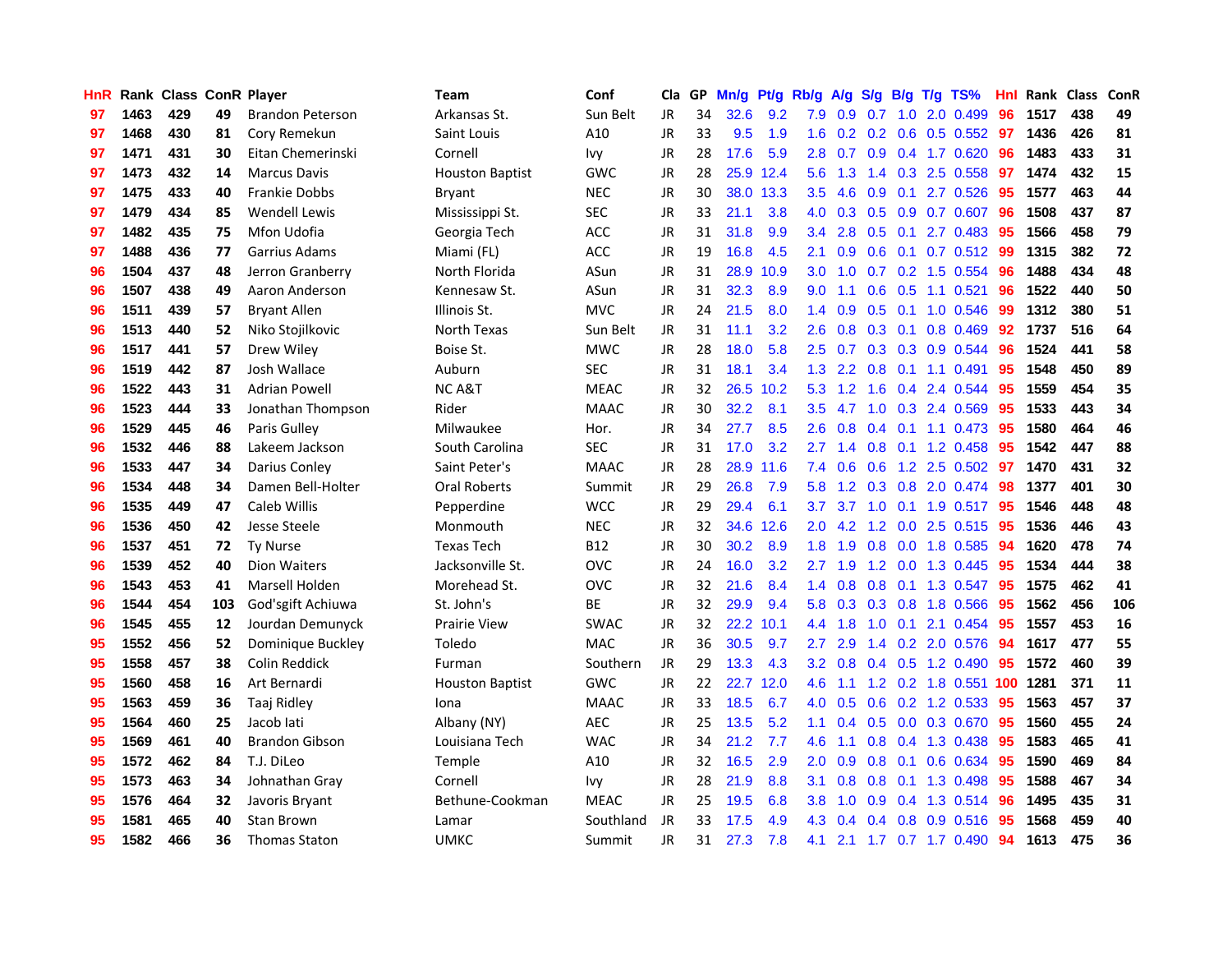| HnR | Rank | Class | ConR | Player | Team | Conf | Cla | GP | Mn/g | Pt/g | Rb/g | A/g | S/g | B/g | T/g | TS% | HnI | Rank | Class | ConR |
|---|---|---|---|---|---|---|---|---|---|---|---|---|---|---|---|---|---|---|---|---|
| 97 | 1463 | 429 | 49 | Brandon Peterson | Arkansas St. | Sun Belt | JR | 34 | 32.6 | 9.2 | 7.9 | 0.9 | 0.7 | 1.0 | 2.0 | 0.499 | 96 | 1517 | 438 | 49 |
| 97 | 1468 | 430 | 81 | Cory Remekun | Saint Louis | A10 | JR | 33 | 9.5 | 1.9 | 1.6 | 0.2 | 0.2 | 0.6 | 0.5 | 0.552 | 97 | 1436 | 426 | 81 |
| 97 | 1471 | 431 | 30 | Eitan Chemerinski | Cornell | Ivy | JR | 28 | 17.6 | 5.9 | 2.8 | 0.7 | 0.9 | 0.4 | 1.7 | 0.620 | 96 | 1483 | 433 | 31 |
| 97 | 1473 | 432 | 14 | Marcus Davis | Houston Baptist | GWC | JR | 28 | 25.9 | 12.4 | 5.6 | 1.3 | 1.4 | 0.3 | 2.5 | 0.558 | 97 | 1474 | 432 | 15 |
| 97 | 1475 | 433 | 40 | Frankie Dobbs | Bryant | NEC | JR | 30 | 38.0 | 13.3 | 3.5 | 4.6 | 0.9 | 0.1 | 2.7 | 0.526 | 95 | 1577 | 463 | 44 |
| 97 | 1479 | 434 | 85 | Wendell Lewis | Mississippi St. | SEC | JR | 33 | 21.1 | 3.8 | 4.0 | 0.3 | 0.5 | 0.9 | 0.7 | 0.607 | 96 | 1508 | 437 | 87 |
| 97 | 1482 | 435 | 75 | Mfon Udofia | Georgia Tech | ACC | JR | 31 | 31.8 | 9.9 | 3.4 | 2.8 | 0.5 | 0.1 | 2.7 | 0.483 | 95 | 1566 | 458 | 79 |
| 97 | 1488 | 436 | 77 | Garrius Adams | Miami (FL) | ACC | JR | 19 | 16.8 | 4.5 | 2.1 | 0.9 | 0.6 | 0.1 | 0.7 | 0.512 | 99 | 1315 | 382 | 72 |
| 96 | 1504 | 437 | 48 | Jerron Granberry | North Florida | ASun | JR | 31 | 28.9 | 10.9 | 3.0 | 1.0 | 0.7 | 0.2 | 1.5 | 0.554 | 96 | 1488 | 434 | 48 |
| 96 | 1507 | 438 | 49 | Aaron Anderson | Kennesaw St. | ASun | JR | 31 | 32.3 | 8.9 | 9.0 | 1.1 | 0.6 | 0.5 | 1.1 | 0.521 | 96 | 1522 | 440 | 50 |
| 96 | 1511 | 439 | 57 | Bryant Allen | Illinois St. | MVC | JR | 24 | 21.5 | 8.0 | 1.4 | 0.9 | 0.5 | 0.1 | 1.0 | 0.546 | 99 | 1312 | 380 | 51 |
| 96 | 1513 | 440 | 52 | Niko Stojilkovic | North Texas | Sun Belt | JR | 31 | 11.1 | 3.2 | 2.6 | 0.8 | 0.3 | 0.1 | 0.8 | 0.469 | 92 | 1737 | 516 | 64 |
| 96 | 1517 | 441 | 57 | Drew Wiley | Boise St. | MWC | JR | 28 | 18.0 | 5.8 | 2.5 | 0.7 | 0.3 | 0.3 | 0.9 | 0.544 | 96 | 1524 | 441 | 58 |
| 96 | 1519 | 442 | 87 | Josh Wallace | Auburn | SEC | JR | 31 | 18.1 | 3.4 | 1.3 | 2.2 | 0.8 | 0.1 | 1.1 | 0.491 | 95 | 1548 | 450 | 89 |
| 96 | 1522 | 443 | 31 | Adrian Powell | NC A&T | MEAC | JR | 32 | 26.5 | 10.2 | 5.3 | 1.2 | 1.6 | 0.4 | 2.4 | 0.544 | 95 | 1559 | 454 | 35 |
| 96 | 1523 | 444 | 33 | Jonathan Thompson | Rider | MAAC | JR | 30 | 32.2 | 8.1 | 3.5 | 4.7 | 1.0 | 0.3 | 2.4 | 0.569 | 95 | 1533 | 443 | 34 |
| 96 | 1529 | 445 | 46 | Paris Gulley | Milwaukee | Hor. | JR | 34 | 27.7 | 8.5 | 2.6 | 0.8 | 0.4 | 0.1 | 1.1 | 0.473 | 95 | 1580 | 464 | 46 |
| 96 | 1532 | 446 | 88 | Lakeem Jackson | South Carolina | SEC | JR | 31 | 17.0 | 3.2 | 2.7 | 1.4 | 0.8 | 0.1 | 1.2 | 0.458 | 95 | 1542 | 447 | 88 |
| 96 | 1533 | 447 | 34 | Darius Conley | Saint Peter's | MAAC | JR | 28 | 28.9 | 11.6 | 7.4 | 0.6 | 0.6 | 1.2 | 2.5 | 0.502 | 97 | 1470 | 431 | 32 |
| 96 | 1534 | 448 | 33 | Damen Bell-Holter | Oral Roberts | Summit | JR | 29 | 26.8 | 7.9 | 5.8 | 1.2 | 0.3 | 0.8 | 2.0 | 0.474 | 98 | 1377 | 401 | 30 |
| 96 | 1535 | 449 | 47 | Caleb Willis | Pepperdine | WCC | JR | 29 | 29.4 | 6.1 | 3.7 | 3.7 | 1.0 | 0.1 | 1.9 | 0.517 | 95 | 1546 | 448 | 48 |
| 96 | 1536 | 450 | 42 | Jesse Steele | Monmouth | NEC | JR | 32 | 34.6 | 12.6 | 2.0 | 4.2 | 1.2 | 0.0 | 2.5 | 0.515 | 95 | 1536 | 446 | 43 |
| 96 | 1537 | 451 | 72 | Ty Nurse | Texas Tech | B12 | JR | 30 | 30.2 | 8.9 | 1.8 | 1.9 | 0.8 | 0.0 | 1.8 | 0.585 | 94 | 1620 | 478 | 74 |
| 96 | 1539 | 452 | 40 | Dion Waiters | Jacksonville St. | OVC | JR | 24 | 16.0 | 3.2 | 2.7 | 1.9 | 1.2 | 0.0 | 1.3 | 0.445 | 95 | 1534 | 444 | 38 |
| 96 | 1543 | 453 | 41 | Marsell Holden | Morehead St. | OVC | JR | 32 | 21.6 | 8.4 | 1.4 | 0.8 | 0.8 | 0.1 | 1.3 | 0.547 | 95 | 1575 | 462 | 41 |
| 96 | 1544 | 454 | 103 | God'sgift Achiuwa | St. John's | BE | JR | 32 | 29.9 | 9.4 | 5.8 | 0.3 | 0.3 | 0.8 | 1.8 | 0.566 | 95 | 1562 | 456 | 106 |
| 96 | 1545 | 455 | 12 | Jourdan Demunyck | Prairie View | SWAC | JR | 32 | 22.2 | 10.1 | 4.4 | 1.8 | 1.0 | 0.1 | 2.1 | 0.454 | 95 | 1557 | 453 | 16 |
| 95 | 1552 | 456 | 52 | Dominique Buckley | Toledo | MAC | JR | 36 | 30.5 | 9.7 | 2.7 | 2.9 | 1.4 | 0.2 | 2.0 | 0.576 | 94 | 1617 | 477 | 55 |
| 95 | 1558 | 457 | 38 | Colin Reddick | Furman | Southern | JR | 29 | 13.3 | 4.3 | 3.2 | 0.8 | 0.4 | 0.5 | 1.2 | 0.490 | 95 | 1572 | 460 | 39 |
| 95 | 1560 | 458 | 16 | Art Bernardi | Houston Baptist | GWC | JR | 22 | 22.7 | 12.0 | 4.6 | 1.1 | 1.2 | 0.2 | 1.8 | 0.551 | 100 | 1281 | 371 | 11 |
| 95 | 1563 | 459 | 36 | Taaj Ridley | Iona | MAAC | JR | 33 | 18.5 | 6.7 | 4.0 | 0.5 | 0.6 | 0.2 | 1.2 | 0.533 | 95 | 1563 | 457 | 37 |
| 95 | 1564 | 460 | 25 | Jacob Iati | Albany (NY) | AEC | JR | 25 | 13.5 | 5.2 | 1.1 | 0.4 | 0.5 | 0.0 | 0.3 | 0.670 | 95 | 1560 | 455 | 24 |
| 95 | 1569 | 461 | 40 | Brandon Gibson | Louisiana Tech | WAC | JR | 34 | 21.2 | 7.7 | 4.6 | 1.1 | 0.8 | 0.4 | 1.3 | 0.438 | 95 | 1583 | 465 | 41 |
| 95 | 1572 | 462 | 84 | T.J. DiLeo | Temple | A10 | JR | 32 | 16.5 | 2.9 | 2.0 | 0.9 | 0.8 | 0.1 | 0.6 | 0.634 | 95 | 1590 | 469 | 84 |
| 95 | 1573 | 463 | 34 | Johnathan Gray | Cornell | Ivy | JR | 28 | 21.9 | 8.8 | 3.1 | 0.8 | 0.8 | 0.1 | 1.3 | 0.498 | 95 | 1588 | 467 | 34 |
| 95 | 1576 | 464 | 32 | Javoris Bryant | Bethune-Cookman | MEAC | JR | 25 | 19.5 | 6.8 | 3.8 | 1.0 | 0.9 | 0.4 | 1.3 | 0.514 | 96 | 1495 | 435 | 31 |
| 95 | 1581 | 465 | 40 | Stan Brown | Lamar | Southland | JR | 33 | 17.5 | 4.9 | 4.3 | 0.4 | 0.4 | 0.8 | 0.9 | 0.516 | 95 | 1568 | 459 | 40 |
| 95 | 1582 | 466 | 36 | Thomas Staton | UMKC | Summit | JR | 31 | 27.3 | 7.8 | 4.1 | 2.1 | 1.7 | 0.7 | 1.7 | 0.490 | 94 | 1613 | 475 | 36 |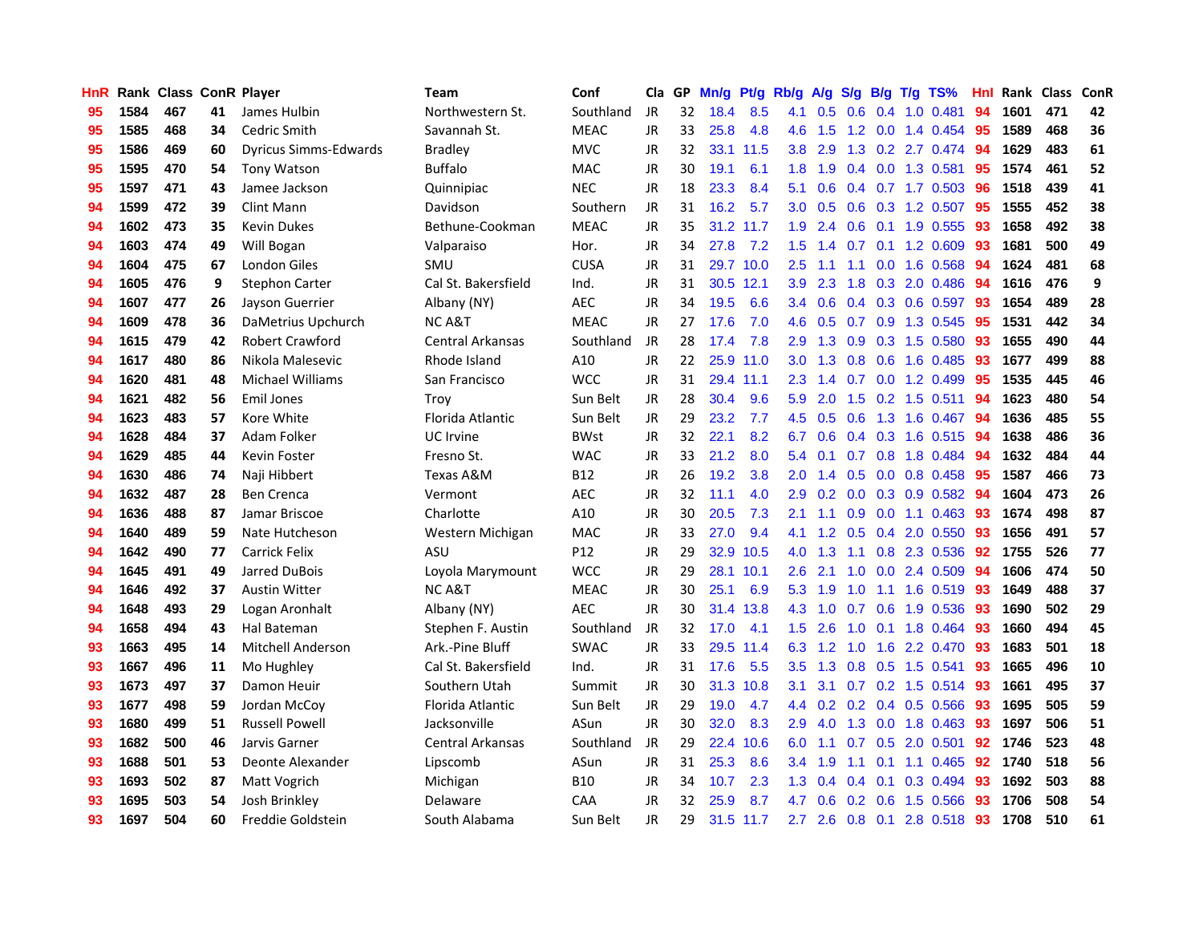| HnR | Rank | Class | ConR | Player | Team | Conf | Cla | GP | Mn/g | Pt/g | Rb/g | A/g | S/g | B/g | T/g | TS% | HnI | Rank | Class | ConR |
|---|---|---|---|---|---|---|---|---|---|---|---|---|---|---|---|---|---|---|---|---|
| 95 | 1584 | 467 | 41 | James Hulbin | Northwestern St. | Southland | JR | 32 | 18.4 | 8.5 | 4.1 | 0.5 | 0.6 | 0.4 | 1.0 | 0.481 | 94 | 1601 | 471 | 42 |
| 95 | 1585 | 468 | 34 | Cedric Smith | Savannah St. | MEAC | JR | 33 | 25.8 | 4.8 | 4.6 | 1.5 | 1.2 | 0.0 | 1.4 | 0.454 | 95 | 1589 | 468 | 36 |
| 95 | 1586 | 469 | 60 | Dyricus Simms-Edwards | Bradley | MVC | JR | 32 | 33.1 | 11.5 | 3.8 | 2.9 | 1.3 | 0.2 | 2.7 | 0.474 | 94 | 1629 | 483 | 61 |
| 95 | 1595 | 470 | 54 | Tony Watson | Buffalo | MAC | JR | 30 | 19.1 | 6.1 | 1.8 | 1.9 | 0.4 | 0.0 | 1.3 | 0.581 | 95 | 1574 | 461 | 52 |
| 95 | 1597 | 471 | 43 | Jamee Jackson | Quinnipiac | NEC | JR | 18 | 23.3 | 8.4 | 5.1 | 0.6 | 0.4 | 0.7 | 1.7 | 0.503 | 96 | 1518 | 439 | 41 |
| 94 | 1599 | 472 | 39 | Clint Mann | Davidson | Southern | JR | 31 | 16.2 | 5.7 | 3.0 | 0.5 | 0.6 | 0.3 | 1.2 | 0.507 | 95 | 1555 | 452 | 38 |
| 94 | 1602 | 473 | 35 | Kevin Dukes | Bethune-Cookman | MEAC | JR | 35 | 31.2 | 11.7 | 1.9 | 2.4 | 0.6 | 0.1 | 1.9 | 0.555 | 93 | 1658 | 492 | 38 |
| 94 | 1603 | 474 | 49 | Will Bogan | Valparaiso | Hor. | JR | 34 | 27.8 | 7.2 | 1.5 | 1.4 | 0.7 | 0.1 | 1.2 | 0.609 | 93 | 1681 | 500 | 49 |
| 94 | 1604 | 475 | 67 | London Giles | SMU | CUSA | JR | 31 | 29.7 | 10.0 | 2.5 | 1.1 | 1.1 | 0.0 | 1.6 | 0.568 | 94 | 1624 | 481 | 68 |
| 94 | 1605 | 476 | 9 | Stephon Carter | Cal St. Bakersfield | Ind. | JR | 31 | 30.5 | 12.1 | 3.9 | 2.3 | 1.8 | 0.3 | 2.0 | 0.486 | 94 | 1616 | 476 | 9 |
| 94 | 1607 | 477 | 26 | Jayson Guerrier | Albany (NY) | AEC | JR | 34 | 19.5 | 6.6 | 3.4 | 0.6 | 0.4 | 0.3 | 0.6 | 0.597 | 93 | 1654 | 489 | 28 |
| 94 | 1609 | 478 | 36 | DaMetrius Upchurch | NC A&T | MEAC | JR | 27 | 17.6 | 7.0 | 4.6 | 0.5 | 0.7 | 0.9 | 1.3 | 0.545 | 95 | 1531 | 442 | 34 |
| 94 | 1615 | 479 | 42 | Robert Crawford | Central Arkansas | Southland | JR | 28 | 17.4 | 7.8 | 2.9 | 1.3 | 0.9 | 0.3 | 1.5 | 0.580 | 93 | 1655 | 490 | 44 |
| 94 | 1617 | 480 | 86 | Nikola Malesevic | Rhode Island | A10 | JR | 22 | 25.9 | 11.0 | 3.0 | 1.3 | 0.8 | 0.6 | 1.6 | 0.485 | 93 | 1677 | 499 | 88 |
| 94 | 1620 | 481 | 48 | Michael Williams | San Francisco | WCC | JR | 31 | 29.4 | 11.1 | 2.3 | 1.4 | 0.7 | 0.0 | 1.2 | 0.499 | 95 | 1535 | 445 | 46 |
| 94 | 1621 | 482 | 56 | Emil Jones | Troy | Sun Belt | JR | 28 | 30.4 | 9.6 | 5.9 | 2.0 | 1.5 | 0.2 | 1.5 | 0.511 | 94 | 1623 | 480 | 54 |
| 94 | 1623 | 483 | 57 | Kore White | Florida Atlantic | Sun Belt | JR | 29 | 23.2 | 7.7 | 4.5 | 0.5 | 0.6 | 1.3 | 1.6 | 0.467 | 94 | 1636 | 485 | 55 |
| 94 | 1628 | 484 | 37 | Adam Folker | UC Irvine | BWst | JR | 32 | 22.1 | 8.2 | 6.7 | 0.6 | 0.4 | 0.3 | 1.6 | 0.515 | 94 | 1638 | 486 | 36 |
| 94 | 1629 | 485 | 44 | Kevin Foster | Fresno St. | WAC | JR | 33 | 21.2 | 8.0 | 5.4 | 0.1 | 0.7 | 0.8 | 1.8 | 0.484 | 94 | 1632 | 484 | 44 |
| 94 | 1630 | 486 | 74 | Naji Hibbert | Texas A&M | B12 | JR | 26 | 19.2 | 3.8 | 2.0 | 1.4 | 0.5 | 0.0 | 0.8 | 0.458 | 95 | 1587 | 466 | 73 |
| 94 | 1632 | 487 | 28 | Ben Crenca | Vermont | AEC | JR | 32 | 11.1 | 4.0 | 2.9 | 0.2 | 0.0 | 0.3 | 0.9 | 0.582 | 94 | 1604 | 473 | 26 |
| 94 | 1636 | 488 | 87 | Jamar Briscoe | Charlotte | A10 | JR | 30 | 20.5 | 7.3 | 2.1 | 1.1 | 0.9 | 0.0 | 1.1 | 0.463 | 93 | 1674 | 498 | 87 |
| 94 | 1640 | 489 | 59 | Nate Hutcheson | Western Michigan | MAC | JR | 33 | 27.0 | 9.4 | 4.1 | 1.2 | 0.5 | 0.4 | 2.0 | 0.550 | 93 | 1656 | 491 | 57 |
| 94 | 1642 | 490 | 77 | Carrick Felix | ASU | P12 | JR | 29 | 32.9 | 10.5 | 4.0 | 1.3 | 1.1 | 0.8 | 2.3 | 0.536 | 92 | 1755 | 526 | 77 |
| 94 | 1645 | 491 | 49 | Jarred DuBois | Loyola Marymount | WCC | JR | 29 | 28.1 | 10.1 | 2.6 | 2.1 | 1.0 | 0.0 | 2.4 | 0.509 | 94 | 1606 | 474 | 50 |
| 94 | 1646 | 492 | 37 | Austin Witter | NC A&T | MEAC | JR | 30 | 25.1 | 6.9 | 5.3 | 1.9 | 1.0 | 1.1 | 1.6 | 0.519 | 93 | 1649 | 488 | 37 |
| 94 | 1648 | 493 | 29 | Logan Aronhalt | Albany (NY) | AEC | JR | 30 | 31.4 | 13.8 | 4.3 | 1.0 | 0.7 | 0.6 | 1.9 | 0.536 | 93 | 1690 | 502 | 29 |
| 94 | 1658 | 494 | 43 | Hal Bateman | Stephen F. Austin | Southland | JR | 32 | 17.0 | 4.1 | 1.5 | 2.6 | 1.0 | 0.1 | 1.8 | 0.464 | 93 | 1660 | 494 | 45 |
| 93 | 1663 | 495 | 14 | Mitchell Anderson | Ark.-Pine Bluff | SWAC | JR | 33 | 29.5 | 11.4 | 6.3 | 1.2 | 1.0 | 1.6 | 2.2 | 0.470 | 93 | 1683 | 501 | 18 |
| 93 | 1667 | 496 | 11 | Mo Hughley | Cal St. Bakersfield | Ind. | JR | 31 | 17.6 | 5.5 | 3.5 | 1.3 | 0.8 | 0.5 | 1.5 | 0.541 | 93 | 1665 | 496 | 10 |
| 93 | 1673 | 497 | 37 | Damon Heuir | Southern Utah | Summit | JR | 30 | 31.3 | 10.8 | 3.1 | 3.1 | 0.7 | 0.2 | 1.5 | 0.514 | 93 | 1661 | 495 | 37 |
| 93 | 1677 | 498 | 59 | Jordan McCoy | Florida Atlantic | Sun Belt | JR | 29 | 19.0 | 4.7 | 4.4 | 0.2 | 0.2 | 0.4 | 0.5 | 0.566 | 93 | 1695 | 505 | 59 |
| 93 | 1680 | 499 | 51 | Russell Powell | Jacksonville | ASun | JR | 30 | 32.0 | 8.3 | 2.9 | 4.0 | 1.3 | 0.0 | 1.8 | 0.463 | 93 | 1697 | 506 | 51 |
| 93 | 1682 | 500 | 46 | Jarvis Garner | Central Arkansas | Southland | JR | 29 | 22.4 | 10.6 | 6.0 | 1.1 | 0.7 | 0.5 | 2.0 | 0.501 | 92 | 1746 | 523 | 48 |
| 93 | 1688 | 501 | 53 | Deonte Alexander | Lipscomb | ASun | JR | 31 | 25.3 | 8.6 | 3.4 | 1.9 | 1.1 | 0.1 | 1.1 | 0.465 | 92 | 1740 | 518 | 56 |
| 93 | 1693 | 502 | 87 | Matt Vogrich | Michigan | B10 | JR | 34 | 10.7 | 2.3 | 1.3 | 0.4 | 0.4 | 0.1 | 0.3 | 0.494 | 93 | 1692 | 503 | 88 |
| 93 | 1695 | 503 | 54 | Josh Brinkley | Delaware | CAA | JR | 32 | 25.9 | 8.7 | 4.7 | 0.6 | 0.2 | 0.6 | 1.5 | 0.566 | 93 | 1706 | 508 | 54 |
| 93 | 1697 | 504 | 60 | Freddie Goldstein | South Alabama | Sun Belt | JR | 29 | 31.5 | 11.7 | 2.7 | 2.6 | 0.8 | 0.1 | 2.8 | 0.518 | 93 | 1708 | 510 | 61 |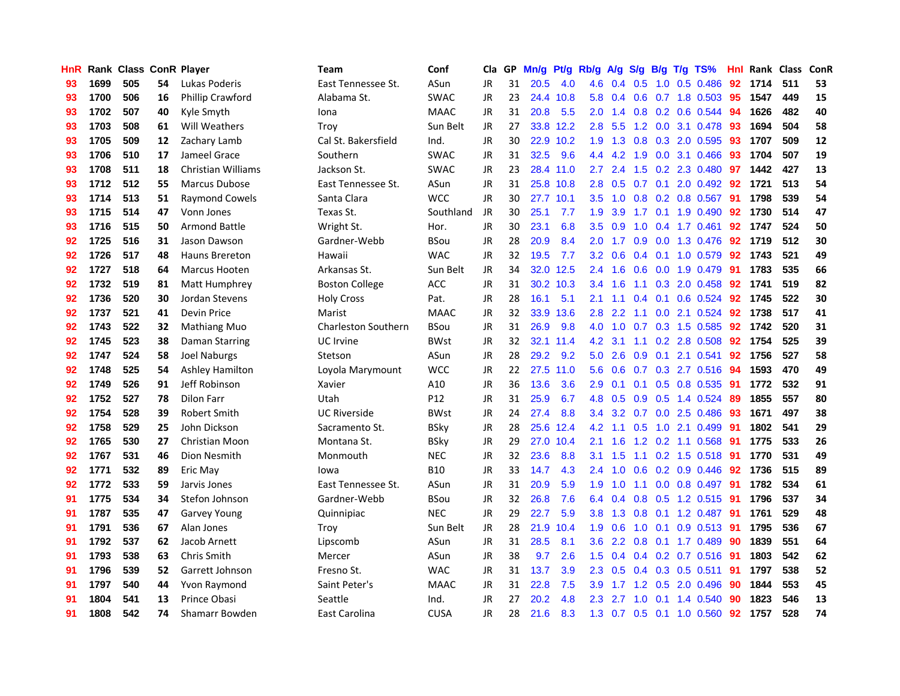| HnR | Rank | Class | ConR | Player | Team | Conf | Cla | GP | Mn/g | Pt/g | Rb/g | A/g | S/g | B/g | T/g | TS% | HnI | Rank | Class | ConR |
|---|---|---|---|---|---|---|---|---|---|---|---|---|---|---|---|---|---|---|---|---|
| 93 | 1699 | 505 | 54 | Lukas Poderis | East Tennessee St. | ASun | JR | 31 | 20.5 | 4.0 | 4.6 | 0.4 | 0.5 | 1.0 | 0.5 | 0.486 | 92 | 1714 | 511 | 53 |
| 93 | 1700 | 506 | 16 | Phillip Crawford | Alabama St. | SWAC | JR | 23 | 24.4 | 10.8 | 5.8 | 0.4 | 0.6 | 0.7 | 1.8 | 0.503 | 95 | 1547 | 449 | 15 |
| 93 | 1702 | 507 | 40 | Kyle Smyth | Iona | MAAC | JR | 31 | 20.8 | 5.5 | 2.0 | 1.4 | 0.8 | 0.2 | 0.6 | 0.544 | 94 | 1626 | 482 | 40 |
| 93 | 1703 | 508 | 61 | Will Weathers | Troy | Sun Belt | JR | 27 | 33.8 | 12.2 | 2.8 | 5.5 | 1.2 | 0.0 | 3.1 | 0.478 | 93 | 1694 | 504 | 58 |
| 93 | 1705 | 509 | 12 | Zachary Lamb | Cal St. Bakersfield | Ind. | JR | 30 | 22.9 | 10.2 | 1.9 | 1.3 | 0.8 | 0.3 | 2.0 | 0.595 | 93 | 1707 | 509 | 12 |
| 93 | 1706 | 510 | 17 | Jameel Grace | Southern | SWAC | JR | 31 | 32.5 | 9.6 | 4.4 | 4.2 | 1.9 | 0.0 | 3.1 | 0.466 | 93 | 1704 | 507 | 19 |
| 93 | 1708 | 511 | 18 | Christian Williams | Jackson St. | SWAC | JR | 23 | 28.4 | 11.0 | 2.7 | 2.4 | 1.5 | 0.2 | 2.3 | 0.480 | 97 | 1442 | 427 | 13 |
| 93 | 1712 | 512 | 55 | Marcus Dubose | East Tennessee St. | ASun | JR | 31 | 25.8 | 10.8 | 2.8 | 0.5 | 0.7 | 0.1 | 2.0 | 0.492 | 92 | 1721 | 513 | 54 |
| 93 | 1714 | 513 | 51 | Raymond Cowels | Santa Clara | WCC | JR | 30 | 27.7 | 10.1 | 3.5 | 1.0 | 0.8 | 0.2 | 0.8 | 0.567 | 91 | 1798 | 539 | 54 |
| 93 | 1715 | 514 | 47 | Vonn Jones | Texas St. | Southland | JR | 30 | 25.1 | 7.7 | 1.9 | 3.9 | 1.7 | 0.1 | 1.9 | 0.490 | 92 | 1730 | 514 | 47 |
| 93 | 1716 | 515 | 50 | Armond Battle | Wright St. | Hor. | JR | 30 | 23.1 | 6.8 | 3.5 | 0.9 | 1.0 | 0.4 | 1.7 | 0.461 | 92 | 1747 | 524 | 50 |
| 92 | 1725 | 516 | 31 | Jason Dawson | Gardner-Webb | BSou | JR | 28 | 20.9 | 8.4 | 2.0 | 1.7 | 0.9 | 0.0 | 1.3 | 0.476 | 92 | 1719 | 512 | 30 |
| 92 | 1726 | 517 | 48 | Hauns Brereton | Hawaii | WAC | JR | 32 | 19.5 | 7.7 | 3.2 | 0.6 | 0.4 | 0.1 | 1.0 | 0.579 | 92 | 1743 | 521 | 49 |
| 92 | 1727 | 518 | 64 | Marcus Hooten | Arkansas St. | Sun Belt | JR | 34 | 32.0 | 12.5 | 2.4 | 1.6 | 0.6 | 0.0 | 1.9 | 0.479 | 91 | 1783 | 535 | 66 |
| 92 | 1732 | 519 | 81 | Matt Humphrey | Boston College | ACC | JR | 31 | 30.2 | 10.3 | 3.4 | 1.6 | 1.1 | 0.3 | 2.0 | 0.458 | 92 | 1741 | 519 | 82 |
| 92 | 1736 | 520 | 30 | Jordan Stevens | Holy Cross | Pat. | JR | 28 | 16.1 | 5.1 | 2.1 | 1.1 | 0.4 | 0.1 | 0.6 | 0.524 | 92 | 1745 | 522 | 30 |
| 92 | 1737 | 521 | 41 | Devin Price | Marist | MAAC | JR | 32 | 33.9 | 13.6 | 2.8 | 2.2 | 1.1 | 0.0 | 2.1 | 0.524 | 92 | 1738 | 517 | 41 |
| 92 | 1743 | 522 | 32 | Mathiang Muo | Charleston Southern | BSou | JR | 31 | 26.9 | 9.8 | 4.0 | 1.0 | 0.7 | 0.3 | 1.5 | 0.585 | 92 | 1742 | 520 | 31 |
| 92 | 1745 | 523 | 38 | Daman Starring | UC Irvine | BWst | JR | 32 | 32.1 | 11.4 | 4.2 | 3.1 | 1.1 | 0.2 | 2.8 | 0.508 | 92 | 1754 | 525 | 39 |
| 92 | 1747 | 524 | 58 | Joel Naburgs | Stetson | ASun | JR | 28 | 29.2 | 9.2 | 5.0 | 2.6 | 0.9 | 0.1 | 2.1 | 0.541 | 92 | 1756 | 527 | 58 |
| 92 | 1748 | 525 | 54 | Ashley Hamilton | Loyola Marymount | WCC | JR | 22 | 27.5 | 11.0 | 5.6 | 0.6 | 0.7 | 0.3 | 2.7 | 0.516 | 94 | 1593 | 470 | 49 |
| 92 | 1749 | 526 | 91 | Jeff Robinson | Xavier | A10 | JR | 36 | 13.6 | 3.6 | 2.9 | 0.1 | 0.1 | 0.5 | 0.8 | 0.535 | 91 | 1772 | 532 | 91 |
| 92 | 1752 | 527 | 78 | Dilon Farr | Utah | P12 | JR | 31 | 25.9 | 6.7 | 4.8 | 0.5 | 0.9 | 0.5 | 1.4 | 0.524 | 89 | 1855 | 557 | 80 |
| 92 | 1754 | 528 | 39 | Robert Smith | UC Riverside | BWst | JR | 24 | 27.4 | 8.8 | 3.4 | 3.2 | 0.7 | 0.0 | 2.5 | 0.486 | 93 | 1671 | 497 | 38 |
| 92 | 1758 | 529 | 25 | John Dickson | Sacramento St. | BSky | JR | 28 | 25.6 | 12.4 | 4.2 | 1.1 | 0.5 | 1.0 | 2.1 | 0.499 | 91 | 1802 | 541 | 29 |
| 92 | 1765 | 530 | 27 | Christian Moon | Montana St. | BSky | JR | 29 | 27.0 | 10.4 | 2.1 | 1.6 | 1.2 | 0.2 | 1.1 | 0.568 | 91 | 1775 | 533 | 26 |
| 92 | 1767 | 531 | 46 | Dion Nesmith | Monmouth | NEC | JR | 32 | 23.6 | 8.8 | 3.1 | 1.5 | 1.1 | 0.2 | 1.5 | 0.518 | 91 | 1770 | 531 | 49 |
| 92 | 1771 | 532 | 89 | Eric May | Iowa | B10 | JR | 33 | 14.7 | 4.3 | 2.4 | 1.0 | 0.6 | 0.2 | 0.9 | 0.446 | 92 | 1736 | 515 | 89 |
| 92 | 1772 | 533 | 59 | Jarvis Jones | East Tennessee St. | ASun | JR | 31 | 20.9 | 5.9 | 1.9 | 1.0 | 1.1 | 0.0 | 0.8 | 0.497 | 91 | 1782 | 534 | 61 |
| 91 | 1775 | 534 | 34 | Stefon Johnson | Gardner-Webb | BSou | JR | 32 | 26.8 | 7.6 | 6.4 | 0.4 | 0.8 | 0.5 | 1.2 | 0.515 | 91 | 1796 | 537 | 34 |
| 91 | 1787 | 535 | 47 | Garvey Young | Quinnipiac | NEC | JR | 29 | 22.7 | 5.9 | 3.8 | 1.3 | 0.8 | 0.1 | 1.2 | 0.487 | 91 | 1761 | 529 | 48 |
| 91 | 1791 | 536 | 67 | Alan Jones | Troy | Sun Belt | JR | 28 | 21.9 | 10.4 | 1.9 | 0.6 | 1.0 | 0.1 | 0.9 | 0.513 | 91 | 1795 | 536 | 67 |
| 91 | 1792 | 537 | 62 | Jacob Arnett | Lipscomb | ASun | JR | 31 | 28.5 | 8.1 | 3.6 | 2.2 | 0.8 | 0.1 | 1.7 | 0.489 | 90 | 1839 | 551 | 64 |
| 91 | 1793 | 538 | 63 | Chris Smith | Mercer | ASun | JR | 38 | 9.7 | 2.6 | 1.5 | 0.4 | 0.4 | 0.2 | 0.7 | 0.516 | 91 | 1803 | 542 | 62 |
| 91 | 1796 | 539 | 52 | Garrett Johnson | Fresno St. | WAC | JR | 31 | 13.7 | 3.9 | 2.3 | 0.5 | 0.4 | 0.3 | 0.5 | 0.511 | 91 | 1797 | 538 | 52 |
| 91 | 1797 | 540 | 44 | Yvon Raymond | Saint Peter's | MAAC | JR | 31 | 22.8 | 7.5 | 3.9 | 1.7 | 1.2 | 0.5 | 2.0 | 0.496 | 90 | 1844 | 553 | 45 |
| 91 | 1804 | 541 | 13 | Prince Obasi | Seattle | Ind. | JR | 27 | 20.2 | 4.8 | 2.3 | 2.7 | 1.0 | 0.1 | 1.4 | 0.540 | 90 | 1823 | 546 | 13 |
| 91 | 1808 | 542 | 74 | Shamarr Bowden | East Carolina | CUSA | JR | 28 | 21.6 | 8.3 | 1.3 | 0.7 | 0.5 | 0.1 | 1.0 | 0.560 | 92 | 1757 | 528 | 74 |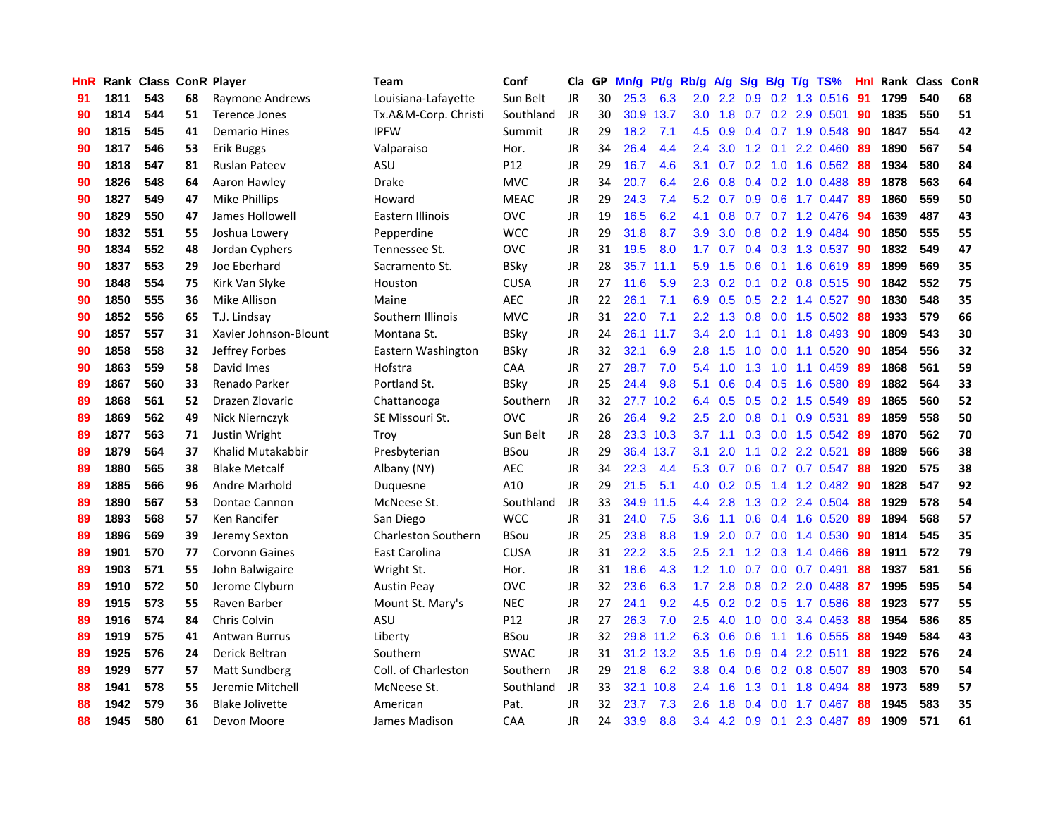| HnR | Rank | Class | ConR | Player | Team | Conf | Cla | GP | Mn/g | Pt/g | Rb/g | A/g | S/g | B/g | T/g | TS% | HnI | Rank | Class | ConR |
|---|---|---|---|---|---|---|---|---|---|---|---|---|---|---|---|---|---|---|---|---|
| 91 | 1811 | 543 | 68 | Raymone Andrews | Louisiana-Lafayette | Sun Belt | JR | 30 | 25.3 | 6.3 | 2.0 | 2.2 | 0.9 | 0.2 | 1.3 | 0.516 | 91 | 1799 | 540 | 68 |
| 90 | 1814 | 544 | 51 | Terence Jones | Tx.A&M-Corp. Christi | Southland | JR | 30 | 30.9 | 13.7 | 3.0 | 1.8 | 0.7 | 0.2 | 2.9 | 0.501 | 90 | 1835 | 550 | 51 |
| 90 | 1815 | 545 | 41 | Demario Hines | IPFW | Summit | JR | 29 | 18.2 | 7.1 | 4.5 | 0.9 | 0.4 | 0.7 | 1.9 | 0.548 | 90 | 1847 | 554 | 42 |
| 90 | 1817 | 546 | 53 | Erik Buggs | Valparaiso | Hor. | JR | 34 | 26.4 | 4.4 | 2.4 | 3.0 | 1.2 | 0.1 | 2.2 | 0.460 | 89 | 1890 | 567 | 54 |
| 90 | 1818 | 547 | 81 | Ruslan Pateev | ASU | P12 | JR | 29 | 16.7 | 4.6 | 3.1 | 0.7 | 0.2 | 1.0 | 1.6 | 0.562 | 88 | 1934 | 580 | 84 |
| 90 | 1826 | 548 | 64 | Aaron Hawley | Drake | MVC | JR | 34 | 20.7 | 6.4 | 2.6 | 0.8 | 0.4 | 0.2 | 1.0 | 0.488 | 89 | 1878 | 563 | 64 |
| 90 | 1827 | 549 | 47 | Mike Phillips | Howard | MEAC | JR | 29 | 24.3 | 7.4 | 5.2 | 0.7 | 0.9 | 0.6 | 1.7 | 0.447 | 89 | 1860 | 559 | 50 |
| 90 | 1829 | 550 | 47 | James Hollowell | Eastern Illinois | OVC | JR | 19 | 16.5 | 6.2 | 4.1 | 0.8 | 0.7 | 0.7 | 1.2 | 0.476 | 94 | 1639 | 487 | 43 |
| 90 | 1832 | 551 | 55 | Joshua Lowery | Pepperdine | WCC | JR | 29 | 31.8 | 8.7 | 3.9 | 3.0 | 0.8 | 0.2 | 1.9 | 0.484 | 90 | 1850 | 555 | 55 |
| 90 | 1834 | 552 | 48 | Jordan Cyphers | Tennessee St. | OVC | JR | 31 | 19.5 | 8.0 | 1.7 | 0.7 | 0.4 | 0.3 | 1.3 | 0.537 | 90 | 1832 | 549 | 47 |
| 90 | 1837 | 553 | 29 | Joe Eberhard | Sacramento St. | BSky | JR | 28 | 35.7 | 11.1 | 5.9 | 1.5 | 0.6 | 0.1 | 1.6 | 0.619 | 89 | 1899 | 569 | 35 |
| 90 | 1848 | 554 | 75 | Kirk Van Slyke | Houston | CUSA | JR | 27 | 11.6 | 5.9 | 2.3 | 0.2 | 0.1 | 0.2 | 0.8 | 0.515 | 90 | 1842 | 552 | 75 |
| 90 | 1850 | 555 | 36 | Mike Allison | Maine | AEC | JR | 22 | 26.1 | 7.1 | 6.9 | 0.5 | 0.5 | 2.2 | 1.4 | 0.527 | 90 | 1830 | 548 | 35 |
| 90 | 1852 | 556 | 65 | T.J. Lindsay | Southern Illinois | MVC | JR | 31 | 22.0 | 7.1 | 2.2 | 1.3 | 0.8 | 0.0 | 1.5 | 0.502 | 88 | 1933 | 579 | 66 |
| 90 | 1857 | 557 | 31 | Xavier Johnson-Blount | Montana St. | BSky | JR | 24 | 26.1 | 11.7 | 3.4 | 2.0 | 1.1 | 0.1 | 1.8 | 0.493 | 90 | 1809 | 543 | 30 |
| 90 | 1858 | 558 | 32 | Jeffrey Forbes | Eastern Washington | BSky | JR | 32 | 32.1 | 6.9 | 2.8 | 1.5 | 1.0 | 0.0 | 1.1 | 0.520 | 90 | 1854 | 556 | 32 |
| 90 | 1863 | 559 | 58 | David Imes | Hofstra | CAA | JR | 27 | 28.7 | 7.0 | 5.4 | 1.0 | 1.3 | 1.0 | 1.1 | 0.459 | 89 | 1868 | 561 | 59 |
| 89 | 1867 | 560 | 33 | Renado Parker | Portland St. | BSky | JR | 25 | 24.4 | 9.8 | 5.1 | 0.6 | 0.4 | 0.5 | 1.6 | 0.580 | 89 | 1882 | 564 | 33 |
| 89 | 1868 | 561 | 52 | Drazen Zlovaric | Chattanooga | Southern | JR | 32 | 27.7 | 10.2 | 6.4 | 0.5 | 0.5 | 0.2 | 1.5 | 0.549 | 89 | 1865 | 560 | 52 |
| 89 | 1869 | 562 | 49 | Nick Niernczyk | SE Missouri St. | OVC | JR | 26 | 26.4 | 9.2 | 2.5 | 2.0 | 0.8 | 0.1 | 0.9 | 0.531 | 89 | 1859 | 558 | 50 |
| 89 | 1877 | 563 | 71 | Justin Wright | Troy | Sun Belt | JR | 28 | 23.3 | 10.3 | 3.7 | 1.1 | 0.3 | 0.0 | 1.5 | 0.542 | 89 | 1870 | 562 | 70 |
| 89 | 1879 | 564 | 37 | Khalid Mutakabbir | Presbyterian | BSou | JR | 29 | 36.4 | 13.7 | 3.1 | 2.0 | 1.1 | 0.2 | 2.2 | 0.521 | 89 | 1889 | 566 | 38 |
| 89 | 1880 | 565 | 38 | Blake Metcalf | Albany (NY) | AEC | JR | 34 | 22.3 | 4.4 | 5.3 | 0.7 | 0.6 | 0.7 | 0.7 | 0.547 | 88 | 1920 | 575 | 38 |
| 89 | 1885 | 566 | 96 | Andre Marhold | Duquesne | A10 | JR | 29 | 21.5 | 5.1 | 4.0 | 0.2 | 0.5 | 1.4 | 1.2 | 0.482 | 90 | 1828 | 547 | 92 |
| 89 | 1890 | 567 | 53 | Dontae Cannon | McNeese St. | Southland | JR | 33 | 34.9 | 11.5 | 4.4 | 2.8 | 1.3 | 0.2 | 2.4 | 0.504 | 88 | 1929 | 578 | 54 |
| 89 | 1893 | 568 | 57 | Ken Rancifer | San Diego | WCC | JR | 31 | 24.0 | 7.5 | 3.6 | 1.1 | 0.6 | 0.4 | 1.6 | 0.520 | 89 | 1894 | 568 | 57 |
| 89 | 1896 | 569 | 39 | Jeremy Sexton | Charleston Southern | BSou | JR | 25 | 23.8 | 8.8 | 1.9 | 2.0 | 0.7 | 0.0 | 1.4 | 0.530 | 90 | 1814 | 545 | 35 |
| 89 | 1901 | 570 | 77 | Corvonn Gaines | East Carolina | CUSA | JR | 31 | 22.2 | 3.5 | 2.5 | 2.1 | 1.2 | 0.3 | 1.4 | 0.466 | 89 | 1911 | 572 | 79 |
| 89 | 1903 | 571 | 55 | John Balwigaire | Wright St. | Hor. | JR | 31 | 18.6 | 4.3 | 1.2 | 1.0 | 0.7 | 0.0 | 0.7 | 0.491 | 88 | 1937 | 581 | 56 |
| 89 | 1910 | 572 | 50 | Jerome Clyburn | Austin Peay | OVC | JR | 32 | 23.6 | 6.3 | 1.7 | 2.8 | 0.8 | 0.2 | 2.0 | 0.488 | 87 | 1995 | 595 | 54 |
| 89 | 1915 | 573 | 55 | Raven Barber | Mount St. Mary's | NEC | JR | 27 | 24.1 | 9.2 | 4.5 | 0.2 | 0.2 | 0.5 | 1.7 | 0.586 | 88 | 1923 | 577 | 55 |
| 89 | 1916 | 574 | 84 | Chris Colvin | ASU | P12 | JR | 27 | 26.3 | 7.0 | 2.5 | 4.0 | 1.0 | 0.0 | 3.4 | 0.453 | 88 | 1954 | 586 | 85 |
| 89 | 1919 | 575 | 41 | Antwan Burrus | Liberty | BSou | JR | 32 | 29.8 | 11.2 | 6.3 | 0.6 | 0.6 | 1.1 | 1.6 | 0.555 | 88 | 1949 | 584 | 43 |
| 89 | 1925 | 576 | 24 | Derick Beltran | Southern | SWAC | JR | 31 | 31.2 | 13.2 | 3.5 | 1.6 | 0.9 | 0.4 | 2.2 | 0.511 | 88 | 1922 | 576 | 24 |
| 89 | 1929 | 577 | 57 | Matt Sundberg | Coll. of Charleston | Southern | JR | 29 | 21.8 | 6.2 | 3.8 | 0.4 | 0.6 | 0.2 | 0.8 | 0.507 | 89 | 1903 | 570 | 54 |
| 88 | 1941 | 578 | 55 | Jeremie Mitchell | McNeese St. | Southland | JR | 33 | 32.1 | 10.8 | 2.4 | 1.6 | 1.3 | 0.1 | 1.8 | 0.494 | 88 | 1973 | 589 | 57 |
| 88 | 1942 | 579 | 36 | Blake Jolivette | American | Pat. | JR | 32 | 23.7 | 7.3 | 2.6 | 1.8 | 0.4 | 0.0 | 1.7 | 0.467 | 88 | 1945 | 583 | 35 |
| 88 | 1945 | 580 | 61 | Devon Moore | James Madison | CAA | JR | 24 | 33.9 | 8.8 | 3.4 | 4.2 | 0.9 | 0.1 | 2.3 | 0.487 | 89 | 1909 | 571 | 61 |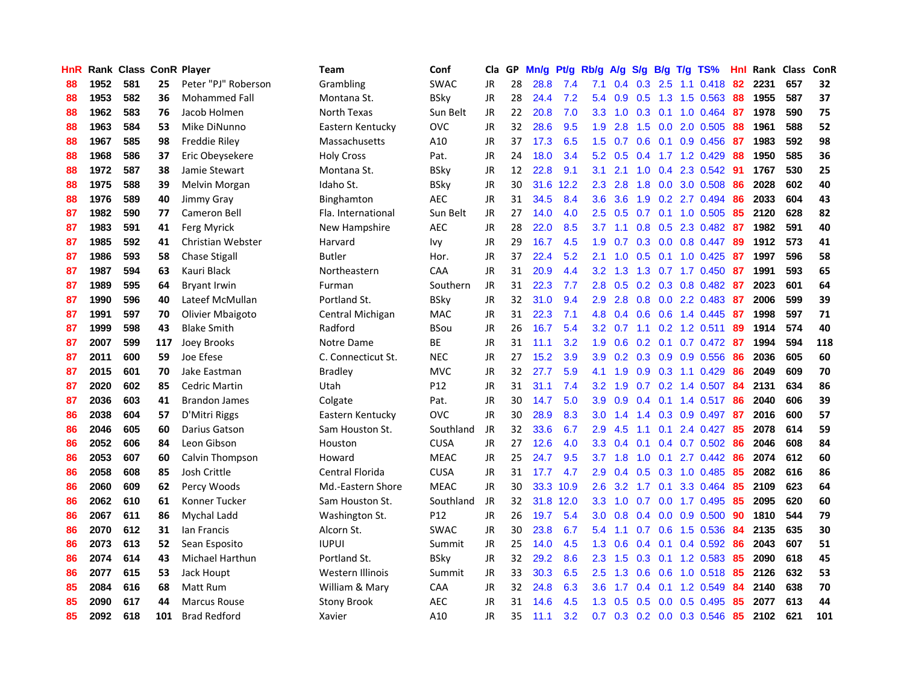| HnR | Rank | Class | ConR | Player | Team | Conf | Cla | GP | Mn/g | Pt/g | Rb/g | A/g | S/g | B/g | T/g | TS% | HnI | Rank | Class | ConR |
|---|---|---|---|---|---|---|---|---|---|---|---|---|---|---|---|---|---|---|---|---|
| 88 | 1952 | 581 | 25 | Peter "PJ" Roberson | Grambling | SWAC | JR | 28 | 28.8 | 7.4 | 7.1 | 0.4 | 0.3 | 2.5 | 1.1 | 0.418 | 82 | 2231 | 657 | 32 |
| 88 | 1953 | 582 | 36 | Mohammed Fall | Montana St. | BSky | JR | 28 | 24.4 | 7.2 | 5.4 | 0.9 | 0.5 | 1.3 | 1.5 | 0.563 | 88 | 1955 | 587 | 37 |
| 88 | 1962 | 583 | 76 | Jacob Holmen | North Texas | Sun Belt | JR | 22 | 20.8 | 7.0 | 3.3 | 1.0 | 0.3 | 0.1 | 1.0 | 0.464 | 87 | 1978 | 590 | 75 |
| 88 | 1963 | 584 | 53 | Mike DiNunno | Eastern Kentucky | OVC | JR | 32 | 28.6 | 9.5 | 1.9 | 2.8 | 1.5 | 0.0 | 2.0 | 0.505 | 88 | 1961 | 588 | 52 |
| 88 | 1967 | 585 | 98 | Freddie Riley | Massachusetts | A10 | JR | 37 | 17.3 | 6.5 | 1.5 | 0.7 | 0.6 | 0.1 | 0.9 | 0.456 | 87 | 1983 | 592 | 98 |
| 88 | 1968 | 586 | 37 | Eric Obeysekere | Holy Cross | Pat. | JR | 24 | 18.0 | 3.4 | 5.2 | 0.5 | 0.4 | 1.7 | 1.2 | 0.429 | 88 | 1950 | 585 | 36 |
| 88 | 1972 | 587 | 38 | Jamie Stewart | Montana St. | BSky | JR | 12 | 22.8 | 9.1 | 3.1 | 2.1 | 1.0 | 0.4 | 2.3 | 0.542 | 91 | 1767 | 530 | 25 |
| 88 | 1975 | 588 | 39 | Melvin Morgan | Idaho St. | BSky | JR | 30 | 31.6 | 12.2 | 2.3 | 2.8 | 1.8 | 0.0 | 3.0 | 0.508 | 86 | 2028 | 602 | 40 |
| 88 | 1976 | 589 | 40 | Jimmy Gray | Binghamton | AEC | JR | 31 | 34.5 | 8.4 | 3.6 | 3.6 | 1.9 | 0.2 | 2.7 | 0.494 | 86 | 2033 | 604 | 43 |
| 87 | 1982 | 590 | 77 | Cameron Bell | Fla. International | Sun Belt | JR | 27 | 14.0 | 4.0 | 2.5 | 0.5 | 0.7 | 0.1 | 1.0 | 0.505 | 85 | 2120 | 628 | 82 |
| 87 | 1983 | 591 | 41 | Ferg Myrick | New Hampshire | AEC | JR | 28 | 22.0 | 8.5 | 3.7 | 1.1 | 0.8 | 0.5 | 2.3 | 0.482 | 87 | 1982 | 591 | 40 |
| 87 | 1985 | 592 | 41 | Christian Webster | Harvard | Ivy | JR | 29 | 16.7 | 4.5 | 1.9 | 0.7 | 0.3 | 0.0 | 0.8 | 0.447 | 89 | 1912 | 573 | 41 |
| 87 | 1986 | 593 | 58 | Chase Stigall | Butler | Hor. | JR | 37 | 22.4 | 5.2 | 2.1 | 1.0 | 0.5 | 0.1 | 1.0 | 0.425 | 87 | 1997 | 596 | 58 |
| 87 | 1987 | 594 | 63 | Kauri Black | Northeastern | CAA | JR | 31 | 20.9 | 4.4 | 3.2 | 1.3 | 1.3 | 0.7 | 1.7 | 0.450 | 87 | 1991 | 593 | 65 |
| 87 | 1989 | 595 | 64 | Bryant Irwin | Furman | Southern | JR | 31 | 22.3 | 7.7 | 2.8 | 0.5 | 0.2 | 0.3 | 0.8 | 0.482 | 87 | 2023 | 601 | 64 |
| 87 | 1990 | 596 | 40 | Lateef McMullan | Portland St. | BSky | JR | 32 | 31.0 | 9.4 | 2.9 | 2.8 | 0.8 | 0.0 | 2.2 | 0.483 | 87 | 2006 | 599 | 39 |
| 87 | 1991 | 597 | 70 | Olivier Mbaigoto | Central Michigan | MAC | JR | 31 | 22.3 | 7.1 | 4.8 | 0.4 | 0.6 | 0.6 | 1.4 | 0.445 | 87 | 1998 | 597 | 71 |
| 87 | 1999 | 598 | 43 | Blake Smith | Radford | BSou | JR | 26 | 16.7 | 5.4 | 3.2 | 0.7 | 1.1 | 0.2 | 1.2 | 0.511 | 89 | 1914 | 574 | 40 |
| 87 | 2007 | 599 | 117 | Joey Brooks | Notre Dame | BE | JR | 31 | 11.1 | 3.2 | 1.9 | 0.6 | 0.2 | 0.1 | 0.7 | 0.472 | 87 | 1994 | 594 | 118 |
| 87 | 2011 | 600 | 59 | Joe Efese | C. Connecticut St. | NEC | JR | 27 | 15.2 | 3.9 | 3.9 | 0.2 | 0.3 | 0.9 | 0.9 | 0.556 | 86 | 2036 | 605 | 60 |
| 87 | 2015 | 601 | 70 | Jake Eastman | Bradley | MVC | JR | 32 | 27.7 | 5.9 | 4.1 | 1.9 | 0.9 | 0.3 | 1.1 | 0.429 | 86 | 2049 | 609 | 70 |
| 87 | 2020 | 602 | 85 | Cedric Martin | Utah | P12 | JR | 31 | 31.1 | 7.4 | 3.2 | 1.9 | 0.7 | 0.2 | 1.4 | 0.507 | 84 | 2131 | 634 | 86 |
| 87 | 2036 | 603 | 41 | Brandon James | Colgate | Pat. | JR | 30 | 14.7 | 5.0 | 3.9 | 0.9 | 0.4 | 0.1 | 1.4 | 0.517 | 86 | 2040 | 606 | 39 |
| 86 | 2038 | 604 | 57 | D'Mitri Riggs | Eastern Kentucky | OVC | JR | 30 | 28.9 | 8.3 | 3.0 | 1.4 | 1.4 | 0.3 | 0.9 | 0.497 | 87 | 2016 | 600 | 57 |
| 86 | 2046 | 605 | 60 | Darius Gatson | Sam Houston St. | Southland | JR | 32 | 33.6 | 6.7 | 2.9 | 4.5 | 1.1 | 0.1 | 2.4 | 0.427 | 85 | 2078 | 614 | 59 |
| 86 | 2052 | 606 | 84 | Leon Gibson | Houston | CUSA | JR | 27 | 12.6 | 4.0 | 3.3 | 0.4 | 0.1 | 0.4 | 0.7 | 0.502 | 86 | 2046 | 608 | 84 |
| 86 | 2053 | 607 | 60 | Calvin Thompson | Howard | MEAC | JR | 25 | 24.7 | 9.5 | 3.7 | 1.8 | 1.0 | 0.1 | 2.7 | 0.442 | 86 | 2074 | 612 | 60 |
| 86 | 2058 | 608 | 85 | Josh Crittle | Central Florida | CUSA | JR | 31 | 17.7 | 4.7 | 2.9 | 0.4 | 0.5 | 0.3 | 1.0 | 0.485 | 85 | 2082 | 616 | 86 |
| 86 | 2060 | 609 | 62 | Percy Woods | Md.-Eastern Shore | MEAC | JR | 30 | 33.3 | 10.9 | 2.6 | 3.2 | 1.7 | 0.1 | 3.3 | 0.464 | 85 | 2109 | 623 | 64 |
| 86 | 2062 | 610 | 61 | Konner Tucker | Sam Houston St. | Southland | JR | 32 | 31.8 | 12.0 | 3.3 | 1.0 | 0.7 | 0.0 | 1.7 | 0.495 | 85 | 2095 | 620 | 60 |
| 86 | 2067 | 611 | 86 | Mychal Ladd | Washington St. | P12 | JR | 26 | 19.7 | 5.4 | 3.0 | 0.8 | 0.4 | 0.0 | 0.9 | 0.500 | 90 | 1810 | 544 | 79 |
| 86 | 2070 | 612 | 31 | Ian Francis | Alcorn St. | SWAC | JR | 30 | 23.8 | 6.7 | 5.4 | 1.1 | 0.7 | 0.6 | 1.5 | 0.536 | 84 | 2135 | 635 | 30 |
| 86 | 2073 | 613 | 52 | Sean Esposito | IUPUI | Summit | JR | 25 | 14.0 | 4.5 | 1.3 | 0.6 | 0.4 | 0.1 | 0.4 | 0.592 | 86 | 2043 | 607 | 51 |
| 86 | 2074 | 614 | 43 | Michael Harthun | Portland St. | BSky | JR | 32 | 29.2 | 8.6 | 2.3 | 1.5 | 0.3 | 0.1 | 1.2 | 0.583 | 85 | 2090 | 618 | 45 |
| 86 | 2077 | 615 | 53 | Jack Houpt | Western Illinois | Summit | JR | 33 | 30.3 | 6.5 | 2.5 | 1.3 | 0.6 | 0.6 | 1.0 | 0.518 | 85 | 2126 | 632 | 53 |
| 85 | 2084 | 616 | 68 | Matt Rum | William & Mary | CAA | JR | 32 | 24.8 | 6.3 | 3.6 | 1.7 | 0.4 | 0.1 | 1.2 | 0.549 | 84 | 2140 | 638 | 70 |
| 85 | 2090 | 617 | 44 | Marcus Rouse | Stony Brook | AEC | JR | 31 | 14.6 | 4.5 | 1.3 | 0.5 | 0.5 | 0.0 | 0.5 | 0.495 | 85 | 2077 | 613 | 44 |
| 85 | 2092 | 618 | 101 | Brad Redford | Xavier | A10 | JR | 35 | 11.1 | 3.2 | 0.7 | 0.3 | 0.2 | 0.0 | 0.3 | 0.546 | 85 | 2102 | 621 | 101 |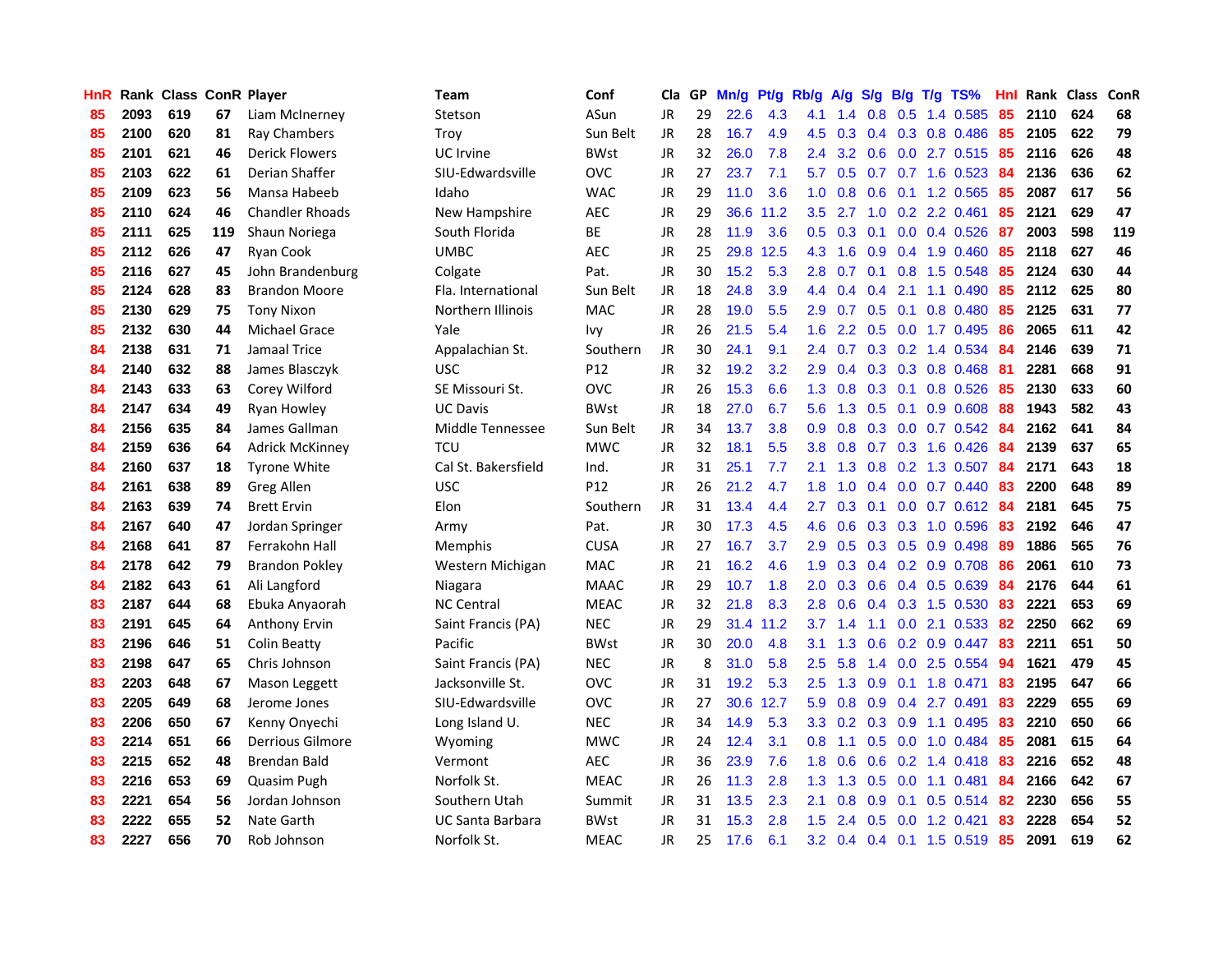| HnR | Rank | Class | ConR | Player | Team | Conf | Cla | GP | Mn/g | Pt/g | Rb/g | A/g | S/g | B/g | T/g | TS% | HnI | Rank | Class | ConR |
|---|---|---|---|---|---|---|---|---|---|---|---|---|---|---|---|---|---|---|---|---|
| 85 | 2093 | 619 | 67 | Liam McInerney | Stetson | ASun | JR | 29 | 22.6 | 4.3 | 4.1 | 1.4 | 0.8 | 0.5 | 1.4 | 0.585 | 85 | 2110 | 624 | 68 |
| 85 | 2100 | 620 | 81 | Ray Chambers | Troy | Sun Belt | JR | 28 | 16.7 | 4.9 | 4.5 | 0.3 | 0.4 | 0.3 | 0.8 | 0.486 | 85 | 2105 | 622 | 79 |
| 85 | 2101 | 621 | 46 | Derick Flowers | UC Irvine | BWst | JR | 32 | 26.0 | 7.8 | 2.4 | 3.2 | 0.6 | 0.0 | 2.7 | 0.515 | 85 | 2116 | 626 | 48 |
| 85 | 2103 | 622 | 61 | Derian Shaffer | SIU-Edwardsville | OVC | JR | 27 | 23.7 | 7.1 | 5.7 | 0.5 | 0.7 | 0.7 | 1.6 | 0.523 | 84 | 2136 | 636 | 62 |
| 85 | 2109 | 623 | 56 | Mansa Habeeb | Idaho | WAC | JR | 29 | 11.0 | 3.6 | 1.0 | 0.8 | 0.6 | 0.1 | 1.2 | 0.565 | 85 | 2087 | 617 | 56 |
| 85 | 2110 | 624 | 46 | Chandler Rhoads | New Hampshire | AEC | JR | 29 | 36.6 | 11.2 | 3.5 | 2.7 | 1.0 | 0.2 | 2.2 | 0.461 | 85 | 2121 | 629 | 47 |
| 85 | 2111 | 625 | 119 | Shaun Noriega | South Florida | BE | JR | 28 | 11.9 | 3.6 | 0.5 | 0.3 | 0.1 | 0.0 | 0.4 | 0.526 | 87 | 2003 | 598 | 119 |
| 85 | 2112 | 626 | 47 | Ryan Cook | UMBC | AEC | JR | 25 | 29.8 | 12.5 | 4.3 | 1.6 | 0.9 | 0.4 | 1.9 | 0.460 | 85 | 2118 | 627 | 46 |
| 85 | 2116 | 627 | 45 | John Brandenburg | Colgate | Pat. | JR | 30 | 15.2 | 5.3 | 2.8 | 0.7 | 0.1 | 0.8 | 1.5 | 0.548 | 85 | 2124 | 630 | 44 |
| 85 | 2124 | 628 | 83 | Brandon Moore | Fla. International | Sun Belt | JR | 18 | 24.8 | 3.9 | 4.4 | 0.4 | 0.4 | 2.1 | 1.1 | 0.490 | 85 | 2112 | 625 | 80 |
| 85 | 2130 | 629 | 75 | Tony Nixon | Northern Illinois | MAC | JR | 28 | 19.0 | 5.5 | 2.9 | 0.7 | 0.5 | 0.1 | 0.8 | 0.480 | 85 | 2125 | 631 | 77 |
| 85 | 2132 | 630 | 44 | Michael Grace | Yale | Ivy | JR | 26 | 21.5 | 5.4 | 1.6 | 2.2 | 0.5 | 0.0 | 1.7 | 0.495 | 86 | 2065 | 611 | 42 |
| 84 | 2138 | 631 | 71 | Jamaal Trice | Appalachian St. | Southern | JR | 30 | 24.1 | 9.1 | 2.4 | 0.7 | 0.3 | 0.2 | 1.4 | 0.534 | 84 | 2146 | 639 | 71 |
| 84 | 2140 | 632 | 88 | James Blasczyk | USC | P12 | JR | 32 | 19.2 | 3.2 | 2.9 | 0.4 | 0.3 | 0.3 | 0.8 | 0.468 | 81 | 2281 | 668 | 91 |
| 84 | 2143 | 633 | 63 | Corey Wilford | SE Missouri St. | OVC | JR | 26 | 15.3 | 6.6 | 1.3 | 0.8 | 0.3 | 0.1 | 0.8 | 0.526 | 85 | 2130 | 633 | 60 |
| 84 | 2147 | 634 | 49 | Ryan Howley | UC Davis | BWst | JR | 18 | 27.0 | 6.7 | 5.6 | 1.3 | 0.5 | 0.1 | 0.9 | 0.608 | 88 | 1943 | 582 | 43 |
| 84 | 2156 | 635 | 84 | James Gallman | Middle Tennessee | Sun Belt | JR | 34 | 13.7 | 3.8 | 0.9 | 0.8 | 0.3 | 0.0 | 0.7 | 0.542 | 84 | 2162 | 641 | 84 |
| 84 | 2159 | 636 | 64 | Adrick McKinney | TCU | MWC | JR | 32 | 18.1 | 5.5 | 3.8 | 0.8 | 0.7 | 0.3 | 1.6 | 0.426 | 84 | 2139 | 637 | 65 |
| 84 | 2160 | 637 | 18 | Tyrone White | Cal St. Bakersfield | Ind. | JR | 31 | 25.1 | 7.7 | 2.1 | 1.3 | 0.8 | 0.2 | 1.3 | 0.507 | 84 | 2171 | 643 | 18 |
| 84 | 2161 | 638 | 89 | Greg Allen | USC | P12 | JR | 26 | 21.2 | 4.7 | 1.8 | 1.0 | 0.4 | 0.0 | 0.7 | 0.440 | 83 | 2200 | 648 | 89 |
| 84 | 2163 | 639 | 74 | Brett Ervin | Elon | Southern | JR | 31 | 13.4 | 4.4 | 2.7 | 0.3 | 0.1 | 0.0 | 0.7 | 0.612 | 84 | 2181 | 645 | 75 |
| 84 | 2167 | 640 | 47 | Jordan Springer | Army | Pat. | JR | 30 | 17.3 | 4.5 | 4.6 | 0.6 | 0.3 | 0.3 | 1.0 | 0.596 | 83 | 2192 | 646 | 47 |
| 84 | 2168 | 641 | 87 | Ferrakohn Hall | Memphis | CUSA | JR | 27 | 16.7 | 3.7 | 2.9 | 0.5 | 0.3 | 0.5 | 0.9 | 0.498 | 89 | 1886 | 565 | 76 |
| 84 | 2178 | 642 | 79 | Brandon Pokley | Western Michigan | MAC | JR | 21 | 16.2 | 4.6 | 1.9 | 0.3 | 0.4 | 0.2 | 0.9 | 0.708 | 86 | 2061 | 610 | 73 |
| 84 | 2182 | 643 | 61 | Ali Langford | Niagara | MAAC | JR | 29 | 10.7 | 1.8 | 2.0 | 0.3 | 0.6 | 0.4 | 0.5 | 0.639 | 84 | 2176 | 644 | 61 |
| 83 | 2187 | 644 | 68 | Ebuka Anyaorah | NC Central | MEAC | JR | 32 | 21.8 | 8.3 | 2.8 | 0.6 | 0.4 | 0.3 | 1.5 | 0.530 | 83 | 2221 | 653 | 69 |
| 83 | 2191 | 645 | 64 | Anthony Ervin | Saint Francis (PA) | NEC | JR | 29 | 31.4 | 11.2 | 3.7 | 1.4 | 1.1 | 0.0 | 2.1 | 0.533 | 82 | 2250 | 662 | 69 |
| 83 | 2196 | 646 | 51 | Colin Beatty | Pacific | BWst | JR | 30 | 20.0 | 4.8 | 3.1 | 1.3 | 0.6 | 0.2 | 0.9 | 0.447 | 83 | 2211 | 651 | 50 |
| 83 | 2198 | 647 | 65 | Chris Johnson | Saint Francis (PA) | NEC | JR | 8 | 31.0 | 5.8 | 2.5 | 5.8 | 1.4 | 0.0 | 2.5 | 0.554 | 94 | 1621 | 479 | 45 |
| 83 | 2203 | 648 | 67 | Mason Leggett | Jacksonville St. | OVC | JR | 31 | 19.2 | 5.3 | 2.5 | 1.3 | 0.9 | 0.1 | 1.8 | 0.471 | 83 | 2195 | 647 | 66 |
| 83 | 2205 | 649 | 68 | Jerome Jones | SIU-Edwardsville | OVC | JR | 27 | 30.6 | 12.7 | 5.9 | 0.8 | 0.9 | 0.4 | 2.7 | 0.491 | 83 | 2229 | 655 | 69 |
| 83 | 2206 | 650 | 67 | Kenny Onyechi | Long Island U. | NEC | JR | 34 | 14.9 | 5.3 | 3.3 | 0.2 | 0.3 | 0.9 | 1.1 | 0.495 | 83 | 2210 | 650 | 66 |
| 83 | 2214 | 651 | 66 | Derrious Gilmore | Wyoming | MWC | JR | 24 | 12.4 | 3.1 | 0.8 | 1.1 | 0.5 | 0.0 | 1.0 | 0.484 | 85 | 2081 | 615 | 64 |
| 83 | 2215 | 652 | 48 | Brendan Bald | Vermont | AEC | JR | 36 | 23.9 | 7.6 | 1.8 | 0.6 | 0.6 | 0.2 | 1.4 | 0.418 | 83 | 2216 | 652 | 48 |
| 83 | 2216 | 653 | 69 | Quasim Pugh | Norfolk St. | MEAC | JR | 26 | 11.3 | 2.8 | 1.3 | 1.3 | 0.5 | 0.0 | 1.1 | 0.481 | 84 | 2166 | 642 | 67 |
| 83 | 2221 | 654 | 56 | Jordan Johnson | Southern Utah | Summit | JR | 31 | 13.5 | 2.3 | 2.1 | 0.8 | 0.9 | 0.1 | 0.5 | 0.514 | 82 | 2230 | 656 | 55 |
| 83 | 2222 | 655 | 52 | Nate Garth | UC Santa Barbara | BWst | JR | 31 | 15.3 | 2.8 | 1.5 | 2.4 | 0.5 | 0.0 | 1.2 | 0.421 | 83 | 2228 | 654 | 52 |
| 83 | 2227 | 656 | 70 | Rob Johnson | Norfolk St. | MEAC | JR | 25 | 17.6 | 6.1 | 3.2 | 0.4 | 0.4 | 0.1 | 1.5 | 0.519 | 85 | 2091 | 619 | 62 |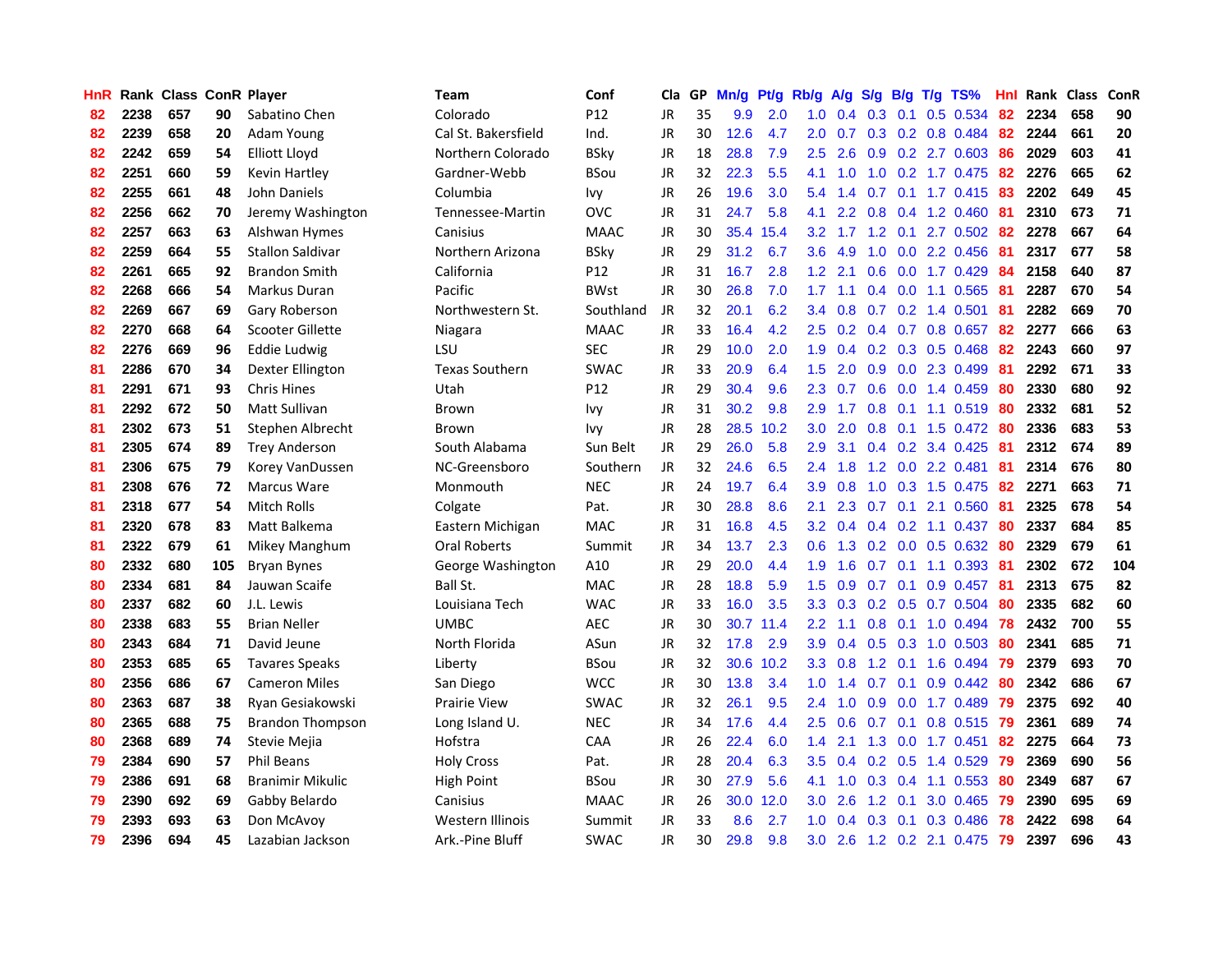| HnR | Rank | Class | ConR | Player | Team | Conf | Cla | GP | Mn/g | Pt/g | Rb/g | A/g | S/g | B/g | T/g | TS% | HnI | Rank | Class | ConR |
|---|---|---|---|---|---|---|---|---|---|---|---|---|---|---|---|---|---|---|---|---|
| 82 | 2238 | 657 | 90 | Sabatino Chen | Colorado | P12 | JR | 35 | 9.9 | 2.0 | 1.0 | 0.4 | 0.3 | 0.1 | 0.5 | 0.534 | 82 | 2234 | 658 | 90 |
| 82 | 2239 | 658 | 20 | Adam Young | Cal St. Bakersfield | Ind. | JR | 30 | 12.6 | 4.7 | 2.0 | 0.7 | 0.3 | 0.2 | 0.8 | 0.484 | 82 | 2244 | 661 | 20 |
| 82 | 2242 | 659 | 54 | Elliott Lloyd | Northern Colorado | BSky | JR | 18 | 28.8 | 7.9 | 2.5 | 2.6 | 0.9 | 0.2 | 2.7 | 0.603 | 86 | 2029 | 603 | 41 |
| 82 | 2251 | 660 | 59 | Kevin Hartley | Gardner-Webb | BSou | JR | 32 | 22.3 | 5.5 | 4.1 | 1.0 | 1.0 | 0.2 | 1.7 | 0.475 | 82 | 2276 | 665 | 62 |
| 82 | 2255 | 661 | 48 | John Daniels | Columbia | Ivy | JR | 26 | 19.6 | 3.0 | 5.4 | 1.4 | 0.7 | 0.1 | 1.7 | 0.415 | 83 | 2202 | 649 | 45 |
| 82 | 2256 | 662 | 70 | Jeremy Washington | Tennessee-Martin | OVC | JR | 31 | 24.7 | 5.8 | 4.1 | 2.2 | 0.8 | 0.4 | 1.2 | 0.460 | 81 | 2310 | 673 | 71 |
| 82 | 2257 | 663 | 63 | Alshwan Hymes | Canisius | MAAC | JR | 30 | 35.4 | 15.4 | 3.2 | 1.7 | 1.2 | 0.1 | 2.7 | 0.502 | 82 | 2278 | 667 | 64 |
| 82 | 2259 | 664 | 55 | Stallon Saldivar | Northern Arizona | BSky | JR | 29 | 31.2 | 6.7 | 3.6 | 4.9 | 1.0 | 0.0 | 2.2 | 0.456 | 81 | 2317 | 677 | 58 |
| 82 | 2261 | 665 | 92 | Brandon Smith | California | P12 | JR | 31 | 16.7 | 2.8 | 1.2 | 2.1 | 0.6 | 0.0 | 1.7 | 0.429 | 84 | 2158 | 640 | 87 |
| 82 | 2268 | 666 | 54 | Markus Duran | Pacific | BWst | JR | 30 | 26.8 | 7.0 | 1.7 | 1.1 | 0.4 | 0.0 | 1.1 | 0.565 | 81 | 2287 | 670 | 54 |
| 82 | 2269 | 667 | 69 | Gary Roberson | Northwestern St. | Southland | JR | 32 | 20.1 | 6.2 | 3.4 | 0.8 | 0.7 | 0.2 | 1.4 | 0.501 | 81 | 2282 | 669 | 70 |
| 82 | 2270 | 668 | 64 | Scooter Gillette | Niagara | MAAC | JR | 33 | 16.4 | 4.2 | 2.5 | 0.2 | 0.4 | 0.7 | 0.8 | 0.657 | 82 | 2277 | 666 | 63 |
| 82 | 2276 | 669 | 96 | Eddie Ludwig | LSU | SEC | JR | 29 | 10.0 | 2.0 | 1.9 | 0.4 | 0.2 | 0.3 | 0.5 | 0.468 | 82 | 2243 | 660 | 97 |
| 81 | 2286 | 670 | 34 | Dexter Ellington | Texas Southern | SWAC | JR | 33 | 20.9 | 6.4 | 1.5 | 2.0 | 0.9 | 0.0 | 2.3 | 0.499 | 81 | 2292 | 671 | 33 |
| 81 | 2291 | 671 | 93 | Chris Hines | Utah | P12 | JR | 29 | 30.4 | 9.6 | 2.3 | 0.7 | 0.6 | 0.0 | 1.4 | 0.459 | 80 | 2330 | 680 | 92 |
| 81 | 2292 | 672 | 50 | Matt Sullivan | Brown | Ivy | JR | 31 | 30.2 | 9.8 | 2.9 | 1.7 | 0.8 | 0.1 | 1.1 | 0.519 | 80 | 2332 | 681 | 52 |
| 81 | 2302 | 673 | 51 | Stephen Albrecht | Brown | Ivy | JR | 28 | 28.5 | 10.2 | 3.0 | 2.0 | 0.8 | 0.1 | 1.5 | 0.472 | 80 | 2336 | 683 | 53 |
| 81 | 2305 | 674 | 89 | Trey Anderson | South Alabama | Sun Belt | JR | 29 | 26.0 | 5.8 | 2.9 | 3.1 | 0.4 | 0.2 | 3.4 | 0.425 | 81 | 2312 | 674 | 89 |
| 81 | 2306 | 675 | 79 | Korey VanDussen | NC-Greensboro | Southern | JR | 32 | 24.6 | 6.5 | 2.4 | 1.8 | 1.2 | 0.0 | 2.2 | 0.481 | 81 | 2314 | 676 | 80 |
| 81 | 2308 | 676 | 72 | Marcus Ware | Monmouth | NEC | JR | 24 | 19.7 | 6.4 | 3.9 | 0.8 | 1.0 | 0.3 | 1.5 | 0.475 | 82 | 2271 | 663 | 71 |
| 81 | 2318 | 677 | 54 | Mitch Rolls | Colgate | Pat. | JR | 30 | 28.8 | 8.6 | 2.1 | 2.3 | 0.7 | 0.1 | 2.1 | 0.560 | 81 | 2325 | 678 | 54 |
| 81 | 2320 | 678 | 83 | Matt Balkema | Eastern Michigan | MAC | JR | 31 | 16.8 | 4.5 | 3.2 | 0.4 | 0.4 | 0.2 | 1.1 | 0.437 | 80 | 2337 | 684 | 85 |
| 81 | 2322 | 679 | 61 | Mikey Manghum | Oral Roberts | Summit | JR | 34 | 13.7 | 2.3 | 0.6 | 1.3 | 0.2 | 0.0 | 0.5 | 0.632 | 80 | 2329 | 679 | 61 |
| 80 | 2332 | 680 | 105 | Bryan Bynes | George Washington | A10 | JR | 29 | 20.0 | 4.4 | 1.9 | 1.6 | 0.7 | 0.1 | 1.1 | 0.393 | 81 | 2302 | 672 | 104 |
| 80 | 2334 | 681 | 84 | Jauwan Scaife | Ball St. | MAC | JR | 28 | 18.8 | 5.9 | 1.5 | 0.9 | 0.7 | 0.1 | 0.9 | 0.457 | 81 | 2313 | 675 | 82 |
| 80 | 2337 | 682 | 60 | J.L. Lewis | Louisiana Tech | WAC | JR | 33 | 16.0 | 3.5 | 3.3 | 0.3 | 0.2 | 0.5 | 0.7 | 0.504 | 80 | 2335 | 682 | 60 |
| 80 | 2338 | 683 | 55 | Brian Neller | UMBC | AEC | JR | 30 | 30.7 | 11.4 | 2.2 | 1.1 | 0.8 | 0.1 | 1.0 | 0.494 | 78 | 2432 | 700 | 55 |
| 80 | 2343 | 684 | 71 | David Jeune | North Florida | ASun | JR | 32 | 17.8 | 2.9 | 3.9 | 0.4 | 0.5 | 0.3 | 1.0 | 0.503 | 80 | 2341 | 685 | 71 |
| 80 | 2353 | 685 | 65 | Tavares Speaks | Liberty | BSou | JR | 32 | 30.6 | 10.2 | 3.3 | 0.8 | 1.2 | 0.1 | 1.6 | 0.494 | 79 | 2379 | 693 | 70 |
| 80 | 2356 | 686 | 67 | Cameron Miles | San Diego | WCC | JR | 30 | 13.8 | 3.4 | 1.0 | 1.4 | 0.7 | 0.1 | 0.9 | 0.442 | 80 | 2342 | 686 | 67 |
| 80 | 2363 | 687 | 38 | Ryan Gesiakowski | Prairie View | SWAC | JR | 32 | 26.1 | 9.5 | 2.4 | 1.0 | 0.9 | 0.0 | 1.7 | 0.489 | 79 | 2375 | 692 | 40 |
| 80 | 2365 | 688 | 75 | Brandon Thompson | Long Island U. | NEC | JR | 34 | 17.6 | 4.4 | 2.5 | 0.6 | 0.7 | 0.1 | 0.8 | 0.515 | 79 | 2361 | 689 | 74 |
| 80 | 2368 | 689 | 74 | Stevie Mejia | Hofstra | CAA | JR | 26 | 22.4 | 6.0 | 1.4 | 2.1 | 1.3 | 0.0 | 1.7 | 0.451 | 82 | 2275 | 664 | 73 |
| 79 | 2384 | 690 | 57 | Phil Beans | Holy Cross | Pat. | JR | 28 | 20.4 | 6.3 | 3.5 | 0.4 | 0.2 | 0.5 | 1.4 | 0.529 | 79 | 2369 | 690 | 56 |
| 79 | 2386 | 691 | 68 | Branimir Mikulic | High Point | BSou | JR | 30 | 27.9 | 5.6 | 4.1 | 1.0 | 0.3 | 0.4 | 1.1 | 0.553 | 80 | 2349 | 687 | 67 |
| 79 | 2390 | 692 | 69 | Gabby Belardo | Canisius | MAAC | JR | 26 | 30.0 | 12.0 | 3.0 | 2.6 | 1.2 | 0.1 | 3.0 | 0.465 | 79 | 2390 | 695 | 69 |
| 79 | 2393 | 693 | 63 | Don McAvoy | Western Illinois | Summit | JR | 33 | 8.6 | 2.7 | 1.0 | 0.4 | 0.3 | 0.1 | 0.3 | 0.486 | 78 | 2422 | 698 | 64 |
| 79 | 2396 | 694 | 45 | Lazabian Jackson | Ark.-Pine Bluff | SWAC | JR | 30 | 29.8 | 9.8 | 3.0 | 2.6 | 1.2 | 0.2 | 2.1 | 0.475 | 79 | 2397 | 696 | 43 |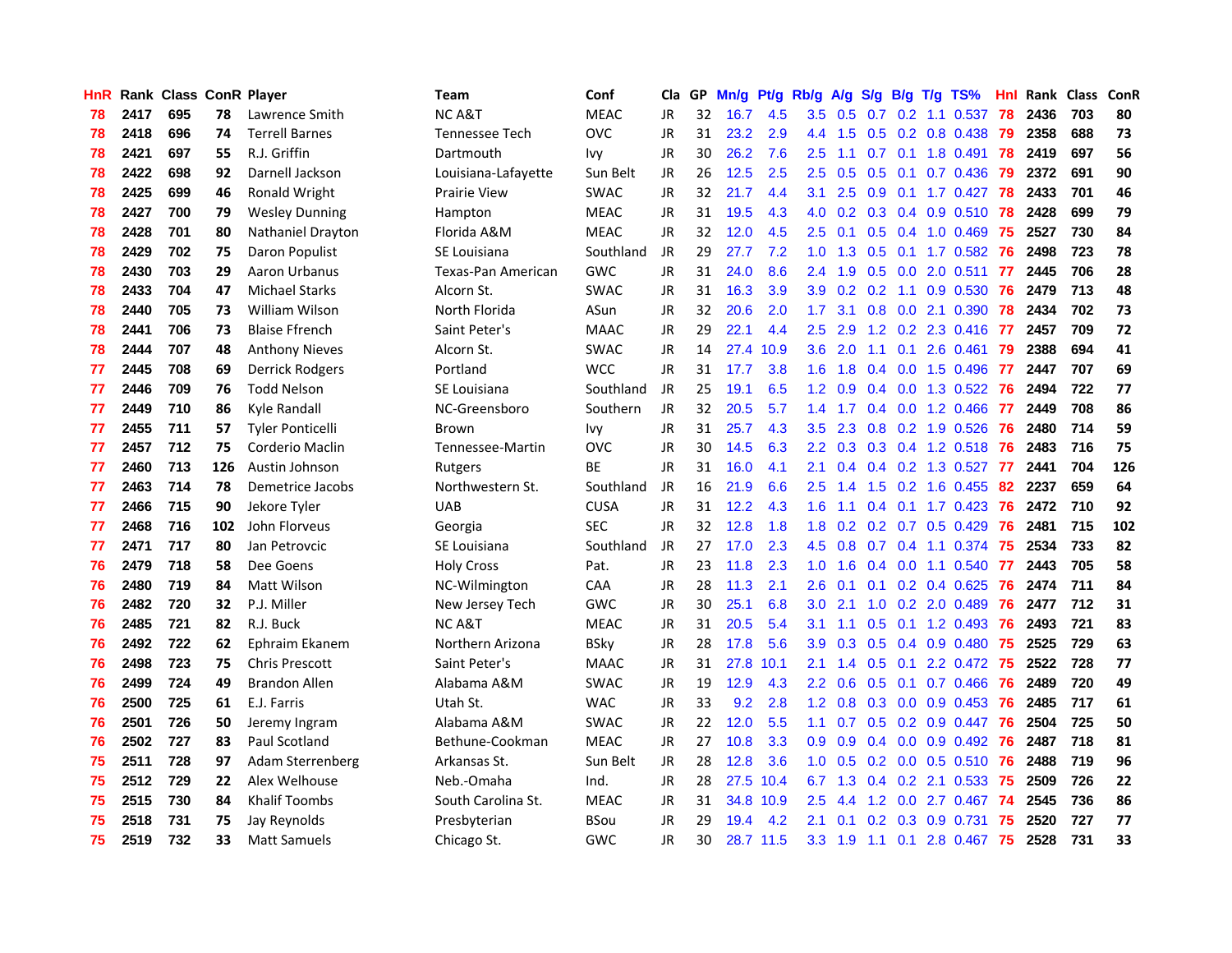| HnR | Rank | Class | ConR | Player | Team | Conf | Cla | GP | Mn/g | Pt/g | Rb/g | A/g | S/g | B/g | T/g | TS% | HnI | Rank | Class | ConR |
|---|---|---|---|---|---|---|---|---|---|---|---|---|---|---|---|---|---|---|---|---|
| 78 | 2417 | 695 | 78 | Lawrence Smith | NC A&T | MEAC | JR | 32 | 16.7 | 4.5 | 3.5 | 0.5 | 0.7 | 0.2 | 1.1 | 0.537 | 78 | 2436 | 703 | 80 |
| 78 | 2418 | 696 | 74 | Terrell Barnes | Tennessee Tech | OVC | JR | 31 | 23.2 | 2.9 | 4.4 | 1.5 | 0.5 | 0.2 | 0.8 | 0.438 | 79 | 2358 | 688 | 73 |
| 78 | 2421 | 697 | 55 | R.J. Griffin | Dartmouth | Ivy | JR | 30 | 26.2 | 7.6 | 2.5 | 1.1 | 0.7 | 0.1 | 1.8 | 0.491 | 78 | 2419 | 697 | 56 |
| 78 | 2422 | 698 | 92 | Darnell Jackson | Louisiana-Lafayette | Sun Belt | JR | 26 | 12.5 | 2.5 | 2.5 | 0.5 | 0.5 | 0.1 | 0.7 | 0.436 | 79 | 2372 | 691 | 90 |
| 78 | 2425 | 699 | 46 | Ronald Wright | Prairie View | SWAC | JR | 32 | 21.7 | 4.4 | 3.1 | 2.5 | 0.9 | 0.1 | 1.7 | 0.427 | 78 | 2433 | 701 | 46 |
| 78 | 2427 | 700 | 79 | Wesley Dunning | Hampton | MEAC | JR | 31 | 19.5 | 4.3 | 4.0 | 0.2 | 0.3 | 0.4 | 0.9 | 0.510 | 78 | 2428 | 699 | 79 |
| 78 | 2428 | 701 | 80 | Nathaniel Drayton | Florida A&M | MEAC | JR | 32 | 12.0 | 4.5 | 2.5 | 0.1 | 0.5 | 0.4 | 1.0 | 0.469 | 75 | 2527 | 730 | 84 |
| 78 | 2429 | 702 | 75 | Daron Populist | SE Louisiana | Southland | JR | 29 | 27.7 | 7.2 | 1.0 | 1.3 | 0.5 | 0.1 | 1.7 | 0.582 | 76 | 2498 | 723 | 78 |
| 78 | 2430 | 703 | 29 | Aaron Urbanus | Texas-Pan American | GWC | JR | 31 | 24.0 | 8.6 | 2.4 | 1.9 | 0.5 | 0.0 | 2.0 | 0.511 | 77 | 2445 | 706 | 28 |
| 78 | 2433 | 704 | 47 | Michael Starks | Alcorn St. | SWAC | JR | 31 | 16.3 | 3.9 | 3.9 | 0.2 | 0.2 | 1.1 | 0.9 | 0.530 | 76 | 2479 | 713 | 48 |
| 78 | 2440 | 705 | 73 | William Wilson | North Florida | ASun | JR | 32 | 20.6 | 2.0 | 1.7 | 3.1 | 0.8 | 0.0 | 2.1 | 0.390 | 78 | 2434 | 702 | 73 |
| 78 | 2441 | 706 | 73 | Blaise Ffrench | Saint Peter's | MAAC | JR | 29 | 22.1 | 4.4 | 2.5 | 2.9 | 1.2 | 0.2 | 2.3 | 0.416 | 77 | 2457 | 709 | 72 |
| 78 | 2444 | 707 | 48 | Anthony Nieves | Alcorn St. | SWAC | JR | 14 | 27.4 | 10.9 | 3.6 | 2.0 | 1.1 | 0.1 | 2.6 | 0.461 | 79 | 2388 | 694 | 41 |
| 77 | 2445 | 708 | 69 | Derrick Rodgers | Portland | WCC | JR | 31 | 17.7 | 3.8 | 1.6 | 1.8 | 0.4 | 0.0 | 1.5 | 0.496 | 77 | 2447 | 707 | 69 |
| 77 | 2446 | 709 | 76 | Todd Nelson | SE Louisiana | Southland | JR | 25 | 19.1 | 6.5 | 1.2 | 0.9 | 0.4 | 0.0 | 1.3 | 0.522 | 76 | 2494 | 722 | 77 |
| 77 | 2449 | 710 | 86 | Kyle Randall | NC-Greensboro | Southern | JR | 32 | 20.5 | 5.7 | 1.4 | 1.7 | 0.4 | 0.0 | 1.2 | 0.466 | 77 | 2449 | 708 | 86 |
| 77 | 2455 | 711 | 57 | Tyler Ponticelli | Brown | Ivy | JR | 31 | 25.7 | 4.3 | 3.5 | 2.3 | 0.8 | 0.2 | 1.9 | 0.526 | 76 | 2480 | 714 | 59 |
| 77 | 2457 | 712 | 75 | Corderio Maclin | Tennessee-Martin | OVC | JR | 30 | 14.5 | 6.3 | 2.2 | 0.3 | 0.3 | 0.4 | 1.2 | 0.518 | 76 | 2483 | 716 | 75 |
| 77 | 2460 | 713 | 126 | Austin Johnson | Rutgers | BE | JR | 31 | 16.0 | 4.1 | 2.1 | 0.4 | 0.4 | 0.2 | 1.3 | 0.527 | 77 | 2441 | 704 | 126 |
| 77 | 2463 | 714 | 78 | Demetrice Jacobs | Northwestern St. | Southland | JR | 16 | 21.9 | 6.6 | 2.5 | 1.4 | 1.5 | 0.2 | 1.6 | 0.455 | 82 | 2237 | 659 | 64 |
| 77 | 2466 | 715 | 90 | Jekore Tyler | UAB | CUSA | JR | 31 | 12.2 | 4.3 | 1.6 | 1.1 | 0.4 | 0.1 | 1.7 | 0.423 | 76 | 2472 | 710 | 92 |
| 77 | 2468 | 716 | 102 | John Florveus | Georgia | SEC | JR | 32 | 12.8 | 1.8 | 1.8 | 0.2 | 0.2 | 0.7 | 0.5 | 0.429 | 76 | 2481 | 715 | 102 |
| 77 | 2471 | 717 | 80 | Jan Petrovcic | SE Louisiana | Southland | JR | 27 | 17.0 | 2.3 | 4.5 | 0.8 | 0.7 | 0.4 | 1.1 | 0.374 | 75 | 2534 | 733 | 82 |
| 76 | 2479 | 718 | 58 | Dee Goens | Holy Cross | Pat. | JR | 23 | 11.8 | 2.3 | 1.0 | 1.6 | 0.4 | 0.0 | 1.1 | 0.540 | 77 | 2443 | 705 | 58 |
| 76 | 2480 | 719 | 84 | Matt Wilson | NC-Wilmington | CAA | JR | 28 | 11.3 | 2.1 | 2.6 | 0.1 | 0.1 | 0.2 | 0.4 | 0.625 | 76 | 2474 | 711 | 84 |
| 76 | 2482 | 720 | 32 | P.J. Miller | New Jersey Tech | GWC | JR | 30 | 25.1 | 6.8 | 3.0 | 2.1 | 1.0 | 0.2 | 2.0 | 0.489 | 76 | 2477 | 712 | 31 |
| 76 | 2485 | 721 | 82 | R.J. Buck | NC A&T | MEAC | JR | 31 | 20.5 | 5.4 | 3.1 | 1.1 | 0.5 | 0.1 | 1.2 | 0.493 | 76 | 2493 | 721 | 83 |
| 76 | 2492 | 722 | 62 | Ephraim Ekanem | Northern Arizona | BSky | JR | 28 | 17.8 | 5.6 | 3.9 | 0.3 | 0.5 | 0.4 | 0.9 | 0.480 | 75 | 2525 | 729 | 63 |
| 76 | 2498 | 723 | 75 | Chris Prescott | Saint Peter's | MAAC | JR | 31 | 27.8 | 10.1 | 2.1 | 1.4 | 0.5 | 0.1 | 2.2 | 0.472 | 75 | 2522 | 728 | 77 |
| 76 | 2499 | 724 | 49 | Brandon Allen | Alabama A&M | SWAC | JR | 19 | 12.9 | 4.3 | 2.2 | 0.6 | 0.5 | 0.1 | 0.7 | 0.466 | 76 | 2489 | 720 | 49 |
| 76 | 2500 | 725 | 61 | E.J. Farris | Utah St. | WAC | JR | 33 | 9.2 | 2.8 | 1.2 | 0.8 | 0.3 | 0.0 | 0.9 | 0.453 | 76 | 2485 | 717 | 61 |
| 76 | 2501 | 726 | 50 | Jeremy Ingram | Alabama A&M | SWAC | JR | 22 | 12.0 | 5.5 | 1.1 | 0.7 | 0.5 | 0.2 | 0.9 | 0.447 | 76 | 2504 | 725 | 50 |
| 76 | 2502 | 727 | 83 | Paul Scotland | Bethune-Cookman | MEAC | JR | 27 | 10.8 | 3.3 | 0.9 | 0.9 | 0.4 | 0.0 | 0.9 | 0.492 | 76 | 2487 | 718 | 81 |
| 75 | 2511 | 728 | 97 | Adam Sterrenberg | Arkansas St. | Sun Belt | JR | 28 | 12.8 | 3.6 | 1.0 | 0.5 | 0.2 | 0.0 | 0.5 | 0.510 | 76 | 2488 | 719 | 96 |
| 75 | 2512 | 729 | 22 | Alex Welhouse | Neb.-Omaha | Ind. | JR | 28 | 27.5 | 10.4 | 6.7 | 1.3 | 0.4 | 0.2 | 2.1 | 0.533 | 75 | 2509 | 726 | 22 |
| 75 | 2515 | 730 | 84 | Khalif Toombs | South Carolina St. | MEAC | JR | 31 | 34.8 | 10.9 | 2.5 | 4.4 | 1.2 | 0.0 | 2.7 | 0.467 | 74 | 2545 | 736 | 86 |
| 75 | 2518 | 731 | 75 | Jay Reynolds | Presbyterian | BSou | JR | 29 | 19.4 | 4.2 | 2.1 | 0.1 | 0.2 | 0.3 | 0.9 | 0.731 | 75 | 2520 | 727 | 77 |
| 75 | 2519 | 732 | 33 | Matt Samuels | Chicago St. | GWC | JR | 30 | 28.7 | 11.5 | 3.3 | 1.9 | 1.1 | 0.1 | 2.8 | 0.467 | 75 | 2528 | 731 | 33 |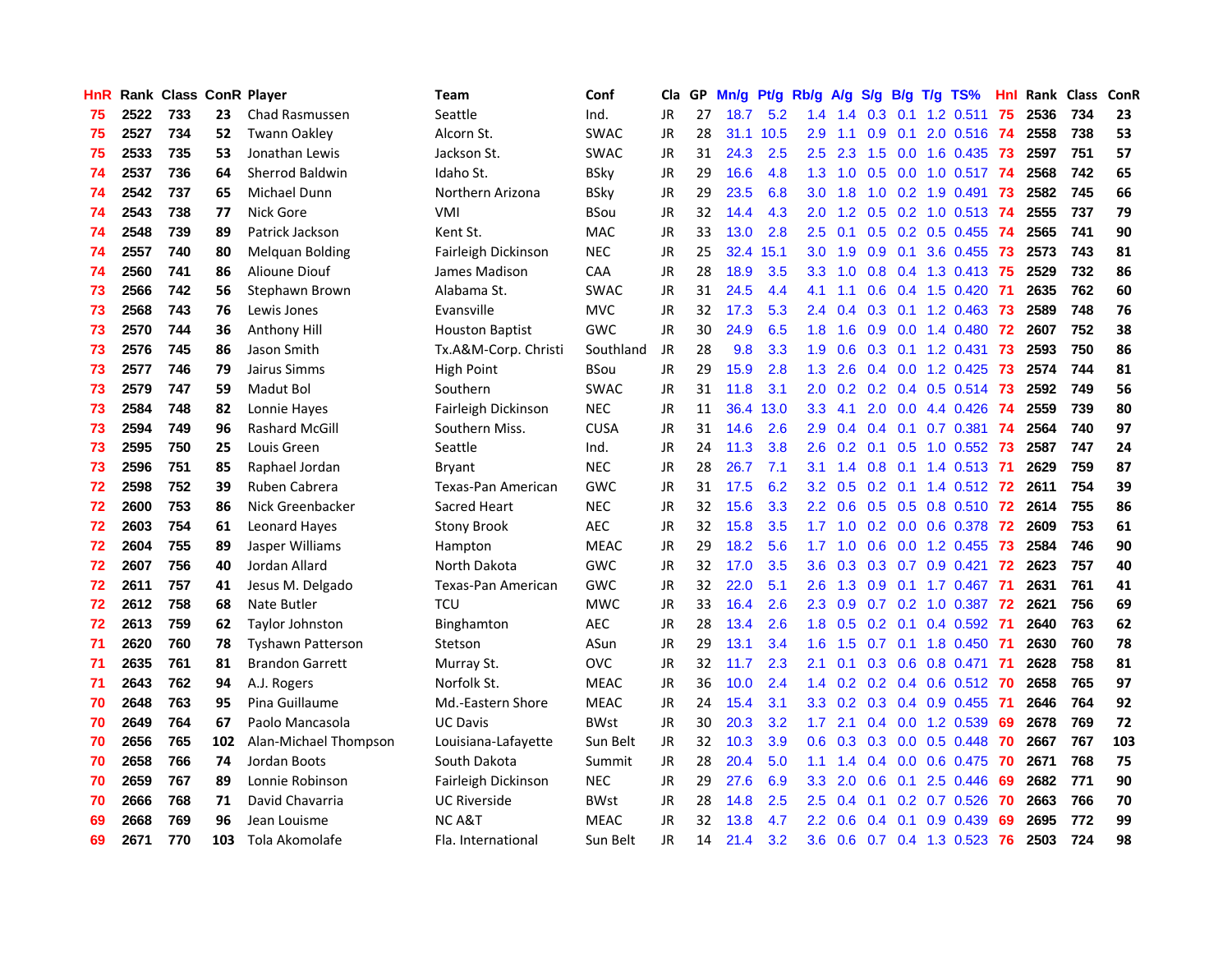| HnR | Rank | Class | ConR | Player | Team | Conf | Cla | GP | Mn/g | Pt/g | Rb/g | A/g | S/g | B/g | T/g | TS% | HnI | Rank | Class | ConR |
|---|---|---|---|---|---|---|---|---|---|---|---|---|---|---|---|---|---|---|---|---|
| 75 | 2522 | 733 | 23 | Chad Rasmussen | Seattle | Ind. | JR | 27 | 18.7 | 5.2 | 1.4 | 1.4 | 0.3 | 0.1 | 1.2 | 0.511 | 75 | 2536 | 734 | 23 |
| 75 | 2527 | 734 | 52 | Twann Oakley | Alcorn St. | SWAC | JR | 28 | 31.1 | 10.5 | 2.9 | 1.1 | 0.9 | 0.1 | 2.0 | 0.516 | 74 | 2558 | 738 | 53 |
| 75 | 2533 | 735 | 53 | Jonathan Lewis | Jackson St. | SWAC | JR | 31 | 24.3 | 2.5 | 2.5 | 2.3 | 1.5 | 0.0 | 1.6 | 0.435 | 73 | 2597 | 751 | 57 |
| 74 | 2537 | 736 | 64 | Sherrod Baldwin | Idaho St. | BSky | JR | 29 | 16.6 | 4.8 | 1.3 | 1.0 | 0.5 | 0.0 | 1.0 | 0.517 | 74 | 2568 | 742 | 65 |
| 74 | 2542 | 737 | 65 | Michael Dunn | Northern Arizona | BSky | JR | 29 | 23.5 | 6.8 | 3.0 | 1.8 | 1.0 | 0.2 | 1.9 | 0.491 | 73 | 2582 | 745 | 66 |
| 74 | 2543 | 738 | 77 | Nick Gore | VMI | BSou | JR | 32 | 14.4 | 4.3 | 2.0 | 1.2 | 0.5 | 0.2 | 1.0 | 0.513 | 74 | 2555 | 737 | 79 |
| 74 | 2548 | 739 | 89 | Patrick Jackson | Kent St. | MAC | JR | 33 | 13.0 | 2.8 | 2.5 | 0.1 | 0.5 | 0.2 | 0.5 | 0.455 | 74 | 2565 | 741 | 90 |
| 74 | 2557 | 740 | 80 | Melquan Bolding | Fairleigh Dickinson | NEC | JR | 25 | 32.4 | 15.1 | 3.0 | 1.9 | 0.9 | 0.1 | 3.6 | 0.455 | 73 | 2573 | 743 | 81 |
| 74 | 2560 | 741 | 86 | Alioune Diouf | James Madison | CAA | JR | 28 | 18.9 | 3.5 | 3.3 | 1.0 | 0.8 | 0.4 | 1.3 | 0.413 | 75 | 2529 | 732 | 86 |
| 73 | 2566 | 742 | 56 | Stephawn Brown | Alabama St. | SWAC | JR | 31 | 24.5 | 4.4 | 4.1 | 1.1 | 0.6 | 0.4 | 1.5 | 0.420 | 71 | 2635 | 762 | 60 |
| 73 | 2568 | 743 | 76 | Lewis Jones | Evansville | MVC | JR | 32 | 17.3 | 5.3 | 2.4 | 0.4 | 0.3 | 0.1 | 1.2 | 0.463 | 73 | 2589 | 748 | 76 |
| 73 | 2570 | 744 | 36 | Anthony Hill | Houston Baptist | GWC | JR | 30 | 24.9 | 6.5 | 1.8 | 1.6 | 0.9 | 0.0 | 1.4 | 0.480 | 72 | 2607 | 752 | 38 |
| 73 | 2576 | 745 | 86 | Jason Smith | Tx.A&M-Corp. Christi | Southland | JR | 28 | 9.8 | 3.3 | 1.9 | 0.6 | 0.3 | 0.1 | 1.2 | 0.431 | 73 | 2593 | 750 | 86 |
| 73 | 2577 | 746 | 79 | Jairus Simms | High Point | BSou | JR | 29 | 15.9 | 2.8 | 1.3 | 2.6 | 0.4 | 0.0 | 1.2 | 0.425 | 73 | 2574 | 744 | 81 |
| 73 | 2579 | 747 | 59 | Madut Bol | Southern | SWAC | JR | 31 | 11.8 | 3.1 | 2.0 | 0.2 | 0.2 | 0.4 | 0.5 | 0.514 | 73 | 2592 | 749 | 56 |
| 73 | 2584 | 748 | 82 | Lonnie Hayes | Fairleigh Dickinson | NEC | JR | 11 | 36.4 | 13.0 | 3.3 | 4.1 | 2.0 | 0.0 | 4.4 | 0.426 | 74 | 2559 | 739 | 80 |
| 73 | 2594 | 749 | 96 | Rashard McGill | Southern Miss. | CUSA | JR | 31 | 14.6 | 2.6 | 2.9 | 0.4 | 0.4 | 0.1 | 0.7 | 0.381 | 74 | 2564 | 740 | 97 |
| 73 | 2595 | 750 | 25 | Louis Green | Seattle | Ind. | JR | 24 | 11.3 | 3.8 | 2.6 | 0.2 | 0.1 | 0.5 | 1.0 | 0.552 | 73 | 2587 | 747 | 24 |
| 73 | 2596 | 751 | 85 | Raphael Jordan | Bryant | NEC | JR | 28 | 26.7 | 7.1 | 3.1 | 1.4 | 0.8 | 0.1 | 1.4 | 0.513 | 71 | 2629 | 759 | 87 |
| 72 | 2598 | 752 | 39 | Ruben Cabrera | Texas-Pan American | GWC | JR | 31 | 17.5 | 6.2 | 3.2 | 0.5 | 0.2 | 0.1 | 1.4 | 0.512 | 72 | 2611 | 754 | 39 |
| 72 | 2600 | 753 | 86 | Nick Greenbacker | Sacred Heart | NEC | JR | 32 | 15.6 | 3.3 | 2.2 | 0.6 | 0.5 | 0.5 | 0.8 | 0.510 | 72 | 2614 | 755 | 86 |
| 72 | 2603 | 754 | 61 | Leonard Hayes | Stony Brook | AEC | JR | 32 | 15.8 | 3.5 | 1.7 | 1.0 | 0.2 | 0.0 | 0.6 | 0.378 | 72 | 2609 | 753 | 61 |
| 72 | 2604 | 755 | 89 | Jasper Williams | Hampton | MEAC | JR | 29 | 18.2 | 5.6 | 1.7 | 1.0 | 0.6 | 0.0 | 1.2 | 0.455 | 73 | 2584 | 746 | 90 |
| 72 | 2607 | 756 | 40 | Jordan Allard | North Dakota | GWC | JR | 32 | 17.0 | 3.5 | 3.6 | 0.3 | 0.3 | 0.7 | 0.9 | 0.421 | 72 | 2623 | 757 | 40 |
| 72 | 2611 | 757 | 41 | Jesus M. Delgado | Texas-Pan American | GWC | JR | 32 | 22.0 | 5.1 | 2.6 | 1.3 | 0.9 | 0.1 | 1.7 | 0.467 | 71 | 2631 | 761 | 41 |
| 72 | 2612 | 758 | 68 | Nate Butler | TCU | MWC | JR | 33 | 16.4 | 2.6 | 2.3 | 0.9 | 0.7 | 0.2 | 1.0 | 0.387 | 72 | 2621 | 756 | 69 |
| 72 | 2613 | 759 | 62 | Taylor Johnston | Binghamton | AEC | JR | 28 | 13.4 | 2.6 | 1.8 | 0.5 | 0.2 | 0.1 | 0.4 | 0.592 | 71 | 2640 | 763 | 62 |
| 71 | 2620 | 760 | 78 | Tyshawn Patterson | Stetson | ASun | JR | 29 | 13.1 | 3.4 | 1.6 | 1.5 | 0.7 | 0.1 | 1.8 | 0.450 | 71 | 2630 | 760 | 78 |
| 71 | 2635 | 761 | 81 | Brandon Garrett | Murray St. | OVC | JR | 32 | 11.7 | 2.3 | 2.1 | 0.1 | 0.3 | 0.6 | 0.8 | 0.471 | 71 | 2628 | 758 | 81 |
| 71 | 2643 | 762 | 94 | A.J. Rogers | Norfolk St. | MEAC | JR | 36 | 10.0 | 2.4 | 1.4 | 0.2 | 0.2 | 0.4 | 0.6 | 0.512 | 70 | 2658 | 765 | 97 |
| 70 | 2648 | 763 | 95 | Pina Guillaume | Md.-Eastern Shore | MEAC | JR | 24 | 15.4 | 3.1 | 3.3 | 0.2 | 0.3 | 0.4 | 0.9 | 0.455 | 71 | 2646 | 764 | 92 |
| 70 | 2649 | 764 | 67 | Paolo Mancasola | UC Davis | BWst | JR | 30 | 20.3 | 3.2 | 1.7 | 2.1 | 0.4 | 0.0 | 1.2 | 0.539 | 69 | 2678 | 769 | 72 |
| 70 | 2656 | 765 | 102 | Alan-Michael Thompson | Louisiana-Lafayette | Sun Belt | JR | 32 | 10.3 | 3.9 | 0.6 | 0.3 | 0.3 | 0.0 | 0.5 | 0.448 | 70 | 2667 | 767 | 103 |
| 70 | 2658 | 766 | 74 | Jordan Boots | South Dakota | Summit | JR | 28 | 20.4 | 5.0 | 1.1 | 1.4 | 0.4 | 0.0 | 0.6 | 0.475 | 70 | 2671 | 768 | 75 |
| 70 | 2659 | 767 | 89 | Lonnie Robinson | Fairleigh Dickinson | NEC | JR | 29 | 27.6 | 6.9 | 3.3 | 2.0 | 0.6 | 0.1 | 2.5 | 0.446 | 69 | 2682 | 771 | 90 |
| 70 | 2666 | 768 | 71 | David Chavarria | UC Riverside | BWst | JR | 28 | 14.8 | 2.5 | 2.5 | 0.4 | 0.1 | 0.2 | 0.7 | 0.526 | 70 | 2663 | 766 | 70 |
| 69 | 2668 | 769 | 96 | Jean Louisme | NC A&T | MEAC | JR | 32 | 13.8 | 4.7 | 2.2 | 0.6 | 0.4 | 0.1 | 0.9 | 0.439 | 69 | 2695 | 772 | 99 |
| 69 | 2671 | 770 | 103 | Tola Akomolafe | Fla. International | Sun Belt | JR | 14 | 21.4 | 3.2 | 3.6 | 0.6 | 0.7 | 0.4 | 1.3 | 0.523 | 76 | 2503 | 724 | 98 |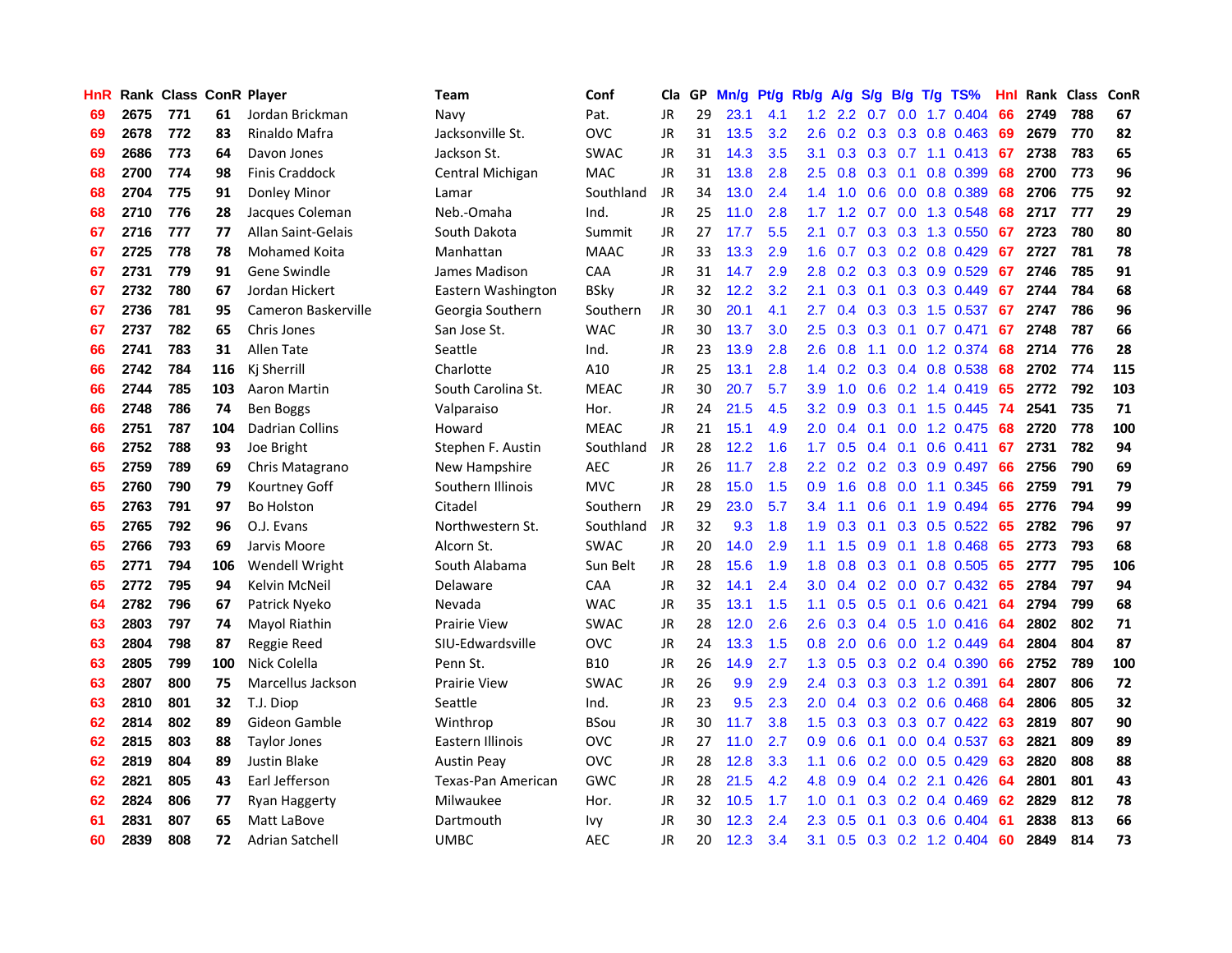| HnR | Rank | Class | ConR | Player | Team | Conf | Cla | GP | Mn/g | Pt/g | Rb/g | A/g | S/g | B/g | T/g | TS% | HnI | Rank | Class | ConR |
|---|---|---|---|---|---|---|---|---|---|---|---|---|---|---|---|---|---|---|---|---|
| 69 | 2675 | 771 | 61 | Jordan Brickman | Navy | Pat. | JR | 29 | 23.1 | 4.1 | 1.2 | 2.2 | 0.7 | 0.0 | 1.7 | 0.404 | 66 | 2749 | 788 | 67 |
| 69 | 2678 | 772 | 83 | Rinaldo Mafra | Jacksonville St. | OVC | JR | 31 | 13.5 | 3.2 | 2.6 | 0.2 | 0.3 | 0.3 | 0.8 | 0.463 | 69 | 2679 | 770 | 82 |
| 69 | 2686 | 773 | 64 | Davon Jones | Jackson St. | SWAC | JR | 31 | 14.3 | 3.5 | 3.1 | 0.3 | 0.3 | 0.7 | 1.1 | 0.413 | 67 | 2738 | 783 | 65 |
| 68 | 2700 | 774 | 98 | Finis Craddock | Central Michigan | MAC | JR | 31 | 13.8 | 2.8 | 2.5 | 0.8 | 0.3 | 0.1 | 0.8 | 0.399 | 68 | 2700 | 773 | 96 |
| 68 | 2704 | 775 | 91 | Donley Minor | Lamar | Southland | JR | 34 | 13.0 | 2.4 | 1.4 | 1.0 | 0.6 | 0.0 | 0.8 | 0.389 | 68 | 2706 | 775 | 92 |
| 68 | 2710 | 776 | 28 | Jacques Coleman | Neb.-Omaha | Ind. | JR | 25 | 11.0 | 2.8 | 1.7 | 1.2 | 0.7 | 0.0 | 1.3 | 0.548 | 68 | 2717 | 777 | 29 |
| 67 | 2716 | 777 | 77 | Allan Saint-Gelais | South Dakota | Summit | JR | 27 | 17.7 | 5.5 | 2.1 | 0.7 | 0.3 | 0.3 | 1.3 | 0.550 | 67 | 2723 | 780 | 80 |
| 67 | 2725 | 778 | 78 | Mohamed Koita | Manhattan | MAAC | JR | 33 | 13.3 | 2.9 | 1.6 | 0.7 | 0.3 | 0.2 | 0.8 | 0.429 | 67 | 2727 | 781 | 78 |
| 67 | 2731 | 779 | 91 | Gene Swindle | James Madison | CAA | JR | 31 | 14.7 | 2.9 | 2.8 | 0.2 | 0.3 | 0.3 | 0.9 | 0.529 | 67 | 2746 | 785 | 91 |
| 67 | 2732 | 780 | 67 | Jordan Hickert | Eastern Washington | BSky | JR | 32 | 12.2 | 3.2 | 2.1 | 0.3 | 0.1 | 0.3 | 0.3 | 0.449 | 67 | 2744 | 784 | 68 |
| 67 | 2736 | 781 | 95 | Cameron Baskerville | Georgia Southern | Southern | JR | 30 | 20.1 | 4.1 | 2.7 | 0.4 | 0.3 | 0.3 | 1.5 | 0.537 | 67 | 2747 | 786 | 96 |
| 67 | 2737 | 782 | 65 | Chris Jones | San Jose St. | WAC | JR | 30 | 13.7 | 3.0 | 2.5 | 0.3 | 0.3 | 0.1 | 0.7 | 0.471 | 67 | 2748 | 787 | 66 |
| 66 | 2741 | 783 | 31 | Allen Tate | Seattle | Ind. | JR | 23 | 13.9 | 2.8 | 2.6 | 0.8 | 1.1 | 0.0 | 1.2 | 0.374 | 68 | 2714 | 776 | 28 |
| 66 | 2742 | 784 | 116 | Kj Sherrill | Charlotte | A10 | JR | 25 | 13.1 | 2.8 | 1.4 | 0.2 | 0.3 | 0.4 | 0.8 | 0.538 | 68 | 2702 | 774 | 115 |
| 66 | 2744 | 785 | 103 | Aaron Martin | South Carolina St. | MEAC | JR | 30 | 20.7 | 5.7 | 3.9 | 1.0 | 0.6 | 0.2 | 1.4 | 0.419 | 65 | 2772 | 792 | 103 |
| 66 | 2748 | 786 | 74 | Ben Boggs | Valparaiso | Hor. | JR | 24 | 21.5 | 4.5 | 3.2 | 0.9 | 0.3 | 0.1 | 1.5 | 0.445 | 74 | 2541 | 735 | 71 |
| 66 | 2751 | 787 | 104 | Dadrian Collins | Howard | MEAC | JR | 21 | 15.1 | 4.9 | 2.0 | 0.4 | 0.1 | 0.0 | 1.2 | 0.475 | 68 | 2720 | 778 | 100 |
| 66 | 2752 | 788 | 93 | Joe Bright | Stephen F. Austin | Southland | JR | 28 | 12.2 | 1.6 | 1.7 | 0.5 | 0.4 | 0.1 | 0.6 | 0.411 | 67 | 2731 | 782 | 94 |
| 65 | 2759 | 789 | 69 | Chris Matagrano | New Hampshire | AEC | JR | 26 | 11.7 | 2.8 | 2.2 | 0.2 | 0.2 | 0.3 | 0.9 | 0.497 | 66 | 2756 | 790 | 69 |
| 65 | 2760 | 790 | 79 | Kourtney Goff | Southern Illinois | MVC | JR | 28 | 15.0 | 1.5 | 0.9 | 1.6 | 0.8 | 0.0 | 1.1 | 0.345 | 66 | 2759 | 791 | 79 |
| 65 | 2763 | 791 | 97 | Bo Holston | Citadel | Southern | JR | 29 | 23.0 | 5.7 | 3.4 | 1.1 | 0.6 | 0.1 | 1.9 | 0.494 | 65 | 2776 | 794 | 99 |
| 65 | 2765 | 792 | 96 | O.J. Evans | Northwestern St. | Southland | JR | 32 | 9.3 | 1.8 | 1.9 | 0.3 | 0.1 | 0.3 | 0.5 | 0.522 | 65 | 2782 | 796 | 97 |
| 65 | 2766 | 793 | 69 | Jarvis Moore | Alcorn St. | SWAC | JR | 20 | 14.0 | 2.9 | 1.1 | 1.5 | 0.9 | 0.1 | 1.8 | 0.468 | 65 | 2773 | 793 | 68 |
| 65 | 2771 | 794 | 106 | Wendell Wright | South Alabama | Sun Belt | JR | 28 | 15.6 | 1.9 | 1.8 | 0.8 | 0.3 | 0.1 | 0.8 | 0.505 | 65 | 2777 | 795 | 106 |
| 65 | 2772 | 795 | 94 | Kelvin McNeil | Delaware | CAA | JR | 32 | 14.1 | 2.4 | 3.0 | 0.4 | 0.2 | 0.0 | 0.7 | 0.432 | 65 | 2784 | 797 | 94 |
| 64 | 2782 | 796 | 67 | Patrick Nyeko | Nevada | WAC | JR | 35 | 13.1 | 1.5 | 1.1 | 0.5 | 0.5 | 0.1 | 0.6 | 0.421 | 64 | 2794 | 799 | 68 |
| 63 | 2803 | 797 | 74 | Mayol Riathin | Prairie View | SWAC | JR | 28 | 12.0 | 2.6 | 2.6 | 0.3 | 0.4 | 0.5 | 1.0 | 0.416 | 64 | 2802 | 802 | 71 |
| 63 | 2804 | 798 | 87 | Reggie Reed | SIU-Edwardsville | OVC | JR | 24 | 13.3 | 1.5 | 0.8 | 2.0 | 0.6 | 0.0 | 1.2 | 0.449 | 64 | 2804 | 804 | 87 |
| 63 | 2805 | 799 | 100 | Nick Colella | Penn St. | B10 | JR | 26 | 14.9 | 2.7 | 1.3 | 0.5 | 0.3 | 0.2 | 0.4 | 0.390 | 66 | 2752 | 789 | 100 |
| 63 | 2807 | 800 | 75 | Marcellus Jackson | Prairie View | SWAC | JR | 26 | 9.9 | 2.9 | 2.4 | 0.3 | 0.3 | 0.3 | 1.2 | 0.391 | 64 | 2807 | 806 | 72 |
| 63 | 2810 | 801 | 32 | T.J. Diop | Seattle | Ind. | JR | 23 | 9.5 | 2.3 | 2.0 | 0.4 | 0.3 | 0.2 | 0.6 | 0.468 | 64 | 2806 | 805 | 32 |
| 62 | 2814 | 802 | 89 | Gideon Gamble | Winthrop | BSou | JR | 30 | 11.7 | 3.8 | 1.5 | 0.3 | 0.3 | 0.3 | 0.7 | 0.422 | 63 | 2819 | 807 | 90 |
| 62 | 2815 | 803 | 88 | Taylor Jones | Eastern Illinois | OVC | JR | 27 | 11.0 | 2.7 | 0.9 | 0.6 | 0.1 | 0.0 | 0.4 | 0.537 | 63 | 2821 | 809 | 89 |
| 62 | 2819 | 804 | 89 | Justin Blake | Austin Peay | OVC | JR | 28 | 12.8 | 3.3 | 1.1 | 0.6 | 0.2 | 0.0 | 0.5 | 0.429 | 63 | 2820 | 808 | 88 |
| 62 | 2821 | 805 | 43 | Earl Jefferson | Texas-Pan American | GWC | JR | 28 | 21.5 | 4.2 | 4.8 | 0.9 | 0.4 | 0.2 | 2.1 | 0.426 | 64 | 2801 | 801 | 43 |
| 62 | 2824 | 806 | 77 | Ryan Haggerty | Milwaukee | Hor. | JR | 32 | 10.5 | 1.7 | 1.0 | 0.1 | 0.3 | 0.2 | 0.4 | 0.469 | 62 | 2829 | 812 | 78 |
| 61 | 2831 | 807 | 65 | Matt LaBove | Dartmouth | Ivy | JR | 30 | 12.3 | 2.4 | 2.3 | 0.5 | 0.1 | 0.3 | 0.6 | 0.404 | 61 | 2838 | 813 | 66 |
| 60 | 2839 | 808 | 72 | Adrian Satchell | UMBC | AEC | JR | 20 | 12.3 | 3.4 | 3.1 | 0.5 | 0.3 | 0.2 | 1.2 | 0.404 | 60 | 2849 | 814 | 73 |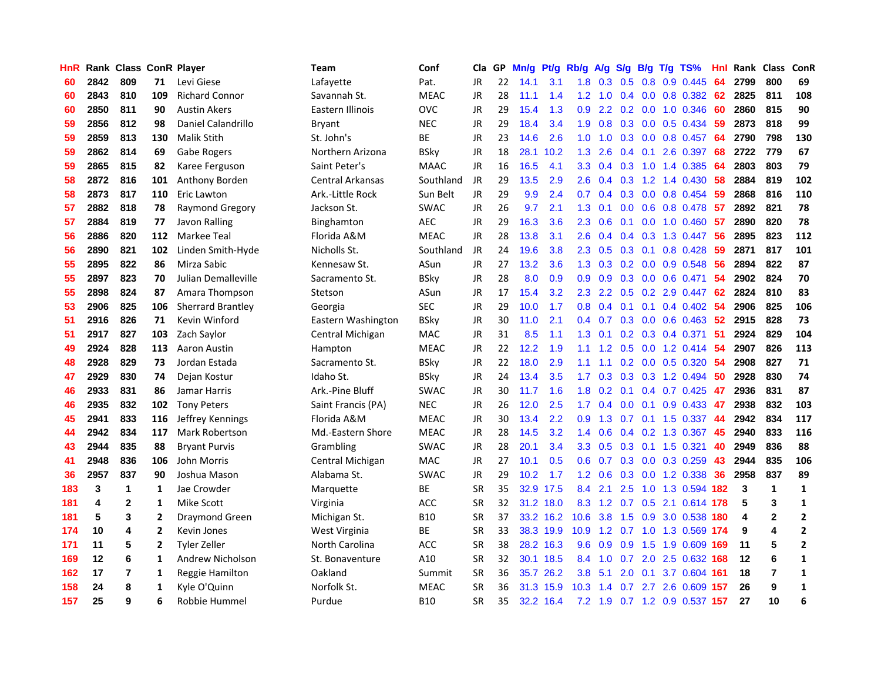| HnR | Rank | Class | ConR | Player | Team | Conf | Cla | GP | Mn/g | Pt/g | Rb/g | A/g | S/g | B/g | T/g | TS% | HnI | Rank | Class | ConR |
|---|---|---|---|---|---|---|---|---|---|---|---|---|---|---|---|---|---|---|---|---|
| 60 | 2842 | 809 | 71 | Levi Giese | Lafayette | Pat. | JR | 22 | 14.1 | 3.1 | 1.8 | 0.3 | 0.5 | 0.8 | 0.9 | 0.445 | 64 | 2799 | 800 | 69 |
| 60 | 2843 | 810 | 109 | Richard Connor | Savannah St. | MEAC | JR | 28 | 11.1 | 1.4 | 1.2 | 1.0 | 0.4 | 0.0 | 0.8 | 0.382 | 62 | 2825 | 811 | 108 |
| 60 | 2850 | 811 | 90 | Austin Akers | Eastern Illinois | OVC | JR | 29 | 15.4 | 1.3 | 0.9 | 2.2 | 0.2 | 0.0 | 1.0 | 0.346 | 60 | 2860 | 815 | 90 |
| 59 | 2856 | 812 | 98 | Daniel Calandrillo | Bryant | NEC | JR | 29 | 18.4 | 3.4 | 1.9 | 0.8 | 0.3 | 0.0 | 0.5 | 0.434 | 59 | 2873 | 818 | 99 |
| 59 | 2859 | 813 | 130 | Malik Stith | St. John's | BE | JR | 23 | 14.6 | 2.6 | 1.0 | 1.0 | 0.3 | 0.0 | 0.8 | 0.457 | 64 | 2790 | 798 | 130 |
| 59 | 2862 | 814 | 69 | Gabe Rogers | Northern Arizona | BSky | JR | 18 | 28.1 | 10.2 | 1.3 | 2.6 | 0.4 | 0.1 | 2.6 | 0.397 | 68 | 2722 | 779 | 67 |
| 59 | 2865 | 815 | 82 | Karee Ferguson | Saint Peter's | MAAC | JR | 16 | 16.5 | 4.1 | 3.3 | 0.4 | 0.3 | 1.0 | 1.4 | 0.385 | 64 | 2803 | 803 | 79 |
| 58 | 2872 | 816 | 101 | Anthony Borden | Central Arkansas | Southland | JR | 29 | 13.5 | 2.9 | 2.6 | 0.4 | 0.3 | 1.2 | 1.4 | 0.430 | 58 | 2884 | 819 | 102 |
| 58 | 2873 | 817 | 110 | Eric Lawton | Ark.-Little Rock | Sun Belt | JR | 29 | 9.9 | 2.4 | 0.7 | 0.4 | 0.3 | 0.0 | 0.8 | 0.454 | 59 | 2868 | 816 | 110 |
| 57 | 2882 | 818 | 78 | Raymond Gregory | Jackson St. | SWAC | JR | 26 | 9.7 | 2.1 | 1.3 | 0.1 | 0.0 | 0.6 | 0.8 | 0.478 | 57 | 2892 | 821 | 78 |
| 57 | 2884 | 819 | 77 | Javon Ralling | Binghamton | AEC | JR | 29 | 16.3 | 3.6 | 2.3 | 0.6 | 0.1 | 0.0 | 1.0 | 0.460 | 57 | 2890 | 820 | 78 |
| 56 | 2886 | 820 | 112 | Markee Teal | Florida A&M | MEAC | JR | 28 | 13.8 | 3.1 | 2.6 | 0.4 | 0.4 | 0.3 | 1.3 | 0.447 | 56 | 2895 | 823 | 112 |
| 56 | 2890 | 821 | 102 | Linden Smith-Hyde | Nicholls St. | Southland | JR | 24 | 19.6 | 3.8 | 2.3 | 0.5 | 0.3 | 0.1 | 0.8 | 0.428 | 59 | 2871 | 817 | 101 |
| 55 | 2895 | 822 | 86 | Mirza Sabic | Kennesaw St. | ASun | JR | 27 | 13.2 | 3.6 | 1.3 | 0.3 | 0.2 | 0.0 | 0.9 | 0.548 | 56 | 2894 | 822 | 87 |
| 55 | 2897 | 823 | 70 | Julian Demalleville | Sacramento St. | BSky | JR | 28 | 8.0 | 0.9 | 0.9 | 0.9 | 0.3 | 0.0 | 0.6 | 0.471 | 54 | 2902 | 824 | 70 |
| 55 | 2898 | 824 | 87 | Amara Thompson | Stetson | ASun | JR | 17 | 15.4 | 3.2 | 2.3 | 2.2 | 0.5 | 0.2 | 2.9 | 0.447 | 62 | 2824 | 810 | 83 |
| 53 | 2906 | 825 | 106 | Sherrard Brantley | Georgia | SEC | JR | 29 | 10.0 | 1.7 | 0.8 | 0.4 | 0.1 | 0.1 | 0.4 | 0.402 | 54 | 2906 | 825 | 106 |
| 51 | 2916 | 826 | 71 | Kevin Winford | Eastern Washington | BSky | JR | 30 | 11.0 | 2.1 | 0.4 | 0.7 | 0.3 | 0.0 | 0.6 | 0.463 | 52 | 2915 | 828 | 73 |
| 51 | 2917 | 827 | 103 | Zach Saylor | Central Michigan | MAC | JR | 31 | 8.5 | 1.1 | 1.3 | 0.1 | 0.2 | 0.3 | 0.4 | 0.371 | 51 | 2924 | 829 | 104 |
| 49 | 2924 | 828 | 113 | Aaron Austin | Hampton | MEAC | JR | 22 | 12.2 | 1.9 | 1.1 | 1.2 | 0.5 | 0.0 | 1.2 | 0.414 | 54 | 2907 | 826 | 113 |
| 48 | 2928 | 829 | 73 | Jordan Estada | Sacramento St. | BSky | JR | 22 | 18.0 | 2.9 | 1.1 | 1.1 | 0.2 | 0.0 | 0.5 | 0.320 | 54 | 2908 | 827 | 71 |
| 47 | 2929 | 830 | 74 | Dejan Kostur | Idaho St. | BSky | JR | 24 | 13.4 | 3.5 | 1.7 | 0.3 | 0.3 | 0.3 | 1.2 | 0.494 | 50 | 2928 | 830 | 74 |
| 46 | 2933 | 831 | 86 | Jamar Harris | Ark.-Pine Bluff | SWAC | JR | 30 | 11.7 | 1.6 | 1.8 | 0.2 | 0.1 | 0.4 | 0.7 | 0.425 | 47 | 2936 | 831 | 87 |
| 46 | 2935 | 832 | 102 | Tony Peters | Saint Francis (PA) | NEC | JR | 26 | 12.0 | 2.5 | 1.7 | 0.4 | 0.0 | 0.1 | 0.9 | 0.433 | 47 | 2938 | 832 | 103 |
| 45 | 2941 | 833 | 116 | Jeffrey Kennings | Florida A&M | MEAC | JR | 30 | 13.4 | 2.2 | 0.9 | 1.3 | 0.7 | 0.1 | 1.5 | 0.337 | 44 | 2942 | 834 | 117 |
| 44 | 2942 | 834 | 117 | Mark Robertson | Md.-Eastern Shore | MEAC | JR | 28 | 14.5 | 3.2 | 1.4 | 0.6 | 0.4 | 0.2 | 1.3 | 0.367 | 45 | 2940 | 833 | 116 |
| 43 | 2944 | 835 | 88 | Bryant Purvis | Grambling | SWAC | JR | 28 | 20.1 | 3.4 | 3.3 | 0.5 | 0.3 | 0.1 | 1.5 | 0.321 | 40 | 2949 | 836 | 88 |
| 41 | 2948 | 836 | 106 | John Morris | Central Michigan | MAC | JR | 27 | 10.1 | 0.5 | 0.6 | 0.7 | 0.3 | 0.0 | 0.3 | 0.259 | 43 | 2944 | 835 | 106 |
| 36 | 2957 | 837 | 90 | Joshua Mason | Alabama St. | SWAC | JR | 29 | 10.2 | 1.7 | 1.2 | 0.6 | 0.3 | 0.0 | 1.2 | 0.338 | 36 | 2958 | 837 | 89 |
| 183 | 3 | 1 | 1 | Jae Crowder | Marquette | BE | SR | 35 | 32.9 | 17.5 | 8.4 | 2.1 | 2.5 | 1.0 | 1.3 | 0.594 | 182 | 3 | 1 | 1 |
| 181 | 4 | 2 | 1 | Mike Scott | Virginia | ACC | SR | 32 | 31.2 | 18.0 | 8.3 | 1.2 | 0.7 | 0.5 | 2.1 | 0.614 | 178 | 5 | 3 | 1 |
| 181 | 5 | 3 | 2 | Draymond Green | Michigan St. | B10 | SR | 37 | 33.2 | 16.2 | 10.6 | 3.8 | 1.5 | 0.9 | 3.0 | 0.538 | 180 | 4 | 2 | 2 |
| 174 | 10 | 4 | 2 | Kevin Jones | West Virginia | BE | SR | 33 | 38.3 | 19.9 | 10.9 | 1.2 | 0.7 | 1.0 | 1.3 | 0.569 | 174 | 9 | 4 | 2 |
| 171 | 11 | 5 | 2 | Tyler Zeller | North Carolina | ACC | SR | 38 | 28.2 | 16.3 | 9.6 | 0.9 | 0.9 | 1.5 | 1.9 | 0.609 | 169 | 11 | 5 | 2 |
| 169 | 12 | 6 | 1 | Andrew Nicholson | St. Bonaventure | A10 | SR | 32 | 30.1 | 18.5 | 8.4 | 1.0 | 0.7 | 2.0 | 2.5 | 0.632 | 168 | 12 | 6 | 1 |
| 162 | 17 | 7 | 1 | Reggie Hamilton | Oakland | Summit | SR | 36 | 35.7 | 26.2 | 3.8 | 5.1 | 2.0 | 0.1 | 3.7 | 0.604 | 161 | 18 | 7 | 1 |
| 158 | 24 | 8 | 1 | Kyle O'Quinn | Norfolk St. | MEAC | SR | 36 | 31.3 | 15.9 | 10.3 | 1.4 | 0.7 | 2.7 | 2.6 | 0.609 | 157 | 26 | 9 | 1 |
| 157 | 25 | 9 | 6 | Robbie Hummel | Purdue | B10 | SR | 35 | 32.2 | 16.4 | 7.2 | 1.9 | 0.7 | 1.2 | 0.9 | 0.537 | 157 | 27 | 10 | 6 |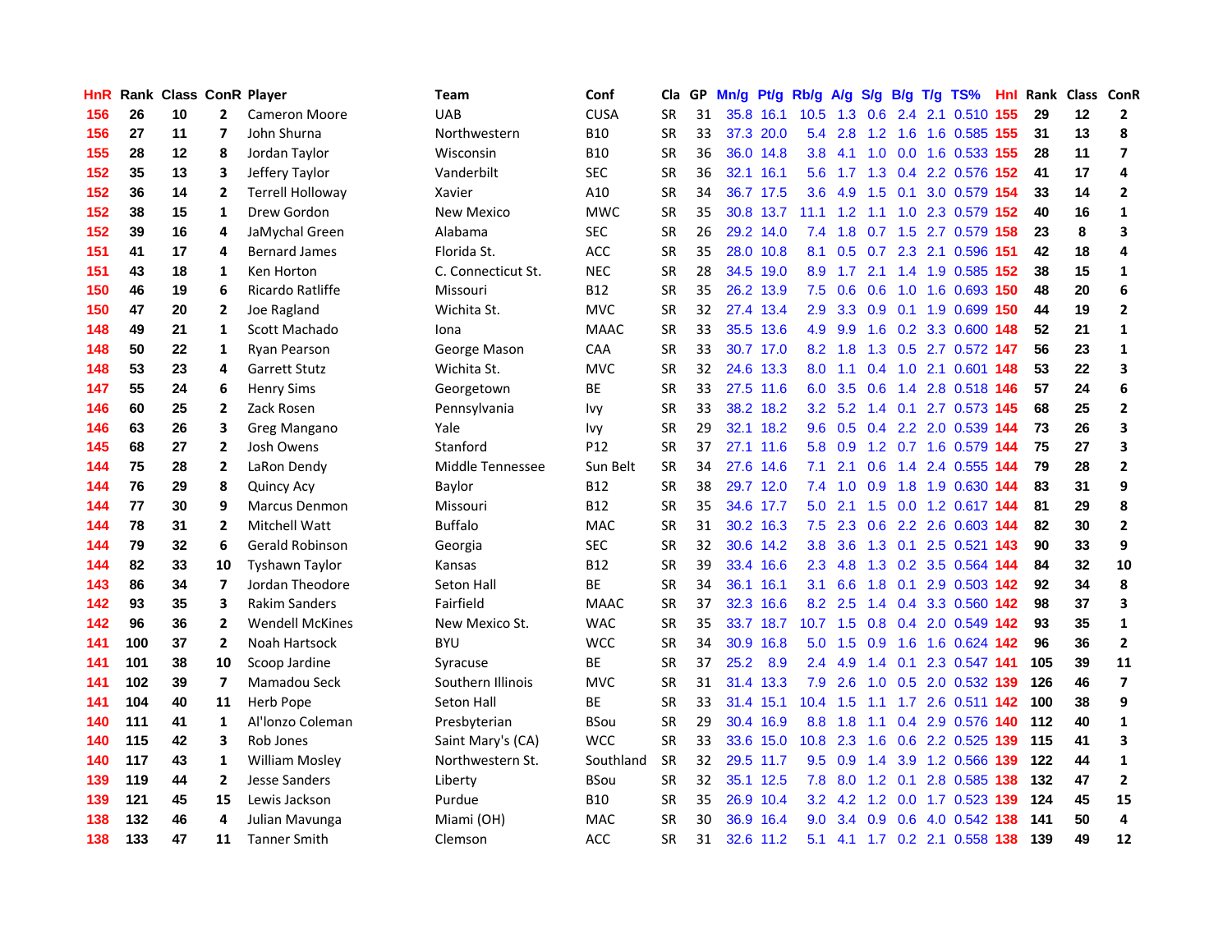| HnR | Rank | Class | ConR | Player | Team | Conf | Cla | GP | Mn/g | Pt/g | Rb/g | A/g | S/g | B/g | T/g | TS% | HnI | Rank | Class | ConR |
|---|---|---|---|---|---|---|---|---|---|---|---|---|---|---|---|---|---|---|---|---|
| 156 | 26 | 10 | 2 | Cameron Moore | UAB | CUSA | SR | 31 | 35.8 | 16.1 | 10.5 | 1.3 | 0.6 | 2.4 | 2.1 | 0.510 | 155 | 29 | 12 | 2 |
| 156 | 27 | 11 | 7 | John Shurna | Northwestern | B10 | SR | 33 | 37.3 | 20.0 | 5.4 | 2.8 | 1.2 | 1.6 | 1.6 | 0.585 | 155 | 31 | 13 | 8 |
| 155 | 28 | 12 | 8 | Jordan Taylor | Wisconsin | B10 | SR | 36 | 36.0 | 14.8 | 3.8 | 4.1 | 1.0 | 0.0 | 1.6 | 0.533 | 155 | 28 | 11 | 7 |
| 152 | 35 | 13 | 3 | Jeffery Taylor | Vanderbilt | SEC | SR | 36 | 32.1 | 16.1 | 5.6 | 1.7 | 1.3 | 0.4 | 2.2 | 0.576 | 152 | 41 | 17 | 4 |
| 152 | 36 | 14 | 2 | Terrell Holloway | Xavier | A10 | SR | 34 | 36.7 | 17.5 | 3.6 | 4.9 | 1.5 | 0.1 | 3.0 | 0.579 | 154 | 33 | 14 | 2 |
| 152 | 38 | 15 | 1 | Drew Gordon | New Mexico | MWC | SR | 35 | 30.8 | 13.7 | 11.1 | 1.2 | 1.1 | 1.0 | 2.3 | 0.579 | 152 | 40 | 16 | 1 |
| 152 | 39 | 16 | 4 | JaMychal Green | Alabama | SEC | SR | 26 | 29.2 | 14.0 | 7.4 | 1.8 | 0.7 | 1.5 | 2.7 | 0.579 | 158 | 23 | 8 | 3 |
| 151 | 41 | 17 | 4 | Bernard James | Florida St. | ACC | SR | 35 | 28.0 | 10.8 | 8.1 | 0.5 | 0.7 | 2.3 | 2.1 | 0.596 | 151 | 42 | 18 | 4 |
| 151 | 43 | 18 | 1 | Ken Horton | C. Connecticut St. | NEC | SR | 28 | 34.5 | 19.0 | 8.9 | 1.7 | 2.1 | 1.4 | 1.9 | 0.585 | 152 | 38 | 15 | 1 |
| 150 | 46 | 19 | 6 | Ricardo Ratliffe | Missouri | B12 | SR | 35 | 26.2 | 13.9 | 7.5 | 0.6 | 0.6 | 1.0 | 1.6 | 0.693 | 150 | 48 | 20 | 6 |
| 150 | 47 | 20 | 2 | Joe Ragland | Wichita St. | MVC | SR | 32 | 27.4 | 13.4 | 2.9 | 3.3 | 0.9 | 0.1 | 1.9 | 0.699 | 150 | 44 | 19 | 2 |
| 148 | 49 | 21 | 1 | Scott Machado | Iona | MAAC | SR | 33 | 35.5 | 13.6 | 4.9 | 9.9 | 1.6 | 0.2 | 3.3 | 0.600 | 148 | 52 | 21 | 1 |
| 148 | 50 | 22 | 1 | Ryan Pearson | George Mason | CAA | SR | 33 | 30.7 | 17.0 | 8.2 | 1.8 | 1.3 | 0.5 | 2.7 | 0.572 | 147 | 56 | 23 | 1 |
| 148 | 53 | 23 | 4 | Garrett Stutz | Wichita St. | MVC | SR | 32 | 24.6 | 13.3 | 8.0 | 1.1 | 0.4 | 1.0 | 2.1 | 0.601 | 148 | 53 | 22 | 3 |
| 147 | 55 | 24 | 6 | Henry Sims | Georgetown | BE | SR | 33 | 27.5 | 11.6 | 6.0 | 3.5 | 0.6 | 1.4 | 2.8 | 0.518 | 146 | 57 | 24 | 6 |
| 146 | 60 | 25 | 2 | Zack Rosen | Pennsylvania | Ivy | SR | 33 | 38.2 | 18.2 | 3.2 | 5.2 | 1.4 | 0.1 | 2.7 | 0.573 | 145 | 68 | 25 | 2 |
| 146 | 63 | 26 | 3 | Greg Mangano | Yale | Ivy | SR | 29 | 32.1 | 18.2 | 9.6 | 0.5 | 0.4 | 2.2 | 2.0 | 0.539 | 144 | 73 | 26 | 3 |
| 145 | 68 | 27 | 2 | Josh Owens | Stanford | P12 | SR | 37 | 27.1 | 11.6 | 5.8 | 0.9 | 1.2 | 0.7 | 1.6 | 0.579 | 144 | 75 | 27 | 3 |
| 144 | 75 | 28 | 2 | LaRon Dendy | Middle Tennessee | Sun Belt | SR | 34 | 27.6 | 14.6 | 7.1 | 2.1 | 0.6 | 1.4 | 2.4 | 0.555 | 144 | 79 | 28 | 2 |
| 144 | 76 | 29 | 8 | Quincy Acy | Baylor | B12 | SR | 38 | 29.7 | 12.0 | 7.4 | 1.0 | 0.9 | 1.8 | 1.9 | 0.630 | 144 | 83 | 31 | 9 |
| 144 | 77 | 30 | 9 | Marcus Denmon | Missouri | B12 | SR | 35 | 34.6 | 17.7 | 5.0 | 2.1 | 1.5 | 0.0 | 1.2 | 0.617 | 144 | 81 | 29 | 8 |
| 144 | 78 | 31 | 2 | Mitchell Watt | Buffalo | MAC | SR | 31 | 30.2 | 16.3 | 7.5 | 2.3 | 0.6 | 2.2 | 2.6 | 0.603 | 144 | 82 | 30 | 2 |
| 144 | 79 | 32 | 6 | Gerald Robinson | Georgia | SEC | SR | 32 | 30.6 | 14.2 | 3.8 | 3.6 | 1.3 | 0.1 | 2.5 | 0.521 | 143 | 90 | 33 | 9 |
| 144 | 82 | 33 | 10 | Tyshawn Taylor | Kansas | B12 | SR | 39 | 33.4 | 16.6 | 2.3 | 4.8 | 1.3 | 0.2 | 3.5 | 0.564 | 144 | 84 | 32 | 10 |
| 143 | 86 | 34 | 7 | Jordan Theodore | Seton Hall | BE | SR | 34 | 36.1 | 16.1 | 3.1 | 6.6 | 1.8 | 0.1 | 2.9 | 0.503 | 142 | 92 | 34 | 8 |
| 142 | 93 | 35 | 3 | Rakim Sanders | Fairfield | MAAC | SR | 37 | 32.3 | 16.6 | 8.2 | 2.5 | 1.4 | 0.4 | 3.3 | 0.560 | 142 | 98 | 37 | 3 |
| 142 | 96 | 36 | 2 | Wendell McKines | New Mexico St. | WAC | SR | 35 | 33.7 | 18.7 | 10.7 | 1.5 | 0.8 | 0.4 | 2.0 | 0.549 | 142 | 93 | 35 | 1 |
| 141 | 100 | 37 | 2 | Noah Hartsock | BYU | WCC | SR | 34 | 30.9 | 16.8 | 5.0 | 1.5 | 0.9 | 1.6 | 1.6 | 0.624 | 142 | 96 | 36 | 2 |
| 141 | 101 | 38 | 10 | Scoop Jardine | Syracuse | BE | SR | 37 | 25.2 | 8.9 | 2.4 | 4.9 | 1.4 | 0.1 | 2.3 | 0.547 | 141 | 105 | 39 | 11 |
| 141 | 102 | 39 | 7 | Mamadou Seck | Southern Illinois | MVC | SR | 31 | 31.4 | 13.3 | 7.9 | 2.6 | 1.0 | 0.5 | 2.0 | 0.532 | 139 | 126 | 46 | 7 |
| 141 | 104 | 40 | 11 | Herb Pope | Seton Hall | BE | SR | 33 | 31.4 | 15.1 | 10.4 | 1.5 | 1.1 | 1.7 | 2.6 | 0.511 | 142 | 100 | 38 | 9 |
| 140 | 111 | 41 | 1 | Al'lonzo Coleman | Presbyterian | BSou | SR | 29 | 30.4 | 16.9 | 8.8 | 1.8 | 1.1 | 0.4 | 2.9 | 0.576 | 140 | 112 | 40 | 1 |
| 140 | 115 | 42 | 3 | Rob Jones | Saint Mary's (CA) | WCC | SR | 33 | 33.6 | 15.0 | 10.8 | 2.3 | 1.6 | 0.6 | 2.2 | 0.525 | 139 | 115 | 41 | 3 |
| 140 | 117 | 43 | 1 | William Mosley | Northwestern St. | Southland | SR | 32 | 29.5 | 11.7 | 9.5 | 0.9 | 1.4 | 3.9 | 1.2 | 0.566 | 139 | 122 | 44 | 1 |
| 139 | 119 | 44 | 2 | Jesse Sanders | Liberty | BSou | SR | 32 | 35.1 | 12.5 | 7.8 | 8.0 | 1.2 | 0.1 | 2.8 | 0.585 | 138 | 132 | 47 | 2 |
| 139 | 121 | 45 | 15 | Lewis Jackson | Purdue | B10 | SR | 35 | 26.9 | 10.4 | 3.2 | 4.2 | 1.2 | 0.0 | 1.7 | 0.523 | 139 | 124 | 45 | 15 |
| 138 | 132 | 46 | 4 | Julian Mavunga | Miami (OH) | MAC | SR | 30 | 36.9 | 16.4 | 9.0 | 3.4 | 0.9 | 0.6 | 4.0 | 0.542 | 138 | 141 | 50 | 4 |
| 138 | 133 | 47 | 11 | Tanner Smith | Clemson | ACC | SR | 31 | 32.6 | 11.2 | 5.1 | 4.1 | 1.7 | 0.2 | 2.1 | 0.558 | 138 | 139 | 49 | 12 |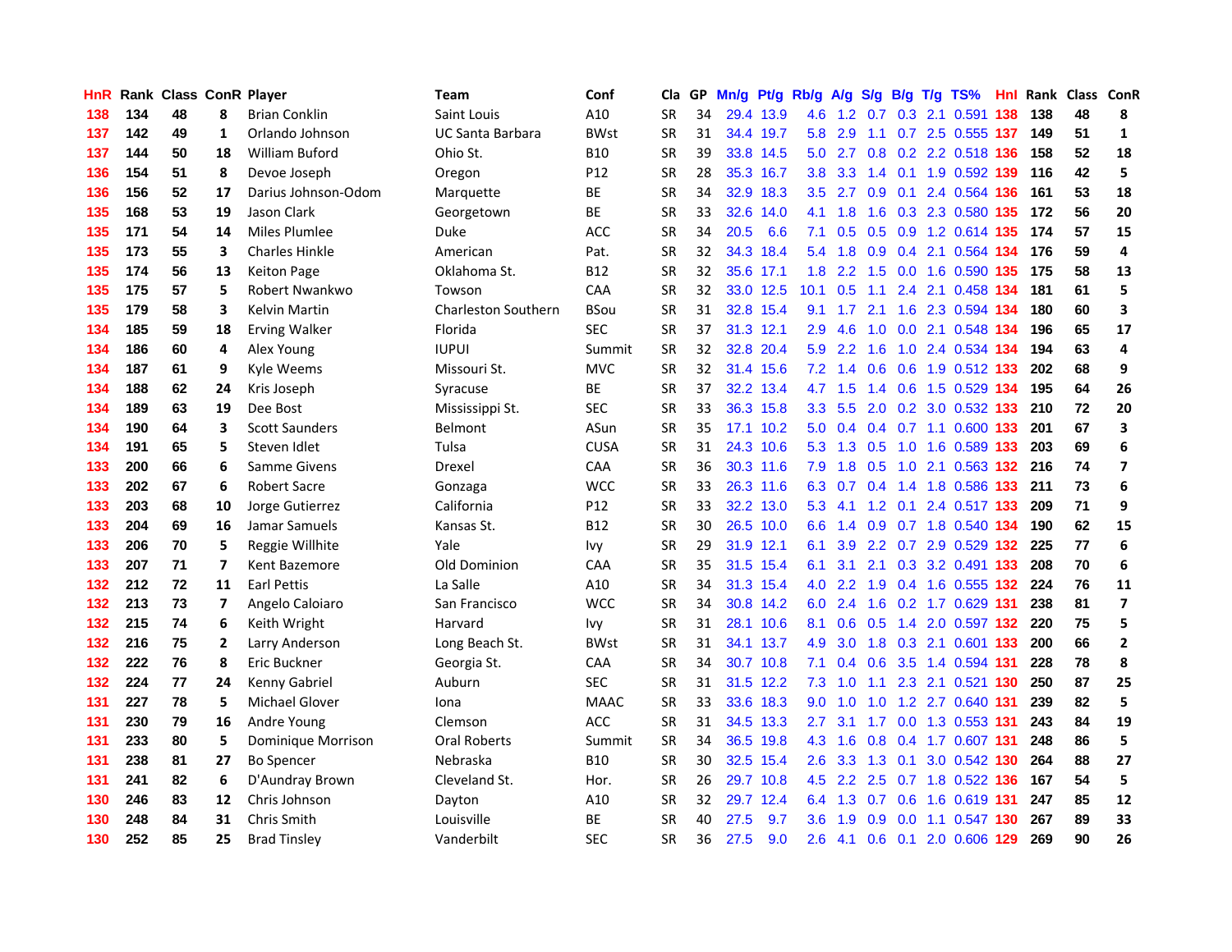| HnR | Rank | Class | ConR | Player | Team | Conf | Cla | GP | Mn/g | Pt/g | Rb/g | A/g | S/g | B/g | T/g | TS% | HnI | Rank | Class | ConR |
|---|---|---|---|---|---|---|---|---|---|---|---|---|---|---|---|---|---|---|---|---|
| 138 | 134 | 48 | 8 | Brian Conklin | Saint Louis | A10 | SR | 34 | 29.4 | 13.9 | 4.6 | 1.2 | 0.7 | 0.3 | 2.1 | 0.591 | 138 | 138 | 48 | 8 |
| 137 | 142 | 49 | 1 | Orlando Johnson | UC Santa Barbara | BWst | SR | 31 | 34.4 | 19.7 | 5.8 | 2.9 | 1.1 | 0.7 | 2.5 | 0.555 | 137 | 149 | 51 | 1 |
| 137 | 144 | 50 | 18 | William Buford | Ohio St. | B10 | SR | 39 | 33.8 | 14.5 | 5.0 | 2.7 | 0.8 | 0.2 | 2.2 | 0.518 | 136 | 158 | 52 | 18 |
| 136 | 154 | 51 | 8 | Devoe Joseph | Oregon | P12 | SR | 28 | 35.3 | 16.7 | 3.8 | 3.3 | 1.4 | 0.1 | 1.9 | 0.592 | 139 | 116 | 42 | 5 |
| 136 | 156 | 52 | 17 | Darius Johnson-Odom | Marquette | BE | SR | 34 | 32.9 | 18.3 | 3.5 | 2.7 | 0.9 | 0.1 | 2.4 | 0.564 | 136 | 161 | 53 | 18 |
| 135 | 168 | 53 | 19 | Jason Clark | Georgetown | BE | SR | 33 | 32.6 | 14.0 | 4.1 | 1.8 | 1.6 | 0.3 | 2.3 | 0.580 | 135 | 172 | 56 | 20 |
| 135 | 171 | 54 | 14 | Miles Plumlee | Duke | ACC | SR | 34 | 20.5 | 6.6 | 7.1 | 0.5 | 0.5 | 0.9 | 1.2 | 0.614 | 135 | 174 | 57 | 15 |
| 135 | 173 | 55 | 3 | Charles Hinkle | American | Pat. | SR | 32 | 34.3 | 18.4 | 5.4 | 1.8 | 0.9 | 0.4 | 2.1 | 0.564 | 134 | 176 | 59 | 4 |
| 135 | 174 | 56 | 13 | Keiton Page | Oklahoma St. | B12 | SR | 32 | 35.6 | 17.1 | 1.8 | 2.2 | 1.5 | 0.0 | 1.6 | 0.590 | 135 | 175 | 58 | 13 |
| 135 | 175 | 57 | 5 | Robert Nwankwo | Towson | CAA | SR | 32 | 33.0 | 12.5 | 10.1 | 0.5 | 1.1 | 2.4 | 2.1 | 0.458 | 134 | 181 | 61 | 5 |
| 135 | 179 | 58 | 3 | Kelvin Martin | Charleston Southern | BSou | SR | 31 | 32.8 | 15.4 | 9.1 | 1.7 | 2.1 | 1.6 | 2.3 | 0.594 | 134 | 180 | 60 | 3 |
| 134 | 185 | 59 | 18 | Erving Walker | Florida | SEC | SR | 37 | 31.3 | 12.1 | 2.9 | 4.6 | 1.0 | 0.0 | 2.1 | 0.548 | 134 | 196 | 65 | 17 |
| 134 | 186 | 60 | 4 | Alex Young | IUPUI | Summit | SR | 32 | 32.8 | 20.4 | 5.9 | 2.2 | 1.6 | 1.0 | 2.4 | 0.534 | 134 | 194 | 63 | 4 |
| 134 | 187 | 61 | 9 | Kyle Weems | Missouri St. | MVC | SR | 32 | 31.4 | 15.6 | 7.2 | 1.4 | 0.6 | 0.6 | 1.9 | 0.512 | 133 | 202 | 68 | 9 |
| 134 | 188 | 62 | 24 | Kris Joseph | Syracuse | BE | SR | 37 | 32.2 | 13.4 | 4.7 | 1.5 | 1.4 | 0.6 | 1.5 | 0.529 | 134 | 195 | 64 | 26 |
| 134 | 189 | 63 | 19 | Dee Bost | Mississippi St. | SEC | SR | 33 | 36.3 | 15.8 | 3.3 | 5.5 | 2.0 | 0.2 | 3.0 | 0.532 | 133 | 210 | 72 | 20 |
| 134 | 190 | 64 | 3 | Scott Saunders | Belmont | ASun | SR | 35 | 17.1 | 10.2 | 5.0 | 0.4 | 0.4 | 0.7 | 1.1 | 0.600 | 133 | 201 | 67 | 3 |
| 134 | 191 | 65 | 5 | Steven Idlet | Tulsa | CUSA | SR | 31 | 24.3 | 10.6 | 5.3 | 1.3 | 0.5 | 1.0 | 1.6 | 0.589 | 133 | 203 | 69 | 6 |
| 133 | 200 | 66 | 6 | Samme Givens | Drexel | CAA | SR | 36 | 30.3 | 11.6 | 7.9 | 1.8 | 0.5 | 1.0 | 2.1 | 0.563 | 132 | 216 | 74 | 7 |
| 133 | 202 | 67 | 6 | Robert Sacre | Gonzaga | WCC | SR | 33 | 26.3 | 11.6 | 6.3 | 0.7 | 0.4 | 1.4 | 1.8 | 0.586 | 133 | 211 | 73 | 6 |
| 133 | 203 | 68 | 10 | Jorge Gutierrez | California | P12 | SR | 33 | 32.2 | 13.0 | 5.3 | 4.1 | 1.2 | 0.1 | 2.4 | 0.517 | 133 | 209 | 71 | 9 |
| 133 | 204 | 69 | 16 | Jamar Samuels | Kansas St. | B12 | SR | 30 | 26.5 | 10.0 | 6.6 | 1.4 | 0.9 | 0.7 | 1.8 | 0.540 | 134 | 190 | 62 | 15 |
| 133 | 206 | 70 | 5 | Reggie Willhite | Yale | Ivy | SR | 29 | 31.9 | 12.1 | 6.1 | 3.9 | 2.2 | 0.7 | 2.9 | 0.529 | 132 | 225 | 77 | 6 |
| 133 | 207 | 71 | 7 | Kent Bazemore | Old Dominion | CAA | SR | 35 | 31.5 | 15.4 | 6.1 | 3.1 | 2.1 | 0.3 | 3.2 | 0.491 | 133 | 208 | 70 | 6 |
| 132 | 212 | 72 | 11 | Earl Pettis | La Salle | A10 | SR | 34 | 31.3 | 15.4 | 4.0 | 2.2 | 1.9 | 0.4 | 1.6 | 0.555 | 132 | 224 | 76 | 11 |
| 132 | 213 | 73 | 7 | Angelo Caloiaro | San Francisco | WCC | SR | 34 | 30.8 | 14.2 | 6.0 | 2.4 | 1.6 | 0.2 | 1.7 | 0.629 | 131 | 238 | 81 | 7 |
| 132 | 215 | 74 | 6 | Keith Wright | Harvard | Ivy | SR | 31 | 28.1 | 10.6 | 8.1 | 0.6 | 0.5 | 1.4 | 2.0 | 0.597 | 132 | 220 | 75 | 5 |
| 132 | 216 | 75 | 2 | Larry Anderson | Long Beach St. | BWst | SR | 31 | 34.1 | 13.7 | 4.9 | 3.0 | 1.8 | 0.3 | 2.1 | 0.601 | 133 | 200 | 66 | 2 |
| 132 | 222 | 76 | 8 | Eric Buckner | Georgia St. | CAA | SR | 34 | 30.7 | 10.8 | 7.1 | 0.4 | 0.6 | 3.5 | 1.4 | 0.594 | 131 | 228 | 78 | 8 |
| 132 | 224 | 77 | 24 | Kenny Gabriel | Auburn | SEC | SR | 31 | 31.5 | 12.2 | 7.3 | 1.0 | 1.1 | 2.3 | 2.1 | 0.521 | 130 | 250 | 87 | 25 |
| 131 | 227 | 78 | 5 | Michael Glover | Iona | MAAC | SR | 33 | 33.6 | 18.3 | 9.0 | 1.0 | 1.0 | 1.2 | 2.7 | 0.640 | 131 | 239 | 82 | 5 |
| 131 | 230 | 79 | 16 | Andre Young | Clemson | ACC | SR | 31 | 34.5 | 13.3 | 2.7 | 3.1 | 1.7 | 0.0 | 1.3 | 0.553 | 131 | 243 | 84 | 19 |
| 131 | 233 | 80 | 5 | Dominique Morrison | Oral Roberts | Summit | SR | 34 | 36.5 | 19.8 | 4.3 | 1.6 | 0.8 | 0.4 | 1.7 | 0.607 | 131 | 248 | 86 | 5 |
| 131 | 238 | 81 | 27 | Bo Spencer | Nebraska | B10 | SR | 30 | 32.5 | 15.4 | 2.6 | 3.3 | 1.3 | 0.1 | 3.0 | 0.542 | 130 | 264 | 88 | 27 |
| 131 | 241 | 82 | 6 | D'Aundray Brown | Cleveland St. | Hor. | SR | 26 | 29.7 | 10.8 | 4.5 | 2.2 | 2.5 | 0.7 | 1.8 | 0.522 | 136 | 167 | 54 | 5 |
| 130 | 246 | 83 | 12 | Chris Johnson | Dayton | A10 | SR | 32 | 29.7 | 12.4 | 6.4 | 1.3 | 0.7 | 0.6 | 1.6 | 0.619 | 131 | 247 | 85 | 12 |
| 130 | 248 | 84 | 31 | Chris Smith | Louisville | BE | SR | 40 | 27.5 | 9.7 | 3.6 | 1.9 | 0.9 | 0.0 | 1.1 | 0.547 | 130 | 267 | 89 | 33 |
| 130 | 252 | 85 | 25 | Brad Tinsley | Vanderbilt | SEC | SR | 36 | 27.5 | 9.0 | 2.6 | 4.1 | 0.6 | 0.1 | 2.0 | 0.606 | 129 | 269 | 90 | 26 |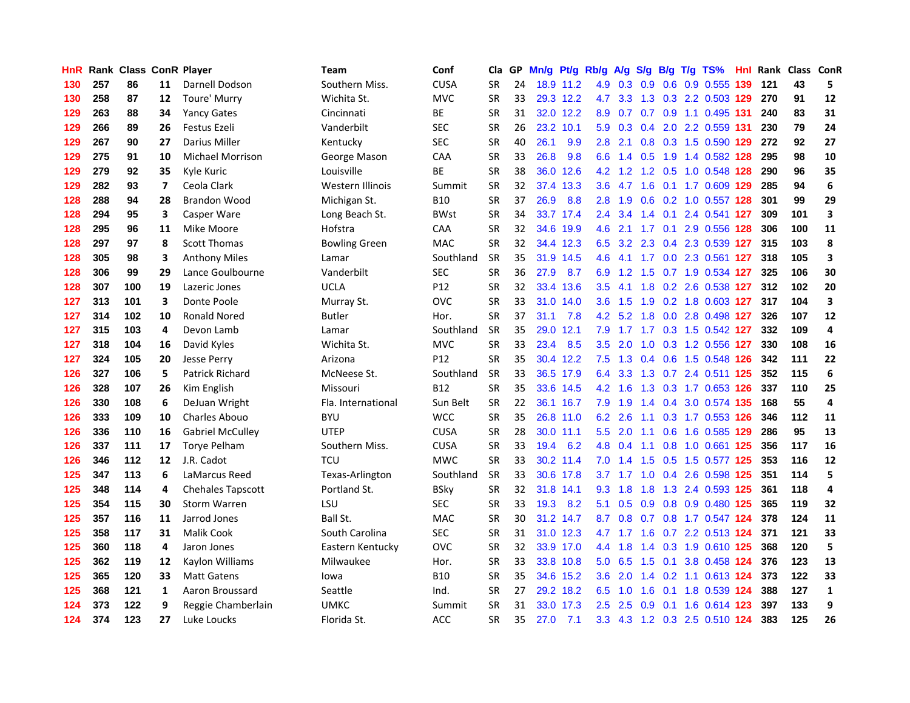| HnR | Rank | Class | ConR | Player | Team | Conf | Cla | GP | Mn/g | Pt/g | Rb/g | A/g | S/g | B/g | T/g | TS% | HnI | Rank | Class | ConR |
|---|---|---|---|---|---|---|---|---|---|---|---|---|---|---|---|---|---|---|---|---|
| 130 | 257 | 86 | 11 | Darnell Dodson | Southern Miss. | CUSA | SR | 24 | 18.9 | 11.2 | 4.9 | 0.3 | 0.9 | 0.6 | 0.9 | 0.555 | 139 | 121 | 43 | 5 |
| 130 | 258 | 87 | 12 | Toure' Murry | Wichita St. | MVC | SR | 33 | 29.3 | 12.2 | 4.7 | 3.3 | 1.3 | 0.3 | 2.2 | 0.503 | 129 | 270 | 91 | 12 |
| 129 | 263 | 88 | 34 | Yancy Gates | Cincinnati | BE | SR | 31 | 32.0 | 12.2 | 8.9 | 0.7 | 0.7 | 0.9 | 1.1 | 0.495 | 131 | 240 | 83 | 31 |
| 129 | 266 | 89 | 26 | Festus Ezeli | Vanderbilt | SEC | SR | 26 | 23.2 | 10.1 | 5.9 | 0.3 | 0.4 | 2.0 | 2.2 | 0.559 | 131 | 230 | 79 | 24 |
| 129 | 267 | 90 | 27 | Darius Miller | Kentucky | SEC | SR | 40 | 26.1 | 9.9 | 2.8 | 2.1 | 0.8 | 0.3 | 1.5 | 0.590 | 129 | 272 | 92 | 27 |
| 129 | 275 | 91 | 10 | Michael Morrison | George Mason | CAA | SR | 33 | 26.8 | 9.8 | 6.6 | 1.4 | 0.5 | 1.9 | 1.4 | 0.582 | 128 | 295 | 98 | 10 |
| 129 | 279 | 92 | 35 | Kyle Kuric | Louisville | BE | SR | 38 | 36.0 | 12.6 | 4.2 | 1.2 | 1.2 | 0.5 | 1.0 | 0.548 | 128 | 290 | 96 | 35 |
| 129 | 282 | 93 | 7 | Ceola Clark | Western Illinois | Summit | SR | 32 | 37.4 | 13.3 | 3.6 | 4.7 | 1.6 | 0.1 | 1.7 | 0.609 | 129 | 285 | 94 | 6 |
| 128 | 288 | 94 | 28 | Brandon Wood | Michigan St. | B10 | SR | 37 | 26.9 | 8.8 | 2.8 | 1.9 | 0.6 | 0.2 | 1.0 | 0.557 | 128 | 301 | 99 | 29 |
| 128 | 294 | 95 | 3 | Casper Ware | Long Beach St. | BWst | SR | 34 | 33.7 | 17.4 | 2.4 | 3.4 | 1.4 | 0.1 | 2.4 | 0.541 | 127 | 309 | 101 | 3 |
| 128 | 295 | 96 | 11 | Mike Moore | Hofstra | CAA | SR | 32 | 34.6 | 19.9 | 4.6 | 2.1 | 1.7 | 0.1 | 2.9 | 0.556 | 128 | 306 | 100 | 11 |
| 128 | 297 | 97 | 8 | Scott Thomas | Bowling Green | MAC | SR | 32 | 34.4 | 12.3 | 6.5 | 3.2 | 2.3 | 0.4 | 2.3 | 0.539 | 127 | 315 | 103 | 8 |
| 128 | 305 | 98 | 3 | Anthony Miles | Lamar | Southland | SR | 35 | 31.9 | 14.5 | 4.6 | 4.1 | 1.7 | 0.0 | 2.3 | 0.561 | 127 | 318 | 105 | 3 |
| 128 | 306 | 99 | 29 | Lance Goulbourne | Vanderbilt | SEC | SR | 36 | 27.9 | 8.7 | 6.9 | 1.2 | 1.5 | 0.7 | 1.9 | 0.534 | 127 | 325 | 106 | 30 |
| 128 | 307 | 100 | 19 | Lazeric Jones | UCLA | P12 | SR | 32 | 33.4 | 13.6 | 3.5 | 4.1 | 1.8 | 0.2 | 2.6 | 0.538 | 127 | 312 | 102 | 20 |
| 127 | 313 | 101 | 3 | Donte Poole | Murray St. | OVC | SR | 33 | 31.0 | 14.0 | 3.6 | 1.5 | 1.9 | 0.2 | 1.8 | 0.603 | 127 | 317 | 104 | 3 |
| 127 | 314 | 102 | 10 | Ronald Nored | Butler | Hor. | SR | 37 | 31.1 | 7.8 | 4.2 | 5.2 | 1.8 | 0.0 | 2.8 | 0.498 | 127 | 326 | 107 | 12 |
| 127 | 315 | 103 | 4 | Devon Lamb | Lamar | Southland | SR | 35 | 29.0 | 12.1 | 7.9 | 1.7 | 1.7 | 0.3 | 1.5 | 0.542 | 127 | 332 | 109 | 4 |
| 127 | 318 | 104 | 16 | David Kyles | Wichita St. | MVC | SR | 33 | 23.4 | 8.5 | 3.5 | 2.0 | 1.0 | 0.3 | 1.2 | 0.556 | 127 | 330 | 108 | 16 |
| 127 | 324 | 105 | 20 | Jesse Perry | Arizona | P12 | SR | 35 | 30.4 | 12.2 | 7.5 | 1.3 | 0.4 | 0.6 | 1.5 | 0.548 | 126 | 342 | 111 | 22 |
| 126 | 327 | 106 | 5 | Patrick Richard | McNeese St. | Southland | SR | 33 | 36.5 | 17.9 | 6.4 | 3.3 | 1.3 | 0.7 | 2.4 | 0.511 | 125 | 352 | 115 | 6 |
| 126 | 328 | 107 | 26 | Kim English | Missouri | B12 | SR | 35 | 33.6 | 14.5 | 4.2 | 1.6 | 1.3 | 0.3 | 1.7 | 0.653 | 126 | 337 | 110 | 25 |
| 126 | 330 | 108 | 6 | DeJuan Wright | Fla. International | Sun Belt | SR | 22 | 36.1 | 16.7 | 7.9 | 1.9 | 1.4 | 0.4 | 3.0 | 0.574 | 135 | 168 | 55 | 4 |
| 126 | 333 | 109 | 10 | Charles Abouo | BYU | WCC | SR | 35 | 26.8 | 11.0 | 6.2 | 2.6 | 1.1 | 0.3 | 1.7 | 0.553 | 126 | 346 | 112 | 11 |
| 126 | 336 | 110 | 16 | Gabriel McCulley | UTEP | CUSA | SR | 28 | 30.0 | 11.1 | 5.5 | 2.0 | 1.1 | 0.6 | 1.6 | 0.585 | 129 | 286 | 95 | 13 |
| 126 | 337 | 111 | 17 | Torye Pelham | Southern Miss. | CUSA | SR | 33 | 19.4 | 6.2 | 4.8 | 0.4 | 1.1 | 0.8 | 1.0 | 0.661 | 125 | 356 | 117 | 16 |
| 126 | 346 | 112 | 12 | J.R. Cadot | TCU | MWC | SR | 33 | 30.2 | 11.4 | 7.0 | 1.4 | 1.5 | 0.5 | 1.5 | 0.577 | 125 | 353 | 116 | 12 |
| 125 | 347 | 113 | 6 | LaMarcus Reed | Texas-Arlington | Southland | SR | 33 | 30.6 | 17.8 | 3.7 | 1.7 | 1.0 | 0.4 | 2.6 | 0.598 | 125 | 351 | 114 | 5 |
| 125 | 348 | 114 | 4 | Chehales Tapscott | Portland St. | BSky | SR | 32 | 31.8 | 14.1 | 9.3 | 1.8 | 1.8 | 1.3 | 2.4 | 0.593 | 125 | 361 | 118 | 4 |
| 125 | 354 | 115 | 30 | Storm Warren | LSU | SEC | SR | 33 | 19.3 | 8.2 | 5.1 | 0.5 | 0.9 | 0.8 | 0.9 | 0.480 | 125 | 365 | 119 | 32 |
| 125 | 357 | 116 | 11 | Jarrod Jones | Ball St. | MAC | SR | 30 | 31.2 | 14.7 | 8.7 | 0.8 | 0.7 | 0.8 | 1.7 | 0.547 | 124 | 378 | 124 | 11 |
| 125 | 358 | 117 | 31 | Malik Cook | South Carolina | SEC | SR | 31 | 31.0 | 12.3 | 4.7 | 1.7 | 1.6 | 0.7 | 2.2 | 0.513 | 124 | 371 | 121 | 33 |
| 125 | 360 | 118 | 4 | Jaron Jones | Eastern Kentucky | OVC | SR | 32 | 33.9 | 17.0 | 4.4 | 1.8 | 1.4 | 0.3 | 1.9 | 0.610 | 125 | 368 | 120 | 5 |
| 125 | 362 | 119 | 12 | Kaylon Williams | Milwaukee | Hor. | SR | 33 | 33.8 | 10.8 | 5.0 | 6.5 | 1.5 | 0.1 | 3.8 | 0.458 | 124 | 376 | 123 | 13 |
| 125 | 365 | 120 | 33 | Matt Gatens | Iowa | B10 | SR | 35 | 34.6 | 15.2 | 3.6 | 2.0 | 1.4 | 0.2 | 1.1 | 0.613 | 124 | 373 | 122 | 33 |
| 125 | 368 | 121 | 1 | Aaron Broussard | Seattle | Ind. | SR | 27 | 29.2 | 18.2 | 6.5 | 1.0 | 1.6 | 0.1 | 1.8 | 0.539 | 124 | 388 | 127 | 1 |
| 124 | 373 | 122 | 9 | Reggie Chamberlain | UMKC | Summit | SR | 31 | 33.0 | 17.3 | 2.5 | 2.5 | 0.9 | 0.1 | 1.6 | 0.614 | 123 | 397 | 133 | 9 |
| 124 | 374 | 123 | 27 | Luke Loucks | Florida St. | ACC | SR | 35 | 27.0 | 7.1 | 3.3 | 4.3 | 1.2 | 0.3 | 2.5 | 0.510 | 124 | 383 | 125 | 26 |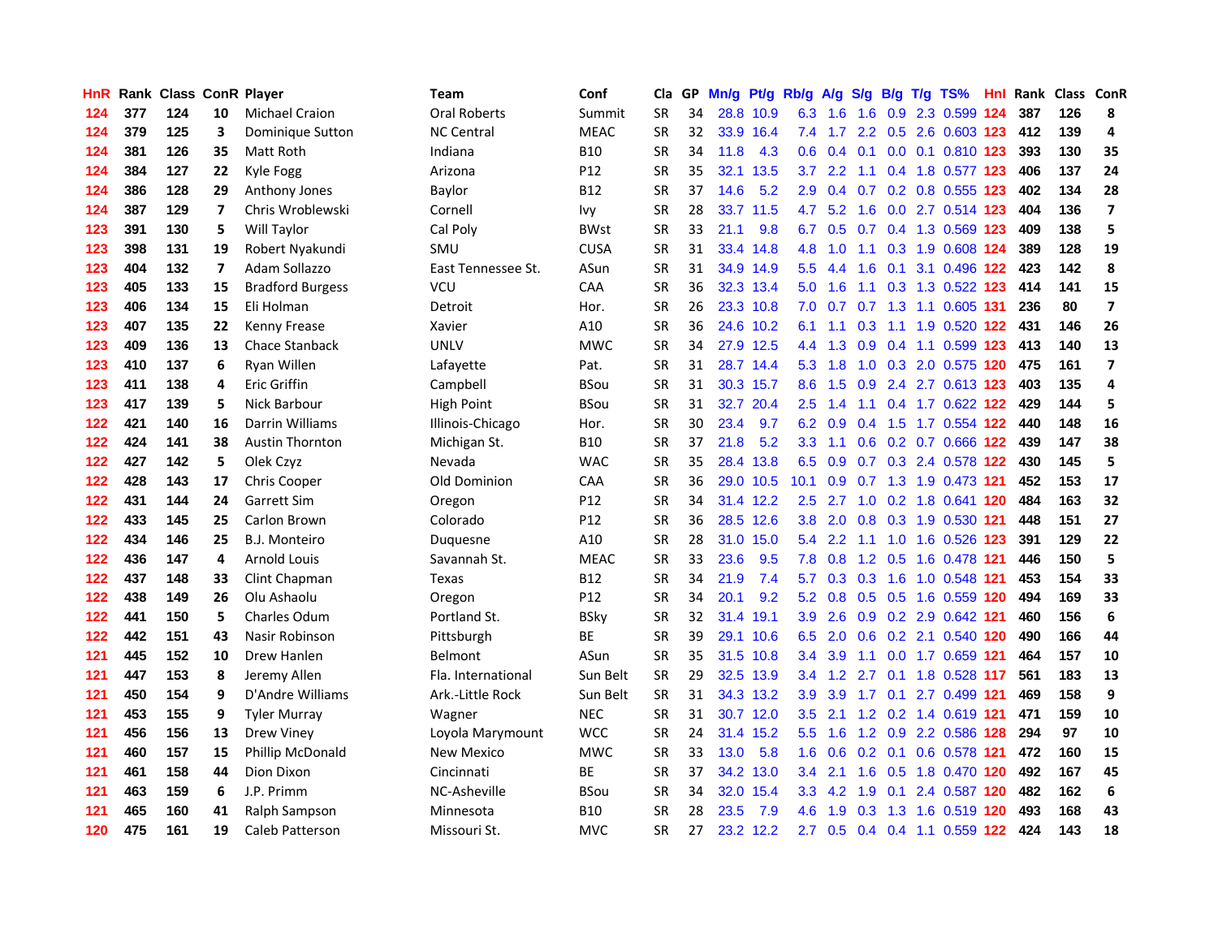| HnR | Rank | Class | ConR | Player | Team | Conf | Cla | GP | Mn/g | Pt/g | Rb/g | A/g | S/g | B/g | T/g | TS% | Hnl | Rank | Class | ConR |
|---|---|---|---|---|---|---|---|---|---|---|---|---|---|---|---|---|---|---|---|---|
| 124 | 377 | 124 | 10 | Michael Craion | Oral Roberts | Summit | SR | 34 | 28.8 | 10.9 | 6.3 | 1.6 | 1.6 | 0.9 | 2.3 | 0.599 | 124 | 387 | 126 | 8 |
| 124 | 379 | 125 | 3 | Dominique Sutton | NC Central | MEAC | SR | 32 | 33.9 | 16.4 | 7.4 | 1.7 | 2.2 | 0.5 | 2.6 | 0.603 | 123 | 412 | 139 | 4 |
| 124 | 381 | 126 | 35 | Matt Roth | Indiana | B10 | SR | 34 | 11.8 | 4.3 | 0.6 | 0.4 | 0.1 | 0.0 | 0.1 | 0.810 | 123 | 393 | 130 | 35 |
| 124 | 384 | 127 | 22 | Kyle Fogg | Arizona | P12 | SR | 35 | 32.1 | 13.5 | 3.7 | 2.2 | 1.1 | 0.4 | 1.8 | 0.577 | 123 | 406 | 137 | 24 |
| 124 | 386 | 128 | 29 | Anthony Jones | Baylor | B12 | SR | 37 | 14.6 | 5.2 | 2.9 | 0.4 | 0.7 | 0.2 | 0.8 | 0.555 | 123 | 402 | 134 | 28 |
| 124 | 387 | 129 | 7 | Chris Wroblewski | Cornell | Ivy | SR | 28 | 33.7 | 11.5 | 4.7 | 5.2 | 1.6 | 0.0 | 2.7 | 0.514 | 123 | 404 | 136 | 7 |
| 123 | 391 | 130 | 5 | Will Taylor | Cal Poly | BWst | SR | 33 | 21.1 | 9.8 | 6.7 | 0.5 | 0.7 | 0.4 | 1.3 | 0.569 | 123 | 409 | 138 | 5 |
| 123 | 398 | 131 | 19 | Robert Nyakundi | SMU | CUSA | SR | 31 | 33.4 | 14.8 | 4.8 | 1.0 | 1.1 | 0.3 | 1.9 | 0.608 | 124 | 389 | 128 | 19 |
| 123 | 404 | 132 | 7 | Adam Sollazzo | East Tennessee St. | ASun | SR | 31 | 34.9 | 14.9 | 5.5 | 4.4 | 1.6 | 0.1 | 3.1 | 0.496 | 122 | 423 | 142 | 8 |
| 123 | 405 | 133 | 15 | Bradford Burgess | VCU | CAA | SR | 36 | 32.3 | 13.4 | 5.0 | 1.6 | 1.1 | 0.3 | 1.3 | 0.522 | 123 | 414 | 141 | 15 |
| 123 | 406 | 134 | 15 | Eli Holman | Detroit | Hor. | SR | 26 | 23.3 | 10.8 | 7.0 | 0.7 | 0.7 | 1.3 | 1.1 | 0.605 | 131 | 236 | 80 | 7 |
| 123 | 407 | 135 | 22 | Kenny Frease | Xavier | A10 | SR | 36 | 24.6 | 10.2 | 6.1 | 1.1 | 0.3 | 1.1 | 1.9 | 0.520 | 122 | 431 | 146 | 26 |
| 123 | 409 | 136 | 13 | Chace Stanback | UNLV | MWC | SR | 34 | 27.9 | 12.5 | 4.4 | 1.3 | 0.9 | 0.4 | 1.1 | 0.599 | 123 | 413 | 140 | 13 |
| 123 | 410 | 137 | 6 | Ryan Willen | Lafayette | Pat. | SR | 31 | 28.7 | 14.4 | 5.3 | 1.8 | 1.0 | 0.3 | 2.0 | 0.575 | 120 | 475 | 161 | 7 |
| 123 | 411 | 138 | 4 | Eric Griffin | Campbell | BSou | SR | 31 | 30.3 | 15.7 | 8.6 | 1.5 | 0.9 | 2.4 | 2.7 | 0.613 | 123 | 403 | 135 | 4 |
| 123 | 417 | 139 | 5 | Nick Barbour | High Point | BSou | SR | 31 | 32.7 | 20.4 | 2.5 | 1.4 | 1.1 | 0.4 | 1.7 | 0.622 | 122 | 429 | 144 | 5 |
| 122 | 421 | 140 | 16 | Darrin Williams | Illinois-Chicago | Hor. | SR | 30 | 23.4 | 9.7 | 6.2 | 0.9 | 0.4 | 1.5 | 1.7 | 0.554 | 122 | 440 | 148 | 16 |
| 122 | 424 | 141 | 38 | Austin Thornton | Michigan St. | B10 | SR | 37 | 21.8 | 5.2 | 3.3 | 1.1 | 0.6 | 0.2 | 0.7 | 0.666 | 122 | 439 | 147 | 38 |
| 122 | 427 | 142 | 5 | Olek Czyz | Nevada | WAC | SR | 35 | 28.4 | 13.8 | 6.5 | 0.9 | 0.7 | 0.3 | 2.4 | 0.578 | 122 | 430 | 145 | 5 |
| 122 | 428 | 143 | 17 | Chris Cooper | Old Dominion | CAA | SR | 36 | 29.0 | 10.5 | 10.1 | 0.9 | 0.7 | 1.3 | 1.9 | 0.473 | 121 | 452 | 153 | 17 |
| 122 | 431 | 144 | 24 | Garrett Sim | Oregon | P12 | SR | 34 | 31.4 | 12.2 | 2.5 | 2.7 | 1.0 | 0.2 | 1.8 | 0.641 | 120 | 484 | 163 | 32 |
| 122 | 433 | 145 | 25 | Carlon Brown | Colorado | P12 | SR | 36 | 28.5 | 12.6 | 3.8 | 2.0 | 0.8 | 0.3 | 1.9 | 0.530 | 121 | 448 | 151 | 27 |
| 122 | 434 | 146 | 25 | B.J. Monteiro | Duquesne | A10 | SR | 28 | 31.0 | 15.0 | 5.4 | 2.2 | 1.1 | 1.0 | 1.6 | 0.526 | 123 | 391 | 129 | 22 |
| 122 | 436 | 147 | 4 | Arnold Louis | Savannah St. | MEAC | SR | 33 | 23.6 | 9.5 | 7.8 | 0.8 | 1.2 | 0.5 | 1.6 | 0.478 | 121 | 446 | 150 | 5 |
| 122 | 437 | 148 | 33 | Clint Chapman | Texas | B12 | SR | 34 | 21.9 | 7.4 | 5.7 | 0.3 | 0.3 | 1.6 | 1.0 | 0.548 | 121 | 453 | 154 | 33 |
| 122 | 438 | 149 | 26 | Olu Ashaolu | Oregon | P12 | SR | 34 | 20.1 | 9.2 | 5.2 | 0.8 | 0.5 | 0.5 | 1.6 | 0.559 | 120 | 494 | 169 | 33 |
| 122 | 441 | 150 | 5 | Charles Odum | Portland St. | BSky | SR | 32 | 31.4 | 19.1 | 3.9 | 2.6 | 0.9 | 0.2 | 2.9 | 0.642 | 121 | 460 | 156 | 6 |
| 122 | 442 | 151 | 43 | Nasir Robinson | Pittsburgh | BE | SR | 39 | 29.1 | 10.6 | 6.5 | 2.0 | 0.6 | 0.2 | 2.1 | 0.540 | 120 | 490 | 166 | 44 |
| 121 | 445 | 152 | 10 | Drew Hanlen | Belmont | ASun | SR | 35 | 31.5 | 10.8 | 3.4 | 3.9 | 1.1 | 0.0 | 1.7 | 0.659 | 121 | 464 | 157 | 10 |
| 121 | 447 | 153 | 8 | Jeremy Allen | Fla. International | Sun Belt | SR | 29 | 32.5 | 13.9 | 3.4 | 1.2 | 2.7 | 0.1 | 1.8 | 0.528 | 117 | 561 | 183 | 13 |
| 121 | 450 | 154 | 9 | D'Andre Williams | Ark.-Little Rock | Sun Belt | SR | 31 | 34.3 | 13.2 | 3.9 | 3.9 | 1.7 | 0.1 | 2.7 | 0.499 | 121 | 469 | 158 | 9 |
| 121 | 453 | 155 | 9 | Tyler Murray | Wagner | NEC | SR | 31 | 30.7 | 12.0 | 3.5 | 2.1 | 1.2 | 0.2 | 1.4 | 0.619 | 121 | 471 | 159 | 10 |
| 121 | 456 | 156 | 13 | Drew Viney | Loyola Marymount | WCC | SR | 24 | 31.4 | 15.2 | 5.5 | 1.6 | 1.2 | 0.9 | 2.2 | 0.586 | 128 | 294 | 97 | 10 |
| 121 | 460 | 157 | 15 | Phillip McDonald | New Mexico | MWC | SR | 33 | 13.0 | 5.8 | 1.6 | 0.6 | 0.2 | 0.1 | 0.6 | 0.578 | 121 | 472 | 160 | 15 |
| 121 | 461 | 158 | 44 | Dion Dixon | Cincinnati | BE | SR | 37 | 34.2 | 13.0 | 3.4 | 2.1 | 1.6 | 0.5 | 1.8 | 0.470 | 120 | 492 | 167 | 45 |
| 121 | 463 | 159 | 6 | J.P. Primm | NC-Asheville | BSou | SR | 34 | 32.0 | 15.4 | 3.3 | 4.2 | 1.9 | 0.1 | 2.4 | 0.587 | 120 | 482 | 162 | 6 |
| 121 | 465 | 160 | 41 | Ralph Sampson | Minnesota | B10 | SR | 28 | 23.5 | 7.9 | 4.6 | 1.9 | 0.3 | 1.3 | 1.6 | 0.519 | 120 | 493 | 168 | 43 |
| 120 | 475 | 161 | 19 | Caleb Patterson | Missouri St. | MVC | SR | 27 | 23.2 | 12.2 | 2.7 | 0.5 | 0.4 | 0.4 | 1.1 | 0.559 | 122 | 424 | 143 | 18 |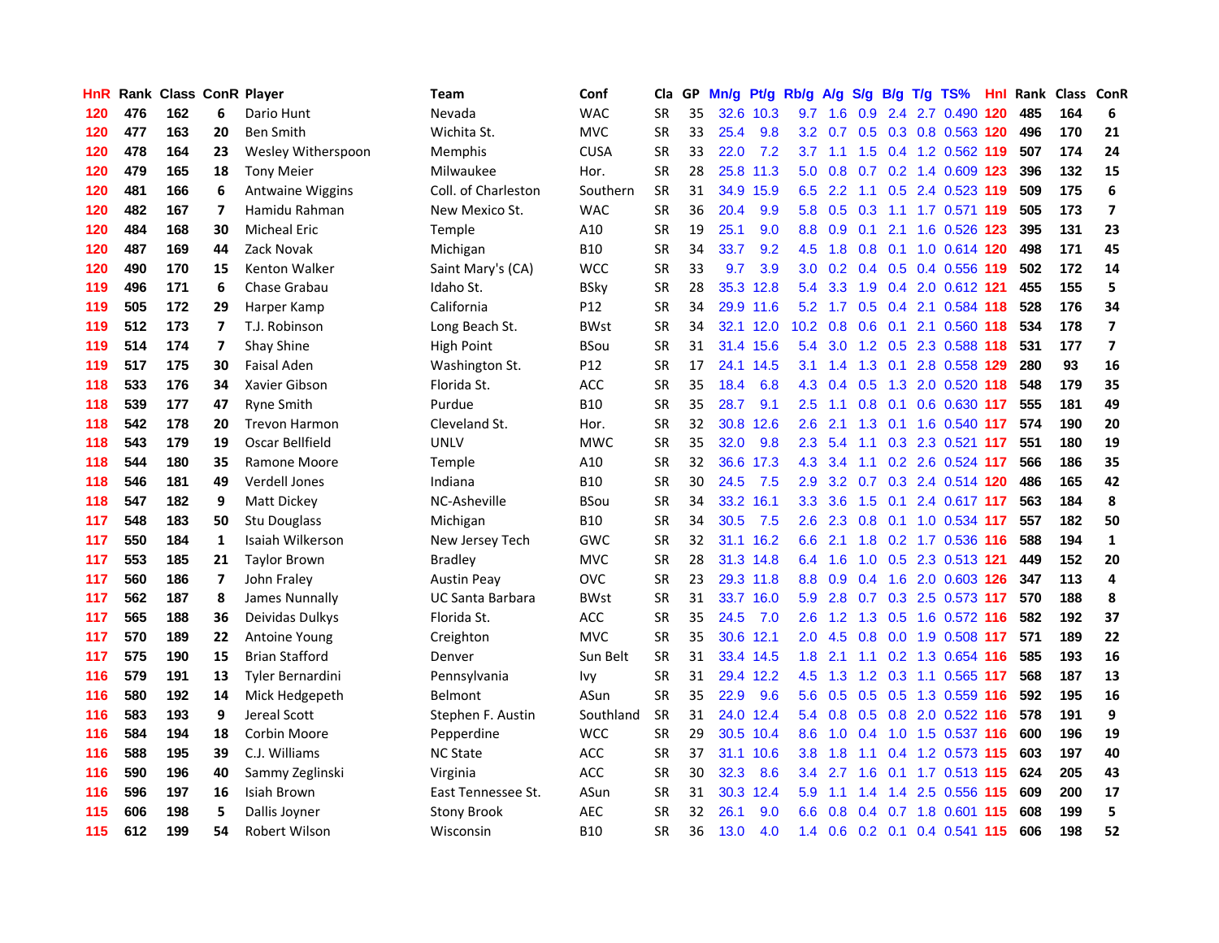| HnR | Rank | Class | ConR | Player | Team | Conf | Cla | GP | Mn/g | Pt/g | Rb/g | A/g | S/g | B/g | T/g | TS% | Hnl | Rank | Class | ConR |
|---|---|---|---|---|---|---|---|---|---|---|---|---|---|---|---|---|---|---|---|---|
| 120 | 476 | 162 | 6 | Dario Hunt | Nevada | WAC | SR | 35 | 32.6 | 10.3 | 9.7 | 1.6 | 0.9 | 2.4 | 2.7 | 0.490 | 120 | 485 | 164 | 6 |
| 120 | 477 | 163 | 20 | Ben Smith | Wichita St. | MVC | SR | 33 | 25.4 | 9.8 | 3.2 | 0.7 | 0.5 | 0.3 | 0.8 | 0.563 | 120 | 496 | 170 | 21 |
| 120 | 478 | 164 | 23 | Wesley Witherspoon | Memphis | CUSA | SR | 33 | 22.0 | 7.2 | 3.7 | 1.1 | 1.5 | 0.4 | 1.2 | 0.562 | 119 | 507 | 174 | 24 |
| 120 | 479 | 165 | 18 | Tony Meier | Milwaukee | Hor. | SR | 28 | 25.8 | 11.3 | 5.0 | 0.8 | 0.7 | 0.2 | 1.4 | 0.609 | 123 | 396 | 132 | 15 |
| 120 | 481 | 166 | 6 | Antwaine Wiggins | Coll. of Charleston | Southern | SR | 31 | 34.9 | 15.9 | 6.5 | 2.2 | 1.1 | 0.5 | 2.4 | 0.523 | 119 | 509 | 175 | 6 |
| 120 | 482 | 167 | 7 | Hamidu Rahman | New Mexico St. | WAC | SR | 36 | 20.4 | 9.9 | 5.8 | 0.5 | 0.3 | 1.1 | 1.7 | 0.571 | 119 | 505 | 173 | 7 |
| 120 | 484 | 168 | 30 | Micheal Eric | Temple | A10 | SR | 19 | 25.1 | 9.0 | 8.8 | 0.9 | 0.1 | 2.1 | 1.6 | 0.526 | 123 | 395 | 131 | 23 |
| 120 | 487 | 169 | 44 | Zack Novak | Michigan | B10 | SR | 34 | 33.7 | 9.2 | 4.5 | 1.8 | 0.8 | 0.1 | 1.0 | 0.614 | 120 | 498 | 171 | 45 |
| 120 | 490 | 170 | 15 | Kenton Walker | Saint Mary's (CA) | WCC | SR | 33 | 9.7 | 3.9 | 3.0 | 0.2 | 0.4 | 0.5 | 0.4 | 0.556 | 119 | 502 | 172 | 14 |
| 119 | 496 | 171 | 6 | Chase Grabau | Idaho St. | BSky | SR | 28 | 35.3 | 12.8 | 5.4 | 3.3 | 1.9 | 0.4 | 2.0 | 0.612 | 121 | 455 | 155 | 5 |
| 119 | 505 | 172 | 29 | Harper Kamp | California | P12 | SR | 34 | 29.9 | 11.6 | 5.2 | 1.7 | 0.5 | 0.4 | 2.1 | 0.584 | 118 | 528 | 176 | 34 |
| 119 | 512 | 173 | 7 | T.J. Robinson | Long Beach St. | BWst | SR | 34 | 32.1 | 12.0 | 10.2 | 0.8 | 0.6 | 0.1 | 2.1 | 0.560 | 118 | 534 | 178 | 7 |
| 119 | 514 | 174 | 7 | Shay Shine | High Point | BSou | SR | 31 | 31.4 | 15.6 | 5.4 | 3.0 | 1.2 | 0.5 | 2.3 | 0.588 | 118 | 531 | 177 | 7 |
| 119 | 517 | 175 | 30 | Faisal Aden | Washington St. | P12 | SR | 17 | 24.1 | 14.5 | 3.1 | 1.4 | 1.3 | 0.1 | 2.8 | 0.558 | 129 | 280 | 93 | 16 |
| 118 | 533 | 176 | 34 | Xavier Gibson | Florida St. | ACC | SR | 35 | 18.4 | 6.8 | 4.3 | 0.4 | 0.5 | 1.3 | 2.0 | 0.520 | 118 | 548 | 179 | 35 |
| 118 | 539 | 177 | 47 | Ryne Smith | Purdue | B10 | SR | 35 | 28.7 | 9.1 | 2.5 | 1.1 | 0.8 | 0.1 | 0.6 | 0.630 | 117 | 555 | 181 | 49 |
| 118 | 542 | 178 | 20 | Trevon Harmon | Cleveland St. | Hor. | SR | 32 | 30.8 | 12.6 | 2.6 | 2.1 | 1.3 | 0.1 | 1.6 | 0.540 | 117 | 574 | 190 | 20 |
| 118 | 543 | 179 | 19 | Oscar Bellfield | UNLV | MWC | SR | 35 | 32.0 | 9.8 | 2.3 | 5.4 | 1.1 | 0.3 | 2.3 | 0.521 | 117 | 551 | 180 | 19 |
| 118 | 544 | 180 | 35 | Ramone Moore | Temple | A10 | SR | 32 | 36.6 | 17.3 | 4.3 | 3.4 | 1.1 | 0.2 | 2.6 | 0.524 | 117 | 566 | 186 | 35 |
| 118 | 546 | 181 | 49 | Verdell Jones | Indiana | B10 | SR | 30 | 24.5 | 7.5 | 2.9 | 3.2 | 0.7 | 0.3 | 2.4 | 0.514 | 120 | 486 | 165 | 42 |
| 118 | 547 | 182 | 9 | Matt Dickey | NC-Asheville | BSou | SR | 34 | 33.2 | 16.1 | 3.3 | 3.6 | 1.5 | 0.1 | 2.4 | 0.617 | 117 | 563 | 184 | 8 |
| 117 | 548 | 183 | 50 | Stu Douglass | Michigan | B10 | SR | 34 | 30.5 | 7.5 | 2.6 | 2.3 | 0.8 | 0.1 | 1.0 | 0.534 | 117 | 557 | 182 | 50 |
| 117 | 550 | 184 | 1 | Isaiah Wilkerson | New Jersey Tech | GWC | SR | 32 | 31.1 | 16.2 | 6.6 | 2.1 | 1.8 | 0.2 | 1.7 | 0.536 | 116 | 588 | 194 | 1 |
| 117 | 553 | 185 | 21 | Taylor Brown | Bradley | MVC | SR | 28 | 31.3 | 14.8 | 6.4 | 1.6 | 1.0 | 0.5 | 2.3 | 0.513 | 121 | 449 | 152 | 20 |
| 117 | 560 | 186 | 7 | John Fraley | Austin Peay | OVC | SR | 23 | 29.3 | 11.8 | 8.8 | 0.9 | 0.4 | 1.6 | 2.0 | 0.603 | 126 | 347 | 113 | 4 |
| 117 | 562 | 187 | 8 | James Nunnally | UC Santa Barbara | BWst | SR | 31 | 33.7 | 16.0 | 5.9 | 2.8 | 0.7 | 0.3 | 2.5 | 0.573 | 117 | 570 | 188 | 8 |
| 117 | 565 | 188 | 36 | Deividas Dulkys | Florida St. | ACC | SR | 35 | 24.5 | 7.0 | 2.6 | 1.2 | 1.3 | 0.5 | 1.6 | 0.572 | 116 | 582 | 192 | 37 |
| 117 | 570 | 189 | 22 | Antoine Young | Creighton | MVC | SR | 35 | 30.6 | 12.1 | 2.0 | 4.5 | 0.8 | 0.0 | 1.9 | 0.508 | 117 | 571 | 189 | 22 |
| 117 | 575 | 190 | 15 | Brian Stafford | Denver | Sun Belt | SR | 31 | 33.4 | 14.5 | 1.8 | 2.1 | 1.1 | 0.2 | 1.3 | 0.654 | 116 | 585 | 193 | 16 |
| 116 | 579 | 191 | 13 | Tyler Bernardini | Pennsylvania | Ivy | SR | 31 | 29.4 | 12.2 | 4.5 | 1.3 | 1.2 | 0.3 | 1.1 | 0.565 | 117 | 568 | 187 | 13 |
| 116 | 580 | 192 | 14 | Mick Hedgepeth | Belmont | ASun | SR | 35 | 22.9 | 9.6 | 5.6 | 0.5 | 0.5 | 0.5 | 1.3 | 0.559 | 116 | 592 | 195 | 16 |
| 116 | 583 | 193 | 9 | Jereal Scott | Stephen F. Austin | Southland | SR | 31 | 24.0 | 12.4 | 5.4 | 0.8 | 0.5 | 0.8 | 2.0 | 0.522 | 116 | 578 | 191 | 9 |
| 116 | 584 | 194 | 18 | Corbin Moore | Pepperdine | WCC | SR | 29 | 30.5 | 10.4 | 8.6 | 1.0 | 0.4 | 1.0 | 1.5 | 0.537 | 116 | 600 | 196 | 19 |
| 116 | 588 | 195 | 39 | C.J. Williams | NC State | ACC | SR | 37 | 31.1 | 10.6 | 3.8 | 1.8 | 1.1 | 0.4 | 1.2 | 0.573 | 115 | 603 | 197 | 40 |
| 116 | 590 | 196 | 40 | Sammy Zeglinski | Virginia | ACC | SR | 30 | 32.3 | 8.6 | 3.4 | 2.7 | 1.6 | 0.1 | 1.7 | 0.513 | 115 | 624 | 205 | 43 |
| 116 | 596 | 197 | 16 | Isiah Brown | East Tennessee St. | ASun | SR | 31 | 30.3 | 12.4 | 5.9 | 1.1 | 1.4 | 1.4 | 2.5 | 0.556 | 115 | 609 | 200 | 17 |
| 115 | 606 | 198 | 5 | Dallis Joyner | Stony Brook | AEC | SR | 32 | 26.1 | 9.0 | 6.6 | 0.8 | 0.4 | 0.7 | 1.8 | 0.601 | 115 | 608 | 199 | 5 |
| 115 | 612 | 199 | 54 | Robert Wilson | Wisconsin | B10 | SR | 36 | 13.0 | 4.0 | 1.4 | 0.6 | 0.2 | 0.1 | 0.4 | 0.541 | 115 | 606 | 198 | 52 |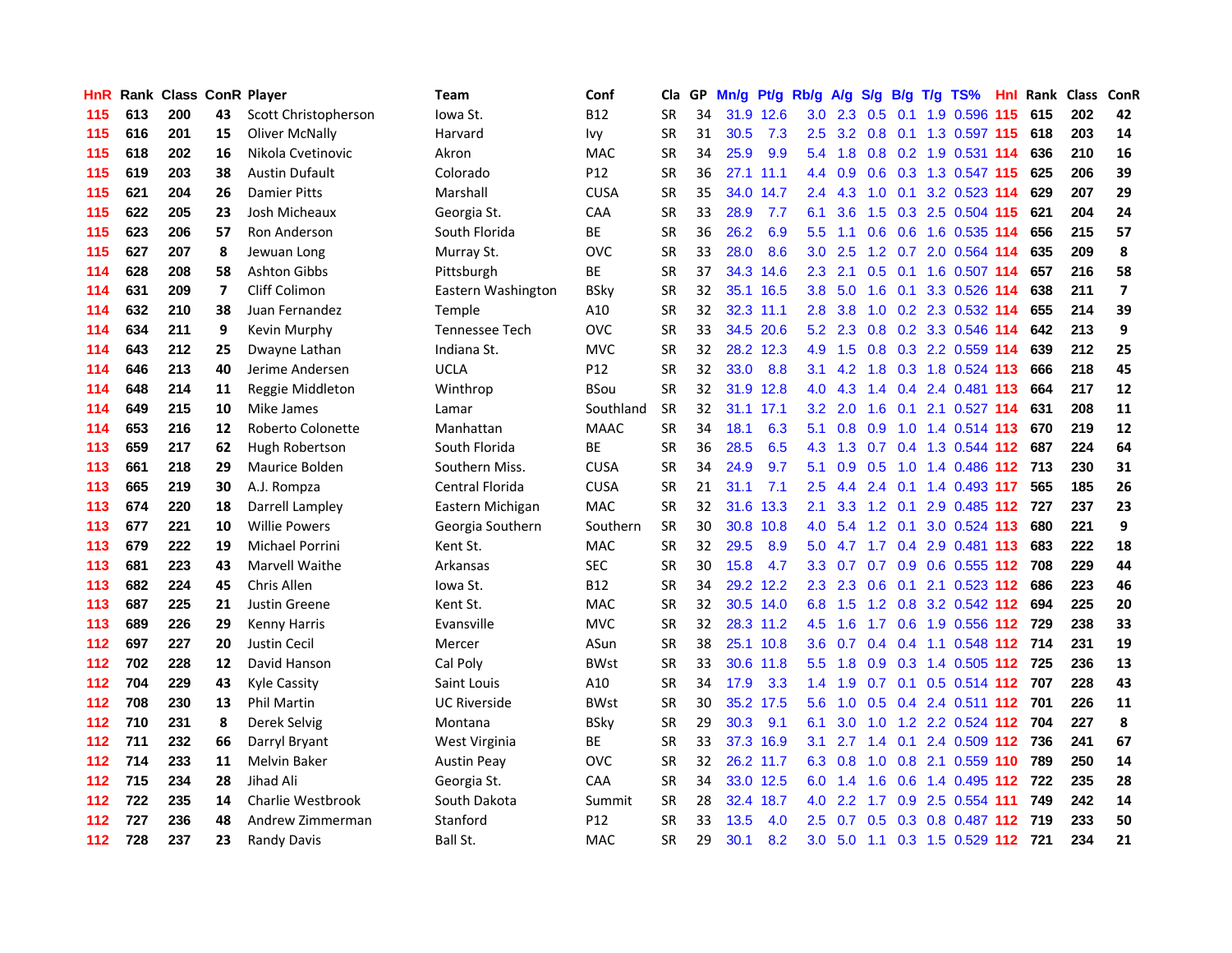| HnR | Rank | Class | ConR | Player | Team | Conf | Cla | GP | Mn/g | Pt/g | Rb/g | A/g | S/g | B/g | T/g | TS% | HnI | Rank | Class | ConR |
|---|---|---|---|---|---|---|---|---|---|---|---|---|---|---|---|---|---|---|---|---|
| 115 | 613 | 200 | 43 | Scott Christopherson | Iowa St. | B12 | SR | 34 | 31.9 | 12.6 | 3.0 | 2.3 | 0.5 | 0.1 | 1.9 | 0.596 | 115 | 615 | 202 | 42 |
| 115 | 616 | 201 | 15 | Oliver McNally | Harvard | Ivy | SR | 31 | 30.5 | 7.3 | 2.5 | 3.2 | 0.8 | 0.1 | 1.3 | 0.597 | 115 | 618 | 203 | 14 |
| 115 | 618 | 202 | 16 | Nikola Cvetinovic | Akron | MAC | SR | 34 | 25.9 | 9.9 | 5.4 | 1.8 | 0.8 | 0.2 | 1.9 | 0.531 | 114 | 636 | 210 | 16 |
| 115 | 619 | 203 | 38 | Austin Dufault | Colorado | P12 | SR | 36 | 27.1 | 11.1 | 4.4 | 0.9 | 0.6 | 0.3 | 1.3 | 0.547 | 115 | 625 | 206 | 39 |
| 115 | 621 | 204 | 26 | Damier Pitts | Marshall | CUSA | SR | 35 | 34.0 | 14.7 | 2.4 | 4.3 | 1.0 | 0.1 | 3.2 | 0.523 | 114 | 629 | 207 | 29 |
| 115 | 622 | 205 | 23 | Josh Micheaux | Georgia St. | CAA | SR | 33 | 28.9 | 7.7 | 6.1 | 3.6 | 1.5 | 0.3 | 2.5 | 0.504 | 115 | 621 | 204 | 24 |
| 115 | 623 | 206 | 57 | Ron Anderson | South Florida | BE | SR | 36 | 26.2 | 6.9 | 5.5 | 1.1 | 0.6 | 0.6 | 1.6 | 0.535 | 114 | 656 | 215 | 57 |
| 115 | 627 | 207 | 8 | Jewuan Long | Murray St. | OVC | SR | 33 | 28.0 | 8.6 | 3.0 | 2.5 | 1.2 | 0.7 | 2.0 | 0.564 | 114 | 635 | 209 | 8 |
| 114 | 628 | 208 | 58 | Ashton Gibbs | Pittsburgh | BE | SR | 37 | 34.3 | 14.6 | 2.3 | 2.1 | 0.5 | 0.1 | 1.6 | 0.507 | 114 | 657 | 216 | 58 |
| 114 | 631 | 209 | 7 | Cliff Colimon | Eastern Washington | BSky | SR | 32 | 35.1 | 16.5 | 3.8 | 5.0 | 1.6 | 0.1 | 3.3 | 0.526 | 114 | 638 | 211 | 7 |
| 114 | 632 | 210 | 38 | Juan Fernandez | Temple | A10 | SR | 32 | 32.3 | 11.1 | 2.8 | 3.8 | 1.0 | 0.2 | 2.3 | 0.532 | 114 | 655 | 214 | 39 |
| 114 | 634 | 211 | 9 | Kevin Murphy | Tennessee Tech | OVC | SR | 33 | 34.5 | 20.6 | 5.2 | 2.3 | 0.8 | 0.2 | 3.3 | 0.546 | 114 | 642 | 213 | 9 |
| 114 | 643 | 212 | 25 | Dwayne Lathan | Indiana St. | MVC | SR | 32 | 28.2 | 12.3 | 4.9 | 1.5 | 0.8 | 0.3 | 2.2 | 0.559 | 114 | 639 | 212 | 25 |
| 114 | 646 | 213 | 40 | Jerime Andersen | UCLA | P12 | SR | 32 | 33.0 | 8.8 | 3.1 | 4.2 | 1.8 | 0.3 | 1.8 | 0.524 | 113 | 666 | 218 | 45 |
| 114 | 648 | 214 | 11 | Reggie Middleton | Winthrop | BSou | SR | 32 | 31.9 | 12.8 | 4.0 | 4.3 | 1.4 | 0.4 | 2.4 | 0.481 | 113 | 664 | 217 | 12 |
| 114 | 649 | 215 | 10 | Mike James | Lamar | Southland | SR | 32 | 31.1 | 17.1 | 3.2 | 2.0 | 1.6 | 0.1 | 2.1 | 0.527 | 114 | 631 | 208 | 11 |
| 114 | 653 | 216 | 12 | Roberto Colonette | Manhattan | MAAC | SR | 34 | 18.1 | 6.3 | 5.1 | 0.8 | 0.9 | 1.0 | 1.4 | 0.514 | 113 | 670 | 219 | 12 |
| 113 | 659 | 217 | 62 | Hugh Robertson | South Florida | BE | SR | 36 | 28.5 | 6.5 | 4.3 | 1.3 | 0.7 | 0.4 | 1.3 | 0.544 | 112 | 687 | 224 | 64 |
| 113 | 661 | 218 | 29 | Maurice Bolden | Southern Miss. | CUSA | SR | 34 | 24.9 | 9.7 | 5.1 | 0.9 | 0.5 | 1.0 | 1.4 | 0.486 | 112 | 713 | 230 | 31 |
| 113 | 665 | 219 | 30 | A.J. Rompza | Central Florida | CUSA | SR | 21 | 31.1 | 7.1 | 2.5 | 4.4 | 2.4 | 0.1 | 1.4 | 0.493 | 117 | 565 | 185 | 26 |
| 113 | 674 | 220 | 18 | Darrell Lampley | Eastern Michigan | MAC | SR | 32 | 31.6 | 13.3 | 2.1 | 3.3 | 1.2 | 0.1 | 2.9 | 0.485 | 112 | 727 | 237 | 23 |
| 113 | 677 | 221 | 10 | Willie Powers | Georgia Southern | Southern | SR | 30 | 30.8 | 10.8 | 4.0 | 5.4 | 1.2 | 0.1 | 3.0 | 0.524 | 113 | 680 | 221 | 9 |
| 113 | 679 | 222 | 19 | Michael Porrini | Kent St. | MAC | SR | 32 | 29.5 | 8.9 | 5.0 | 4.7 | 1.7 | 0.4 | 2.9 | 0.481 | 113 | 683 | 222 | 18 |
| 113 | 681 | 223 | 43 | Marvell Waithe | Arkansas | SEC | SR | 30 | 15.8 | 4.7 | 3.3 | 0.7 | 0.7 | 0.9 | 0.6 | 0.555 | 112 | 708 | 229 | 44 |
| 113 | 682 | 224 | 45 | Chris Allen | Iowa St. | B12 | SR | 34 | 29.2 | 12.2 | 2.3 | 2.3 | 0.6 | 0.1 | 2.1 | 0.523 | 112 | 686 | 223 | 46 |
| 113 | 687 | 225 | 21 | Justin Greene | Kent St. | MAC | SR | 32 | 30.5 | 14.0 | 6.8 | 1.5 | 1.2 | 0.8 | 3.2 | 0.542 | 112 | 694 | 225 | 20 |
| 113 | 689 | 226 | 29 | Kenny Harris | Evansville | MVC | SR | 32 | 28.3 | 11.2 | 4.5 | 1.6 | 1.7 | 0.6 | 1.9 | 0.556 | 112 | 729 | 238 | 33 |
| 112 | 697 | 227 | 20 | Justin Cecil | Mercer | ASun | SR | 38 | 25.1 | 10.8 | 3.6 | 0.7 | 0.4 | 0.4 | 1.1 | 0.548 | 112 | 714 | 231 | 19 |
| 112 | 702 | 228 | 12 | David Hanson | Cal Poly | BWst | SR | 33 | 30.6 | 11.8 | 5.5 | 1.8 | 0.9 | 0.3 | 1.4 | 0.505 | 112 | 725 | 236 | 13 |
| 112 | 704 | 229 | 43 | Kyle Cassity | Saint Louis | A10 | SR | 34 | 17.9 | 3.3 | 1.4 | 1.9 | 0.7 | 0.1 | 0.5 | 0.514 | 112 | 707 | 228 | 43 |
| 112 | 708 | 230 | 13 | Phil Martin | UC Riverside | BWst | SR | 30 | 35.2 | 17.5 | 5.6 | 1.0 | 0.5 | 0.4 | 2.4 | 0.511 | 112 | 701 | 226 | 11 |
| 112 | 710 | 231 | 8 | Derek Selvig | Montana | BSky | SR | 29 | 30.3 | 9.1 | 6.1 | 3.0 | 1.0 | 1.2 | 2.2 | 0.524 | 112 | 704 | 227 | 8 |
| 112 | 711 | 232 | 66 | Darryl Bryant | West Virginia | BE | SR | 33 | 37.3 | 16.9 | 3.1 | 2.7 | 1.4 | 0.1 | 2.4 | 0.509 | 112 | 736 | 241 | 67 |
| 112 | 714 | 233 | 11 | Melvin Baker | Austin Peay | OVC | SR | 32 | 26.2 | 11.7 | 6.3 | 0.8 | 1.0 | 0.8 | 2.1 | 0.559 | 110 | 789 | 250 | 14 |
| 112 | 715 | 234 | 28 | Jihad Ali | Georgia St. | CAA | SR | 34 | 33.0 | 12.5 | 6.0 | 1.4 | 1.6 | 0.6 | 1.4 | 0.495 | 112 | 722 | 235 | 28 |
| 112 | 722 | 235 | 14 | Charlie Westbrook | South Dakota | Summit | SR | 28 | 32.4 | 18.7 | 4.0 | 2.2 | 1.7 | 0.9 | 2.5 | 0.554 | 111 | 749 | 242 | 14 |
| 112 | 727 | 236 | 48 | Andrew Zimmerman | Stanford | P12 | SR | 33 | 13.5 | 4.0 | 2.5 | 0.7 | 0.5 | 0.3 | 0.8 | 0.487 | 112 | 719 | 233 | 50 |
| 112 | 728 | 237 | 23 | Randy Davis | Ball St. | MAC | SR | 29 | 30.1 | 8.2 | 3.0 | 5.0 | 1.1 | 0.3 | 1.5 | 0.529 | 112 | 721 | 234 | 21 |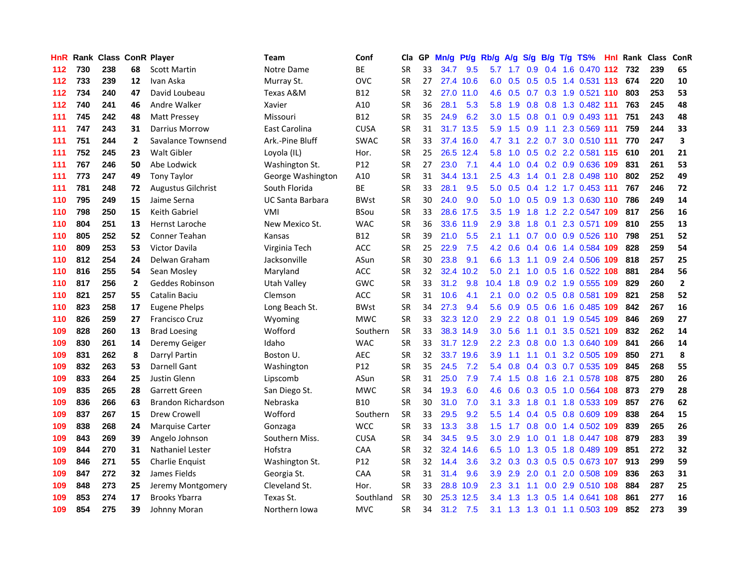| HnR | Rank | Class | ConR | Player | Team | Conf | Cla | GP | Mn/g | Pt/g | Rb/g | A/g | S/g | B/g | T/g | TS% | HnI | Rank | Class | ConR |
|---|---|---|---|---|---|---|---|---|---|---|---|---|---|---|---|---|---|---|---|---|
| 112 | 730 | 238 | 68 | Scott Martin | Notre Dame | BE | SR | 33 | 34.7 | 9.5 | 5.7 | 1.7 | 0.9 | 0.4 | 1.6 | 0.470 | 112 | 732 | 239 | 65 |
| 112 | 733 | 239 | 12 | Ivan Aska | Murray St. | OVC | SR | 27 | 27.4 | 10.6 | 6.0 | 0.5 | 0.5 | 0.5 | 1.4 | 0.531 | 113 | 674 | 220 | 10 |
| 112 | 734 | 240 | 47 | David Loubeau | Texas A&M | B12 | SR | 32 | 27.0 | 11.0 | 4.6 | 0.5 | 0.7 | 0.3 | 1.9 | 0.521 | 110 | 803 | 253 | 53 |
| 112 | 740 | 241 | 46 | Andre Walker | Xavier | A10 | SR | 36 | 28.1 | 5.3 | 5.8 | 1.9 | 0.8 | 0.8 | 1.3 | 0.482 | 111 | 763 | 245 | 48 |
| 111 | 745 | 242 | 48 | Matt Pressey | Missouri | B12 | SR | 35 | 24.9 | 6.2 | 3.0 | 1.5 | 0.8 | 0.1 | 0.9 | 0.493 | 111 | 751 | 243 | 48 |
| 111 | 747 | 243 | 31 | Darrius Morrow | East Carolina | CUSA | SR | 31 | 31.7 | 13.5 | 5.9 | 1.5 | 0.9 | 1.1 | 2.3 | 0.569 | 111 | 759 | 244 | 33 |
| 111 | 751 | 244 | 2 | Savalance Townsend | Ark.-Pine Bluff | SWAC | SR | 33 | 37.4 | 16.0 | 4.7 | 3.1 | 2.2 | 0.7 | 3.0 | 0.510 | 111 | 770 | 247 | 3 |
| 111 | 752 | 245 | 23 | Walt Gibler | Loyola (IL) | Hor. | SR | 25 | 26.5 | 12.4 | 5.8 | 1.0 | 0.5 | 0.2 | 2.2 | 0.581 | 115 | 610 | 201 | 21 |
| 111 | 767 | 246 | 50 | Abe Lodwick | Washington St. | P12 | SR | 27 | 23.0 | 7.1 | 4.4 | 1.0 | 0.4 | 0.2 | 0.9 | 0.636 | 109 | 831 | 261 | 53 |
| 111 | 773 | 247 | 49 | Tony Taylor | George Washington | A10 | SR | 31 | 34.4 | 13.1 | 2.5 | 4.3 | 1.4 | 0.1 | 2.8 | 0.498 | 110 | 802 | 252 | 49 |
| 111 | 781 | 248 | 72 | Augustus Gilchrist | South Florida | BE | SR | 33 | 28.1 | 9.5 | 5.0 | 0.5 | 0.4 | 1.2 | 1.7 | 0.453 | 111 | 767 | 246 | 72 |
| 110 | 795 | 249 | 15 | Jaime Serna | UC Santa Barbara | BWst | SR | 30 | 24.0 | 9.0 | 5.0 | 1.0 | 0.5 | 0.9 | 1.3 | 0.630 | 110 | 786 | 249 | 14 |
| 110 | 798 | 250 | 15 | Keith Gabriel | VMI | BSou | SR | 33 | 28.6 | 17.5 | 3.5 | 1.9 | 1.8 | 1.2 | 2.2 | 0.547 | 109 | 817 | 256 | 16 |
| 110 | 804 | 251 | 13 | Hernst Laroche | New Mexico St. | WAC | SR | 36 | 33.6 | 11.9 | 2.9 | 3.8 | 1.8 | 0.1 | 2.3 | 0.571 | 109 | 810 | 255 | 13 |
| 110 | 805 | 252 | 52 | Conner Teahan | Kansas | B12 | SR | 39 | 21.0 | 5.5 | 2.1 | 1.1 | 0.7 | 0.0 | 0.9 | 0.526 | 110 | 798 | 251 | 52 |
| 110 | 809 | 253 | 53 | Victor Davila | Virginia Tech | ACC | SR | 25 | 22.9 | 7.5 | 4.2 | 0.6 | 0.4 | 0.6 | 1.4 | 0.584 | 109 | 828 | 259 | 54 |
| 110 | 812 | 254 | 24 | Delwan Graham | Jacksonville | ASun | SR | 30 | 23.8 | 9.1 | 6.6 | 1.3 | 1.1 | 0.9 | 2.4 | 0.506 | 109 | 818 | 257 | 25 |
| 110 | 816 | 255 | 54 | Sean Mosley | Maryland | ACC | SR | 32 | 32.4 | 10.2 | 5.0 | 2.1 | 1.0 | 0.5 | 1.6 | 0.522 | 108 | 881 | 284 | 56 |
| 110 | 817 | 256 | 2 | Geddes Robinson | Utah Valley | GWC | SR | 33 | 31.2 | 9.8 | 10.4 | 1.8 | 0.9 | 0.2 | 1.9 | 0.555 | 109 | 829 | 260 | 2 |
| 110 | 821 | 257 | 55 | Catalin Baciu | Clemson | ACC | SR | 31 | 10.6 | 4.1 | 2.1 | 0.0 | 0.2 | 0.5 | 0.8 | 0.581 | 109 | 821 | 258 | 52 |
| 110 | 823 | 258 | 17 | Eugene Phelps | Long Beach St. | BWst | SR | 34 | 27.3 | 9.4 | 5.6 | 0.9 | 0.5 | 0.6 | 1.6 | 0.485 | 109 | 842 | 267 | 16 |
| 110 | 826 | 259 | 27 | Francisco Cruz | Wyoming | MWC | SR | 33 | 32.3 | 12.0 | 2.9 | 2.2 | 0.8 | 0.1 | 1.9 | 0.545 | 109 | 846 | 269 | 27 |
| 109 | 828 | 260 | 13 | Brad Loesing | Wofford | Southern | SR | 33 | 38.3 | 14.9 | 3.0 | 5.6 | 1.1 | 0.1 | 3.5 | 0.521 | 109 | 832 | 262 | 14 |
| 109 | 830 | 261 | 14 | Deremy Geiger | Idaho | WAC | SR | 33 | 31.7 | 12.9 | 2.2 | 2.3 | 0.8 | 0.0 | 1.3 | 0.640 | 109 | 841 | 266 | 14 |
| 109 | 831 | 262 | 8 | Darryl Partin | Boston U. | AEC | SR | 32 | 33.7 | 19.6 | 3.9 | 1.1 | 1.1 | 0.1 | 3.2 | 0.505 | 109 | 850 | 271 | 8 |
| 109 | 832 | 263 | 53 | Darnell Gant | Washington | P12 | SR | 35 | 24.5 | 7.2 | 5.4 | 0.8 | 0.4 | 0.3 | 0.7 | 0.535 | 109 | 845 | 268 | 55 |
| 109 | 833 | 264 | 25 | Justin Glenn | Lipscomb | ASun | SR | 31 | 25.0 | 7.9 | 7.4 | 1.5 | 0.8 | 1.6 | 2.1 | 0.578 | 108 | 875 | 280 | 26 |
| 109 | 835 | 265 | 28 | Garrett Green | San Diego St. | MWC | SR | 34 | 19.3 | 6.0 | 4.6 | 0.6 | 0.3 | 0.5 | 1.0 | 0.564 | 108 | 873 | 279 | 28 |
| 109 | 836 | 266 | 63 | Brandon Richardson | Nebraska | B10 | SR | 30 | 31.0 | 7.0 | 3.1 | 3.3 | 1.8 | 0.1 | 1.8 | 0.533 | 109 | 857 | 276 | 62 |
| 109 | 837 | 267 | 15 | Drew Crowell | Wofford | Southern | SR | 33 | 29.5 | 9.2 | 5.5 | 1.4 | 0.4 | 0.5 | 0.8 | 0.609 | 109 | 838 | 264 | 15 |
| 109 | 838 | 268 | 24 | Marquise Carter | Gonzaga | WCC | SR | 33 | 13.3 | 3.8 | 1.5 | 1.7 | 0.8 | 0.0 | 1.4 | 0.502 | 109 | 839 | 265 | 26 |
| 109 | 843 | 269 | 39 | Angelo Johnson | Southern Miss. | CUSA | SR | 34 | 34.5 | 9.5 | 3.0 | 2.9 | 1.0 | 0.1 | 1.8 | 0.447 | 108 | 879 | 283 | 39 |
| 109 | 844 | 270 | 31 | Nathaniel Lester | Hofstra | CAA | SR | 32 | 32.4 | 14.6 | 6.5 | 1.0 | 1.3 | 0.5 | 1.8 | 0.489 | 109 | 851 | 272 | 32 |
| 109 | 846 | 271 | 55 | Charlie Enquist | Washington St. | P12 | SR | 32 | 14.4 | 3.6 | 3.2 | 0.3 | 0.3 | 0.5 | 0.5 | 0.673 | 107 | 913 | 299 | 59 |
| 109 | 847 | 272 | 32 | James Fields | Georgia St. | CAA | SR | 31 | 31.4 | 9.6 | 3.9 | 2.9 | 2.0 | 0.1 | 2.0 | 0.508 | 109 | 836 | 263 | 31 |
| 109 | 848 | 273 | 25 | Jeremy Montgomery | Cleveland St. | Hor. | SR | 33 | 28.8 | 10.9 | 2.3 | 3.1 | 1.1 | 0.0 | 2.9 | 0.510 | 108 | 884 | 287 | 25 |
| 109 | 853 | 274 | 17 | Brooks Ybarra | Texas St. | Southland | SR | 30 | 25.3 | 12.5 | 3.4 | 1.3 | 1.3 | 0.5 | 1.4 | 0.641 | 108 | 861 | 277 | 16 |
| 109 | 854 | 275 | 39 | Johnny Moran | Northern Iowa | MVC | SR | 34 | 31.2 | 7.5 | 3.1 | 1.3 | 1.3 | 0.1 | 1.1 | 0.503 | 109 | 852 | 273 | 39 |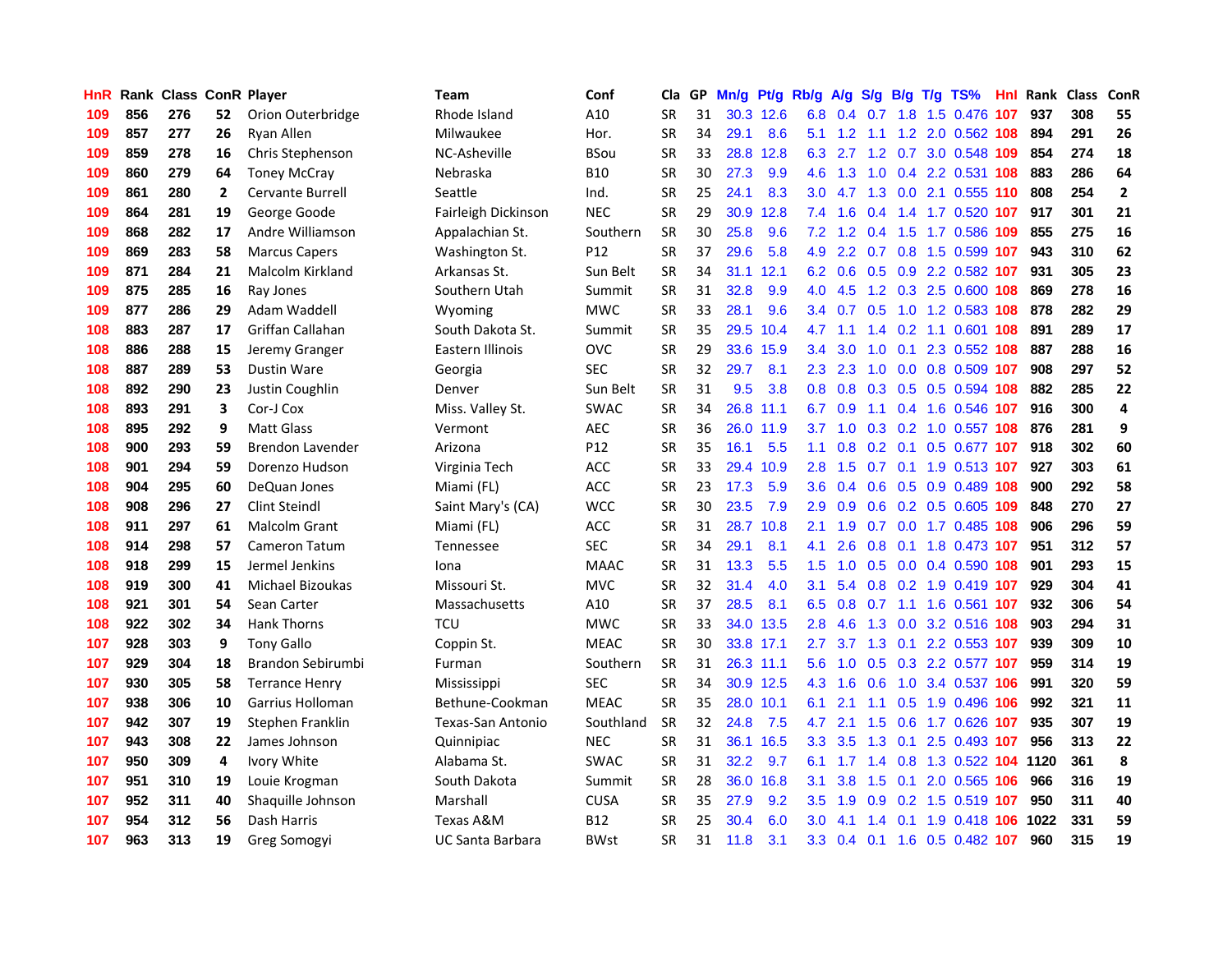| HnR | Rank | Class | ConR | Player | Team | Conf | Cla | GP | Mn/g | Pt/g | Rb/g | A/g | S/g | B/g | T/g | TS% | HnI | Rank | Class | ConR |
|---|---|---|---|---|---|---|---|---|---|---|---|---|---|---|---|---|---|---|---|---|
| 109 | 856 | 276 | 52 | Orion Outerbridge | Rhode Island | A10 | SR | 31 | 30.3 | 12.6 | 6.8 | 0.4 | 0.7 | 1.8 | 1.5 | 0.476 | 107 | 937 | 308 | 55 |
| 109 | 857 | 277 | 26 | Ryan Allen | Milwaukee | Hor. | SR | 34 | 29.1 | 8.6 | 5.1 | 1.2 | 1.1 | 1.2 | 2.0 | 0.562 | 108 | 894 | 291 | 26 |
| 109 | 859 | 278 | 16 | Chris Stephenson | NC-Asheville | BSou | SR | 33 | 28.8 | 12.8 | 6.3 | 2.7 | 1.2 | 0.7 | 3.0 | 0.548 | 109 | 854 | 274 | 18 |
| 109 | 860 | 279 | 64 | Toney McCray | Nebraska | B10 | SR | 30 | 27.3 | 9.9 | 4.6 | 1.3 | 1.0 | 0.4 | 2.2 | 0.531 | 108 | 883 | 286 | 64 |
| 109 | 861 | 280 | 2 | Cervante Burrell | Seattle | Ind. | SR | 25 | 24.1 | 8.3 | 3.0 | 4.7 | 1.3 | 0.0 | 2.1 | 0.555 | 110 | 808 | 254 | 2 |
| 109 | 864 | 281 | 19 | George Goode | Fairleigh Dickinson | NEC | SR | 29 | 30.9 | 12.8 | 7.4 | 1.6 | 0.4 | 1.4 | 1.7 | 0.520 | 107 | 917 | 301 | 21 |
| 109 | 868 | 282 | 17 | Andre Williamson | Appalachian St. | Southern | SR | 30 | 25.8 | 9.6 | 7.2 | 1.2 | 0.4 | 1.5 | 1.7 | 0.586 | 109 | 855 | 275 | 16 |
| 109 | 869 | 283 | 58 | Marcus Capers | Washington St. | P12 | SR | 37 | 29.6 | 5.8 | 4.9 | 2.2 | 0.7 | 0.8 | 1.5 | 0.599 | 107 | 943 | 310 | 62 |
| 109 | 871 | 284 | 21 | Malcolm Kirkland | Arkansas St. | Sun Belt | SR | 34 | 31.1 | 12.1 | 6.2 | 0.6 | 0.5 | 0.9 | 2.2 | 0.582 | 107 | 931 | 305 | 23 |
| 109 | 875 | 285 | 16 | Ray Jones | Southern Utah | Summit | SR | 31 | 32.8 | 9.9 | 4.0 | 4.5 | 1.2 | 0.3 | 2.5 | 0.600 | 108 | 869 | 278 | 16 |
| 109 | 877 | 286 | 29 | Adam Waddell | Wyoming | MWC | SR | 33 | 28.1 | 9.6 | 3.4 | 0.7 | 0.5 | 1.0 | 1.2 | 0.583 | 108 | 878 | 282 | 29 |
| 108 | 883 | 287 | 17 | Griffan Callahan | South Dakota St. | Summit | SR | 35 | 29.5 | 10.4 | 4.7 | 1.1 | 1.4 | 0.2 | 1.1 | 0.601 | 108 | 891 | 289 | 17 |
| 108 | 886 | 288 | 15 | Jeremy Granger | Eastern Illinois | OVC | SR | 29 | 33.6 | 15.9 | 3.4 | 3.0 | 1.0 | 0.1 | 2.3 | 0.552 | 108 | 887 | 288 | 16 |
| 108 | 887 | 289 | 53 | Dustin Ware | Georgia | SEC | SR | 32 | 29.7 | 8.1 | 2.3 | 2.3 | 1.0 | 0.0 | 0.8 | 0.509 | 107 | 908 | 297 | 52 |
| 108 | 892 | 290 | 23 | Justin Coughlin | Denver | Sun Belt | SR | 31 | 9.5 | 3.8 | 0.8 | 0.8 | 0.3 | 0.5 | 0.5 | 0.594 | 108 | 882 | 285 | 22 |
| 108 | 893 | 291 | 3 | Cor-J Cox | Miss. Valley St. | SWAC | SR | 34 | 26.8 | 11.1 | 6.7 | 0.9 | 1.1 | 0.4 | 1.6 | 0.546 | 107 | 916 | 300 | 4 |
| 108 | 895 | 292 | 9 | Matt Glass | Vermont | AEC | SR | 36 | 26.0 | 11.9 | 3.7 | 1.0 | 0.3 | 0.2 | 1.0 | 0.557 | 108 | 876 | 281 | 9 |
| 108 | 900 | 293 | 59 | Brendon Lavender | Arizona | P12 | SR | 35 | 16.1 | 5.5 | 1.1 | 0.8 | 0.2 | 0.1 | 0.5 | 0.677 | 107 | 918 | 302 | 60 |
| 108 | 901 | 294 | 59 | Dorenzo Hudson | Virginia Tech | ACC | SR | 33 | 29.4 | 10.9 | 2.8 | 1.5 | 0.7 | 0.1 | 1.9 | 0.513 | 107 | 927 | 303 | 61 |
| 108 | 904 | 295 | 60 | DeQuan Jones | Miami (FL) | ACC | SR | 23 | 17.3 | 5.9 | 3.6 | 0.4 | 0.6 | 0.5 | 0.9 | 0.489 | 108 | 900 | 292 | 58 |
| 108 | 908 | 296 | 27 | Clint Steindl | Saint Mary's (CA) | WCC | SR | 30 | 23.5 | 7.9 | 2.9 | 0.9 | 0.6 | 0.2 | 0.5 | 0.605 | 109 | 848 | 270 | 27 |
| 108 | 911 | 297 | 61 | Malcolm Grant | Miami (FL) | ACC | SR | 31 | 28.7 | 10.8 | 2.1 | 1.9 | 0.7 | 0.0 | 1.7 | 0.485 | 108 | 906 | 296 | 59 |
| 108 | 914 | 298 | 57 | Cameron Tatum | Tennessee | SEC | SR | 34 | 29.1 | 8.1 | 4.1 | 2.6 | 0.8 | 0.1 | 1.8 | 0.473 | 107 | 951 | 312 | 57 |
| 108 | 918 | 299 | 15 | Jermel Jenkins | Iona | MAAC | SR | 31 | 13.3 | 5.5 | 1.5 | 1.0 | 0.5 | 0.0 | 0.4 | 0.590 | 108 | 901 | 293 | 15 |
| 108 | 919 | 300 | 41 | Michael Bizoukas | Missouri St. | MVC | SR | 32 | 31.4 | 4.0 | 3.1 | 5.4 | 0.8 | 0.2 | 1.9 | 0.419 | 107 | 929 | 304 | 41 |
| 108 | 921 | 301 | 54 | Sean Carter | Massachusetts | A10 | SR | 37 | 28.5 | 8.1 | 6.5 | 0.8 | 0.7 | 1.1 | 1.6 | 0.561 | 107 | 932 | 306 | 54 |
| 108 | 922 | 302 | 34 | Hank Thorns | TCU | MWC | SR | 33 | 34.0 | 13.5 | 2.8 | 4.6 | 1.3 | 0.0 | 3.2 | 0.516 | 108 | 903 | 294 | 31 |
| 107 | 928 | 303 | 9 | Tony Gallo | Coppin St. | MEAC | SR | 30 | 33.8 | 17.1 | 2.7 | 3.7 | 1.3 | 0.1 | 2.2 | 0.553 | 107 | 939 | 309 | 10 |
| 107 | 929 | 304 | 18 | Brandon Sebirumbi | Furman | Southern | SR | 31 | 26.3 | 11.1 | 5.6 | 1.0 | 0.5 | 0.3 | 2.2 | 0.577 | 107 | 959 | 314 | 19 |
| 107 | 930 | 305 | 58 | Terrance Henry | Mississippi | SEC | SR | 34 | 30.9 | 12.5 | 4.3 | 1.6 | 0.6 | 1.0 | 3.4 | 0.537 | 106 | 991 | 320 | 59 |
| 107 | 938 | 306 | 10 | Garrius Holloman | Bethune-Cookman | MEAC | SR | 35 | 28.0 | 10.1 | 6.1 | 2.1 | 1.1 | 0.5 | 1.9 | 0.496 | 106 | 992 | 321 | 11 |
| 107 | 942 | 307 | 19 | Stephen Franklin | Texas-San Antonio | Southland | SR | 32 | 24.8 | 7.5 | 4.7 | 2.1 | 1.5 | 0.6 | 1.7 | 0.626 | 107 | 935 | 307 | 19 |
| 107 | 943 | 308 | 22 | James Johnson | Quinnipiac | NEC | SR | 31 | 36.1 | 16.5 | 3.3 | 3.5 | 1.3 | 0.1 | 2.5 | 0.493 | 107 | 956 | 313 | 22 |
| 107 | 950 | 309 | 4 | Ivory White | Alabama St. | SWAC | SR | 31 | 32.2 | 9.7 | 6.1 | 1.7 | 1.4 | 0.8 | 1.3 | 0.522 | 104 | 1120 | 361 | 8 |
| 107 | 951 | 310 | 19 | Louie Krogman | South Dakota | Summit | SR | 28 | 36.0 | 16.8 | 3.1 | 3.8 | 1.5 | 0.1 | 2.0 | 0.565 | 106 | 966 | 316 | 19 |
| 107 | 952 | 311 | 40 | Shaquille Johnson | Marshall | CUSA | SR | 35 | 27.9 | 9.2 | 3.5 | 1.9 | 0.9 | 0.2 | 1.5 | 0.519 | 107 | 950 | 311 | 40 |
| 107 | 954 | 312 | 56 | Dash Harris | Texas A&M | B12 | SR | 25 | 30.4 | 6.0 | 3.0 | 4.1 | 1.4 | 0.1 | 1.9 | 0.418 | 106 | 1022 | 331 | 59 |
| 107 | 963 | 313 | 19 | Greg Somogyi | UC Santa Barbara | BWst | SR | 31 | 11.8 | 3.1 | 3.3 | 0.4 | 0.1 | 1.6 | 0.5 | 0.482 | 107 | 960 | 315 | 19 |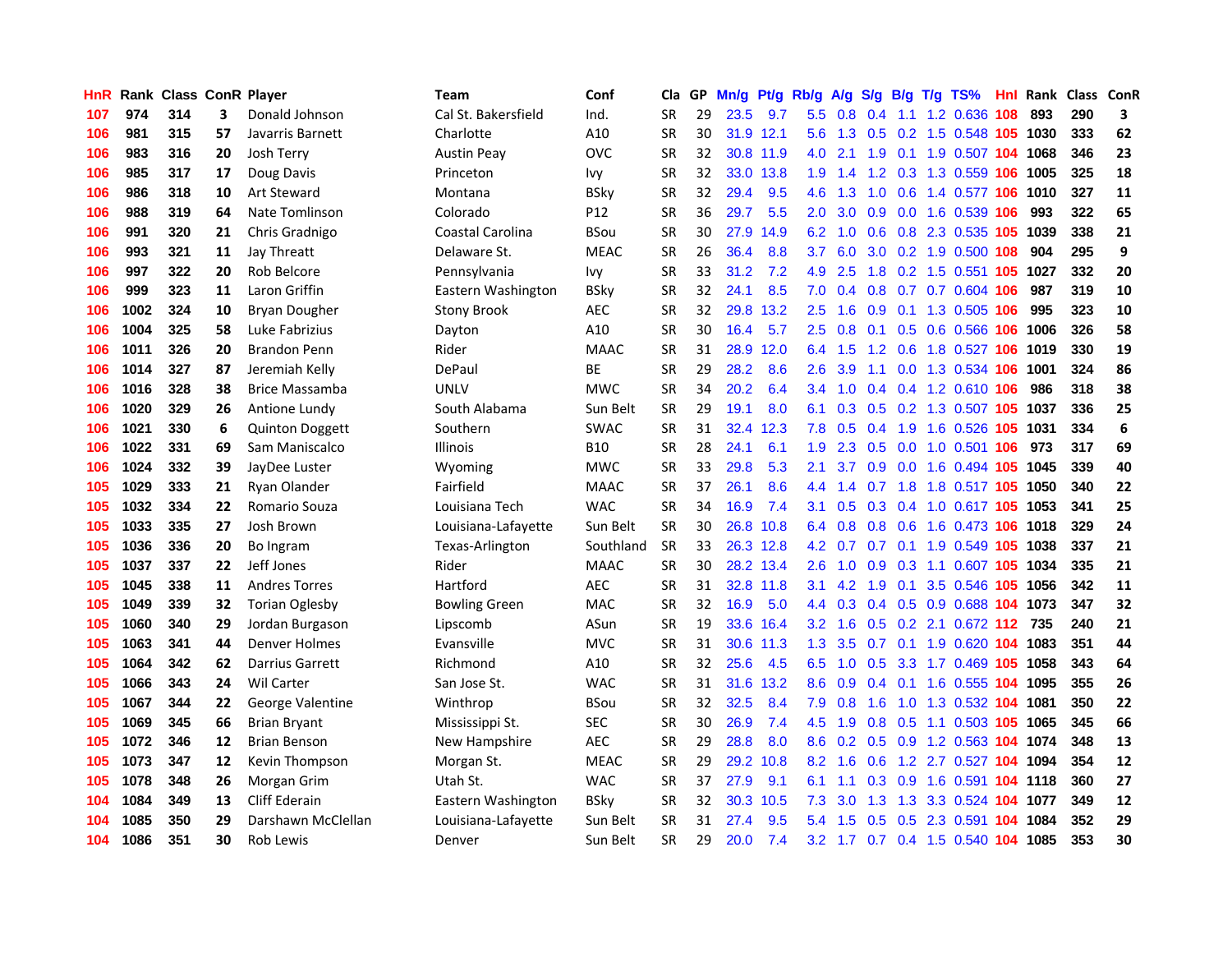| HnR | Rank | Class | ConR | Player | Team | Conf | Cla | GP | Mn/g | Pt/g | Rb/g | A/g | S/g | B/g | T/g | TS% | HnI | Rank | Class | ConR |
|---|---|---|---|---|---|---|---|---|---|---|---|---|---|---|---|---|---|---|---|---|
| 107 | 974 | 314 | 3 | Donald Johnson | Cal St. Bakersfield | Ind. | SR | 29 | 23.5 | 9.7 | 5.5 | 0.8 | 0.4 | 1.1 | 1.2 | 0.636 | 108 | 893 | 290 | 3 |
| 106 | 981 | 315 | 57 | Javarris Barnett | Charlotte | A10 | SR | 30 | 31.9 | 12.1 | 5.6 | 1.3 | 0.5 | 0.2 | 1.5 | 0.548 | 105 | 1030 | 333 | 62 |
| 106 | 983 | 316 | 20 | Josh Terry | Austin Peay | OVC | SR | 32 | 30.8 | 11.9 | 4.0 | 2.1 | 1.9 | 0.1 | 1.9 | 0.507 | 104 | 1068 | 346 | 23 |
| 106 | 985 | 317 | 17 | Doug Davis | Princeton | Ivy | SR | 32 | 33.0 | 13.8 | 1.9 | 1.4 | 1.2 | 0.3 | 1.3 | 0.559 | 106 | 1005 | 325 | 18 |
| 106 | 986 | 318 | 10 | Art Steward | Montana | BSky | SR | 32 | 29.4 | 9.5 | 4.6 | 1.3 | 1.0 | 0.6 | 1.4 | 0.577 | 106 | 1010 | 327 | 11 |
| 106 | 988 | 319 | 64 | Nate Tomlinson | Colorado | P12 | SR | 36 | 29.7 | 5.5 | 2.0 | 3.0 | 0.9 | 0.0 | 1.6 | 0.539 | 106 | 993 | 322 | 65 |
| 106 | 991 | 320 | 21 | Chris Gradnigo | Coastal Carolina | BSou | SR | 30 | 27.9 | 14.9 | 6.2 | 1.0 | 0.6 | 0.8 | 2.3 | 0.535 | 105 | 1039 | 338 | 21 |
| 106 | 993 | 321 | 11 | Jay Threatt | Delaware St. | MEAC | SR | 26 | 36.4 | 8.8 | 3.7 | 6.0 | 3.0 | 0.2 | 1.9 | 0.500 | 108 | 904 | 295 | 9 |
| 106 | 997 | 322 | 20 | Rob Belcore | Pennsylvania | Ivy | SR | 33 | 31.2 | 7.2 | 4.9 | 2.5 | 1.8 | 0.2 | 1.5 | 0.551 | 105 | 1027 | 332 | 20 |
| 106 | 999 | 323 | 11 | Laron Griffin | Eastern Washington | BSky | SR | 32 | 24.1 | 8.5 | 7.0 | 0.4 | 0.8 | 0.7 | 0.7 | 0.604 | 106 | 987 | 319 | 10 |
| 106 | 1002 | 324 | 10 | Bryan Dougher | Stony Brook | AEC | SR | 32 | 29.8 | 13.2 | 2.5 | 1.6 | 0.9 | 0.1 | 1.3 | 0.505 | 106 | 995 | 323 | 10 |
| 106 | 1004 | 325 | 58 | Luke Fabrizius | Dayton | A10 | SR | 30 | 16.4 | 5.7 | 2.5 | 0.8 | 0.1 | 0.5 | 0.6 | 0.566 | 106 | 1006 | 326 | 58 |
| 106 | 1011 | 326 | 20 | Brandon Penn | Rider | MAAC | SR | 31 | 28.9 | 12.0 | 6.4 | 1.5 | 1.2 | 0.6 | 1.8 | 0.527 | 106 | 1019 | 330 | 19 |
| 106 | 1014 | 327 | 87 | Jeremiah Kelly | DePaul | BE | SR | 29 | 28.2 | 8.6 | 2.6 | 3.9 | 1.1 | 0.0 | 1.3 | 0.534 | 106 | 1001 | 324 | 86 |
| 106 | 1016 | 328 | 38 | Brice Massamba | UNLV | MWC | SR | 34 | 20.2 | 6.4 | 3.4 | 1.0 | 0.4 | 0.4 | 1.2 | 0.610 | 106 | 986 | 318 | 38 |
| 106 | 1020 | 329 | 26 | Antione Lundy | South Alabama | Sun Belt | SR | 29 | 19.1 | 8.0 | 6.1 | 0.3 | 0.5 | 0.2 | 1.3 | 0.507 | 105 | 1037 | 336 | 25 |
| 106 | 1021 | 330 | 6 | Quinton Doggett | Southern | SWAC | SR | 31 | 32.4 | 12.3 | 7.8 | 0.5 | 0.4 | 1.9 | 1.6 | 0.526 | 105 | 1031 | 334 | 6 |
| 106 | 1022 | 331 | 69 | Sam Maniscalco | Illinois | B10 | SR | 28 | 24.1 | 6.1 | 1.9 | 2.3 | 0.5 | 0.0 | 1.0 | 0.501 | 106 | 973 | 317 | 69 |
| 106 | 1024 | 332 | 39 | JayDee Luster | Wyoming | MWC | SR | 33 | 29.8 | 5.3 | 2.1 | 3.7 | 0.9 | 0.0 | 1.6 | 0.494 | 105 | 1045 | 339 | 40 |
| 105 | 1029 | 333 | 21 | Ryan Olander | Fairfield | MAAC | SR | 37 | 26.1 | 8.6 | 4.4 | 1.4 | 0.7 | 1.8 | 1.8 | 0.517 | 105 | 1050 | 340 | 22 |
| 105 | 1032 | 334 | 22 | Romario Souza | Louisiana Tech | WAC | SR | 34 | 16.9 | 7.4 | 3.1 | 0.5 | 0.3 | 0.4 | 1.0 | 0.617 | 105 | 1053 | 341 | 25 |
| 105 | 1033 | 335 | 27 | Josh Brown | Louisiana-Lafayette | Sun Belt | SR | 30 | 26.8 | 10.8 | 6.4 | 0.8 | 0.8 | 0.6 | 1.6 | 0.473 | 106 | 1018 | 329 | 24 |
| 105 | 1036 | 336 | 20 | Bo Ingram | Texas-Arlington | Southland | SR | 33 | 26.3 | 12.8 | 4.2 | 0.7 | 0.7 | 0.1 | 1.9 | 0.549 | 105 | 1038 | 337 | 21 |
| 105 | 1037 | 337 | 22 | Jeff Jones | Rider | MAAC | SR | 30 | 28.2 | 13.4 | 2.6 | 1.0 | 0.9 | 0.3 | 1.1 | 0.607 | 105 | 1034 | 335 | 21 |
| 105 | 1045 | 338 | 11 | Andres Torres | Hartford | AEC | SR | 31 | 32.8 | 11.8 | 3.1 | 4.2 | 1.9 | 0.1 | 3.5 | 0.546 | 105 | 1056 | 342 | 11 |
| 105 | 1049 | 339 | 32 | Torian Oglesby | Bowling Green | MAC | SR | 32 | 16.9 | 5.0 | 4.4 | 0.3 | 0.4 | 0.5 | 0.9 | 0.688 | 104 | 1073 | 347 | 32 |
| 105 | 1060 | 340 | 29 | Jordan Burgason | Lipscomb | ASun | SR | 19 | 33.6 | 16.4 | 3.2 | 1.6 | 0.5 | 0.2 | 2.1 | 0.672 | 112 | 735 | 240 | 21 |
| 105 | 1063 | 341 | 44 | Denver Holmes | Evansville | MVC | SR | 31 | 30.6 | 11.3 | 1.3 | 3.5 | 0.7 | 0.1 | 1.9 | 0.620 | 104 | 1083 | 351 | 44 |
| 105 | 1064 | 342 | 62 | Darrius Garrett | Richmond | A10 | SR | 32 | 25.6 | 4.5 | 6.5 | 1.0 | 0.5 | 3.3 | 1.7 | 0.469 | 105 | 1058 | 343 | 64 |
| 105 | 1066 | 343 | 24 | Wil Carter | San Jose St. | WAC | SR | 31 | 31.6 | 13.2 | 8.6 | 0.9 | 0.4 | 0.1 | 1.6 | 0.555 | 104 | 1095 | 355 | 26 |
| 105 | 1067 | 344 | 22 | George Valentine | Winthrop | BSou | SR | 32 | 32.5 | 8.4 | 7.9 | 0.8 | 1.6 | 1.0 | 1.3 | 0.532 | 104 | 1081 | 350 | 22 |
| 105 | 1069 | 345 | 66 | Brian Bryant | Mississippi St. | SEC | SR | 30 | 26.9 | 7.4 | 4.5 | 1.9 | 0.8 | 0.5 | 1.1 | 0.503 | 105 | 1065 | 345 | 66 |
| 105 | 1072 | 346 | 12 | Brian Benson | New Hampshire | AEC | SR | 29 | 28.8 | 8.0 | 8.6 | 0.2 | 0.5 | 0.9 | 1.2 | 0.563 | 104 | 1074 | 348 | 13 |
| 105 | 1073 | 347 | 12 | Kevin Thompson | Morgan St. | MEAC | SR | 29 | 29.2 | 10.8 | 8.2 | 1.6 | 0.6 | 1.2 | 2.7 | 0.527 | 104 | 1094 | 354 | 12 |
| 105 | 1078 | 348 | 26 | Morgan Grim | Utah St. | WAC | SR | 37 | 27.9 | 9.1 | 6.1 | 1.1 | 0.3 | 0.9 | 1.6 | 0.591 | 104 | 1118 | 360 | 27 |
| 104 | 1084 | 349 | 13 | Cliff Ederain | Eastern Washington | BSky | SR | 32 | 30.3 | 10.5 | 7.3 | 3.0 | 1.3 | 1.3 | 3.3 | 0.524 | 104 | 1077 | 349 | 12 |
| 104 | 1085 | 350 | 29 | Darshawn McClellan | Louisiana-Lafayette | Sun Belt | SR | 31 | 27.4 | 9.5 | 5.4 | 1.5 | 0.5 | 0.5 | 2.3 | 0.591 | 104 | 1084 | 352 | 29 |
| 104 | 1086 | 351 | 30 | Rob Lewis | Denver | Sun Belt | SR | 29 | 20.0 | 7.4 | 3.2 | 1.7 | 0.7 | 0.4 | 1.5 | 0.540 | 104 | 1085 | 353 | 30 |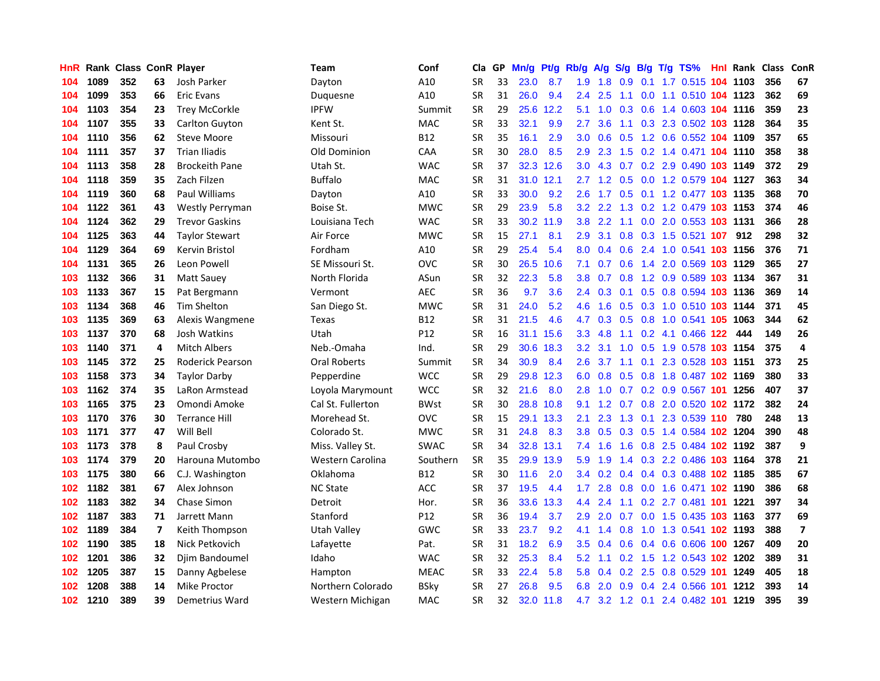| HnR | Rank | Class | ConR | Player | Team | Conf | Cla | GP | Mn/g | Pt/g | Rb/g | A/g | S/g | B/g | T/g | TS% | HnI | Rank | Class | ConR |
|---|---|---|---|---|---|---|---|---|---|---|---|---|---|---|---|---|---|---|---|---|
| 104 | 1089 | 352 | 63 | Josh Parker | Dayton | A10 | SR | 33 | 23.0 | 8.7 | 1.9 | 1.8 | 0.9 | 0.1 | 1.7 | 0.515 | 104 | 1103 | 356 | 67 |
| 104 | 1099 | 353 | 66 | Eric Evans | Duquesne | A10 | SR | 31 | 26.0 | 9.4 | 2.4 | 2.5 | 1.1 | 0.0 | 1.1 | 0.510 | 104 | 1123 | 362 | 69 |
| 104 | 1103 | 354 | 23 | Trey McCorkle | IPFW | Summit | SR | 29 | 25.6 | 12.2 | 5.1 | 1.0 | 0.3 | 0.6 | 1.4 | 0.603 | 104 | 1116 | 359 | 23 |
| 104 | 1107 | 355 | 33 | Carlton Guyton | Kent St. | MAC | SR | 33 | 32.1 | 9.9 | 2.7 | 3.6 | 1.1 | 0.3 | 2.3 | 0.502 | 103 | 1128 | 364 | 35 |
| 104 | 1110 | 356 | 62 | Steve Moore | Missouri | B12 | SR | 35 | 16.1 | 2.9 | 3.0 | 0.6 | 0.5 | 1.2 | 0.6 | 0.552 | 104 | 1109 | 357 | 65 |
| 104 | 1111 | 357 | 37 | Trian Iliadis | Old Dominion | CAA | SR | 30 | 28.0 | 8.5 | 2.9 | 2.3 | 1.5 | 0.2 | 1.4 | 0.471 | 104 | 1110 | 358 | 38 |
| 104 | 1113 | 358 | 28 | Brockeith Pane | Utah St. | WAC | SR | 37 | 32.3 | 12.6 | 3.0 | 4.3 | 0.7 | 0.2 | 2.9 | 0.490 | 103 | 1149 | 372 | 29 |
| 104 | 1118 | 359 | 35 | Zach Filzen | Buffalo | MAC | SR | 31 | 31.0 | 12.1 | 2.7 | 1.2 | 0.5 | 0.0 | 1.2 | 0.579 | 104 | 1127 | 363 | 34 |
| 104 | 1119 | 360 | 68 | Paul Williams | Dayton | A10 | SR | 33 | 30.0 | 9.2 | 2.6 | 1.7 | 0.5 | 0.1 | 1.2 | 0.477 | 103 | 1135 | 368 | 70 |
| 104 | 1122 | 361 | 43 | Westly Perryman | Boise St. | MWC | SR | 29 | 23.9 | 5.8 | 3.2 | 2.2 | 1.3 | 0.2 | 1.2 | 0.479 | 103 | 1153 | 374 | 46 |
| 104 | 1124 | 362 | 29 | Trevor Gaskins | Louisiana Tech | WAC | SR | 33 | 30.2 | 11.9 | 3.8 | 2.2 | 1.1 | 0.0 | 2.0 | 0.553 | 103 | 1131 | 366 | 28 |
| 104 | 1125 | 363 | 44 | Taylor Stewart | Air Force | MWC | SR | 15 | 27.1 | 8.1 | 2.9 | 3.1 | 0.8 | 0.3 | 1.5 | 0.521 | 107 | 912 | 298 | 32 |
| 104 | 1129 | 364 | 69 | Kervin Bristol | Fordham | A10 | SR | 29 | 25.4 | 5.4 | 8.0 | 0.4 | 0.6 | 2.4 | 1.0 | 0.541 | 103 | 1156 | 376 | 71 |
| 104 | 1131 | 365 | 26 | Leon Powell | SE Missouri St. | OVC | SR | 30 | 26.5 | 10.6 | 7.1 | 0.7 | 0.6 | 1.4 | 2.0 | 0.569 | 103 | 1129 | 365 | 27 |
| 103 | 1132 | 366 | 31 | Matt Sauey | North Florida | ASun | SR | 32 | 22.3 | 5.8 | 3.8 | 0.7 | 0.8 | 1.2 | 0.9 | 0.589 | 103 | 1134 | 367 | 31 |
| 103 | 1133 | 367 | 15 | Pat Bergmann | Vermont | AEC | SR | 36 | 9.7 | 3.6 | 2.4 | 0.3 | 0.1 | 0.5 | 0.8 | 0.594 | 103 | 1136 | 369 | 14 |
| 103 | 1134 | 368 | 46 | Tim Shelton | San Diego St. | MWC | SR | 31 | 24.0 | 5.2 | 4.6 | 1.6 | 0.5 | 0.3 | 1.0 | 0.510 | 103 | 1144 | 371 | 45 |
| 103 | 1135 | 369 | 63 | Alexis Wangmene | Texas | B12 | SR | 31 | 21.5 | 4.6 | 4.7 | 0.3 | 0.5 | 0.8 | 1.0 | 0.541 | 105 | 1063 | 344 | 62 |
| 103 | 1137 | 370 | 68 | Josh Watkins | Utah | P12 | SR | 16 | 31.1 | 15.6 | 3.3 | 4.8 | 1.1 | 0.2 | 4.1 | 0.466 | 122 | 444 | 149 | 26 |
| 103 | 1140 | 371 | 4 | Mitch Albers | Neb.-Omaha | Ind. | SR | 29 | 30.6 | 18.3 | 3.2 | 3.1 | 1.0 | 0.5 | 1.9 | 0.578 | 103 | 1154 | 375 | 4 |
| 103 | 1145 | 372 | 25 | Roderick Pearson | Oral Roberts | Summit | SR | 34 | 30.9 | 8.4 | 2.6 | 3.7 | 1.1 | 0.1 | 2.3 | 0.528 | 103 | 1151 | 373 | 25 |
| 103 | 1158 | 373 | 34 | Taylor Darby | Pepperdine | WCC | SR | 29 | 29.8 | 12.3 | 6.0 | 0.8 | 0.5 | 0.8 | 1.8 | 0.487 | 102 | 1169 | 380 | 33 |
| 103 | 1162 | 374 | 35 | LaRon Armstead | Loyola Marymount | WCC | SR | 32 | 21.6 | 8.0 | 2.8 | 1.0 | 0.7 | 0.2 | 0.9 | 0.567 | 101 | 1256 | 407 | 37 |
| 103 | 1165 | 375 | 23 | Omondi Amoke | Cal St. Fullerton | BWst | SR | 30 | 28.8 | 10.8 | 9.1 | 1.2 | 0.7 | 0.8 | 2.0 | 0.520 | 102 | 1172 | 382 | 24 |
| 103 | 1170 | 376 | 30 | Terrance Hill | Morehead St. | OVC | SR | 15 | 29.1 | 13.3 | 2.1 | 2.3 | 1.3 | 0.1 | 2.3 | 0.539 | 110 | 780 | 248 | 13 |
| 103 | 1171 | 377 | 47 | Will Bell | Colorado St. | MWC | SR | 31 | 24.8 | 8.3 | 3.8 | 0.5 | 0.3 | 0.5 | 1.4 | 0.584 | 102 | 1204 | 390 | 48 |
| 103 | 1173 | 378 | 8 | Paul Crosby | Miss. Valley St. | SWAC | SR | 34 | 32.8 | 13.1 | 7.4 | 1.6 | 1.6 | 0.8 | 2.5 | 0.484 | 102 | 1192 | 387 | 9 |
| 103 | 1174 | 379 | 20 | Harouna Mutombo | Western Carolina | Southern | SR | 35 | 29.9 | 13.9 | 5.9 | 1.9 | 1.4 | 0.3 | 2.2 | 0.486 | 103 | 1164 | 378 | 21 |
| 103 | 1175 | 380 | 66 | C.J. Washington | Oklahoma | B12 | SR | 30 | 11.6 | 2.0 | 3.4 | 0.2 | 0.4 | 0.4 | 0.3 | 0.488 | 102 | 1185 | 385 | 67 |
| 102 | 1182 | 381 | 67 | Alex Johnson | NC State | ACC | SR | 37 | 19.5 | 4.4 | 1.7 | 2.8 | 0.8 | 0.0 | 1.6 | 0.471 | 102 | 1190 | 386 | 68 |
| 102 | 1183 | 382 | 34 | Chase Simon | Detroit | Hor. | SR | 36 | 33.6 | 13.3 | 4.4 | 2.4 | 1.1 | 0.2 | 2.7 | 0.481 | 101 | 1221 | 397 | 34 |
| 102 | 1187 | 383 | 71 | Jarrett Mann | Stanford | P12 | SR | 36 | 19.4 | 3.7 | 2.9 | 2.0 | 0.7 | 0.0 | 1.5 | 0.435 | 103 | 1163 | 377 | 69 |
| 102 | 1189 | 384 | 7 | Keith Thompson | Utah Valley | GWC | SR | 33 | 23.7 | 9.2 | 4.1 | 1.4 | 0.8 | 1.0 | 1.3 | 0.541 | 102 | 1193 | 388 | 7 |
| 102 | 1190 | 385 | 18 | Nick Petkovich | Lafayette | Pat. | SR | 31 | 18.2 | 6.9 | 3.5 | 0.4 | 0.6 | 0.4 | 0.6 | 0.606 | 100 | 1267 | 409 | 20 |
| 102 | 1201 | 386 | 32 | Djim Bandoumel | Idaho | WAC | SR | 32 | 25.3 | 8.4 | 5.2 | 1.1 | 0.2 | 1.5 | 1.2 | 0.543 | 102 | 1202 | 389 | 31 |
| 102 | 1205 | 387 | 15 | Danny Agbelese | Hampton | MEAC | SR | 33 | 22.4 | 5.8 | 5.8 | 0.4 | 0.2 | 2.5 | 0.8 | 0.529 | 101 | 1249 | 405 | 18 |
| 102 | 1208 | 388 | 14 | Mike Proctor | Northern Colorado | BSky | SR | 27 | 26.8 | 9.5 | 6.8 | 2.0 | 0.9 | 0.4 | 2.4 | 0.566 | 101 | 1212 | 393 | 14 |
| 102 | 1210 | 389 | 39 | Demetrius Ward | Western Michigan | MAC | SR | 32 | 32.0 | 11.8 | 4.7 | 3.2 | 1.2 | 0.1 | 2.4 | 0.482 | 101 | 1219 | 395 | 39 |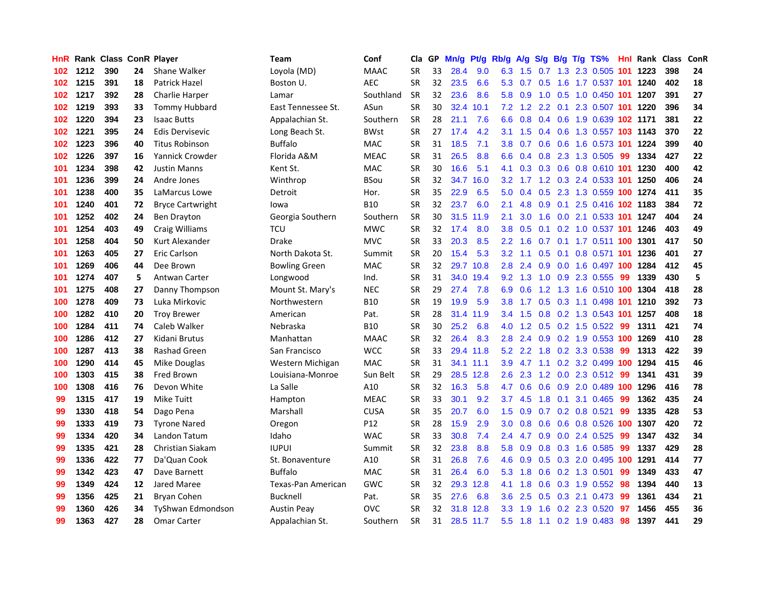| HnR | Rank | Class | ConR | Player | Team | Conf | Cla | GP | Mn/g | Pt/g | Rb/g | A/g | S/g | B/g | T/g | TS% | HnI | Rank | Class | ConR |
|---|---|---|---|---|---|---|---|---|---|---|---|---|---|---|---|---|---|---|---|---|
| 102 | 1212 | 390 | 24 | Shane Walker | Loyola (MD) | MAAC | SR | 33 | 28.4 | 9.0 | 6.3 | 1.5 | 0.7 | 1.3 | 2.3 | 0.505 | 101 | 1223 | 398 | 24 |
| 102 | 1215 | 391 | 18 | Patrick Hazel | Boston U. | AEC | SR | 32 | 23.5 | 6.6 | 5.3 | 0.7 | 0.5 | 1.6 | 1.7 | 0.537 | 101 | 1240 | 402 | 18 |
| 102 | 1217 | 392 | 28 | Charlie Harper | Lamar | Southland | SR | 32 | 23.6 | 8.6 | 5.8 | 0.9 | 1.0 | 0.5 | 1.0 | 0.450 | 101 | 1207 | 391 | 27 |
| 102 | 1219 | 393 | 33 | Tommy Hubbard | East Tennessee St. | ASun | SR | 30 | 32.4 | 10.1 | 7.2 | 1.2 | 2.2 | 0.1 | 2.3 | 0.507 | 101 | 1220 | 396 | 34 |
| 102 | 1220 | 394 | 23 | Isaac Butts | Appalachian St. | Southern | SR | 28 | 21.1 | 7.6 | 6.6 | 0.8 | 0.4 | 0.6 | 1.9 | 0.639 | 102 | 1171 | 381 | 22 |
| 102 | 1221 | 395 | 24 | Edis Dervisevic | Long Beach St. | BWst | SR | 27 | 17.4 | 4.2 | 3.1 | 1.5 | 0.4 | 0.6 | 1.3 | 0.557 | 103 | 1143 | 370 | 22 |
| 102 | 1223 | 396 | 40 | Titus Robinson | Buffalo | MAC | SR | 31 | 18.5 | 7.1 | 3.8 | 0.7 | 0.6 | 0.6 | 1.6 | 0.573 | 101 | 1224 | 399 | 40 |
| 102 | 1226 | 397 | 16 | Yannick Crowder | Florida A&M | MEAC | SR | 31 | 26.5 | 8.8 | 6.6 | 0.4 | 0.8 | 2.3 | 1.3 | 0.505 | 99 | 1334 | 427 | 22 |
| 101 | 1234 | 398 | 42 | Justin Manns | Kent St. | MAC | SR | 30 | 16.6 | 5.1 | 4.1 | 0.3 | 0.3 | 0.6 | 0.8 | 0.610 | 101 | 1230 | 400 | 42 |
| 101 | 1236 | 399 | 24 | Andre Jones | Winthrop | BSou | SR | 32 | 34.7 | 16.0 | 3.2 | 1.7 | 1.2 | 0.3 | 2.4 | 0.533 | 101 | 1250 | 406 | 24 |
| 101 | 1238 | 400 | 35 | LaMarcus Lowe | Detroit | Hor. | SR | 35 | 22.9 | 6.5 | 5.0 | 0.4 | 0.5 | 2.3 | 1.3 | 0.559 | 100 | 1274 | 411 | 35 |
| 101 | 1240 | 401 | 72 | Bryce Cartwright | Iowa | B10 | SR | 32 | 23.7 | 6.0 | 2.1 | 4.8 | 0.9 | 0.1 | 2.5 | 0.416 | 102 | 1183 | 384 | 72 |
| 101 | 1252 | 402 | 24 | Ben Drayton | Georgia Southern | Southern | SR | 30 | 31.5 | 11.9 | 2.1 | 3.0 | 1.6 | 0.0 | 2.1 | 0.533 | 101 | 1247 | 404 | 24 |
| 101 | 1254 | 403 | 49 | Craig Williams | TCU | MWC | SR | 32 | 17.4 | 8.0 | 3.8 | 0.5 | 0.1 | 0.2 | 1.0 | 0.537 | 101 | 1246 | 403 | 49 |
| 101 | 1258 | 404 | 50 | Kurt Alexander | Drake | MVC | SR | 33 | 20.3 | 8.5 | 2.2 | 1.6 | 0.7 | 0.1 | 1.7 | 0.511 | 100 | 1301 | 417 | 50 |
| 101 | 1263 | 405 | 27 | Eric Carlson | North Dakota St. | Summit | SR | 20 | 15.4 | 5.3 | 3.2 | 1.1 | 0.5 | 0.1 | 0.8 | 0.571 | 101 | 1236 | 401 | 27 |
| 101 | 1269 | 406 | 44 | Dee Brown | Bowling Green | MAC | SR | 32 | 29.7 | 10.8 | 2.8 | 2.4 | 0.9 | 0.0 | 1.6 | 0.497 | 100 | 1284 | 412 | 45 |
| 101 | 1274 | 407 | 5 | Antwan Carter | Longwood | Ind. | SR | 31 | 34.0 | 19.4 | 9.2 | 1.3 | 1.0 | 0.9 | 2.3 | 0.555 | 99 | 1339 | 430 | 5 |
| 101 | 1275 | 408 | 27 | Danny Thompson | Mount St. Mary's | NEC | SR | 29 | 27.4 | 7.8 | 6.9 | 0.6 | 1.2 | 1.3 | 1.6 | 0.510 | 100 | 1304 | 418 | 28 |
| 100 | 1278 | 409 | 73 | Luka Mirkovic | Northwestern | B10 | SR | 19 | 19.9 | 5.9 | 3.8 | 1.7 | 0.5 | 0.3 | 1.1 | 0.498 | 101 | 1210 | 392 | 73 |
| 100 | 1282 | 410 | 20 | Troy Brewer | American | Pat. | SR | 28 | 31.4 | 11.9 | 3.4 | 1.5 | 0.8 | 0.2 | 1.3 | 0.543 | 101 | 1257 | 408 | 18 |
| 100 | 1284 | 411 | 74 | Caleb Walker | Nebraska | B10 | SR | 30 | 25.2 | 6.8 | 4.0 | 1.2 | 0.5 | 0.2 | 1.5 | 0.522 | 99 | 1311 | 421 | 74 |
| 100 | 1286 | 412 | 27 | Kidani Brutus | Manhattan | MAAC | SR | 32 | 26.4 | 8.3 | 2.8 | 2.4 | 0.9 | 0.2 | 1.9 | 0.553 | 100 | 1269 | 410 | 28 |
| 100 | 1287 | 413 | 38 | Rashad Green | San Francisco | WCC | SR | 33 | 29.4 | 11.8 | 5.2 | 2.2 | 1.8 | 0.2 | 3.3 | 0.538 | 99 | 1313 | 422 | 39 |
| 100 | 1290 | 414 | 45 | Mike Douglas | Western Michigan | MAC | SR | 31 | 34.1 | 11.1 | 3.9 | 4.7 | 1.1 | 0.2 | 3.2 | 0.499 | 100 | 1294 | 415 | 46 |
| 100 | 1303 | 415 | 38 | Fred Brown | Louisiana-Monroe | Sun Belt | SR | 29 | 28.5 | 12.8 | 2.6 | 2.3 | 1.2 | 0.0 | 2.3 | 0.512 | 99 | 1341 | 431 | 39 |
| 100 | 1308 | 416 | 76 | Devon White | La Salle | A10 | SR | 32 | 16.3 | 5.8 | 4.7 | 0.6 | 0.6 | 0.9 | 2.0 | 0.489 | 100 | 1296 | 416 | 78 |
| 99 | 1315 | 417 | 19 | Mike Tuitt | Hampton | MEAC | SR | 33 | 30.1 | 9.2 | 3.7 | 4.5 | 1.8 | 0.1 | 3.1 | 0.465 | 99 | 1362 | 435 | 24 |
| 99 | 1330 | 418 | 54 | Dago Pena | Marshall | CUSA | SR | 35 | 20.7 | 6.0 | 1.5 | 0.9 | 0.7 | 0.2 | 0.8 | 0.521 | 99 | 1335 | 428 | 53 |
| 99 | 1333 | 419 | 73 | Tyrone Nared | Oregon | P12 | SR | 28 | 15.9 | 2.9 | 3.0 | 0.8 | 0.6 | 0.6 | 0.8 | 0.526 | 100 | 1307 | 420 | 72 |
| 99 | 1334 | 420 | 34 | Landon Tatum | Idaho | WAC | SR | 33 | 30.8 | 7.4 | 2.4 | 4.7 | 0.9 | 0.0 | 2.4 | 0.525 | 99 | 1347 | 432 | 34 |
| 99 | 1335 | 421 | 28 | Christian Siakam | IUPUI | Summit | SR | 32 | 23.8 | 8.8 | 5.8 | 0.9 | 0.8 | 0.3 | 1.6 | 0.585 | 99 | 1337 | 429 | 28 |
| 99 | 1336 | 422 | 77 | Da'Quan Cook | St. Bonaventure | A10 | SR | 31 | 26.8 | 7.6 | 4.6 | 0.9 | 0.5 | 0.3 | 2.0 | 0.495 | 100 | 1291 | 414 | 77 |
| 99 | 1342 | 423 | 47 | Dave Barnett | Buffalo | MAC | SR | 31 | 26.4 | 6.0 | 5.3 | 1.8 | 0.6 | 0.2 | 1.3 | 0.501 | 99 | 1349 | 433 | 47 |
| 99 | 1349 | 424 | 12 | Jared Maree | Texas-Pan American | GWC | SR | 32 | 29.3 | 12.8 | 4.1 | 1.8 | 0.6 | 0.3 | 1.9 | 0.552 | 98 | 1394 | 440 | 13 |
| 99 | 1356 | 425 | 21 | Bryan Cohen | Bucknell | Pat. | SR | 35 | 27.6 | 6.8 | 3.6 | 2.5 | 0.5 | 0.3 | 2.1 | 0.473 | 99 | 1361 | 434 | 21 |
| 99 | 1360 | 426 | 34 | TyShwan Edmondson | Austin Peay | OVC | SR | 32 | 31.8 | 12.8 | 3.3 | 1.9 | 1.6 | 0.2 | 2.3 | 0.520 | 97 | 1456 | 455 | 36 |
| 99 | 1363 | 427 | 28 | Omar Carter | Appalachian St. | Southern | SR | 31 | 28.5 | 11.7 | 5.5 | 1.8 | 1.1 | 0.2 | 1.9 | 0.483 | 98 | 1397 | 441 | 29 |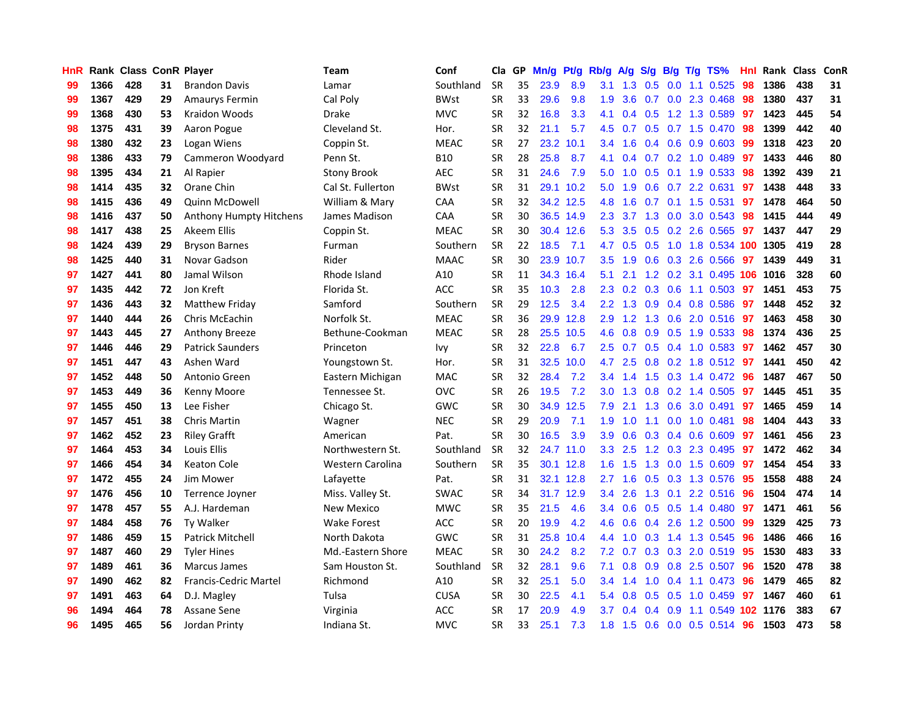| HnR | Rank | Class | ConR | Player | Team | Conf | Cla | GP | Mn/g | Pt/g | Rb/g | A/g | S/g | B/g | T/g | TS% | HnI | Rank | Class | ConR |
|---|---|---|---|---|---|---|---|---|---|---|---|---|---|---|---|---|---|---|---|---|
| 99 | 1366 | 428 | 31 | Brandon Davis | Lamar | Southland | SR | 35 | 23.9 | 8.9 | 3.1 | 1.3 | 0.5 | 0.0 | 1.1 | 0.525 | 98 | 1386 | 438 | 31 |
| 99 | 1367 | 429 | 29 | Amaurys Fermin | Cal Poly | BWst | SR | 33 | 29.6 | 9.8 | 1.9 | 3.6 | 0.7 | 0.0 | 2.3 | 0.468 | 98 | 1380 | 437 | 31 |
| 99 | 1368 | 430 | 53 | Kraidon Woods | Drake | MVC | SR | 32 | 16.8 | 3.3 | 4.1 | 0.4 | 0.5 | 1.2 | 1.3 | 0.589 | 97 | 1423 | 445 | 54 |
| 98 | 1375 | 431 | 39 | Aaron Pogue | Cleveland St. | Hor. | SR | 32 | 21.1 | 5.7 | 4.5 | 0.7 | 0.5 | 0.7 | 1.5 | 0.470 | 98 | 1399 | 442 | 40 |
| 98 | 1380 | 432 | 23 | Logan Wiens | Coppin St. | MEAC | SR | 27 | 23.2 | 10.1 | 3.4 | 1.6 | 0.4 | 0.6 | 0.9 | 0.603 | 99 | 1318 | 423 | 20 |
| 98 | 1386 | 433 | 79 | Cammeron Woodyard | Penn St. | B10 | SR | 28 | 25.8 | 8.7 | 4.1 | 0.4 | 0.7 | 0.2 | 1.0 | 0.489 | 97 | 1433 | 446 | 80 |
| 98 | 1395 | 434 | 21 | Al Rapier | Stony Brook | AEC | SR | 31 | 24.6 | 7.9 | 5.0 | 1.0 | 0.5 | 0.1 | 1.9 | 0.533 | 98 | 1392 | 439 | 21 |
| 98 | 1414 | 435 | 32 | Orane Chin | Cal St. Fullerton | BWst | SR | 31 | 29.1 | 10.2 | 5.0 | 1.9 | 0.6 | 0.7 | 2.2 | 0.631 | 97 | 1438 | 448 | 33 |
| 98 | 1415 | 436 | 49 | Quinn McDowell | William & Mary | CAA | SR | 32 | 34.2 | 12.5 | 4.8 | 1.6 | 0.7 | 0.1 | 1.5 | 0.531 | 97 | 1478 | 464 | 50 |
| 98 | 1416 | 437 | 50 | Anthony Humpty Hitchens | James Madison | CAA | SR | 30 | 36.5 | 14.9 | 2.3 | 3.7 | 1.3 | 0.0 | 3.0 | 0.543 | 98 | 1415 | 444 | 49 |
| 98 | 1417 | 438 | 25 | Akeem Ellis | Coppin St. | MEAC | SR | 30 | 30.4 | 12.6 | 5.3 | 3.5 | 0.5 | 0.2 | 2.6 | 0.565 | 97 | 1437 | 447 | 29 |
| 98 | 1424 | 439 | 29 | Bryson Barnes | Furman | Southern | SR | 22 | 18.5 | 7.1 | 4.7 | 0.5 | 0.5 | 1.0 | 1.8 | 0.534 | 100 | 1305 | 419 | 28 |
| 98 | 1425 | 440 | 31 | Novar Gadson | Rider | MAAC | SR | 30 | 23.9 | 10.7 | 3.5 | 1.9 | 0.6 | 0.3 | 2.6 | 0.566 | 97 | 1439 | 449 | 31 |
| 97 | 1427 | 441 | 80 | Jamal Wilson | Rhode Island | A10 | SR | 11 | 34.3 | 16.4 | 5.1 | 2.1 | 1.2 | 0.2 | 3.1 | 0.495 | 106 | 1016 | 328 | 60 |
| 97 | 1435 | 442 | 72 | Jon Kreft | Florida St. | ACC | SR | 35 | 10.3 | 2.8 | 2.3 | 0.2 | 0.3 | 0.6 | 1.1 | 0.503 | 97 | 1451 | 453 | 75 |
| 97 | 1436 | 443 | 32 | Matthew Friday | Samford | Southern | SR | 29 | 12.5 | 3.4 | 2.2 | 1.3 | 0.9 | 0.4 | 0.8 | 0.586 | 97 | 1448 | 452 | 32 |
| 97 | 1440 | 444 | 26 | Chris McEachin | Norfolk St. | MEAC | SR | 36 | 29.9 | 12.8 | 2.9 | 1.2 | 1.3 | 0.6 | 2.0 | 0.516 | 97 | 1463 | 458 | 30 |
| 97 | 1443 | 445 | 27 | Anthony Breeze | Bethune-Cookman | MEAC | SR | 28 | 25.5 | 10.5 | 4.6 | 0.8 | 0.9 | 0.5 | 1.9 | 0.533 | 98 | 1374 | 436 | 25 |
| 97 | 1446 | 446 | 29 | Patrick Saunders | Princeton | Ivy | SR | 32 | 22.8 | 6.7 | 2.5 | 0.7 | 0.5 | 0.4 | 1.0 | 0.583 | 97 | 1462 | 457 | 30 |
| 97 | 1451 | 447 | 43 | Ashen Ward | Youngstown St. | Hor. | SR | 31 | 32.5 | 10.0 | 4.7 | 2.5 | 0.8 | 0.2 | 1.8 | 0.512 | 97 | 1441 | 450 | 42 |
| 97 | 1452 | 448 | 50 | Antonio Green | Eastern Michigan | MAC | SR | 32 | 28.4 | 7.2 | 3.4 | 1.4 | 1.5 | 0.3 | 1.4 | 0.472 | 96 | 1487 | 467 | 50 |
| 97 | 1453 | 449 | 36 | Kenny Moore | Tennessee St. | OVC | SR | 26 | 19.5 | 7.2 | 3.0 | 1.3 | 0.8 | 0.2 | 1.4 | 0.505 | 97 | 1445 | 451 | 35 |
| 97 | 1455 | 450 | 13 | Lee Fisher | Chicago St. | GWC | SR | 30 | 34.9 | 12.5 | 7.9 | 2.1 | 1.3 | 0.6 | 3.0 | 0.491 | 97 | 1465 | 459 | 14 |
| 97 | 1457 | 451 | 38 | Chris Martin | Wagner | NEC | SR | 29 | 20.9 | 7.1 | 1.9 | 1.0 | 1.1 | 0.0 | 1.0 | 0.481 | 98 | 1404 | 443 | 33 |
| 97 | 1462 | 452 | 23 | Riley Grafft | American | Pat. | SR | 30 | 16.5 | 3.9 | 3.9 | 0.6 | 0.3 | 0.4 | 0.6 | 0.609 | 97 | 1461 | 456 | 23 |
| 97 | 1464 | 453 | 34 | Louis Ellis | Northwestern St. | Southland | SR | 32 | 24.7 | 11.0 | 3.3 | 2.5 | 1.2 | 0.3 | 2.3 | 0.495 | 97 | 1472 | 462 | 34 |
| 97 | 1466 | 454 | 34 | Keaton Cole | Western Carolina | Southern | SR | 35 | 30.1 | 12.8 | 1.6 | 1.5 | 1.3 | 0.0 | 1.5 | 0.609 | 97 | 1454 | 454 | 33 |
| 97 | 1472 | 455 | 24 | Jim Mower | Lafayette | Pat. | SR | 31 | 32.1 | 12.8 | 2.7 | 1.6 | 0.5 | 0.3 | 1.3 | 0.576 | 95 | 1558 | 488 | 24 |
| 97 | 1476 | 456 | 10 | Terrence Joyner | Miss. Valley St. | SWAC | SR | 34 | 31.7 | 12.9 | 3.4 | 2.6 | 1.3 | 0.1 | 2.2 | 0.516 | 96 | 1504 | 474 | 14 |
| 97 | 1478 | 457 | 55 | A.J. Hardeman | New Mexico | MWC | SR | 35 | 21.5 | 4.6 | 3.4 | 0.6 | 0.5 | 0.5 | 1.4 | 0.480 | 97 | 1471 | 461 | 56 |
| 97 | 1484 | 458 | 76 | Ty Walker | Wake Forest | ACC | SR | 20 | 19.9 | 4.2 | 4.6 | 0.6 | 0.4 | 2.6 | 1.2 | 0.500 | 99 | 1329 | 425 | 73 |
| 97 | 1486 | 459 | 15 | Patrick Mitchell | North Dakota | GWC | SR | 31 | 25.8 | 10.4 | 4.4 | 1.0 | 0.3 | 1.4 | 1.3 | 0.545 | 96 | 1486 | 466 | 16 |
| 97 | 1487 | 460 | 29 | Tyler Hines | Md.-Eastern Shore | MEAC | SR | 30 | 24.2 | 8.2 | 7.2 | 0.7 | 0.3 | 0.3 | 2.0 | 0.519 | 95 | 1530 | 483 | 33 |
| 97 | 1489 | 461 | 36 | Marcus James | Sam Houston St. | Southland | SR | 32 | 28.1 | 9.6 | 7.1 | 0.8 | 0.9 | 0.8 | 2.5 | 0.507 | 96 | 1520 | 478 | 38 |
| 97 | 1490 | 462 | 82 | Francis-Cedric Martel | Richmond | A10 | SR | 32 | 25.1 | 5.0 | 3.4 | 1.4 | 1.0 | 0.4 | 1.1 | 0.473 | 96 | 1479 | 465 | 82 |
| 97 | 1491 | 463 | 64 | D.J. Magley | Tulsa | CUSA | SR | 30 | 22.5 | 4.1 | 5.4 | 0.8 | 0.5 | 0.5 | 1.0 | 0.459 | 97 | 1467 | 460 | 61 |
| 96 | 1494 | 464 | 78 | Assane Sene | Virginia | ACC | SR | 17 | 20.9 | 4.9 | 3.7 | 0.4 | 0.4 | 0.9 | 1.1 | 0.549 | 102 | 1176 | 383 | 67 |
| 96 | 1495 | 465 | 56 | Jordan Printy | Indiana St. | MVC | SR | 33 | 25.1 | 7.3 | 1.8 | 1.5 | 0.6 | 0.0 | 0.5 | 0.514 | 96 | 1503 | 473 | 58 |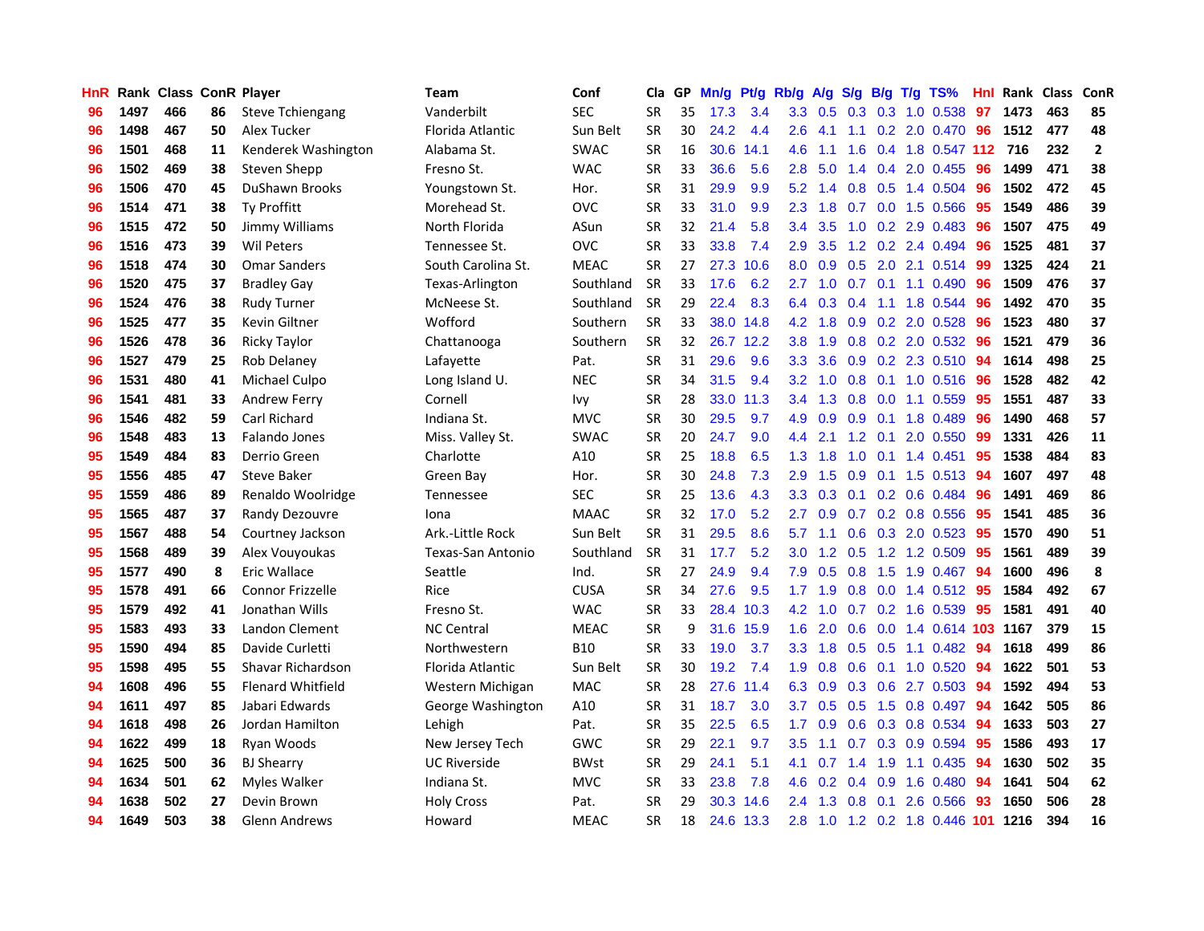| HnR | Rank | Class | ConR | Player | Team | Conf | Cla | GP | Mn/g | Pt/g | Rb/g | A/g | S/g | B/g | T/g | TS% | HnI | Rank | Class | ConR |
|---|---|---|---|---|---|---|---|---|---|---|---|---|---|---|---|---|---|---|---|---|
| 96 | 1497 | 466 | 86 | Steve Tchiengang | Vanderbilt | SEC | SR | 35 | 17.3 | 3.4 | 3.3 | 0.5 | 0.3 | 0.3 | 1.0 | 0.538 | 97 | 1473 | 463 | 85 |
| 96 | 1498 | 467 | 50 | Alex Tucker | Florida Atlantic | Sun Belt | SR | 30 | 24.2 | 4.4 | 2.6 | 4.1 | 1.1 | 0.2 | 2.0 | 0.470 | 96 | 1512 | 477 | 48 |
| 96 | 1501 | 468 | 11 | Kenderek Washington | Alabama St. | SWAC | SR | 16 | 30.6 | 14.1 | 4.6 | 1.1 | 1.6 | 0.4 | 1.8 | 0.547 | 112 | 716 | 232 | 2 |
| 96 | 1502 | 469 | 38 | Steven Shepp | Fresno St. | WAC | SR | 33 | 36.6 | 5.6 | 2.8 | 5.0 | 1.4 | 0.4 | 2.0 | 0.455 | 96 | 1499 | 471 | 38 |
| 96 | 1506 | 470 | 45 | DuShawn Brooks | Youngstown St. | Hor. | SR | 31 | 29.9 | 9.9 | 5.2 | 1.4 | 0.8 | 0.5 | 1.4 | 0.504 | 96 | 1502 | 472 | 45 |
| 96 | 1514 | 471 | 38 | Ty Proffitt | Morehead St. | OVC | SR | 33 | 31.0 | 9.9 | 2.3 | 1.8 | 0.7 | 0.0 | 1.5 | 0.566 | 95 | 1549 | 486 | 39 |
| 96 | 1515 | 472 | 50 | Jimmy Williams | North Florida | ASun | SR | 32 | 21.4 | 5.8 | 3.4 | 3.5 | 1.0 | 0.2 | 2.9 | 0.483 | 96 | 1507 | 475 | 49 |
| 96 | 1516 | 473 | 39 | Wil Peters | Tennessee St. | OVC | SR | 33 | 33.8 | 7.4 | 2.9 | 3.5 | 1.2 | 0.2 | 2.4 | 0.494 | 96 | 1525 | 481 | 37 |
| 96 | 1518 | 474 | 30 | Omar Sanders | South Carolina St. | MEAC | SR | 27 | 27.3 | 10.6 | 8.0 | 0.9 | 0.5 | 2.0 | 2.1 | 0.514 | 99 | 1325 | 424 | 21 |
| 96 | 1520 | 475 | 37 | Bradley Gay | Texas-Arlington | Southland | SR | 33 | 17.6 | 6.2 | 2.7 | 1.0 | 0.7 | 0.1 | 1.1 | 0.490 | 96 | 1509 | 476 | 37 |
| 96 | 1524 | 476 | 38 | Rudy Turner | McNeese St. | Southland | SR | 29 | 22.4 | 8.3 | 6.4 | 0.3 | 0.4 | 1.1 | 1.8 | 0.544 | 96 | 1492 | 470 | 35 |
| 96 | 1525 | 477 | 35 | Kevin Giltner | Wofford | Southern | SR | 33 | 38.0 | 14.8 | 4.2 | 1.8 | 0.9 | 0.2 | 2.0 | 0.528 | 96 | 1523 | 480 | 37 |
| 96 | 1526 | 478 | 36 | Ricky Taylor | Chattanooga | Southern | SR | 32 | 26.7 | 12.2 | 3.8 | 1.9 | 0.8 | 0.2 | 2.0 | 0.532 | 96 | 1521 | 479 | 36 |
| 96 | 1527 | 479 | 25 | Rob Delaney | Lafayette | Pat. | SR | 31 | 29.6 | 9.6 | 3.3 | 3.6 | 0.9 | 0.2 | 2.3 | 0.510 | 94 | 1614 | 498 | 25 |
| 96 | 1531 | 480 | 41 | Michael Culpo | Long Island U. | NEC | SR | 34 | 31.5 | 9.4 | 3.2 | 1.0 | 0.8 | 0.1 | 1.0 | 0.516 | 96 | 1528 | 482 | 42 |
| 96 | 1541 | 481 | 33 | Andrew Ferry | Cornell | Ivy | SR | 28 | 33.0 | 11.3 | 3.4 | 1.3 | 0.8 | 0.0 | 1.1 | 0.559 | 95 | 1551 | 487 | 33 |
| 96 | 1546 | 482 | 59 | Carl Richard | Indiana St. | MVC | SR | 30 | 29.5 | 9.7 | 4.9 | 0.9 | 0.9 | 0.1 | 1.8 | 0.489 | 96 | 1490 | 468 | 57 |
| 96 | 1548 | 483 | 13 | Falando Jones | Miss. Valley St. | SWAC | SR | 20 | 24.7 | 9.0 | 4.4 | 2.1 | 1.2 | 0.1 | 2.0 | 0.550 | 99 | 1331 | 426 | 11 |
| 95 | 1549 | 484 | 83 | Derrio Green | Charlotte | A10 | SR | 25 | 18.8 | 6.5 | 1.3 | 1.8 | 1.0 | 0.1 | 1.4 | 0.451 | 95 | 1538 | 484 | 83 |
| 95 | 1556 | 485 | 47 | Steve Baker | Green Bay | Hor. | SR | 30 | 24.8 | 7.3 | 2.9 | 1.5 | 0.9 | 0.1 | 1.5 | 0.513 | 94 | 1607 | 497 | 48 |
| 95 | 1559 | 486 | 89 | Renaldo Woolridge | Tennessee | SEC | SR | 25 | 13.6 | 4.3 | 3.3 | 0.3 | 0.1 | 0.2 | 0.6 | 0.484 | 96 | 1491 | 469 | 86 |
| 95 | 1565 | 487 | 37 | Randy Dezouvre | Iona | MAAC | SR | 32 | 17.0 | 5.2 | 2.7 | 0.9 | 0.7 | 0.2 | 0.8 | 0.556 | 95 | 1541 | 485 | 36 |
| 95 | 1567 | 488 | 54 | Courtney Jackson | Ark.-Little Rock | Sun Belt | SR | 31 | 29.5 | 8.6 | 5.7 | 1.1 | 0.6 | 0.3 | 2.0 | 0.523 | 95 | 1570 | 490 | 51 |
| 95 | 1568 | 489 | 39 | Alex Vouyoukas | Texas-San Antonio | Southland | SR | 31 | 17.7 | 5.2 | 3.0 | 1.2 | 0.5 | 1.2 | 1.2 | 0.509 | 95 | 1561 | 489 | 39 |
| 95 | 1577 | 490 | 8 | Eric Wallace | Seattle | Ind. | SR | 27 | 24.9 | 9.4 | 7.9 | 0.5 | 0.8 | 1.5 | 1.9 | 0.467 | 94 | 1600 | 496 | 8 |
| 95 | 1578 | 491 | 66 | Connor Frizzelle | Rice | CUSA | SR | 34 | 27.6 | 9.5 | 1.7 | 1.9 | 0.8 | 0.0 | 1.4 | 0.512 | 95 | 1584 | 492 | 67 |
| 95 | 1579 | 492 | 41 | Jonathan Wills | Fresno St. | WAC | SR | 33 | 28.4 | 10.3 | 4.2 | 1.0 | 0.7 | 0.2 | 1.6 | 0.539 | 95 | 1581 | 491 | 40 |
| 95 | 1583 | 493 | 33 | Landon Clement | NC Central | MEAC | SR | 9 | 31.6 | 15.9 | 1.6 | 2.0 | 0.6 | 0.0 | 1.4 | 0.614 | 103 | 1167 | 379 | 15 |
| 95 | 1590 | 494 | 85 | Davide Curletti | Northwestern | B10 | SR | 33 | 19.0 | 3.7 | 3.3 | 1.8 | 0.5 | 0.5 | 1.1 | 0.482 | 94 | 1618 | 499 | 86 |
| 95 | 1598 | 495 | 55 | Shavar Richardson | Florida Atlantic | Sun Belt | SR | 30 | 19.2 | 7.4 | 1.9 | 0.8 | 0.6 | 0.1 | 1.0 | 0.520 | 94 | 1622 | 501 | 53 |
| 94 | 1608 | 496 | 55 | Flenard Whitfield | Western Michigan | MAC | SR | 28 | 27.6 | 11.4 | 6.3 | 0.9 | 0.3 | 0.6 | 2.7 | 0.503 | 94 | 1592 | 494 | 53 |
| 94 | 1611 | 497 | 85 | Jabari Edwards | George Washington | A10 | SR | 31 | 18.7 | 3.0 | 3.7 | 0.5 | 0.5 | 1.5 | 0.8 | 0.497 | 94 | 1642 | 505 | 86 |
| 94 | 1618 | 498 | 26 | Jordan Hamilton | Lehigh | Pat. | SR | 35 | 22.5 | 6.5 | 1.7 | 0.9 | 0.6 | 0.3 | 0.8 | 0.534 | 94 | 1633 | 503 | 27 |
| 94 | 1622 | 499 | 18 | Ryan Woods | New Jersey Tech | GWC | SR | 29 | 22.1 | 9.7 | 3.5 | 1.1 | 0.7 | 0.3 | 0.9 | 0.594 | 95 | 1586 | 493 | 17 |
| 94 | 1625 | 500 | 36 | BJ Shearry | UC Riverside | BWst | SR | 29 | 24.1 | 5.1 | 4.1 | 0.7 | 1.4 | 1.9 | 1.1 | 0.435 | 94 | 1630 | 502 | 35 |
| 94 | 1634 | 501 | 62 | Myles Walker | Indiana St. | MVC | SR | 33 | 23.8 | 7.8 | 4.6 | 0.2 | 0.4 | 0.9 | 1.6 | 0.480 | 94 | 1641 | 504 | 62 |
| 94 | 1638 | 502 | 27 | Devin Brown | Holy Cross | Pat. | SR | 29 | 30.3 | 14.6 | 2.4 | 1.3 | 0.8 | 0.1 | 2.6 | 0.566 | 93 | 1650 | 506 | 28 |
| 94 | 1649 | 503 | 38 | Glenn Andrews | Howard | MEAC | SR | 18 | 24.6 | 13.3 | 2.8 | 1.0 | 1.2 | 0.2 | 1.8 | 0.446 | 101 | 1216 | 394 | 16 |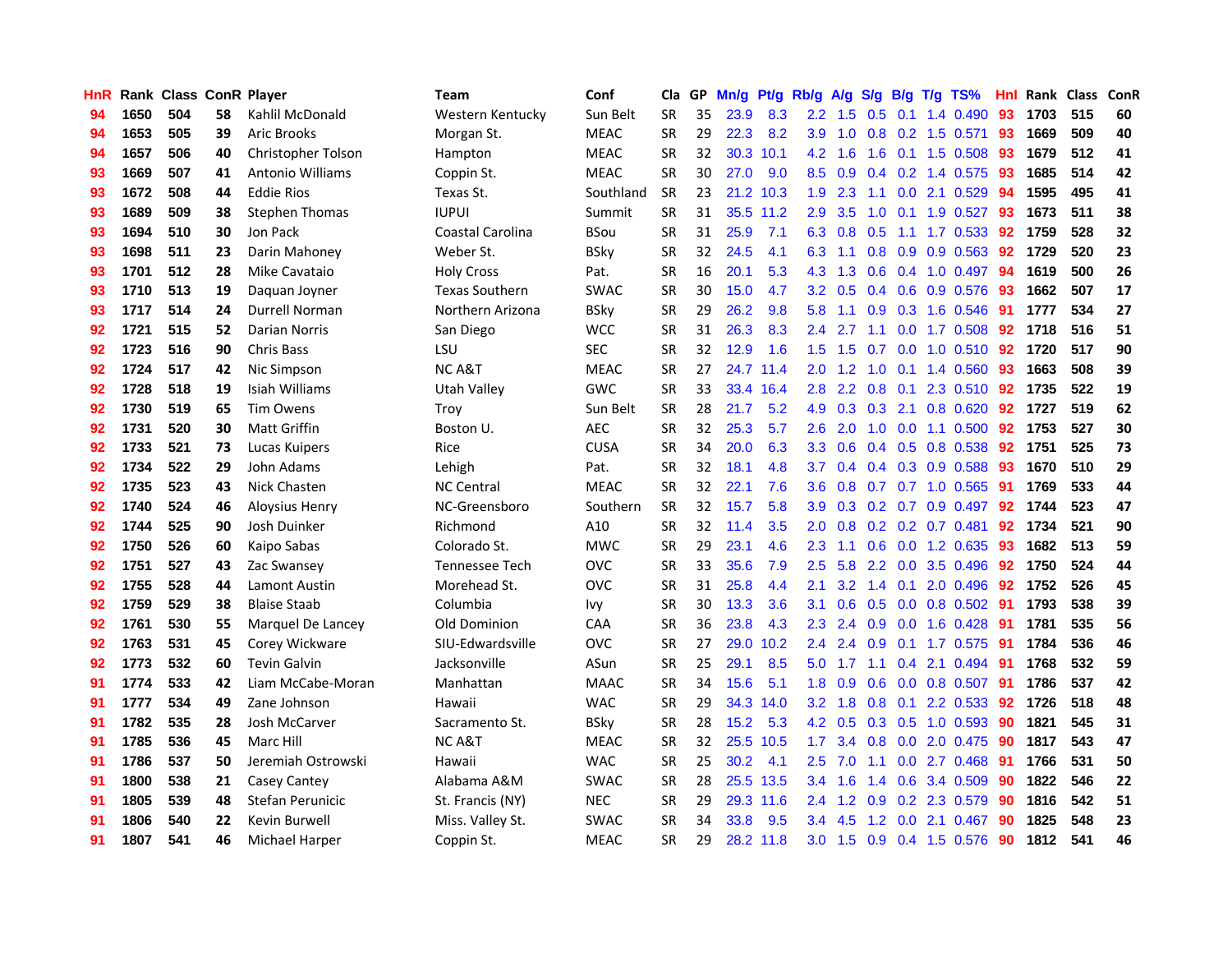| HnR | Rank | Class | ConR | Player | Team | Conf | Cla | GP | Mn/g | Pt/g | Rb/g | A/g | S/g | B/g | T/g | TS% | HnI | Rank | Class | ConR |
|---|---|---|---|---|---|---|---|---|---|---|---|---|---|---|---|---|---|---|---|---|
| 94 | 1650 | 504 | 58 | Kahlil McDonald | Western Kentucky | Sun Belt | SR | 35 | 23.9 | 8.3 | 2.2 | 1.5 | 0.5 | 0.1 | 1.4 | 0.490 | 93 | 1703 | 515 | 60 |
| 94 | 1653 | 505 | 39 | Aric Brooks | Morgan St. | MEAC | SR | 29 | 22.3 | 8.2 | 3.9 | 1.0 | 0.8 | 0.2 | 1.5 | 0.571 | 93 | 1669 | 509 | 40 |
| 94 | 1657 | 506 | 40 | Christopher Tolson | Hampton | MEAC | SR | 32 | 30.3 | 10.1 | 4.2 | 1.6 | 1.6 | 0.1 | 1.5 | 0.508 | 93 | 1679 | 512 | 41 |
| 93 | 1669 | 507 | 41 | Antonio Williams | Coppin St. | MEAC | SR | 30 | 27.0 | 9.0 | 8.5 | 0.9 | 0.4 | 0.2 | 1.4 | 0.575 | 93 | 1685 | 514 | 42 |
| 93 | 1672 | 508 | 44 | Eddie Rios | Texas St. | Southland | SR | 23 | 21.2 | 10.3 | 1.9 | 2.3 | 1.1 | 0.0 | 2.1 | 0.529 | 94 | 1595 | 495 | 41 |
| 93 | 1689 | 509 | 38 | Stephen Thomas | IUPUI | Summit | SR | 31 | 35.5 | 11.2 | 2.9 | 3.5 | 1.0 | 0.1 | 1.9 | 0.527 | 93 | 1673 | 511 | 38 |
| 93 | 1694 | 510 | 30 | Jon Pack | Coastal Carolina | BSou | SR | 31 | 25.9 | 7.1 | 6.3 | 0.8 | 0.5 | 1.1 | 1.7 | 0.533 | 92 | 1759 | 528 | 32 |
| 93 | 1698 | 511 | 23 | Darin Mahoney | Weber St. | BSky | SR | 32 | 24.5 | 4.1 | 6.3 | 1.1 | 0.8 | 0.9 | 0.9 | 0.563 | 92 | 1729 | 520 | 23 |
| 93 | 1701 | 512 | 28 | Mike Cavataio | Holy Cross | Pat. | SR | 16 | 20.1 | 5.3 | 4.3 | 1.3 | 0.6 | 0.4 | 1.0 | 0.497 | 94 | 1619 | 500 | 26 |
| 93 | 1710 | 513 | 19 | Daquan Joyner | Texas Southern | SWAC | SR | 30 | 15.0 | 4.7 | 3.2 | 0.5 | 0.4 | 0.6 | 0.9 | 0.576 | 93 | 1662 | 507 | 17 |
| 93 | 1717 | 514 | 24 | Durrell Norman | Northern Arizona | BSky | SR | 29 | 26.2 | 9.8 | 5.8 | 1.1 | 0.9 | 0.3 | 1.6 | 0.546 | 91 | 1777 | 534 | 27 |
| 92 | 1721 | 515 | 52 | Darian Norris | San Diego | WCC | SR | 31 | 26.3 | 8.3 | 2.4 | 2.7 | 1.1 | 0.0 | 1.7 | 0.508 | 92 | 1718 | 516 | 51 |
| 92 | 1723 | 516 | 90 | Chris Bass | LSU | SEC | SR | 32 | 12.9 | 1.6 | 1.5 | 1.5 | 0.7 | 0.0 | 1.0 | 0.510 | 92 | 1720 | 517 | 90 |
| 92 | 1724 | 517 | 42 | Nic Simpson | NC A&T | MEAC | SR | 27 | 24.7 | 11.4 | 2.0 | 1.2 | 1.0 | 0.1 | 1.4 | 0.560 | 93 | 1663 | 508 | 39 |
| 92 | 1728 | 518 | 19 | Isiah Williams | Utah Valley | GWC | SR | 33 | 33.4 | 16.4 | 2.8 | 2.2 | 0.8 | 0.1 | 2.3 | 0.510 | 92 | 1735 | 522 | 19 |
| 92 | 1730 | 519 | 65 | Tim Owens | Troy | Sun Belt | SR | 28 | 21.7 | 5.2 | 4.9 | 0.3 | 0.3 | 2.1 | 0.8 | 0.620 | 92 | 1727 | 519 | 62 |
| 92 | 1731 | 520 | 30 | Matt Griffin | Boston U. | AEC | SR | 32 | 25.3 | 5.7 | 2.6 | 2.0 | 1.0 | 0.0 | 1.1 | 0.500 | 92 | 1753 | 527 | 30 |
| 92 | 1733 | 521 | 73 | Lucas Kuipers | Rice | CUSA | SR | 34 | 20.0 | 6.3 | 3.3 | 0.6 | 0.4 | 0.5 | 0.8 | 0.538 | 92 | 1751 | 525 | 73 |
| 92 | 1734 | 522 | 29 | John Adams | Lehigh | Pat. | SR | 32 | 18.1 | 4.8 | 3.7 | 0.4 | 0.4 | 0.3 | 0.9 | 0.588 | 93 | 1670 | 510 | 29 |
| 92 | 1735 | 523 | 43 | Nick Chasten | NC Central | MEAC | SR | 32 | 22.1 | 7.6 | 3.6 | 0.8 | 0.7 | 0.7 | 1.0 | 0.565 | 91 | 1769 | 533 | 44 |
| 92 | 1740 | 524 | 46 | Aloysius Henry | NC-Greensboro | Southern | SR | 32 | 15.7 | 5.8 | 3.9 | 0.3 | 0.2 | 0.7 | 0.9 | 0.497 | 92 | 1744 | 523 | 47 |
| 92 | 1744 | 525 | 90 | Josh Duinker | Richmond | A10 | SR | 32 | 11.4 | 3.5 | 2.0 | 0.8 | 0.2 | 0.2 | 0.7 | 0.481 | 92 | 1734 | 521 | 90 |
| 92 | 1750 | 526 | 60 | Kaipo Sabas | Colorado St. | MWC | SR | 29 | 23.1 | 4.6 | 2.3 | 1.1 | 0.6 | 0.0 | 1.2 | 0.635 | 93 | 1682 | 513 | 59 |
| 92 | 1751 | 527 | 43 | Zac Swansey | Tennessee Tech | OVC | SR | 33 | 35.6 | 7.9 | 2.5 | 5.8 | 2.2 | 0.0 | 3.5 | 0.496 | 92 | 1750 | 524 | 44 |
| 92 | 1755 | 528 | 44 | Lamont Austin | Morehead St. | OVC | SR | 31 | 25.8 | 4.4 | 2.1 | 3.2 | 1.4 | 0.1 | 2.0 | 0.496 | 92 | 1752 | 526 | 45 |
| 92 | 1759 | 529 | 38 | Blaise Staab | Columbia | Ivy | SR | 30 | 13.3 | 3.6 | 3.1 | 0.6 | 0.5 | 0.0 | 0.8 | 0.502 | 91 | 1793 | 538 | 39 |
| 92 | 1761 | 530 | 55 | Marquel De Lancey | Old Dominion | CAA | SR | 36 | 23.8 | 4.3 | 2.3 | 2.4 | 0.9 | 0.0 | 1.6 | 0.428 | 91 | 1781 | 535 | 56 |
| 92 | 1763 | 531 | 45 | Corey Wickware | SIU-Edwardsville | OVC | SR | 27 | 29.0 | 10.2 | 2.4 | 2.4 | 0.9 | 0.1 | 1.7 | 0.575 | 91 | 1784 | 536 | 46 |
| 92 | 1773 | 532 | 60 | Tevin Galvin | Jacksonville | ASun | SR | 25 | 29.1 | 8.5 | 5.0 | 1.7 | 1.1 | 0.4 | 2.1 | 0.494 | 91 | 1768 | 532 | 59 |
| 91 | 1774 | 533 | 42 | Liam McCabe-Moran | Manhattan | MAAC | SR | 34 | 15.6 | 5.1 | 1.8 | 0.9 | 0.6 | 0.0 | 0.8 | 0.507 | 91 | 1786 | 537 | 42 |
| 91 | 1777 | 534 | 49 | Zane Johnson | Hawaii | WAC | SR | 29 | 34.3 | 14.0 | 3.2 | 1.8 | 0.8 | 0.1 | 2.2 | 0.533 | 92 | 1726 | 518 | 48 |
| 91 | 1782 | 535 | 28 | Josh McCarver | Sacramento St. | BSky | SR | 28 | 15.2 | 5.3 | 4.2 | 0.5 | 0.3 | 0.5 | 1.0 | 0.593 | 90 | 1821 | 545 | 31 |
| 91 | 1785 | 536 | 45 | Marc Hill | NC A&T | MEAC | SR | 32 | 25.5 | 10.5 | 1.7 | 3.4 | 0.8 | 0.0 | 2.0 | 0.475 | 90 | 1817 | 543 | 47 |
| 91 | 1786 | 537 | 50 | Jeremiah Ostrowski | Hawaii | WAC | SR | 25 | 30.2 | 4.1 | 2.5 | 7.0 | 1.1 | 0.0 | 2.7 | 0.468 | 91 | 1766 | 531 | 50 |
| 91 | 1800 | 538 | 21 | Casey Cantey | Alabama A&M | SWAC | SR | 28 | 25.5 | 13.5 | 3.4 | 1.6 | 1.4 | 0.6 | 3.4 | 0.509 | 90 | 1822 | 546 | 22 |
| 91 | 1805 | 539 | 48 | Stefan Perunicic | St. Francis (NY) | NEC | SR | 29 | 29.3 | 11.6 | 2.4 | 1.2 | 0.9 | 0.2 | 2.3 | 0.579 | 90 | 1816 | 542 | 51 |
| 91 | 1806 | 540 | 22 | Kevin Burwell | Miss. Valley St. | SWAC | SR | 34 | 33.8 | 9.5 | 3.4 | 4.5 | 1.2 | 0.0 | 2.1 | 0.467 | 90 | 1825 | 548 | 23 |
| 91 | 1807 | 541 | 46 | Michael Harper | Coppin St. | MEAC | SR | 29 | 28.2 | 11.8 | 3.0 | 1.5 | 0.9 | 0.4 | 1.5 | 0.576 | 90 | 1812 | 541 | 46 |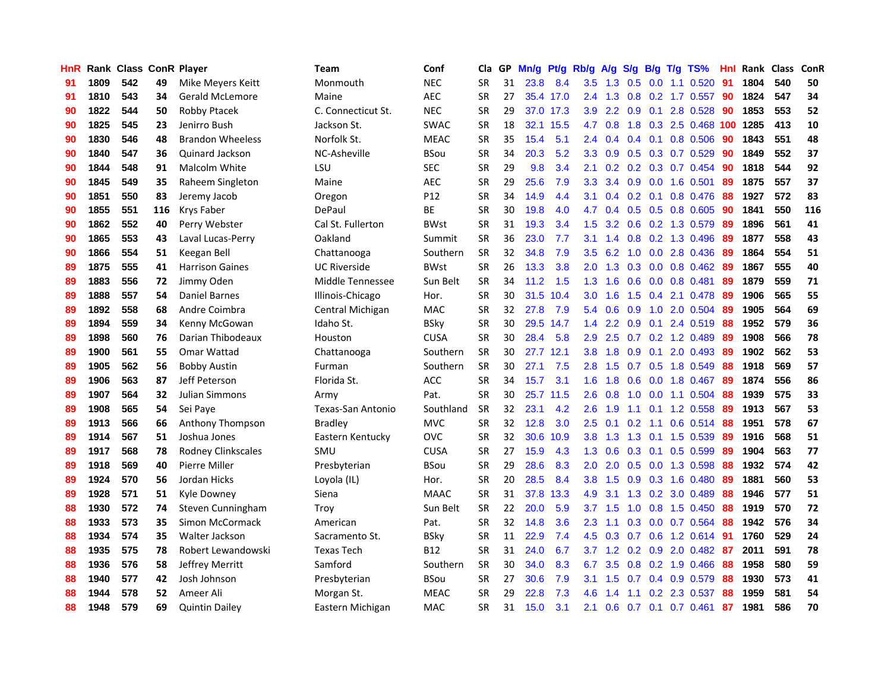| HnR | Rank | Class | ConR | Player | Team | Conf | Cla | GP | Mn/g | Pt/g | Rb/g | A/g | S/g | B/g | T/g | TS% | HnI | Rank | Class | ConR |
|---|---|---|---|---|---|---|---|---|---|---|---|---|---|---|---|---|---|---|---|---|
| 91 | 1809 | 542 | 49 | Mike Meyers Keitt | Monmouth | NEC | SR | 31 | 23.8 | 8.4 | 3.5 | 1.3 | 0.5 | 0.0 | 1.1 | 0.520 | 91 | 1804 | 540 | 50 |
| 91 | 1810 | 543 | 34 | Gerald McLemore | Maine | AEC | SR | 27 | 35.4 | 17.0 | 2.4 | 1.3 | 0.8 | 0.2 | 1.7 | 0.557 | 90 | 1824 | 547 | 34 |
| 90 | 1822 | 544 | 50 | Robby Ptacek | C. Connecticut St. | NEC | SR | 29 | 37.0 | 17.3 | 3.9 | 2.2 | 0.9 | 0.1 | 2.8 | 0.528 | 90 | 1853 | 553 | 52 |
| 90 | 1825 | 545 | 23 | Jenirro Bush | Jackson St. | SWAC | SR | 18 | 32.1 | 15.5 | 4.7 | 0.8 | 1.8 | 0.3 | 2.5 | 0.468 | 100 | 1285 | 413 | 10 |
| 90 | 1830 | 546 | 48 | Brandon Wheeless | Norfolk St. | MEAC | SR | 35 | 15.4 | 5.1 | 2.4 | 0.4 | 0.4 | 0.1 | 0.8 | 0.506 | 90 | 1843 | 551 | 48 |
| 90 | 1840 | 547 | 36 | Quinard Jackson | NC-Asheville | BSou | SR | 34 | 20.3 | 5.2 | 3.3 | 0.9 | 0.5 | 0.3 | 0.7 | 0.529 | 90 | 1849 | 552 | 37 |
| 90 | 1844 | 548 | 91 | Malcolm White | LSU | SEC | SR | 29 | 9.8 | 3.4 | 2.1 | 0.2 | 0.2 | 0.3 | 0.7 | 0.454 | 90 | 1818 | 544 | 92 |
| 90 | 1845 | 549 | 35 | Raheem Singleton | Maine | AEC | SR | 29 | 25.6 | 7.9 | 3.3 | 3.4 | 0.9 | 0.0 | 1.6 | 0.501 | 89 | 1875 | 557 | 37 |
| 90 | 1851 | 550 | 83 | Jeremy Jacob | Oregon | P12 | SR | 34 | 14.9 | 4.4 | 3.1 | 0.4 | 0.2 | 0.1 | 0.8 | 0.476 | 88 | 1927 | 572 | 83 |
| 90 | 1855 | 551 | 116 | Krys Faber | DePaul | BE | SR | 30 | 19.8 | 4.0 | 4.7 | 0.4 | 0.5 | 0.5 | 0.8 | 0.605 | 90 | 1841 | 550 | 116 |
| 90 | 1862 | 552 | 40 | Perry Webster | Cal St. Fullerton | BWst | SR | 31 | 19.3 | 3.4 | 1.5 | 3.2 | 0.6 | 0.2 | 1.3 | 0.579 | 89 | 1896 | 561 | 41 |
| 90 | 1865 | 553 | 43 | Laval Lucas-Perry | Oakland | Summit | SR | 36 | 23.0 | 7.7 | 3.1 | 1.4 | 0.8 | 0.2 | 1.3 | 0.496 | 89 | 1877 | 558 | 43 |
| 90 | 1866 | 554 | 51 | Keegan Bell | Chattanooga | Southern | SR | 32 | 34.8 | 7.9 | 3.5 | 6.2 | 1.0 | 0.0 | 2.8 | 0.436 | 89 | 1864 | 554 | 51 |
| 89 | 1875 | 555 | 41 | Harrison Gaines | UC Riverside | BWst | SR | 26 | 13.3 | 3.8 | 2.0 | 1.3 | 0.3 | 0.0 | 0.8 | 0.462 | 89 | 1867 | 555 | 40 |
| 89 | 1883 | 556 | 72 | Jimmy Oden | Middle Tennessee | Sun Belt | SR | 34 | 11.2 | 1.5 | 1.3 | 1.6 | 0.6 | 0.0 | 0.8 | 0.481 | 89 | 1879 | 559 | 71 |
| 89 | 1888 | 557 | 54 | Daniel Barnes | Illinois-Chicago | Hor. | SR | 30 | 31.5 | 10.4 | 3.0 | 1.6 | 1.5 | 0.4 | 2.1 | 0.478 | 89 | 1906 | 565 | 55 |
| 89 | 1892 | 558 | 68 | Andre Coimbra | Central Michigan | MAC | SR | 32 | 27.8 | 7.9 | 5.4 | 0.6 | 0.9 | 1.0 | 2.0 | 0.504 | 89 | 1905 | 564 | 69 |
| 89 | 1894 | 559 | 34 | Kenny McGowan | Idaho St. | BSky | SR | 30 | 29.5 | 14.7 | 1.4 | 2.2 | 0.9 | 0.1 | 2.4 | 0.519 | 88 | 1952 | 579 | 36 |
| 89 | 1898 | 560 | 76 | Darian Thibodeaux | Houston | CUSA | SR | 30 | 28.4 | 5.8 | 2.9 | 2.5 | 0.7 | 0.2 | 1.2 | 0.489 | 89 | 1908 | 566 | 78 |
| 89 | 1900 | 561 | 55 | Omar Wattad | Chattanooga | Southern | SR | 30 | 27.7 | 12.1 | 3.8 | 1.8 | 0.9 | 0.1 | 2.0 | 0.493 | 89 | 1902 | 562 | 53 |
| 89 | 1905 | 562 | 56 | Bobby Austin | Furman | Southern | SR | 30 | 27.1 | 7.5 | 2.8 | 1.5 | 0.7 | 0.5 | 1.8 | 0.549 | 88 | 1918 | 569 | 57 |
| 89 | 1906 | 563 | 87 | Jeff Peterson | Florida St. | ACC | SR | 34 | 15.7 | 3.1 | 1.6 | 1.8 | 0.6 | 0.0 | 1.8 | 0.467 | 89 | 1874 | 556 | 86 |
| 89 | 1907 | 564 | 32 | Julian Simmons | Army | Pat. | SR | 30 | 25.7 | 11.5 | 2.6 | 0.8 | 1.0 | 0.0 | 1.1 | 0.504 | 88 | 1939 | 575 | 33 |
| 89 | 1908 | 565 | 54 | Sei Paye | Texas-San Antonio | Southland | SR | 32 | 23.1 | 4.2 | 2.6 | 1.9 | 1.1 | 0.1 | 1.2 | 0.558 | 89 | 1913 | 567 | 53 |
| 89 | 1913 | 566 | 66 | Anthony Thompson | Bradley | MVC | SR | 32 | 12.8 | 3.0 | 2.5 | 0.1 | 0.2 | 1.1 | 0.6 | 0.514 | 88 | 1951 | 578 | 67 |
| 89 | 1914 | 567 | 51 | Joshua Jones | Eastern Kentucky | OVC | SR | 32 | 30.6 | 10.9 | 3.8 | 1.3 | 1.3 | 0.1 | 1.5 | 0.539 | 89 | 1916 | 568 | 51 |
| 89 | 1917 | 568 | 78 | Rodney Clinkscales | SMU | CUSA | SR | 27 | 15.9 | 4.3 | 1.3 | 0.6 | 0.3 | 0.1 | 0.5 | 0.599 | 89 | 1904 | 563 | 77 |
| 89 | 1918 | 569 | 40 | Pierre Miller | Presbyterian | BSou | SR | 29 | 28.6 | 8.3 | 2.0 | 2.0 | 0.5 | 0.0 | 1.3 | 0.598 | 88 | 1932 | 574 | 42 |
| 89 | 1924 | 570 | 56 | Jordan Hicks | Loyola (IL) | Hor. | SR | 20 | 28.5 | 8.4 | 3.8 | 1.5 | 0.9 | 0.3 | 1.6 | 0.480 | 89 | 1881 | 560 | 53 |
| 89 | 1928 | 571 | 51 | Kyle Downey | Siena | MAAC | SR | 31 | 37.8 | 13.3 | 4.9 | 3.1 | 1.3 | 0.2 | 3.0 | 0.489 | 88 | 1946 | 577 | 51 |
| 88 | 1930 | 572 | 74 | Steven Cunningham | Troy | Sun Belt | SR | 22 | 20.0 | 5.9 | 3.7 | 1.5 | 1.0 | 0.8 | 1.5 | 0.450 | 88 | 1919 | 570 | 72 |
| 88 | 1933 | 573 | 35 | Simon McCormack | American | Pat. | SR | 32 | 14.8 | 3.6 | 2.3 | 1.1 | 0.3 | 0.0 | 0.7 | 0.564 | 88 | 1942 | 576 | 34 |
| 88 | 1934 | 574 | 35 | Walter Jackson | Sacramento St. | BSky | SR | 11 | 22.9 | 7.4 | 4.5 | 0.3 | 0.7 | 0.6 | 1.2 | 0.614 | 91 | 1760 | 529 | 24 |
| 88 | 1935 | 575 | 78 | Robert Lewandowski | Texas Tech | B12 | SR | 31 | 24.0 | 6.7 | 3.7 | 1.2 | 0.2 | 0.9 | 2.0 | 0.482 | 87 | 2011 | 591 | 78 |
| 88 | 1936 | 576 | 58 | Jeffrey Merritt | Samford | Southern | SR | 30 | 34.0 | 8.3 | 6.7 | 3.5 | 0.8 | 0.2 | 1.9 | 0.466 | 88 | 1958 | 580 | 59 |
| 88 | 1940 | 577 | 42 | Josh Johnson | Presbyterian | BSou | SR | 27 | 30.6 | 7.9 | 3.1 | 1.5 | 0.7 | 0.4 | 0.9 | 0.579 | 88 | 1930 | 573 | 41 |
| 88 | 1944 | 578 | 52 | Ameer Ali | Morgan St. | MEAC | SR | 29 | 22.8 | 7.3 | 4.6 | 1.4 | 1.1 | 0.2 | 2.3 | 0.537 | 88 | 1959 | 581 | 54 |
| 88 | 1948 | 579 | 69 | Quintin Dailey | Eastern Michigan | MAC | SR | 31 | 15.0 | 3.1 | 2.1 | 0.6 | 0.7 | 0.1 | 0.7 | 0.461 | 87 | 1981 | 586 | 70 |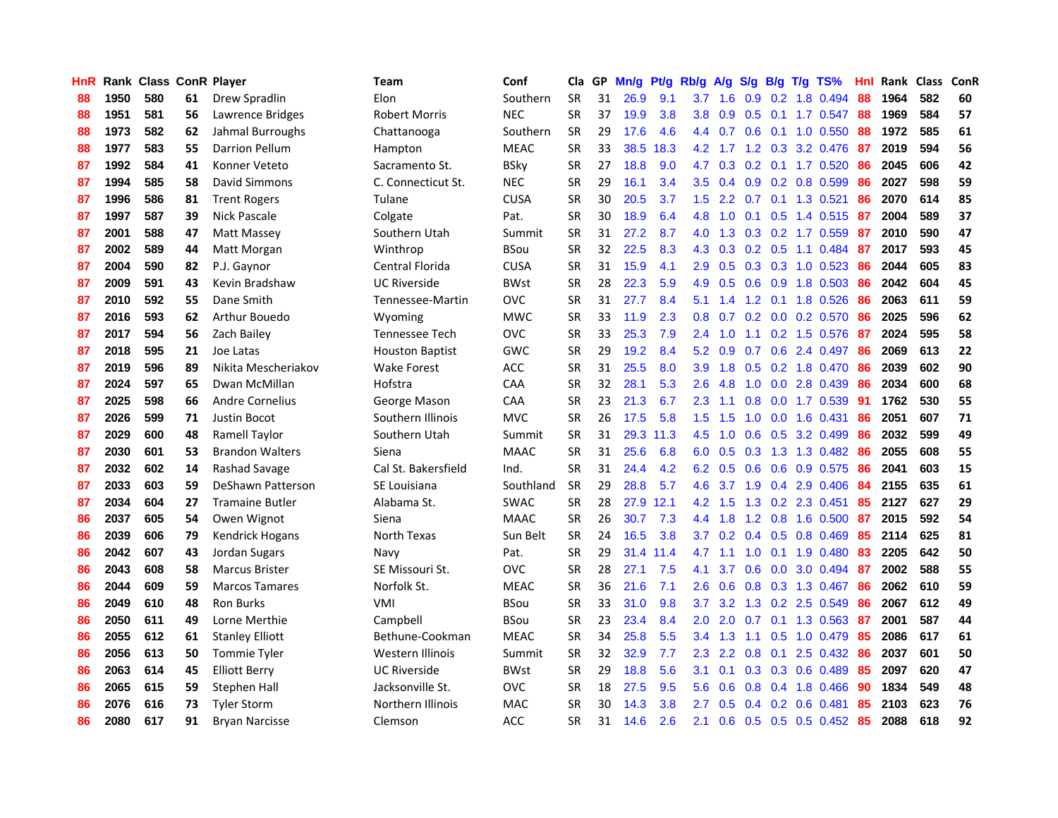| HnR | Rank | Class | ConR | Player | Team | Conf | Cla | GP | Mn/g | Pt/g | Rb/g | A/g | S/g | B/g | T/g | TS% | HnI | Rank | Class | ConR |
|---|---|---|---|---|---|---|---|---|---|---|---|---|---|---|---|---|---|---|---|---|
| 88 | 1950 | 580 | 61 | Drew Spradlin | Elon | Southern | SR | 31 | 26.9 | 9.1 | 3.7 | 1.6 | 0.9 | 0.2 | 1.8 | 0.494 | 88 | 1964 | 582 | 60 |
| 88 | 1951 | 581 | 56 | Lawrence Bridges | Robert Morris | NEC | SR | 37 | 19.9 | 3.8 | 3.8 | 0.9 | 0.5 | 0.1 | 1.7 | 0.547 | 88 | 1969 | 584 | 57 |
| 88 | 1973 | 582 | 62 | Jahmal Burroughs | Chattanooga | Southern | SR | 29 | 17.6 | 4.6 | 4.4 | 0.7 | 0.6 | 0.1 | 1.0 | 0.550 | 88 | 1972 | 585 | 61 |
| 88 | 1977 | 583 | 55 | Darrion Pellum | Hampton | MEAC | SR | 33 | 38.5 | 18.3 | 4.2 | 1.7 | 1.2 | 0.3 | 3.2 | 0.476 | 87 | 2019 | 594 | 56 |
| 87 | 1992 | 584 | 41 | Konner Veteto | Sacramento St. | BSky | SR | 27 | 18.8 | 9.0 | 4.7 | 0.3 | 0.2 | 0.1 | 1.7 | 0.520 | 86 | 2045 | 606 | 42 |
| 87 | 1994 | 585 | 58 | David Simmons | C. Connecticut St. | NEC | SR | 29 | 16.1 | 3.4 | 3.5 | 0.4 | 0.9 | 0.2 | 0.8 | 0.599 | 86 | 2027 | 598 | 59 |
| 87 | 1996 | 586 | 81 | Trent Rogers | Tulane | CUSA | SR | 30 | 20.5 | 3.7 | 1.5 | 2.2 | 0.7 | 0.1 | 1.3 | 0.521 | 86 | 2070 | 614 | 85 |
| 87 | 1997 | 587 | 39 | Nick Pascale | Colgate | Pat. | SR | 30 | 18.9 | 6.4 | 4.8 | 1.0 | 0.1 | 0.5 | 1.4 | 0.515 | 87 | 2004 | 589 | 37 |
| 87 | 2001 | 588 | 47 | Matt Massey | Southern Utah | Summit | SR | 31 | 27.2 | 8.7 | 4.0 | 1.3 | 0.3 | 0.2 | 1.7 | 0.559 | 87 | 2010 | 590 | 47 |
| 87 | 2002 | 589 | 44 | Matt Morgan | Winthrop | BSou | SR | 32 | 22.5 | 8.3 | 4.3 | 0.3 | 0.2 | 0.5 | 1.1 | 0.484 | 87 | 2017 | 593 | 45 |
| 87 | 2004 | 590 | 82 | P.J. Gaynor | Central Florida | CUSA | SR | 31 | 15.9 | 4.1 | 2.9 | 0.5 | 0.3 | 0.3 | 1.0 | 0.523 | 86 | 2044 | 605 | 83 |
| 87 | 2009 | 591 | 43 | Kevin Bradshaw | UC Riverside | BWst | SR | 28 | 22.3 | 5.9 | 4.9 | 0.5 | 0.6 | 0.9 | 1.8 | 0.503 | 86 | 2042 | 604 | 45 |
| 87 | 2010 | 592 | 55 | Dane Smith | Tennessee-Martin | OVC | SR | 31 | 27.7 | 8.4 | 5.1 | 1.4 | 1.2 | 0.1 | 1.8 | 0.526 | 86 | 2063 | 611 | 59 |
| 87 | 2016 | 593 | 62 | Arthur Bouedo | Wyoming | MWC | SR | 33 | 11.9 | 2.3 | 0.8 | 0.7 | 0.2 | 0.0 | 0.2 | 0.570 | 86 | 2025 | 596 | 62 |
| 87 | 2017 | 594 | 56 | Zach Bailey | Tennessee Tech | OVC | SR | 33 | 25.3 | 7.9 | 2.4 | 1.0 | 1.1 | 0.2 | 1.5 | 0.576 | 87 | 2024 | 595 | 58 |
| 87 | 2018 | 595 | 21 | Joe Latas | Houston Baptist | GWC | SR | 29 | 19.2 | 8.4 | 5.2 | 0.9 | 0.7 | 0.6 | 2.4 | 0.497 | 86 | 2069 | 613 | 22 |
| 87 | 2019 | 596 | 89 | Nikita Mescheriakov | Wake Forest | ACC | SR | 31 | 25.5 | 8.0 | 3.9 | 1.8 | 0.5 | 0.2 | 1.8 | 0.470 | 86 | 2039 | 602 | 90 |
| 87 | 2024 | 597 | 65 | Dwan McMillan | Hofstra | CAA | SR | 32 | 28.1 | 5.3 | 2.6 | 4.8 | 1.0 | 0.0 | 2.8 | 0.439 | 86 | 2034 | 600 | 68 |
| 87 | 2025 | 598 | 66 | Andre Cornelius | George Mason | CAA | SR | 23 | 21.3 | 6.7 | 2.3 | 1.1 | 0.8 | 0.0 | 1.7 | 0.539 | 91 | 1762 | 530 | 55 |
| 87 | 2026 | 599 | 71 | Justin Bocot | Southern Illinois | MVC | SR | 26 | 17.5 | 5.8 | 1.5 | 1.5 | 1.0 | 0.0 | 1.6 | 0.431 | 86 | 2051 | 607 | 71 |
| 87 | 2029 | 600 | 48 | Ramell Taylor | Southern Utah | Summit | SR | 31 | 29.3 | 11.3 | 4.5 | 1.0 | 0.6 | 0.5 | 3.2 | 0.499 | 86 | 2032 | 599 | 49 |
| 87 | 2030 | 601 | 53 | Brandon Walters | Siena | MAAC | SR | 31 | 25.6 | 6.8 | 6.0 | 0.5 | 0.3 | 1.3 | 1.3 | 0.482 | 86 | 2055 | 608 | 55 |
| 87 | 2032 | 602 | 14 | Rashad Savage | Cal St. Bakersfield | Ind. | SR | 31 | 24.4 | 4.2 | 6.2 | 0.5 | 0.6 | 0.6 | 0.9 | 0.575 | 86 | 2041 | 603 | 15 |
| 87 | 2033 | 603 | 59 | DeShawn Patterson | SE Louisiana | Southland | SR | 29 | 28.8 | 5.7 | 4.6 | 3.7 | 1.9 | 0.4 | 2.9 | 0.406 | 84 | 2155 | 635 | 61 |
| 87 | 2034 | 604 | 27 | Tramaine Butler | Alabama St. | SWAC | SR | 28 | 27.9 | 12.1 | 4.2 | 1.5 | 1.3 | 0.2 | 2.3 | 0.451 | 85 | 2127 | 627 | 29 |
| 86 | 2037 | 605 | 54 | Owen Wignot | Siena | MAAC | SR | 26 | 30.7 | 7.3 | 4.4 | 1.8 | 1.2 | 0.8 | 1.6 | 0.500 | 87 | 2015 | 592 | 54 |
| 86 | 2039 | 606 | 79 | Kendrick Hogans | North Texas | Sun Belt | SR | 24 | 16.5 | 3.8 | 3.7 | 0.2 | 0.4 | 0.5 | 0.8 | 0.469 | 85 | 2114 | 625 | 81 |
| 86 | 2042 | 607 | 43 | Jordan Sugars | Navy | Pat. | SR | 29 | 31.4 | 11.4 | 4.7 | 1.1 | 1.0 | 0.1 | 1.9 | 0.480 | 83 | 2205 | 642 | 50 |
| 86 | 2043 | 608 | 58 | Marcus Brister | SE Missouri St. | OVC | SR | 28 | 27.1 | 7.5 | 4.1 | 3.7 | 0.6 | 0.0 | 3.0 | 0.494 | 87 | 2002 | 588 | 55 |
| 86 | 2044 | 609 | 59 | Marcos Tamares | Norfolk St. | MEAC | SR | 36 | 21.6 | 7.1 | 2.6 | 0.6 | 0.8 | 0.3 | 1.3 | 0.467 | 86 | 2062 | 610 | 59 |
| 86 | 2049 | 610 | 48 | Ron Burks | VMI | BSou | SR | 33 | 31.0 | 9.8 | 3.7 | 3.2 | 1.3 | 0.2 | 2.5 | 0.549 | 86 | 2067 | 612 | 49 |
| 86 | 2050 | 611 | 49 | Lorne Merthie | Campbell | BSou | SR | 23 | 23.4 | 8.4 | 2.0 | 2.0 | 0.7 | 0.1 | 1.3 | 0.563 | 87 | 2001 | 587 | 44 |
| 86 | 2055 | 612 | 61 | Stanley Elliott | Bethune-Cookman | MEAC | SR | 34 | 25.8 | 5.5 | 3.4 | 1.3 | 1.1 | 0.5 | 1.0 | 0.479 | 85 | 2086 | 617 | 61 |
| 86 | 2056 | 613 | 50 | Tommie Tyler | Western Illinois | Summit | SR | 32 | 32.9 | 7.7 | 2.3 | 2.2 | 0.8 | 0.1 | 2.5 | 0.432 | 86 | 2037 | 601 | 50 |
| 86 | 2063 | 614 | 45 | Elliott Berry | UC Riverside | BWst | SR | 29 | 18.8 | 5.6 | 3.1 | 0.1 | 0.3 | 0.3 | 0.6 | 0.489 | 85 | 2097 | 620 | 47 |
| 86 | 2065 | 615 | 59 | Stephen Hall | Jacksonville St. | OVC | SR | 18 | 27.5 | 9.5 | 5.6 | 0.6 | 0.8 | 0.4 | 1.8 | 0.466 | 90 | 1834 | 549 | 48 |
| 86 | 2076 | 616 | 73 | Tyler Storm | Northern Illinois | MAC | SR | 30 | 14.3 | 3.8 | 2.7 | 0.5 | 0.4 | 0.2 | 0.6 | 0.481 | 85 | 2103 | 623 | 76 |
| 86 | 2080 | 617 | 91 | Bryan Narcisse | Clemson | ACC | SR | 31 | 14.6 | 2.6 | 2.1 | 0.6 | 0.5 | 0.5 | 0.5 | 0.452 | 85 | 2088 | 618 | 92 |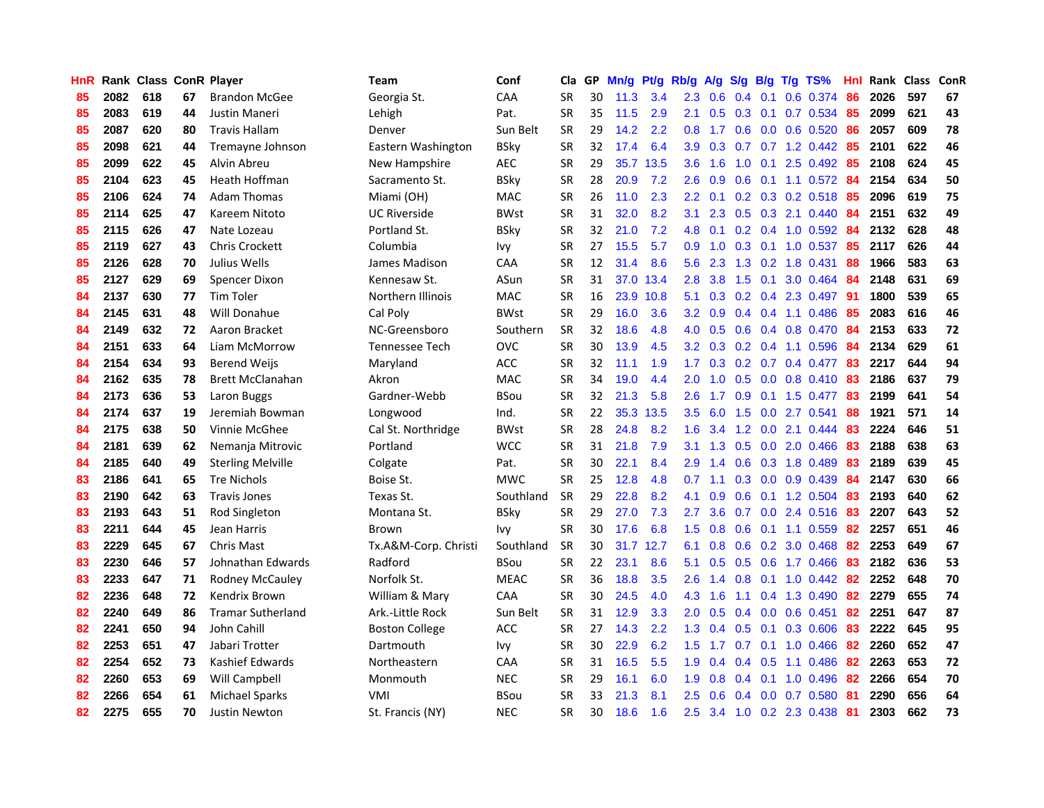| HnR | Rank | Class | ConR | Player | Team | Conf | Cla | GP | Mn/g | Pt/g | Rb/g | A/g | S/g | B/g | T/g | TS% | HnI | Rank | Class | ConR |
|---|---|---|---|---|---|---|---|---|---|---|---|---|---|---|---|---|---|---|---|---|
| 85 | 2082 | 618 | 67 | Brandon McGee | Georgia St. | CAA | SR | 30 | 11.3 | 3.4 | 2.3 | 0.6 | 0.4 | 0.1 | 0.6 | 0.374 | 86 | 2026 | 597 | 67 |
| 85 | 2083 | 619 | 44 | Justin Maneri | Lehigh | Pat. | SR | 35 | 11.5 | 2.9 | 2.1 | 0.5 | 0.3 | 0.1 | 0.7 | 0.534 | 85 | 2099 | 621 | 43 |
| 85 | 2087 | 620 | 80 | Travis Hallam | Denver | Sun Belt | SR | 29 | 14.2 | 2.2 | 0.8 | 1.7 | 0.6 | 0.0 | 0.6 | 0.520 | 86 | 2057 | 609 | 78 |
| 85 | 2098 | 621 | 44 | Tremayne Johnson | Eastern Washington | BSky | SR | 32 | 17.4 | 6.4 | 3.9 | 0.3 | 0.7 | 0.7 | 1.2 | 0.442 | 85 | 2101 | 622 | 46 |
| 85 | 2099 | 622 | 45 | Alvin Abreu | New Hampshire | AEC | SR | 29 | 35.7 | 13.5 | 3.6 | 1.6 | 1.0 | 0.1 | 2.5 | 0.492 | 85 | 2108 | 624 | 45 |
| 85 | 2104 | 623 | 45 | Heath Hoffman | Sacramento St. | BSky | SR | 28 | 20.9 | 7.2 | 2.6 | 0.9 | 0.6 | 0.1 | 1.1 | 0.572 | 84 | 2154 | 634 | 50 |
| 85 | 2106 | 624 | 74 | Adam Thomas | Miami (OH) | MAC | SR | 26 | 11.0 | 2.3 | 2.2 | 0.1 | 0.2 | 0.3 | 0.2 | 0.518 | 85 | 2096 | 619 | 75 |
| 85 | 2114 | 625 | 47 | Kareem Nitoto | UC Riverside | BWst | SR | 31 | 32.0 | 8.2 | 3.1 | 2.3 | 0.5 | 0.3 | 2.1 | 0.440 | 84 | 2151 | 632 | 49 |
| 85 | 2115 | 626 | 47 | Nate Lozeau | Portland St. | BSky | SR | 32 | 21.0 | 7.2 | 4.8 | 0.1 | 0.2 | 0.4 | 1.0 | 0.592 | 84 | 2132 | 628 | 48 |
| 85 | 2119 | 627 | 43 | Chris Crockett | Columbia | Ivy | SR | 27 | 15.5 | 5.7 | 0.9 | 1.0 | 0.3 | 0.1 | 1.0 | 0.537 | 85 | 2117 | 626 | 44 |
| 85 | 2126 | 628 | 70 | Julius Wells | James Madison | CAA | SR | 12 | 31.4 | 8.6 | 5.6 | 2.3 | 1.3 | 0.2 | 1.8 | 0.431 | 88 | 1966 | 583 | 63 |
| 85 | 2127 | 629 | 69 | Spencer Dixon | Kennesaw St. | ASun | SR | 31 | 37.0 | 13.4 | 2.8 | 3.8 | 1.5 | 0.1 | 3.0 | 0.464 | 84 | 2148 | 631 | 69 |
| 84 | 2137 | 630 | 77 | Tim Toler | Northern Illinois | MAC | SR | 16 | 23.9 | 10.8 | 5.1 | 0.3 | 0.2 | 0.4 | 2.3 | 0.497 | 91 | 1800 | 539 | 65 |
| 84 | 2145 | 631 | 48 | Will Donahue | Cal Poly | BWst | SR | 29 | 16.0 | 3.6 | 3.2 | 0.9 | 0.4 | 0.4 | 1.1 | 0.486 | 85 | 2083 | 616 | 46 |
| 84 | 2149 | 632 | 72 | Aaron Bracket | NC-Greensboro | Southern | SR | 32 | 18.6 | 4.8 | 4.0 | 0.5 | 0.6 | 0.4 | 0.8 | 0.470 | 84 | 2153 | 633 | 72 |
| 84 | 2151 | 633 | 64 | Liam McMorrow | Tennessee Tech | OVC | SR | 30 | 13.9 | 4.5 | 3.2 | 0.3 | 0.2 | 0.4 | 1.1 | 0.596 | 84 | 2134 | 629 | 61 |
| 84 | 2154 | 634 | 93 | Berend Weijs | Maryland | ACC | SR | 32 | 11.1 | 1.9 | 1.7 | 0.3 | 0.2 | 0.7 | 0.4 | 0.477 | 83 | 2217 | 644 | 94 |
| 84 | 2162 | 635 | 78 | Brett McClanahan | Akron | MAC | SR | 34 | 19.0 | 4.4 | 2.0 | 1.0 | 0.5 | 0.0 | 0.8 | 0.410 | 83 | 2186 | 637 | 79 |
| 84 | 2173 | 636 | 53 | Laron Buggs | Gardner-Webb | BSou | SR | 32 | 21.3 | 5.8 | 2.6 | 1.7 | 0.9 | 0.1 | 1.5 | 0.477 | 83 | 2199 | 641 | 54 |
| 84 | 2174 | 637 | 19 | Jeremiah Bowman | Longwood | Ind. | SR | 22 | 35.3 | 13.5 | 3.5 | 6.0 | 1.5 | 0.0 | 2.7 | 0.541 | 88 | 1921 | 571 | 14 |
| 84 | 2175 | 638 | 50 | Vinnie McGhee | Cal St. Northridge | BWst | SR | 28 | 24.8 | 8.2 | 1.6 | 3.4 | 1.2 | 0.0 | 2.1 | 0.444 | 83 | 2224 | 646 | 51 |
| 84 | 2181 | 639 | 62 | Nemanja Mitrovic | Portland | WCC | SR | 31 | 21.8 | 7.9 | 3.1 | 1.3 | 0.5 | 0.0 | 2.0 | 0.466 | 83 | 2188 | 638 | 63 |
| 84 | 2185 | 640 | 49 | Sterling Melville | Colgate | Pat. | SR | 30 | 22.1 | 8.4 | 2.9 | 1.4 | 0.6 | 0.3 | 1.8 | 0.489 | 83 | 2189 | 639 | 45 |
| 83 | 2186 | 641 | 65 | Tre Nichols | Boise St. | MWC | SR | 25 | 12.8 | 4.8 | 0.7 | 1.1 | 0.3 | 0.0 | 0.9 | 0.439 | 84 | 2147 | 630 | 66 |
| 83 | 2190 | 642 | 63 | Travis Jones | Texas St. | Southland | SR | 29 | 22.8 | 8.2 | 4.1 | 0.9 | 0.6 | 0.1 | 1.2 | 0.504 | 83 | 2193 | 640 | 62 |
| 83 | 2193 | 643 | 51 | Rod Singleton | Montana St. | BSky | SR | 29 | 27.0 | 7.3 | 2.7 | 3.6 | 0.7 | 0.0 | 2.4 | 0.516 | 83 | 2207 | 643 | 52 |
| 83 | 2211 | 644 | 45 | Jean Harris | Brown | Ivy | SR | 30 | 17.6 | 6.8 | 1.5 | 0.8 | 0.6 | 0.1 | 1.1 | 0.559 | 82 | 2257 | 651 | 46 |
| 83 | 2229 | 645 | 67 | Chris Mast | Tx.A&M-Corp. Christi | Southland | SR | 30 | 31.7 | 12.7 | 6.1 | 0.8 | 0.6 | 0.2 | 3.0 | 0.468 | 82 | 2253 | 649 | 67 |
| 83 | 2230 | 646 | 57 | Johnathan Edwards | Radford | BSou | SR | 22 | 23.1 | 8.6 | 5.1 | 0.5 | 0.5 | 0.6 | 1.7 | 0.466 | 83 | 2182 | 636 | 53 |
| 83 | 2233 | 647 | 71 | Rodney McCauley | Norfolk St. | MEAC | SR | 36 | 18.8 | 3.5 | 2.6 | 1.4 | 0.8 | 0.1 | 1.0 | 0.442 | 82 | 2252 | 648 | 70 |
| 82 | 2236 | 648 | 72 | Kendrix Brown | William & Mary | CAA | SR | 30 | 24.5 | 4.0 | 4.3 | 1.6 | 1.1 | 0.4 | 1.3 | 0.490 | 82 | 2279 | 655 | 74 |
| 82 | 2240 | 649 | 86 | Tramar Sutherland | Ark.-Little Rock | Sun Belt | SR | 31 | 12.9 | 3.3 | 2.0 | 0.5 | 0.4 | 0.0 | 0.6 | 0.451 | 82 | 2251 | 647 | 87 |
| 82 | 2241 | 650 | 94 | John Cahill | Boston College | ACC | SR | 27 | 14.3 | 2.2 | 1.3 | 0.4 | 0.5 | 0.1 | 0.3 | 0.606 | 83 | 2222 | 645 | 95 |
| 82 | 2253 | 651 | 47 | Jabari Trotter | Dartmouth | Ivy | SR | 30 | 22.9 | 6.2 | 1.5 | 1.7 | 0.7 | 0.1 | 1.0 | 0.466 | 82 | 2260 | 652 | 47 |
| 82 | 2254 | 652 | 73 | Kashief Edwards | Northeastern | CAA | SR | 31 | 16.5 | 5.5 | 1.9 | 0.4 | 0.4 | 0.5 | 1.1 | 0.486 | 82 | 2263 | 653 | 72 |
| 82 | 2260 | 653 | 69 | Will Campbell | Monmouth | NEC | SR | 29 | 16.1 | 6.0 | 1.9 | 0.8 | 0.4 | 0.1 | 1.0 | 0.496 | 82 | 2266 | 654 | 70 |
| 82 | 2266 | 654 | 61 | Michael Sparks | VMI | BSou | SR | 33 | 21.3 | 8.1 | 2.5 | 0.6 | 0.4 | 0.0 | 0.7 | 0.580 | 81 | 2290 | 656 | 64 |
| 82 | 2275 | 655 | 70 | Justin Newton | St. Francis (NY) | NEC | SR | 30 | 18.6 | 1.6 | 2.5 | 3.4 | 1.0 | 0.2 | 2.3 | 0.438 | 81 | 2303 | 662 | 73 |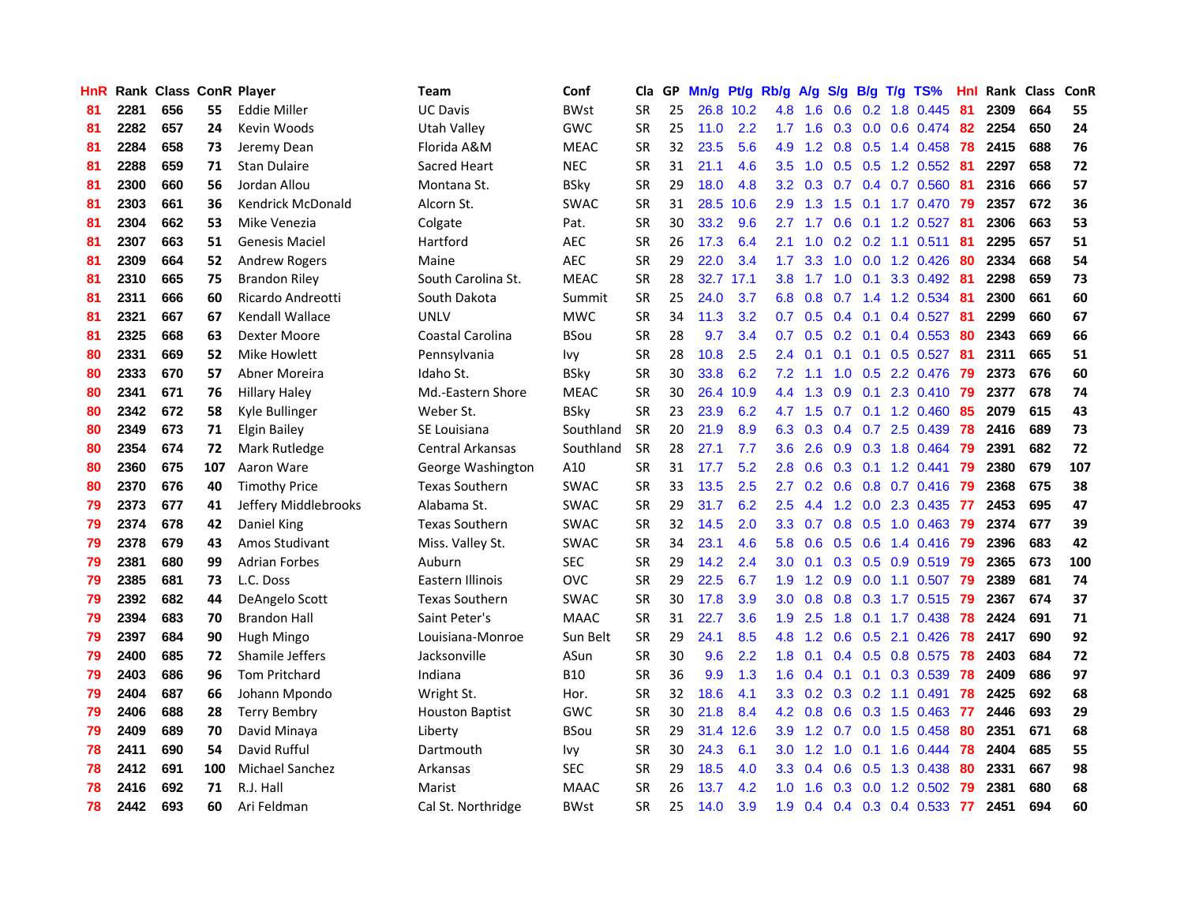| HnR | Rank | Class | ConR | Player | Team | Conf | Cla | GP | Mn/g | Pt/g | Rb/g | A/g | S/g | B/g | T/g | TS% | HnI | Rank | Class | ConR |
|---|---|---|---|---|---|---|---|---|---|---|---|---|---|---|---|---|---|---|---|---|
| 81 | 2281 | 656 | 55 | Eddie Miller | UC Davis | BWst | SR | 25 | 26.8 | 10.2 | 4.8 | 1.6 | 0.6 | 0.2 | 1.8 | 0.445 | 81 | 2309 | 664 | 55 |
| 81 | 2282 | 657 | 24 | Kevin Woods | Utah Valley | GWC | SR | 25 | 11.0 | 2.2 | 1.7 | 1.6 | 0.3 | 0.0 | 0.6 | 0.474 | 82 | 2254 | 650 | 24 |
| 81 | 2284 | 658 | 73 | Jeremy Dean | Florida A&M | MEAC | SR | 32 | 23.5 | 5.6 | 4.9 | 1.2 | 0.8 | 0.5 | 1.4 | 0.458 | 78 | 2415 | 688 | 76 |
| 81 | 2288 | 659 | 71 | Stan Dulaire | Sacred Heart | NEC | SR | 31 | 21.1 | 4.6 | 3.5 | 1.0 | 0.5 | 0.5 | 1.2 | 0.552 | 81 | 2297 | 658 | 72 |
| 81 | 2300 | 660 | 56 | Jordan Allou | Montana St. | BSky | SR | 29 | 18.0 | 4.8 | 3.2 | 0.3 | 0.7 | 0.4 | 0.7 | 0.560 | 81 | 2316 | 666 | 57 |
| 81 | 2303 | 661 | 36 | Kendrick McDonald | Alcorn St. | SWAC | SR | 31 | 28.5 | 10.6 | 2.9 | 1.3 | 1.5 | 0.1 | 1.7 | 0.470 | 79 | 2357 | 672 | 36 |
| 81 | 2304 | 662 | 53 | Mike Venezia | Colgate | Pat. | SR | 30 | 33.2 | 9.6 | 2.7 | 1.7 | 0.6 | 0.1 | 1.2 | 0.527 | 81 | 2306 | 663 | 53 |
| 81 | 2307 | 663 | 51 | Genesis Maciel | Hartford | AEC | SR | 26 | 17.3 | 6.4 | 2.1 | 1.0 | 0.2 | 0.2 | 1.1 | 0.511 | 81 | 2295 | 657 | 51 |
| 81 | 2309 | 664 | 52 | Andrew Rogers | Maine | AEC | SR | 29 | 22.0 | 3.4 | 1.7 | 3.3 | 1.0 | 0.0 | 1.2 | 0.426 | 80 | 2334 | 668 | 54 |
| 81 | 2310 | 665 | 75 | Brandon Riley | South Carolina St. | MEAC | SR | 28 | 32.7 | 17.1 | 3.8 | 1.7 | 1.0 | 0.1 | 3.3 | 0.492 | 81 | 2298 | 659 | 73 |
| 81 | 2311 | 666 | 60 | Ricardo Andreotti | South Dakota | Summit | SR | 25 | 24.0 | 3.7 | 6.8 | 0.8 | 0.7 | 1.4 | 1.2 | 0.534 | 81 | 2300 | 661 | 60 |
| 81 | 2321 | 667 | 67 | Kendall Wallace | UNLV | MWC | SR | 34 | 11.3 | 3.2 | 0.7 | 0.5 | 0.4 | 0.1 | 0.4 | 0.527 | 81 | 2299 | 660 | 67 |
| 81 | 2325 | 668 | 63 | Dexter Moore | Coastal Carolina | BSou | SR | 28 | 9.7 | 3.4 | 0.7 | 0.5 | 0.2 | 0.1 | 0.4 | 0.553 | 80 | 2343 | 669 | 66 |
| 80 | 2331 | 669 | 52 | Mike Howlett | Pennsylvania | Ivy | SR | 28 | 10.8 | 2.5 | 2.4 | 0.1 | 0.1 | 0.1 | 0.5 | 0.527 | 81 | 2311 | 665 | 51 |
| 80 | 2333 | 670 | 57 | Abner Moreira | Idaho St. | BSky | SR | 30 | 33.8 | 6.2 | 7.2 | 1.1 | 1.0 | 0.5 | 2.2 | 0.476 | 79 | 2373 | 676 | 60 |
| 80 | 2341 | 671 | 76 | Hillary Haley | Md.-Eastern Shore | MEAC | SR | 30 | 26.4 | 10.9 | 4.4 | 1.3 | 0.9 | 0.1 | 2.3 | 0.410 | 79 | 2377 | 678 | 74 |
| 80 | 2342 | 672 | 58 | Kyle Bullinger | Weber St. | BSky | SR | 23 | 23.9 | 6.2 | 4.7 | 1.5 | 0.7 | 0.1 | 1.2 | 0.460 | 85 | 2079 | 615 | 43 |
| 80 | 2349 | 673 | 71 | Elgin Bailey | SE Louisiana | Southland | SR | 20 | 21.9 | 8.9 | 6.3 | 0.3 | 0.4 | 0.7 | 2.5 | 0.439 | 78 | 2416 | 689 | 73 |
| 80 | 2354 | 674 | 72 | Mark Rutledge | Central Arkansas | Southland | SR | 28 | 27.1 | 7.7 | 3.6 | 2.6 | 0.9 | 0.3 | 1.8 | 0.464 | 79 | 2391 | 682 | 72 |
| 80 | 2360 | 675 | 107 | Aaron Ware | George Washington | A10 | SR | 31 | 17.7 | 5.2 | 2.8 | 0.6 | 0.3 | 0.1 | 1.2 | 0.441 | 79 | 2380 | 679 | 107 |
| 80 | 2370 | 676 | 40 | Timothy Price | Texas Southern | SWAC | SR | 33 | 13.5 | 2.5 | 2.7 | 0.2 | 0.6 | 0.8 | 0.7 | 0.416 | 79 | 2368 | 675 | 38 |
| 79 | 2373 | 677 | 41 | Jeffery Middlebrooks | Alabama St. | SWAC | SR | 29 | 31.7 | 6.2 | 2.5 | 4.4 | 1.2 | 0.0 | 2.3 | 0.435 | 77 | 2453 | 695 | 47 |
| 79 | 2374 | 678 | 42 | Daniel King | Texas Southern | SWAC | SR | 32 | 14.5 | 2.0 | 3.3 | 0.7 | 0.8 | 0.5 | 1.0 | 0.463 | 79 | 2374 | 677 | 39 |
| 79 | 2378 | 679 | 43 | Amos Studivant | Miss. Valley St. | SWAC | SR | 34 | 23.1 | 4.6 | 5.8 | 0.6 | 0.5 | 0.6 | 1.4 | 0.416 | 79 | 2396 | 683 | 42 |
| 79 | 2381 | 680 | 99 | Adrian Forbes | Auburn | SEC | SR | 29 | 14.2 | 2.4 | 3.0 | 0.1 | 0.3 | 0.5 | 0.9 | 0.519 | 79 | 2365 | 673 | 100 |
| 79 | 2385 | 681 | 73 | L.C. Doss | Eastern Illinois | OVC | SR | 29 | 22.5 | 6.7 | 1.9 | 1.2 | 0.9 | 0.0 | 1.1 | 0.507 | 79 | 2389 | 681 | 74 |
| 79 | 2392 | 682 | 44 | DeAngelo Scott | Texas Southern | SWAC | SR | 30 | 17.8 | 3.9 | 3.0 | 0.8 | 0.8 | 0.3 | 1.7 | 0.515 | 79 | 2367 | 674 | 37 |
| 79 | 2394 | 683 | 70 | Brandon Hall | Saint Peter's | MAAC | SR | 31 | 22.7 | 3.6 | 1.9 | 2.5 | 1.8 | 0.1 | 1.7 | 0.438 | 78 | 2424 | 691 | 71 |
| 79 | 2397 | 684 | 90 | Hugh Mingo | Louisiana-Monroe | Sun Belt | SR | 29 | 24.1 | 8.5 | 4.8 | 1.2 | 0.6 | 0.5 | 2.1 | 0.426 | 78 | 2417 | 690 | 92 |
| 79 | 2400 | 685 | 72 | Shamile Jeffers | Jacksonville | ASun | SR | 30 | 9.6 | 2.2 | 1.8 | 0.1 | 0.4 | 0.5 | 0.8 | 0.575 | 78 | 2403 | 684 | 72 |
| 79 | 2403 | 686 | 96 | Tom Pritchard | Indiana | B10 | SR | 36 | 9.9 | 1.3 | 1.6 | 0.4 | 0.1 | 0.1 | 0.3 | 0.539 | 78 | 2409 | 686 | 97 |
| 79 | 2404 | 687 | 66 | Johann Mpondo | Wright St. | Hor. | SR | 32 | 18.6 | 4.1 | 3.3 | 0.2 | 0.3 | 0.2 | 1.1 | 0.491 | 78 | 2425 | 692 | 68 |
| 79 | 2406 | 688 | 28 | Terry Bembry | Houston Baptist | GWC | SR | 30 | 21.8 | 8.4 | 4.2 | 0.8 | 0.6 | 0.3 | 1.5 | 0.463 | 77 | 2446 | 693 | 29 |
| 79 | 2409 | 689 | 70 | David Minaya | Liberty | BSou | SR | 29 | 31.4 | 12.6 | 3.9 | 1.2 | 0.7 | 0.0 | 1.5 | 0.458 | 80 | 2351 | 671 | 68 |
| 78 | 2411 | 690 | 54 | David Rufful | Dartmouth | Ivy | SR | 30 | 24.3 | 6.1 | 3.0 | 1.2 | 1.0 | 0.1 | 1.6 | 0.444 | 78 | 2404 | 685 | 55 |
| 78 | 2412 | 691 | 100 | Michael Sanchez | Arkansas | SEC | SR | 29 | 18.5 | 4.0 | 3.3 | 0.4 | 0.6 | 0.5 | 1.3 | 0.438 | 80 | 2331 | 667 | 98 |
| 78 | 2416 | 692 | 71 | R.J. Hall | Marist | MAAC | SR | 26 | 13.7 | 4.2 | 1.0 | 1.6 | 0.3 | 0.0 | 1.2 | 0.502 | 79 | 2381 | 680 | 68 |
| 78 | 2442 | 693 | 60 | Ari Feldman | Cal St. Northridge | BWst | SR | 25 | 14.0 | 3.9 | 1.9 | 0.4 | 0.4 | 0.3 | 0.4 | 0.533 | 77 | 2451 | 694 | 60 |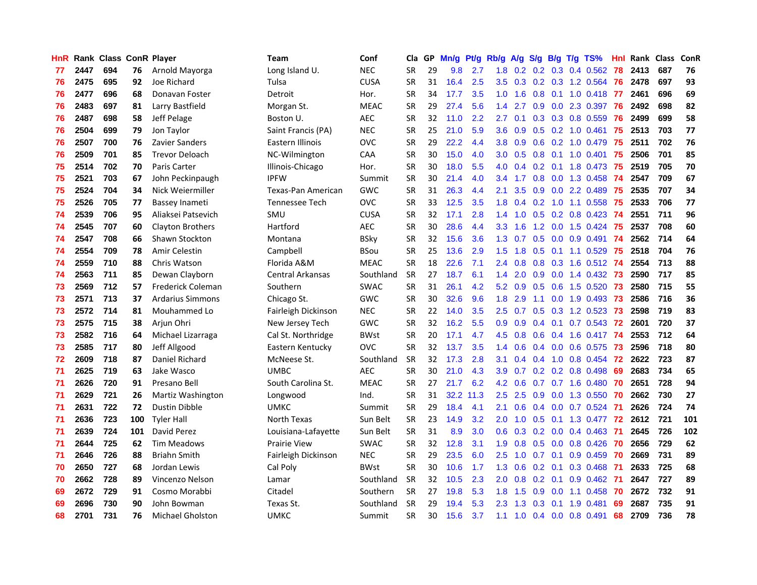| HnR | Rank | Class | ConR | Player | Team | Conf | Cla | GP | Mn/g | Pt/g | Rb/g | A/g | S/g | B/g | T/g | TS% | HnI | Rank | Class | ConR |
|---|---|---|---|---|---|---|---|---|---|---|---|---|---|---|---|---|---|---|---|---|
| 77 | 2447 | 694 | 76 | Arnold Mayorga | Long Island U. | NEC | SR | 29 | 9.8 | 2.7 | 1.8 | 0.2 | 0.2 | 0.3 | 0.4 | 0.562 | 78 | 2413 | 687 | 76 |
| 76 | 2475 | 695 | 92 | Joe Richard | Tulsa | CUSA | SR | 31 | 16.4 | 2.5 | 3.5 | 0.3 | 0.2 | 0.3 | 1.2 | 0.564 | 76 | 2478 | 697 | 93 |
| 76 | 2477 | 696 | 68 | Donavan Foster | Detroit | Hor. | SR | 34 | 17.7 | 3.5 | 1.0 | 1.6 | 0.8 | 0.1 | 1.0 | 0.418 | 77 | 2461 | 696 | 69 |
| 76 | 2483 | 697 | 81 | Larry Bastfield | Morgan St. | MEAC | SR | 29 | 27.4 | 5.6 | 1.4 | 2.7 | 0.9 | 0.0 | 2.3 | 0.397 | 76 | 2492 | 698 | 82 |
| 76 | 2487 | 698 | 58 | Jeff Pelage | Boston U. | AEC | SR | 32 | 11.0 | 2.2 | 2.7 | 0.1 | 0.3 | 0.3 | 0.8 | 0.559 | 76 | 2499 | 699 | 58 |
| 76 | 2504 | 699 | 79 | Jon Taylor | Saint Francis (PA) | NEC | SR | 25 | 21.0 | 5.9 | 3.6 | 0.9 | 0.5 | 0.2 | 1.0 | 0.461 | 75 | 2513 | 703 | 77 |
| 76 | 2507 | 700 | 76 | Zavier Sanders | Eastern Illinois | OVC | SR | 29 | 22.2 | 4.4 | 3.8 | 0.9 | 0.6 | 0.2 | 1.0 | 0.479 | 75 | 2511 | 702 | 76 |
| 76 | 2509 | 701 | 85 | Trevor Deloach | NC-Wilmington | CAA | SR | 30 | 15.0 | 4.0 | 3.0 | 0.5 | 0.8 | 0.1 | 1.0 | 0.401 | 75 | 2506 | 701 | 85 |
| 75 | 2514 | 702 | 70 | Paris Carter | Illinois-Chicago | Hor. | SR | 30 | 18.0 | 5.5 | 4.0 | 0.4 | 0.2 | 0.1 | 1.8 | 0.473 | 75 | 2519 | 705 | 70 |
| 75 | 2521 | 703 | 67 | John Peckinpaugh | IPFW | Summit | SR | 30 | 21.4 | 4.0 | 3.4 | 1.7 | 0.8 | 0.0 | 1.3 | 0.458 | 74 | 2547 | 709 | 67 |
| 75 | 2524 | 704 | 34 | Nick Weiermiller | Texas-Pan American | GWC | SR | 31 | 26.3 | 4.4 | 2.1 | 3.5 | 0.9 | 0.0 | 2.2 | 0.489 | 75 | 2535 | 707 | 34 |
| 75 | 2526 | 705 | 77 | Bassey Inameti | Tennessee Tech | OVC | SR | 33 | 12.5 | 3.5 | 1.8 | 0.4 | 0.2 | 1.0 | 1.1 | 0.558 | 75 | 2533 | 706 | 77 |
| 74 | 2539 | 706 | 95 | Aliaksei Patsevich | SMU | CUSA | SR | 32 | 17.1 | 2.8 | 1.4 | 1.0 | 0.5 | 0.2 | 0.8 | 0.423 | 74 | 2551 | 711 | 96 |
| 74 | 2545 | 707 | 60 | Clayton Brothers | Hartford | AEC | SR | 30 | 28.6 | 4.4 | 3.3 | 1.6 | 1.2 | 0.0 | 1.5 | 0.424 | 75 | 2537 | 708 | 60 |
| 74 | 2547 | 708 | 66 | Shawn Stockton | Montana | BSky | SR | 32 | 15.6 | 3.6 | 1.3 | 0.7 | 0.5 | 0.0 | 0.9 | 0.491 | 74 | 2562 | 714 | 64 |
| 74 | 2554 | 709 | 78 | Amir Celestin | Campbell | BSou | SR | 25 | 13.6 | 2.9 | 1.5 | 1.8 | 0.5 | 0.1 | 1.1 | 0.529 | 75 | 2518 | 704 | 76 |
| 74 | 2559 | 710 | 88 | Chris Watson | Florida A&M | MEAC | SR | 18 | 22.6 | 7.1 | 2.4 | 0.8 | 0.8 | 0.3 | 1.6 | 0.512 | 74 | 2554 | 713 | 88 |
| 74 | 2563 | 711 | 85 | Dewan Clayborn | Central Arkansas | Southland | SR | 27 | 18.7 | 6.1 | 1.4 | 2.0 | 0.9 | 0.0 | 1.4 | 0.432 | 73 | 2590 | 717 | 85 |
| 73 | 2569 | 712 | 57 | Frederick Coleman | Southern | SWAC | SR | 31 | 26.1 | 4.2 | 5.2 | 0.9 | 0.5 | 0.6 | 1.5 | 0.520 | 73 | 2580 | 715 | 55 |
| 73 | 2571 | 713 | 37 | Ardarius Simmons | Chicago St. | GWC | SR | 30 | 32.6 | 9.6 | 1.8 | 2.9 | 1.1 | 0.0 | 1.9 | 0.493 | 73 | 2586 | 716 | 36 |
| 73 | 2572 | 714 | 81 | Mouhammed Lo | Fairleigh Dickinson | NEC | SR | 22 | 14.0 | 3.5 | 2.5 | 0.7 | 0.5 | 0.3 | 1.2 | 0.523 | 73 | 2598 | 719 | 83 |
| 73 | 2575 | 715 | 38 | Arjun Ohri | New Jersey Tech | GWC | SR | 32 | 16.2 | 5.5 | 0.9 | 0.9 | 0.4 | 0.1 | 0.7 | 0.543 | 72 | 2601 | 720 | 37 |
| 73 | 2582 | 716 | 64 | Michael Lizarraga | Cal St. Northridge | BWst | SR | 20 | 17.1 | 4.7 | 4.5 | 0.8 | 0.6 | 0.4 | 1.6 | 0.417 | 74 | 2553 | 712 | 64 |
| 73 | 2585 | 717 | 80 | Jeff Allgood | Eastern Kentucky | OVC | SR | 32 | 13.7 | 3.5 | 1.4 | 0.6 | 0.4 | 0.0 | 0.6 | 0.575 | 73 | 2596 | 718 | 80 |
| 72 | 2609 | 718 | 87 | Daniel Richard | McNeese St. | Southland | SR | 32 | 17.3 | 2.8 | 3.1 | 0.4 | 0.4 | 1.0 | 0.8 | 0.454 | 72 | 2622 | 723 | 87 |
| 71 | 2625 | 719 | 63 | Jake Wasco | UMBC | AEC | SR | 30 | 21.0 | 4.3 | 3.9 | 0.7 | 0.2 | 0.2 | 0.8 | 0.498 | 69 | 2683 | 734 | 65 |
| 71 | 2626 | 720 | 91 | Presano Bell | South Carolina St. | MEAC | SR | 27 | 21.7 | 6.2 | 4.2 | 0.6 | 0.7 | 0.7 | 1.6 | 0.480 | 70 | 2651 | 728 | 94 |
| 71 | 2629 | 721 | 26 | Martiz Washington | Longwood | Ind. | SR | 31 | 32.2 | 11.3 | 2.5 | 2.5 | 0.9 | 0.0 | 1.3 | 0.550 | 70 | 2662 | 730 | 27 |
| 71 | 2631 | 722 | 72 | Dustin Dibble | UMKC | Summit | SR | 29 | 18.4 | 4.1 | 2.1 | 0.6 | 0.4 | 0.0 | 0.7 | 0.524 | 71 | 2626 | 724 | 74 |
| 71 | 2636 | 723 | 100 | Tyler Hall | North Texas | Sun Belt | SR | 23 | 14.9 | 3.2 | 2.0 | 1.0 | 0.5 | 0.1 | 1.3 | 0.477 | 72 | 2612 | 721 | 101 |
| 71 | 2639 | 724 | 101 | David Perez | Louisiana-Lafayette | Sun Belt | SR | 31 | 8.9 | 3.0 | 0.6 | 0.3 | 0.2 | 0.0 | 0.4 | 0.463 | 71 | 2645 | 726 | 102 |
| 71 | 2644 | 725 | 62 | Tim Meadows | Prairie View | SWAC | SR | 32 | 12.8 | 3.1 | 1.9 | 0.8 | 0.5 | 0.0 | 0.8 | 0.426 | 70 | 2656 | 729 | 62 |
| 71 | 2646 | 726 | 88 | Briahn Smith | Fairleigh Dickinson | NEC | SR | 29 | 23.5 | 6.0 | 2.5 | 1.0 | 0.7 | 0.1 | 0.9 | 0.459 | 70 | 2669 | 731 | 89 |
| 70 | 2650 | 727 | 68 | Jordan Lewis | Cal Poly | BWst | SR | 30 | 10.6 | 1.7 | 1.3 | 0.6 | 0.2 | 0.1 | 0.3 | 0.468 | 71 | 2633 | 725 | 68 |
| 70 | 2662 | 728 | 89 | Vincenzo Nelson | Lamar | Southland | SR | 32 | 10.5 | 2.3 | 2.0 | 0.8 | 0.2 | 0.1 | 0.9 | 0.462 | 71 | 2647 | 727 | 89 |
| 69 | 2672 | 729 | 91 | Cosmo Morabbi | Citadel | Southern | SR | 27 | 19.8 | 5.3 | 1.8 | 1.5 | 0.9 | 0.0 | 1.1 | 0.458 | 70 | 2672 | 732 | 91 |
| 69 | 2696 | 730 | 90 | John Bowman | Texas St. | Southland | SR | 29 | 19.4 | 5.3 | 2.3 | 1.3 | 0.3 | 0.1 | 1.9 | 0.481 | 69 | 2687 | 735 | 91 |
| 68 | 2701 | 731 | 76 | Michael Gholston | UMKC | Summit | SR | 30 | 15.6 | 3.7 | 1.1 | 1.0 | 0.4 | 0.0 | 0.8 | 0.491 | 68 | 2709 | 736 | 78 |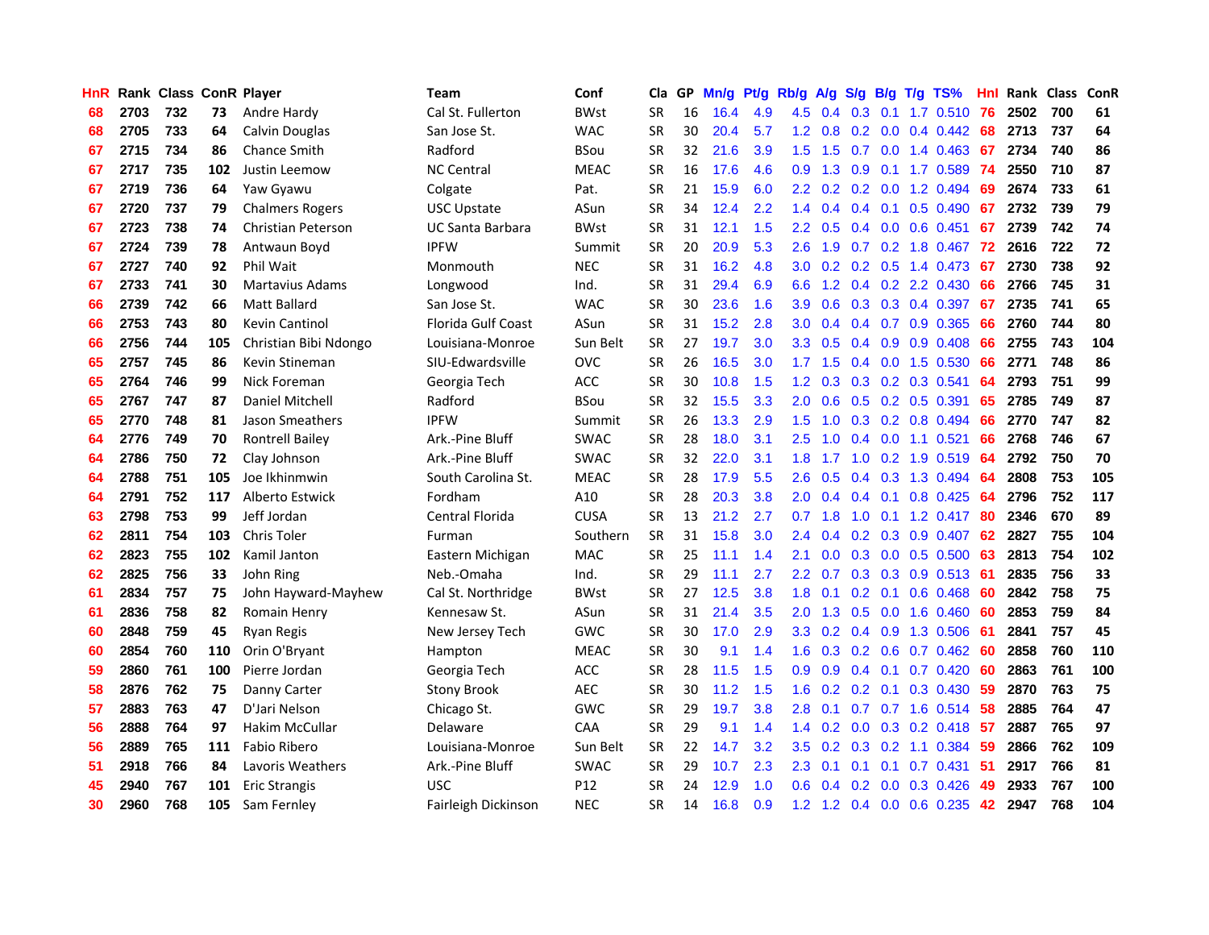| HnR | Rank | Class | ConR | Player | Team | Conf | Cla | GP | Mn/g | Pt/g | Rb/g | A/g | S/g | B/g | T/g | TS% | HnI | Rank | Class | ConR |
|---|---|---|---|---|---|---|---|---|---|---|---|---|---|---|---|---|---|---|---|---|
| 68 | 2703 | 732 | 73 | Andre Hardy | Cal St. Fullerton | BWst | SR | 16 | 16.4 | 4.9 | 4.5 | 0.4 | 0.3 | 0.1 | 1.7 | 0.510 | 76 | 2502 | 700 | 61 |
| 68 | 2705 | 733 | 64 | Calvin Douglas | San Jose St. | WAC | SR | 30 | 20.4 | 5.7 | 1.2 | 0.8 | 0.2 | 0.0 | 0.4 | 0.442 | 68 | 2713 | 737 | 64 |
| 67 | 2715 | 734 | 86 | Chance Smith | Radford | BSou | SR | 32 | 21.6 | 3.9 | 1.5 | 1.5 | 0.7 | 0.0 | 1.4 | 0.463 | 67 | 2734 | 740 | 86 |
| 67 | 2717 | 735 | 102 | Justin Leemow | NC Central | MEAC | SR | 16 | 17.6 | 4.6 | 0.9 | 1.3 | 0.9 | 0.1 | 1.7 | 0.589 | 74 | 2550 | 710 | 87 |
| 67 | 2719 | 736 | 64 | Yaw Gyawu | Colgate | Pat. | SR | 21 | 15.9 | 6.0 | 2.2 | 0.2 | 0.2 | 0.0 | 1.2 | 0.494 | 69 | 2674 | 733 | 61 |
| 67 | 2720 | 737 | 79 | Chalmers Rogers | USC Upstate | ASun | SR | 34 | 12.4 | 2.2 | 1.4 | 0.4 | 0.4 | 0.1 | 0.5 | 0.490 | 67 | 2732 | 739 | 79 |
| 67 | 2723 | 738 | 74 | Christian Peterson | UC Santa Barbara | BWst | SR | 31 | 12.1 | 1.5 | 2.2 | 0.5 | 0.4 | 0.0 | 0.6 | 0.451 | 67 | 2739 | 742 | 74 |
| 67 | 2724 | 739 | 78 | Antwaun Boyd | IPFW | Summit | SR | 20 | 20.9 | 5.3 | 2.6 | 1.9 | 0.7 | 0.2 | 1.8 | 0.467 | 72 | 2616 | 722 | 72 |
| 67 | 2727 | 740 | 92 | Phil Wait | Monmouth | NEC | SR | 31 | 16.2 | 4.8 | 3.0 | 0.2 | 0.2 | 0.5 | 1.4 | 0.473 | 67 | 2730 | 738 | 92 |
| 67 | 2733 | 741 | 30 | Martavius Adams | Longwood | Ind. | SR | 31 | 29.4 | 6.9 | 6.6 | 1.2 | 0.4 | 0.2 | 2.2 | 0.430 | 66 | 2766 | 745 | 31 |
| 66 | 2739 | 742 | 66 | Matt Ballard | San Jose St. | WAC | SR | 30 | 23.6 | 1.6 | 3.9 | 0.6 | 0.3 | 0.3 | 0.4 | 0.397 | 67 | 2735 | 741 | 65 |
| 66 | 2753 | 743 | 80 | Kevin Cantinol | Florida Gulf Coast | ASun | SR | 31 | 15.2 | 2.8 | 3.0 | 0.4 | 0.4 | 0.7 | 0.9 | 0.365 | 66 | 2760 | 744 | 80 |
| 66 | 2756 | 744 | 105 | Christian Bibi Ndongo | Louisiana-Monroe | Sun Belt | SR | 27 | 19.7 | 3.0 | 3.3 | 0.5 | 0.4 | 0.9 | 0.9 | 0.408 | 66 | 2755 | 743 | 104 |
| 65 | 2757 | 745 | 86 | Kevin Stineman | SIU-Edwardsville | OVC | SR | 26 | 16.5 | 3.0 | 1.7 | 1.5 | 0.4 | 0.0 | 1.5 | 0.530 | 66 | 2771 | 748 | 86 |
| 65 | 2764 | 746 | 99 | Nick Foreman | Georgia Tech | ACC | SR | 30 | 10.8 | 1.5 | 1.2 | 0.3 | 0.3 | 0.2 | 0.3 | 0.541 | 64 | 2793 | 751 | 99 |
| 65 | 2767 | 747 | 87 | Daniel Mitchell | Radford | BSou | SR | 32 | 15.5 | 3.3 | 2.0 | 0.6 | 0.5 | 0.2 | 0.5 | 0.391 | 65 | 2785 | 749 | 87 |
| 65 | 2770 | 748 | 81 | Jason Smeathers | IPFW | Summit | SR | 26 | 13.3 | 2.9 | 1.5 | 1.0 | 0.3 | 0.2 | 0.8 | 0.494 | 66 | 2770 | 747 | 82 |
| 64 | 2776 | 749 | 70 | Rontrell Bailey | Ark.-Pine Bluff | SWAC | SR | 28 | 18.0 | 3.1 | 2.5 | 1.0 | 0.4 | 0.0 | 1.1 | 0.521 | 66 | 2768 | 746 | 67 |
| 64 | 2786 | 750 | 72 | Clay Johnson | Ark.-Pine Bluff | SWAC | SR | 32 | 22.0 | 3.1 | 1.8 | 1.7 | 1.0 | 0.2 | 1.9 | 0.519 | 64 | 2792 | 750 | 70 |
| 64 | 2788 | 751 | 105 | Joe Ikhinmwin | South Carolina St. | MEAC | SR | 28 | 17.9 | 5.5 | 2.6 | 0.5 | 0.4 | 0.3 | 1.3 | 0.494 | 64 | 2808 | 753 | 105 |
| 64 | 2791 | 752 | 117 | Alberto Estwick | Fordham | A10 | SR | 28 | 20.3 | 3.8 | 2.0 | 0.4 | 0.4 | 0.1 | 0.8 | 0.425 | 64 | 2796 | 752 | 117 |
| 63 | 2798 | 753 | 99 | Jeff Jordan | Central Florida | CUSA | SR | 13 | 21.2 | 2.7 | 0.7 | 1.8 | 1.0 | 0.1 | 1.2 | 0.417 | 80 | 2346 | 670 | 89 |
| 62 | 2811 | 754 | 103 | Chris Toler | Furman | Southern | SR | 31 | 15.8 | 3.0 | 2.4 | 0.4 | 0.2 | 0.3 | 0.9 | 0.407 | 62 | 2827 | 755 | 104 |
| 62 | 2823 | 755 | 102 | Kamil Janton | Eastern Michigan | MAC | SR | 25 | 11.1 | 1.4 | 2.1 | 0.0 | 0.3 | 0.0 | 0.5 | 0.500 | 63 | 2813 | 754 | 102 |
| 62 | 2825 | 756 | 33 | John Ring | Neb.-Omaha | Ind. | SR | 29 | 11.1 | 2.7 | 2.2 | 0.7 | 0.3 | 0.3 | 0.9 | 0.513 | 61 | 2835 | 756 | 33 |
| 61 | 2834 | 757 | 75 | John Hayward-Mayhew | Cal St. Northridge | BWst | SR | 27 | 12.5 | 3.8 | 1.8 | 0.1 | 0.2 | 0.1 | 0.6 | 0.468 | 60 | 2842 | 758 | 75 |
| 61 | 2836 | 758 | 82 | Romain Henry | Kennesaw St. | ASun | SR | 31 | 21.4 | 3.5 | 2.0 | 1.3 | 0.5 | 0.0 | 1.6 | 0.460 | 60 | 2853 | 759 | 84 |
| 60 | 2848 | 759 | 45 | Ryan Regis | New Jersey Tech | GWC | SR | 30 | 17.0 | 2.9 | 3.3 | 0.2 | 0.4 | 0.9 | 1.3 | 0.506 | 61 | 2841 | 757 | 45 |
| 60 | 2854 | 760 | 110 | Orin O'Bryant | Hampton | MEAC | SR | 30 | 9.1 | 1.4 | 1.6 | 0.3 | 0.2 | 0.6 | 0.7 | 0.462 | 60 | 2858 | 760 | 110 |
| 59 | 2860 | 761 | 100 | Pierre Jordan | Georgia Tech | ACC | SR | 28 | 11.5 | 1.5 | 0.9 | 0.9 | 0.4 | 0.1 | 0.7 | 0.420 | 60 | 2863 | 761 | 100 |
| 58 | 2876 | 762 | 75 | Danny Carter | Stony Brook | AEC | SR | 30 | 11.2 | 1.5 | 1.6 | 0.2 | 0.2 | 0.1 | 0.3 | 0.430 | 59 | 2870 | 763 | 75 |
| 57 | 2883 | 763 | 47 | D'Jari Nelson | Chicago St. | GWC | SR | 29 | 19.7 | 3.8 | 2.8 | 0.1 | 0.7 | 0.7 | 1.6 | 0.514 | 58 | 2885 | 764 | 47 |
| 56 | 2888 | 764 | 97 | Hakim McCullar | Delaware | CAA | SR | 29 | 9.1 | 1.4 | 1.4 | 0.2 | 0.0 | 0.3 | 0.2 | 0.418 | 57 | 2887 | 765 | 97 |
| 56 | 2889 | 765 | 111 | Fabio Ribero | Louisiana-Monroe | Sun Belt | SR | 22 | 14.7 | 3.2 | 3.5 | 0.2 | 0.3 | 0.2 | 1.1 | 0.384 | 59 | 2866 | 762 | 109 |
| 51 | 2918 | 766 | 84 | Lavoris Weathers | Ark.-Pine Bluff | SWAC | SR | 29 | 10.7 | 2.3 | 2.3 | 0.1 | 0.1 | 0.1 | 0.7 | 0.431 | 51 | 2917 | 766 | 81 |
| 45 | 2940 | 767 | 101 | Eric Strangis | USC | P12 | SR | 24 | 12.9 | 1.0 | 0.6 | 0.4 | 0.2 | 0.0 | 0.3 | 0.426 | 49 | 2933 | 767 | 100 |
| 30 | 2960 | 768 | 105 | Sam Fernley | Fairleigh Dickinson | NEC | SR | 14 | 16.8 | 0.9 | 1.2 | 1.2 | 0.4 | 0.0 | 0.6 | 0.235 | 42 | 2947 | 768 | 104 |